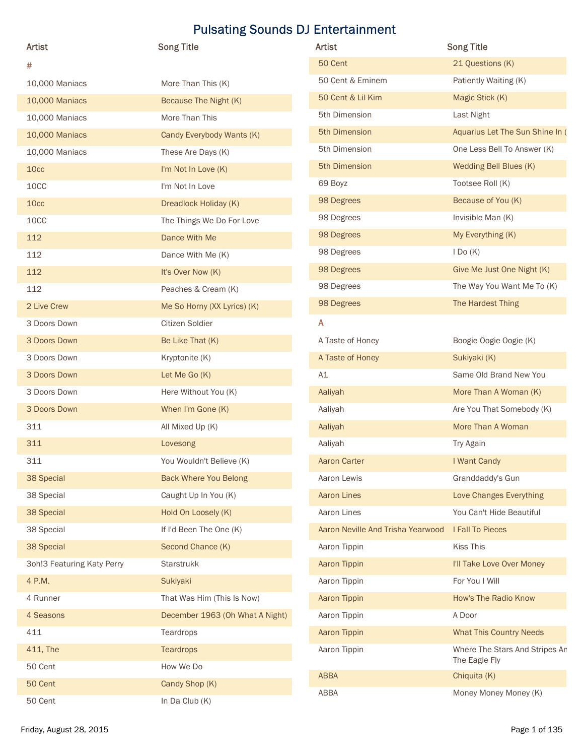# Pulsating Sounds DJ Entertainment

| Artist | Song Title |
|---|---|
| # | |
| 10,000 Maniacs | More Than This (K) |
| 10,000 Maniacs | Because The Night (K) |
| 10,000 Maniacs | More Than This |
| 10,000 Maniacs | Candy Everybody Wants (K) |
| 10,000 Maniacs | These Are Days (K) |
| 10cc | I'm Not In Love (K) |
| 10CC | I'm Not In Love |
| 10cc | Dreadlock Holiday (K) |
| 10CC | The Things We Do For Love |
| 112 | Dance With Me |
| 112 | Dance With Me (K) |
| 112 | It's Over Now (K) |
| 112 | Peaches & Cream (K) |
| 2 Live Crew | Me So Horny (XX Lyrics) (K) |
| 3 Doors Down | Citizen Soldier |
| 3 Doors Down | Be Like That (K) |
| 3 Doors Down | Kryptonite (K) |
| 3 Doors Down | Let Me Go (K) |
| 3 Doors Down | Here Without You (K) |
| 3 Doors Down | When I'm Gone (K) |
| 311 | All Mixed Up (K) |
| 311 | Lovesong |
| 311 | You Wouldn't Believe (K) |
| 38 Special | Back Where You Belong |
| 38 Special | Caught Up In You (K) |
| 38 Special | Hold On Loosely (K) |
| 38 Special | If I'd Been The One (K) |
| 38 Special | Second Chance (K) |
| 3oh!3 Featuring Katy Perry | Starstrukk |
| 4 P.M. | Sukiyaki |
| 4 Runner | That Was Him (This Is Now) |
| 4 Seasons | December 1963 (Oh What A Night) |
| 411 | Teardrops |
| 411, The | Teardrops |
| 50 Cent | How We Do |
| 50 Cent | Candy Shop (K) |
| 50 Cent | In Da Club (K) |
| 50 Cent | 21 Questions (K) |
| 50 Cent & Eminem | Patiently Waiting (K) |
| 50 Cent & Lil Kim | Magic Stick (K) |
| 5th Dimension | Last Night |
| 5th Dimension | Aquarius Let The Sun Shine In ( |
| 5th Dimension | One Less Bell To Answer (K) |
| 5th Dimension | Wedding Bell Blues (K) |
| 69 Boyz | Tootsee Roll (K) |
| 98 Degrees | Because of You (K) |
| 98 Degrees | Invisible Man (K) |
| 98 Degrees | My Everything (K) |
| 98 Degrees | I Do (K) |
| 98 Degrees | Give Me Just One Night (K) |
| 98 Degrees | The Way You Want Me To (K) |
| 98 Degrees | The Hardest Thing |
| A | |
| A Taste of Honey | Boogie Oogie Oogie (K) |
| A Taste of Honey | Sukiyaki (K) |
| A1 | Same Old Brand New You |
| Aaliyah | More Than A Woman (K) |
| Aaliyah | Are You That Somebody (K) |
| Aaliyah | More Than A Woman |
| Aaliyah | Try Again |
| Aaron Carter | I Want Candy |
| Aaron Lewis | Granddaddy's Gun |
| Aaron Lines | Love Changes Everything |
| Aaron Lines | You Can't Hide Beautiful |
| Aaron Neville And Trisha Yearwood | I Fall To Pieces |
| Aaron Tippin | Kiss This |
| Aaron Tippin | I'll Take Love Over Money |
| Aaron Tippin | For You I Will |
| Aaron Tippin | How's The Radio Know |
| Aaron Tippin | A Door |
| Aaron Tippin | What This Country Needs |
| Aaron Tippin | Where The Stars And Stripes An The Eagle Fly |
| ABBA | Chiquita (K) |
| ABBA | Money Money Money (K) |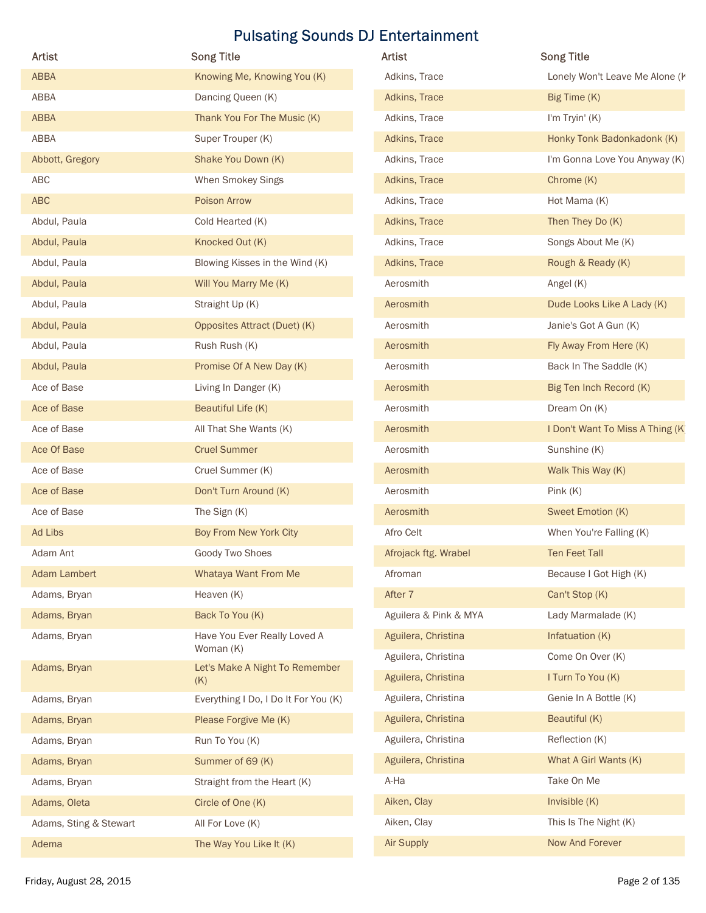# Pulsating Sounds DJ Entertainment

| Artist | Song Title |
| --- | --- |
| ABBA | Knowing Me, Knowing You (K) |
| ABBA | Dancing Queen (K) |
| ABBA | Thank You For The Music (K) |
| ABBA | Super Trouper (K) |
| Abbott, Gregory | Shake You Down (K) |
| ABC | When Smokey Sings |
| ABC | Poison Arrow |
| Abdul, Paula | Cold Hearted (K) |
| Abdul, Paula | Knocked Out (K) |
| Abdul, Paula | Blowing Kisses in the Wind (K) |
| Abdul, Paula | Will You Marry Me (K) |
| Abdul, Paula | Straight Up (K) |
| Abdul, Paula | Opposites Attract (Duet) (K) |
| Abdul, Paula | Rush Rush (K) |
| Abdul, Paula | Promise Of A New Day (K) |
| Ace of Base | Living In Danger (K) |
| Ace of Base | Beautiful Life (K) |
| Ace of Base | All That She Wants (K) |
| Ace Of Base | Cruel Summer |
| Ace of Base | Cruel Summer (K) |
| Ace of Base | Don't Turn Around (K) |
| Ace of Base | The Sign (K) |
| Ad Libs | Boy From New York City |
| Adam Ant | Goody Two Shoes |
| Adam Lambert | Whataya Want From Me |
| Adams, Bryan | Heaven (K) |
| Adams, Bryan | Back To You (K) |
| Adams, Bryan | Have You Ever Really Loved A Woman (K) |
| Adams, Bryan | Let's Make A Night To Remember (K) |
| Adams, Bryan | Everything I Do, I Do It For You (K) |
| Adams, Bryan | Please Forgive Me (K) |
| Adams, Bryan | Run To You (K) |
| Adams, Bryan | Summer of 69 (K) |
| Adams, Bryan | Straight from the Heart (K) |
| Adams, Oleta | Circle of One (K) |
| Adams, Sting & Stewart | All For Love (K) |
| Adema | The Way You Like It (K) |
| Adkins, Trace | Lonely Won't Leave Me Alone (K |
| Adkins, Trace | Big Time (K) |
| Adkins, Trace | I'm Tryin' (K) |
| Adkins, Trace | Honky Tonk Badonkadonk (K) |
| Adkins, Trace | I'm Gonna Love You Anyway (K) |
| Adkins, Trace | Chrome (K) |
| Adkins, Trace | Hot Mama (K) |
| Adkins, Trace | Then They Do (K) |
| Adkins, Trace | Songs About Me (K) |
| Adkins, Trace | Rough & Ready (K) |
| Aerosmith | Angel (K) |
| Aerosmith | Dude Looks Like A Lady (K) |
| Aerosmith | Janie's Got A Gun (K) |
| Aerosmith | Fly Away From Here (K) |
| Aerosmith | Back In The Saddle (K) |
| Aerosmith | Big Ten Inch Record (K) |
| Aerosmith | Dream On (K) |
| Aerosmith | I Don't Want To Miss A Thing (K |
| Aerosmith | Sunshine (K) |
| Aerosmith | Walk This Way (K) |
| Aerosmith | Pink (K) |
| Aerosmith | Sweet Emotion (K) |
| Afro Celt | When You're Falling (K) |
| Afrojack ftg. Wrabel | Ten Feet Tall |
| Afroman | Because I Got High (K) |
| After 7 | Can't Stop (K) |
| Aguilera & Pink & MYA | Lady Marmalade (K) |
| Aguilera, Christina | Infatuation (K) |
| Aguilera, Christina | Come On Over (K) |
| Aguilera, Christina | I Turn To You (K) |
| Aguilera, Christina | Genie In A Bottle (K) |
| Aguilera, Christina | Beautiful (K) |
| Aguilera, Christina | Reflection (K) |
| Aguilera, Christina | What A Girl Wants (K) |
| A-Ha | Take On Me |
| Aiken, Clay | Invisible (K) |
| Aiken, Clay | This Is The Night (K) |
| Air Supply | Now And Forever |

Friday, August 28, 2015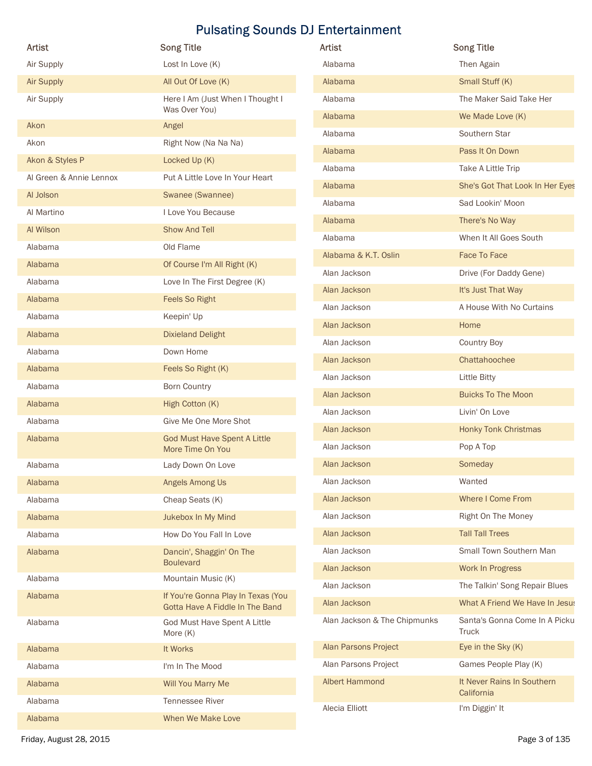# Pulsating Sounds DJ Entertainment

| Artist | Song Title |
| --- | --- |
| Air Supply | Lost In Love (K) |
| Air Supply | All Out Of Love (K) |
| Air Supply | Here I Am (Just When I Thought I Was Over You) |
| Akon | Angel |
| Akon | Right Now (Na Na Na) |
| Akon & Styles P | Locked Up (K) |
| Al Green & Annie Lennox | Put A Little Love In Your Heart |
| Al Jolson | Swanee (Swannee) |
| Al Martino | I Love You Because |
| Al Wilson | Show And Tell |
| Alabama | Old Flame |
| Alabama | Of Course I'm All Right (K) |
| Alabama | Love In The First Degree (K) |
| Alabama | Feels So Right |
| Alabama | Keepin' Up |
| Alabama | Dixieland Delight |
| Alabama | Down Home |
| Alabama | Feels So Right (K) |
| Alabama | Born Country |
| Alabama | High Cotton (K) |
| Alabama | Give Me One More Shot |
| Alabama | God Must Have Spent A Little More Time On You |
| Alabama | Lady Down On Love |
| Alabama | Angels Among Us |
| Alabama | Cheap Seats (K) |
| Alabama | Jukebox In My Mind |
| Alabama | How Do You Fall In Love |
| Alabama | Dancin', Shaggin' On The Boulevard |
| Alabama | Mountain Music (K) |
| Alabama | If You're Gonna Play In Texas (You Gotta Have A Fiddle In The Band |
| Alabama | God Must Have Spent A Little More (K) |
| Alabama | It Works |
| Alabama | I'm In The Mood |
| Alabama | Will You Marry Me |
| Alabama | Tennessee River |
| Alabama | When We Make Love |
| Alabama | Then Again |
| Alabama | Small Stuff (K) |
| Alabama | The Maker Said Take Her |
| Alabama | We Made Love (K) |
| Alabama | Southern Star |
| Alabama | Pass It On Down |
| Alabama | Take A Little Trip |
| Alabama | She's Got That Look In Her Eyes |
| Alabama | Sad Lookin' Moon |
| Alabama | There's No Way |
| Alabama | When It All Goes South |
| Alabama & K.T. Oslin | Face To Face |
| Alan Jackson | Drive (For Daddy Gene) |
| Alan Jackson | It's Just That Way |
| Alan Jackson | A House With No Curtains |
| Alan Jackson | Home |
| Alan Jackson | Country Boy |
| Alan Jackson | Chattahoochee |
| Alan Jackson | Little Bitty |
| Alan Jackson | Buicks To The Moon |
| Alan Jackson | Livin' On Love |
| Alan Jackson | Honky Tonk Christmas |
| Alan Jackson | Pop A Top |
| Alan Jackson | Someday |
| Alan Jackson | Wanted |
| Alan Jackson | Where I Come From |
| Alan Jackson | Right On The Money |
| Alan Jackson | Tall Tall Trees |
| Alan Jackson | Small Town Southern Man |
| Alan Jackson | Work In Progress |
| Alan Jackson | The Talkin' Song Repair Blues |
| Alan Jackson | What A Friend We Have In Jesus |
| Alan Jackson & The Chipmunks | Santa's Gonna Come In A Pickup Truck |
| Alan Parsons Project | Eye in the Sky (K) |
| Alan Parsons Project | Games People Play (K) |
| Albert Hammond | It Never Rains In Southern California |
| Alecia Elliott | I'm Diggin' It |

Friday, August 28, 2015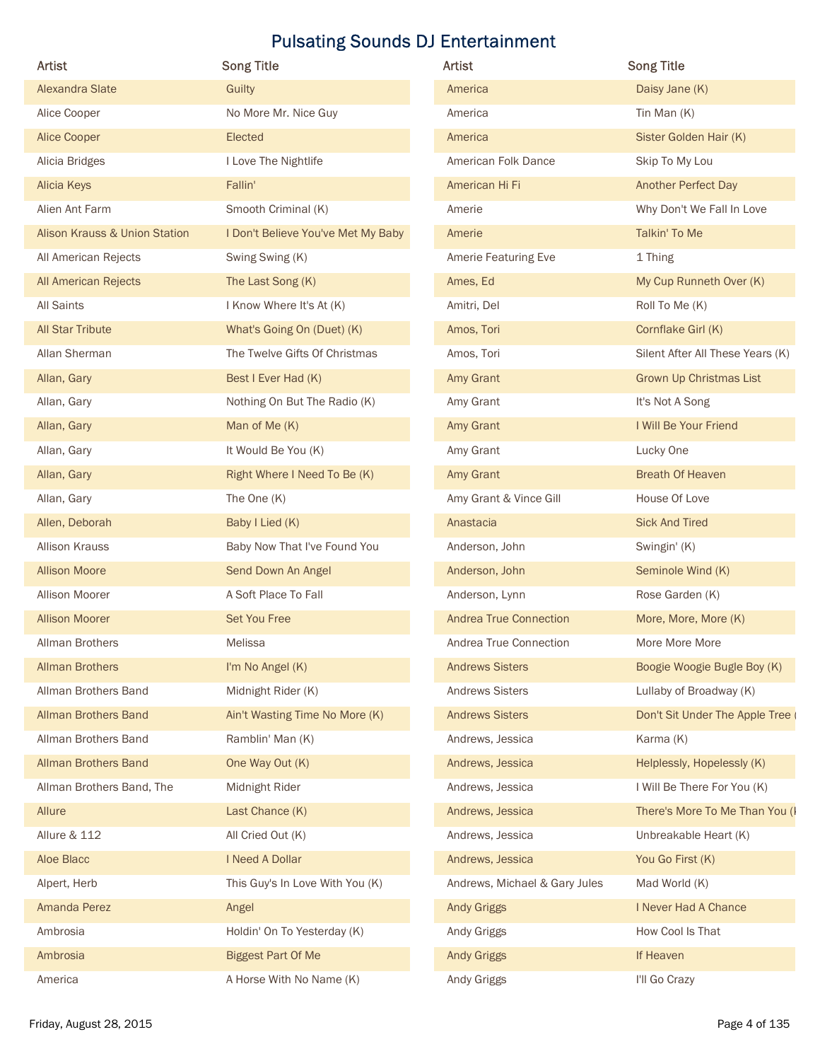# Pulsating Sounds DJ Entertainment

| Artist | Song Title |
|---|---|
| Alexandra Slate | Guilty |
| Alice Cooper | No More Mr. Nice Guy |
| Alice Cooper | Elected |
| Alicia Bridges | I Love The Nightlife |
| Alicia Keys | Fallin' |
| Alien Ant Farm | Smooth Criminal (K) |
| Alison Krauss & Union Station | I Don't Believe You've Met My Baby |
| All American Rejects | Swing Swing (K) |
| All American Rejects | The Last Song (K) |
| All Saints | I Know Where It's At (K) |
| All Star Tribute | What's Going On (Duet) (K) |
| Allan Sherman | The Twelve Gifts Of Christmas |
| Allan, Gary | Best I Ever Had (K) |
| Allan, Gary | Nothing On But The Radio (K) |
| Allan, Gary | Man of Me (K) |
| Allan, Gary | It Would Be You (K) |
| Allan, Gary | Right Where I Need To Be (K) |
| Allan, Gary | The One (K) |
| Allen, Deborah | Baby I Lied (K) |
| Allison Krauss | Baby Now That I've Found You |
| Allison Moore | Send Down An Angel |
| Allison Moorer | A Soft Place To Fall |
| Allison Moorer | Set You Free |
| Allman Brothers | Melissa |
| Allman Brothers | I'm No Angel (K) |
| Allman Brothers Band | Midnight Rider (K) |
| Allman Brothers Band | Ain't Wasting Time No More (K) |
| Allman Brothers Band | Ramblin' Man (K) |
| Allman Brothers Band | One Way Out (K) |
| Allman Brothers Band, The | Midnight Rider |
| Allure | Last Chance (K) |
| Allure & 112 | All Cried Out (K) |
| Aloe Blacc | I Need A Dollar |
| Alpert, Herb | This Guy's In Love With You (K) |
| Amanda Perez | Angel |
| Ambrosia | Holdin' On To Yesterday (K) |
| Ambrosia | Biggest Part Of Me |
| America | A Horse With No Name (K) |
| America | Daisy Jane (K) |
| America | Tin Man (K) |
| America | Sister Golden Hair (K) |
| American Folk Dance | Skip To My Lou |
| American Hi Fi | Another Perfect Day |
| Amerie | Why Don't We Fall In Love |
| Amerie | Talkin' To Me |
| Amerie Featuring Eve | 1 Thing |
| Ames, Ed | My Cup Runneth Over (K) |
| Amitri, Del | Roll To Me (K) |
| Amos, Tori | Cornflake Girl (K) |
| Amos, Tori | Silent After All These Years (K) |
| Amy Grant | Grown Up Christmas List |
| Amy Grant | It's Not A Song |
| Amy Grant | I Will Be Your Friend |
| Amy Grant | Lucky One |
| Amy Grant | Breath Of Heaven |
| Amy Grant & Vince Gill | House Of Love |
| Anastacia | Sick And Tired |
| Anderson, John | Swingin' (K) |
| Anderson, John | Seminole Wind (K) |
| Anderson, Lynn | Rose Garden (K) |
| Andrea True Connection | More, More, More (K) |
| Andrea True Connection | More More More |
| Andrews Sisters | Boogie Woogie Bugle Boy (K) |
| Andrews Sisters | Lullaby of Broadway (K) |
| Andrews Sisters | Don't Sit Under The Apple Tree ( |
| Andrews, Jessica | Karma (K) |
| Andrews, Jessica | Helplessly, Hopelessly (K) |
| Andrews, Jessica | I Will Be There For You (K) |
| Andrews, Jessica | There's More To Me Than You (I |
| Andrews, Jessica | Unbreakable Heart (K) |
| Andrews, Jessica | You Go First (K) |
| Andrews, Michael & Gary Jules | Mad World (K) |
| Andy Griggs | I Never Had A Chance |
| Andy Griggs | How Cool Is That |
| Andy Griggs | If Heaven |
| Andy Griggs | I'll Go Crazy |

Friday, August 28, 2015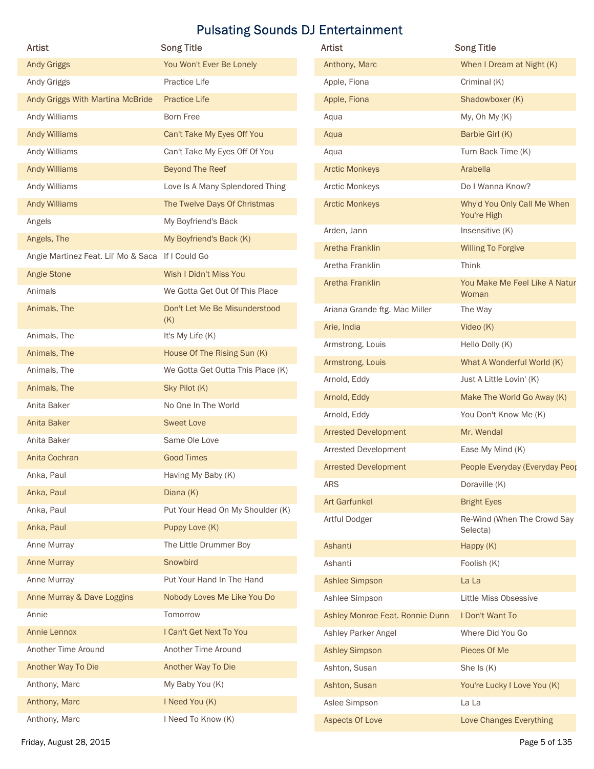# Pulsating Sounds DJ Entertainment

| Artist | Song Title |
| --- | --- |
| Andy Griggs | You Won't Ever Be Lonely |
| Andy Griggs | Practice Life |
| Andy Griggs With Martina McBride | Practice Life |
| Andy Williams | Born Free |
| Andy Williams | Can't Take My Eyes Off You |
| Andy Williams | Can't Take My Eyes Off Of You |
| Andy Williams | Beyond The Reef |
| Andy Williams | Love Is A Many Splendored Thing |
| Andy Williams | The Twelve Days Of Christmas |
| Angels | My Boyfriend's Back |
| Angels, The | My Boyfriend's Back (K) |
| Angie Martinez Feat. Lil' Mo & Saca | If I Could Go |
| Angie Stone | Wish I Didn't Miss You |
| Animals | We Gotta Get Out Of This Place |
| Animals, The | Don't Let Me Be Misunderstood (K) |
| Animals, The | It's My Life (K) |
| Animals, The | House Of The Rising Sun (K) |
| Animals, The | We Gotta Get Outta This Place (K) |
| Animals, The | Sky Pilot (K) |
| Anita Baker | No One In The World |
| Anita Baker | Sweet Love |
| Anita Baker | Same Ole Love |
| Anita Cochran | Good Times |
| Anka, Paul | Having My Baby (K) |
| Anka, Paul | Diana (K) |
| Anka, Paul | Put Your Head On My Shoulder (K) |
| Anka, Paul | Puppy Love (K) |
| Anne Murray | The Little Drummer Boy |
| Anne Murray | Snowbird |
| Anne Murray | Put Your Hand In The Hand |
| Anne Murray & Dave Loggins | Nobody Loves Me Like You Do |
| Annie | Tomorrow |
| Annie Lennox | I Can't Get Next To You |
| Another Time Around | Another Time Around |
| Another Way To Die | Another Way To Die |
| Anthony, Marc | My Baby You (K) |
| Anthony, Marc | I Need You (K) |
| Anthony, Marc | I Need To Know (K) |
| Anthony, Marc | When I Dream at Night (K) |
| Apple, Fiona | Criminal (K) |
| Apple, Fiona | Shadowboxer (K) |
| Aqua | My, Oh My (K) |
| Aqua | Barbie Girl (K) |
| Aqua | Turn Back Time (K) |
| Arctic Monkeys | Arabella |
| Arctic Monkeys | Do I Wanna Know? |
| Arctic Monkeys | Why'd You Only Call Me When You're High |
| Arden, Jann | Insensitive (K) |
| Aretha Franklin | Willing To Forgive |
| Aretha Franklin | Think |
| Aretha Franklin | You Make Me Feel Like A Natur Woman |
| Ariana Grande ftg. Mac Miller | The Way |
| Arie, India | Video (K) |
| Armstrong, Louis | Hello Dolly (K) |
| Armstrong, Louis | What A Wonderful World (K) |
| Arnold, Eddy | Just A Little Lovin' (K) |
| Arnold, Eddy | Make The World Go Away (K) |
| Arnold, Eddy | You Don't Know Me (K) |
| Arrested Development | Mr. Wendal |
| Arrested Development | Ease My Mind (K) |
| Arrested Development | People Everyday (Everyday Peop |
| ARS | Doraville (K) |
| Art Garfunkel | Bright Eyes |
| Artful Dodger | Re-Wind (When The Crowd Say Selecta) |
| Ashanti | Happy (K) |
| Ashanti | Foolish (K) |
| Ashlee Simpson | La La |
| Ashlee Simpson | Little Miss Obsessive |
| Ashley Monroe Feat. Ronnie Dunn | I Don't Want To |
| Ashley Parker Angel | Where Did You Go |
| Ashley Simpson | Pieces Of Me |
| Ashton, Susan | She Is (K) |
| Ashton, Susan | You're Lucky I Love You (K) |
| Aslee Simpson | La La |
| Aspects Of Love | Love Changes Everything |

Friday, August 28, 2015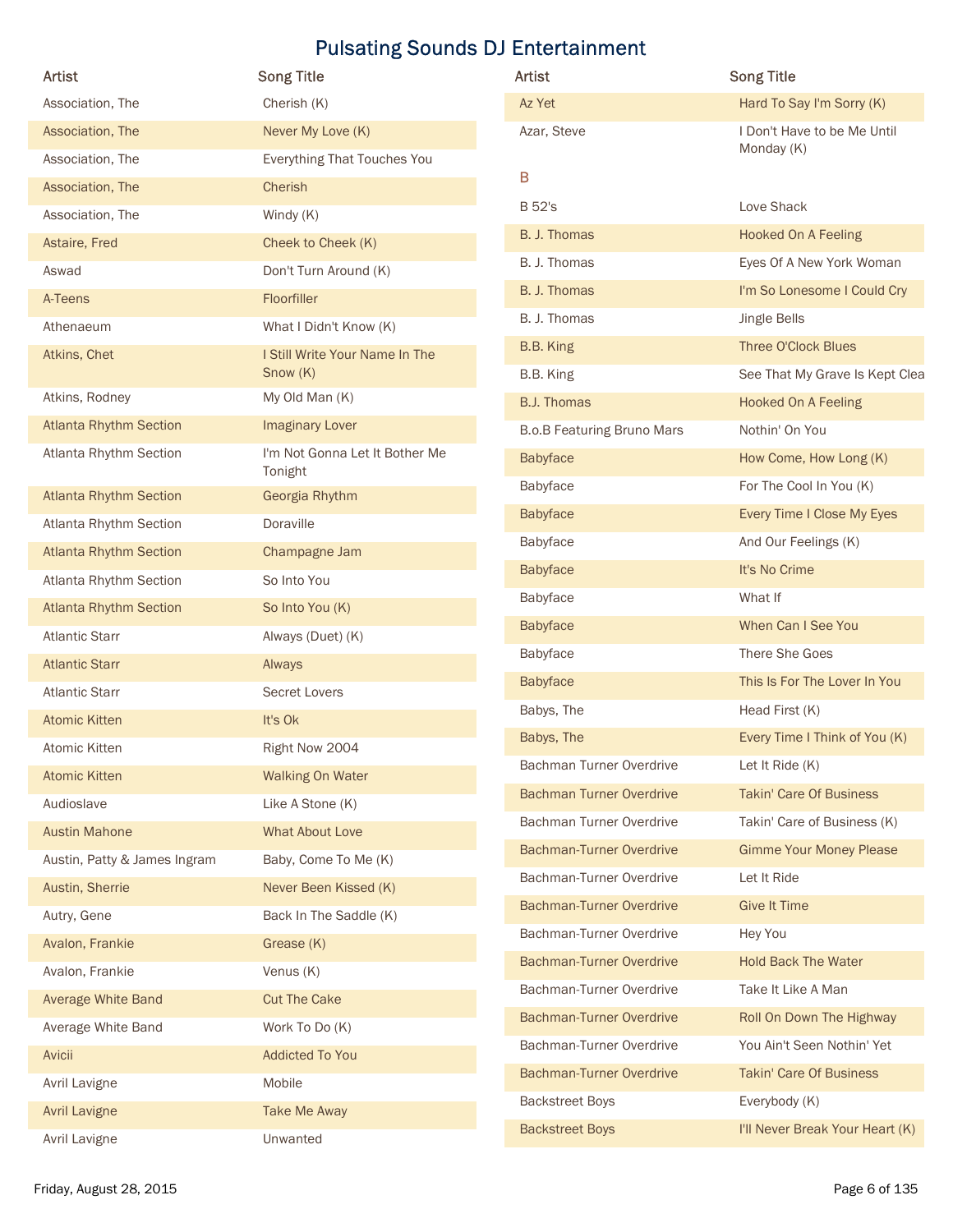# Pulsating Sounds DJ Entertainment

| Artist | Song Title |
|---|---|
| Association, The | Cherish (K) |
| Association, The | Never My Love (K) |
| Association, The | Everything That Touches You |
| Association, The | Cherish |
| Association, The | Windy (K) |
| Astaire, Fred | Cheek to Cheek (K) |
| Aswad | Don't Turn Around (K) |
| A-Teens | Floorfiller |
| Athenaeum | What I Didn't Know (K) |
| Atkins, Chet | I Still Write Your Name In The Snow (K) |
| Atkins, Rodney | My Old Man (K) |
| Atlanta Rhythm Section | Imaginary Lover |
| Atlanta Rhythm Section | I'm Not Gonna Let It Bother Me Tonight |
| Atlanta Rhythm Section | Georgia Rhythm |
| Atlanta Rhythm Section | Doraville |
| Atlanta Rhythm Section | Champagne Jam |
| Atlanta Rhythm Section | So Into You |
| Atlanta Rhythm Section | So Into You (K) |
| Atlantic Starr | Always (Duet) (K) |
| Atlantic Starr | Always |
| Atlantic Starr | Secret Lovers |
| Atomic Kitten | It's Ok |
| Atomic Kitten | Right Now 2004 |
| Atomic Kitten | Walking On Water |
| Audioslave | Like A Stone (K) |
| Austin Mahone | What About Love |
| Austin, Patty & James Ingram | Baby, Come To Me (K) |
| Austin, Sherrie | Never Been Kissed (K) |
| Autry, Gene | Back In The Saddle (K) |
| Avalon, Frankie | Grease (K) |
| Avalon, Frankie | Venus (K) |
| Average White Band | Cut The Cake |
| Average White Band | Work To Do (K) |
| Avicii | Addicted To You |
| Avril Lavigne | Mobile |
| Avril Lavigne | Take Me Away |
| Avril Lavigne | Unwanted |
| Az Yet | Hard To Say I'm Sorry (K) |
| Azar, Steve | I Don't Have to be Me Until Monday (K) |

## B

| Artist | Song Title |
|---|---|
| B 52's | Love Shack |
| B. J. Thomas | Hooked On A Feeling |
| B. J. Thomas | Eyes Of A New York Woman |
| B. J. Thomas | I'm So Lonesome I Could Cry |
| B. J. Thomas | Jingle Bells |
| B.B. King | Three O'Clock Blues |
| B.B. King | See That My Grave Is Kept Clea |
| B.J. Thomas | Hooked On A Feeling |
| B.o.B Featuring Bruno Mars | Nothin' On You |
| Babyface | How Come, How Long (K) |
| Babyface | For The Cool In You (K) |
| Babyface | Every Time I Close My Eyes |
| Babyface | And Our Feelings (K) |
| Babyface | It's No Crime |
| Babyface | What If |
| Babyface | When Can I See You |
| Babyface | There She Goes |
| Babyface | This Is For The Lover In You |
| Babys, The | Head First (K) |
| Babys, The | Every Time I Think of You (K) |
| Bachman Turner Overdrive | Let It Ride (K) |
| Bachman Turner Overdrive | Takin' Care Of Business |
| Bachman Turner Overdrive | Takin' Care of Business (K) |
| Bachman-Turner Overdrive | Gimme Your Money Please |
| Bachman-Turner Overdrive | Let It Ride |
| Bachman-Turner Overdrive | Give It Time |
| Bachman-Turner Overdrive | Hey You |
| Bachman-Turner Overdrive | Hold Back The Water |
| Bachman-Turner Overdrive | Take It Like A Man |
| Bachman-Turner Overdrive | Roll On Down The Highway |
| Bachman-Turner Overdrive | You Ain't Seen Nothin' Yet |
| Bachman-Turner Overdrive | Takin' Care Of Business |
| Backstreet Boys | Everybody (K) |
| Backstreet Boys | I'll Never Break Your Heart (K) |

Friday, August 28, 2015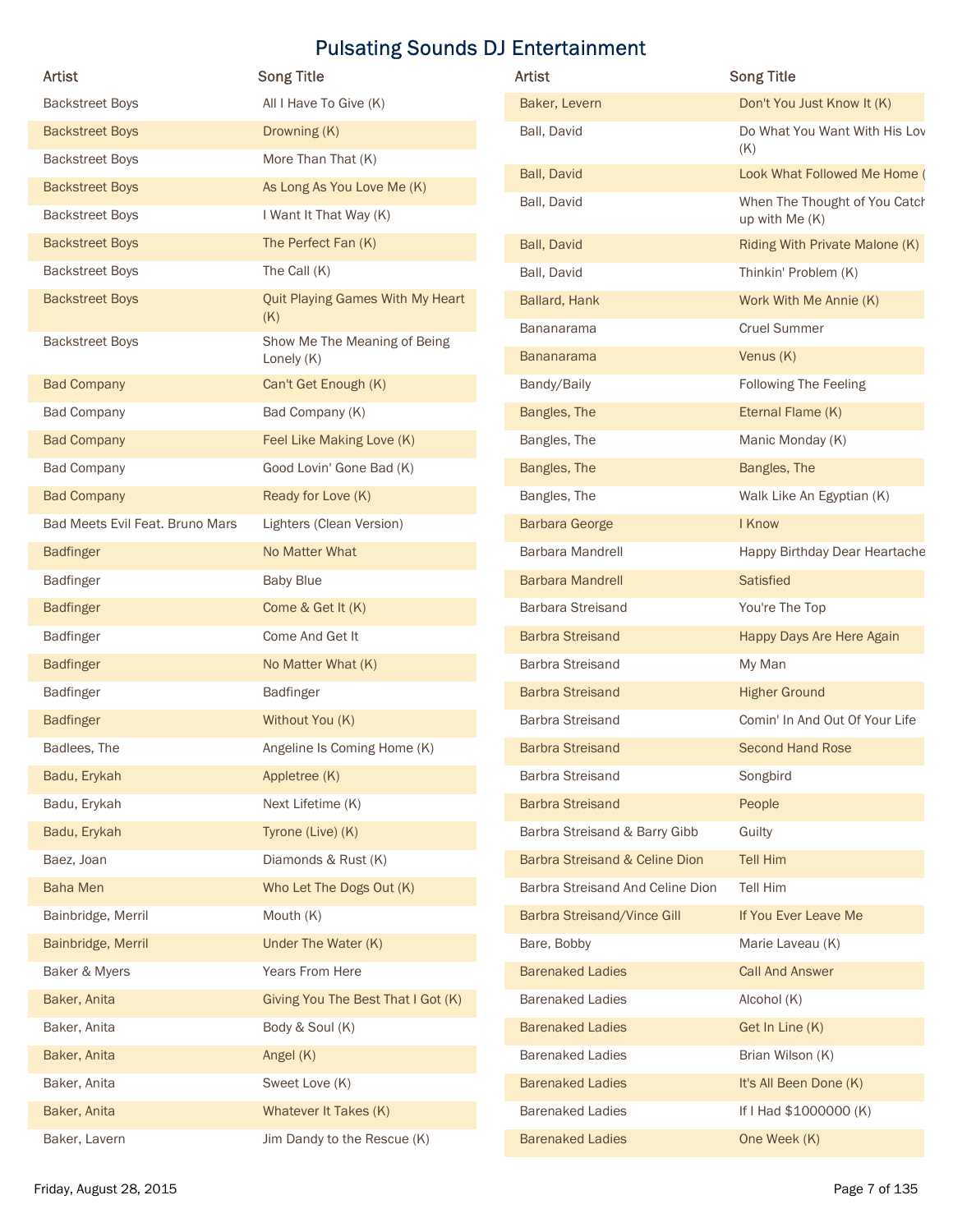# Pulsating Sounds DJ Entertainment

| Artist | Song Title |
| --- | --- |
| Backstreet Boys | All I Have To Give (K) |
| Backstreet Boys | Drowning (K) |
| Backstreet Boys | More Than That (K) |
| Backstreet Boys | As Long As You Love Me (K) |
| Backstreet Boys | I Want It That Way (K) |
| Backstreet Boys | The Perfect Fan (K) |
| Backstreet Boys | The Call (K) |
| Backstreet Boys | Quit Playing Games With My Heart (K) |
| Backstreet Boys | Show Me The Meaning of Being Lonely (K) |
| Bad Company | Can't Get Enough (K) |
| Bad Company | Bad Company (K) |
| Bad Company | Feel Like Making Love (K) |
| Bad Company | Good Lovin' Gone Bad (K) |
| Bad Company | Ready for Love (K) |
| Bad Meets Evil Feat. Bruno Mars | Lighters (Clean Version) |
| Badfinger | No Matter What |
| Badfinger | Baby Blue |
| Badfinger | Come & Get It (K) |
| Badfinger | Come And Get It |
| Badfinger | No Matter What (K) |
| Badfinger | Badfinger |
| Badfinger | Without You (K) |
| Badlees, The | Angeline Is Coming Home (K) |
| Badu, Erykah | Appletree (K) |
| Badu, Erykah | Next Lifetime (K) |
| Badu, Erykah | Tyrone (Live) (K) |
| Baez, Joan | Diamonds & Rust (K) |
| Baha Men | Who Let The Dogs Out (K) |
| Bainbridge, Merril | Mouth (K) |
| Bainbridge, Merril | Under The Water (K) |
| Baker & Myers | Years From Here |
| Baker, Anita | Giving You The Best That I Got (K) |
| Baker, Anita | Body & Soul (K) |
| Baker, Anita | Angel (K) |
| Baker, Anita | Sweet Love (K) |
| Baker, Anita | Whatever It Takes (K) |
| Baker, Lavern | Jim Dandy to the Rescue (K) |
| Baker, Levern | Don't You Just Know It (K) |
| Ball, David | Do What You Want With His Lov (K) |
| Ball, David | Look What Followed Me Home ( |
| Ball, David | When The Thought of You Catch up with Me (K) |
| Ball, David | Riding With Private Malone (K) |
| Ball, David | Thinkin' Problem (K) |
| Ballard, Hank | Work With Me Annie (K) |
| Bananarama | Cruel Summer |
| Bananarama | Venus (K) |
| Bandy/Baily | Following The Feeling |
| Bangles, The | Eternal Flame (K) |
| Bangles, The | Manic Monday (K) |
| Bangles, The | Bangles, The |
| Bangles, The | Walk Like An Egyptian (K) |
| Barbara George | I Know |
| Barbara Mandrell | Happy Birthday Dear Heartache |
| Barbara Mandrell | Satisfied |
| Barbara Streisand | You're The Top |
| Barbra Streisand | Happy Days Are Here Again |
| Barbra Streisand | My Man |
| Barbra Streisand | Higher Ground |
| Barbra Streisand | Comin' In And Out Of Your Life |
| Barbra Streisand | Second Hand Rose |
| Barbra Streisand | Songbird |
| Barbra Streisand | People |
| Barbra Streisand & Barry Gibb | Guilty |
| Barbra Streisand & Celine Dion | Tell Him |
| Barbra Streisand And Celine Dion | Tell Him |
| Barbra Streisand/Vince Gill | If You Ever Leave Me |
| Bare, Bobby | Marie Laveau (K) |
| Barenaked Ladies | Call And Answer |
| Barenaked Ladies | Alcohol (K) |
| Barenaked Ladies | Get In Line (K) |
| Barenaked Ladies | Brian Wilson (K) |
| Barenaked Ladies | It's All Been Done (K) |
| Barenaked Ladies | If I Had $1000000 (K) |
| Barenaked Ladies | One Week (K) |

Friday, August 28, 2015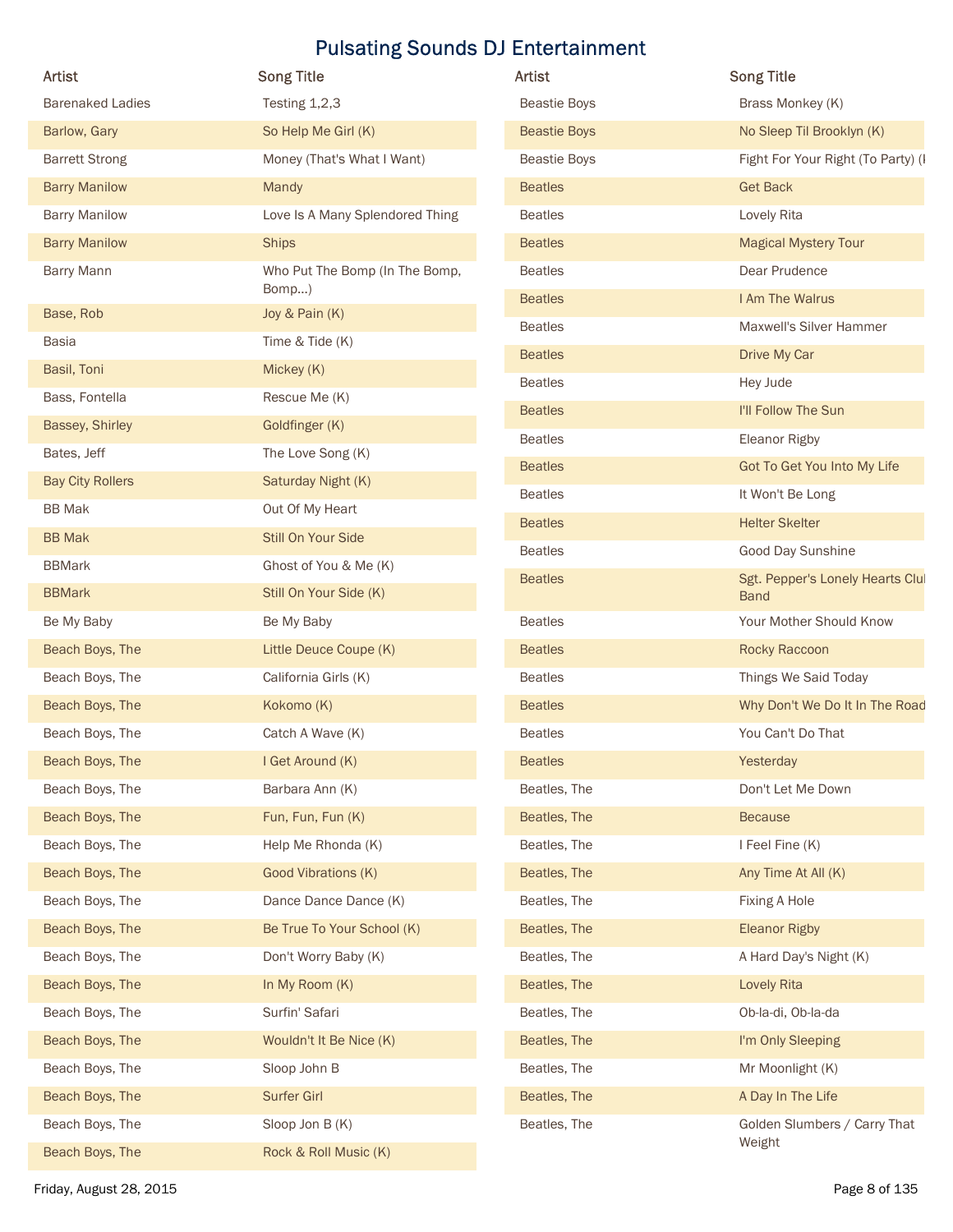# Pulsating Sounds DJ Entertainment

| Artist | Song Title |
|---|---|
| Barenaked Ladies | Testing 1,2,3 |
| Barlow, Gary | So Help Me Girl (K) |
| Barrett Strong | Money (That's What I Want) |
| Barry Manilow | Mandy |
| Barry Manilow | Love Is A Many Splendored Thing |
| Barry Manilow | Ships |
| Barry Mann | Who Put The Bomp (In The Bomp, Bomp...) |
| Base, Rob | Joy & Pain (K) |
| Basia | Time & Tide (K) |
| Basil, Toni | Mickey (K) |
| Bass, Fontella | Rescue Me (K) |
| Bassey, Shirley | Goldfinger (K) |
| Bates, Jeff | The Love Song (K) |
| Bay City Rollers | Saturday Night (K) |
| BB Mak | Out Of My Heart |
| BB Mak | Still On Your Side |
| BBMark | Ghost of You & Me (K) |
| BBMark | Still On Your Side (K) |
| Be My Baby | Be My Baby |
| Beach Boys, The | Little Deuce Coupe (K) |
| Beach Boys, The | California Girls (K) |
| Beach Boys, The | Kokomo (K) |
| Beach Boys, The | Catch A Wave (K) |
| Beach Boys, The | I Get Around (K) |
| Beach Boys, The | Barbara Ann (K) |
| Beach Boys, The | Fun, Fun, Fun (K) |
| Beach Boys, The | Help Me Rhonda (K) |
| Beach Boys, The | Good Vibrations (K) |
| Beach Boys, The | Dance Dance Dance (K) |
| Beach Boys, The | Be True To Your School (K) |
| Beach Boys, The | Don't Worry Baby (K) |
| Beach Boys, The | In My Room (K) |
| Beach Boys, The | Surfin' Safari |
| Beach Boys, The | Wouldn't It Be Nice (K) |
| Beach Boys, The | Sloop John B |
| Beach Boys, The | Surfer Girl |
| Beach Boys, The | Sloop Jon B (K) |
| Beach Boys, The | Rock & Roll Music (K) |
| Beastie Boys | Brass Monkey (K) |
| Beastie Boys | No Sleep Til Brooklyn (K) |
| Beastie Boys | Fight For Your Right (To Party) (I |
| Beatles | Get Back |
| Beatles | Lovely Rita |
| Beatles | Magical Mystery Tour |
| Beatles | Dear Prudence |
| Beatles | I Am The Walrus |
| Beatles | Maxwell's Silver Hammer |
| Beatles | Drive My Car |
| Beatles | Hey Jude |
| Beatles | I'll Follow The Sun |
| Beatles | Eleanor Rigby |
| Beatles | Got To Get You Into My Life |
| Beatles | It Won't Be Long |
| Beatles | Helter Skelter |
| Beatles | Good Day Sunshine |
| Beatles | Sgt. Pepper's Lonely Hearts Clul Band |
| Beatles | Your Mother Should Know |
| Beatles | Rocky Raccoon |
| Beatles | Things We Said Today |
| Beatles | Why Don't We Do It In The Road |
| Beatles | You Can't Do That |
| Beatles | Yesterday |
| Beatles, The | Don't Let Me Down |
| Beatles, The | Because |
| Beatles, The | I Feel Fine (K) |
| Beatles, The | Any Time At All (K) |
| Beatles, The | Fixing A Hole |
| Beatles, The | Eleanor Rigby |
| Beatles, The | A Hard Day's Night (K) |
| Beatles, The | Lovely Rita |
| Beatles, The | Ob-la-di, Ob-la-da |
| Beatles, The | I'm Only Sleeping |
| Beatles, The | Mr Moonlight (K) |
| Beatles, The | A Day In The Life |
| Beatles, The | Golden Slumbers / Carry That Weight |

Friday, August 28, 2015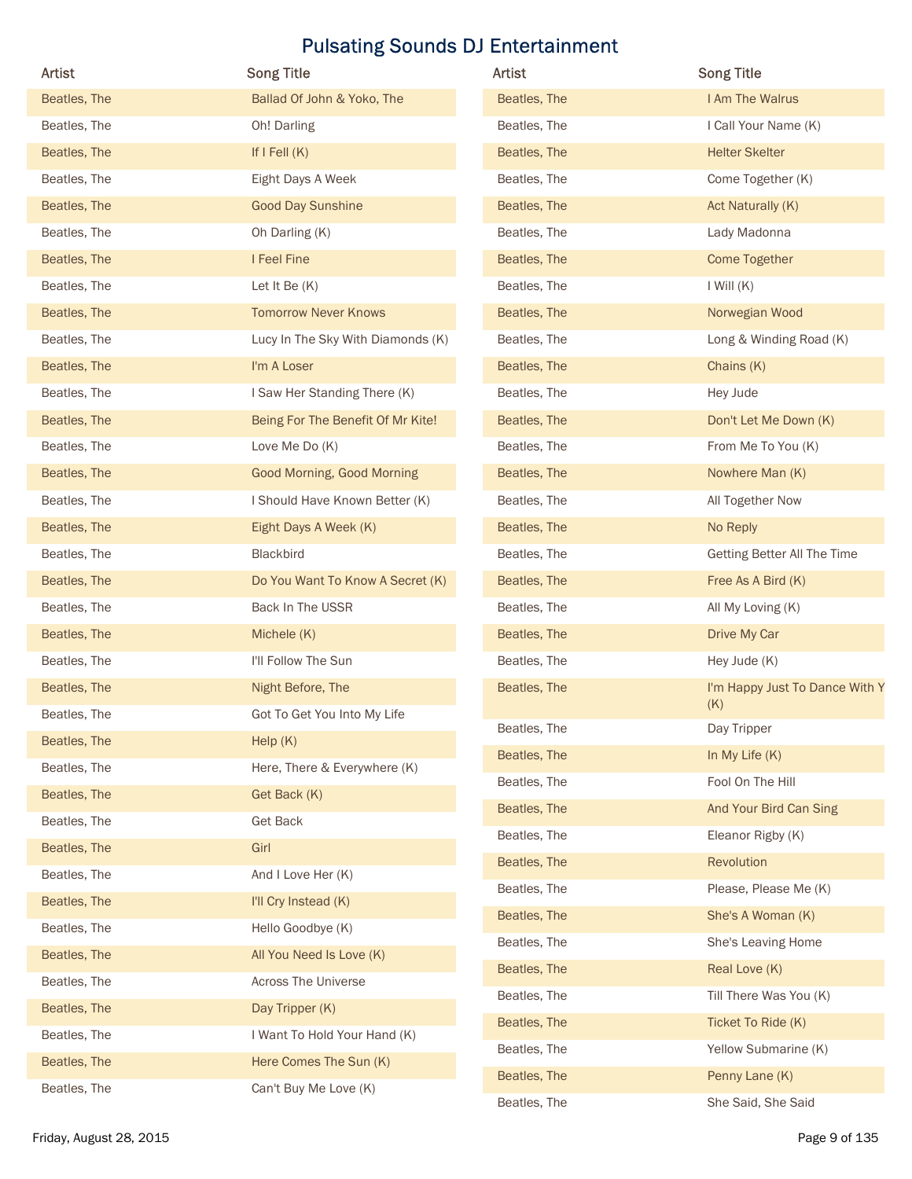# Pulsating Sounds DJ Entertainment

| Artist | Song Title |
|---|---|
| Beatles, The | Ballad Of John & Yoko, The |
| Beatles, The | Oh! Darling |
| Beatles, The | If I Fell (K) |
| Beatles, The | Eight Days A Week |
| Beatles, The | Good Day Sunshine |
| Beatles, The | Oh Darling (K) |
| Beatles, The | I Feel Fine |
| Beatles, The | Let It Be (K) |
| Beatles, The | Tomorrow Never Knows |
| Beatles, The | Lucy In The Sky With Diamonds (K) |
| Beatles, The | I'm A Loser |
| Beatles, The | I Saw Her Standing There (K) |
| Beatles, The | Being For The Benefit Of Mr Kite! |
| Beatles, The | Love Me Do (K) |
| Beatles, The | Good Morning, Good Morning |
| Beatles, The | I Should Have Known Better (K) |
| Beatles, The | Eight Days A Week (K) |
| Beatles, The | Blackbird |
| Beatles, The | Do You Want To Know A Secret (K) |
| Beatles, The | Back In The USSR |
| Beatles, The | Michele (K) |
| Beatles, The | I'll Follow The Sun |
| Beatles, The | Night Before, The |
| Beatles, The | Got To Get You Into My Life |
| Beatles, The | Help (K) |
| Beatles, The | Here, There & Everywhere (K) |
| Beatles, The | Get Back (K) |
| Beatles, The | Get Back |
| Beatles, The | Girl |
| Beatles, The | And I Love Her (K) |
| Beatles, The | I'll Cry Instead (K) |
| Beatles, The | Hello Goodbye (K) |
| Beatles, The | All You Need Is Love (K) |
| Beatles, The | Across The Universe |
| Beatles, The | Day Tripper (K) |
| Beatles, The | I Want To Hold Your Hand (K) |
| Beatles, The | Here Comes The Sun (K) |
| Beatles, The | Can't Buy Me Love (K) |
| Beatles, The | I Am The Walrus |
| Beatles, The | I Call Your Name (K) |
| Beatles, The | Helter Skelter |
| Beatles, The | Come Together (K) |
| Beatles, The | Act Naturally (K) |
| Beatles, The | Lady Madonna |
| Beatles, The | Come Together |
| Beatles, The | I Will (K) |
| Beatles, The | Norwegian Wood |
| Beatles, The | Long & Winding Road (K) |
| Beatles, The | Chains (K) |
| Beatles, The | Hey Jude |
| Beatles, The | Don't Let Me Down (K) |
| Beatles, The | From Me To You (K) |
| Beatles, The | Nowhere Man (K) |
| Beatles, The | All Together Now |
| Beatles, The | No Reply |
| Beatles, The | Getting Better All The Time |
| Beatles, The | Free As A Bird (K) |
| Beatles, The | All My Loving (K) |
| Beatles, The | Drive My Car |
| Beatles, The | Hey Jude (K) |
| Beatles, The | I'm Happy Just To Dance With Y (K) |
| Beatles, The | Day Tripper |
| Beatles, The | In My Life (K) |
| Beatles, The | Fool On The Hill |
| Beatles, The | And Your Bird Can Sing |
| Beatles, The | Eleanor Rigby (K) |
| Beatles, The | Revolution |
| Beatles, The | Please, Please Me (K) |
| Beatles, The | She's A Woman (K) |
| Beatles, The | She's Leaving Home |
| Beatles, The | Real Love (K) |
| Beatles, The | Till There Was You (K) |
| Beatles, The | Ticket To Ride (K) |
| Beatles, The | Yellow Submarine (K) |
| Beatles, The | Penny Lane (K) |
| Beatles, The | She Said, She Said |

Friday, August 28, 2015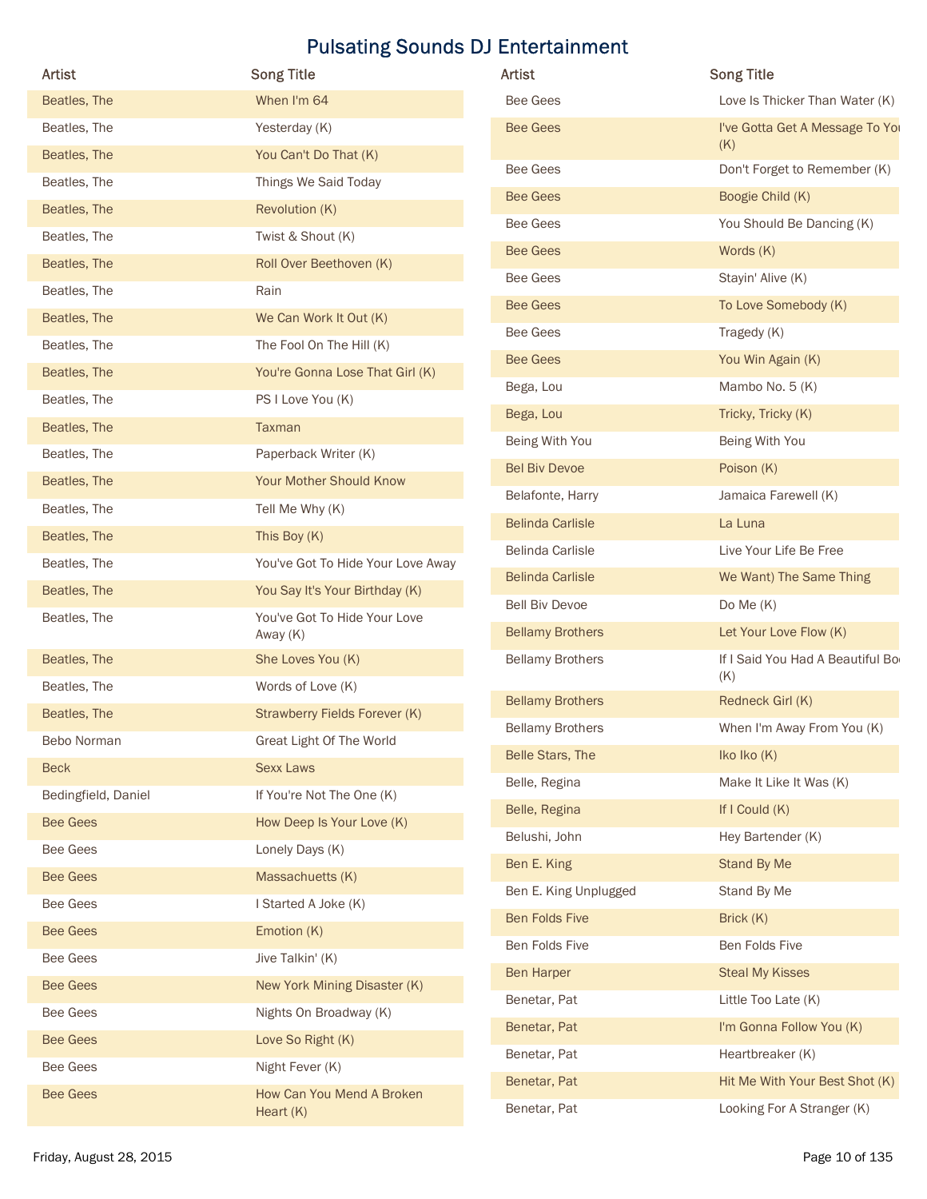# Pulsating Sounds DJ Entertainment

| Artist | Song Title |
| --- | --- |
| Beatles, The | When I'm 64 |
| Beatles, The | Yesterday (K) |
| Beatles, The | You Can't Do That (K) |
| Beatles, The | Things We Said Today |
| Beatles, The | Revolution (K) |
| Beatles, The | Twist & Shout (K) |
| Beatles, The | Roll Over Beethoven (K) |
| Beatles, The | Rain |
| Beatles, The | We Can Work It Out (K) |
| Beatles, The | The Fool On The Hill (K) |
| Beatles, The | You're Gonna Lose That Girl (K) |
| Beatles, The | PS I Love You (K) |
| Beatles, The | Taxman |
| Beatles, The | Paperback Writer (K) |
| Beatles, The | Your Mother Should Know |
| Beatles, The | Tell Me Why (K) |
| Beatles, The | This Boy (K) |
| Beatles, The | You've Got To Hide Your Love Away |
| Beatles, The | You Say It's Your Birthday (K) |
| Beatles, The | You've Got To Hide Your Love Away (K) |
| Beatles, The | She Loves You (K) |
| Beatles, The | Words of Love (K) |
| Beatles, The | Strawberry Fields Forever (K) |
| Bebo Norman | Great Light Of The World |
| Beck | Sexx Laws |
| Bedingfield, Daniel | If You're Not The One (K) |
| Bee Gees | How Deep Is Your Love (K) |
| Bee Gees | Lonely Days (K) |
| Bee Gees | Massachuetts (K) |
| Bee Gees | I Started A Joke (K) |
| Bee Gees | Emotion (K) |
| Bee Gees | Jive Talkin' (K) |
| Bee Gees | New York Mining Disaster (K) |
| Bee Gees | Nights On Broadway (K) |
| Bee Gees | Love So Right (K) |
| Bee Gees | Night Fever (K) |
| Bee Gees | How Can You Mend A Broken Heart (K) |
| Bee Gees | Love Is Thicker Than Water (K) |
| Bee Gees | I've Gotta Get A Message To You (K) |
| Bee Gees | Don't Forget to Remember (K) |
| Bee Gees | Boogie Child (K) |
| Bee Gees | You Should Be Dancing (K) |
| Bee Gees | Words (K) |
| Bee Gees | Stayin' Alive (K) |
| Bee Gees | To Love Somebody (K) |
| Bee Gees | Tragedy (K) |
| Bee Gees | You Win Again (K) |
| Bega, Lou | Mambo No. 5 (K) |
| Bega, Lou | Tricky, Tricky (K) |
| Being With You | Being With You |
| Bel Biv Devoe | Poison (K) |
| Belafonte, Harry | Jamaica Farewell (K) |
| Belinda Carlisle | La Luna |
| Belinda Carlisle | Live Your Life Be Free |
| Belinda Carlisle | We Want) The Same Thing |
| Bell Biv Devoe | Do Me (K) |
| Bellamy Brothers | Let Your Love Flow (K) |
| Bellamy Brothers | If I Said You Had A Beautiful Bo (K) |
| Bellamy Brothers | Redneck Girl (K) |
| Bellamy Brothers | When I'm Away From You (K) |
| Belle Stars, The | Iko Iko (K) |
| Belle, Regina | Make It Like It Was (K) |
| Belle, Regina | If I Could (K) |
| Belushi, John | Hey Bartender (K) |
| Ben E. King | Stand By Me |
| Ben E. King Unplugged | Stand By Me |
| Ben Folds Five | Brick (K) |
| Ben Folds Five | Ben Folds Five |
| Ben Harper | Steal My Kisses |
| Benetar, Pat | Little Too Late (K) |
| Benetar, Pat | I'm Gonna Follow You (K) |
| Benetar, Pat | Heartbreaker (K) |
| Benetar, Pat | Hit Me With Your Best Shot (K) |
| Benetar, Pat | Looking For A Stranger (K) |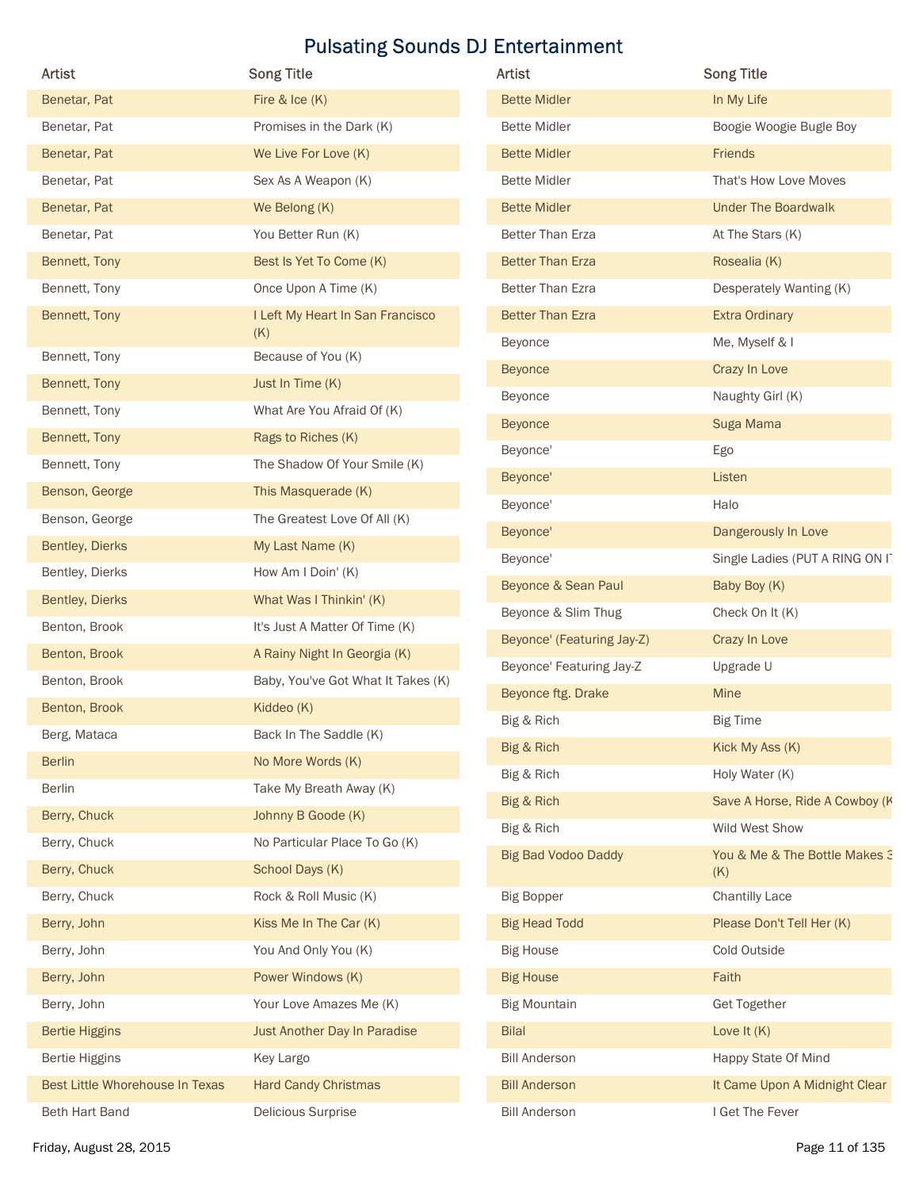# Pulsating Sounds DJ Entertainment

| Artist | Song Title |
|---|---|
| Benetar, Pat | Fire & Ice (K) |
| Benetar, Pat | Promises in the Dark (K) |
| Benetar, Pat | We Live For Love (K) |
| Benetar, Pat | Sex As A Weapon (K) |
| Benetar, Pat | We Belong (K) |
| Benetar, Pat | You Better Run (K) |
| Bennett, Tony | Best Is Yet To Come (K) |
| Bennett, Tony | Once Upon A Time (K) |
| Bennett, Tony | I Left My Heart In San Francisco (K) |
| Bennett, Tony | Because of You (K) |
| Bennett, Tony | Just In Time (K) |
| Bennett, Tony | What Are You Afraid Of (K) |
| Bennett, Tony | Rags to Riches (K) |
| Bennett, Tony | The Shadow Of Your Smile (K) |
| Benson, George | This Masquerade (K) |
| Benson, George | The Greatest Love Of All (K) |
| Bentley, Dierks | My Last Name (K) |
| Bentley, Dierks | How Am I Doin' (K) |
| Bentley, Dierks | What Was I Thinkin' (K) |
| Benton, Brook | It's Just A Matter Of Time (K) |
| Benton, Brook | A Rainy Night In Georgia (K) |
| Benton, Brook | Baby, You've Got What It Takes (K) |
| Benton, Brook | Kiddeo (K) |
| Berg, Mataca | Back In The Saddle (K) |
| Berlin | No More Words (K) |
| Berlin | Take My Breath Away (K) |
| Berry, Chuck | Johnny B Goode (K) |
| Berry, Chuck | No Particular Place To Go (K) |
| Berry, Chuck | School Days (K) |
| Berry, Chuck | Rock & Roll Music (K) |
| Berry, John | Kiss Me In The Car (K) |
| Berry, John | You And Only You (K) |
| Berry, John | Power Windows (K) |
| Berry, John | Your Love Amazes Me (K) |
| Bertie Higgins | Just Another Day In Paradise |
| Bertie Higgins | Key Largo |
| Best Little Whorehouse In Texas | Hard Candy Christmas |
| Beth Hart Band | Delicious Surprise |
| Bette Midler | In My Life |
| Bette Midler | Boogie Woogie Bugle Boy |
| Bette Midler | Friends |
| Bette Midler | That's How Love Moves |
| Bette Midler | Under The Boardwalk |
| Better Than Erza | At The Stars (K) |
| Better Than Erza | Rosealia (K) |
| Better Than Ezra | Desperately Wanting (K) |
| Better Than Ezra | Extra Ordinary |
| Beyonce | Me, Myself & I |
| Beyonce | Crazy In Love |
| Beyonce | Naughty Girl (K) |
| Beyonce | Suga Mama |
| Beyonce' | Ego |
| Beyonce' | Listen |
| Beyonce' | Halo |
| Beyonce' | Dangerously In Love |
| Beyonce' | Single Ladies (PUT A RING ON I |
| Beyonce & Sean Paul | Baby Boy (K) |
| Beyonce & Slim Thug | Check On It (K) |
| Beyonce' (Featuring Jay-Z) | Crazy In Love |
| Beyonce' Featuring Jay-Z | Upgrade U |
| Beyonce ftg. Drake | Mine |
| Big & Rich | Big Time |
| Big & Rich | Kick My Ass (K) |
| Big & Rich | Holy Water (K) |
| Big & Rich | Save A Horse, Ride A Cowboy (K |
| Big & Rich | Wild West Show |
| Big Bad Vodoo Daddy | You & Me & The Bottle Makes 3 (K) |
| Big Bopper | Chantilly Lace |
| Big Head Todd | Please Don't Tell Her (K) |
| Big House | Cold Outside |
| Big House | Faith |
| Big Mountain | Get Together |
| Bilal | Love It (K) |
| Bill Anderson | Happy State Of Mind |
| Bill Anderson | It Came Upon A Midnight Clear |
| Bill Anderson | I Get The Fever |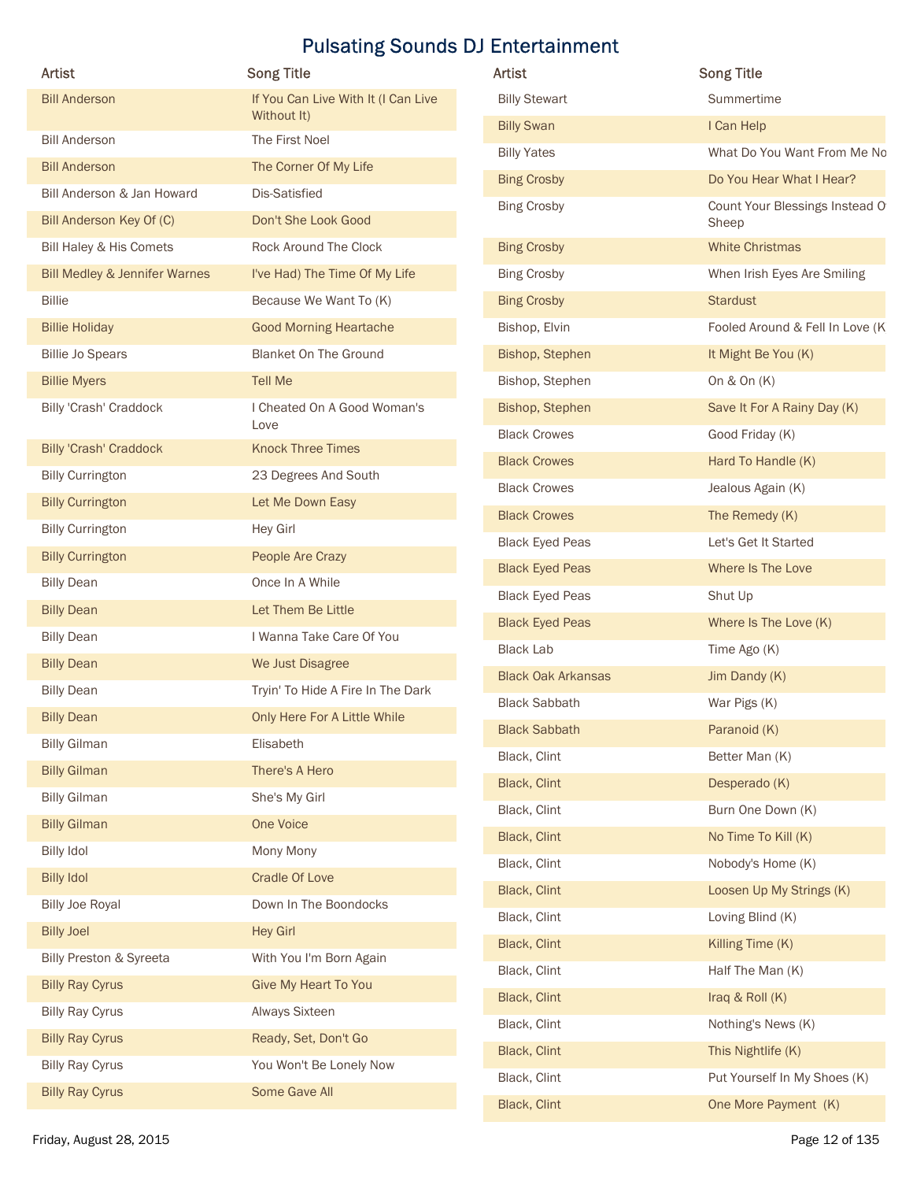# Pulsating Sounds DJ Entertainment

| Artist | Song Title |
|---|---|
| Bill Anderson | If You Can Live With It (I Can Live Without It) |
| Bill Anderson | The First Noel |
| Bill Anderson | The Corner Of My Life |
| Bill Anderson & Jan Howard | Dis-Satisfied |
| Bill Anderson Key Of (C) | Don't She Look Good |
| Bill Haley & His Comets | Rock Around The Clock |
| Bill Medley & Jennifer Warnes | I've Had) The Time Of My Life |
| Billie | Because We Want To (K) |
| Billie Holiday | Good Morning Heartache |
| Billie Jo Spears | Blanket On The Ground |
| Billie Myers | Tell Me |
| Billy 'Crash' Craddock | I Cheated On A Good Woman's Love |
| Billy 'Crash' Craddock | Knock Three Times |
| Billy Currington | 23 Degrees And South |
| Billy Currington | Let Me Down Easy |
| Billy Currington | Hey Girl |
| Billy Currington | People Are Crazy |
| Billy Dean | Once In A While |
| Billy Dean | Let Them Be Little |
| Billy Dean | I Wanna Take Care Of You |
| Billy Dean | We Just Disagree |
| Billy Dean | Tryin' To Hide A Fire In The Dark |
| Billy Dean | Only Here For A Little While |
| Billy Gilman | Elisabeth |
| Billy Gilman | There's A Hero |
| Billy Gilman | She's My Girl |
| Billy Gilman | One Voice |
| Billy Idol | Mony Mony |
| Billy Idol | Cradle Of Love |
| Billy Joe Royal | Down In The Boondocks |
| Billy Joel | Hey Girl |
| Billy Preston & Syreeta | With You I'm Born Again |
| Billy Ray Cyrus | Give My Heart To You |
| Billy Ray Cyrus | Always Sixteen |
| Billy Ray Cyrus | Ready, Set, Don't Go |
| Billy Ray Cyrus | You Won't Be Lonely Now |
| Billy Ray Cyrus | Some Gave All |
| Billy Stewart | Summertime |
| Billy Swan | I Can Help |
| Billy Yates | What Do You Want From Me No |
| Bing Crosby | Do You Hear What I Hear? |
| Bing Crosby | Count Your Blessings Instead O Sheep |
| Bing Crosby | White Christmas |
| Bing Crosby | When Irish Eyes Are Smiling |
| Bing Crosby | Stardust |
| Bishop, Elvin | Fooled Around & Fell In Love (K |
| Bishop, Stephen | It Might Be You (K) |
| Bishop, Stephen | On & On (K) |
| Bishop, Stephen | Save It For A Rainy Day (K) |
| Black Crowes | Good Friday (K) |
| Black Crowes | Hard To Handle (K) |
| Black Crowes | Jealous Again (K) |
| Black Crowes | The Remedy (K) |
| Black Eyed Peas | Let's Get It Started |
| Black Eyed Peas | Where Is The Love |
| Black Eyed Peas | Shut Up |
| Black Eyed Peas | Where Is The Love (K) |
| Black Lab | Time Ago (K) |
| Black Oak Arkansas | Jim Dandy (K) |
| Black Sabbath | War Pigs (K) |
| Black Sabbath | Paranoid (K) |
| Black, Clint | Better Man (K) |
| Black, Clint | Desperado (K) |
| Black, Clint | Burn One Down (K) |
| Black, Clint | No Time To Kill (K) |
| Black, Clint | Nobody's Home (K) |
| Black, Clint | Loosen Up My Strings (K) |
| Black, Clint | Loving Blind (K) |
| Black, Clint | Killing Time (K) |
| Black, Clint | Half The Man (K) |
| Black, Clint | Iraq & Roll (K) |
| Black, Clint | Nothing's News (K) |
| Black, Clint | This Nightlife (K) |
| Black, Clint | Put Yourself In My Shoes (K) |
| Black, Clint | One More Payment (K) |

Friday, August 28, 2015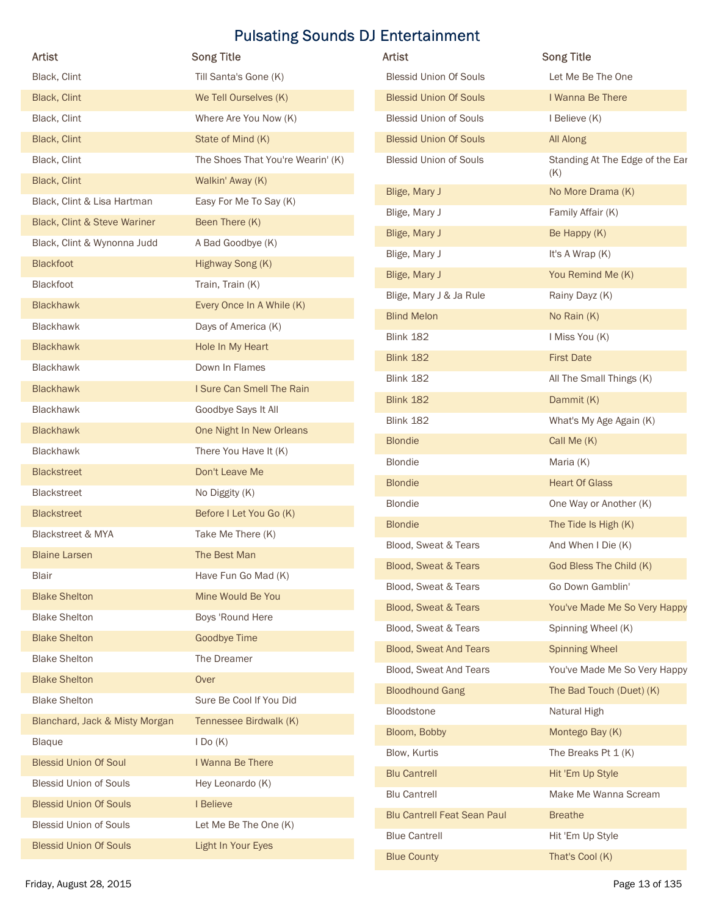# Pulsating Sounds DJ Entertainment

| Artist | Song Title |
|---|---|
| Black, Clint | Till Santa's Gone (K) |
| Black, Clint | We Tell Ourselves (K) |
| Black, Clint | Where Are You Now (K) |
| Black, Clint | State of Mind (K) |
| Black, Clint | The Shoes That You're Wearin' (K) |
| Black, Clint | Walkin' Away (K) |
| Black, Clint & Lisa Hartman | Easy For Me To Say (K) |
| Black, Clint & Steve Wariner | Been There (K) |
| Black, Clint & Wynonna Judd | A Bad Goodbye (K) |
| Blackfoot | Highway Song (K) |
| Blackfoot | Train, Train (K) |
| Blackhawk | Every Once In A While (K) |
| Blackhawk | Days of America (K) |
| Blackhawk | Hole In My Heart |
| Blackhawk | Down In Flames |
| Blackhawk | I Sure Can Smell The Rain |
| Blackhawk | Goodbye Says It All |
| Blackhawk | One Night In New Orleans |
| Blackhawk | There You Have It (K) |
| Blackstreet | Don't Leave Me |
| Blackstreet | No Diggity (K) |
| Blackstreet | Before I Let You Go (K) |
| Blackstreet & MYA | Take Me There (K) |
| Blaine Larsen | The Best Man |
| Blair | Have Fun Go Mad (K) |
| Blake Shelton | Mine Would Be You |
| Blake Shelton | Boys 'Round Here |
| Blake Shelton | Goodbye Time |
| Blake Shelton | The Dreamer |
| Blake Shelton | Over |
| Blake Shelton | Sure Be Cool If You Did |
| Blanchard, Jack & Misty Morgan | Tennessee Birdwalk (K) |
| Blaque | I Do (K) |
| Blessid Union Of Soul | I Wanna Be There |
| Blessid Union of Souls | Hey Leonardo (K) |
| Blessid Union Of Souls | I Believe |
| Blessid Union of Souls | Let Me Be The One (K) |
| Blessid Union Of Souls | Light In Your Eyes |
| Blessid Union Of Souls | Let Me Be The One |
| Blessid Union Of Souls | I Wanna Be There |
| Blessid Union of Souls | I Believe (K) |
| Blessid Union Of Souls | All Along |
| Blessid Union of Souls | Standing At The Edge of the Ear (K) |
| Blige, Mary J | No More Drama (K) |
| Blige, Mary J | Family Affair (K) |
| Blige, Mary J | Be Happy (K) |
| Blige, Mary J | It's A Wrap (K) |
| Blige, Mary J | You Remind Me (K) |
| Blige, Mary J & Ja Rule | Rainy Dayz (K) |
| Blind Melon | No Rain (K) |
| Blink 182 | I Miss You (K) |
| Blink 182 | First Date |
| Blink 182 | All The Small Things (K) |
| Blink 182 | Dammit (K) |
| Blink 182 | What's My Age Again (K) |
| Blondie | Call Me (K) |
| Blondie | Maria (K) |
| Blondie | Heart Of Glass |
| Blondie | One Way or Another (K) |
| Blondie | The Tide Is High (K) |
| Blood, Sweat & Tears | And When I Die (K) |
| Blood, Sweat & Tears | God Bless The Child (K) |
| Blood, Sweat & Tears | Go Down Gamblin' |
| Blood, Sweat & Tears | You've Made Me So Very Happy |
| Blood, Sweat & Tears | Spinning Wheel (K) |
| Blood, Sweat And Tears | Spinning Wheel |
| Blood, Sweat And Tears | You've Made Me So Very Happy |
| Bloodhound Gang | The Bad Touch (Duet) (K) |
| Bloodstone | Natural High |
| Bloom, Bobby | Montego Bay (K) |
| Blow, Kurtis | The Breaks Pt 1 (K) |
| Blu Cantrell | Hit 'Em Up Style |
| Blu Cantrell | Make Me Wanna Scream |
| Blu Cantrell Feat Sean Paul | Breathe |
| Blue Cantrell | Hit 'Em Up Style |
| Blue County | That's Cool (K) |

Friday, August 28, 2015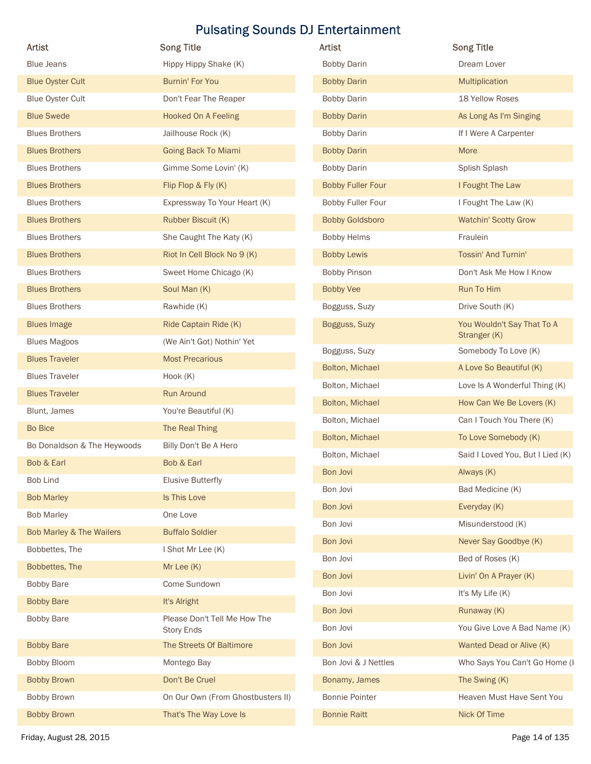# Pulsating Sounds DJ Entertainment

| Artist | Song Title |
|---|---|
| Blue Jeans | Hippy Hippy Shake (K) |
| Blue Oyster Cult | Burnin' For You |
| Blue Oyster Cult | Don't Fear The Reaper |
| Blue Swede | Hooked On A Feeling |
| Blues Brothers | Jailhouse Rock (K) |
| Blues Brothers | Going Back To Miami |
| Blues Brothers | Gimme Some Lovin' (K) |
| Blues Brothers | Flip Flop & Fly (K) |
| Blues Brothers | Expressway To Your Heart (K) |
| Blues Brothers | Rubber Biscuit (K) |
| Blues Brothers | She Caught The Katy (K) |
| Blues Brothers | Riot In Cell Block No 9 (K) |
| Blues Brothers | Sweet Home Chicago (K) |
| Blues Brothers | Soul Man (K) |
| Blues Brothers | Rawhide (K) |
| Blues Image | Ride Captain Ride (K) |
| Blues Magoos | (We Ain't Got) Nothin' Yet |
| Blues Traveler | Most Precarious |
| Blues Traveler | Hook (K) |
| Blues Traveler | Run Around |
| Blunt, James | You're Beautiful (K) |
| Bo Bice | The Real Thing |
| Bo Donaldson & The Heywoods | Billy Don't Be A Hero |
| Bob & Earl | Bob & Earl |
| Bob Lind | Elusive Butterfly |
| Bob Marley | Is This Love |
| Bob Marley | One Love |
| Bob Marley & The Wailers | Buffalo Soldier |
| Bobbettes, The | I Shot Mr Lee (K) |
| Bobbettes, The | Mr Lee (K) |
| Bobby Bare | Come Sundown |
| Bobby Bare | It's Alright |
| Bobby Bare | Please Don't Tell Me How The Story Ends |
| Bobby Bare | The Streets Of Baltimore |
| Bobby Bloom | Montego Bay |
| Bobby Brown | Don't Be Cruel |
| Bobby Brown | On Our Own (From Ghostbusters II) |
| Bobby Brown | That's The Way Love Is |
| Bobby Darin | Dream Lover |
| Bobby Darin | Multiplication |
| Bobby Darin | 18 Yellow Roses |
| Bobby Darin | As Long As I'm Singing |
| Bobby Darin | If I Were A Carpenter |
| Bobby Darin | More |
| Bobby Darin | Splish Splash |
| Bobby Fuller Four | I Fought The Law |
| Bobby Fuller Four | I Fought The Law (K) |
| Bobby Goldsboro | Watchin' Scotty Grow |
| Bobby Helms | Fraulein |
| Bobby Lewis | Tossin' And Turnin' |
| Bobby Pinson | Don't Ask Me How I Know |
| Bobby Vee | Run To Him |
| Bogguss, Suzy | Drive South (K) |
| Bogguss, Suzy | You Wouldn't Say That To A Stranger (K) |
| Bogguss, Suzy | Somebody To Love (K) |
| Bolton, Michael | A Love So Beautiful (K) |
| Bolton, Michael | Love Is A Wonderful Thing (K) |
| Bolton, Michael | How Can We Be Lovers (K) |
| Bolton, Michael | Can I Touch You There (K) |
| Bolton, Michael | To Love Somebody (K) |
| Bolton, Michael | Said I Loved You, But I Lied (K) |
| Bon Jovi | Always (K) |
| Bon Jovi | Bad Medicine (K) |
| Bon Jovi | Everyday (K) |
| Bon Jovi | Misunderstood (K) |
| Bon Jovi | Never Say Goodbye (K) |
| Bon Jovi | Bed of Roses (K) |
| Bon Jovi | Livin' On A Prayer (K) |
| Bon Jovi | It's My Life (K) |
| Bon Jovi | Runaway (K) |
| Bon Jovi | You Give Love A Bad Name (K) |
| Bon Jovi | Wanted Dead or Alive (K) |
| Bon Jovi & J Nettles | Who Says You Can't Go Home (K |
| Bonamy, James | The Swing (K) |
| Bonnie Pointer | Heaven Must Have Sent You |
| Bonnie Raitt | Nick Of Time |

Friday, August 28, 2015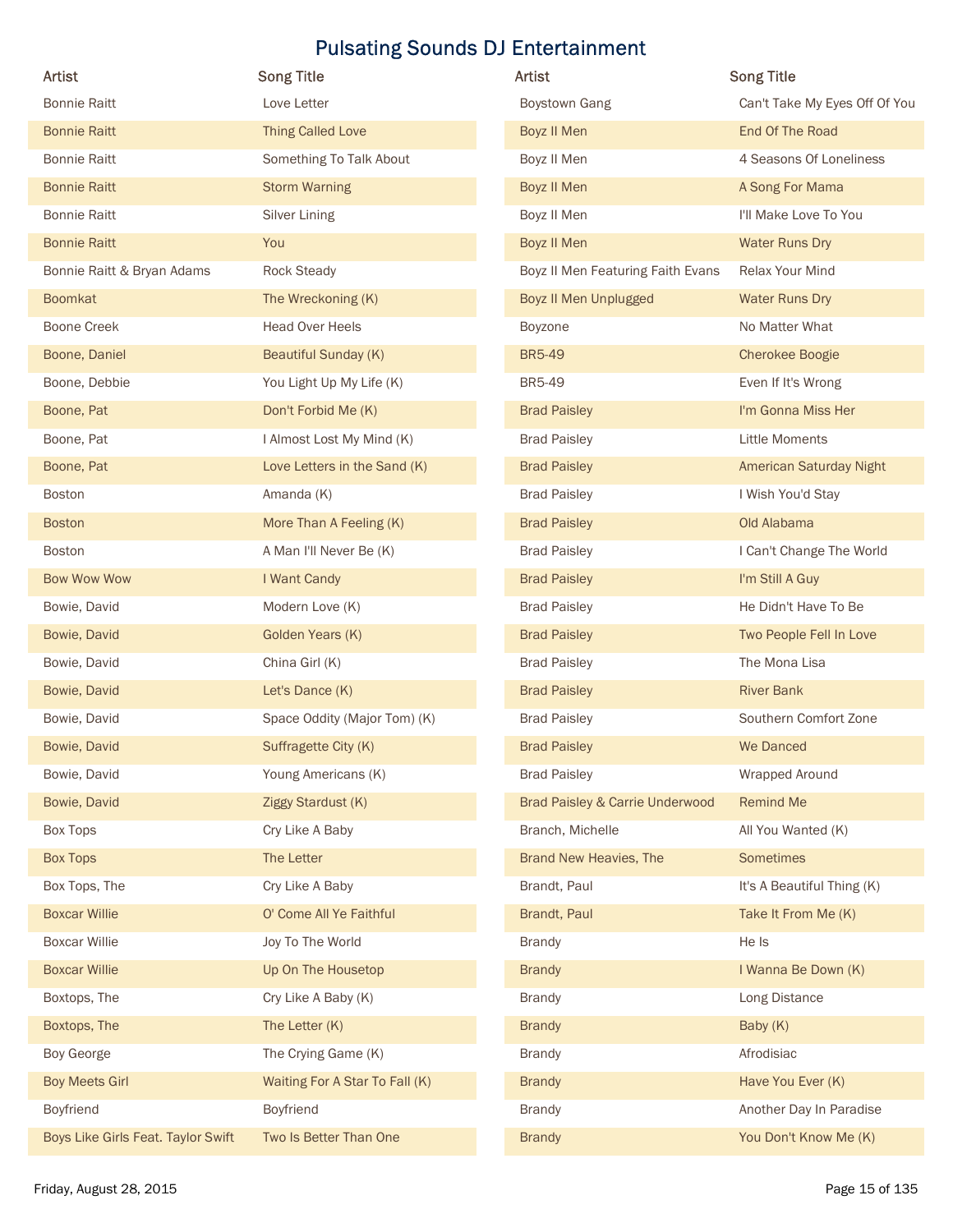# Pulsating Sounds DJ Entertainment

| Artist | Song Title |
|---|---|
| Bonnie Raitt | Love Letter |
| Bonnie Raitt | Thing Called Love |
| Bonnie Raitt | Something To Talk About |
| Bonnie Raitt | Storm Warning |
| Bonnie Raitt | Silver Lining |
| Bonnie Raitt | You |
| Bonnie Raitt & Bryan Adams | Rock Steady |
| Boomkat | The Wreckoning (K) |
| Boone Creek | Head Over Heels |
| Boone, Daniel | Beautiful Sunday (K) |
| Boone, Debbie | You Light Up My Life (K) |
| Boone, Pat | Don't Forbid Me (K) |
| Boone, Pat | I Almost Lost My Mind (K) |
| Boone, Pat | Love Letters in the Sand (K) |
| Boston | Amanda (K) |
| Boston | More Than A Feeling (K) |
| Boston | A Man I'll Never Be (K) |
| Bow Wow Wow | I Want Candy |
| Bowie, David | Modern Love (K) |
| Bowie, David | Golden Years (K) |
| Bowie, David | China Girl (K) |
| Bowie, David | Let's Dance (K) |
| Bowie, David | Space Oddity (Major Tom) (K) |
| Bowie, David | Suffragette City (K) |
| Bowie, David | Young Americans (K) |
| Bowie, David | Ziggy Stardust (K) |
| Box Tops | Cry Like A Baby |
| Box Tops | The Letter |
| Box Tops, The | Cry Like A Baby |
| Boxcar Willie | O' Come All Ye Faithful |
| Boxcar Willie | Joy To The World |
| Boxcar Willie | Up On The Housetop |
| Boxtops, The | Cry Like A Baby (K) |
| Boxtops, The | The Letter (K) |
| Boy George | The Crying Game (K) |
| Boy Meets Girl | Waiting For A Star To Fall (K) |
| Boyfriend | Boyfriend |
| Boys Like Girls Feat. Taylor Swift | Two Is Better Than One |
| Boystown Gang | Can't Take My Eyes Off Of You |
| Boyz II Men | End Of The Road |
| Boyz II Men | 4 Seasons Of Loneliness |
| Boyz II Men | A Song For Mama |
| Boyz II Men | I'll Make Love To You |
| Boyz II Men | Water Runs Dry |
| Boyz II Men Featuring Faith Evans | Relax Your Mind |
| Boyz II Men Unplugged | Water Runs Dry |
| Boyzone | No Matter What |
| BR5-49 | Cherokee Boogie |
| BR5-49 | Even If It's Wrong |
| Brad Paisley | I'm Gonna Miss Her |
| Brad Paisley | Little Moments |
| Brad Paisley | American Saturday Night |
| Brad Paisley | I Wish You'd Stay |
| Brad Paisley | Old Alabama |
| Brad Paisley | I Can't Change The World |
| Brad Paisley | I'm Still A Guy |
| Brad Paisley | He Didn't Have To Be |
| Brad Paisley | Two People Fell In Love |
| Brad Paisley | The Mona Lisa |
| Brad Paisley | River Bank |
| Brad Paisley | Southern Comfort Zone |
| Brad Paisley | We Danced |
| Brad Paisley | Wrapped Around |
| Brad Paisley & Carrie Underwood | Remind Me |
| Branch, Michelle | All You Wanted (K) |
| Brand New Heavies, The | Sometimes |
| Brandt, Paul | It's A Beautiful Thing (K) |
| Brandt, Paul | Take It From Me (K) |
| Brandy | He Is |
| Brandy | I Wanna Be Down (K) |
| Brandy | Long Distance |
| Brandy | Baby (K) |
| Brandy | Afrodisiac |
| Brandy | Have You Ever (K) |
| Brandy | Another Day In Paradise |
| Brandy | You Don't Know Me (K) |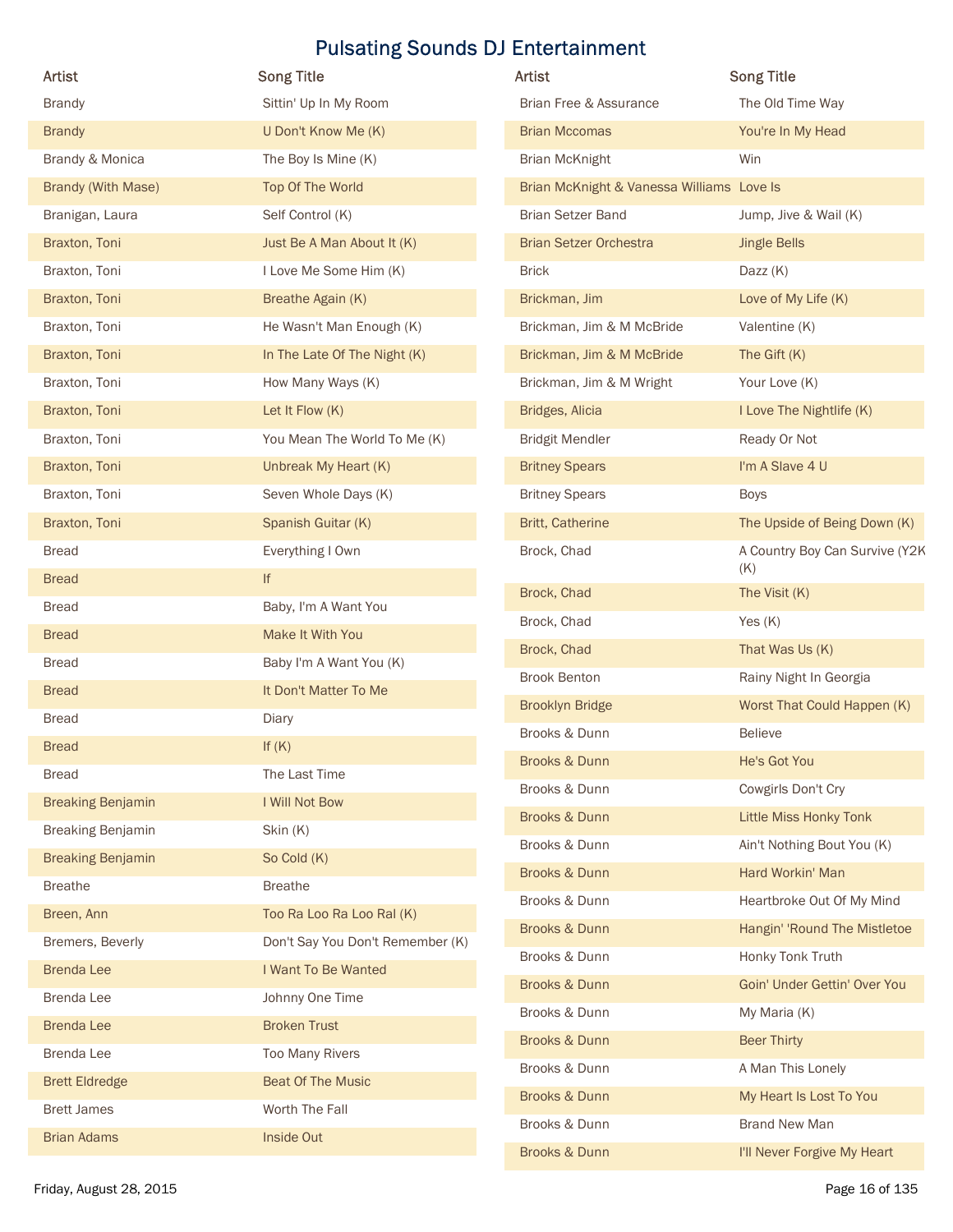| Artist | Song Title |
| --- | --- |
| Brandy | Sittin' Up In My Room |
| Brandy | U Don't Know Me (K) |
| Brandy & Monica | The Boy Is Mine (K) |
| Brandy (With Mase) | Top Of The World |
| Branigan, Laura | Self Control (K) |
| Braxton, Toni | Just Be A Man About It (K) |
| Braxton, Toni | I Love Me Some Him (K) |
| Braxton, Toni | Breathe Again (K) |
| Braxton, Toni | He Wasn't Man Enough (K) |
| Braxton, Toni | In The Late Of The Night (K) |
| Braxton, Toni | How Many Ways (K) |
| Braxton, Toni | Let It Flow (K) |
| Braxton, Toni | You Mean The World To Me (K) |
| Braxton, Toni | Unbreak My Heart (K) |
| Braxton, Toni | Seven Whole Days (K) |
| Braxton, Toni | Spanish Guitar (K) |
| Bread | Everything I Own |
| Bread | If |
| Bread | Baby, I'm A Want You |
| Bread | Make It With You |
| Bread | Baby I'm A Want You (K) |
| Bread | It Don't Matter To Me |
| Bread | Diary |
| Bread | If (K) |
| Bread | The Last Time |
| Breaking Benjamin | I Will Not Bow |
| Breaking Benjamin | Skin (K) |
| Breaking Benjamin | So Cold (K) |
| Breathe | Breathe |
| Breen, Ann | Too Ra Loo Ra Loo Ral (K) |
| Bremers, Beverly | Don't Say You Don't Remember (K) |
| Brenda Lee | I Want To Be Wanted |
| Brenda Lee | Johnny One Time |
| Brenda Lee | Broken Trust |
| Brenda Lee | Too Many Rivers |
| Brett Eldredge | Beat Of The Music |
| Brett James | Worth The Fall |
| Brian Adams | Inside Out |
| Brian Free & Assurance | The Old Time Way |
| Brian Mccomas | You're In My Head |
| Brian McKnight | Win |
| Brian McKnight & Vanessa Williams | Love Is |
| Brian Setzer Band | Jump, Jive & Wail (K) |
| Brian Setzer Orchestra | Jingle Bells |
| Brick | Dazz (K) |
| Brickman, Jim | Love of My Life (K) |
| Brickman, Jim & M McBride | Valentine (K) |
| Brickman, Jim & M McBride | The Gift (K) |
| Brickman, Jim & M Wright | Your Love (K) |
| Bridges, Alicia | I Love The Nightlife (K) |
| Bridgit Mendler | Ready Or Not |
| Britney Spears | I'm A Slave 4 U |
| Britney Spears | Boys |
| Britt, Catherine | The Upside of Being Down (K) |
| Brock, Chad | A Country Boy Can Survive (Y2K (K) |
| Brock, Chad | The Visit (K) |
| Brock, Chad | Yes (K) |
| Brock, Chad | That Was Us (K) |
| Brook Benton | Rainy Night In Georgia |
| Brooklyn Bridge | Worst That Could Happen (K) |
| Brooks & Dunn | Believe |
| Brooks & Dunn | He's Got You |
| Brooks & Dunn | Cowgirls Don't Cry |
| Brooks & Dunn | Little Miss Honky Tonk |
| Brooks & Dunn | Ain't Nothing Bout You (K) |
| Brooks & Dunn | Hard Workin' Man |
| Brooks & Dunn | Heartbroke Out Of My Mind |
| Brooks & Dunn | Hangin' 'Round The Mistletoe |
| Brooks & Dunn | Honky Tonk Truth |
| Brooks & Dunn | Goin' Under Gettin' Over You |
| Brooks & Dunn | My Maria (K) |
| Brooks & Dunn | Beer Thirty |
| Brooks & Dunn | A Man This Lonely |
| Brooks & Dunn | My Heart Is Lost To You |
| Brooks & Dunn | Brand New Man |
| Brooks & Dunn | I'll Never Forgive My Heart |

Friday, August 28, 2015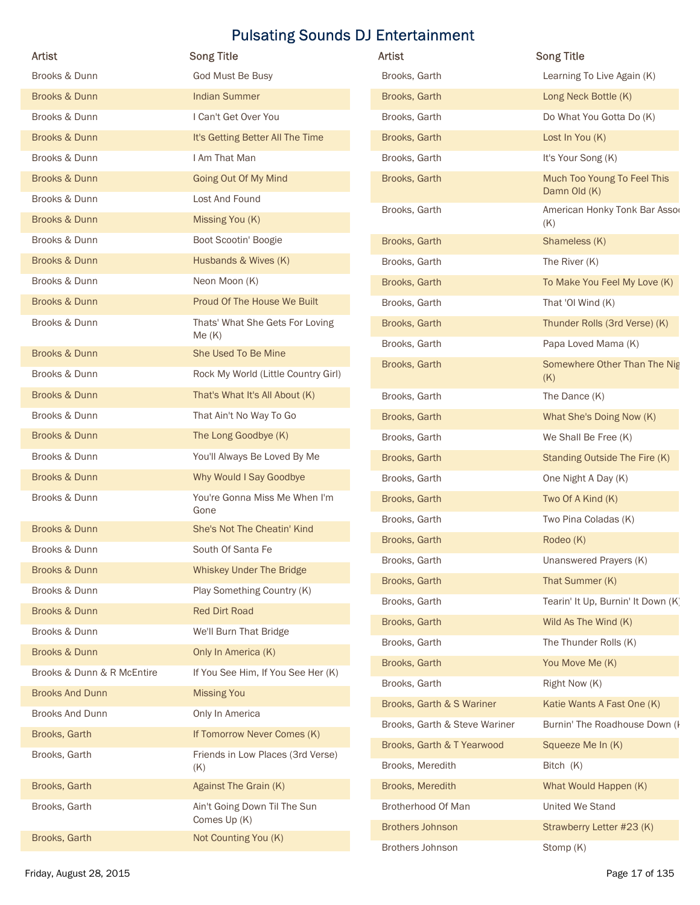# Pulsating Sounds DJ Entertainment

| Artist | Song Title |
|---|---|
| Brooks & Dunn | God Must Be Busy |
| Brooks & Dunn | Indian Summer |
| Brooks & Dunn | I Can't Get Over You |
| Brooks & Dunn | It's Getting Better All The Time |
| Brooks & Dunn | I Am That Man |
| Brooks & Dunn | Going Out Of My Mind |
| Brooks & Dunn | Lost And Found |
| Brooks & Dunn | Missing You (K) |
| Brooks & Dunn | Boot Scootin' Boogie |
| Brooks & Dunn | Husbands & Wives (K) |
| Brooks & Dunn | Neon Moon (K) |
| Brooks & Dunn | Proud Of The House We Built |
| Brooks & Dunn | Thats' What She Gets For Loving Me (K) |
| Brooks & Dunn | She Used To Be Mine |
| Brooks & Dunn | Rock My World (Little Country Girl) |
| Brooks & Dunn | That's What It's All About (K) |
| Brooks & Dunn | That Ain't No Way To Go |
| Brooks & Dunn | The Long Goodbye (K) |
| Brooks & Dunn | You'll Always Be Loved By Me |
| Brooks & Dunn | Why Would I Say Goodbye |
| Brooks & Dunn | You're Gonna Miss Me When I'm Gone |
| Brooks & Dunn | She's Not The Cheatin' Kind |
| Brooks & Dunn | South Of Santa Fe |
| Brooks & Dunn | Whiskey Under The Bridge |
| Brooks & Dunn | Play Something Country (K) |
| Brooks & Dunn | Red Dirt Road |
| Brooks & Dunn | We'll Burn That Bridge |
| Brooks & Dunn | Only In America (K) |
| Brooks & Dunn & R McEntire | If You See Him, If You See Her (K) |
| Brooks And Dunn | Missing You |
| Brooks And Dunn | Only In America |
| Brooks, Garth | If Tomorrow Never Comes (K) |
| Brooks, Garth | Friends in Low Places (3rd Verse) (K) |
| Brooks, Garth | Against The Grain (K) |
| Brooks, Garth | Ain't Going Down Til The Sun Comes Up (K) |
| Brooks, Garth | Not Counting You (K) |
| Brooks, Garth | Learning To Live Again (K) |
| Brooks, Garth | Long Neck Bottle (K) |
| Brooks, Garth | Do What You Gotta Do (K) |
| Brooks, Garth | Lost In You (K) |
| Brooks, Garth | It's Your Song (K) |
| Brooks, Garth | Much Too Young To Feel This Damn Old (K) |
| Brooks, Garth | American Honky Tonk Bar Assoc (K) |
| Brooks, Garth | Shameless (K) |
| Brooks, Garth | The River (K) |
| Brooks, Garth | To Make You Feel My Love (K) |
| Brooks, Garth | That 'Ol Wind (K) |
| Brooks, Garth | Thunder Rolls (3rd Verse) (K) |
| Brooks, Garth | Papa Loved Mama (K) |
| Brooks, Garth | Somewhere Other Than The Nig (K) |
| Brooks, Garth | The Dance (K) |
| Brooks, Garth | What She's Doing Now (K) |
| Brooks, Garth | We Shall Be Free (K) |
| Brooks, Garth | Standing Outside The Fire (K) |
| Brooks, Garth | One Night A Day (K) |
| Brooks, Garth | Two Of A Kind (K) |
| Brooks, Garth | Two Pina Coladas (K) |
| Brooks, Garth | Rodeo (K) |
| Brooks, Garth | Unanswered Prayers (K) |
| Brooks, Garth | That Summer (K) |
| Brooks, Garth | Tearin' It Up, Burnin' It Down (K) |
| Brooks, Garth | Wild As The Wind (K) |
| Brooks, Garth | The Thunder Rolls (K) |
| Brooks, Garth | You Move Me (K) |
| Brooks, Garth | Right Now (K) |
| Brooks, Garth & S Wariner | Katie Wants A Fast One (K) |
| Brooks, Garth & Steve Wariner | Burnin' The Roadhouse Down (K |
| Brooks, Garth & T Yearwood | Squeeze Me In (K) |
| Brooks, Meredith | Bitch (K) |
| Brooks, Meredith | What Would Happen (K) |
| Brotherhood Of Man | United We Stand |
| Brothers Johnson | Strawberry Letter #23 (K) |
| Brothers Johnson | Stomp (K) |

Friday, August 28, 2015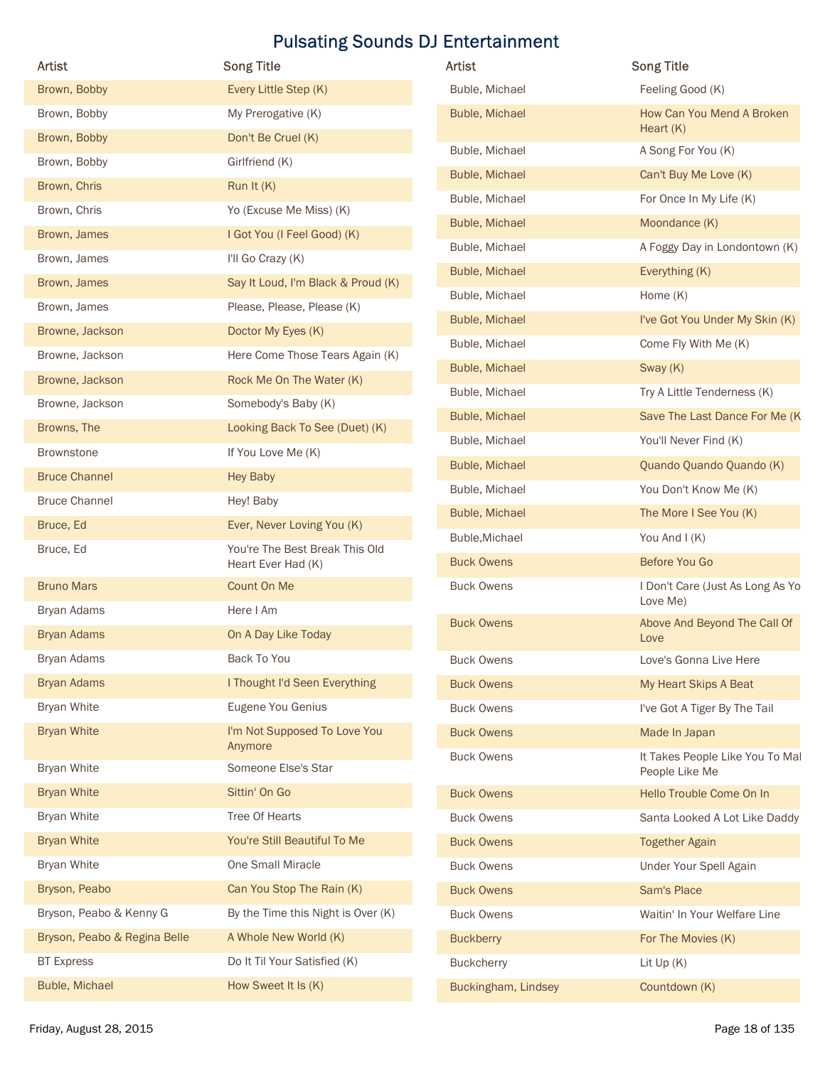# Pulsating Sounds DJ Entertainment

| Artist | Song Title |
| --- | --- |
| Brown, Bobby | Every Little Step (K) |
| Brown, Bobby | My Prerogative (K) |
| Brown, Bobby | Don't Be Cruel (K) |
| Brown, Bobby | Girlfriend (K) |
| Brown, Chris | Run It (K) |
| Brown, Chris | Yo (Excuse Me Miss) (K) |
| Brown, James | I Got You (I Feel Good) (K) |
| Brown, James | I'll Go Crazy (K) |
| Brown, James | Say It Loud, I'm Black & Proud (K) |
| Brown, James | Please, Please, Please (K) |
| Browne, Jackson | Doctor My Eyes (K) |
| Browne, Jackson | Here Come Those Tears Again (K) |
| Browne, Jackson | Rock Me On The Water (K) |
| Browne, Jackson | Somebody's Baby (K) |
| Browns, The | Looking Back To See (Duet) (K) |
| Brownstone | If You Love Me (K) |
| Bruce Channel | Hey Baby |
| Bruce Channel | Hey! Baby |
| Bruce, Ed | Ever, Never Loving You (K) |
| Bruce, Ed | You're The Best Break This Old Heart Ever Had (K) |
| Bruno Mars | Count On Me |
| Bryan Adams | Here I Am |
| Bryan Adams | On A Day Like Today |
| Bryan Adams | Back To You |
| Bryan Adams | I Thought I'd Seen Everything |
| Bryan White | Eugene You Genius |
| Bryan White | I'm Not Supposed To Love You Anymore |
| Bryan White | Someone Else's Star |
| Bryan White | Sittin' On Go |
| Bryan White | Tree Of Hearts |
| Bryan White | You're Still Beautiful To Me |
| Bryan White | One Small Miracle |
| Bryson, Peabo | Can You Stop The Rain (K) |
| Bryson, Peabo & Kenny G | By the Time this Night is Over (K) |
| Bryson, Peabo & Regina Belle | A Whole New World (K) |
| BT Express | Do It Til Your Satisfied (K) |
| Buble, Michael | How Sweet It Is (K) |
| Buble, Michael | Feeling Good (K) |
| Buble, Michael | How Can You Mend A Broken Heart (K) |
| Buble, Michael | A Song For You (K) |
| Buble, Michael | Can't Buy Me Love (K) |
| Buble, Michael | For Once In My Life (K) |
| Buble, Michael | Moondance (K) |
| Buble, Michael | A Foggy Day in Londontown (K) |
| Buble, Michael | Everything (K) |
| Buble, Michael | Home (K) |
| Buble, Michael | I've Got You Under My Skin (K) |
| Buble, Michael | Come Fly With Me (K) |
| Buble, Michael | Sway (K) |
| Buble, Michael | Try A Little Tenderness (K) |
| Buble, Michael | Save The Last Dance For Me (K |
| Buble, Michael | You'll Never Find (K) |
| Buble, Michael | Quando Quando Quando (K) |
| Buble, Michael | You Don't Know Me (K) |
| Buble, Michael | The More I See You (K) |
| Buble,Michael | You And I (K) |
| Buck Owens | Before You Go |
| Buck Owens | I Don't Care (Just As Long As Yo Love Me) |
| Buck Owens | Above And Beyond The Call Of Love |
| Buck Owens | Love's Gonna Live Here |
| Buck Owens | My Heart Skips A Beat |
| Buck Owens | I've Got A Tiger By The Tail |
| Buck Owens | Made In Japan |
| Buck Owens | It Takes People Like You To Mal People Like Me |
| Buck Owens | Hello Trouble Come On In |
| Buck Owens | Santa Looked A Lot Like Daddy |
| Buck Owens | Together Again |
| Buck Owens | Under Your Spell Again |
| Buck Owens | Sam's Place |
| Buck Owens | Waitin' In Your Welfare Line |
| Buckberry | For The Movies (K) |
| Buckcherry | Lit Up (K) |
| Buckingham, Lindsey | Countdown (K) |

Friday, August 28, 2015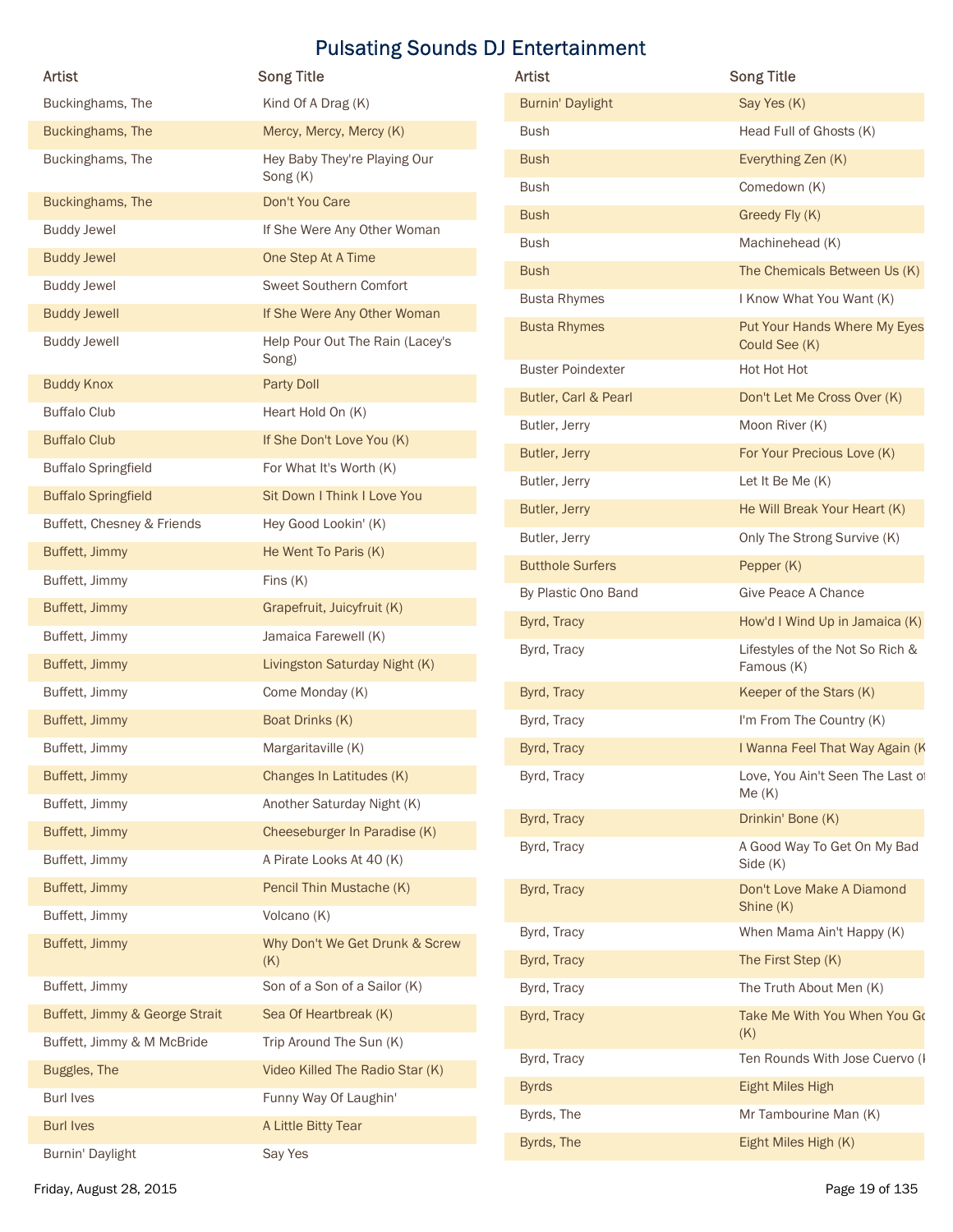# Pulsating Sounds DJ Entertainment

| Artist | Song Title |
| --- | --- |
| Buckinghams, The | Kind Of A Drag (K) |
| Buckinghams, The | Mercy, Mercy, Mercy (K) |
| Buckinghams, The | Hey Baby They're Playing Our Song (K) |
| Buckinghams, The | Don't You Care |
| Buddy Jewel | If She Were Any Other Woman |
| Buddy Jewel | One Step At A Time |
| Buddy Jewel | Sweet Southern Comfort |
| Buddy Jewell | If She Were Any Other Woman |
| Buddy Jewell | Help Pour Out The Rain (Lacey's Song) |
| Buddy Knox | Party Doll |
| Buffalo Club | Heart Hold On (K) |
| Buffalo Club | If She Don't Love You (K) |
| Buffalo Springfield | For What It's Worth (K) |
| Buffalo Springfield | Sit Down I Think I Love You |
| Buffett, Chesney & Friends | Hey Good Lookin' (K) |
| Buffett, Jimmy | He Went To Paris (K) |
| Buffett, Jimmy | Fins (K) |
| Buffett, Jimmy | Grapefruit, Juicyfruit (K) |
| Buffett, Jimmy | Jamaica Farewell (K) |
| Buffett, Jimmy | Livingston Saturday Night (K) |
| Buffett, Jimmy | Come Monday (K) |
| Buffett, Jimmy | Boat Drinks (K) |
| Buffett, Jimmy | Margaritaville (K) |
| Buffett, Jimmy | Changes In Latitudes (K) |
| Buffett, Jimmy | Another Saturday Night (K) |
| Buffett, Jimmy | Cheeseburger In Paradise (K) |
| Buffett, Jimmy | A Pirate Looks At 40 (K) |
| Buffett, Jimmy | Pencil Thin Mustache (K) |
| Buffett, Jimmy | Volcano (K) |
| Buffett, Jimmy | Why Don't We Get Drunk & Screw (K) |
| Buffett, Jimmy | Son of a Son of a Sailor (K) |
| Buffett, Jimmy & George Strait | Sea Of Heartbreak (K) |
| Buffett, Jimmy & M McBride | Trip Around The Sun (K) |
| Buggles, The | Video Killed The Radio Star (K) |
| Burl Ives | Funny Way Of Laughin' |
| Burl Ives | A Little Bitty Tear |
| Burnin' Daylight | Say Yes |
| Burnin' Daylight | Say Yes (K) |
| Bush | Head Full of Ghosts (K) |
| Bush | Everything Zen (K) |
| Bush | Comedown (K) |
| Bush | Greedy Fly (K) |
| Bush | Machinehead (K) |
| Bush | The Chemicals Between Us (K) |
| Busta Rhymes | I Know What You Want (K) |
| Busta Rhymes | Put Your Hands Where My Eyes Could See (K) |
| Buster Poindexter | Hot Hot Hot |
| Butler, Carl & Pearl | Don't Let Me Cross Over (K) |
| Butler, Jerry | Moon River (K) |
| Butler, Jerry | For Your Precious Love (K) |
| Butler, Jerry | Let It Be Me (K) |
| Butler, Jerry | He Will Break Your Heart (K) |
| Butler, Jerry | Only The Strong Survive (K) |
| Butthole Surfers | Pepper (K) |
| By Plastic Ono Band | Give Peace A Chance |
| Byrd, Tracy | How'd I Wind Up in Jamaica (K) |
| Byrd, Tracy | Lifestyles of the Not So Rich & Famous (K) |
| Byrd, Tracy | Keeper of the Stars (K) |
| Byrd, Tracy | I'm From The Country (K) |
| Byrd, Tracy | I Wanna Feel That Way Again (K |
| Byrd, Tracy | Love, You Ain't Seen The Last of Me (K) |
| Byrd, Tracy | Drinkin' Bone (K) |
| Byrd, Tracy | A Good Way To Get On My Bad Side (K) |
| Byrd, Tracy | Don't Love Make A Diamond Shine (K) |
| Byrd, Tracy | When Mama Ain't Happy (K) |
| Byrd, Tracy | The First Step (K) |
| Byrd, Tracy | The Truth About Men (K) |
| Byrd, Tracy | Take Me With You When You Go (K) |
| Byrd, Tracy | Ten Rounds With Jose Cuervo (K |
| Byrds | Eight Miles High |
| Byrds, The | Mr Tambourine Man (K) |
| Byrds, The | Eight Miles High (K) |

Friday, August 28, 2015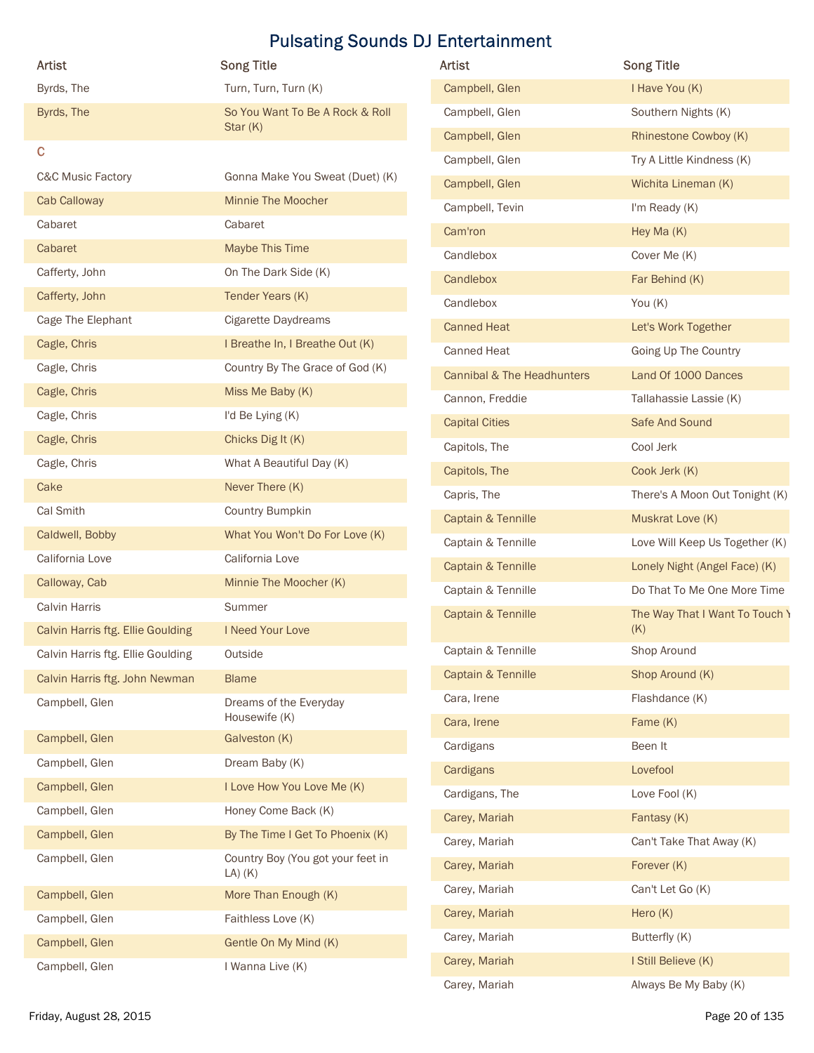# Pulsating Sounds DJ Entertainment

| Artist | Song Title |
| --- | --- |
| Byrds, The | Turn, Turn, Turn (K) |
| Byrds, The | So You Want To Be A Rock & Roll Star (K) |
| **C** | |
| C&C Music Factory | Gonna Make You Sweat (Duet) (K) |
| Cab Calloway | Minnie The Moocher |
| Cabaret | Cabaret |
| Cabaret | Maybe This Time |
| Cafferty, John | On The Dark Side (K) |
| Cafferty, John | Tender Years (K) |
| Cage The Elephant | Cigarette Daydreams |
| Cagle, Chris | I Breathe In, I Breathe Out (K) |
| Cagle, Chris | Country By The Grace of God (K) |
| Cagle, Chris | Miss Me Baby (K) |
| Cagle, Chris | I'd Be Lying (K) |
| Cagle, Chris | Chicks Dig It (K) |
| Cagle, Chris | What A Beautiful Day (K) |
| Cake | Never There (K) |
| Cal Smith | Country Bumpkin |
| Caldwell, Bobby | What You Won't Do For Love (K) |
| California Love | California Love |
| Calloway, Cab | Minnie The Moocher (K) |
| Calvin Harris | Summer |
| Calvin Harris ftg. Ellie Goulding | I Need Your Love |
| Calvin Harris ftg. Ellie Goulding | Outside |
| Calvin Harris ftg. John Newman | Blame |
| Campbell, Glen | Dreams of the Everyday Housewife (K) |
| Campbell, Glen | Galveston (K) |
| Campbell, Glen | Dream Baby (K) |
| Campbell, Glen | I Love How You Love Me (K) |
| Campbell, Glen | Honey Come Back (K) |
| Campbell, Glen | By The Time I Get To Phoenix (K) |
| Campbell, Glen | Country Boy (You got your feet in LA) (K) |
| Campbell, Glen | More Than Enough (K) |
| Campbell, Glen | Faithless Love (K) |
| Campbell, Glen | Gentle On My Mind (K) |
| Campbell, Glen | I Wanna Live (K) |
| Campbell, Glen | I Have You (K) |
| Campbell, Glen | Southern Nights (K) |
| Campbell, Glen | Rhinestone Cowboy (K) |
| Campbell, Glen | Try A Little Kindness (K) |
| Campbell, Glen | Wichita Lineman (K) |
| Campbell, Tevin | I'm Ready (K) |
| Cam'ron | Hey Ma (K) |
| Candlebox | Cover Me (K) |
| Candlebox | Far Behind (K) |
| Candlebox | You (K) |
| Canned Heat | Let's Work Together |
| Canned Heat | Going Up The Country |
| Cannibal & The Headhunters | Land Of 1000 Dances |
| Cannon, Freddie | Tallahassie Lassie (K) |
| Capital Cities | Safe And Sound |
| Capitols, The | Cool Jerk |
| Capitols, The | Cook Jerk (K) |
| Capris, The | There's A Moon Out Tonight (K) |
| Captain & Tennille | Muskrat Love (K) |
| Captain & Tennille | Love Will Keep Us Together (K) |
| Captain & Tennille | Lonely Night (Angel Face) (K) |
| Captain & Tennille | Do That To Me One More Time |
| Captain & Tennille | The Way That I Want To Touch Y (K) |
| Captain & Tennille | Shop Around |
| Captain & Tennille | Shop Around (K) |
| Cara, Irene | Flashdance (K) |
| Cara, Irene | Fame (K) |
| Cardigans | Been It |
| Cardigans | Lovefool |
| Cardigans, The | Love Fool (K) |
| Carey, Mariah | Fantasy (K) |
| Carey, Mariah | Can't Take That Away (K) |
| Carey, Mariah | Forever (K) |
| Carey, Mariah | Can't Let Go (K) |
| Carey, Mariah | Hero (K) |
| Carey, Mariah | Butterfly (K) |
| Carey, Mariah | I Still Believe (K) |
| Carey, Mariah | Always Be My Baby (K) |

Friday, August 28, 2015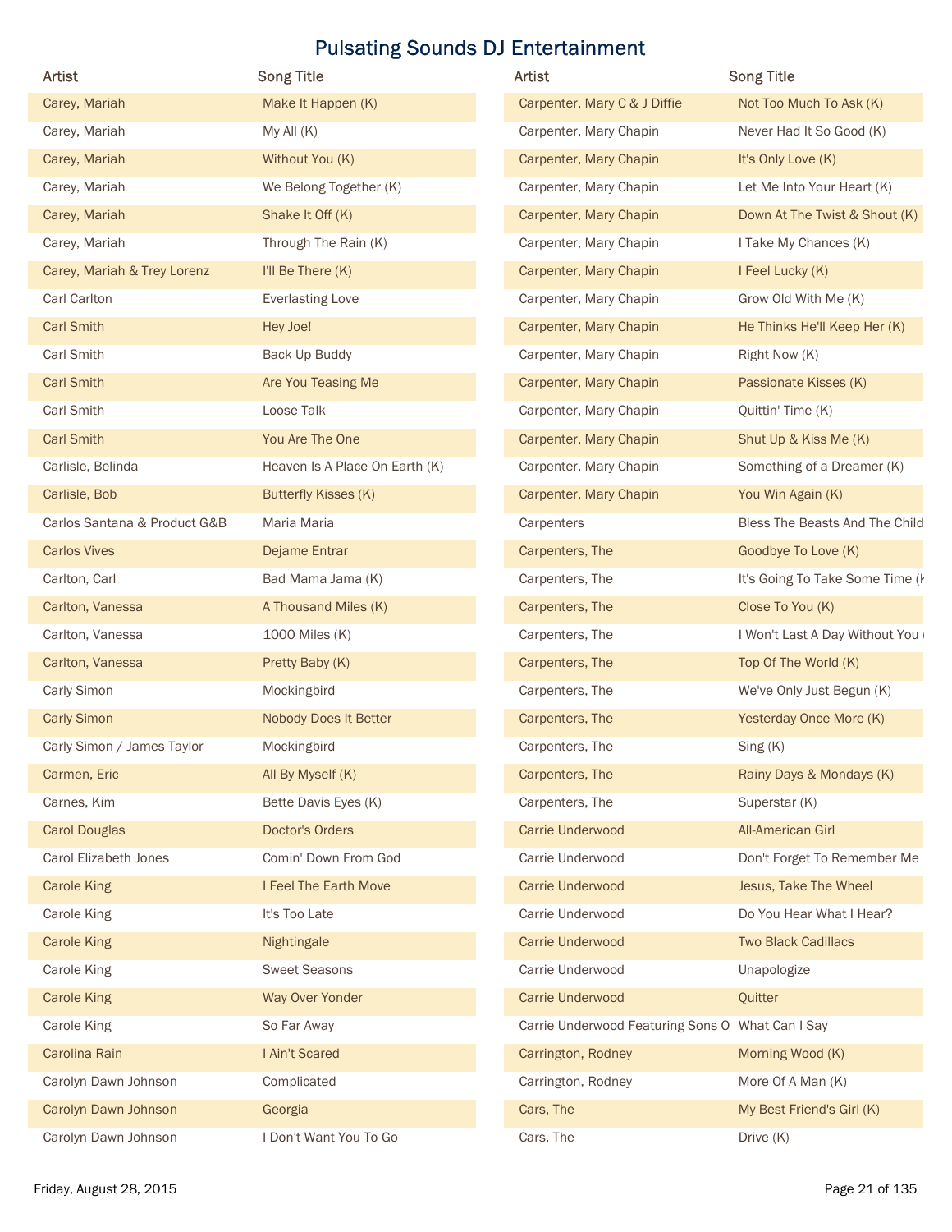# Pulsating Sounds DJ Entertainment

| Artist | Song Title |
| --- | --- |
| Carey, Mariah | Make It Happen (K) |
| Carey, Mariah | My All (K) |
| Carey, Mariah | Without You (K) |
| Carey, Mariah | We Belong Together (K) |
| Carey, Mariah | Shake It Off (K) |
| Carey, Mariah | Through The Rain (K) |
| Carey, Mariah & Trey Lorenz | I'll Be There (K) |
| Carl Carlton | Everlasting Love |
| Carl Smith | Hey Joe! |
| Carl Smith | Back Up Buddy |
| Carl Smith | Are You Teasing Me |
| Carl Smith | Loose Talk |
| Carl Smith | You Are The One |
| Carlisle, Belinda | Heaven Is A Place On Earth (K) |
| Carlisle, Bob | Butterfly Kisses (K) |
| Carlos Santana & Product G&B | Maria Maria |
| Carlos Vives | Dejame Entrar |
| Carlton, Carl | Bad Mama Jama (K) |
| Carlton, Vanessa | A Thousand Miles (K) |
| Carlton, Vanessa | 1000 Miles (K) |
| Carlton, Vanessa | Pretty Baby (K) |
| Carly Simon | Mockingbird |
| Carly Simon | Nobody Does It Better |
| Carly Simon / James Taylor | Mockingbird |
| Carmen, Eric | All By Myself (K) |
| Carnes, Kim | Bette Davis Eyes (K) |
| Carol Douglas | Doctor's Orders |
| Carol Elizabeth Jones | Comin' Down From God |
| Carole King | I Feel The Earth Move |
| Carole King | It's Too Late |
| Carole King | Nightingale |
| Carole King | Sweet Seasons |
| Carole King | Way Over Yonder |
| Carole King | So Far Away |
| Carolina Rain | I Ain't Scared |
| Carolyn Dawn Johnson | Complicated |
| Carolyn Dawn Johnson | Georgia |
| Carolyn Dawn Johnson | I Don't Want You To Go |
| Carpenter, Mary C & J Diffie | Not Too Much To Ask (K) |
| Carpenter, Mary Chapin | Never Had It So Good (K) |
| Carpenter, Mary Chapin | It's Only Love (K) |
| Carpenter, Mary Chapin | Let Me Into Your Heart (K) |
| Carpenter, Mary Chapin | Down At The Twist & Shout (K) |
| Carpenter, Mary Chapin | I Take My Chances (K) |
| Carpenter, Mary Chapin | I Feel Lucky (K) |
| Carpenter, Mary Chapin | Grow Old With Me (K) |
| Carpenter, Mary Chapin | He Thinks He'll Keep Her (K) |
| Carpenter, Mary Chapin | Right Now (K) |
| Carpenter, Mary Chapin | Passionate Kisses (K) |
| Carpenter, Mary Chapin | Quittin' Time (K) |
| Carpenter, Mary Chapin | Shut Up & Kiss Me (K) |
| Carpenter, Mary Chapin | Something of a Dreamer (K) |
| Carpenter, Mary Chapin | You Win Again (K) |
| Carpenters | Bless The Beasts And The Child |
| Carpenters, The | Goodbye To Love (K) |
| Carpenters, The | It's Going To Take Some Time (K |
| Carpenters, The | Close To You (K) |
| Carpenters, The | I Won't Last A Day Without You ( |
| Carpenters, The | Top Of The World (K) |
| Carpenters, The | We've Only Just Begun (K) |
| Carpenters, The | Yesterday Once More (K) |
| Carpenters, The | Sing (K) |
| Carpenters, The | Rainy Days & Mondays (K) |
| Carpenters, The | Superstar (K) |
| Carrie Underwood | All-American Girl |
| Carrie Underwood | Don't Forget To Remember Me |
| Carrie Underwood | Jesus, Take The Wheel |
| Carrie Underwood | Do You Hear What I Hear? |
| Carrie Underwood | Two Black Cadillacs |
| Carrie Underwood | Unapologize |
| Carrie Underwood | Quitter |
| Carrie Underwood Featuring Sons O | What Can I Say |
| Carrington, Rodney | Morning Wood (K) |
| Carrington, Rodney | More Of A Man (K) |
| Cars, The | My Best Friend's Girl (K) |
| Cars, The | Drive (K) |

Friday, August 28, 2015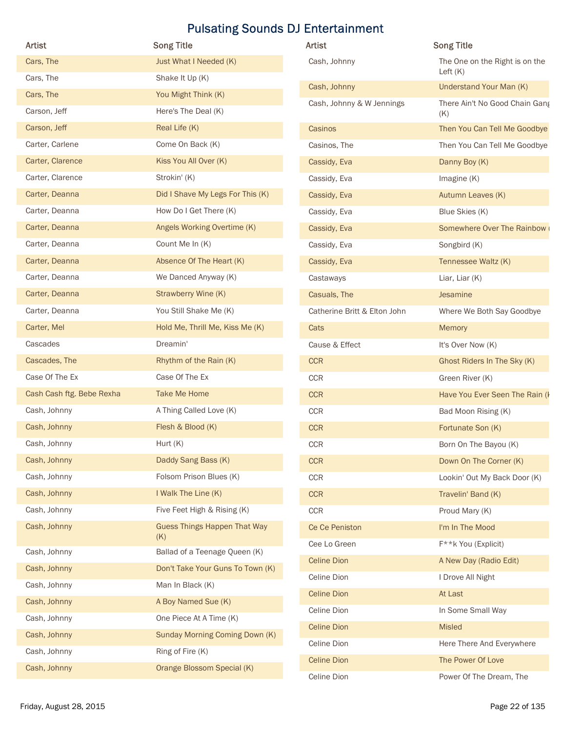# Pulsating Sounds DJ Entertainment

| Artist | Song Title |
| --- | --- |
| Cars, The | Just What I Needed (K) |
| Cars, The | Shake It Up (K) |
| Cars, The | You Might Think (K) |
| Carson, Jeff | Here's The Deal (K) |
| Carson, Jeff | Real Life (K) |
| Carter, Carlene | Come On Back (K) |
| Carter, Clarence | Kiss You All Over (K) |
| Carter, Clarence | Strokin' (K) |
| Carter, Deanna | Did I Shave My Legs For This (K) |
| Carter, Deanna | How Do I Get There (K) |
| Carter, Deanna | Angels Working Overtime (K) |
| Carter, Deanna | Count Me In (K) |
| Carter, Deanna | Absence Of The Heart (K) |
| Carter, Deanna | We Danced Anyway (K) |
| Carter, Deanna | Strawberry Wine (K) |
| Carter, Deanna | You Still Shake Me (K) |
| Carter, Mel | Hold Me, Thrill Me, Kiss Me (K) |
| Cascades | Dreamin' |
| Cascades, The | Rhythm of the Rain (K) |
| Case Of The Ex | Case Of The Ex |
| Cash Cash ftg. Bebe Rexha | Take Me Home |
| Cash, Johnny | A Thing Called Love (K) |
| Cash, Johnny | Flesh & Blood (K) |
| Cash, Johnny | Hurt (K) |
| Cash, Johnny | Daddy Sang Bass (K) |
| Cash, Johnny | Folsom Prison Blues (K) |
| Cash, Johnny | I Walk The Line (K) |
| Cash, Johnny | Five Feet High & Rising (K) |
| Cash, Johnny | Guess Things Happen That Way (K) |
| Cash, Johnny | Ballad of a Teenage Queen (K) |
| Cash, Johnny | Don't Take Your Guns To Town (K) |
| Cash, Johnny | Man In Black (K) |
| Cash, Johnny | A Boy Named Sue (K) |
| Cash, Johnny | One Piece At A Time (K) |
| Cash, Johnny | Sunday Morning Coming Down (K) |
| Cash, Johnny | Ring of Fire (K) |
| Cash, Johnny | Orange Blossom Special (K) |
| Cash, Johnny | The One on the Right is on the Left (K) |
| Cash, Johnny | Understand Your Man (K) |
| Cash, Johnny & W Jennings | There Ain't No Good Chain Gang (K) |
| Casinos | Then You Can Tell Me Goodbye |
| Casinos, The | Then You Can Tell Me Goodbye |
| Cassidy, Eva | Danny Boy (K) |
| Cassidy, Eva | Imagine (K) |
| Cassidy, Eva | Autumn Leaves (K) |
| Cassidy, Eva | Blue Skies (K) |
| Cassidy, Eva | Somewhere Over The Rainbow ( |
| Cassidy, Eva | Songbird (K) |
| Cassidy, Eva | Tennessee Waltz (K) |
| Castaways | Liar, Liar (K) |
| Casuals, The | Jesamine |
| Catherine Britt & Elton John | Where We Both Say Goodbye |
| Cats | Memory |
| Cause & Effect | It's Over Now (K) |
| CCR | Ghost Riders In The Sky (K) |
| CCR | Green River (K) |
| CCR | Have You Ever Seen The Rain (K |
| CCR | Bad Moon Rising (K) |
| CCR | Fortunate Son (K) |
| CCR | Born On The Bayou (K) |
| CCR | Down On The Corner (K) |
| CCR | Lookin' Out My Back Door (K) |
| CCR | Travelin' Band (K) |
| CCR | Proud Mary (K) |
| Ce Ce Peniston | I'm In The Mood |
| Cee Lo Green | F**k You (Explicit) |
| Celine Dion | A New Day (Radio Edit) |
| Celine Dion | I Drove All Night |
| Celine Dion | At Last |
| Celine Dion | In Some Small Way |
| Celine Dion | Misled |
| Celine Dion | Here There And Everywhere |
| Celine Dion | The Power Of Love |
| Celine Dion | Power Of The Dream, The |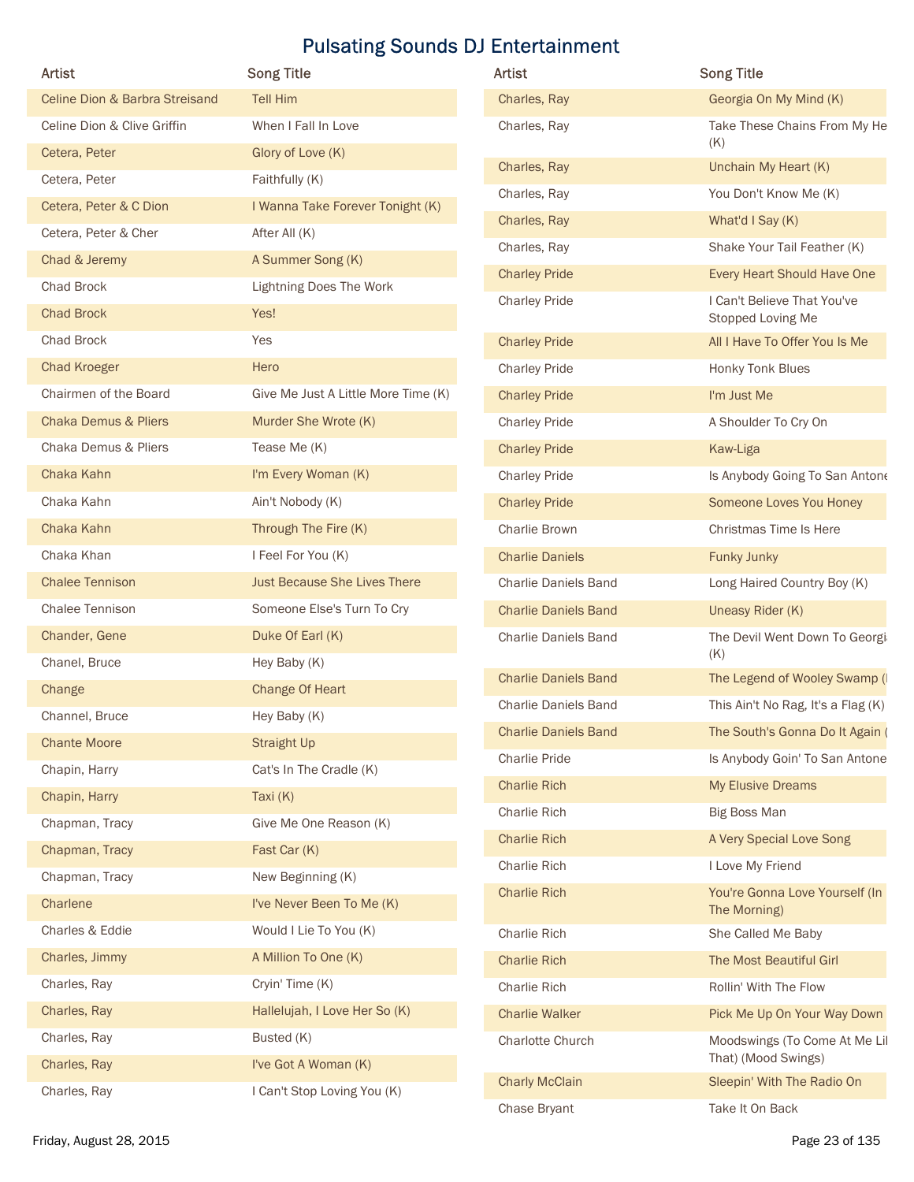# Pulsating Sounds DJ Entertainment

| Artist | Song Title |
|---|---|
| Celine Dion & Barbra Streisand | Tell Him |
| Celine Dion & Clive Griffin | When I Fall In Love |
| Cetera, Peter | Glory of Love (K) |
| Cetera, Peter | Faithfully (K) |
| Cetera, Peter & C Dion | I Wanna Take Forever Tonight (K) |
| Cetera, Peter & Cher | After All (K) |
| Chad & Jeremy | A Summer Song (K) |
| Chad Brock | Lightning Does The Work |
| Chad Brock | Yes! |
| Chad Brock | Yes |
| Chad Kroeger | Hero |
| Chairmen of the Board | Give Me Just A Little More Time (K) |
| Chaka Demus & Pliers | Murder She Wrote (K) |
| Chaka Demus & Pliers | Tease Me (K) |
| Chaka Kahn | I'm Every Woman (K) |
| Chaka Kahn | Ain't Nobody (K) |
| Chaka Kahn | Through The Fire (K) |
| Chaka Khan | I Feel For You (K) |
| Chalee Tennison | Just Because She Lives There |
| Chalee Tennison | Someone Else's Turn To Cry |
| Chander, Gene | Duke Of Earl (K) |
| Chanel, Bruce | Hey Baby (K) |
| Change | Change Of Heart |
| Channel, Bruce | Hey Baby (K) |
| Chante Moore | Straight Up |
| Chapin, Harry | Cat's In The Cradle (K) |
| Chapin, Harry | Taxi (K) |
| Chapman, Tracy | Give Me One Reason (K) |
| Chapman, Tracy | Fast Car (K) |
| Chapman, Tracy | New Beginning (K) |
| Charlene | I've Never Been To Me (K) |
| Charles & Eddie | Would I Lie To You (K) |
| Charles, Jimmy | A Million To One (K) |
| Charles, Ray | Cryin' Time (K) |
| Charles, Ray | Hallelujah, I Love Her So (K) |
| Charles, Ray | Busted (K) |
| Charles, Ray | I've Got A Woman (K) |
| Charles, Ray | I Can't Stop Loving You (K) |
| Charles, Ray | Georgia On My Mind (K) |
| Charles, Ray | Take These Chains From My He (K) |
| Charles, Ray | Unchain My Heart (K) |
| Charles, Ray | You Don't Know Me (K) |
| Charles, Ray | What'd I Say (K) |
| Charles, Ray | Shake Your Tail Feather (K) |
| Charley Pride | Every Heart Should Have One |
| Charley Pride | I Can't Believe That You've Stopped Loving Me |
| Charley Pride | All I Have To Offer You Is Me |
| Charley Pride | Honky Tonk Blues |
| Charley Pride | I'm Just Me |
| Charley Pride | A Shoulder To Cry On |
| Charley Pride | Kaw-Liga |
| Charley Pride | Is Anybody Going To San Anton |
| Charley Pride | Someone Loves You Honey |
| Charlie Brown | Christmas Time Is Here |
| Charlie Daniels | Funky Junky |
| Charlie Daniels Band | Long Haired Country Boy (K) |
| Charlie Daniels Band | Uneasy Rider (K) |
| Charlie Daniels Band | The Devil Went Down To Georgi (K) |
| Charlie Daniels Band | The Legend of Wooley Swamp ( |
| Charlie Daniels Band | This Ain't No Rag, It's a Flag (K) |
| Charlie Daniels Band | The South's Gonna Do It Again ( |
| Charlie Pride | Is Anybody Goin' To San Antone |
| Charlie Rich | My Elusive Dreams |
| Charlie Rich | Big Boss Man |
| Charlie Rich | A Very Special Love Song |
| Charlie Rich | I Love My Friend |
| Charlie Rich | You're Gonna Love Yourself (In The Morning) |
| Charlie Rich | She Called Me Baby |
| Charlie Rich | The Most Beautiful Girl |
| Charlie Rich | Rollin' With The Flow |
| Charlie Walker | Pick Me Up On Your Way Down |
| Charlotte Church | Moodswings (To Come At Me Li That) (Mood Swings) |
| Charly McClain | Sleepin' With The Radio On |
| Chase Bryant | Take It On Back |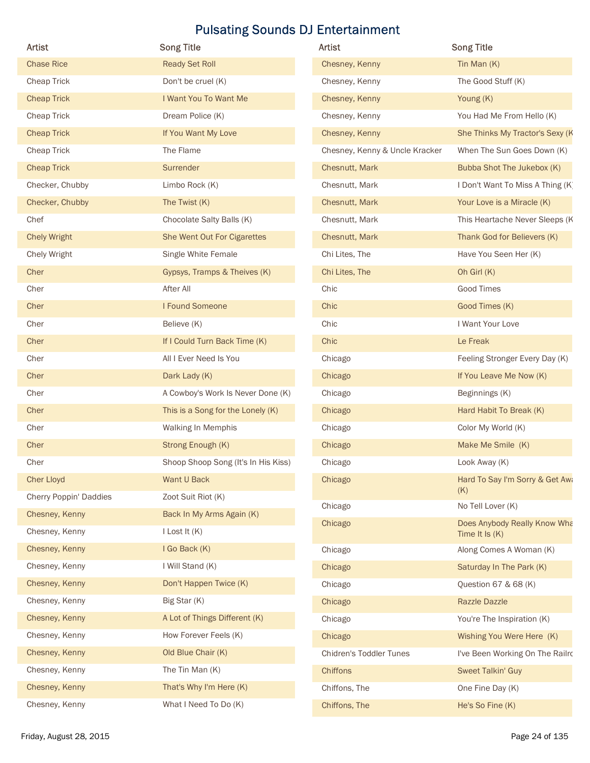# Pulsating Sounds DJ Entertainment

| Artist | Song Title |
|---|---|
| Chase Rice | Ready Set Roll |
| Cheap Trick | Don't be cruel (K) |
| Cheap Trick | I Want You To Want Me |
| Cheap Trick | Dream Police (K) |
| Cheap Trick | If You Want My Love |
| Cheap Trick | The Flame |
| Cheap Trick | Surrender |
| Checker, Chubby | Limbo Rock (K) |
| Checker, Chubby | The Twist (K) |
| Chef | Chocolate Salty Balls (K) |
| Chely Wright | She Went Out For Cigarettes |
| Chely Wright | Single White Female |
| Cher | Gypsys, Tramps & Theives (K) |
| Cher | After All |
| Cher | I Found Someone |
| Cher | Believe (K) |
| Cher | If I Could Turn Back Time (K) |
| Cher | All I Ever Need Is You |
| Cher | Dark Lady (K) |
| Cher | A Cowboy's Work Is Never Done (K) |
| Cher | This is a Song for the Lonely (K) |
| Cher | Walking In Memphis |
| Cher | Strong Enough (K) |
| Cher | Shoop Shoop Song (It's In His Kiss) |
| Cher Lloyd | Want U Back |
| Cherry Poppin' Daddies | Zoot Suit Riot (K) |
| Chesney, Kenny | Back In My Arms Again (K) |
| Chesney, Kenny | I Lost It (K) |
| Chesney, Kenny | I Go Back (K) |
| Chesney, Kenny | I Will Stand (K) |
| Chesney, Kenny | Don't Happen Twice (K) |
| Chesney, Kenny | Big Star (K) |
| Chesney, Kenny | A Lot of Things Different (K) |
| Chesney, Kenny | How Forever Feels (K) |
| Chesney, Kenny | Old Blue Chair (K) |
| Chesney, Kenny | The Tin Man (K) |
| Chesney, Kenny | That's Why I'm Here (K) |
| Chesney, Kenny | What I Need To Do (K) |
| Chesney, Kenny | Tin Man (K) |
| Chesney, Kenny | The Good Stuff (K) |
| Chesney, Kenny | Young (K) |
| Chesney, Kenny | You Had Me From Hello (K) |
| Chesney, Kenny | She Thinks My Tractor's Sexy (K |
| Chesney, Kenny & Uncle Kracker | When The Sun Goes Down (K) |
| Chesnutt, Mark | Bubba Shot The Jukebox (K) |
| Chesnutt, Mark | I Don't Want To Miss A Thing (K) |
| Chesnutt, Mark | Your Love is a Miracle (K) |
| Chesnutt, Mark | This Heartache Never Sleeps (K |
| Chesnutt, Mark | Thank God for Believers (K) |
| Chi Lites, The | Have You Seen Her (K) |
| Chi Lites, The | Oh Girl (K) |
| Chic | Good Times |
| Chic | Good Times (K) |
| Chic | I Want Your Love |
| Chic | Le Freak |
| Chicago | Feeling Stronger Every Day (K) |
| Chicago | If You Leave Me Now (K) |
| Chicago | Beginnings (K) |
| Chicago | Hard Habit To Break (K) |
| Chicago | Color My World (K) |
| Chicago | Make Me Smile (K) |
| Chicago | Look Away (K) |
| Chicago | Hard To Say I'm Sorry & Get Awa (K) |
| Chicago | No Tell Lover (K) |
| Chicago | Does Anybody Really Know Wha Time It Is (K) |
| Chicago | Along Comes A Woman (K) |
| Chicago | Saturday In The Park (K) |
| Chicago | Question 67 & 68 (K) |
| Chicago | Razzle Dazzle |
| Chicago | You're The Inspiration (K) |
| Chicago | Wishing You Were Here (K) |
| Chidren's Toddler Tunes | I've Been Working On The Railro |
| Chiffons | Sweet Talkin' Guy |
| Chiffons, The | One Fine Day (K) |
| Chiffons, The | He's So Fine (K) |

Friday, August 28, 2015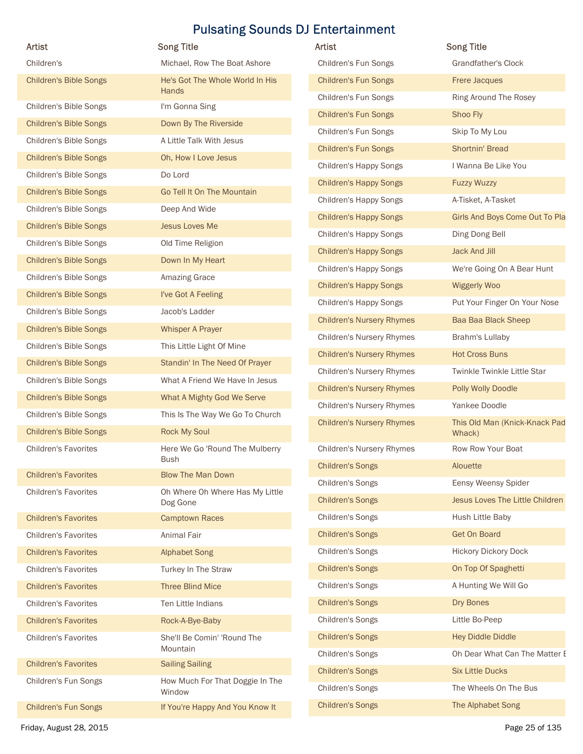# Pulsating Sounds DJ Entertainment

| Artist | Song Title |
| --- | --- |
| Children's | Michael, Row The Boat Ashore |
| Children's Bible Songs | He's Got The Whole World In His Hands |
| Children's Bible Songs | I'm Gonna Sing |
| Children's Bible Songs | Down By The Riverside |
| Children's Bible Songs | A Little Talk With Jesus |
| Children's Bible Songs | Oh, How I Love Jesus |
| Children's Bible Songs | Do Lord |
| Children's Bible Songs | Go Tell It On The Mountain |
| Children's Bible Songs | Deep And Wide |
| Children's Bible Songs | Jesus Loves Me |
| Children's Bible Songs | Old Time Religion |
| Children's Bible Songs | Down In My Heart |
| Children's Bible Songs | Amazing Grace |
| Children's Bible Songs | I've Got A Feeling |
| Children's Bible Songs | Jacob's Ladder |
| Children's Bible Songs | Whisper A Prayer |
| Children's Bible Songs | This Little Light Of Mine |
| Children's Bible Songs | Standin' In The Need Of Prayer |
| Children's Bible Songs | What A Friend We Have In Jesus |
| Children's Bible Songs | What A Mighty God We Serve |
| Children's Bible Songs | This Is The Way We Go To Church |
| Children's Bible Songs | Rock My Soul |
| Children's Favorites | Here We Go 'Round The Mulberry Bush |
| Children's Favorites | Blow The Man Down |
| Children's Favorites | Oh Where Oh Where Has My Little Dog Gone |
| Children's Favorites | Camptown Races |
| Children's Favorites | Animal Fair |
| Children's Favorites | Alphabet Song |
| Children's Favorites | Turkey In The Straw |
| Children's Favorites | Three Blind Mice |
| Children's Favorites | Ten Little Indians |
| Children's Favorites | Rock-A-Bye-Baby |
| Children's Favorites | She'll Be Comin' 'Round The Mountain |
| Children's Favorites | Sailing Sailing |
| Children's Fun Songs | How Much For That Doggie In The Window |
| Children's Fun Songs | If You're Happy And You Know It |
| Children's Fun Songs | Grandfather's Clock |
| Children's Fun Songs | Frere Jacques |
| Children's Fun Songs | Ring Around The Rosey |
| Children's Fun Songs | Shoo Fly |
| Children's Fun Songs | Skip To My Lou |
| Children's Fun Songs | Shortnin' Bread |
| Children's Happy Songs | I Wanna Be Like You |
| Children's Happy Songs | Fuzzy Wuzzy |
| Children's Happy Songs | A-Tisket, A-Tasket |
| Children's Happy Songs | Girls And Boys Come Out To Pla |
| Children's Happy Songs | Ding Dong Bell |
| Children's Happy Songs | Jack And Jill |
| Children's Happy Songs | We're Going On A Bear Hunt |
| Children's Happy Songs | Wiggerly Woo |
| Children's Happy Songs | Put Your Finger On Your Nose |
| Children's Nursery Rhymes | Baa Baa Black Sheep |
| Children's Nursery Rhymes | Brahm's Lullaby |
| Children's Nursery Rhymes | Hot Cross Buns |
| Children's Nursery Rhymes | Twinkle Twinkle Little Star |
| Children's Nursery Rhymes | Polly Wolly Doodle |
| Children's Nursery Rhymes | Yankee Doodle |
| Children's Nursery Rhymes | This Old Man (Knick-Knack Pad Whack) |
| Children's Nursery Rhymes | Row Row Your Boat |
| Children's Songs | Alouette |
| Children's Songs | Eensy Weensy Spider |
| Children's Songs | Jesus Loves The Little Children |
| Children's Songs | Hush Little Baby |
| Children's Songs | Get On Board |
| Children's Songs | Hickory Dickory Dock |
| Children's Songs | On Top Of Spaghetti |
| Children's Songs | A Hunting We Will Go |
| Children's Songs | Dry Bones |
| Children's Songs | Little Bo-Peep |
| Children's Songs | Hey Diddle Diddle |
| Children's Songs | Oh Dear What Can The Matter B |
| Children's Songs | Six Little Ducks |
| Children's Songs | The Wheels On The Bus |
| Children's Songs | The Alphabet Song |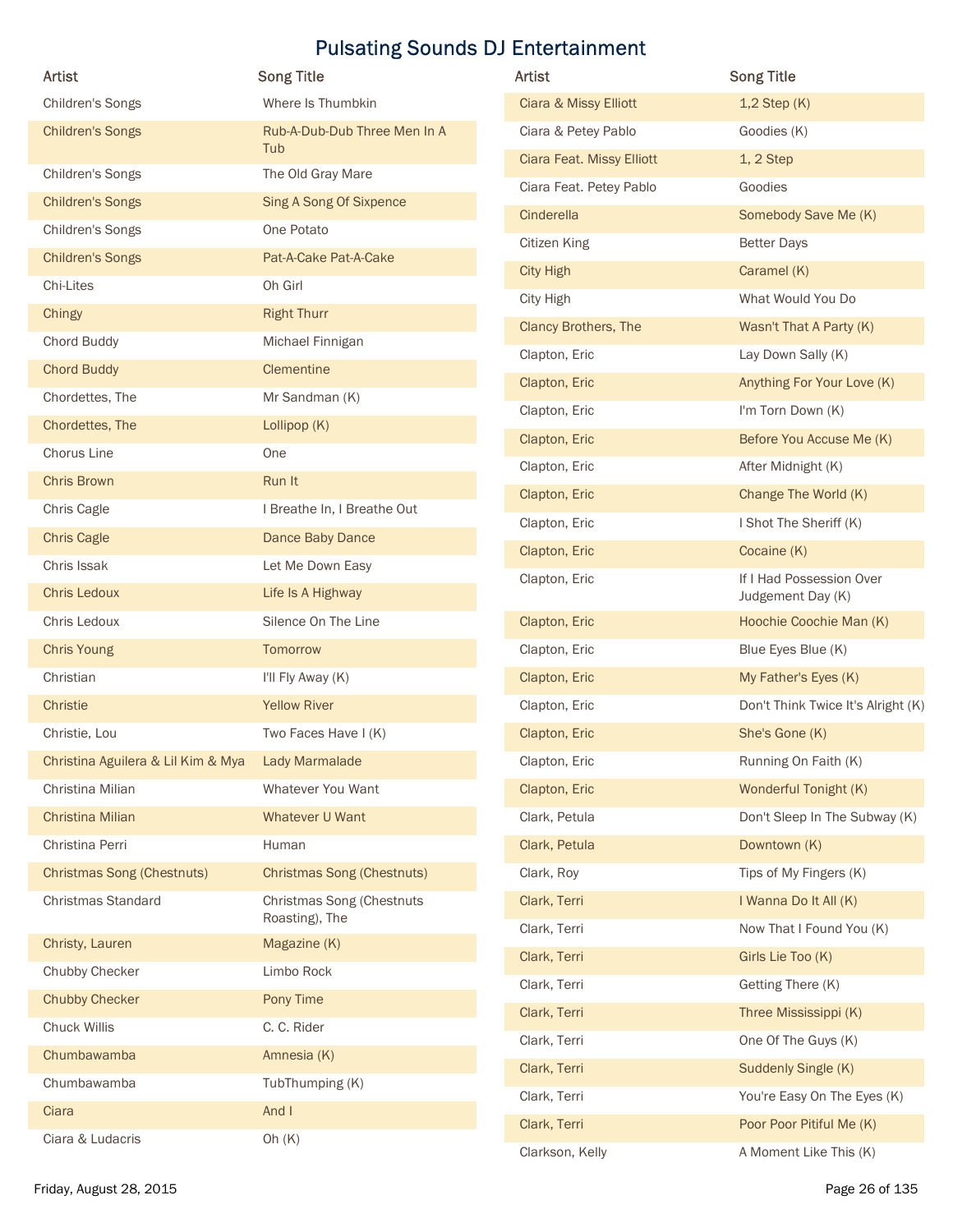# Pulsating Sounds DJ Entertainment

| Artist | Song Title |
| --- | --- |
| Children's Songs | Where Is Thumbkin |
| Children's Songs | Rub-A-Dub-Dub Three Men In A Tub |
| Children's Songs | The Old Gray Mare |
| Children's Songs | Sing A Song Of Sixpence |
| Children's Songs | One Potato |
| Children's Songs | Pat-A-Cake Pat-A-Cake |
| Chi-Lites | Oh Girl |
| Chingy | Right Thurr |
| Chord Buddy | Michael Finnigan |
| Chord Buddy | Clementine |
| Chordettes, The | Mr Sandman (K) |
| Chordettes, The | Lollipop (K) |
| Chorus Line | One |
| Chris Brown | Run It |
| Chris Cagle | I Breathe In, I Breathe Out |
| Chris Cagle | Dance Baby Dance |
| Chris Issak | Let Me Down Easy |
| Chris Ledoux | Life Is A Highway |
| Chris Ledoux | Silence On The Line |
| Chris Young | Tomorrow |
| Christian | I'll Fly Away (K) |
| Christie | Yellow River |
| Christie, Lou | Two Faces Have I (K) |
| Christina Aguilera & Lil Kim & Mya | Lady Marmalade |
| Christina Milian | Whatever You Want |
| Christina Milian | Whatever U Want |
| Christina Perri | Human |
| Christmas Song (Chestnuts) | Christmas Song (Chestnuts) |
| Christmas Standard | Christmas Song (Chestnuts Roasting), The |
| Christy, Lauren | Magazine (K) |
| Chubby Checker | Limbo Rock |
| Chubby Checker | Pony Time |
| Chuck Willis | C. C. Rider |
| Chumbawamba | Amnesia (K) |
| Chumbawamba | TubThumping (K) |
| Ciara | And I |
| Ciara & Ludacris | Oh (K) |
| Ciara & Missy Elliott | 1,2 Step (K) |
| Ciara & Petey Pablo | Goodies (K) |
| Ciara Feat. Missy Elliott | 1, 2 Step |
| Ciara Feat. Petey Pablo | Goodies |
| Cinderella | Somebody Save Me (K) |
| Citizen King | Better Days |
| City High | Caramel (K) |
| City High | What Would You Do |
| Clancy Brothers, The | Wasn't That A Party (K) |
| Clapton, Eric | Lay Down Sally (K) |
| Clapton, Eric | Anything For Your Love (K) |
| Clapton, Eric | I'm Torn Down (K) |
| Clapton, Eric | Before You Accuse Me (K) |
| Clapton, Eric | After Midnight (K) |
| Clapton, Eric | Change The World (K) |
| Clapton, Eric | I Shot The Sheriff (K) |
| Clapton, Eric | Cocaine (K) |
| Clapton, Eric | If I Had Possession Over Judgement Day (K) |
| Clapton, Eric | Hoochie Coochie Man (K) |
| Clapton, Eric | Blue Eyes Blue (K) |
| Clapton, Eric | My Father's Eyes (K) |
| Clapton, Eric | Don't Think Twice It's Alright (K) |
| Clapton, Eric | She's Gone (K) |
| Clapton, Eric | Running On Faith (K) |
| Clapton, Eric | Wonderful Tonight (K) |
| Clark, Petula | Don't Sleep In The Subway (K) |
| Clark, Petula | Downtown (K) |
| Clark, Roy | Tips of My Fingers (K) |
| Clark, Terri | I Wanna Do It All (K) |
| Clark, Terri | Now That I Found You (K) |
| Clark, Terri | Girls Lie Too (K) |
| Clark, Terri | Getting There (K) |
| Clark, Terri | Three Mississippi (K) |
| Clark, Terri | One Of The Guys (K) |
| Clark, Terri | Suddenly Single (K) |
| Clark, Terri | You're Easy On The Eyes (K) |
| Clark, Terri | Poor Poor Pitiful Me (K) |
| Clarkson, Kelly | A Moment Like This (K) |

Friday, August 28, 2015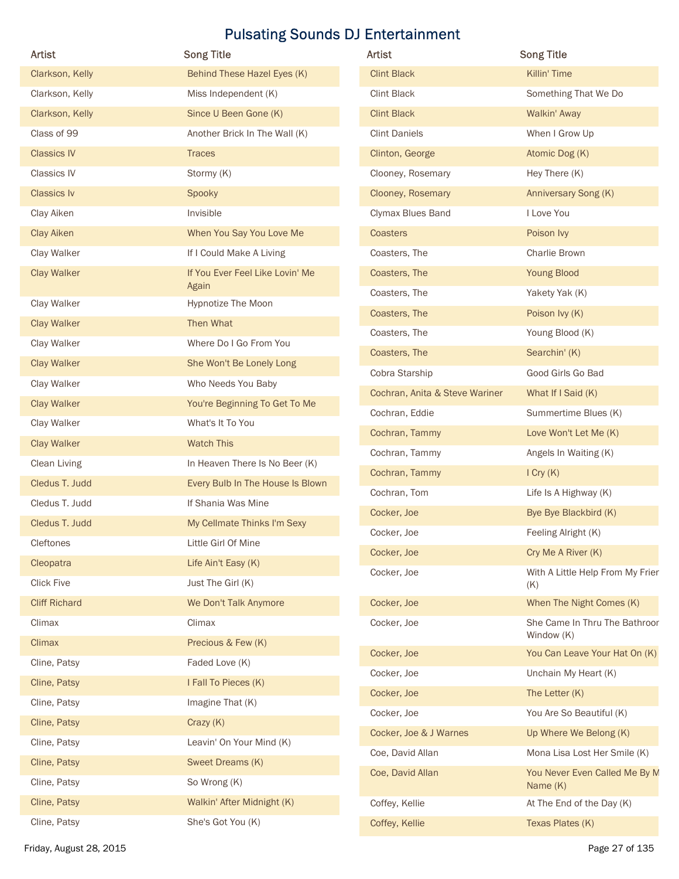# Pulsating Sounds DJ Entertainment

| Artist | Song Title |
| --- | --- |
| Clarkson, Kelly | Behind These Hazel Eyes (K) |
| Clarkson, Kelly | Miss Independent (K) |
| Clarkson, Kelly | Since U Been Gone (K) |
| Class of 99 | Another Brick In The Wall (K) |
| Classics IV | Traces |
| Classics IV | Stormy (K) |
| Classics Iv | Spooky |
| Clay Aiken | Invisible |
| Clay Aiken | When You Say You Love Me |
| Clay Walker | If I Could Make A Living |
| Clay Walker | If You Ever Feel Like Lovin' Me Again |
| Clay Walker | Hypnotize The Moon |
| Clay Walker | Then What |
| Clay Walker | Where Do I Go From You |
| Clay Walker | She Won't Be Lonely Long |
| Clay Walker | Who Needs You Baby |
| Clay Walker | You're Beginning To Get To Me |
| Clay Walker | What's It To You |
| Clay Walker | Watch This |
| Clean Living | In Heaven There Is No Beer (K) |
| Cledus T. Judd | Every Bulb In The House Is Blown |
| Cledus T. Judd | If Shania Was Mine |
| Cledus T. Judd | My Cellmate Thinks I'm Sexy |
| Cleftones | Little Girl Of Mine |
| Cleopatra | Life Ain't Easy (K) |
| Click Five | Just The Girl (K) |
| Cliff Richard | We Don't Talk Anymore |
| Climax | Climax |
| Climax | Precious & Few (K) |
| Cline, Patsy | Faded Love (K) |
| Cline, Patsy | I Fall To Pieces (K) |
| Cline, Patsy | Imagine That (K) |
| Cline, Patsy | Crazy (K) |
| Cline, Patsy | Leavin' On Your Mind (K) |
| Cline, Patsy | Sweet Dreams (K) |
| Cline, Patsy | So Wrong (K) |
| Cline, Patsy | Walkin' After Midnight (K) |
| Cline, Patsy | She's Got You (K) |
| Clint Black | Killin' Time |
| Clint Black | Something That We Do |
| Clint Black | Walkin' Away |
| Clint Daniels | When I Grow Up |
| Clinton, George | Atomic Dog (K) |
| Clooney, Rosemary | Hey There (K) |
| Clooney, Rosemary | Anniversary Song (K) |
| Clymax Blues Band | I Love You |
| Coasters | Poison Ivy |
| Coasters, The | Charlie Brown |
| Coasters, The | Young Blood |
| Coasters, The | Yakety Yak (K) |
| Coasters, The | Poison Ivy (K) |
| Coasters, The | Young Blood (K) |
| Coasters, The | Searchin' (K) |
| Cobra Starship | Good Girls Go Bad |
| Cochran, Anita & Steve Wariner | What If I Said (K) |
| Cochran, Eddie | Summertime Blues (K) |
| Cochran, Tammy | Love Won't Let Me (K) |
| Cochran, Tammy | Angels In Waiting (K) |
| Cochran, Tammy | I Cry (K) |
| Cochran, Tom | Life Is A Highway (K) |
| Cocker, Joe | Bye Bye Blackbird (K) |
| Cocker, Joe | Feeling Alright (K) |
| Cocker, Joe | Cry Me A River (K) |
| Cocker, Joe | With A Little Help From My Frien (K) |
| Cocker, Joe | When The Night Comes (K) |
| Cocker, Joe | She Came In Thru The Bathroor Window (K) |
| Cocker, Joe | You Can Leave Your Hat On (K) |
| Cocker, Joe | Unchain My Heart (K) |
| Cocker, Joe | The Letter (K) |
| Cocker, Joe | You Are So Beautiful (K) |
| Cocker, Joe & J Warnes | Up Where We Belong (K) |
| Coe, David Allan | Mona Lisa Lost Her Smile (K) |
| Coe, David Allan | You Never Even Called Me By M Name (K) |
| Coffey, Kellie | At The End of the Day (K) |
| Coffey, Kellie | Texas Plates (K) |

Friday, August 28, 2015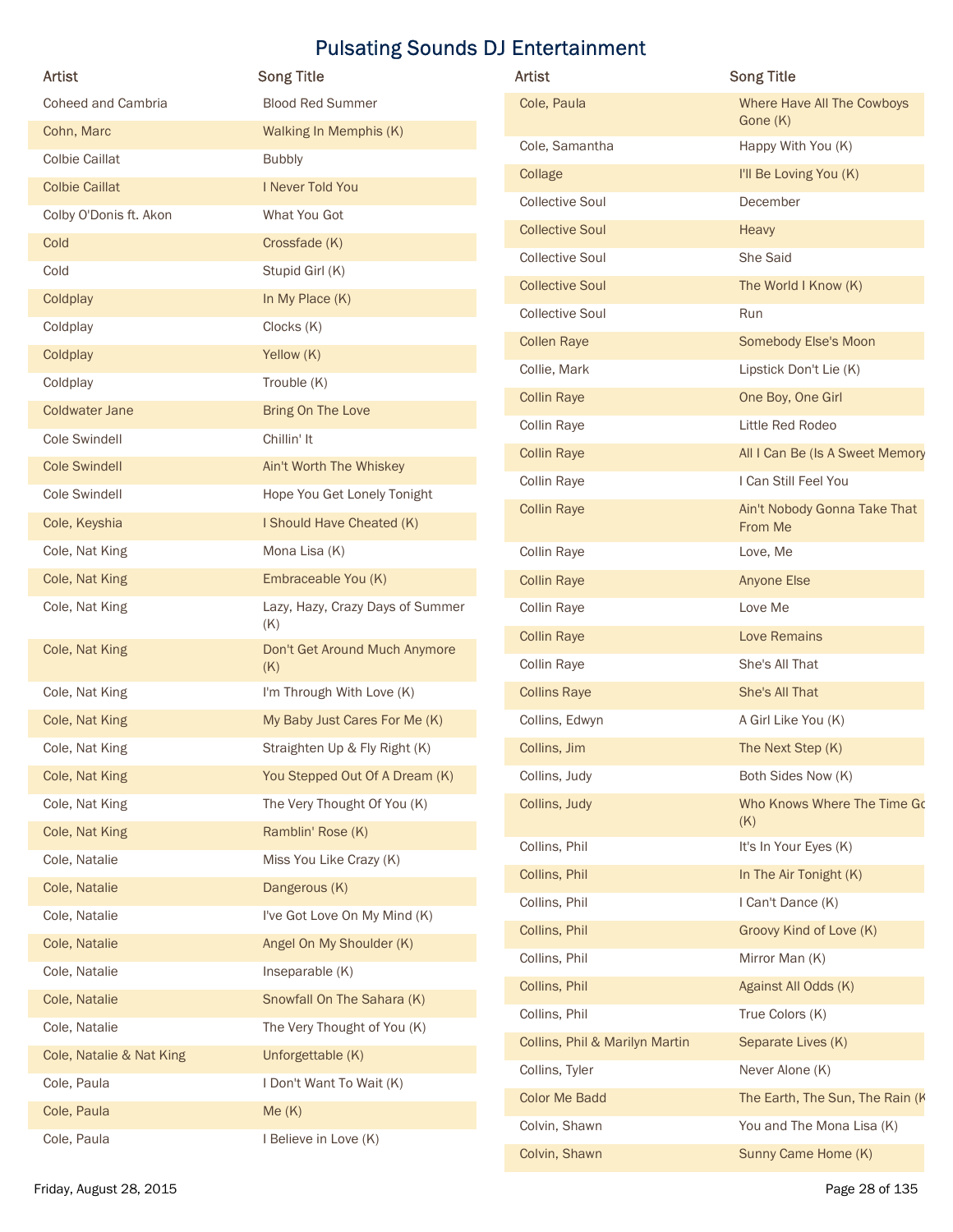# Pulsating Sounds DJ Entertainment

| Artist | Song Title |
|---|---|
| Coheed and Cambria | Blood Red Summer |
| Cohn, Marc | Walking In Memphis (K) |
| Colbie Caillat | Bubbly |
| Colbie Caillat | I Never Told You |
| Colby O'Donis ft. Akon | What You Got |
| Cold | Crossfade (K) |
| Cold | Stupid Girl (K) |
| Coldplay | In My Place (K) |
| Coldplay | Clocks (K) |
| Coldplay | Yellow (K) |
| Coldplay | Trouble (K) |
| Coldwater Jane | Bring On The Love |
| Cole Swindell | Chillin' It |
| Cole Swindell | Ain't Worth The Whiskey |
| Cole Swindell | Hope You Get Lonely Tonight |
| Cole, Keyshia | I Should Have Cheated (K) |
| Cole, Nat King | Mona Lisa (K) |
| Cole, Nat King | Embraceable You (K) |
| Cole, Nat King | Lazy, Hazy, Crazy Days of Summer (K) |
| Cole, Nat King | Don't Get Around Much Anymore (K) |
| Cole, Nat King | I'm Through With Love (K) |
| Cole, Nat King | My Baby Just Cares For Me (K) |
| Cole, Nat King | Straighten Up & Fly Right (K) |
| Cole, Nat King | You Stepped Out Of A Dream (K) |
| Cole, Nat King | The Very Thought Of You (K) |
| Cole, Nat King | Ramblin' Rose (K) |
| Cole, Natalie | Miss You Like Crazy (K) |
| Cole, Natalie | Dangerous (K) |
| Cole, Natalie | I've Got Love On My Mind (K) |
| Cole, Natalie | Angel On My Shoulder (K) |
| Cole, Natalie | Inseparable (K) |
| Cole, Natalie | Snowfall On The Sahara (K) |
| Cole, Natalie | The Very Thought of You (K) |
| Cole, Natalie & Nat King | Unforgettable (K) |
| Cole, Paula | I Don't Want To Wait (K) |
| Cole, Paula | Me (K) |
| Cole, Paula | I Believe in Love (K) |
| Cole, Paula | Where Have All The Cowboys Gone (K) |
| Cole, Samantha | Happy With You (K) |
| Collage | I'll Be Loving You (K) |
| Collective Soul | December |
| Collective Soul | Heavy |
| Collective Soul | She Said |
| Collective Soul | The World I Know (K) |
| Collective Soul | Run |
| Collen Raye | Somebody Else's Moon |
| Collie, Mark | Lipstick Don't Lie (K) |
| Collin Raye | One Boy, One Girl |
| Collin Raye | Little Red Rodeo |
| Collin Raye | All I Can Be (Is A Sweet Memory |
| Collin Raye | I Can Still Feel You |
| Collin Raye | Ain't Nobody Gonna Take That From Me |
| Collin Raye | Love, Me |
| Collin Raye | Anyone Else |
| Collin Raye | Love Me |
| Collin Raye | Love Remains |
| Collin Raye | She's All That |
| Collins Raye | She's All That |
| Collins, Edwyn | A Girl Like You (K) |
| Collins, Jim | The Next Step (K) |
| Collins, Judy | Both Sides Now (K) |
| Collins, Judy | Who Knows Where The Time Go (K) |
| Collins, Phil | It's In Your Eyes (K) |
| Collins, Phil | In The Air Tonight (K) |
| Collins, Phil | I Can't Dance (K) |
| Collins, Phil | Groovy Kind of Love (K) |
| Collins, Phil | Mirror Man (K) |
| Collins, Phil | Against All Odds (K) |
| Collins, Phil | True Colors (K) |
| Collins, Phil & Marilyn Martin | Separate Lives (K) |
| Collins, Tyler | Never Alone (K) |
| Color Me Badd | The Earth, The Sun, The Rain (K |
| Colvin, Shawn | You and The Mona Lisa (K) |
| Colvin, Shawn | Sunny Came Home (K) |

Friday, August 28, 2015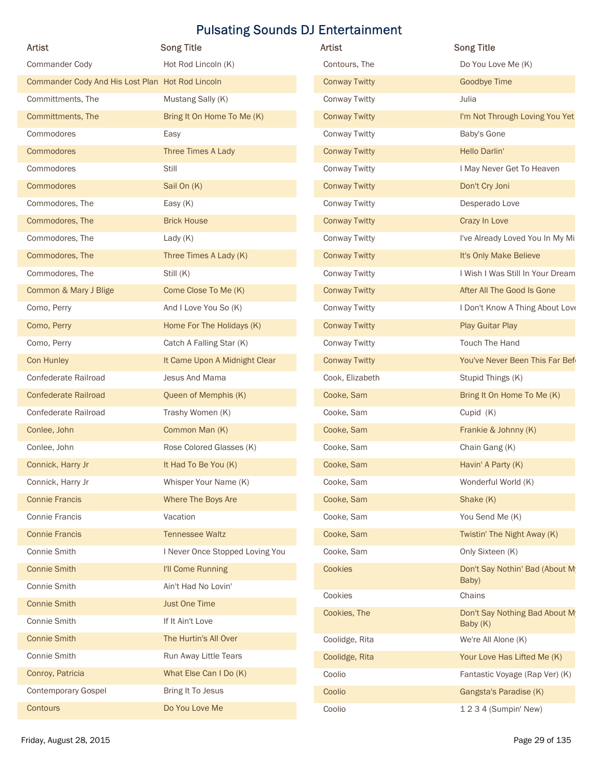# Pulsating Sounds DJ Entertainment

| Artist | Song Title |
| --- | --- |
| Commander Cody | Hot Rod Lincoln (K) |
| Commander Cody And His Lost Plan | Hot Rod Lincoln |
| Committments, The | Mustang Sally (K) |
| Committments, The | Bring It On Home To Me (K) |
| Commodores | Easy |
| Commodores | Three Times A Lady |
| Commodores | Still |
| Commodores | Sail On (K) |
| Commodores, The | Easy (K) |
| Commodores, The | Brick House |
| Commodores, The | Lady (K) |
| Commodores, The | Three Times A Lady (K) |
| Commodores, The | Still (K) |
| Common & Mary J Blige | Come Close To Me (K) |
| Como, Perry | And I Love You So (K) |
| Como, Perry | Home For The Holidays (K) |
| Como, Perry | Catch A Falling Star (K) |
| Con Hunley | It Came Upon A Midnight Clear |
| Confederate Railroad | Jesus And Mama |
| Confederate Railroad | Queen of Memphis (K) |
| Confederate Railroad | Trashy Women (K) |
| Conlee, John | Common Man (K) |
| Conlee, John | Rose Colored Glasses (K) |
| Connick, Harry Jr | It Had To Be You (K) |
| Connick, Harry Jr | Whisper Your Name (K) |
| Connie Francis | Where The Boys Are |
| Connie Francis | Vacation |
| Connie Francis | Tennessee Waltz |
| Connie Smith | I Never Once Stopped Loving You |
| Connie Smith | I'll Come Running |
| Connie Smith | Ain't Had No Lovin' |
| Connie Smith | Just One Time |
| Connie Smith | If It Ain't Love |
| Connie Smith | The Hurtin's All Over |
| Connie Smith | Run Away Little Tears |
| Conroy, Patricia | What Else Can I Do (K) |
| Contemporary Gospel | Bring It To Jesus |
| Contours | Do You Love Me |
| Contours, The | Do You Love Me (K) |
| Conway Twitty | Goodbye Time |
| Conway Twitty | Julia |
| Conway Twitty | I'm Not Through Loving You Yet |
| Conway Twitty | Baby's Gone |
| Conway Twitty | Hello Darlin' |
| Conway Twitty | I May Never Get To Heaven |
| Conway Twitty | Don't Cry Joni |
| Conway Twitty | Desperado Love |
| Conway Twitty | Crazy In Love |
| Conway Twitty | I've Already Loved You In My Mi |
| Conway Twitty | It's Only Make Believe |
| Conway Twitty | I Wish I Was Still In Your Dream |
| Conway Twitty | After All The Good Is Gone |
| Conway Twitty | I Don't Know A Thing About Love |
| Conway Twitty | Play Guitar Play |
| Conway Twitty | Touch The Hand |
| Conway Twitty | You've Never Been This Far Bef |
| Cook, Elizabeth | Stupid Things (K) |
| Cooke, Sam | Bring It On Home To Me (K) |
| Cooke, Sam | Cupid (K) |
| Cooke, Sam | Frankie & Johnny (K) |
| Cooke, Sam | Chain Gang (K) |
| Cooke, Sam | Havin' A Party (K) |
| Cooke, Sam | Wonderful World (K) |
| Cooke, Sam | Shake (K) |
| Cooke, Sam | You Send Me (K) |
| Cooke, Sam | Twistin' The Night Away (K) |
| Cooke, Sam | Only Sixteen (K) |
| Cookies | Don't Say Nothin' Bad (About My Baby) |
| Cookies | Chains |
| Cookies, The | Don't Say Nothing Bad About My Baby (K) |
| Coolidge, Rita | We're All Alone (K) |
| Coolidge, Rita | Your Love Has Lifted Me (K) |
| Coolio | Fantastic Voyage (Rap Ver) (K) |
| Coolio | Gangsta's Paradise (K) |
| Coolio | 1 2 3 4 (Sumpin' New) |

Friday, August 28, 2015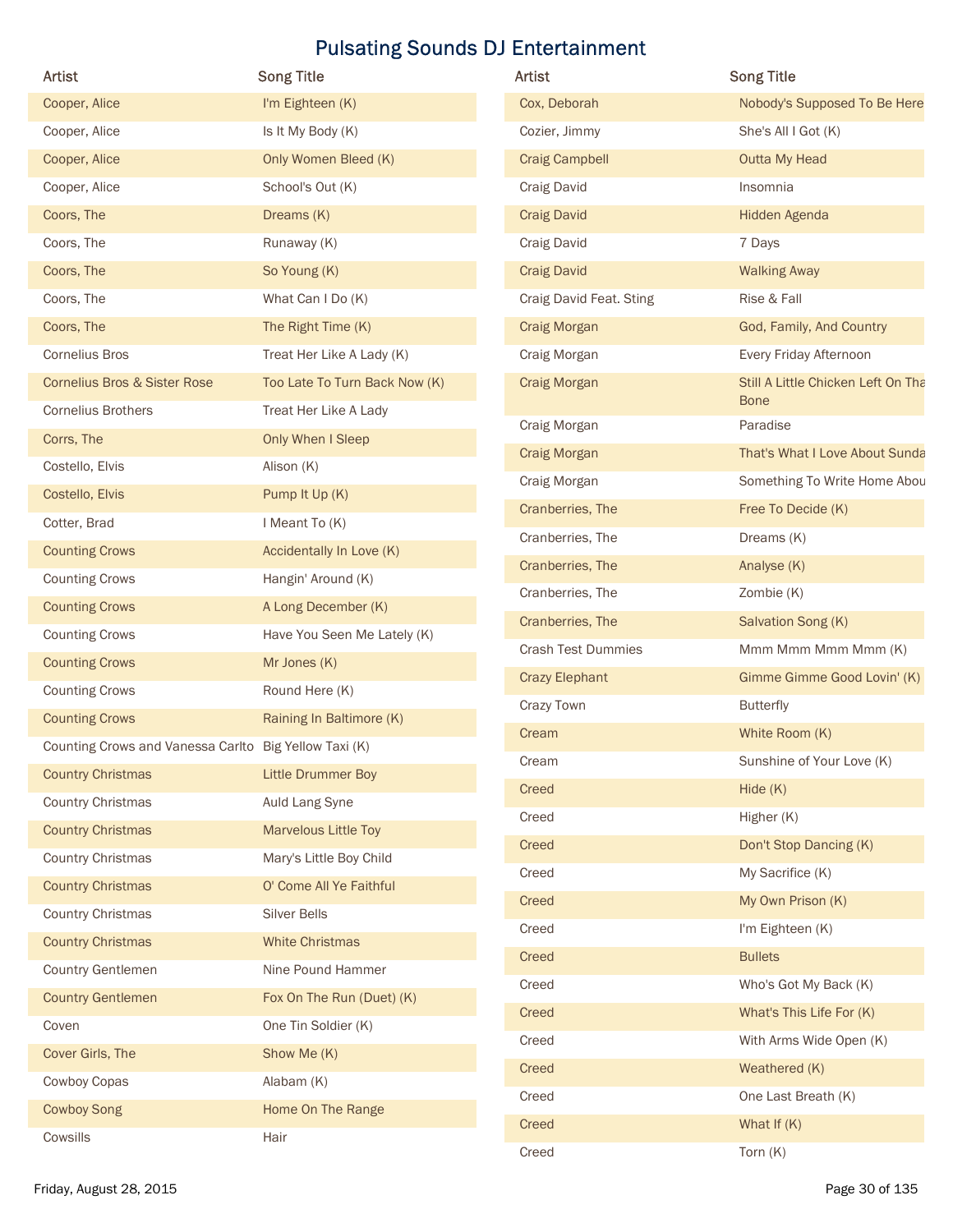# Pulsating Sounds DJ Entertainment

| Artist | Song Title |
| --- | --- |
| Cooper, Alice | I'm Eighteen (K) |
| Cooper, Alice | Is It My Body (K) |
| Cooper, Alice | Only Women Bleed (K) |
| Cooper, Alice | School's Out (K) |
| Coors, The | Dreams (K) |
| Coors, The | Runaway (K) |
| Coors, The | So Young (K) |
| Coors, The | What Can I Do (K) |
| Coors, The | The Right Time (K) |
| Cornelius Bros | Treat Her Like A Lady (K) |
| Cornelius Bros & Sister Rose | Too Late To Turn Back Now (K) |
| Cornelius Brothers | Treat Her Like A Lady |
| Corrs, The | Only When I Sleep |
| Costello, Elvis | Alison (K) |
| Costello, Elvis | Pump It Up (K) |
| Cotter, Brad | I Meant To (K) |
| Counting Crows | Accidentally In Love (K) |
| Counting Crows | Hangin' Around (K) |
| Counting Crows | A Long December (K) |
| Counting Crows | Have You Seen Me Lately (K) |
| Counting Crows | Mr Jones (K) |
| Counting Crows | Round Here (K) |
| Counting Crows | Raining In Baltimore (K) |
| Counting Crows and Vanessa Carlto | Big Yellow Taxi (K) |
| Country Christmas | Little Drummer Boy |
| Country Christmas | Auld Lang Syne |
| Country Christmas | Marvelous Little Toy |
| Country Christmas | Mary's Little Boy Child |
| Country Christmas | O' Come All Ye Faithful |
| Country Christmas | Silver Bells |
| Country Christmas | White Christmas |
| Country Gentlemen | Nine Pound Hammer |
| Country Gentlemen | Fox On The Run (Duet) (K) |
| Coven | One Tin Soldier (K) |
| Cover Girls, The | Show Me (K) |
| Cowboy Copas | Alabam (K) |
| Cowboy Song | Home On The Range |
| Cowsills | Hair |
| Cox, Deborah | Nobody's Supposed To Be Here |
| Cozier, Jimmy | She's All I Got (K) |
| Craig Campbell | Outta My Head |
| Craig David | Insomnia |
| Craig David | Hidden Agenda |
| Craig David | 7 Days |
| Craig David | Walking Away |
| Craig David Feat. Sting | Rise & Fall |
| Craig Morgan | God, Family, And Country |
| Craig Morgan | Every Friday Afternoon |
| Craig Morgan | Still A Little Chicken Left On Tha Bone |
| Craig Morgan | Paradise |
| Craig Morgan | That's What I Love About Sunda |
| Craig Morgan | Something To Write Home Abou |
| Cranberries, The | Free To Decide (K) |
| Cranberries, The | Dreams (K) |
| Cranberries, The | Analyse (K) |
| Cranberries, The | Zombie (K) |
| Cranberries, The | Salvation Song (K) |
| Crash Test Dummies | Mmm Mmm Mmm Mmm (K) |
| Crazy Elephant | Gimme Gimme Good Lovin' (K) |
| Crazy Town | Butterfly |
| Cream | White Room (K) |
| Cream | Sunshine of Your Love (K) |
| Creed | Hide (K) |
| Creed | Higher (K) |
| Creed | Don't Stop Dancing (K) |
| Creed | My Sacrifice (K) |
| Creed | My Own Prison (K) |
| Creed | I'm Eighteen (K) |
| Creed | Bullets |
| Creed | Who's Got My Back (K) |
| Creed | What's This Life For (K) |
| Creed | With Arms Wide Open (K) |
| Creed | Weathered (K) |
| Creed | One Last Breath (K) |
| Creed | What If (K) |
| Creed | Torn (K) |

Friday, August 28, 2015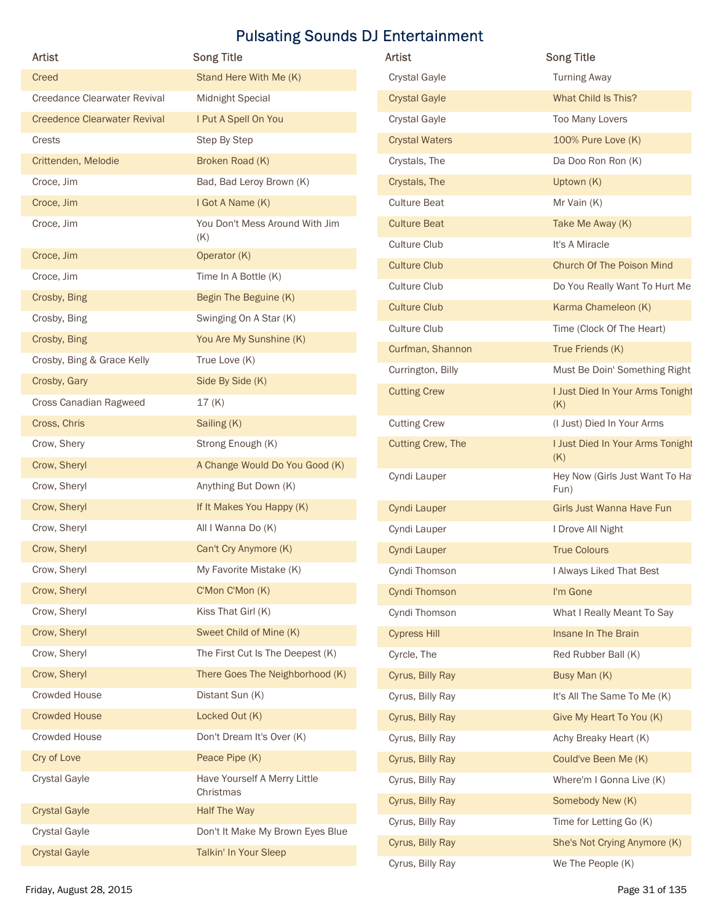# Pulsating Sounds DJ Entertainment

| Artist | Song Title |
| --- | --- |
| Creed | Stand Here With Me (K) |
| Creedance Clearwater Revival | Midnight Special |
| Creedence Clearwater Revival | I Put A Spell On You |
| Crests | Step By Step |
| Crittenden, Melodie | Broken Road (K) |
| Croce, Jim | Bad, Bad Leroy Brown (K) |
| Croce, Jim | I Got A Name (K) |
| Croce, Jim | You Don't Mess Around With Jim (K) |
| Croce, Jim | Operator (K) |
| Croce, Jim | Time In A Bottle (K) |
| Crosby, Bing | Begin The Beguine (K) |
| Crosby, Bing | Swinging On A Star (K) |
| Crosby, Bing | You Are My Sunshine (K) |
| Crosby, Bing & Grace Kelly | True Love (K) |
| Crosby, Gary | Side By Side (K) |
| Cross Canadian Ragweed | 17 (K) |
| Cross, Chris | Sailing (K) |
| Crow, Shery | Strong Enough (K) |
| Crow, Sheryl | A Change Would Do You Good (K) |
| Crow, Sheryl | Anything But Down (K) |
| Crow, Sheryl | If It Makes You Happy (K) |
| Crow, Sheryl | All I Wanna Do (K) |
| Crow, Sheryl | Can't Cry Anymore (K) |
| Crow, Sheryl | My Favorite Mistake (K) |
| Crow, Sheryl | C'Mon C'Mon (K) |
| Crow, Sheryl | Kiss That Girl (K) |
| Crow, Sheryl | Sweet Child of Mine (K) |
| Crow, Sheryl | The First Cut Is The Deepest (K) |
| Crow, Sheryl | There Goes The Neighborhood (K) |
| Crowded House | Distant Sun (K) |
| Crowded House | Locked Out (K) |
| Crowded House | Don't Dream It's Over (K) |
| Cry of Love | Peace Pipe (K) |
| Crystal Gayle | Have Yourself A Merry Little Christmas |
| Crystal Gayle | Half The Way |
| Crystal Gayle | Don't It Make My Brown Eyes Blue |
| Crystal Gayle | Talkin' In Your Sleep |
| Crystal Gayle | Turning Away |
| Crystal Gayle | What Child Is This? |
| Crystal Gayle | Too Many Lovers |
| Crystal Waters | 100% Pure Love (K) |
| Crystals, The | Da Doo Ron Ron (K) |
| Crystals, The | Uptown (K) |
| Culture Beat | Mr Vain (K) |
| Culture Beat | Take Me Away (K) |
| Culture Club | It's A Miracle |
| Culture Club | Church Of The Poison Mind |
| Culture Club | Do You Really Want To Hurt Me |
| Culture Club | Karma Chameleon (K) |
| Culture Club | Time (Clock Of The Heart) |
| Curfman, Shannon | True Friends (K) |
| Currington, Billy | Must Be Doin' Something Right |
| Cutting Crew | I Just Died In Your Arms Tonight (K) |
| Cutting Crew | (I Just) Died In Your Arms |
| Cutting Crew, The | I Just Died In Your Arms Tonight (K) |
| Cyndi Lauper | Hey Now (Girls Just Want To Have Fun) |
| Cyndi Lauper | Girls Just Wanna Have Fun |
| Cyndi Lauper | I Drove All Night |
| Cyndi Lauper | True Colours |
| Cyndi Thomson | I Always Liked That Best |
| Cyndi Thomson | I'm Gone |
| Cyndi Thomson | What I Really Meant To Say |
| Cypress Hill | Insane In The Brain |
| Cyrcle, The | Red Rubber Ball (K) |
| Cyrus, Billy Ray | Busy Man (K) |
| Cyrus, Billy Ray | It's All The Same To Me (K) |
| Cyrus, Billy Ray | Give My Heart To You (K) |
| Cyrus, Billy Ray | Achy Breaky Heart (K) |
| Cyrus, Billy Ray | Could've Been Me (K) |
| Cyrus, Billy Ray | Where'm I Gonna Live (K) |
| Cyrus, Billy Ray | Somebody New (K) |
| Cyrus, Billy Ray | Time for Letting Go (K) |
| Cyrus, Billy Ray | She's Not Crying Anymore (K) |
| Cyrus, Billy Ray | We The People (K) |

Friday, August 28, 2015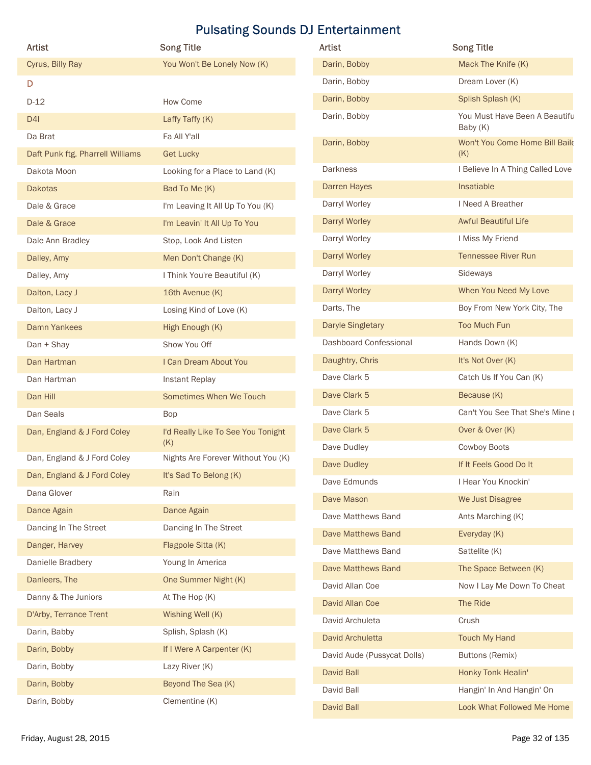# Pulsating Sounds DJ Entertainment

| Artist | Song Title |
| --- | --- |
| Cyrus, Billy Ray | You Won't Be Lonely Now (K) |
| **D** | |
| D-12 | How Come |
| D4l | Laffy Taffy (K) |
| Da Brat | Fa All Y'all |
| Daft Punk ftg. Pharrell Williams | Get Lucky |
| Dakota Moon | Looking for a Place to Land (K) |
| Dakotas | Bad To Me (K) |
| Dale & Grace | I'm Leaving It All Up To You (K) |
| Dale & Grace | I'm Leavin' It All Up To You |
| Dale Ann Bradley | Stop, Look And Listen |
| Dalley, Amy | Men Don't Change (K) |
| Dalley, Amy | I Think You're Beautiful (K) |
| Dalton, Lacy J | 16th Avenue (K) |
| Dalton, Lacy J | Losing Kind of Love (K) |
| Damn Yankees | High Enough (K) |
| Dan + Shay | Show You Off |
| Dan Hartman | I Can Dream About You |
| Dan Hartman | Instant Replay |
| Dan Hill | Sometimes When We Touch |
| Dan Seals | Bop |
| Dan, England & J Ford Coley | I'd Really Like To See You Tonight (K) |
| Dan, England & J Ford Coley | Nights Are Forever Without You (K) |
| Dan, England & J Ford Coley | It's Sad To Belong (K) |
| Dana Glover | Rain |
| Dance Again | Dance Again |
| Dancing In The Street | Dancing In The Street |
| Danger, Harvey | Flagpole Sitta (K) |
| Danielle Bradbery | Young In America |
| Danleers, The | One Summer Night (K) |
| Danny & The Juniors | At The Hop (K) |
| D'Arby, Terrance Trent | Wishing Well (K) |
| Darin, Babby | Splish, Splash (K) |
| Darin, Bobby | If I Were A Carpenter (K) |
| Darin, Bobby | Lazy River (K) |
| Darin, Bobby | Beyond The Sea (K) |
| Darin, Bobby | Clementine (K) |
| Darin, Bobby | Mack The Knife (K) |
| Darin, Bobby | Dream Lover (K) |
| Darin, Bobby | Splish Splash (K) |
| Darin, Bobby | You Must Have Been A Beautifu Baby (K) |
| Darin, Bobby | Won't You Come Home Bill Baile (K) |
| Darkness | I Believe In A Thing Called Love |
| Darren Hayes | Insatiable |
| Darryl Worley | I Need A Breather |
| Darryl Worley | Awful Beautiful Life |
| Darryl Worley | I Miss My Friend |
| Darryl Worley | Tennessee River Run |
| Darryl Worley | Sideways |
| Darryl Worley | When You Need My Love |
| Darts, The | Boy From New York City, The |
| Daryle Singletary | Too Much Fun |
| Dashboard Confessional | Hands Down (K) |
| Daughtry, Chris | It's Not Over (K) |
| Dave Clark 5 | Catch Us If You Can (K) |
| Dave Clark 5 | Because (K) |
| Dave Clark 5 | Can't You See That She's Mine ( |
| Dave Clark 5 | Over & Over (K) |
| Dave Dudley | Cowboy Boots |
| Dave Dudley | If It Feels Good Do It |
| Dave Edmunds | I Hear You Knockin' |
| Dave Mason | We Just Disagree |
| Dave Matthews Band | Ants Marching (K) |
| Dave Matthews Band | Everyday (K) |
| Dave Matthews Band | Sattelite (K) |
| Dave Matthews Band | The Space Between (K) |
| David Allan Coe | Now I Lay Me Down To Cheat |
| David Allan Coe | The Ride |
| David Archuleta | Crush |
| David Archuletta | Touch My Hand |
| David Aude (Pussycat Dolls) | Buttons (Remix) |
| David Ball | Honky Tonk Healin' |
| David Ball | Hangin' In And Hangin' On |
| David Ball | Look What Followed Me Home |

Friday, August 28, 2015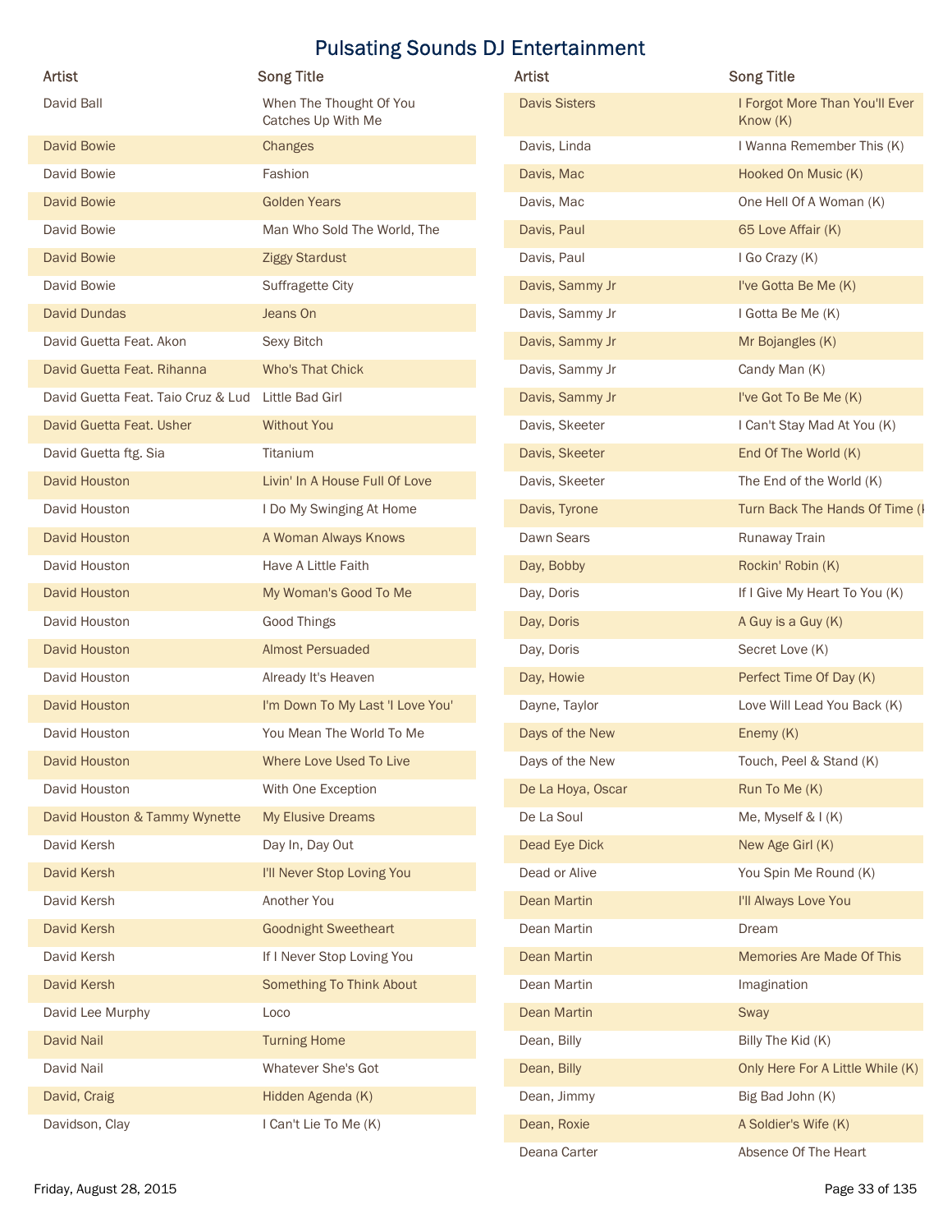# Pulsating Sounds DJ Entertainment

| Artist | Song Title |
|---|---|
| David Ball | When The Thought Of You Catches Up With Me |
| David Bowie | Changes |
| David Bowie | Fashion |
| David Bowie | Golden Years |
| David Bowie | Man Who Sold The World, The |
| David Bowie | Ziggy Stardust |
| David Bowie | Suffragette City |
| David Dundas | Jeans On |
| David Guetta Feat. Akon | Sexy Bitch |
| David Guetta Feat. Rihanna | Who's That Chick |
| David Guetta Feat. Taio Cruz & Lud | Little Bad Girl |
| David Guetta Feat. Usher | Without You |
| David Guetta ftg. Sia | Titanium |
| David Houston | Livin' In A House Full Of Love |
| David Houston | I Do My Swinging At Home |
| David Houston | A Woman Always Knows |
| David Houston | Have A Little Faith |
| David Houston | My Woman's Good To Me |
| David Houston | Good Things |
| David Houston | Almost Persuaded |
| David Houston | Already It's Heaven |
| David Houston | I'm Down To My Last 'I Love You' |
| David Houston | You Mean The World To Me |
| David Houston | Where Love Used To Live |
| David Houston | With One Exception |
| David Houston & Tammy Wynette | My Elusive Dreams |
| David Kersh | Day In, Day Out |
| David Kersh | I'll Never Stop Loving You |
| David Kersh | Another You |
| David Kersh | Goodnight Sweetheart |
| David Kersh | If I Never Stop Loving You |
| David Kersh | Something To Think About |
| David Lee Murphy | Loco |
| David Nail | Turning Home |
| David Nail | Whatever She's Got |
| David, Craig | Hidden Agenda (K) |
| Davidson, Clay | I Can't Lie To Me (K) |
| Davis Sisters | I Forgot More Than You'll Ever Know (K) |
| Davis, Linda | I Wanna Remember This (K) |
| Davis, Mac | Hooked On Music (K) |
| Davis, Mac | One Hell Of A Woman (K) |
| Davis, Paul | 65 Love Affair (K) |
| Davis, Paul | I Go Crazy (K) |
| Davis, Sammy Jr | I've Gotta Be Me (K) |
| Davis, Sammy Jr | I Gotta Be Me (K) |
| Davis, Sammy Jr | Mr Bojangles (K) |
| Davis, Sammy Jr | Candy Man (K) |
| Davis, Sammy Jr | I've Got To Be Me (K) |
| Davis, Skeeter | I Can't Stay Mad At You (K) |
| Davis, Skeeter | End Of The World (K) |
| Davis, Skeeter | The End of the World (K) |
| Davis, Tyrone | Turn Back The Hands Of Time (K |
| Dawn Sears | Runaway Train |
| Day, Bobby | Rockin' Robin (K) |
| Day, Doris | If I Give My Heart To You (K) |
| Day, Doris | A Guy is a Guy (K) |
| Day, Doris | Secret Love (K) |
| Day, Howie | Perfect Time Of Day (K) |
| Dayne, Taylor | Love Will Lead You Back (K) |
| Days of the New | Enemy (K) |
| Days of the New | Touch, Peel & Stand (K) |
| De La Hoya, Oscar | Run To Me (K) |
| De La Soul | Me, Myself & I (K) |
| Dead Eye Dick | New Age Girl (K) |
| Dead or Alive | You Spin Me Round (K) |
| Dean Martin | I'll Always Love You |
| Dean Martin | Dream |
| Dean Martin | Memories Are Made Of This |
| Dean Martin | Imagination |
| Dean Martin | Sway |
| Dean, Billy | Billy The Kid (K) |
| Dean, Billy | Only Here For A Little While (K) |
| Dean, Jimmy | Big Bad John (K) |
| Dean, Roxie | A Soldier's Wife (K) |
| Deana Carter | Absence Of The Heart |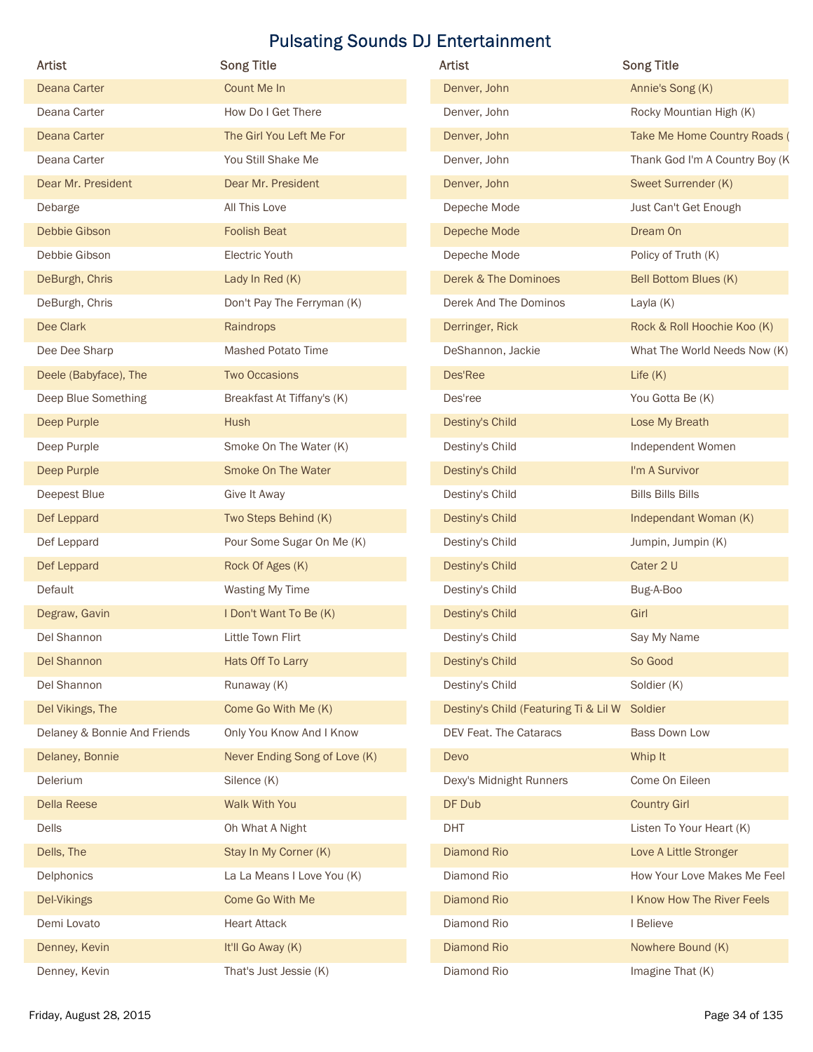# Pulsating Sounds DJ Entertainment

| Artist | Song Title |
| --- | --- |
| Deana Carter | Count Me In |
| Deana Carter | How Do I Get There |
| Deana Carter | The Girl You Left Me For |
| Deana Carter | You Still Shake Me |
| Dear Mr. President | Dear Mr. President |
| Debarge | All This Love |
| Debbie Gibson | Foolish Beat |
| Debbie Gibson | Electric Youth |
| DeBurgh, Chris | Lady In Red (K) |
| DeBurgh, Chris | Don't Pay The Ferryman (K) |
| Dee Clark | Raindrops |
| Dee Dee Sharp | Mashed Potato Time |
| Deele (Babyface), The | Two Occasions |
| Deep Blue Something | Breakfast At Tiffany's (K) |
| Deep Purple | Hush |
| Deep Purple | Smoke On The Water (K) |
| Deep Purple | Smoke On The Water |
| Deepest Blue | Give It Away |
| Def Leppard | Two Steps Behind (K) |
| Def Leppard | Pour Some Sugar On Me (K) |
| Def Leppard | Rock Of Ages (K) |
| Default | Wasting My Time |
| Degraw, Gavin | I Don't Want To Be (K) |
| Del Shannon | Little Town Flirt |
| Del Shannon | Hats Off To Larry |
| Del Shannon | Runaway (K) |
| Del Vikings, The | Come Go With Me (K) |
| Delaney & Bonnie And Friends | Only You Know And I Know |
| Delaney, Bonnie | Never Ending Song of Love (K) |
| Delerium | Silence (K) |
| Della Reese | Walk With You |
| Dells | Oh What A Night |
| Dells, The | Stay In My Corner (K) |
| Delphonics | La La Means I Love You (K) |
| Del-Vikings | Come Go With Me |
| Demi Lovato | Heart Attack |
| Denney, Kevin | It'll Go Away (K) |
| Denney, Kevin | That's Just Jessie (K) |
| Denver, John | Annie's Song (K) |
| Denver, John | Rocky Mountian High (K) |
| Denver, John | Take Me Home Country Roads ( |
| Denver, John | Thank God I'm A Country Boy (K |
| Denver, John | Sweet Surrender (K) |
| Depeche Mode | Just Can't Get Enough |
| Depeche Mode | Dream On |
| Depeche Mode | Policy of Truth (K) |
| Derek & The Dominoes | Bell Bottom Blues (K) |
| Derek And The Dominos | Layla (K) |
| Derringer, Rick | Rock & Roll Hoochie Koo (K) |
| DeShannon, Jackie | What The World Needs Now (K) |
| Des'Ree | Life (K) |
| Des'ree | You Gotta Be (K) |
| Destiny's Child | Lose My Breath |
| Destiny's Child | Independent Women |
| Destiny's Child | I'm A Survivor |
| Destiny's Child | Bills Bills Bills |
| Destiny's Child | Independant Woman (K) |
| Destiny's Child | Jumpin, Jumpin (K) |
| Destiny's Child | Cater 2 U |
| Destiny's Child | Bug-A-Boo |
| Destiny's Child | Girl |
| Destiny's Child | Say My Name |
| Destiny's Child | So Good |
| Destiny's Child | Soldier (K) |
| Destiny's Child (Featuring Ti & Lil W | Soldier |
| DEV Feat. The Cataracs | Bass Down Low |
| Devo | Whip It |
| Dexy's Midnight Runners | Come On Eileen |
| DF Dub | Country Girl |
| DHT | Listen To Your Heart (K) |
| Diamond Rio | Love A Little Stronger |
| Diamond Rio | How Your Love Makes Me Feel |
| Diamond Rio | I Know How The River Feels |
| Diamond Rio | I Believe |
| Diamond Rio | Nowhere Bound (K) |
| Diamond Rio | Imagine That (K) |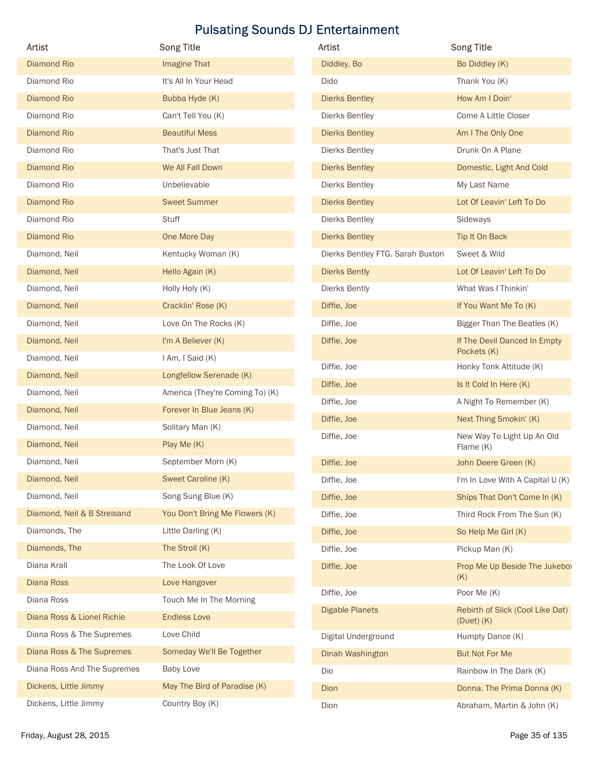# Pulsating Sounds DJ Entertainment

| Artist | Song Title |
| --- | --- |
| Diamond Rio | Imagine That |
| Diamond Rio | It's All In Your Head |
| Diamond Rio | Bubba Hyde (K) |
| Diamond Rio | Can't Tell You (K) |
| Diamond Rio | Beautiful Mess |
| Diamond Rio | That's Just That |
| Diamond Rio | We All Fall Down |
| Diamond Rio | Unbelievable |
| Diamond Rio | Sweet Summer |
| Diamond Rio | Stuff |
| Diamond Rio | One More Day |
| Diamond, Neil | Kentucky Woman (K) |
| Diamond, Neil | Hello Again (K) |
| Diamond, Neil | Holly Holy (K) |
| Diamond, Neil | Cracklin' Rose (K) |
| Diamond, Neil | Love On The Rocks (K) |
| Diamond, Neil | I'm A Believer (K) |
| Diamond, Neil | I Am, I Said (K) |
| Diamond, Neil | Longfellow Serenade (K) |
| Diamond, Neil | America (They're Coming To) (K) |
| Diamond, Neil | Forever In Blue Jeans (K) |
| Diamond, Neil | Solitary Man (K) |
| Diamond, Neil | Play Me (K) |
| Diamond, Neil | September Morn (K) |
| Diamond, Neil | Sweet Caroline (K) |
| Diamond, Neil | Song Sung Blue (K) |
| Diamond, Neil & B Streisand | You Don't Bring Me Flowers (K) |
| Diamonds, The | Little Darling (K) |
| Diamonds, The | The Stroll (K) |
| Diana Krall | The Look Of Love |
| Diana Ross | Love Hangover |
| Diana Ross | Touch Me In The Morning |
| Diana Ross & Lionel Richie | Endless Love |
| Diana Ross & The Supremes | Love Child |
| Diana Ross & The Supremes | Someday We'll Be Together |
| Diana Ross And The Supremes | Baby Love |
| Dickens, Little Jimmy | May The Bird of Paradise (K) |
| Dickens, Little Jimmy | Country Boy (K) |
| Diddley, Bo | Bo Diddley (K) |
| Dido | Thank You (K) |
| Dierks Bentley | How Am I Doin' |
| Dierks Bentley | Come A Little Closer |
| Dierks Bentley | Am I The Only One |
| Dierks Bentley | Drunk On A Plane |
| Dierks Bentley | Domestic, Light And Cold |
| Dierks Bentley | My Last Name |
| Dierks Bentley | Lot Of Leavin' Left To Do |
| Dierks Bentley | Sideways |
| Dierks Bentley | Tip It On Back |
| Dierks Bentley FTG. Sarah Buxton | Sweet & Wild |
| Dierks Bently | Lot Of Leavin' Left To Do |
| Dierks Bently | What Was I Thinkin' |
| Diffie, Joe | If You Want Me To (K) |
| Diffie, Joe | Bigger Than The Beatles (K) |
| Diffie, Joe | If The Devil Danced In Empty Pockets (K) |
| Diffie, Joe | Honky Tonk Attitude (K) |
| Diffie, Joe | Is It Cold In Here (K) |
| Diffie, Joe | A Night To Remember (K) |
| Diffie, Joe | Next Thing Smokin' (K) |
| Diffie, Joe | New Way To Light Up An Old Flame (K) |
| Diffie, Joe | John Deere Green (K) |
| Diffie, Joe | I'm In Love With A Capital U (K) |
| Diffie, Joe | Ships That Don't Come In (K) |
| Diffie, Joe | Third Rock From The Sun (K) |
| Diffie, Joe | So Help Me Girl (K) |
| Diffie, Joe | Pickup Man (K) |
| Diffie, Joe | Prop Me Up Beside The Jukebox (K) |
| Diffie, Joe | Poor Me (K) |
| Digable Planets | Rebirth of Slick (Cool Like Dat) (Duet) (K) |
| Digital Underground | Humpty Dance (K) |
| Dinah Washington | But Not For Me |
| Dio | Rainbow In The Dark (K) |
| Dion | Donna, The Prima Donna (K) |
| Dion | Abraham, Martin & John (K) |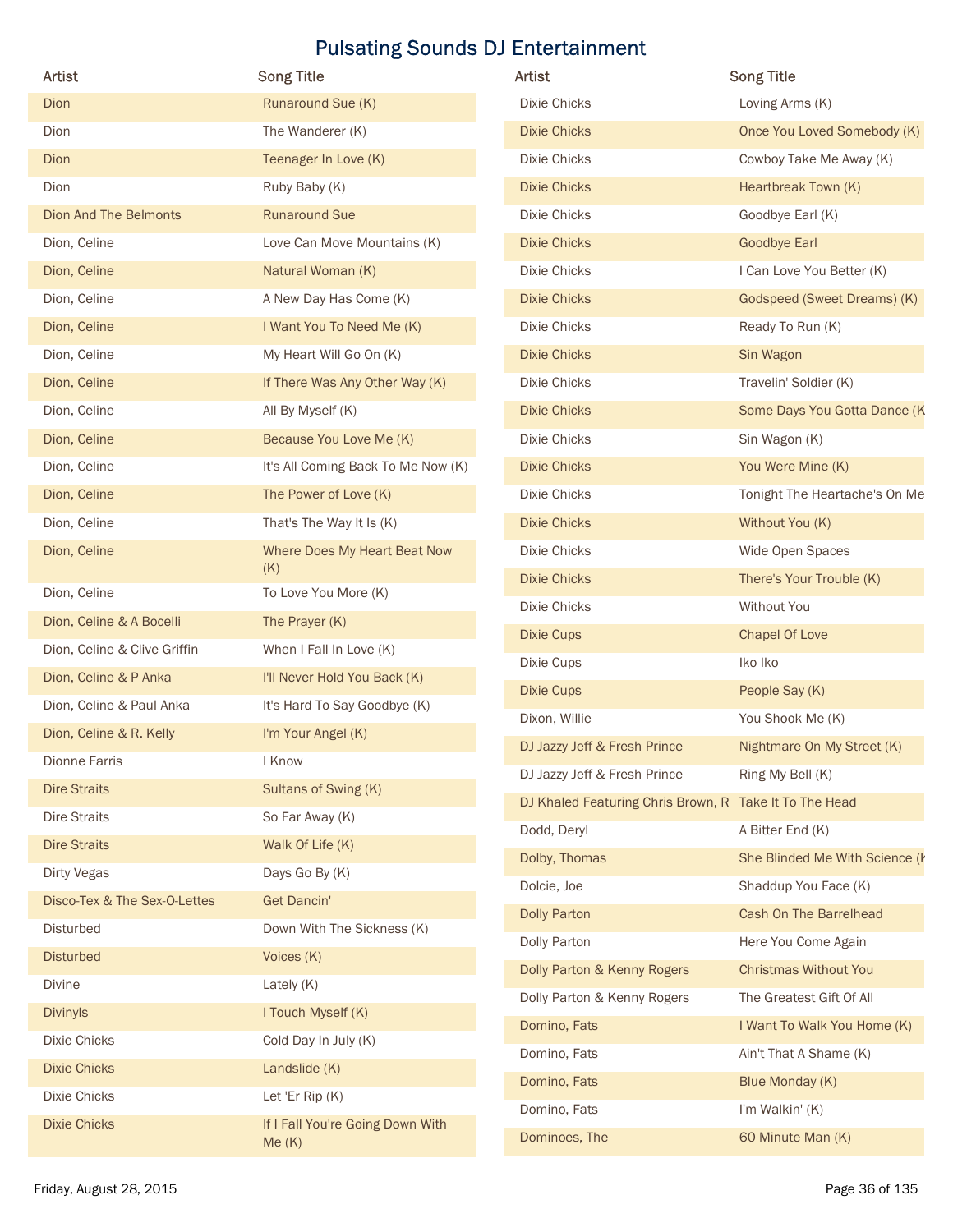# Pulsating Sounds DJ Entertainment

| Artist | Song Title |
|---|---|
| Dion | Runaround Sue (K) |
| Dion | The Wanderer (K) |
| Dion | Teenager In Love (K) |
| Dion | Ruby Baby (K) |
| Dion And The Belmonts | Runaround Sue |
| Dion, Celine | Love Can Move Mountains (K) |
| Dion, Celine | Natural Woman (K) |
| Dion, Celine | A New Day Has Come (K) |
| Dion, Celine | I Want You To Need Me (K) |
| Dion, Celine | My Heart Will Go On (K) |
| Dion, Celine | If There Was Any Other Way (K) |
| Dion, Celine | All By Myself (K) |
| Dion, Celine | Because You Love Me (K) |
| Dion, Celine | It's All Coming Back To Me Now (K) |
| Dion, Celine | The Power of Love (K) |
| Dion, Celine | That's The Way It Is (K) |
| Dion, Celine | Where Does My Heart Beat Now (K) |
| Dion, Celine | To Love You More (K) |
| Dion, Celine & A Bocelli | The Prayer (K) |
| Dion, Celine & Clive Griffin | When I Fall In Love (K) |
| Dion, Celine & P Anka | I'll Never Hold You Back (K) |
| Dion, Celine & Paul Anka | It's Hard To Say Goodbye (K) |
| Dion, Celine & R. Kelly | I'm Your Angel (K) |
| Dionne Farris | I Know |
| Dire Straits | Sultans of Swing (K) |
| Dire Straits | So Far Away (K) |
| Dire Straits | Walk Of Life (K) |
| Dirty Vegas | Days Go By (K) |
| Disco-Tex & The Sex-O-Lettes | Get Dancin' |
| Disturbed | Down With The Sickness (K) |
| Disturbed | Voices (K) |
| Divine | Lately (K) |
| Divinyls | I Touch Myself (K) |
| Dixie Chicks | Cold Day In July (K) |
| Dixie Chicks | Landslide (K) |
| Dixie Chicks | Let 'Er Rip (K) |
| Dixie Chicks | If I Fall You're Going Down With Me (K) |
| Dixie Chicks | Loving Arms (K) |
| Dixie Chicks | Once You Loved Somebody (K) |
| Dixie Chicks | Cowboy Take Me Away (K) |
| Dixie Chicks | Heartbreak Town (K) |
| Dixie Chicks | Goodbye Earl (K) |
| Dixie Chicks | Goodbye Earl |
| Dixie Chicks | I Can Love You Better (K) |
| Dixie Chicks | Godspeed (Sweet Dreams) (K) |
| Dixie Chicks | Ready To Run (K) |
| Dixie Chicks | Sin Wagon |
| Dixie Chicks | Travelin' Soldier (K) |
| Dixie Chicks | Some Days You Gotta Dance (K |
| Dixie Chicks | Sin Wagon (K) |
| Dixie Chicks | You Were Mine (K) |
| Dixie Chicks | Tonight The Heartache's On Me |
| Dixie Chicks | Without You (K) |
| Dixie Chicks | Wide Open Spaces |
| Dixie Chicks | There's Your Trouble (K) |
| Dixie Chicks | Without You |
| Dixie Cups | Chapel Of Love |
| Dixie Cups | Iko Iko |
| Dixie Cups | People Say (K) |
| Dixon, Willie | You Shook Me (K) |
| DJ Jazzy Jeff & Fresh Prince | Nightmare On My Street (K) |
| DJ Jazzy Jeff & Fresh Prince | Ring My Bell (K) |
| DJ Khaled Featuring Chris Brown, R | Take It To The Head |
| Dodd, Deryl | A Bitter End (K) |
| Dolby, Thomas | She Blinded Me With Science (K |
| Dolcie, Joe | Shaddup You Face (K) |
| Dolly Parton | Cash On The Barrelhead |
| Dolly Parton | Here You Come Again |
| Dolly Parton & Kenny Rogers | Christmas Without You |
| Dolly Parton & Kenny Rogers | The Greatest Gift Of All |
| Domino, Fats | I Want To Walk You Home (K) |
| Domino, Fats | Ain't That A Shame (K) |
| Domino, Fats | Blue Monday (K) |
| Domino, Fats | I'm Walkin' (K) |
| Dominoes, The | 60 Minute Man (K) |

Friday, August 28, 2015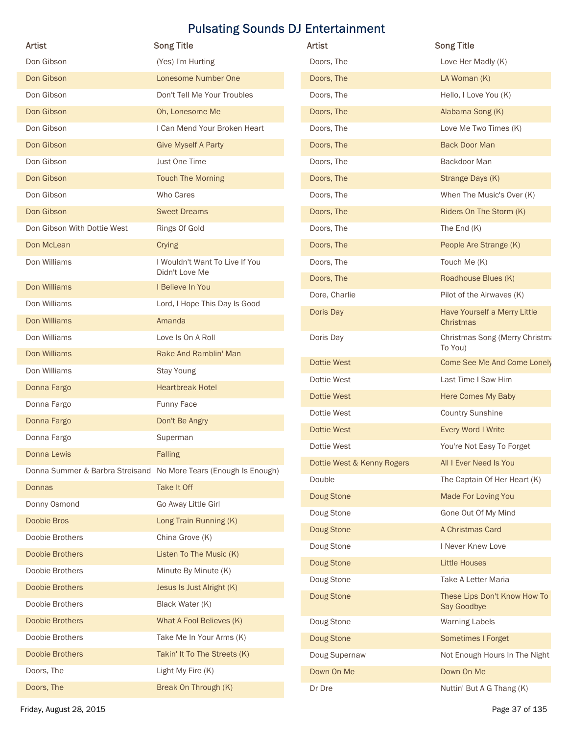# Pulsating Sounds DJ Entertainment

| Artist | Song Title |
| --- | --- |
| Don Gibson | (Yes) I'm Hurting |
| Don Gibson | Lonesome Number One |
| Don Gibson | Don't Tell Me Your Troubles |
| Don Gibson | Oh, Lonesome Me |
| Don Gibson | I Can Mend Your Broken Heart |
| Don Gibson | Give Myself A Party |
| Don Gibson | Just One Time |
| Don Gibson | Touch The Morning |
| Don Gibson | Who Cares |
| Don Gibson | Sweet Dreams |
| Don Gibson With Dottie West | Rings Of Gold |
| Don McLean | Crying |
| Don Williams | I Wouldn't Want To Live If You Didn't Love Me |
| Don Williams | I Believe In You |
| Don Williams | Lord, I Hope This Day Is Good |
| Don Williams | Amanda |
| Don Williams | Love Is On A Roll |
| Don Williams | Rake And Ramblin' Man |
| Don Williams | Stay Young |
| Donna Fargo | Heartbreak Hotel |
| Donna Fargo | Funny Face |
| Donna Fargo | Don't Be Angry |
| Donna Fargo | Superman |
| Donna Lewis | Falling |
| Donna Summer & Barbra Streisand | No More Tears (Enough Is Enough) |
| Donnas | Take It Off |
| Donny Osmond | Go Away Little Girl |
| Doobie Bros | Long Train Running (K) |
| Doobie Brothers | China Grove (K) |
| Doobie Brothers | Listen To The Music (K) |
| Doobie Brothers | Minute By Minute (K) |
| Doobie Brothers | Jesus Is Just Alright (K) |
| Doobie Brothers | Black Water (K) |
| Doobie Brothers | What A Fool Believes (K) |
| Doobie Brothers | Take Me In Your Arms (K) |
| Doobie Brothers | Takin' It To The Streets (K) |
| Doors, The | Light My Fire (K) |
| Doors, The | Break On Through (K) |
| Doors, The | Love Her Madly (K) |
| Doors, The | LA Woman (K) |
| Doors, The | Hello, I Love You (K) |
| Doors, The | Alabama Song (K) |
| Doors, The | Love Me Two Times (K) |
| Doors, The | Back Door Man |
| Doors, The | Backdoor Man |
| Doors, The | Strange Days (K) |
| Doors, The | When The Music's Over (K) |
| Doors, The | Riders On The Storm (K) |
| Doors, The | The End (K) |
| Doors, The | People Are Strange (K) |
| Doors, The | Touch Me (K) |
| Doors, The | Roadhouse Blues (K) |
| Dore, Charlie | Pilot of the Airwaves (K) |
| Doris Day | Have Yourself a Merry Little Christmas |
| Doris Day | Christmas Song (Merry Christma To You) |
| Dottie West | Come See Me And Come Lonely |
| Dottie West | Last Time I Saw Him |
| Dottie West | Here Comes My Baby |
| Dottie West | Country Sunshine |
| Dottie West | Every Word I Write |
| Dottie West | You're Not Easy To Forget |
| Dottie West & Kenny Rogers | All I Ever Need Is You |
| Double | The Captain Of Her Heart (K) |
| Doug Stone | Made For Loving You |
| Doug Stone | Gone Out Of My Mind |
| Doug Stone | A Christmas Card |
| Doug Stone | I Never Knew Love |
| Doug Stone | Little Houses |
| Doug Stone | Take A Letter Maria |
| Doug Stone | These Lips Don't Know How To Say Goodbye |
| Doug Stone | Warning Labels |
| Doug Stone | Sometimes I Forget |
| Doug Supernaw | Not Enough Hours In The Night |
| Down On Me | Down On Me |
| Dr Dre | Nuttin' But A G Thang (K) |

Friday, August 28, 2015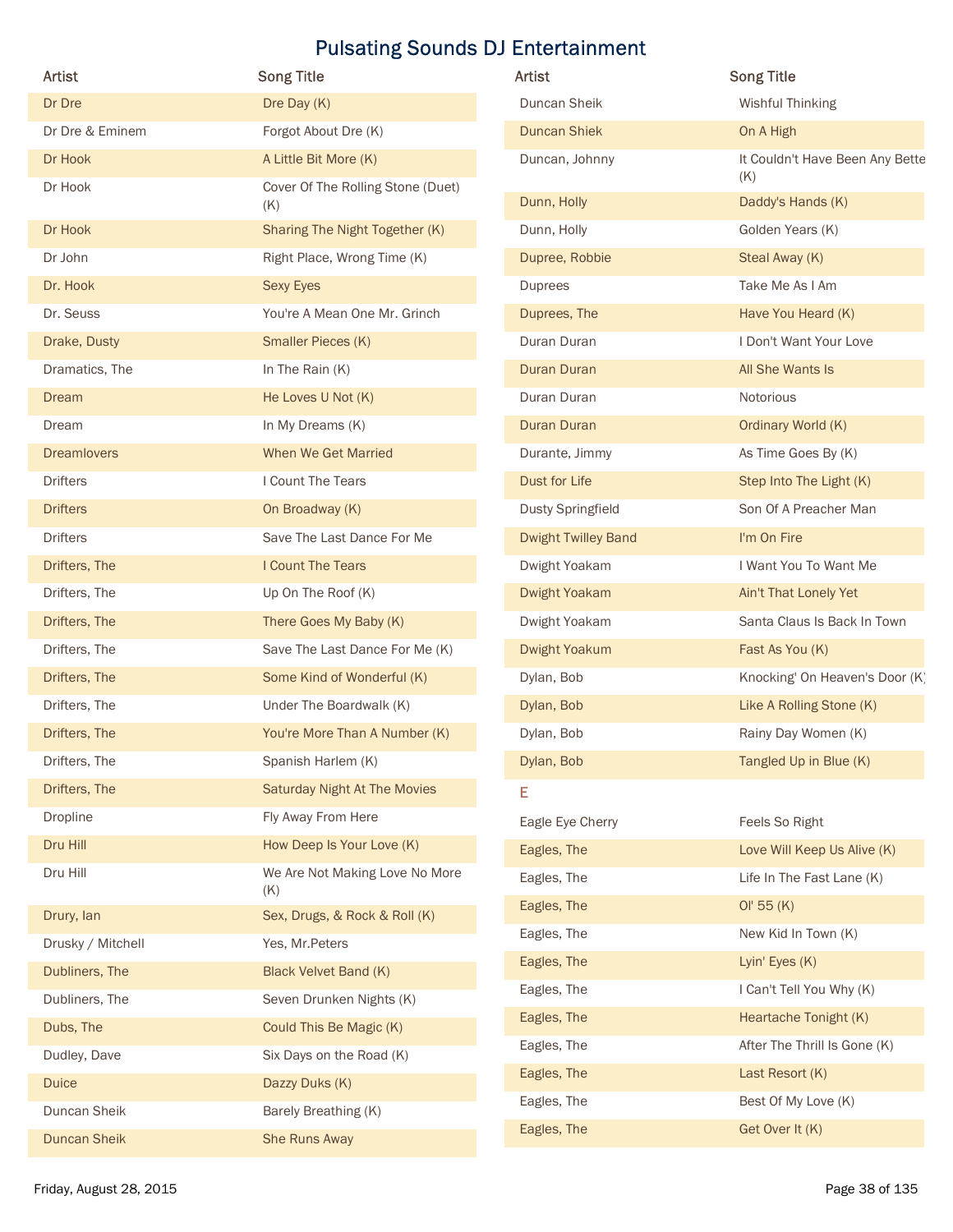# Pulsating Sounds DJ Entertainment

| Artist | Song Title |
| --- | --- |
| Dr Dre | Dre Day (K) |
| Dr Dre & Eminem | Forgot About Dre (K) |
| Dr Hook | A Little Bit More (K) |
| Dr Hook | Cover Of The Rolling Stone (Duet) (K) |
| Dr Hook | Sharing The Night Together (K) |
| Dr John | Right Place, Wrong Time (K) |
| Dr. Hook | Sexy Eyes |
| Dr. Seuss | You're A Mean One Mr. Grinch |
| Drake, Dusty | Smaller Pieces (K) |
| Dramatics, The | In The Rain (K) |
| Dream | He Loves U Not (K) |
| Dream | In My Dreams (K) |
| Dreamlovers | When We Get Married |
| Drifters | I Count The Tears |
| Drifters | On Broadway (K) |
| Drifters | Save The Last Dance For Me |
| Drifters, The | I Count The Tears |
| Drifters, The | Up On The Roof (K) |
| Drifters, The | There Goes My Baby (K) |
| Drifters, The | Save The Last Dance For Me (K) |
| Drifters, The | Some Kind of Wonderful (K) |
| Drifters, The | Under The Boardwalk (K) |
| Drifters, The | You're More Than A Number (K) |
| Drifters, The | Spanish Harlem (K) |
| Drifters, The | Saturday Night At The Movies |
| Dropline | Fly Away From Here |
| Dru Hill | How Deep Is Your Love (K) |
| Dru Hill | We Are Not Making Love No More (K) |
| Drury, Ian | Sex, Drugs, & Rock & Roll (K) |
| Drusky / Mitchell | Yes, Mr.Peters |
| Dubliners, The | Black Velvet Band (K) |
| Dubliners, The | Seven Drunken Nights (K) |
| Dubs, The | Could This Be Magic (K) |
| Dudley, Dave | Six Days on the Road (K) |
| Duice | Dazzy Duks (K) |
| Duncan Sheik | Barely Breathing (K) |
| Duncan Sheik | She Runs Away |
| Duncan Sheik | Wishful Thinking |
| Duncan Shiek | On A High |
| Duncan, Johnny | It Couldn't Have Been Any Better (K) |
| Dunn, Holly | Daddy's Hands (K) |
| Dunn, Holly | Golden Years (K) |
| Dupree, Robbie | Steal Away (K) |
| Duprees | Take Me As I Am |
| Duprees, The | Have You Heard (K) |
| Duran Duran | I Don't Want Your Love |
| Duran Duran | All She Wants Is |
| Duran Duran | Notorious |
| Duran Duran | Ordinary World (K) |
| Durante, Jimmy | As Time Goes By (K) |
| Dust for Life | Step Into The Light (K) |
| Dusty Springfield | Son Of A Preacher Man |
| Dwight Twilley Band | I'm On Fire |
| Dwight Yoakam | I Want You To Want Me |
| Dwight Yoakam | Ain't That Lonely Yet |
| Dwight Yoakam | Santa Claus Is Back In Town |
| Dwight Yoakum | Fast As You (K) |
| Dylan, Bob | Knocking' On Heaven's Door (K) |
| Dylan, Bob | Like A Rolling Stone (K) |
| Dylan, Bob | Rainy Day Women (K) |
| Dylan, Bob | Tangled Up in Blue (K) |
| **E** | |
| Eagle Eye Cherry | Feels So Right |
| Eagles, The | Love Will Keep Us Alive (K) |
| Eagles, The | Life In The Fast Lane (K) |
| Eagles, The | Ol' 55 (K) |
| Eagles, The | New Kid In Town (K) |
| Eagles, The | Lyin' Eyes (K) |
| Eagles, The | I Can't Tell You Why (K) |
| Eagles, The | Heartache Tonight (K) |
| Eagles, The | After The Thrill Is Gone (K) |
| Eagles, The | Last Resort (K) |
| Eagles, The | Best Of My Love (K) |
| Eagles, The | Get Over It (K) |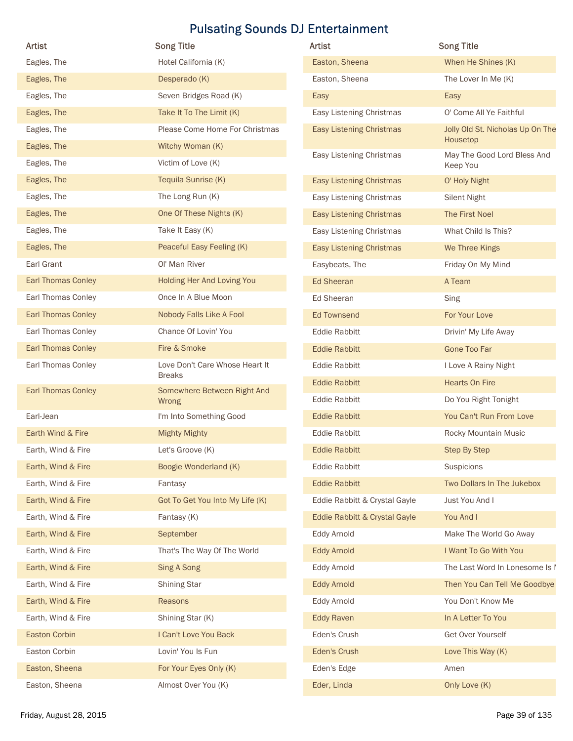# Pulsating Sounds DJ Entertainment

| Artist | Song Title |
| --- | --- |
| Eagles, The | Hotel California (K) |
| Eagles, The | Desperado (K) |
| Eagles, The | Seven Bridges Road (K) |
| Eagles, The | Take It To The Limit (K) |
| Eagles, The | Please Come Home For Christmas |
| Eagles, The | Witchy Woman (K) |
| Eagles, The | Victim of Love (K) |
| Eagles, The | Tequila Sunrise (K) |
| Eagles, The | The Long Run (K) |
| Eagles, The | One Of These Nights (K) |
| Eagles, The | Take It Easy (K) |
| Eagles, The | Peaceful Easy Feeling (K) |
| Earl Grant | Ol' Man River |
| Earl Thomas Conley | Holding Her And Loving You |
| Earl Thomas Conley | Once In A Blue Moon |
| Earl Thomas Conley | Nobody Falls Like A Fool |
| Earl Thomas Conley | Chance Of Lovin' You |
| Earl Thomas Conley | Fire & Smoke |
| Earl Thomas Conley | Love Don't Care Whose Heart It Breaks |
| Earl Thomas Conley | Somewhere Between Right And Wrong |
| Earl-Jean | I'm Into Something Good |
| Earth Wind & Fire | Mighty Mighty |
| Earth, Wind & Fire | Let's Groove (K) |
| Earth, Wind & Fire | Boogie Wonderland (K) |
| Earth, Wind & Fire | Fantasy |
| Earth, Wind & Fire | Got To Get You Into My Life (K) |
| Earth, Wind & Fire | Fantasy (K) |
| Earth, Wind & Fire | September |
| Earth, Wind & Fire | That's The Way Of The World |
| Earth, Wind & Fire | Sing A Song |
| Earth, Wind & Fire | Shining Star |
| Earth, Wind & Fire | Reasons |
| Earth, Wind & Fire | Shining Star (K) |
| Easton Corbin | I Can't Love You Back |
| Easton Corbin | Lovin' You Is Fun |
| Easton, Sheena | For Your Eyes Only (K) |
| Easton, Sheena | Almost Over You (K) |
| Easton, Sheena | When He Shines (K) |
| Easton, Sheena | The Lover In Me (K) |
| Easy | Easy |
| Easy Listening Christmas | O' Come All Ye Faithful |
| Easy Listening Christmas | Jolly Old St. Nicholas Up On The Housetop |
| Easy Listening Christmas | May The Good Lord Bless And Keep You |
| Easy Listening Christmas | O' Holy Night |
| Easy Listening Christmas | Silent Night |
| Easy Listening Christmas | The First Noel |
| Easy Listening Christmas | What Child Is This? |
| Easy Listening Christmas | We Three Kings |
| Easybeats, The | Friday On My Mind |
| Ed Sheeran | A Team |
| Ed Sheeran | Sing |
| Ed Townsend | For Your Love |
| Eddie Rabbitt | Drivin' My Life Away |
| Eddie Rabbitt | Gone Too Far |
| Eddie Rabbitt | I Love A Rainy Night |
| Eddie Rabbitt | Hearts On Fire |
| Eddie Rabbitt | Do You Right Tonight |
| Eddie Rabbitt | You Can't Run From Love |
| Eddie Rabbitt | Rocky Mountain Music |
| Eddie Rabbitt | Step By Step |
| Eddie Rabbitt | Suspicions |
| Eddie Rabbitt | Two Dollars In The Jukebox |
| Eddie Rabbitt & Crystal Gayle | Just You And I |
| Eddie Rabbitt & Crystal Gayle | You And I |
| Eddy Arnold | Make The World Go Away |
| Eddy Arnold | I Want To Go With You |
| Eddy Arnold | The Last Word In Lonesome Is M |
| Eddy Arnold | Then You Can Tell Me Goodbye |
| Eddy Arnold | You Don't Know Me |
| Eddy Raven | In A Letter To You |
| Eden's Crush | Get Over Yourself |
| Eden's Crush | Love This Way (K) |
| Eden's Edge | Amen |
| Eder, Linda | Only Love (K) |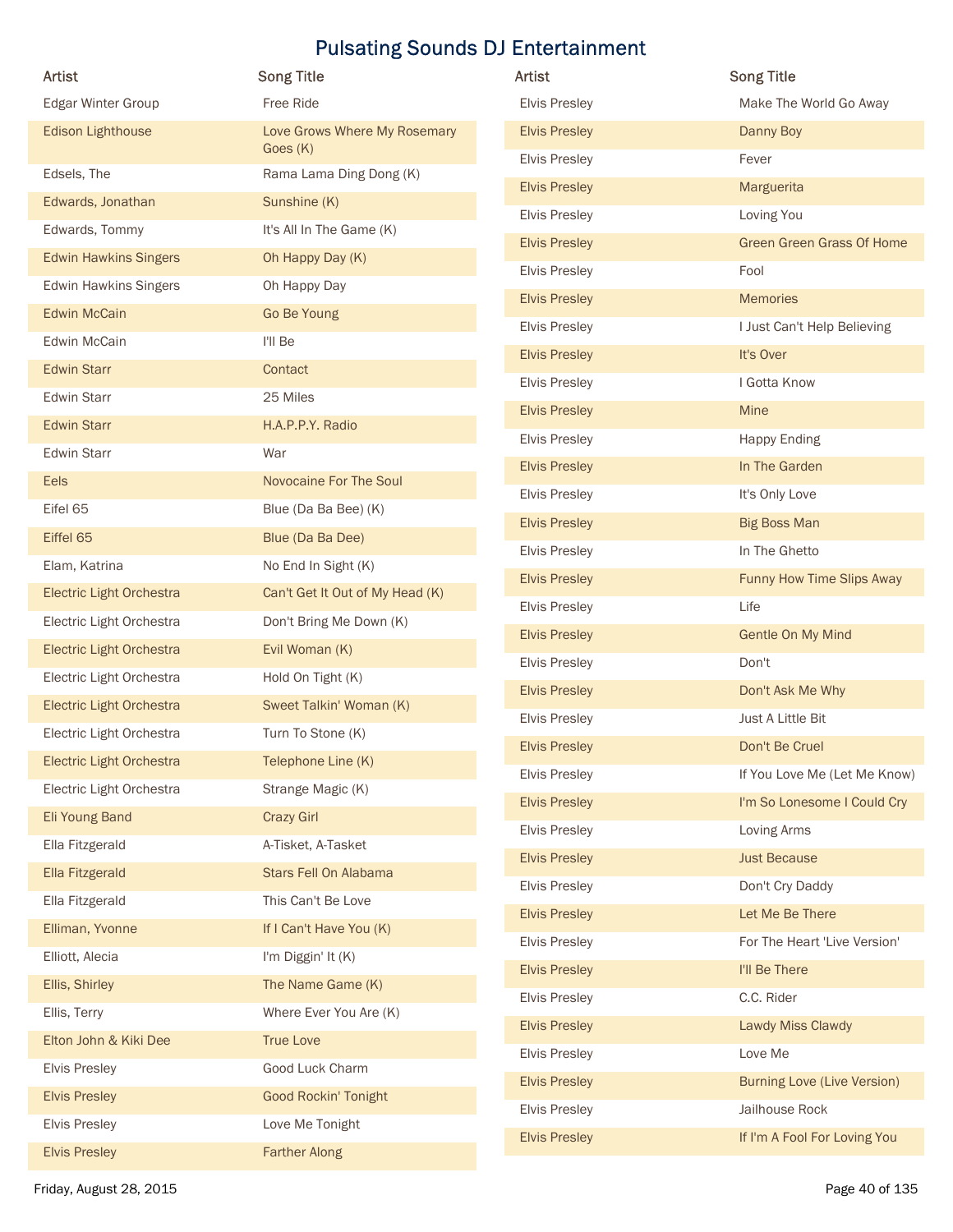# Pulsating Sounds DJ Entertainment

| Artist | Song Title |
| --- | --- |
| Edgar Winter Group | Free Ride |
| Edison Lighthouse | Love Grows Where My Rosemary Goes (K) |
| Edsels, The | Rama Lama Ding Dong (K) |
| Edwards, Jonathan | Sunshine (K) |
| Edwards, Tommy | It's All In The Game (K) |
| Edwin Hawkins Singers | Oh Happy Day (K) |
| Edwin Hawkins Singers | Oh Happy Day |
| Edwin McCain | Go Be Young |
| Edwin McCain | I'll Be |
| Edwin Starr | Contact |
| Edwin Starr | 25 Miles |
| Edwin Starr | H.A.P.P.Y. Radio |
| Edwin Starr | War |
| Eels | Novocaine For The Soul |
| Eifel 65 | Blue (Da Ba Bee) (K) |
| Eiffel 65 | Blue (Da Ba Dee) |
| Elam, Katrina | No End In Sight (K) |
| Electric Light Orchestra | Can't Get It Out of My Head (K) |
| Electric Light Orchestra | Don't Bring Me Down (K) |
| Electric Light Orchestra | Evil Woman (K) |
| Electric Light Orchestra | Hold On Tight (K) |
| Electric Light Orchestra | Sweet Talkin' Woman (K) |
| Electric Light Orchestra | Turn To Stone (K) |
| Electric Light Orchestra | Telephone Line (K) |
| Electric Light Orchestra | Strange Magic (K) |
| Eli Young Band | Crazy Girl |
| Ella Fitzgerald | A-Tisket, A-Tasket |
| Ella Fitzgerald | Stars Fell On Alabama |
| Ella Fitzgerald | This Can't Be Love |
| Elliman, Yvonne | If I Can't Have You (K) |
| Elliott, Alecia | I'm Diggin' It (K) |
| Ellis, Shirley | The Name Game (K) |
| Ellis, Terry | Where Ever You Are (K) |
| Elton John & Kiki Dee | True Love |
| Elvis Presley | Good Luck Charm |
| Elvis Presley | Good Rockin' Tonight |
| Elvis Presley | Love Me Tonight |
| Elvis Presley | Farther Along |
| Elvis Presley | Make The World Go Away |
| Elvis Presley | Danny Boy |
| Elvis Presley | Fever |
| Elvis Presley | Marguerita |
| Elvis Presley | Loving You |
| Elvis Presley | Green Green Grass Of Home |
| Elvis Presley | Fool |
| Elvis Presley | Memories |
| Elvis Presley | I Just Can't Help Believing |
| Elvis Presley | It's Over |
| Elvis Presley | I Gotta Know |
| Elvis Presley | Mine |
| Elvis Presley | Happy Ending |
| Elvis Presley | In The Garden |
| Elvis Presley | It's Only Love |
| Elvis Presley | Big Boss Man |
| Elvis Presley | In The Ghetto |
| Elvis Presley | Funny How Time Slips Away |
| Elvis Presley | Life |
| Elvis Presley | Gentle On My Mind |
| Elvis Presley | Don't |
| Elvis Presley | Don't Ask Me Why |
| Elvis Presley | Just A Little Bit |
| Elvis Presley | Don't Be Cruel |
| Elvis Presley | If You Love Me (Let Me Know) |
| Elvis Presley | I'm So Lonesome I Could Cry |
| Elvis Presley | Loving Arms |
| Elvis Presley | Just Because |
| Elvis Presley | Don't Cry Daddy |
| Elvis Presley | Let Me Be There |
| Elvis Presley | For The Heart 'Live Version' |
| Elvis Presley | I'll Be There |
| Elvis Presley | C.C. Rider |
| Elvis Presley | Lawdy Miss Clawdy |
| Elvis Presley | Love Me |
| Elvis Presley | Burning Love (Live Version) |
| Elvis Presley | Jailhouse Rock |
| Elvis Presley | If I'm A Fool For Loving You |

Friday, August 28, 2015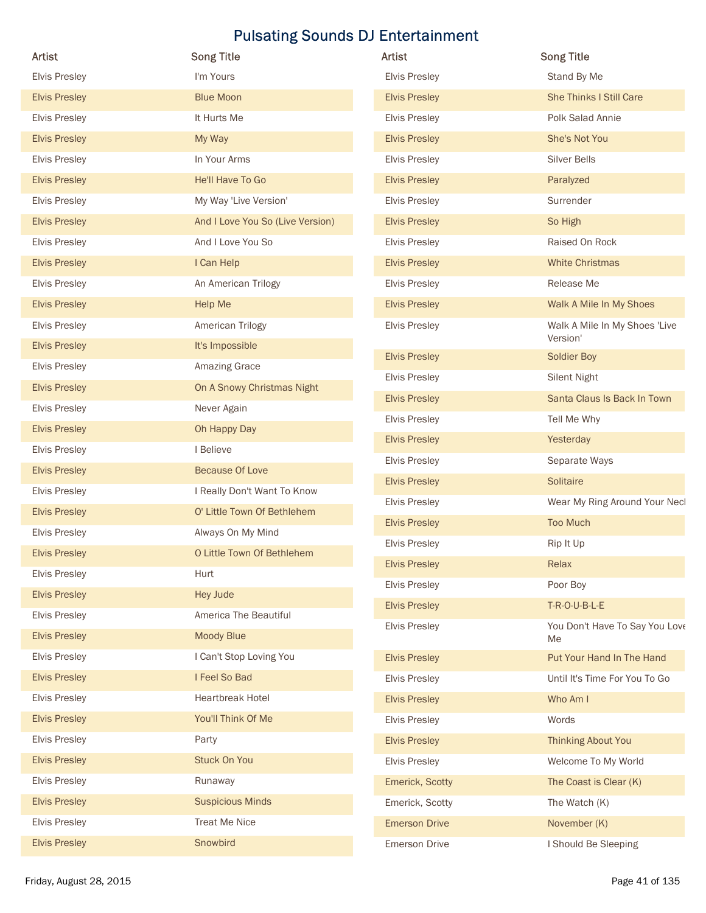# Pulsating Sounds DJ Entertainment

| Artist | Song Title |
| --- | --- |
| Elvis Presley | I'm Yours |
| Elvis Presley | Blue Moon |
| Elvis Presley | It Hurts Me |
| Elvis Presley | My Way |
| Elvis Presley | In Your Arms |
| Elvis Presley | He'll Have To Go |
| Elvis Presley | My Way 'Live Version' |
| Elvis Presley | And I Love You So (Live Version) |
| Elvis Presley | And I Love You So |
| Elvis Presley | I Can Help |
| Elvis Presley | An American Trilogy |
| Elvis Presley | Help Me |
| Elvis Presley | American Trilogy |
| Elvis Presley | It's Impossible |
| Elvis Presley | Amazing Grace |
| Elvis Presley | On A Snowy Christmas Night |
| Elvis Presley | Never Again |
| Elvis Presley | Oh Happy Day |
| Elvis Presley | I Believe |
| Elvis Presley | Because Of Love |
| Elvis Presley | I Really Don't Want To Know |
| Elvis Presley | O' Little Town Of Bethlehem |
| Elvis Presley | Always On My Mind |
| Elvis Presley | O Little Town Of Bethlehem |
| Elvis Presley | Hurt |
| Elvis Presley | Hey Jude |
| Elvis Presley | America The Beautiful |
| Elvis Presley | Moody Blue |
| Elvis Presley | I Can't Stop Loving You |
| Elvis Presley | I Feel So Bad |
| Elvis Presley | Heartbreak Hotel |
| Elvis Presley | You'll Think Of Me |
| Elvis Presley | Party |
| Elvis Presley | Stuck On You |
| Elvis Presley | Runaway |
| Elvis Presley | Suspicious Minds |
| Elvis Presley | Treat Me Nice |
| Elvis Presley | Snowbird |
| Elvis Presley | Stand By Me |
| Elvis Presley | She Thinks I Still Care |
| Elvis Presley | Polk Salad Annie |
| Elvis Presley | She's Not You |
| Elvis Presley | Silver Bells |
| Elvis Presley | Paralyzed |
| Elvis Presley | Surrender |
| Elvis Presley | So High |
| Elvis Presley | Raised On Rock |
| Elvis Presley | White Christmas |
| Elvis Presley | Release Me |
| Elvis Presley | Walk A Mile In My Shoes |
| Elvis Presley | Walk A Mile In My Shoes 'Live Version' |
| Elvis Presley | Soldier Boy |
| Elvis Presley | Silent Night |
| Elvis Presley | Santa Claus Is Back In Town |
| Elvis Presley | Tell Me Why |
| Elvis Presley | Yesterday |
| Elvis Presley | Separate Ways |
| Elvis Presley | Solitaire |
| Elvis Presley | Wear My Ring Around Your Neck |
| Elvis Presley | Too Much |
| Elvis Presley | Rip It Up |
| Elvis Presley | Relax |
| Elvis Presley | Poor Boy |
| Elvis Presley | T-R-O-U-B-L-E |
| Elvis Presley | You Don't Have To Say You Love Me |
| Elvis Presley | Put Your Hand In The Hand |
| Elvis Presley | Until It's Time For You To Go |
| Elvis Presley | Who Am I |
| Elvis Presley | Words |
| Elvis Presley | Thinking About You |
| Elvis Presley | Welcome To My World |
| Emerick, Scotty | The Coast is Clear (K) |
| Emerick, Scotty | The Watch (K) |
| Emerson Drive | November (K) |
| Emerson Drive | I Should Be Sleeping |

Friday, August 28, 2015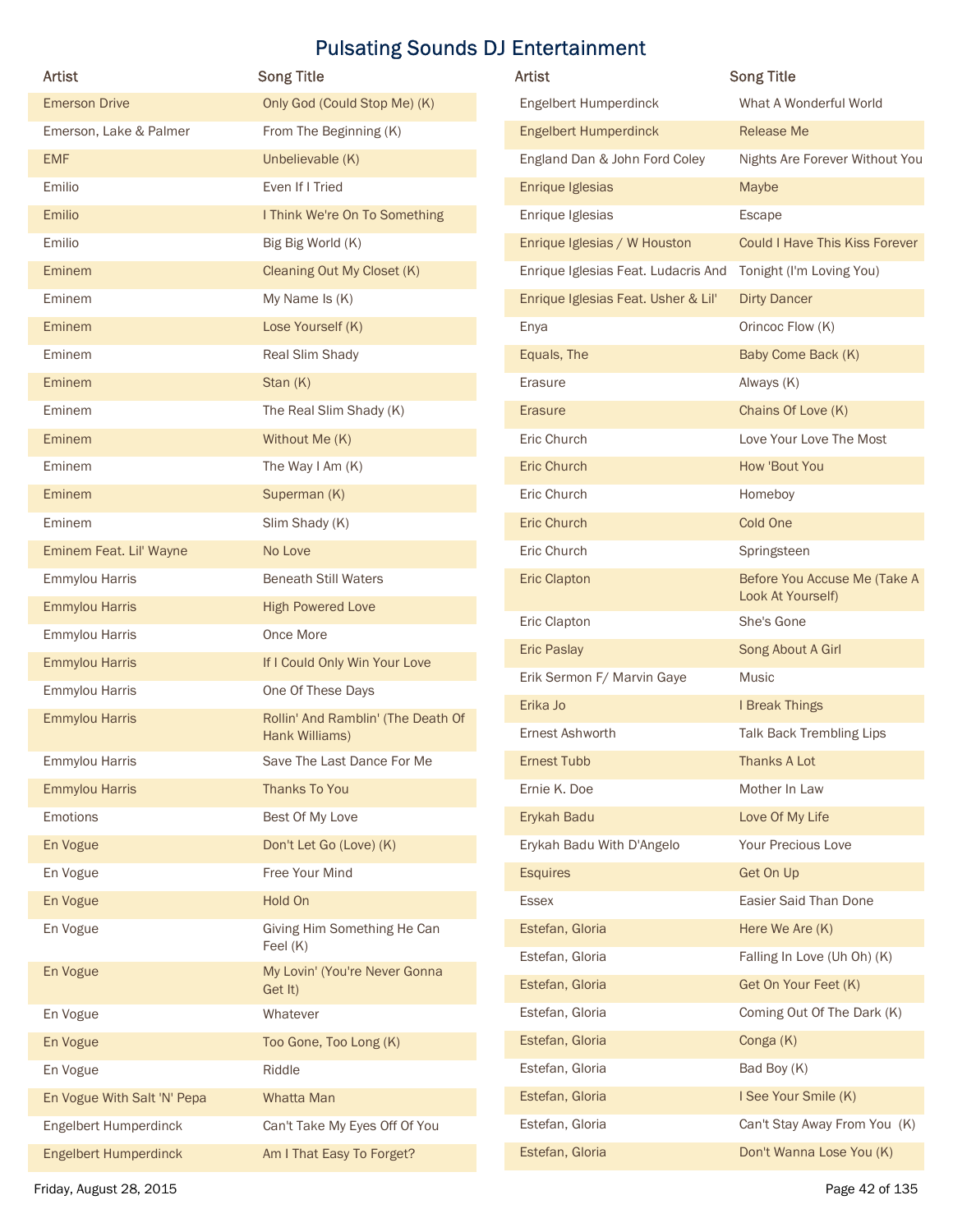# Pulsating Sounds DJ Entertainment

| Artist | Song Title |
| --- | --- |
| Emerson Drive | Only God (Could Stop Me) (K) |
| Emerson, Lake & Palmer | From The Beginning (K) |
| EMF | Unbelievable (K) |
| Emilio | Even If I Tried |
| Emilio | I Think We're On To Something |
| Emilio | Big Big World (K) |
| Eminem | Cleaning Out My Closet (K) |
| Eminem | My Name Is (K) |
| Eminem | Lose Yourself (K) |
| Eminem | Real Slim Shady |
| Eminem | Stan (K) |
| Eminem | The Real Slim Shady (K) |
| Eminem | Without Me (K) |
| Eminem | The Way I Am (K) |
| Eminem | Superman (K) |
| Eminem | Slim Shady (K) |
| Eminem Feat. Lil' Wayne | No Love |
| Emmylou Harris | Beneath Still Waters |
| Emmylou Harris | High Powered Love |
| Emmylou Harris | Once More |
| Emmylou Harris | If I Could Only Win Your Love |
| Emmylou Harris | One Of These Days |
| Emmylou Harris | Rollin' And Ramblin' (The Death Of Hank Williams) |
| Emmylou Harris | Save The Last Dance For Me |
| Emmylou Harris | Thanks To You |
| Emotions | Best Of My Love |
| En Vogue | Don't Let Go (Love) (K) |
| En Vogue | Free Your Mind |
| En Vogue | Hold On |
| En Vogue | Giving Him Something He Can Feel (K) |
| En Vogue | My Lovin' (You're Never Gonna Get It) |
| En Vogue | Whatever |
| En Vogue | Too Gone, Too Long (K) |
| En Vogue | Riddle |
| En Vogue With Salt 'N' Pepa | Whatta Man |
| Engelbert Humperdinck | Can't Take My Eyes Off Of You |
| Engelbert Humperdinck | Am I That Easy To Forget? |
| Engelbert Humperdinck | What A Wonderful World |
| Engelbert Humperdinck | Release Me |
| England Dan & John Ford Coley | Nights Are Forever Without You |
| Enrique Iglesias | Maybe |
| Enrique Iglesias | Escape |
| Enrique Iglesias / W Houston | Could I Have This Kiss Forever |
| Enrique Iglesias Feat. Ludacris And | Tonight (I'm Loving You) |
| Enrique Iglesias Feat. Usher & Lil' | Dirty Dancer |
| Enya | Orincoc Flow (K) |
| Equals, The | Baby Come Back (K) |
| Erasure | Always (K) |
| Erasure | Chains Of Love (K) |
| Eric Church | Love Your Love The Most |
| Eric Church | How 'Bout You |
| Eric Church | Homeboy |
| Eric Church | Cold One |
| Eric Church | Springsteen |
| Eric Clapton | Before You Accuse Me (Take A Look At Yourself) |
| Eric Clapton | She's Gone |
| Eric Paslay | Song About A Girl |
| Erik Sermon F/ Marvin Gaye | Music |
| Erika Jo | I Break Things |
| Ernest Ashworth | Talk Back Trembling Lips |
| Ernest Tubb | Thanks A Lot |
| Ernie K. Doe | Mother In Law |
| Erykah Badu | Love Of My Life |
| Erykah Badu With D'Angelo | Your Precious Love |
| Esquires | Get On Up |
| Essex | Easier Said Than Done |
| Estefan, Gloria | Here We Are (K) |
| Estefan, Gloria | Falling In Love (Uh Oh) (K) |
| Estefan, Gloria | Get On Your Feet (K) |
| Estefan, Gloria | Coming Out Of The Dark (K) |
| Estefan, Gloria | Conga (K) |
| Estefan, Gloria | Bad Boy (K) |
| Estefan, Gloria | I See Your Smile (K) |
| Estefan, Gloria | Can't Stay Away From You (K) |
| Estefan, Gloria | Don't Wanna Lose You (K) |

Friday, August 28, 2015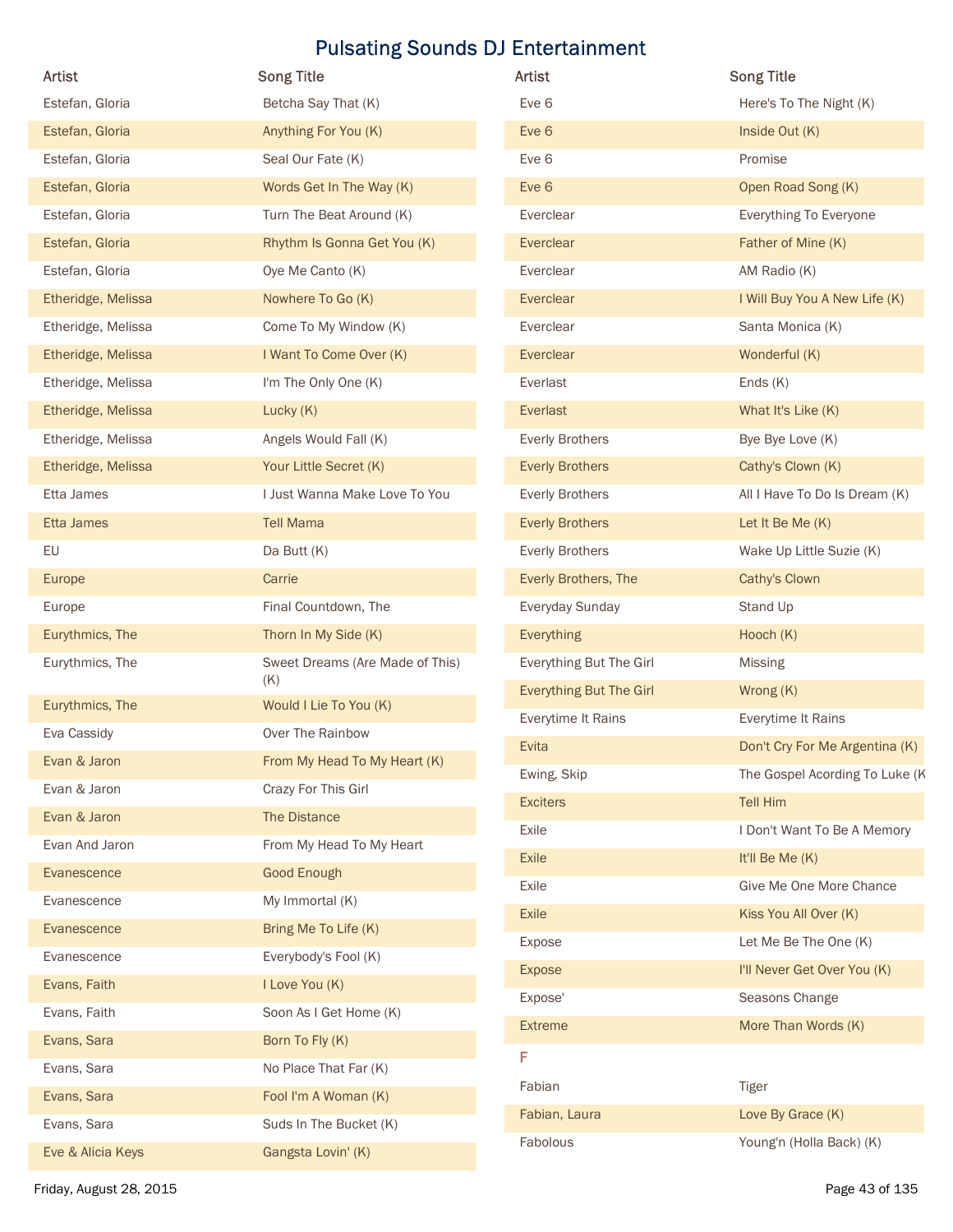# Pulsating Sounds DJ Entertainment

| Artist | Song Title |
| --- | --- |
| Estefan, Gloria | Betcha Say That (K) |
| Estefan, Gloria | Anything For You (K) |
| Estefan, Gloria | Seal Our Fate (K) |
| Estefan, Gloria | Words Get In The Way (K) |
| Estefan, Gloria | Turn The Beat Around (K) |
| Estefan, Gloria | Rhythm Is Gonna Get You (K) |
| Estefan, Gloria | Oye Me Canto (K) |
| Etheridge, Melissa | Nowhere To Go (K) |
| Etheridge, Melissa | Come To My Window (K) |
| Etheridge, Melissa | I Want To Come Over (K) |
| Etheridge, Melissa | I'm The Only One (K) |
| Etheridge, Melissa | Lucky (K) |
| Etheridge, Melissa | Angels Would Fall (K) |
| Etheridge, Melissa | Your Little Secret (K) |
| Etta James | I Just Wanna Make Love To You |
| Etta James | Tell Mama |
| EU | Da Butt (K) |
| Europe | Carrie |
| Europe | Final Countdown, The |
| Eurythmics, The | Thorn In My Side (K) |
| Eurythmics, The | Sweet Dreams (Are Made of This) (K) |
| Eurythmics, The | Would I Lie To You (K) |
| Eva Cassidy | Over The Rainbow |
| Evan & Jaron | From My Head To My Heart (K) |
| Evan & Jaron | Crazy For This Girl |
| Evan & Jaron | The Distance |
| Evan And Jaron | From My Head To My Heart |
| Evanescence | Good Enough |
| Evanescence | My Immortal (K) |
| Evanescence | Bring Me To Life (K) |
| Evanescence | Everybody's Fool (K) |
| Evans, Faith | I Love You (K) |
| Evans, Faith | Soon As I Get Home (K) |
| Evans, Sara | Born To Fly (K) |
| Evans, Sara | No Place That Far (K) |
| Evans, Sara | Fool I'm A Woman (K) |
| Evans, Sara | Suds In The Bucket (K) |
| Eve & Alicia Keys | Gangsta Lovin' (K) |
| Eve 6 | Here's To The Night (K) |
| Eve 6 | Inside Out (K) |
| Eve 6 | Promise |
| Eve 6 | Open Road Song (K) |
| Everclear | Everything To Everyone |
| Everclear | Father of Mine (K) |
| Everclear | AM Radio (K) |
| Everclear | I Will Buy You A New Life (K) |
| Everclear | Santa Monica (K) |
| Everclear | Wonderful (K) |
| Everlast | Ends (K) |
| Everlast | What It's Like (K) |
| Everly Brothers | Bye Bye Love (K) |
| Everly Brothers | Cathy's Clown (K) |
| Everly Brothers | All I Have To Do Is Dream (K) |
| Everly Brothers | Let It Be Me (K) |
| Everly Brothers | Wake Up Little Suzie (K) |
| Everly Brothers, The | Cathy's Clown |
| Everyday Sunday | Stand Up |
| Everything | Hooch (K) |
| Everything But The Girl | Missing |
| Everything But The Girl | Wrong (K) |
| Everytime It Rains | Everytime It Rains |
| Evita | Don't Cry For Me Argentina (K) |
| Ewing, Skip | The Gospel Acording To Luke (K |
| Exciters | Tell Him |
| Exile | I Don't Want To Be A Memory |
| Exile | It'll Be Me (K) |
| Exile | Give Me One More Chance |
| Exile | Kiss You All Over (K) |
| Expose | Let Me Be The One (K) |
| Expose | I'll Never Get Over You (K) |
| Expose' | Seasons Change |
| Extreme | More Than Words (K) |

## F

| Artist | Song Title |
| --- | --- |
| Fabian | Tiger |
| Fabian, Laura | Love By Grace (K) |
| Fabolous | Young'n (Holla Back) (K) |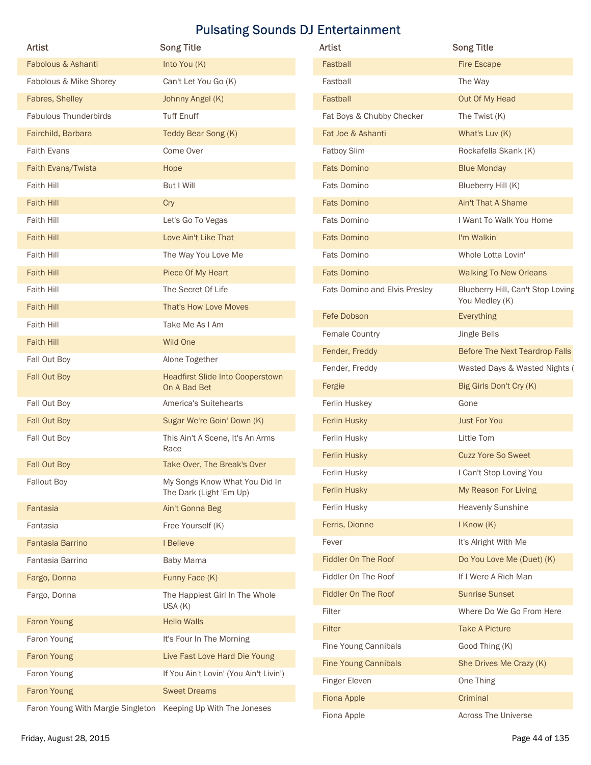# Pulsating Sounds DJ Entertainment

| Artist | Song Title |
|---|---|
| Fabolous & Ashanti | Into You (K) |
| Fabolous & Mike Shorey | Can't Let You Go (K) |
| Fabres, Shelley | Johnny Angel (K) |
| Fabulous Thunderbirds | Tuff Enuff |
| Fairchild, Barbara | Teddy Bear Song (K) |
| Faith Evans | Come Over |
| Faith Evans/Twista | Hope |
| Faith Hill | But I Will |
| Faith Hill | Cry |
| Faith Hill | Let's Go To Vegas |
| Faith Hill | Love Ain't Like That |
| Faith Hill | The Way You Love Me |
| Faith Hill | Piece Of My Heart |
| Faith Hill | The Secret Of Life |
| Faith Hill | That's How Love Moves |
| Faith Hill | Take Me As I Am |
| Faith Hill | Wild One |
| Fall Out Boy | Alone Together |
| Fall Out Boy | Headfirst Slide Into Cooperstown On A Bad Bet |
| Fall Out Boy | America's Suitehearts |
| Fall Out Boy | Sugar We're Goin' Down (K) |
| Fall Out Boy | This Ain't A Scene, It's An Arms Race |
| Fall Out Boy | Take Over, The Break's Over |
| Fallout Boy | My Songs Know What You Did In The Dark (Light 'Em Up) |
| Fantasia | Ain't Gonna Beg |
| Fantasia | Free Yourself (K) |
| Fantasia Barrino | I Believe |
| Fantasia Barrino | Baby Mama |
| Fargo, Donna | Funny Face (K) |
| Fargo, Donna | The Happiest Girl In The Whole USA (K) |
| Faron Young | Hello Walls |
| Faron Young | It's Four In The Morning |
| Faron Young | Live Fast Love Hard Die Young |
| Faron Young | If You Ain't Lovin' (You Ain't Livin') |
| Faron Young | Sweet Dreams |
| Faron Young With Margie Singleton | Keeping Up With The Joneses |
| Fastball | Fire Escape |
| Fastball | The Way |
| Fastball | Out Of My Head |
| Fat Boys & Chubby Checker | The Twist (K) |
| Fat Joe & Ashanti | What's Luv (K) |
| Fatboy Slim | Rockafella Skank (K) |
| Fats Domino | Blue Monday |
| Fats Domino | Blueberry Hill (K) |
| Fats Domino | Ain't That A Shame |
| Fats Domino | I Want To Walk You Home |
| Fats Domino | I'm Walkin' |
| Fats Domino | Whole Lotta Lovin' |
| Fats Domino | Walking To New Orleans |
| Fats Domino and Elvis Presley | Blueberry Hill, Can't Stop Loving You Medley (K) |
| Fefe Dobson | Everything |
| Female Country | Jingle Bells |
| Fender, Freddy | Before The Next Teardrop Falls |
| Fender, Freddy | Wasted Days & Wasted Nights ( |
| Fergie | Big Girls Don't Cry (K) |
| Ferlin Huskey | Gone |
| Ferlin Husky | Just For You |
| Ferlin Husky | Little Tom |
| Ferlin Husky | Cuzz Yore So Sweet |
| Ferlin Husky | I Can't Stop Loving You |
| Ferlin Husky | My Reason For Living |
| Ferlin Husky | Heavenly Sunshine |
| Ferris, Dionne | I Know (K) |
| Fever | It's Alright With Me |
| Fiddler On The Roof | Do You Love Me (Duet) (K) |
| Fiddler On The Roof | If I Were A Rich Man |
| Fiddler On The Roof | Sunrise Sunset |
| Filter | Where Do We Go From Here |
| Filter | Take A Picture |
| Fine Young Cannibals | Good Thing (K) |
| Fine Young Cannibals | She Drives Me Crazy (K) |
| Finger Eleven | One Thing |
| Fiona Apple | Criminal |
| Fiona Apple | Across The Universe |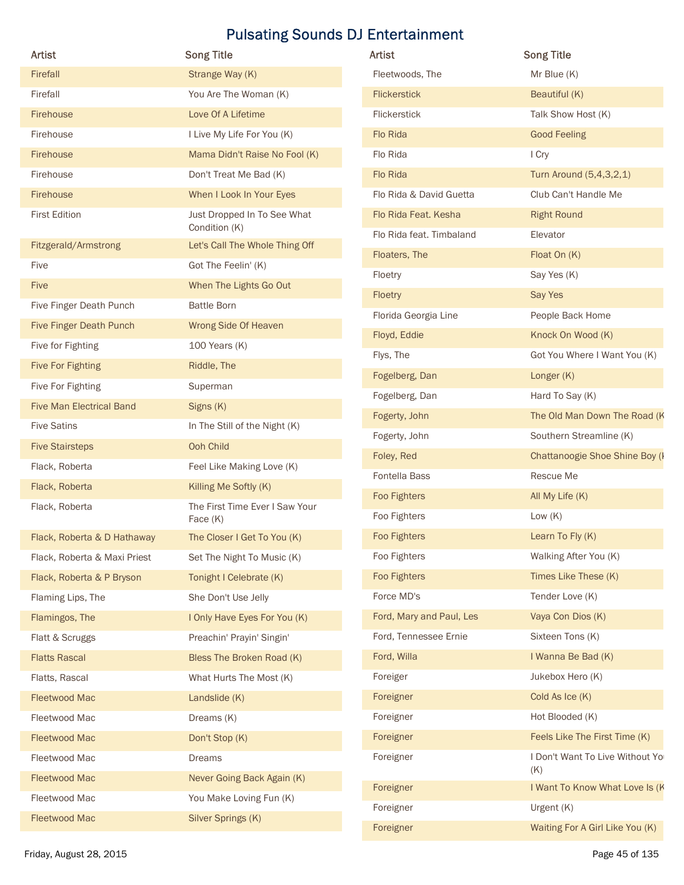# Pulsating Sounds DJ Entertainment

| Artist | Song Title |
|---|---|
| Firefall | Strange Way (K) |
| Firefall | You Are The Woman (K) |
| Firehouse | Love Of A Lifetime |
| Firehouse | I Live My Life For You (K) |
| Firehouse | Mama Didn't Raise No Fool (K) |
| Firehouse | Don't Treat Me Bad (K) |
| Firehouse | When I Look In Your Eyes |
| First Edition | Just Dropped In To See What Condition (K) |
| Fitzgerald/Armstrong | Let's Call The Whole Thing Off |
| Five | Got The Feelin' (K) |
| Five | When The Lights Go Out |
| Five Finger Death Punch | Battle Born |
| Five Finger Death Punch | Wrong Side Of Heaven |
| Five for Fighting | 100 Years (K) |
| Five For Fighting | Riddle, The |
| Five For Fighting | Superman |
| Five Man Electrical Band | Signs (K) |
| Five Satins | In The Still of the Night (K) |
| Five Stairsteps | Ooh Child |
| Flack, Roberta | Feel Like Making Love (K) |
| Flack, Roberta | Killing Me Softly (K) |
| Flack, Roberta | The First Time Ever I Saw Your Face (K) |
| Flack, Roberta & D Hathaway | The Closer I Get To You (K) |
| Flack, Roberta & Maxi Priest | Set The Night To Music (K) |
| Flack, Roberta & P Bryson | Tonight I Celebrate (K) |
| Flaming Lips, The | She Don't Use Jelly |
| Flamingos, The | I Only Have Eyes For You (K) |
| Flatt & Scruggs | Preachin' Prayin' Singin' |
| Flatts Rascal | Bless The Broken Road (K) |
| Flatts, Rascal | What Hurts The Most (K) |
| Fleetwood Mac | Landslide (K) |
| Fleetwood Mac | Dreams (K) |
| Fleetwood Mac | Don't Stop (K) |
| Fleetwood Mac | Dreams |
| Fleetwood Mac | Never Going Back Again (K) |
| Fleetwood Mac | You Make Loving Fun (K) |
| Fleetwood Mac | Silver Springs (K) |
| Fleetwoods, The | Mr Blue (K) |
| Flickerstick | Beautiful (K) |
| Flickerstick | Talk Show Host (K) |
| Flo Rida | Good Feeling |
| Flo Rida | I Cry |
| Flo Rida | Turn Around (5,4,3,2,1) |
| Flo Rida & David Guetta | Club Can't Handle Me |
| Flo Rida Feat. Kesha | Right Round |
| Flo Rida feat. Timbaland | Elevator |
| Floaters, The | Float On (K) |
| Floetry | Say Yes (K) |
| Floetry | Say Yes |
| Florida Georgia Line | People Back Home |
| Floyd, Eddie | Knock On Wood (K) |
| Flys, The | Got You Where I Want You (K) |
| Fogelberg, Dan | Longer (K) |
| Fogelberg, Dan | Hard To Say (K) |
| Fogerty, John | The Old Man Down The Road (K |
| Fogerty, John | Southern Streamline (K) |
| Foley, Red | Chattanoogie Shoe Shine Boy (K |
| Fontella Bass | Rescue Me |
| Foo Fighters | All My Life (K) |
| Foo Fighters | Low (K) |
| Foo Fighters | Learn To Fly (K) |
| Foo Fighters | Walking After You (K) |
| Foo Fighters | Times Like These (K) |
| Force MD's | Tender Love (K) |
| Ford, Mary and Paul, Les | Vaya Con Dios (K) |
| Ford, Tennessee Ernie | Sixteen Tons (K) |
| Ford, Willa | I Wanna Be Bad (K) |
| Foreiger | Jukebox Hero (K) |
| Foreigner | Cold As Ice (K) |
| Foreigner | Hot Blooded (K) |
| Foreigner | Feels Like The First Time (K) |
| Foreigner | I Don't Want To Live Without You (K) |
| Foreigner | I Want To Know What Love Is (K |
| Foreigner | Urgent (K) |
| Foreigner | Waiting For A Girl Like You (K) |

Friday, August 28, 2015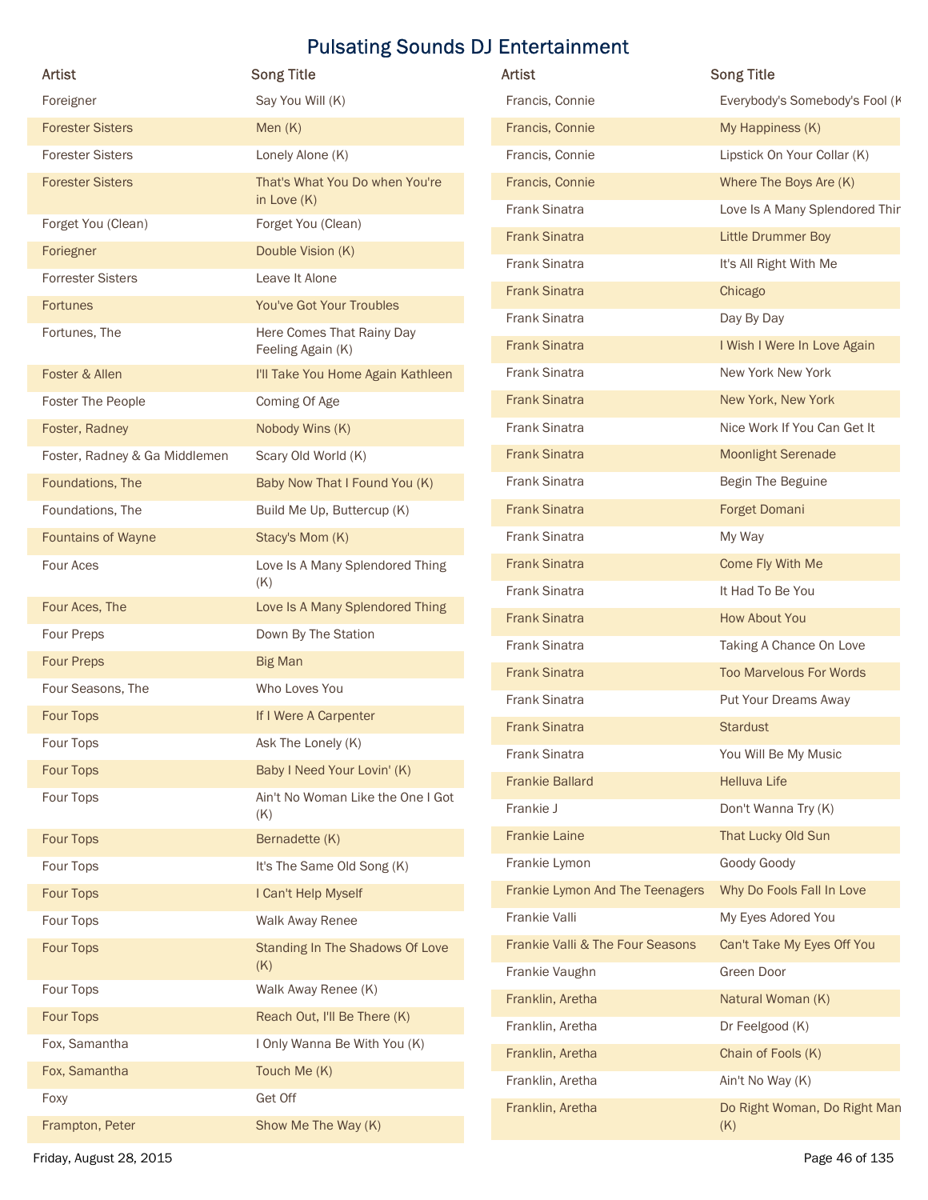# Pulsating Sounds DJ Entertainment

| Artist | Song Title |
| --- | --- |
| Foreigner | Say You Will (K) |
| Forester Sisters | Men (K) |
| Forester Sisters | Lonely Alone (K) |
| Forester Sisters | That's What You Do when You're in Love (K) |
| Forget You (Clean) | Forget You (Clean) |
| Foriegner | Double Vision (K) |
| Forrester Sisters | Leave It Alone |
| Fortunes | You've Got Your Troubles |
| Fortunes, The | Here Comes That Rainy Day Feeling Again (K) |
| Foster & Allen | I'll Take You Home Again Kathleen |
| Foster The People | Coming Of Age |
| Foster, Radney | Nobody Wins (K) |
| Foster, Radney & Ga Middlemen | Scary Old World (K) |
| Foundations, The | Baby Now That I Found You (K) |
| Foundations, The | Build Me Up, Buttercup (K) |
| Fountains of Wayne | Stacy's Mom (K) |
| Four Aces | Love Is A Many Splendored Thing (K) |
| Four Aces, The | Love Is A Many Splendored Thing |
| Four Preps | Down By The Station |
| Four Preps | Big Man |
| Four Seasons, The | Who Loves You |
| Four Tops | If I Were A Carpenter |
| Four Tops | Ask The Lonely (K) |
| Four Tops | Baby I Need Your Lovin' (K) |
| Four Tops | Ain't No Woman Like the One I Got (K) |
| Four Tops | Bernadette (K) |
| Four Tops | It's The Same Old Song (K) |
| Four Tops | I Can't Help Myself |
| Four Tops | Walk Away Renee |
| Four Tops | Standing In The Shadows Of Love (K) |
| Four Tops | Walk Away Renee (K) |
| Four Tops | Reach Out, I'll Be There (K) |
| Fox, Samantha | I Only Wanna Be With You (K) |
| Fox, Samantha | Touch Me (K) |
| Foxy | Get Off |
| Frampton, Peter | Show Me The Way (K) |
| Francis, Connie | Everybody's Somebody's Fool (K |
| Francis, Connie | My Happiness (K) |
| Francis, Connie | Lipstick On Your Collar (K) |
| Francis, Connie | Where The Boys Are (K) |
| Frank Sinatra | Love Is A Many Splendored Thir |
| Frank Sinatra | Little Drummer Boy |
| Frank Sinatra | It's All Right With Me |
| Frank Sinatra | Chicago |
| Frank Sinatra | Day By Day |
| Frank Sinatra | I Wish I Were In Love Again |
| Frank Sinatra | New York New York |
| Frank Sinatra | New York, New York |
| Frank Sinatra | Nice Work If You Can Get It |
| Frank Sinatra | Moonlight Serenade |
| Frank Sinatra | Begin The Beguine |
| Frank Sinatra | Forget Domani |
| Frank Sinatra | My Way |
| Frank Sinatra | Come Fly With Me |
| Frank Sinatra | It Had To Be You |
| Frank Sinatra | How About You |
| Frank Sinatra | Taking A Chance On Love |
| Frank Sinatra | Too Marvelous For Words |
| Frank Sinatra | Put Your Dreams Away |
| Frank Sinatra | Stardust |
| Frank Sinatra | You Will Be My Music |
| Frankie Ballard | Helluva Life |
| Frankie J | Don't Wanna Try (K) |
| Frankie Laine | That Lucky Old Sun |
| Frankie Lymon | Goody Goody |
| Frankie Lymon And The Teenagers | Why Do Fools Fall In Love |
| Frankie Valli | My Eyes Adored You |
| Frankie Valli & The Four Seasons | Can't Take My Eyes Off You |
| Frankie Vaughn | Green Door |
| Franklin, Aretha | Natural Woman (K) |
| Franklin, Aretha | Dr Feelgood (K) |
| Franklin, Aretha | Chain of Fools (K) |
| Franklin, Aretha | Ain't No Way (K) |
| Franklin, Aretha | Do Right Woman, Do Right Man (K) |

Friday, August 28, 2015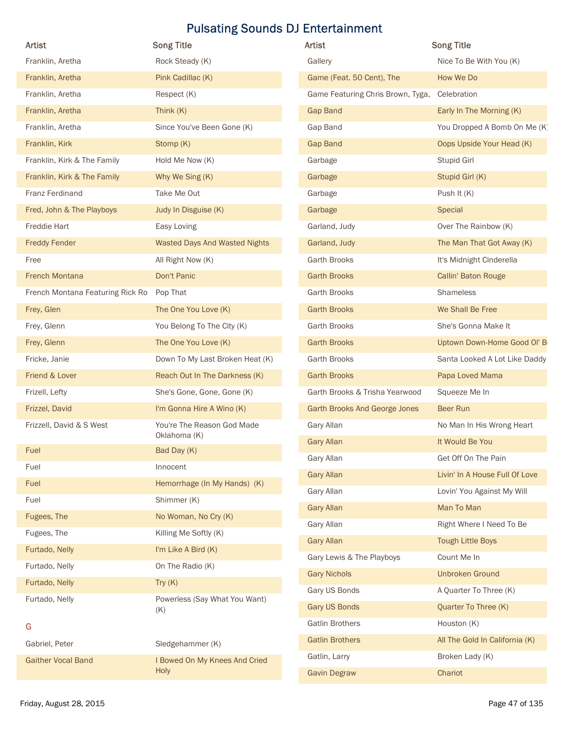# Pulsating Sounds DJ Entertainment

| Artist | Song Title |
|---|---|
| Franklin, Aretha | Rock Steady (K) |
| Franklin, Aretha | Pink Cadillac (K) |
| Franklin, Aretha | Respect (K) |
| Franklin, Aretha | Think (K) |
| Franklin, Aretha | Since You've Been Gone (K) |
| Franklin, Kirk | Stomp (K) |
| Franklin, Kirk & The Family | Hold Me Now (K) |
| Franklin, Kirk & The Family | Why We Sing (K) |
| Franz Ferdinand | Take Me Out |
| Fred, John & The Playboys | Judy In Disguise (K) |
| Freddie Hart | Easy Loving |
| Freddy Fender | Wasted Days And Wasted Nights |
| Free | All Right Now (K) |
| French Montana | Don't Panic |
| French Montana Featuring Rick Ro | Pop That |
| Frey, Glen | The One You Love (K) |
| Frey, Glenn | You Belong To The City (K) |
| Frey, Glenn | The One You Love (K) |
| Fricke, Janie | Down To My Last Broken Heat (K) |
| Friend & Lover | Reach Out In The Darkness (K) |
| Frizell, Lefty | She's Gone, Gone, Gone (K) |
| Frizzel, David | I'm Gonna Hire A Wino (K) |
| Frizzell, David & S West | You're The Reason God Made Oklahoma (K) |
| Fuel | Bad Day (K) |
| Fuel | Innocent |
| Fuel | Hemorrhage (In My Hands) (K) |
| Fuel | Shimmer (K) |
| Fugees, The | No Woman, No Cry (K) |
| Fugees, The | Killing Me Softly (K) |
| Furtado, Nelly | I'm Like A Bird (K) |
| Furtado, Nelly | On The Radio (K) |
| Furtado, Nelly | Try (K) |
| Furtado, Nelly | Powerless (Say What You Want) (K) |

## G

| Artist | Song Title |
|---|---|
| Gabriel, Peter | Sledgehammer (K) |
| Gaither Vocal Band | I Bowed On My Knees And Cried Holy |
| Gallery | Nice To Be With You (K) |
| Game (Feat. 50 Cent), The | How We Do |
| Game Featuring Chris Brown, Tyga, | Celebration |
| Gap Band | Early In The Morning (K) |
| Gap Band | You Dropped A Bomb On Me (K) |
| Gap Band | Oops Upside Your Head (K) |
| Garbage | Stupid Girl |
| Garbage | Stupid Girl (K) |
| Garbage | Push It (K) |
| Garbage | Special |
| Garland, Judy | Over The Rainbow (K) |
| Garland, Judy | The Man That Got Away (K) |
| Garth Brooks | It's Midnight Cinderella |
| Garth Brooks | Callin' Baton Rouge |
| Garth Brooks | Shameless |
| Garth Brooks | We Shall Be Free |
| Garth Brooks | She's Gonna Make It |
| Garth Brooks | Uptown Down-Home Good Ol' Bo |
| Garth Brooks | Santa Looked A Lot Like Daddy |
| Garth Brooks | Papa Loved Mama |
| Garth Brooks & Trisha Yearwood | Squeeze Me In |
| Garth Brooks And George Jones | Beer Run |
| Gary Allan | No Man In His Wrong Heart |
| Gary Allan | It Would Be You |
| Gary Allan | Get Off On The Pain |
| Gary Allan | Livin' In A House Full Of Love |
| Gary Allan | Lovin' You Against My Will |
| Gary Allan | Man To Man |
| Gary Allan | Right Where I Need To Be |
| Gary Allan | Tough Little Boys |
| Gary Lewis & The Playboys | Count Me In |
| Gary Nichols | Unbroken Ground |
| Gary US Bonds | A Quarter To Three (K) |
| Gary US Bonds | Quarter To Three (K) |
| Gatlin Brothers | Houston (K) |
| Gatlin Brothers | All The Gold In California (K) |
| Gatlin, Larry | Broken Lady (K) |
| Gavin Degraw | Chariot |

Friday, August 28, 2015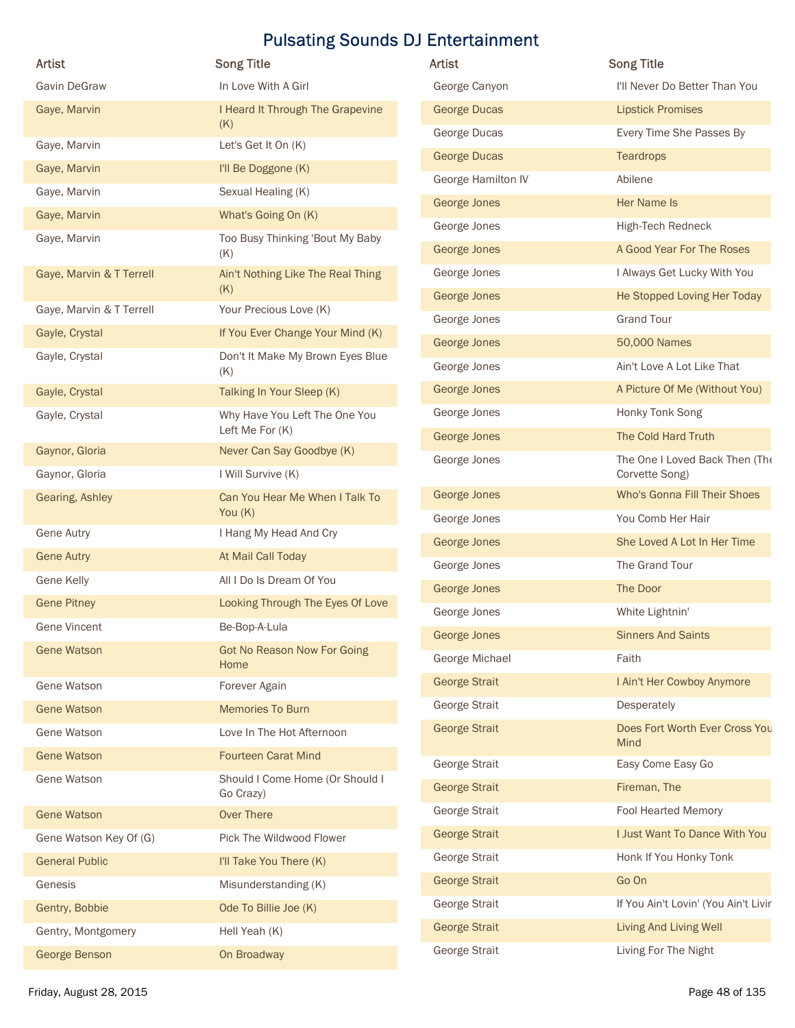# Pulsating Sounds DJ Entertainment

| Artist | Song Title |
| --- | --- |
| Gavin DeGraw | In Love With A Girl |
| Gaye, Marvin | I Heard It Through The Grapevine (K) |
| Gaye, Marvin | Let's Get It On (K) |
| Gaye, Marvin | I'll Be Doggone (K) |
| Gaye, Marvin | Sexual Healing (K) |
| Gaye, Marvin | What's Going On (K) |
| Gaye, Marvin | Too Busy Thinking 'Bout My Baby (K) |
| Gaye, Marvin & T Terrell | Ain't Nothing Like The Real Thing (K) |
| Gaye, Marvin & T Terrell | Your Precious Love (K) |
| Gayle, Crystal | If You Ever Change Your Mind (K) |
| Gayle, Crystal | Don't It Make My Brown Eyes Blue (K) |
| Gayle, Crystal | Talking In Your Sleep (K) |
| Gayle, Crystal | Why Have You Left The One You Left Me For (K) |
| Gaynor, Gloria | Never Can Say Goodbye (K) |
| Gaynor, Gloria | I Will Survive (K) |
| Gearing, Ashley | Can You Hear Me When I Talk To You (K) |
| Gene Autry | I Hang My Head And Cry |
| Gene Autry | At Mail Call Today |
| Gene Kelly | All I Do Is Dream Of You |
| Gene Pitney | Looking Through The Eyes Of Love |
| Gene Vincent | Be-Bop-A-Lula |
| Gene Watson | Got No Reason Now For Going Home |
| Gene Watson | Forever Again |
| Gene Watson | Memories To Burn |
| Gene Watson | Love In The Hot Afternoon |
| Gene Watson | Fourteen Carat Mind |
| Gene Watson | Should I Come Home (Or Should I Go Crazy) |
| Gene Watson | Over There |
| Gene Watson Key Of (G) | Pick The Wildwood Flower |
| General Public | I'll Take You There (K) |
| Genesis | Misunderstanding (K) |
| Gentry, Bobbie | Ode To Billie Joe (K) |
| Gentry, Montgomery | Hell Yeah (K) |
| George Benson | On Broadway |
| George Canyon | I'll Never Do Better Than You |
| George Ducas | Lipstick Promises |
| George Ducas | Every Time She Passes By |
| George Ducas | Teardrops |
| George Hamilton IV | Abilene |
| George Jones | Her Name Is |
| George Jones | High-Tech Redneck |
| George Jones | A Good Year For The Roses |
| George Jones | I Always Get Lucky With You |
| George Jones | He Stopped Loving Her Today |
| George Jones | Grand Tour |
| George Jones | 50,000 Names |
| George Jones | Ain't Love A Lot Like That |
| George Jones | A Picture Of Me (Without You) |
| George Jones | Honky Tonk Song |
| George Jones | The Cold Hard Truth |
| George Jones | The One I Loved Back Then (The Corvette Song) |
| George Jones | Who's Gonna Fill Their Shoes |
| George Jones | You Comb Her Hair |
| George Jones | She Loved A Lot In Her Time |
| George Jones | The Grand Tour |
| George Jones | The Door |
| George Jones | White Lightnin' |
| George Jones | Sinners And Saints |
| George Michael | Faith |
| George Strait | I Ain't Her Cowboy Anymore |
| George Strait | Desperately |
| George Strait | Does Fort Worth Ever Cross You Mind |
| George Strait | Easy Come Easy Go |
| George Strait | Fireman, The |
| George Strait | Fool Hearted Memory |
| George Strait | I Just Want To Dance With You |
| George Strait | Honk If You Honky Tonk |
| George Strait | Go On |
| George Strait | If You Ain't Lovin' (You Ain't Livin |
| George Strait | Living And Living Well |
| George Strait | Living For The Night |

Friday, August 28, 2015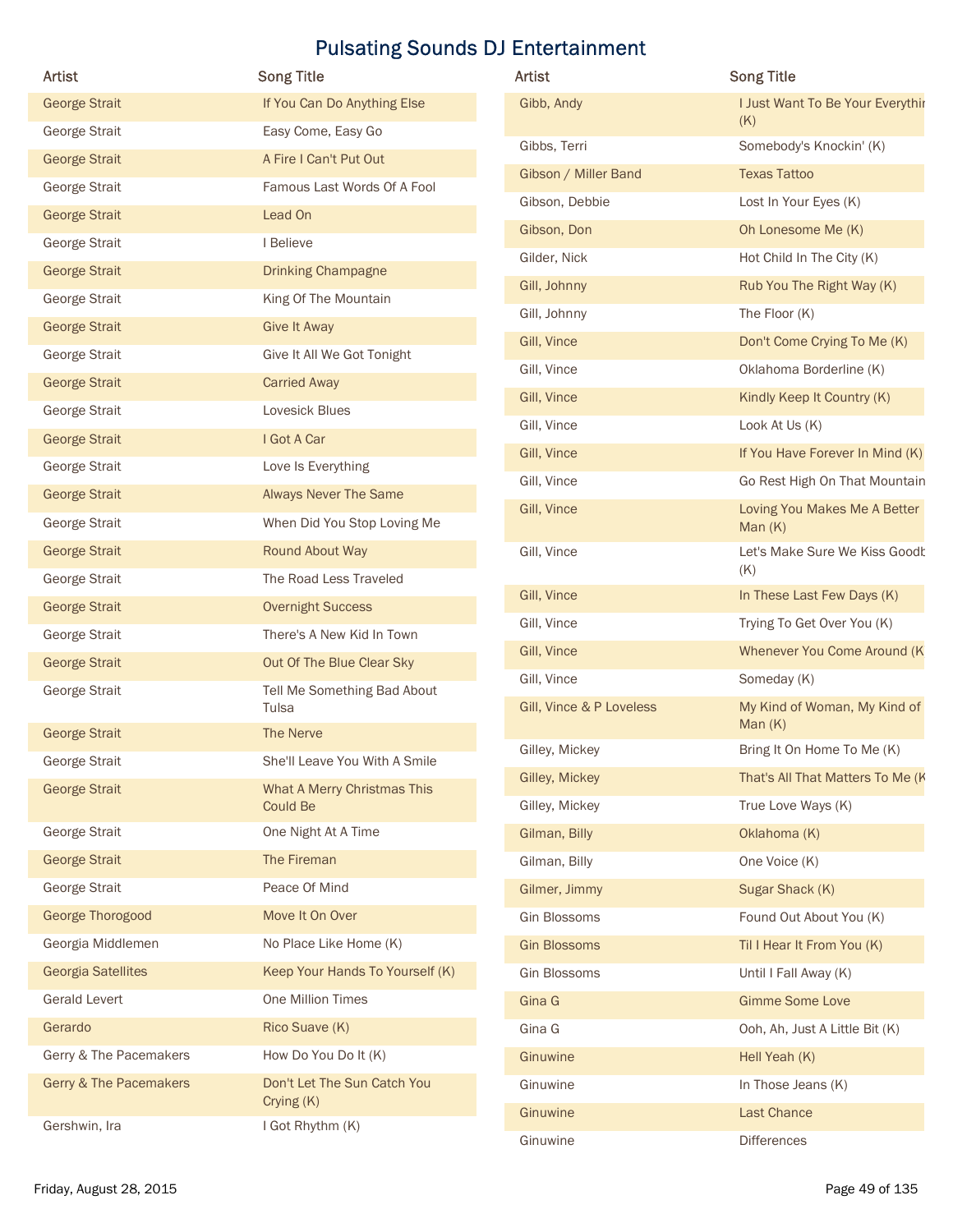# Pulsating Sounds DJ Entertainment

| Artist | Song Title |
|---|---|
| George Strait | If You Can Do Anything Else |
| George Strait | Easy Come, Easy Go |
| George Strait | A Fire I Can't Put Out |
| George Strait | Famous Last Words Of A Fool |
| George Strait | Lead On |
| George Strait | I Believe |
| George Strait | Drinking Champagne |
| George Strait | King Of The Mountain |
| George Strait | Give It Away |
| George Strait | Give It All We Got Tonight |
| George Strait | Carried Away |
| George Strait | Lovesick Blues |
| George Strait | I Got A Car |
| George Strait | Love Is Everything |
| George Strait | Always Never The Same |
| George Strait | When Did You Stop Loving Me |
| George Strait | Round About Way |
| George Strait | The Road Less Traveled |
| George Strait | Overnight Success |
| George Strait | There's A New Kid In Town |
| George Strait | Out Of The Blue Clear Sky |
| George Strait | Tell Me Something Bad About Tulsa |
| George Strait | The Nerve |
| George Strait | She'll Leave You With A Smile |
| George Strait | What A Merry Christmas This Could Be |
| George Strait | One Night At A Time |
| George Strait | The Fireman |
| George Strait | Peace Of Mind |
| George Thorogood | Move It On Over |
| Georgia Middlemen | No Place Like Home (K) |
| Georgia Satellites | Keep Your Hands To Yourself (K) |
| Gerald Levert | One Million Times |
| Gerardo | Rico Suave (K) |
| Gerry & The Pacemakers | How Do You Do It (K) |
| Gerry & The Pacemakers | Don't Let The Sun Catch You Crying (K) |
| Gershwin, Ira | I Got Rhythm (K) |
| Gibb, Andy | I Just Want To Be Your Everythin (K) |
| Gibbs, Terri | Somebody's Knockin' (K) |
| Gibson / Miller Band | Texas Tattoo |
| Gibson, Debbie | Lost In Your Eyes (K) |
| Gibson, Don | Oh Lonesome Me (K) |
| Gilder, Nick | Hot Child In The City (K) |
| Gill, Johnny | Rub You The Right Way (K) |
| Gill, Johnny | The Floor (K) |
| Gill, Vince | Don't Come Crying To Me (K) |
| Gill, Vince | Oklahoma Borderline (K) |
| Gill, Vince | Kindly Keep It Country (K) |
| Gill, Vince | Look At Us (K) |
| Gill, Vince | If You Have Forever In Mind (K) |
| Gill, Vince | Go Rest High On That Mountain |
| Gill, Vince | Loving You Makes Me A Better Man (K) |
| Gill, Vince | Let's Make Sure We Kiss Goodb (K) |
| Gill, Vince | In These Last Few Days (K) |
| Gill, Vince | Trying To Get Over You (K) |
| Gill, Vince | Whenever You Come Around (K |
| Gill, Vince | Someday (K) |
| Gill, Vince & P Loveless | My Kind of Woman, My Kind of Man (K) |
| Gilley, Mickey | Bring It On Home To Me (K) |
| Gilley, Mickey | That's All That Matters To Me (K |
| Gilley, Mickey | True Love Ways (K) |
| Gilman, Billy | Oklahoma (K) |
| Gilman, Billy | One Voice (K) |
| Gilmer, Jimmy | Sugar Shack (K) |
| Gin Blossoms | Found Out About You (K) |
| Gin Blossoms | Til I Hear It From You (K) |
| Gin Blossoms | Until I Fall Away (K) |
| Gina G | Gimme Some Love |
| Gina G | Ooh, Ah, Just A Little Bit (K) |
| Ginuwine | Hell Yeah (K) |
| Ginuwine | In Those Jeans (K) |
| Ginuwine | Last Chance |
| Ginuwine | Differences |

Friday, August 28, 2015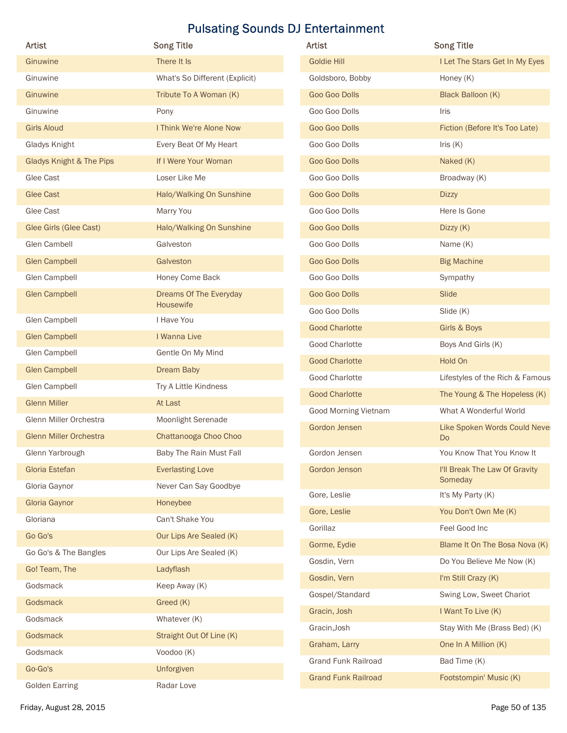# Pulsating Sounds DJ Entertainment

| Artist | Song Title |
|---|---|
| Ginuwine | There It Is |
| Ginuwine | What's So Different (Explicit) |
| Ginuwine | Tribute To A Woman (K) |
| Ginuwine | Pony |
| Girls Aloud | I Think We're Alone Now |
| Gladys Knight | Every Beat Of My Heart |
| Gladys Knight & The Pips | If I Were Your Woman |
| Glee Cast | Loser Like Me |
| Glee Cast | Halo/Walking On Sunshine |
| Glee Cast | Marry You |
| Glee Girls (Glee Cast) | Halo/Walking On Sunshine |
| Glen Cambell | Galveston |
| Glen Campbell | Galveston |
| Glen Campbell | Honey Come Back |
| Glen Campbell | Dreams Of The Everyday Housewife |
| Glen Campbell | I Have You |
| Glen Campbell | I Wanna Live |
| Glen Campbell | Gentle On My Mind |
| Glen Campbell | Dream Baby |
| Glen Campbell | Try A Little Kindness |
| Glenn Miller | At Last |
| Glenn Miller Orchestra | Moonlight Serenade |
| Glenn Miller Orchestra | Chattanooga Choo Choo |
| Glenn Yarbrough | Baby The Rain Must Fall |
| Gloria Estefan | Everlasting Love |
| Gloria Gaynor | Never Can Say Goodbye |
| Gloria Gaynor | Honeybee |
| Gloriana | Can't Shake You |
| Go Go's | Our Lips Are Sealed (K) |
| Go Go's & The Bangles | Our Lips Are Sealed (K) |
| Go! Team, The | Ladyflash |
| Godsmack | Keep Away (K) |
| Godsmack | Greed (K) |
| Godsmack | Whatever (K) |
| Godsmack | Straight Out Of Line (K) |
| Godsmack | Voodoo (K) |
| Go-Go's | Unforgiven |
| Golden Earring | Radar Love |
| Goldie Hill | I Let The Stars Get In My Eyes |
| Goldsboro, Bobby | Honey (K) |
| Goo Goo Dolls | Black Balloon (K) |
| Goo Goo Dolls | Iris |
| Goo Goo Dolls | Fiction (Before It's Too Late) |
| Goo Goo Dolls | Iris (K) |
| Goo Goo Dolls | Naked (K) |
| Goo Goo Dolls | Broadway (K) |
| Goo Goo Dolls | Dizzy |
| Goo Goo Dolls | Here Is Gone |
| Goo Goo Dolls | Dizzy (K) |
| Goo Goo Dolls | Name (K) |
| Goo Goo Dolls | Big Machine |
| Goo Goo Dolls | Sympathy |
| Goo Goo Dolls | Slide |
| Goo Goo Dolls | Slide (K) |
| Good Charlotte | Girls & Boys |
| Good Charlotte | Boys And Girls (K) |
| Good Charlotte | Hold On |
| Good Charlotte | Lifestyles of the Rich & Famous |
| Good Charlotte | The Young & The Hopeless (K) |
| Good Morning Vietnam | What A Wonderful World |
| Gordon Jensen | Like Spoken Words Could Never Do |
| Gordon Jensen | You Know That You Know It |
| Gordon Jenson | I'll Break The Law Of Gravity Someday |
| Gore, Leslie | It's My Party (K) |
| Gore, Leslie | You Don't Own Me (K) |
| Gorillaz | Feel Good Inc |
| Gorme, Eydie | Blame It On The Bosa Nova (K) |
| Gosdin, Vern | Do You Believe Me Now (K) |
| Gosdin, Vern | I'm Still Crazy (K) |
| Gospel/Standard | Swing Low, Sweet Chariot |
| Gracin, Josh | I Want To Live (K) |
| Gracin,Josh | Stay With Me (Brass Bed) (K) |
| Graham, Larry | One In A Million (K) |
| Grand Funk Railroad | Bad Time (K) |
| Grand Funk Railroad | Footstompin' Music (K) |

Friday, August 28, 2015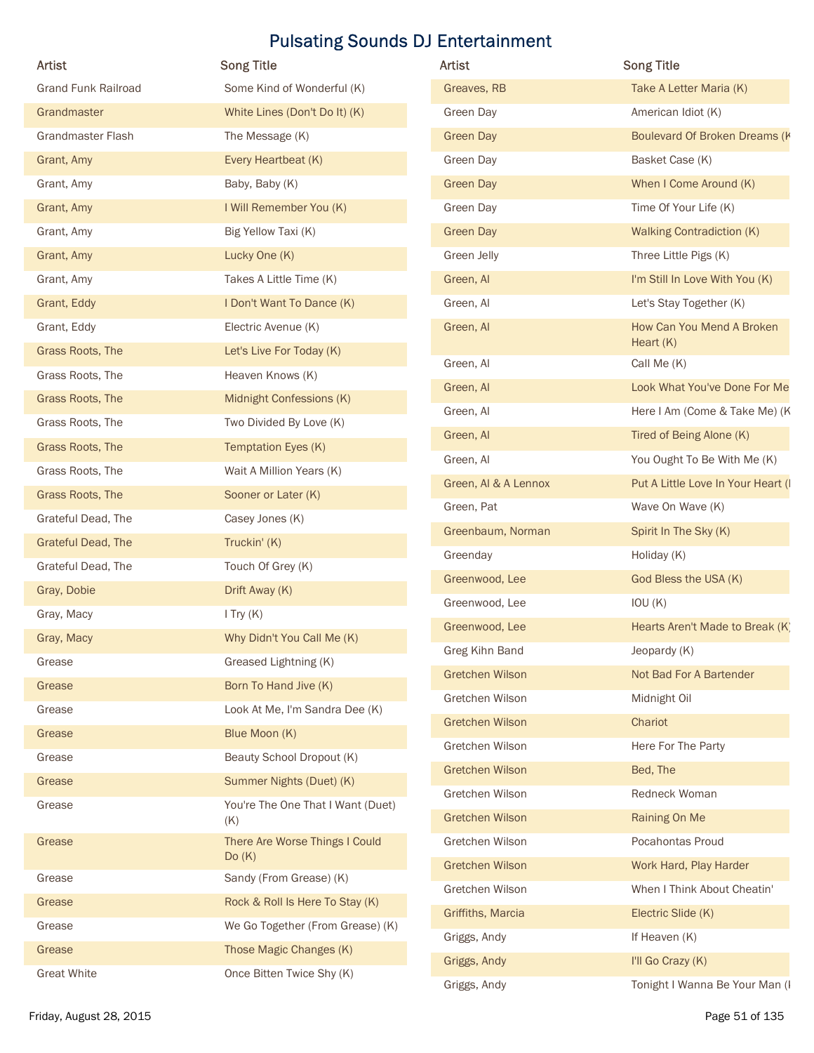# Pulsating Sounds DJ Entertainment

| Artist | Song Title |
| --- | --- |
| Grand Funk Railroad | Some Kind of Wonderful (K) |
| Grandmaster | White Lines (Don't Do It) (K) |
| Grandmaster Flash | The Message (K) |
| Grant, Amy | Every Heartbeat (K) |
| Grant, Amy | Baby, Baby (K) |
| Grant, Amy | I Will Remember You (K) |
| Grant, Amy | Big Yellow Taxi (K) |
| Grant, Amy | Lucky One (K) |
| Grant, Amy | Takes A Little Time (K) |
| Grant, Eddy | I Don't Want To Dance (K) |
| Grant, Eddy | Electric Avenue (K) |
| Grass Roots, The | Let's Live For Today (K) |
| Grass Roots, The | Heaven Knows (K) |
| Grass Roots, The | Midnight Confessions (K) |
| Grass Roots, The | Two Divided By Love (K) |
| Grass Roots, The | Temptation Eyes (K) |
| Grass Roots, The | Wait A Million Years (K) |
| Grass Roots, The | Sooner or Later (K) |
| Grateful Dead, The | Casey Jones (K) |
| Grateful Dead, The | Truckin' (K) |
| Grateful Dead, The | Touch Of Grey (K) |
| Gray, Dobie | Drift Away (K) |
| Gray, Macy | I Try (K) |
| Gray, Macy | Why Didn't You Call Me (K) |
| Grease | Greased Lightning (K) |
| Grease | Born To Hand Jive (K) |
| Grease | Look At Me, I'm Sandra Dee (K) |
| Grease | Blue Moon (K) |
| Grease | Beauty School Dropout (K) |
| Grease | Summer Nights (Duet) (K) |
| Grease | You're The One That I Want (Duet) (K) |
| Grease | There Are Worse Things I Could Do (K) |
| Grease | Sandy (From Grease) (K) |
| Grease | Rock & Roll Is Here To Stay (K) |
| Grease | We Go Together (From Grease) (K) |
| Grease | Those Magic Changes (K) |
| Great White | Once Bitten Twice Shy (K) |
| Greaves, RB | Take A Letter Maria (K) |
| Green Day | American Idiot (K) |
| Green Day | Boulevard Of Broken Dreams (K |
| Green Day | Basket Case (K) |
| Green Day | When I Come Around (K) |
| Green Day | Time Of Your Life (K) |
| Green Day | Walking Contradiction (K) |
| Green Jelly | Three Little Pigs (K) |
| Green, Al | I'm Still In Love With You (K) |
| Green, Al | Let's Stay Together (K) |
| Green, Al | How Can You Mend A Broken Heart (K) |
| Green, Al | Call Me (K) |
| Green, Al | Look What You've Done For Me |
| Green, Al | Here I Am (Come & Take Me) (K |
| Green, Al | Tired of Being Alone (K) |
| Green, Al | You Ought To Be With Me (K) |
| Green, Al & A Lennox | Put A Little Love In Your Heart ( |
| Green, Pat | Wave On Wave (K) |
| Greenbaum, Norman | Spirit In The Sky (K) |
| Greenday | Holiday (K) |
| Greenwood, Lee | God Bless the USA (K) |
| Greenwood, Lee | IOU (K) |
| Greenwood, Lee | Hearts Aren't Made to Break (K) |
| Greg Kihn Band | Jeopardy (K) |
| Gretchen Wilson | Not Bad For A Bartender |
| Gretchen Wilson | Midnight Oil |
| Gretchen Wilson | Chariot |
| Gretchen Wilson | Here For The Party |
| Gretchen Wilson | Bed, The |
| Gretchen Wilson | Redneck Woman |
| Gretchen Wilson | Raining On Me |
| Gretchen Wilson | Pocahontas Proud |
| Gretchen Wilson | Work Hard, Play Harder |
| Gretchen Wilson | When I Think About Cheatin' |
| Griffiths, Marcia | Electric Slide (K) |
| Griggs, Andy | If Heaven (K) |
| Griggs, Andy | I'll Go Crazy (K) |
| Griggs, Andy | Tonight I Wanna Be Your Man ( |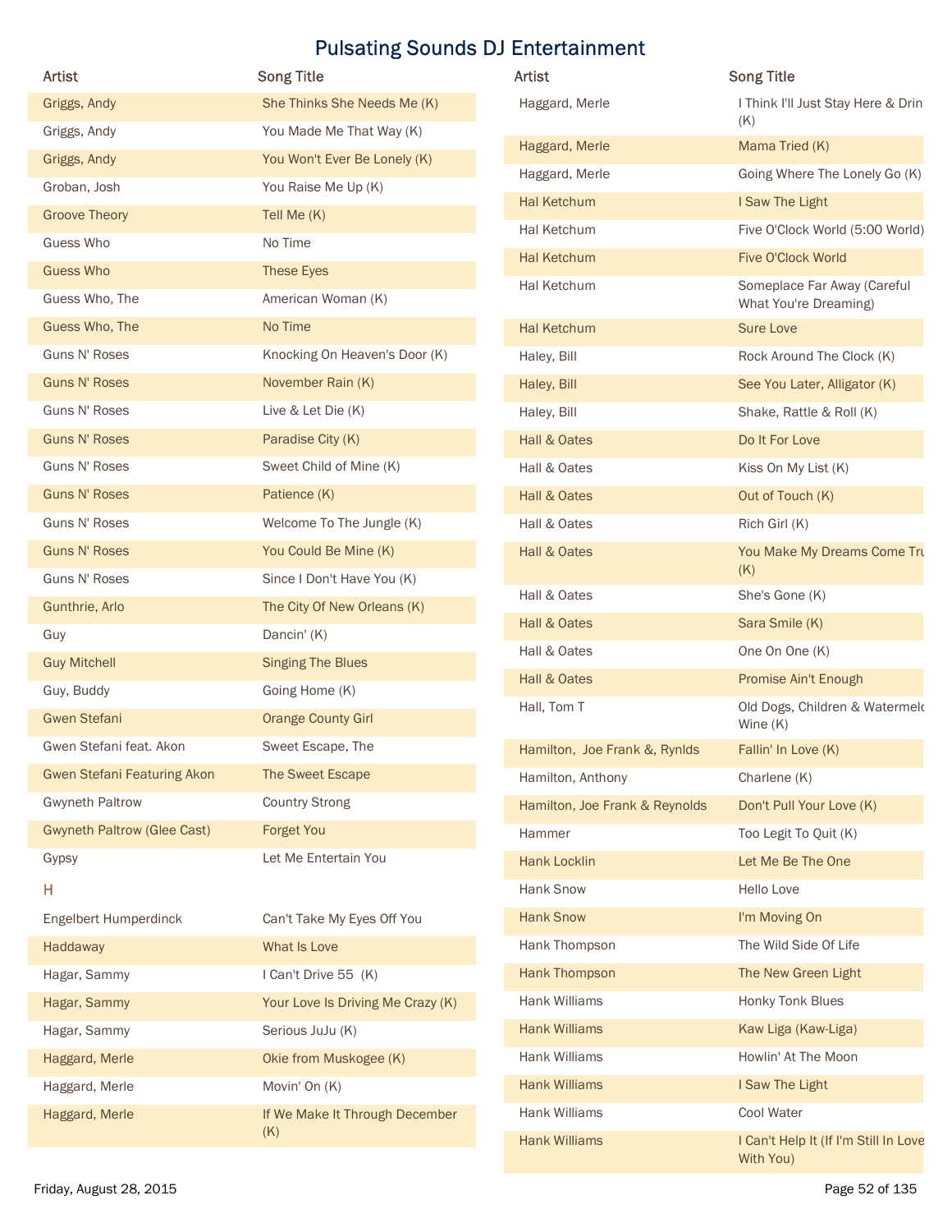# Pulsating Sounds DJ Entertainment

| Artist | Song Title |
|---|---|
| Griggs, Andy | She Thinks She Needs Me (K) |
| Griggs, Andy | You Made Me That Way (K) |
| Griggs, Andy | You Won't Ever Be Lonely (K) |
| Groban, Josh | You Raise Me Up (K) |
| Groove Theory | Tell Me (K) |
| Guess Who | No Time |
| Guess Who | These Eyes |
| Guess Who, The | American Woman (K) |
| Guess Who, The | No Time |
| Guns N' Roses | Knocking On Heaven's Door (K) |
| Guns N' Roses | November Rain (K) |
| Guns N' Roses | Live & Let Die (K) |
| Guns N' Roses | Paradise City (K) |
| Guns N' Roses | Sweet Child of Mine (K) |
| Guns N' Roses | Patience (K) |
| Guns N' Roses | Welcome To The Jungle (K) |
| Guns N' Roses | You Could Be Mine (K) |
| Guns N' Roses | Since I Don't Have You (K) |
| Gunthrie, Arlo | The City Of New Orleans (K) |
| Guy | Dancin' (K) |
| Guy Mitchell | Singing The Blues |
| Guy, Buddy | Going Home (K) |
| Gwen Stefani | Orange County Girl |
| Gwen Stefani feat. Akon | Sweet Escape, The |
| Gwen Stefani Featuring Akon | The Sweet Escape |
| Gwyneth Paltrow | Country Strong |
| Gwyneth Paltrow (Glee Cast) | Forget You |
| Gypsy | Let Me Entertain You |

## H

| Artist | Song Title |
|---|---|
| Engelbert Humperdinck | Can't Take My Eyes Off You |
| Haddaway | What Is Love |
| Hagar, Sammy | I Can't Drive 55 (K) |
| Hagar, Sammy | Your Love Is Driving Me Crazy (K) |
| Hagar, Sammy | Serious JuJu (K) |
| Haggard, Merle | Okie from Muskogee (K) |
| Haggard, Merle | Movin' On (K) |
| Haggard, Merle | If We Make It Through December (K) |
| Haggard, Merle | I Think I'll Just Stay Here & Drin (K) |
| Haggard, Merle | Mama Tried (K) |
| Haggard, Merle | Going Where The Lonely Go (K) |
| Hal Ketchum | I Saw The Light |
| Hal Ketchum | Five O'Clock World (5:00 World) |
| Hal Ketchum | Five O'Clock World |
| Hal Ketchum | Someplace Far Away (Careful What You're Dreaming) |
| Hal Ketchum | Sure Love |
| Haley, Bill | Rock Around The Clock (K) |
| Haley, Bill | See You Later, Alligator (K) |
| Haley, Bill | Shake, Rattle & Roll (K) |
| Hall & Oates | Do It For Love |
| Hall & Oates | Kiss On My List (K) |
| Hall & Oates | Out of Touch (K) |
| Hall & Oates | Rich Girl (K) |
| Hall & Oates | You Make My Dreams Come Tru (K) |
| Hall & Oates | She's Gone (K) |
| Hall & Oates | Sara Smile (K) |
| Hall & Oates | One On One (K) |
| Hall & Oates | Promise Ain't Enough |
| Hall, Tom T | Old Dogs, Children & Watermelo Wine (K) |
| Hamilton, Joe Frank &, Rynlds | Fallin' In Love (K) |
| Hamilton, Anthony | Charlene (K) |
| Hamilton, Joe Frank & Reynolds | Don't Pull Your Love (K) |
| Hammer | Too Legit To Quit (K) |
| Hank Locklin | Let Me Be The One |
| Hank Snow | Hello Love |
| Hank Snow | I'm Moving On |
| Hank Thompson | The Wild Side Of Life |
| Hank Thompson | The New Green Light |
| Hank Williams | Honky Tonk Blues |
| Hank Williams | Kaw Liga (Kaw-Liga) |
| Hank Williams | Howlin' At The Moon |
| Hank Williams | I Saw The Light |
| Hank Williams | Cool Water |
| Hank Williams | I Can't Help It (If I'm Still In Love With You) |

Friday, August 28, 2015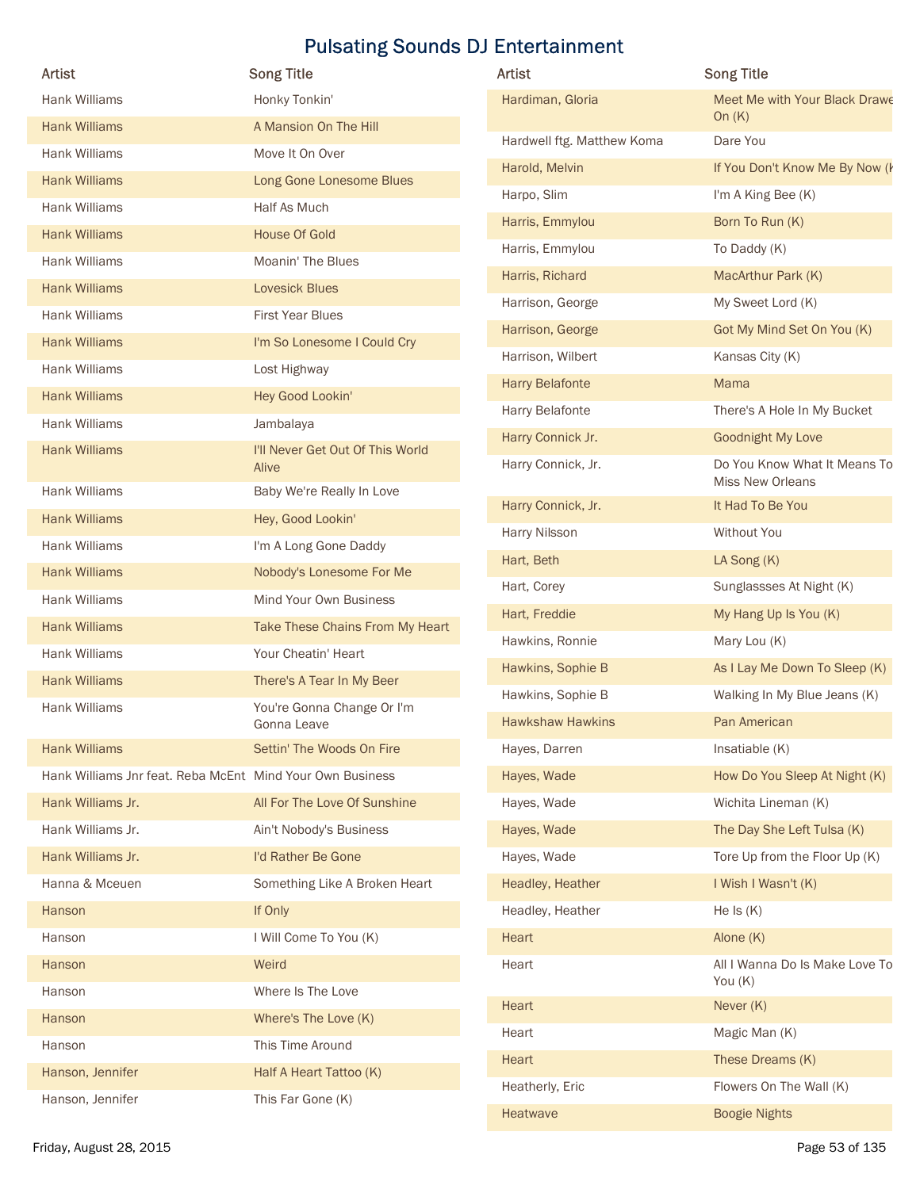# Pulsating Sounds DJ Entertainment

| Artist | Song Title |
|---|---|
| Hank Williams | Honky Tonkin' |
| Hank Williams | A Mansion On The Hill |
| Hank Williams | Move It On Over |
| Hank Williams | Long Gone Lonesome Blues |
| Hank Williams | Half As Much |
| Hank Williams | House Of Gold |
| Hank Williams | Moanin' The Blues |
| Hank Williams | Lovesick Blues |
| Hank Williams | First Year Blues |
| Hank Williams | I'm So Lonesome I Could Cry |
| Hank Williams | Lost Highway |
| Hank Williams | Hey Good Lookin' |
| Hank Williams | Jambalaya |
| Hank Williams | I'll Never Get Out Of This World Alive |
| Hank Williams | Baby We're Really In Love |
| Hank Williams | Hey, Good Lookin' |
| Hank Williams | I'm A Long Gone Daddy |
| Hank Williams | Nobody's Lonesome For Me |
| Hank Williams | Mind Your Own Business |
| Hank Williams | Take These Chains From My Heart |
| Hank Williams | Your Cheatin' Heart |
| Hank Williams | There's A Tear In My Beer |
| Hank Williams | You're Gonna Change Or I'm Gonna Leave |
| Hank Williams | Settin' The Woods On Fire |
| Hank Williams Jnr feat. Reba McEnt | Mind Your Own Business |
| Hank Williams Jr. | All For The Love Of Sunshine |
| Hank Williams Jr. | Ain't Nobody's Business |
| Hank Williams Jr. | I'd Rather Be Gone |
| Hanna & Mceuen | Something Like A Broken Heart |
| Hanson | If Only |
| Hanson | I Will Come To You (K) |
| Hanson | Weird |
| Hanson | Where Is The Love |
| Hanson | Where's The Love (K) |
| Hanson | This Time Around |
| Hanson, Jennifer | Half A Heart Tattoo (K) |
| Hanson, Jennifer | This Far Gone (K) |
| Hardiman, Gloria | Meet Me with Your Black Drawe On (K) |
| Hardwell ftg. Matthew Koma | Dare You |
| Harold, Melvin | If You Don't Know Me By Now (K |
| Harpo, Slim | I'm A King Bee (K) |
| Harris, Emmylou | Born To Run (K) |
| Harris, Emmylou | To Daddy (K) |
| Harris, Richard | MacArthur Park (K) |
| Harrison, George | My Sweet Lord (K) |
| Harrison, George | Got My Mind Set On You (K) |
| Harrison, Wilbert | Kansas City (K) |
| Harry Belafonte | Mama |
| Harry Belafonte | There's A Hole In My Bucket |
| Harry Connick Jr. | Goodnight My Love |
| Harry Connick, Jr. | Do You Know What It Means To Miss New Orleans |
| Harry Connick, Jr. | It Had To Be You |
| Harry Nilsson | Without You |
| Hart, Beth | LA Song (K) |
| Hart, Corey | Sunglassses At Night (K) |
| Hart, Freddie | My Hang Up Is You (K) |
| Hawkins, Ronnie | Mary Lou (K) |
| Hawkins, Sophie B | As I Lay Me Down To Sleep (K) |
| Hawkins, Sophie B | Walking In My Blue Jeans (K) |
| Hawkshaw Hawkins | Pan American |
| Hayes, Darren | Insatiable (K) |
| Hayes, Wade | How Do You Sleep At Night (K) |
| Hayes, Wade | Wichita Lineman (K) |
| Hayes, Wade | The Day She Left Tulsa (K) |
| Hayes, Wade | Tore Up from the Floor Up (K) |
| Headley, Heather | I Wish I Wasn't (K) |
| Headley, Heather | He Is (K) |
| Heart | Alone (K) |
| Heart | All I Wanna Do Is Make Love To You (K) |
| Heart | Never (K) |
| Heart | Magic Man (K) |
| Heart | These Dreams (K) |
| Heatherly, Eric | Flowers On The Wall (K) |
| Heatwave | Boogie Nights |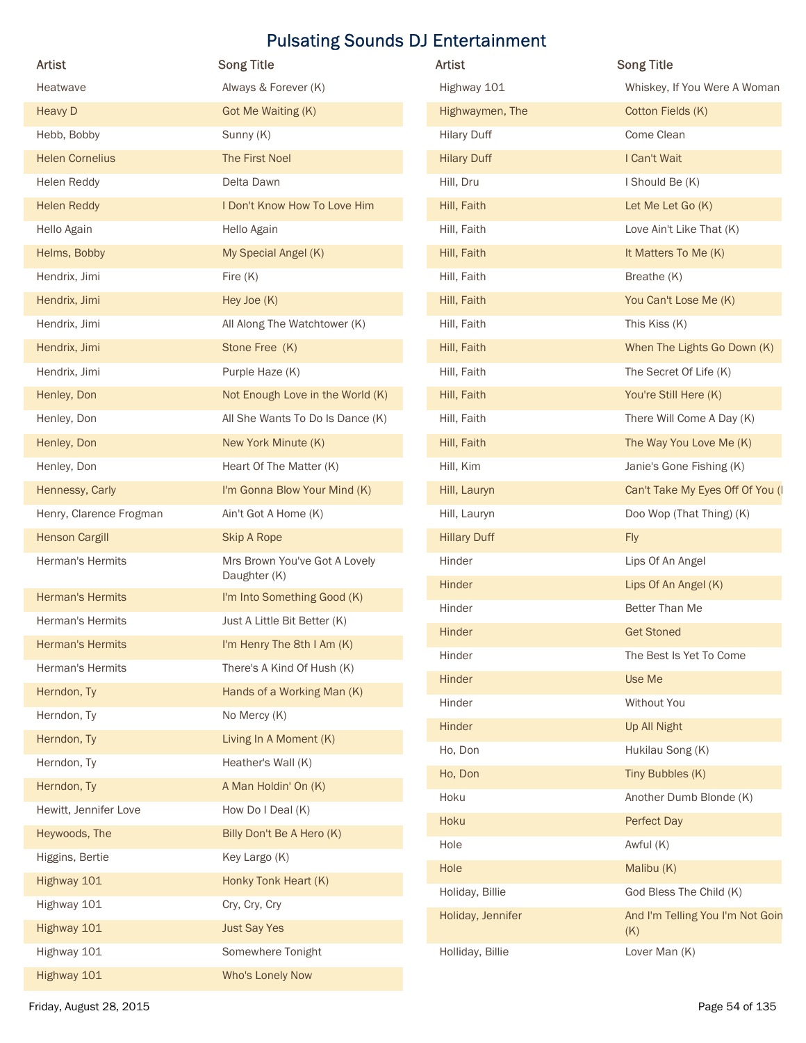# Pulsating Sounds DJ Entertainment

| Artist | Song Title |
| --- | --- |
| Heatwave | Always & Forever (K) |
| Heavy D | Got Me Waiting (K) |
| Hebb, Bobby | Sunny (K) |
| Helen Cornelius | The First Noel |
| Helen Reddy | Delta Dawn |
| Helen Reddy | I Don't Know How To Love Him |
| Hello Again | Hello Again |
| Helms, Bobby | My Special Angel (K) |
| Hendrix, Jimi | Fire (K) |
| Hendrix, Jimi | Hey Joe (K) |
| Hendrix, Jimi | All Along The Watchtower (K) |
| Hendrix, Jimi | Stone Free (K) |
| Hendrix, Jimi | Purple Haze (K) |
| Henley, Don | Not Enough Love in the World (K) |
| Henley, Don | All She Wants To Do Is Dance (K) |
| Henley, Don | New York Minute (K) |
| Henley, Don | Heart Of The Matter (K) |
| Hennessy, Carly | I'm Gonna Blow Your Mind (K) |
| Henry, Clarence Frogman | Ain't Got A Home (K) |
| Henson Cargill | Skip A Rope |
| Herman's Hermits | Mrs Brown You've Got A Lovely Daughter (K) |
| Herman's Hermits | I'm Into Something Good (K) |
| Herman's Hermits | Just A Little Bit Better (K) |
| Herman's Hermits | I'm Henry The 8th I Am (K) |
| Herman's Hermits | There's A Kind Of Hush (K) |
| Herndon, Ty | Hands of a Working Man (K) |
| Herndon, Ty | No Mercy (K) |
| Herndon, Ty | Living In A Moment (K) |
| Herndon, Ty | Heather's Wall (K) |
| Herndon, Ty | A Man Holdin' On (K) |
| Hewitt, Jennifer Love | How Do I Deal (K) |
| Heywoods, The | Billy Don't Be A Hero (K) |
| Higgins, Bertie | Key Largo (K) |
| Highway 101 | Honky Tonk Heart (K) |
| Highway 101 | Cry, Cry, Cry |
| Highway 101 | Just Say Yes |
| Highway 101 | Somewhere Tonight |
| Highway 101 | Who's Lonely Now |
| Highway 101 | Whiskey, If You Were A Woman |
| Highwaymen, The | Cotton Fields (K) |
| Hilary Duff | Come Clean |
| Hilary Duff | I Can't Wait |
| Hill, Dru | I Should Be (K) |
| Hill, Faith | Let Me Let Go (K) |
| Hill, Faith | Love Ain't Like That (K) |
| Hill, Faith | It Matters To Me (K) |
| Hill, Faith | Breathe (K) |
| Hill, Faith | You Can't Lose Me (K) |
| Hill, Faith | This Kiss (K) |
| Hill, Faith | When The Lights Go Down (K) |
| Hill, Faith | The Secret Of Life (K) |
| Hill, Faith | You're Still Here (K) |
| Hill, Faith | There Will Come A Day (K) |
| Hill, Faith | The Way You Love Me (K) |
| Hill, Kim | Janie's Gone Fishing (K) |
| Hill, Lauryn | Can't Take My Eyes Off Of You (K) |
| Hill, Lauryn | Doo Wop (That Thing) (K) |
| Hillary Duff | Fly |
| Hinder | Lips Of An Angel |
| Hinder | Lips Of An Angel (K) |
| Hinder | Better Than Me |
| Hinder | Get Stoned |
| Hinder | The Best Is Yet To Come |
| Hinder | Use Me |
| Hinder | Without You |
| Hinder | Up All Night |
| Ho, Don | Hukilau Song (K) |
| Ho, Don | Tiny Bubbles (K) |
| Hoku | Another Dumb Blonde (K) |
| Hoku | Perfect Day |
| Hole | Awful (K) |
| Hole | Malibu (K) |
| Holiday, Billie | God Bless The Child (K) |
| Holiday, Jennifer | And I'm Telling You I'm Not Goin (K) |
| Holliday, Billie | Lover Man (K) |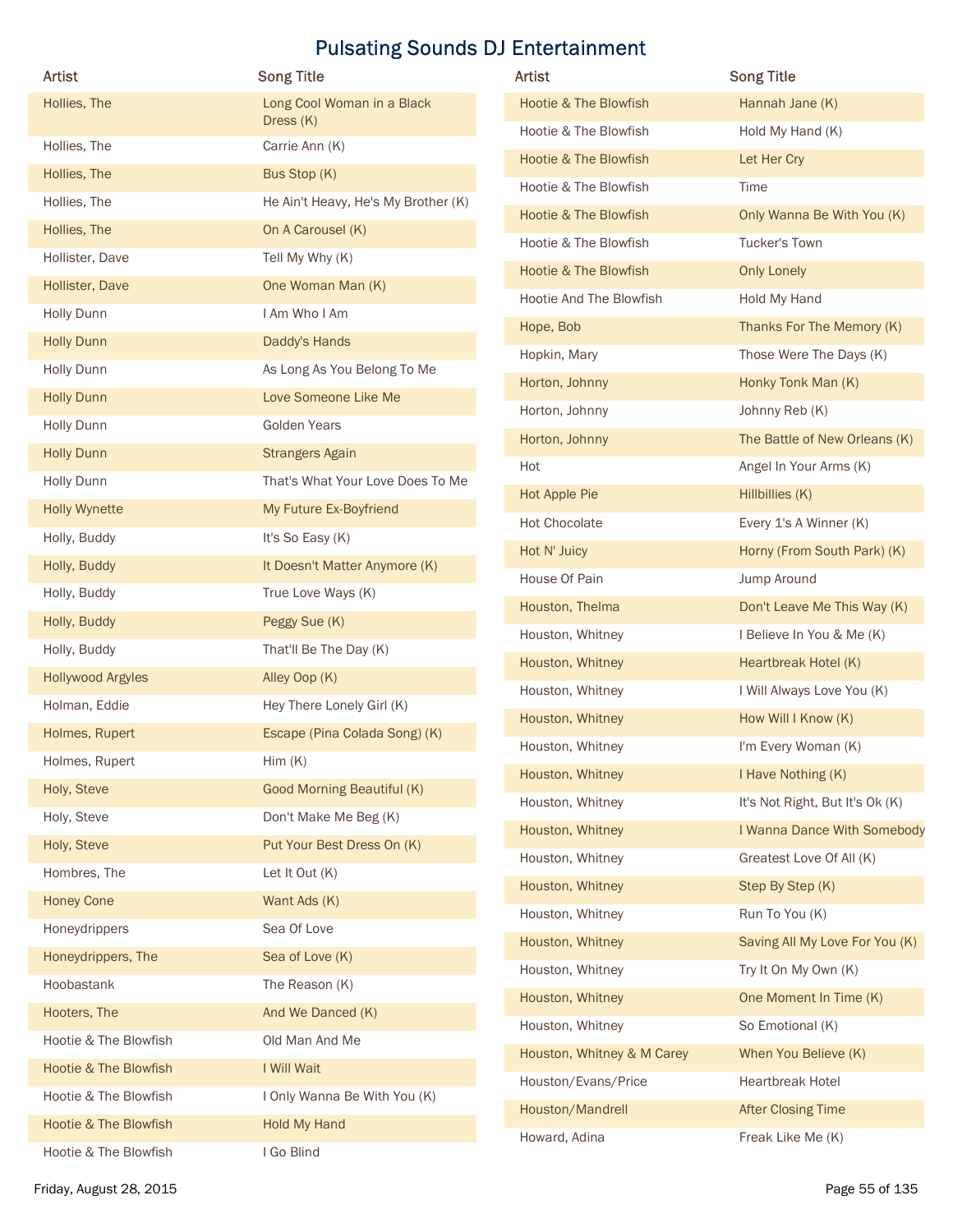# Pulsating Sounds DJ Entertainment

| Artist | Song Title |
| --- | --- |
| Hollies, The | Long Cool Woman in a Black Dress (K) |
| Hollies, The | Carrie Ann (K) |
| Hollies, The | Bus Stop (K) |
| Hollies, The | He Ain't Heavy, He's My Brother (K) |
| Hollies, The | On A Carousel (K) |
| Hollister, Dave | Tell My Why (K) |
| Hollister, Dave | One Woman Man (K) |
| Holly Dunn | I Am Who I Am |
| Holly Dunn | Daddy's Hands |
| Holly Dunn | As Long As You Belong To Me |
| Holly Dunn | Love Someone Like Me |
| Holly Dunn | Golden Years |
| Holly Dunn | Strangers Again |
| Holly Dunn | That's What Your Love Does To Me |
| Holly Wynette | My Future Ex-Boyfriend |
| Holly, Buddy | It's So Easy (K) |
| Holly, Buddy | It Doesn't Matter Anymore (K) |
| Holly, Buddy | True Love Ways (K) |
| Holly, Buddy | Peggy Sue (K) |
| Holly, Buddy | That'll Be The Day (K) |
| Hollywood Argyles | Alley Oop (K) |
| Holman, Eddie | Hey There Lonely Girl (K) |
| Holmes, Rupert | Escape (Pina Colada Song) (K) |
| Holmes, Rupert | Him (K) |
| Holy, Steve | Good Morning Beautiful (K) |
| Holy, Steve | Don't Make Me Beg (K) |
| Holy, Steve | Put Your Best Dress On (K) |
| Hombres, The | Let It Out (K) |
| Honey Cone | Want Ads (K) |
| Honeydrippers | Sea Of Love |
| Honeydrippers, The | Sea of Love (K) |
| Hoobastank | The Reason (K) |
| Hooters, The | And We Danced (K) |
| Hootie & The Blowfish | Old Man And Me |
| Hootie & The Blowfish | I Will Wait |
| Hootie & The Blowfish | I Only Wanna Be With You (K) |
| Hootie & The Blowfish | Hold My Hand |
| Hootie & The Blowfish | I Go Blind |
| Hootie & The Blowfish | Hannah Jane (K) |
| Hootie & The Blowfish | Hold My Hand (K) |
| Hootie & The Blowfish | Let Her Cry |
| Hootie & The Blowfish | Time |
| Hootie & The Blowfish | Only Wanna Be With You (K) |
| Hootie & The Blowfish | Tucker's Town |
| Hootie & The Blowfish | Only Lonely |
| Hootie And The Blowfish | Hold My Hand |
| Hope, Bob | Thanks For The Memory (K) |
| Hopkin, Mary | Those Were The Days (K) |
| Horton, Johnny | Honky Tonk Man (K) |
| Horton, Johnny | Johnny Reb (K) |
| Horton, Johnny | The Battle of New Orleans (K) |
| Hot | Angel In Your Arms (K) |
| Hot Apple Pie | Hillbillies (K) |
| Hot Chocolate | Every 1's A Winner (K) |
| Hot N' Juicy | Horny (From South Park) (K) |
| House Of Pain | Jump Around |
| Houston, Thelma | Don't Leave Me This Way (K) |
| Houston, Whitney | I Believe In You & Me (K) |
| Houston, Whitney | Heartbreak Hotel (K) |
| Houston, Whitney | I Will Always Love You (K) |
| Houston, Whitney | How Will I Know (K) |
| Houston, Whitney | I'm Every Woman (K) |
| Houston, Whitney | I Have Nothing (K) |
| Houston, Whitney | It's Not Right, But It's Ok (K) |
| Houston, Whitney | I Wanna Dance With Somebody |
| Houston, Whitney | Greatest Love Of All (K) |
| Houston, Whitney | Step By Step (K) |
| Houston, Whitney | Run To You (K) |
| Houston, Whitney | Saving All My Love For You (K) |
| Houston, Whitney | Try It On My Own (K) |
| Houston, Whitney | One Moment In Time (K) |
| Houston, Whitney | So Emotional (K) |
| Houston, Whitney & M Carey | When You Believe (K) |
| Houston/Evans/Price | Heartbreak Hotel |
| Houston/Mandrell | After Closing Time |
| Howard, Adina | Freak Like Me (K) |

Friday, August 28, 2015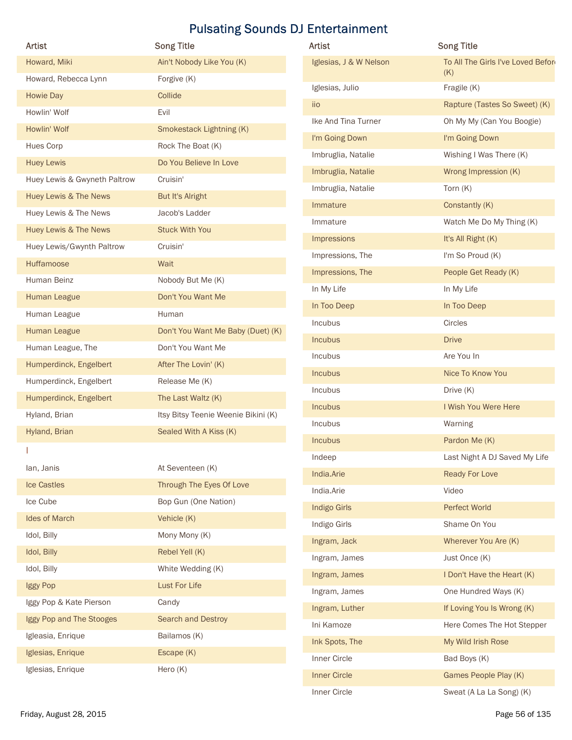# Pulsating Sounds DJ Entertainment

| Artist | Song Title |
| --- | --- |
| Howard, Miki | Ain't Nobody Like You (K) |
| Howard, Rebecca Lynn | Forgive (K) |
| Howie Day | Collide |
| Howlin' Wolf | Evil |
| Howlin' Wolf | Smokestack Lightning (K) |
| Hues Corp | Rock The Boat (K) |
| Huey Lewis | Do You Believe In Love |
| Huey Lewis & Gwyneth Paltrow | Cruisin' |
| Huey Lewis & The News | But It's Alright |
| Huey Lewis & The News | Jacob's Ladder |
| Huey Lewis & The News | Stuck With You |
| Huey Lewis/Gwynth Paltrow | Cruisin' |
| Huffamoose | Wait |
| Human Beinz | Nobody But Me (K) |
| Human League | Don't You Want Me |
| Human League | Human |
| Human League | Don't You Want Me Baby (Duet) (K) |
| Human League, The | Don't You Want Me |
| Humperdinck, Engelbert | After The Lovin' (K) |
| Humperdinck, Engelbert | Release Me (K) |
| Humperdinck, Engelbert | The Last Waltz (K) |
| Hyland, Brian | Itsy Bitsy Teenie Weenie Bikini (K) |
| Hyland, Brian | Sealed With A Kiss (K) |
| I | |
| Ian, Janis | At Seventeen (K) |
| Ice Castles | Through The Eyes Of Love |
| Ice Cube | Bop Gun (One Nation) |
| Ides of March | Vehicle (K) |
| Idol, Billy | Mony Mony (K) |
| Idol, Billy | Rebel Yell (K) |
| Idol, Billy | White Wedding (K) |
| Iggy Pop | Lust For Life |
| Iggy Pop & Kate Pierson | Candy |
| Iggy Pop and The Stooges | Search and Destroy |
| Igleasia, Enrique | Bailamos (K) |
| Iglesias, Enrique | Escape (K) |
| Iglesias, Enrique | Hero (K) |
| Iglesias, J & W Nelson | To All The Girls I've Loved Before (K) |
| Iglesias, Julio | Fragile (K) |
| iio | Rapture (Tastes So Sweet) (K) |
| Ike And Tina Turner | Oh My My (Can You Boogie) |
| I'm Going Down | I'm Going Down |
| Imbruglia, Natalie | Wishing I Was There (K) |
| Imbruglia, Natalie | Wrong Impression (K) |
| Imbruglia, Natalie | Torn (K) |
| Immature | Constantly (K) |
| Immature | Watch Me Do My Thing (K) |
| Impressions | It's All Right (K) |
| Impressions, The | I'm So Proud (K) |
| Impressions, The | People Get Ready (K) |
| In My Life | In My Life |
| In Too Deep | In Too Deep |
| Incubus | Circles |
| Incubus | Drive |
| Incubus | Are You In |
| Incubus | Nice To Know You |
| Incubus | Drive (K) |
| Incubus | I Wish You Were Here |
| Incubus | Warning |
| Incubus | Pardon Me (K) |
| Indeep | Last Night A DJ Saved My Life |
| India.Arie | Ready For Love |
| India.Arie | Video |
| Indigo Girls | Perfect World |
| Indigo Girls | Shame On You |
| Ingram, Jack | Wherever You Are (K) |
| Ingram, James | Just Once (K) |
| Ingram, James | I Don't Have the Heart (K) |
| Ingram, James | One Hundred Ways (K) |
| Ingram, Luther | If Loving You Is Wrong (K) |
| Ini Kamoze | Here Comes The Hot Stepper |
| Ink Spots, The | My Wild Irish Rose |
| Inner Circle | Bad Boys (K) |
| Inner Circle | Games People Play (K) |
| Inner Circle | Sweat (A La La Song) (K) |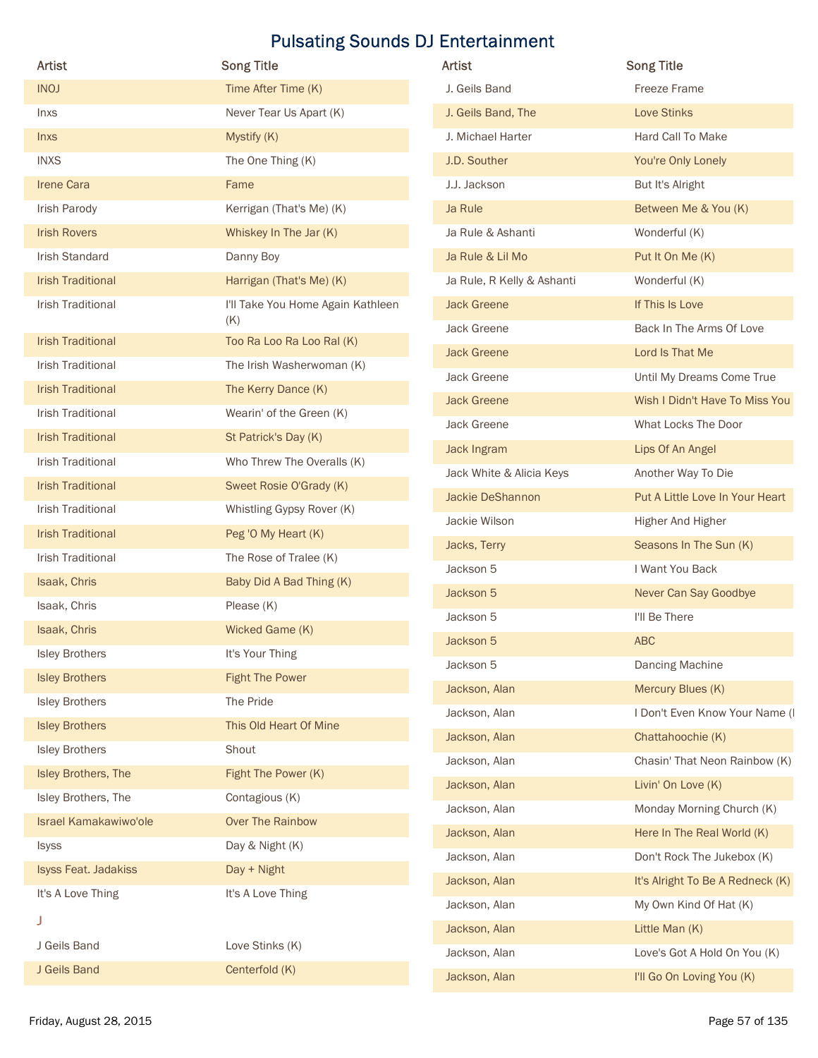# Pulsating Sounds DJ Entertainment

| Artist | Song Title |
|---|---|
| INOJ | Time After Time (K) |
| Inxs | Never Tear Us Apart (K) |
| Inxs | Mystify (K) |
| INXS | The One Thing (K) |
| Irene Cara | Fame |
| Irish Parody | Kerrigan (That's Me) (K) |
| Irish Rovers | Whiskey In The Jar (K) |
| Irish Standard | Danny Boy |
| Irish Traditional | Harrigan (That's Me) (K) |
| Irish Traditional | I'll Take You Home Again Kathleen (K) |
| Irish Traditional | Too Ra Loo Ra Loo Ral (K) |
| Irish Traditional | The Irish Washerwoman (K) |
| Irish Traditional | The Kerry Dance (K) |
| Irish Traditional | Wearin' of the Green (K) |
| Irish Traditional | St Patrick's Day (K) |
| Irish Traditional | Who Threw The Overalls (K) |
| Irish Traditional | Sweet Rosie O'Grady (K) |
| Irish Traditional | Whistling Gypsy Rover (K) |
| Irish Traditional | Peg 'O My Heart (K) |
| Irish Traditional | The Rose of Tralee (K) |
| Isaak, Chris | Baby Did A Bad Thing (K) |
| Isaak, Chris | Please (K) |
| Isaak, Chris | Wicked Game (K) |
| Isley Brothers | It's Your Thing |
| Isley Brothers | Fight The Power |
| Isley Brothers | The Pride |
| Isley Brothers | This Old Heart Of Mine |
| Isley Brothers | Shout |
| Isley Brothers, The | Fight The Power (K) |
| Isley Brothers, The | Contagious (K) |
| Israel Kamakawiwo'ole | Over The Rainbow |
| Isyss | Day & Night (K) |
| Isyss Feat. Jadakiss | Day + Night |
| It's A Love Thing | It's A Love Thing |

## J

| Artist | Song Title |
|---|---|
| J Geils Band | Love Stinks (K) |
| J Geils Band | Centerfold (K) |
| J. Geils Band | Freeze Frame |
| J. Geils Band, The | Love Stinks |
| J. Michael Harter | Hard Call To Make |
| J.D. Souther | You're Only Lonely |
| J.J. Jackson | But It's Alright |
| Ja Rule | Between Me & You (K) |
| Ja Rule & Ashanti | Wonderful (K) |
| Ja Rule & Lil Mo | Put It On Me (K) |
| Ja Rule, R Kelly & Ashanti | Wonderful (K) |
| Jack Greene | If This Is Love |
| Jack Greene | Back In The Arms Of Love |
| Jack Greene | Lord Is That Me |
| Jack Greene | Until My Dreams Come True |
| Jack Greene | Wish I Didn't Have To Miss You |
| Jack Greene | What Locks The Door |
| Jack Ingram | Lips Of An Angel |
| Jack White & Alicia Keys | Another Way To Die |
| Jackie DeShannon | Put A Little Love In Your Heart |
| Jackie Wilson | Higher And Higher |
| Jacks, Terry | Seasons In The Sun (K) |
| Jackson 5 | I Want You Back |
| Jackson 5 | Never Can Say Goodbye |
| Jackson 5 | I'll Be There |
| Jackson 5 | ABC |
| Jackson 5 | Dancing Machine |
| Jackson, Alan | Mercury Blues (K) |
| Jackson, Alan | I Don't Even Know Your Name (I |
| Jackson, Alan | Chattahoochie (K) |
| Jackson, Alan | Chasin' That Neon Rainbow (K) |
| Jackson, Alan | Livin' On Love (K) |
| Jackson, Alan | Monday Morning Church (K) |
| Jackson, Alan | Here In The Real World (K) |
| Jackson, Alan | Don't Rock The Jukebox (K) |
| Jackson, Alan | It's Alright To Be A Redneck (K) |
| Jackson, Alan | My Own Kind Of Hat (K) |
| Jackson, Alan | Little Man (K) |
| Jackson, Alan | Love's Got A Hold On You (K) |
| Jackson, Alan | I'll Go On Loving You (K) |

Friday, August 28, 2015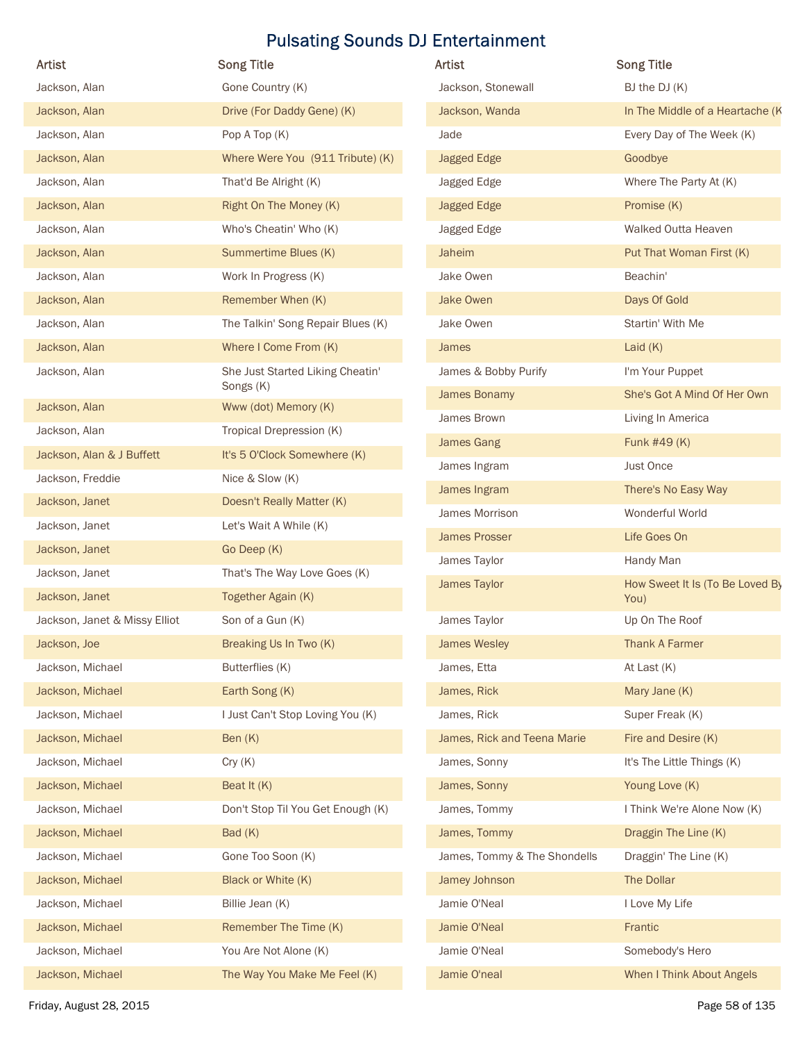# Pulsating Sounds DJ Entertainment

| Artist | Song Title |
| --- | --- |
| Jackson, Alan | Gone Country (K) |
| Jackson, Alan | Drive (For Daddy Gene) (K) |
| Jackson, Alan | Pop A Top (K) |
| Jackson, Alan | Where Were You (911 Tribute) (K) |
| Jackson, Alan | That'd Be Alright (K) |
| Jackson, Alan | Right On The Money (K) |
| Jackson, Alan | Who's Cheatin' Who (K) |
| Jackson, Alan | Summertime Blues (K) |
| Jackson, Alan | Work In Progress (K) |
| Jackson, Alan | Remember When (K) |
| Jackson, Alan | The Talkin' Song Repair Blues (K) |
| Jackson, Alan | Where I Come From (K) |
| Jackson, Alan | She Just Started Liking Cheatin' Songs (K) |
| Jackson, Alan | Www (dot) Memory (K) |
| Jackson, Alan | Tropical Drepression (K) |
| Jackson, Alan & J Buffett | It's 5 O'Clock Somewhere (K) |
| Jackson, Freddie | Nice & Slow (K) |
| Jackson, Janet | Doesn't Really Matter (K) |
| Jackson, Janet | Let's Wait A While (K) |
| Jackson, Janet | Go Deep (K) |
| Jackson, Janet | That's The Way Love Goes (K) |
| Jackson, Janet | Together Again (K) |
| Jackson, Janet & Missy Elliot | Son of a Gun (K) |
| Jackson, Joe | Breaking Us In Two (K) |
| Jackson, Michael | Butterflies (K) |
| Jackson, Michael | Earth Song (K) |
| Jackson, Michael | I Just Can't Stop Loving You (K) |
| Jackson, Michael | Ben (K) |
| Jackson, Michael | Cry (K) |
| Jackson, Michael | Beat It (K) |
| Jackson, Michael | Don't Stop Til You Get Enough (K) |
| Jackson, Michael | Bad (K) |
| Jackson, Michael | Gone Too Soon (K) |
| Jackson, Michael | Black or White (K) |
| Jackson, Michael | Billie Jean (K) |
| Jackson, Michael | Remember The Time (K) |
| Jackson, Michael | You Are Not Alone (K) |
| Jackson, Michael | The Way You Make Me Feel (K) |
| Jackson, Stonewall | BJ the DJ (K) |
| Jackson, Wanda | In The Middle of a Heartache (K |
| Jade | Every Day of The Week (K) |
| Jagged Edge | Goodbye |
| Jagged Edge | Where The Party At (K) |
| Jagged Edge | Promise (K) |
| Jagged Edge | Walked Outta Heaven |
| Jaheim | Put That Woman First (K) |
| Jake Owen | Beachin' |
| Jake Owen | Days Of Gold |
| Jake Owen | Startin' With Me |
| James | Laid (K) |
| James & Bobby Purify | I'm Your Puppet |
| James Bonamy | She's Got A Mind Of Her Own |
| James Brown | Living In America |
| James Gang | Funk #49 (K) |
| James Ingram | Just Once |
| James Ingram | There's No Easy Way |
| James Morrison | Wonderful World |
| James Prosser | Life Goes On |
| James Taylor | Handy Man |
| James Taylor | How Sweet It Is (To Be Loved By You) |
| James Taylor | Up On The Roof |
| James Wesley | Thank A Farmer |
| James, Etta | At Last (K) |
| James, Rick | Mary Jane (K) |
| James, Rick | Super Freak (K) |
| James, Rick and Teena Marie | Fire and Desire (K) |
| James, Sonny | It's The Little Things (K) |
| James, Sonny | Young Love (K) |
| James, Tommy | I Think We're Alone Now (K) |
| James, Tommy | Draggin The Line (K) |
| James, Tommy & The Shondells | Draggin' The Line (K) |
| Jamey Johnson | The Dollar |
| Jamie O'Neal | I Love My Life |
| Jamie O'Neal | Frantic |
| Jamie O'Neal | Somebody's Hero |
| Jamie O'neal | When I Think About Angels |

Friday, August 28, 2015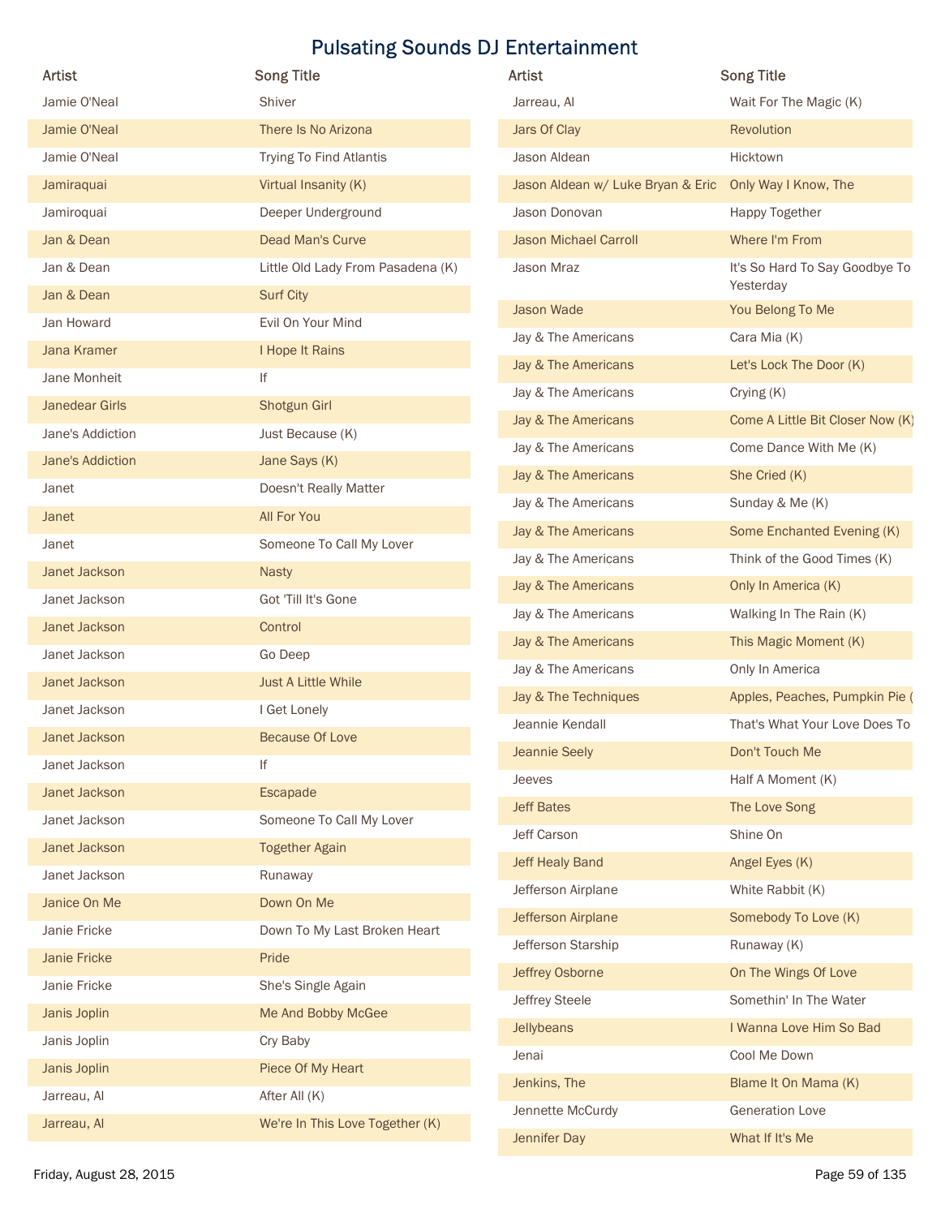# Pulsating Sounds DJ Entertainment

| Artist | Song Title |
| --- | --- |
| Jamie O'Neal | Shiver |
| Jamie O'Neal | There Is No Arizona |
| Jamie O'Neal | Trying To Find Atlantis |
| Jamiraquai | Virtual Insanity (K) |
| Jamiroquai | Deeper Underground |
| Jan & Dean | Dead Man's Curve |
| Jan & Dean | Little Old Lady From Pasadena (K) |
| Jan & Dean | Surf City |
| Jan Howard | Evil On Your Mind |
| Jana Kramer | I Hope It Rains |
| Jane Monheit | If |
| Janedear Girls | Shotgun Girl |
| Jane's Addiction | Just Because (K) |
| Jane's Addiction | Jane Says (K) |
| Janet | Doesn't Really Matter |
| Janet | All For You |
| Janet | Someone To Call My Lover |
| Janet Jackson | Nasty |
| Janet Jackson | Got 'Till It's Gone |
| Janet Jackson | Control |
| Janet Jackson | Go Deep |
| Janet Jackson | Just A Little While |
| Janet Jackson | I Get Lonely |
| Janet Jackson | Because Of Love |
| Janet Jackson | If |
| Janet Jackson | Escapade |
| Janet Jackson | Someone To Call My Lover |
| Janet Jackson | Together Again |
| Janet Jackson | Runaway |
| Janice On Me | Down On Me |
| Janie Fricke | Down To My Last Broken Heart |
| Janie Fricke | Pride |
| Janie Fricke | She's Single Again |
| Janis Joplin | Me And Bobby McGee |
| Janis Joplin | Cry Baby |
| Janis Joplin | Piece Of My Heart |
| Jarreau, Al | After All (K) |
| Jarreau, Al | We're In This Love Together (K) |
| Jarreau, Al | Wait For The Magic (K) |
| Jars Of Clay | Revolution |
| Jason Aldean | Hicktown |
| Jason Aldean w/ Luke Bryan & Eric | Only Way I Know, The |
| Jason Donovan | Happy Together |
| Jason Michael Carroll | Where I'm From |
| Jason Mraz | It's So Hard To Say Goodbye To Yesterday |
| Jason Wade | You Belong To Me |
| Jay & The Americans | Cara Mia (K) |
| Jay & The Americans | Let's Lock The Door (K) |
| Jay & The Americans | Crying (K) |
| Jay & The Americans | Come A Little Bit Closer Now (K) |
| Jay & The Americans | Come Dance With Me (K) |
| Jay & The Americans | She Cried (K) |
| Jay & The Americans | Sunday & Me (K) |
| Jay & The Americans | Some Enchanted Evening (K) |
| Jay & The Americans | Think of the Good Times (K) |
| Jay & The Americans | Only In America (K) |
| Jay & The Americans | Walking In The Rain (K) |
| Jay & The Americans | This Magic Moment (K) |
| Jay & The Americans | Only In America |
| Jay & The Techniques | Apples, Peaches, Pumpkin Pie ( |
| Jeannie Kendall | That's What Your Love Does To |
| Jeannie Seely | Don't Touch Me |
| Jeeves | Half A Moment (K) |
| Jeff Bates | The Love Song |
| Jeff Carson | Shine On |
| Jeff Healy Band | Angel Eyes (K) |
| Jefferson Airplane | White Rabbit (K) |
| Jefferson Airplane | Somebody To Love (K) |
| Jefferson Starship | Runaway (K) |
| Jeffrey Osborne | On The Wings Of Love |
| Jeffrey Steele | Somethin' In The Water |
| Jellybeans | I Wanna Love Him So Bad |
| Jenai | Cool Me Down |
| Jenkins, The | Blame It On Mama (K) |
| Jennette McCurdy | Generation Love |
| Jennifer Day | What If It's Me |

Friday, August 28, 2015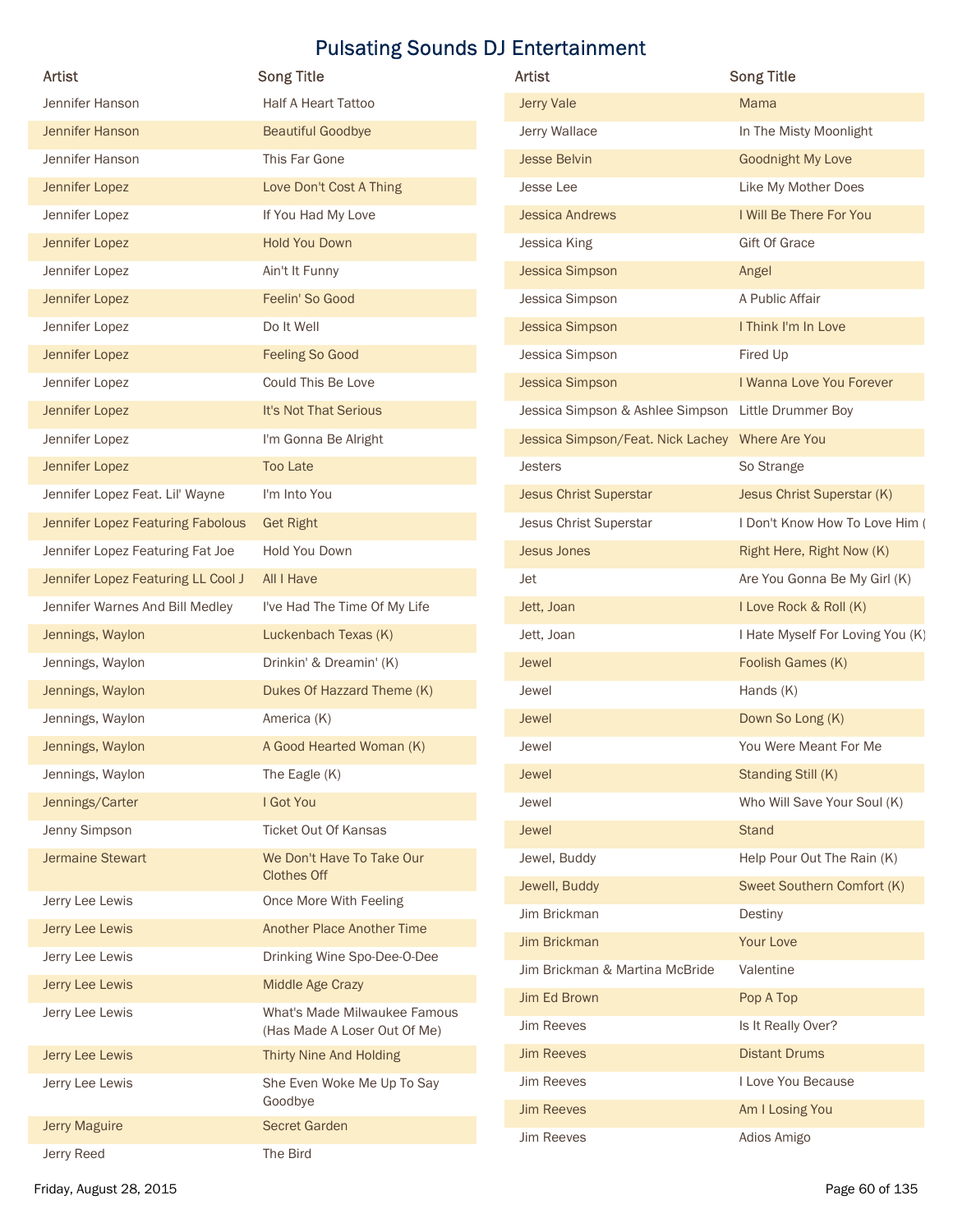# Pulsating Sounds DJ Entertainment

| Artist | Song Title |
|---|---|
| Jennifer Hanson | Half A Heart Tattoo |
| Jennifer Hanson | Beautiful Goodbye |
| Jennifer Hanson | This Far Gone |
| Jennifer Lopez | Love Don't Cost A Thing |
| Jennifer Lopez | If You Had My Love |
| Jennifer Lopez | Hold You Down |
| Jennifer Lopez | Ain't It Funny |
| Jennifer Lopez | Feelin' So Good |
| Jennifer Lopez | Do It Well |
| Jennifer Lopez | Feeling So Good |
| Jennifer Lopez | Could This Be Love |
| Jennifer Lopez | It's Not That Serious |
| Jennifer Lopez | I'm Gonna Be Alright |
| Jennifer Lopez | Too Late |
| Jennifer Lopez Feat. Lil' Wayne | I'm Into You |
| Jennifer Lopez Featuring Fabolous | Get Right |
| Jennifer Lopez Featuring Fat Joe | Hold You Down |
| Jennifer Lopez Featuring LL Cool J | All I Have |
| Jennifer Warnes And Bill Medley | I've Had The Time Of My Life |
| Jennings, Waylon | Luckenbach Texas (K) |
| Jennings, Waylon | Drinkin' & Dreamin' (K) |
| Jennings, Waylon | Dukes Of Hazzard Theme (K) |
| Jennings, Waylon | America (K) |
| Jennings, Waylon | A Good Hearted Woman (K) |
| Jennings, Waylon | The Eagle (K) |
| Jennings/Carter | I Got You |
| Jenny Simpson | Ticket Out Of Kansas |
| Jermaine Stewart | We Don't Have To Take Our Clothes Off |
| Jerry Lee Lewis | Once More With Feeling |
| Jerry Lee Lewis | Another Place Another Time |
| Jerry Lee Lewis | Drinking Wine Spo-Dee-O-Dee |
| Jerry Lee Lewis | Middle Age Crazy |
| Jerry Lee Lewis | What's Made Milwaukee Famous (Has Made A Loser Out Of Me) |
| Jerry Lee Lewis | Thirty Nine And Holding |
| Jerry Lee Lewis | She Even Woke Me Up To Say Goodbye |
| Jerry Maguire | Secret Garden |
| Jerry Reed | The Bird |
| Jerry Vale | Mama |
| Jerry Wallace | In The Misty Moonlight |
| Jesse Belvin | Goodnight My Love |
| Jesse Lee | Like My Mother Does |
| Jessica Andrews | I Will Be There For You |
| Jessica King | Gift Of Grace |
| Jessica Simpson | Angel |
| Jessica Simpson | A Public Affair |
| Jessica Simpson | I Think I'm In Love |
| Jessica Simpson | Fired Up |
| Jessica Simpson | I Wanna Love You Forever |
| Jessica Simpson & Ashlee Simpson | Little Drummer Boy |
| Jessica Simpson/Feat. Nick Lachey | Where Are You |
| Jesters | So Strange |
| Jesus Christ Superstar | Jesus Christ Superstar (K) |
| Jesus Christ Superstar | I Don't Know How To Love Him ( |
| Jesus Jones | Right Here, Right Now (K) |
| Jet | Are You Gonna Be My Girl (K) |
| Jett, Joan | I Love Rock & Roll (K) |
| Jett, Joan | I Hate Myself For Loving You (K) |
| Jewel | Foolish Games (K) |
| Jewel | Hands (K) |
| Jewel | Down So Long (K) |
| Jewel | You Were Meant For Me |
| Jewel | Standing Still (K) |
| Jewel | Who Will Save Your Soul (K) |
| Jewel | Stand |
| Jewel, Buddy | Help Pour Out The Rain (K) |
| Jewell, Buddy | Sweet Southern Comfort (K) |
| Jim Brickman | Destiny |
| Jim Brickman | Your Love |
| Jim Brickman & Martina McBride | Valentine |
| Jim Ed Brown | Pop A Top |
| Jim Reeves | Is It Really Over? |
| Jim Reeves | Distant Drums |
| Jim Reeves | I Love You Because |
| Jim Reeves | Am I Losing You |
| Jim Reeves | Adios Amigo |

Friday, August 28, 2015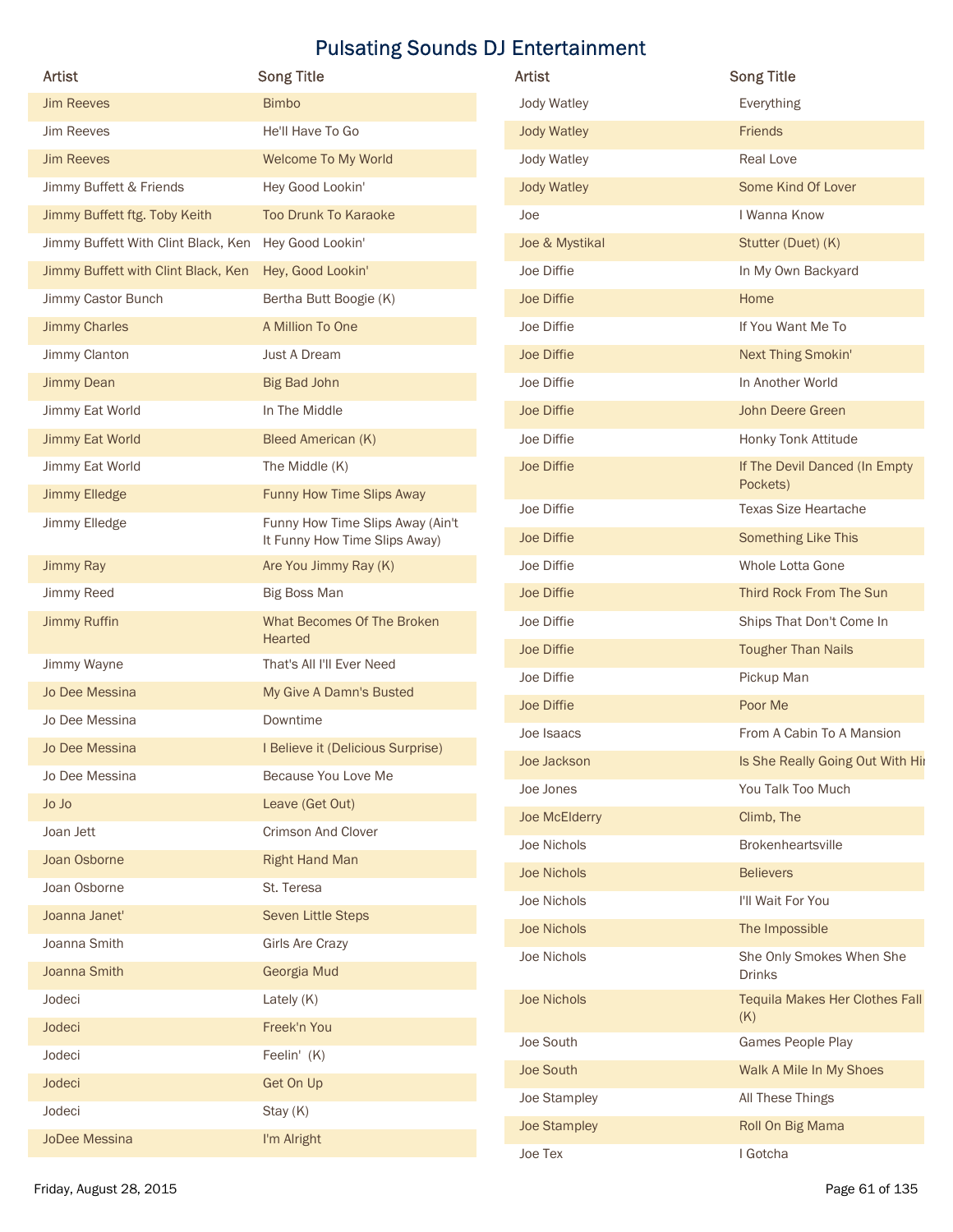# Pulsating Sounds DJ Entertainment

| Artist | Song Title |
| --- | --- |
| Jim Reeves | Bimbo |
| Jim Reeves | He'll Have To Go |
| Jim Reeves | Welcome To My World |
| Jimmy Buffett & Friends | Hey Good Lookin' |
| Jimmy Buffett ftg. Toby Keith | Too Drunk To Karaoke |
| Jimmy Buffett With Clint Black, Ken | Hey Good Lookin' |
| Jimmy Buffett with Clint Black, Ken | Hey, Good Lookin' |
| Jimmy Castor Bunch | Bertha Butt Boogie (K) |
| Jimmy Charles | A Million To One |
| Jimmy Clanton | Just A Dream |
| Jimmy Dean | Big Bad John |
| Jimmy Eat World | In The Middle |
| Jimmy Eat World | Bleed American (K) |
| Jimmy Eat World | The Middle (K) |
| Jimmy Elledge | Funny How Time Slips Away |
| Jimmy Elledge | Funny How Time Slips Away (Ain't It Funny How Time Slips Away) |
| Jimmy Ray | Are You Jimmy Ray (K) |
| Jimmy Reed | Big Boss Man |
| Jimmy Ruffin | What Becomes Of The Broken Hearted |
| Jimmy Wayne | That's All I'll Ever Need |
| Jo Dee Messina | My Give A Damn's Busted |
| Jo Dee Messina | Downtime |
| Jo Dee Messina | I Believe it (Delicious Surprise) |
| Jo Dee Messina | Because You Love Me |
| Jo Jo | Leave (Get Out) |
| Joan Jett | Crimson And Clover |
| Joan Osborne | Right Hand Man |
| Joan Osborne | St. Teresa |
| Joanna Janet' | Seven Little Steps |
| Joanna Smith | Girls Are Crazy |
| Joanna Smith | Georgia Mud |
| Jodeci | Lately (K) |
| Jodeci | Freek'n You |
| Jodeci | Feelin' (K) |
| Jodeci | Get On Up |
| Jodeci | Stay (K) |
| JoDee Messina | I'm Alright |
| Jody Watley | Everything |
| Jody Watley | Friends |
| Jody Watley | Real Love |
| Jody Watley | Some Kind Of Lover |
| Joe | I Wanna Know |
| Joe & Mystikal | Stutter (Duet) (K) |
| Joe Diffie | In My Own Backyard |
| Joe Diffie | Home |
| Joe Diffie | If You Want Me To |
| Joe Diffie | Next Thing Smokin' |
| Joe Diffie | In Another World |
| Joe Diffie | John Deere Green |
| Joe Diffie | Honky Tonk Attitude |
| Joe Diffie | If The Devil Danced (In Empty Pockets) |
| Joe Diffie | Texas Size Heartache |
| Joe Diffie | Something Like This |
| Joe Diffie | Whole Lotta Gone |
| Joe Diffie | Third Rock From The Sun |
| Joe Diffie | Ships That Don't Come In |
| Joe Diffie | Tougher Than Nails |
| Joe Diffie | Pickup Man |
| Joe Diffie | Poor Me |
| Joe Isaacs | From A Cabin To A Mansion |
| Joe Jackson | Is She Really Going Out With Hi |
| Joe Jones | You Talk Too Much |
| Joe McElderry | Climb, The |
| Joe Nichols | Brokenheartsville |
| Joe Nichols | Believers |
| Joe Nichols | I'll Wait For You |
| Joe Nichols | The Impossible |
| Joe Nichols | She Only Smokes When She Drinks |
| Joe Nichols | Tequila Makes Her Clothes Fall (K) |
| Joe South | Games People Play |
| Joe South | Walk A Mile In My Shoes |
| Joe Stampley | All These Things |
| Joe Stampley | Roll On Big Mama |
| Joe Tex | I Gotcha |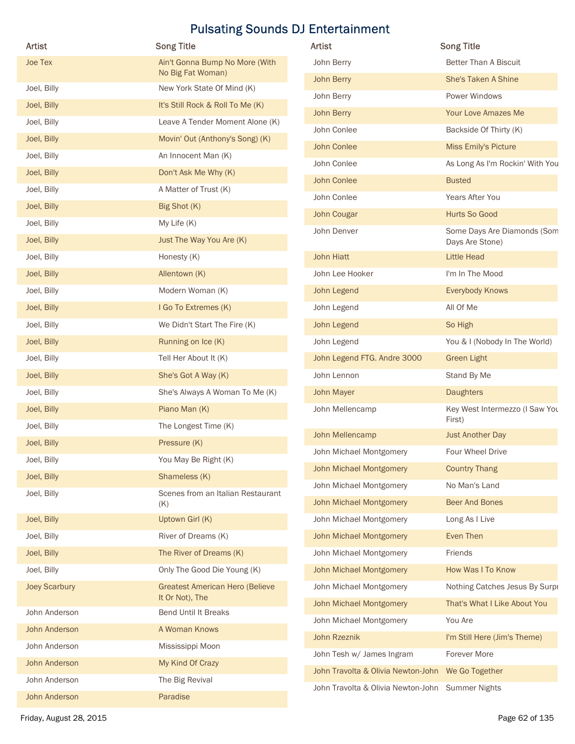# Pulsating Sounds DJ Entertainment

| Artist | Song Title |
| --- | --- |
| Joe Tex | Ain't Gonna Bump No More (With No Big Fat Woman) |
| Joel, Billy | New York State Of Mind (K) |
| Joel, Billy | It's Still Rock & Roll To Me (K) |
| Joel, Billy | Leave A Tender Moment Alone (K) |
| Joel, Billy | Movin' Out (Anthony's Song) (K) |
| Joel, Billy | An Innocent Man (K) |
| Joel, Billy | Don't Ask Me Why (K) |
| Joel, Billy | A Matter of Trust (K) |
| Joel, Billy | Big Shot (K) |
| Joel, Billy | My Life (K) |
| Joel, Billy | Just The Way You Are (K) |
| Joel, Billy | Honesty (K) |
| Joel, Billy | Allentown (K) |
| Joel, Billy | Modern Woman (K) |
| Joel, Billy | I Go To Extremes (K) |
| Joel, Billy | We Didn't Start The Fire (K) |
| Joel, Billy | Running on Ice (K) |
| Joel, Billy | Tell Her About It (K) |
| Joel, Billy | She's Got A Way (K) |
| Joel, Billy | She's Always A Woman To Me (K) |
| Joel, Billy | Piano Man (K) |
| Joel, Billy | The Longest Time (K) |
| Joel, Billy | Pressure (K) |
| Joel, Billy | You May Be Right (K) |
| Joel, Billy | Shameless (K) |
| Joel, Billy | Scenes from an Italian Restaurant (K) |
| Joel, Billy | Uptown Girl (K) |
| Joel, Billy | River of Dreams (K) |
| Joel, Billy | The River of Dreams (K) |
| Joel, Billy | Only The Good Die Young (K) |
| Joey Scarbury | Greatest American Hero (Believe It Or Not), The |
| John Anderson | Bend Until It Breaks |
| John Anderson | A Woman Knows |
| John Anderson | Mississippi Moon |
| John Anderson | My Kind Of Crazy |
| John Anderson | The Big Revival |
| John Anderson | Paradise |
| John Berry | Better Than A Biscuit |
| John Berry | She's Taken A Shine |
| John Berry | Power Windows |
| John Berry | Your Love Amazes Me |
| John Conlee | Backside Of Thirty (K) |
| John Conlee | Miss Emily's Picture |
| John Conlee | As Long As I'm Rockin' With You |
| John Conlee | Busted |
| John Conlee | Years After You |
| John Cougar | Hurts So Good |
| John Denver | Some Days Are Diamonds (Som Days Are Stone) |
| John Hiatt | Little Head |
| John Lee Hooker | I'm In The Mood |
| John Legend | Everybody Knows |
| John Legend | All Of Me |
| John Legend | So High |
| John Legend | You & I (Nobody In The World) |
| John Legend FTG. Andre 3000 | Green Light |
| John Lennon | Stand By Me |
| John Mayer | Daughters |
| John Mellencamp | Key West Intermezzo (I Saw You First) |
| John Mellencamp | Just Another Day |
| John Michael Montgomery | Four Wheel Drive |
| John Michael Montgomery | Country Thang |
| John Michael Montgomery | No Man's Land |
| John Michael Montgomery | Beer And Bones |
| John Michael Montgomery | Long As I Live |
| John Michael Montgomery | Even Then |
| John Michael Montgomery | Friends |
| John Michael Montgomery | How Was I To Know |
| John Michael Montgomery | Nothing Catches Jesus By Surpr |
| John Michael Montgomery | That's What I Like About You |
| John Michael Montgomery | You Are |
| John Rzeznik | I'm Still Here (Jim's Theme) |
| John Tesh w/ James Ingram | Forever More |
| John Travolta & Olivia Newton-John | We Go Together |
| John Travolta & Olivia Newton-John | Summer Nights |

Friday, August 28, 2015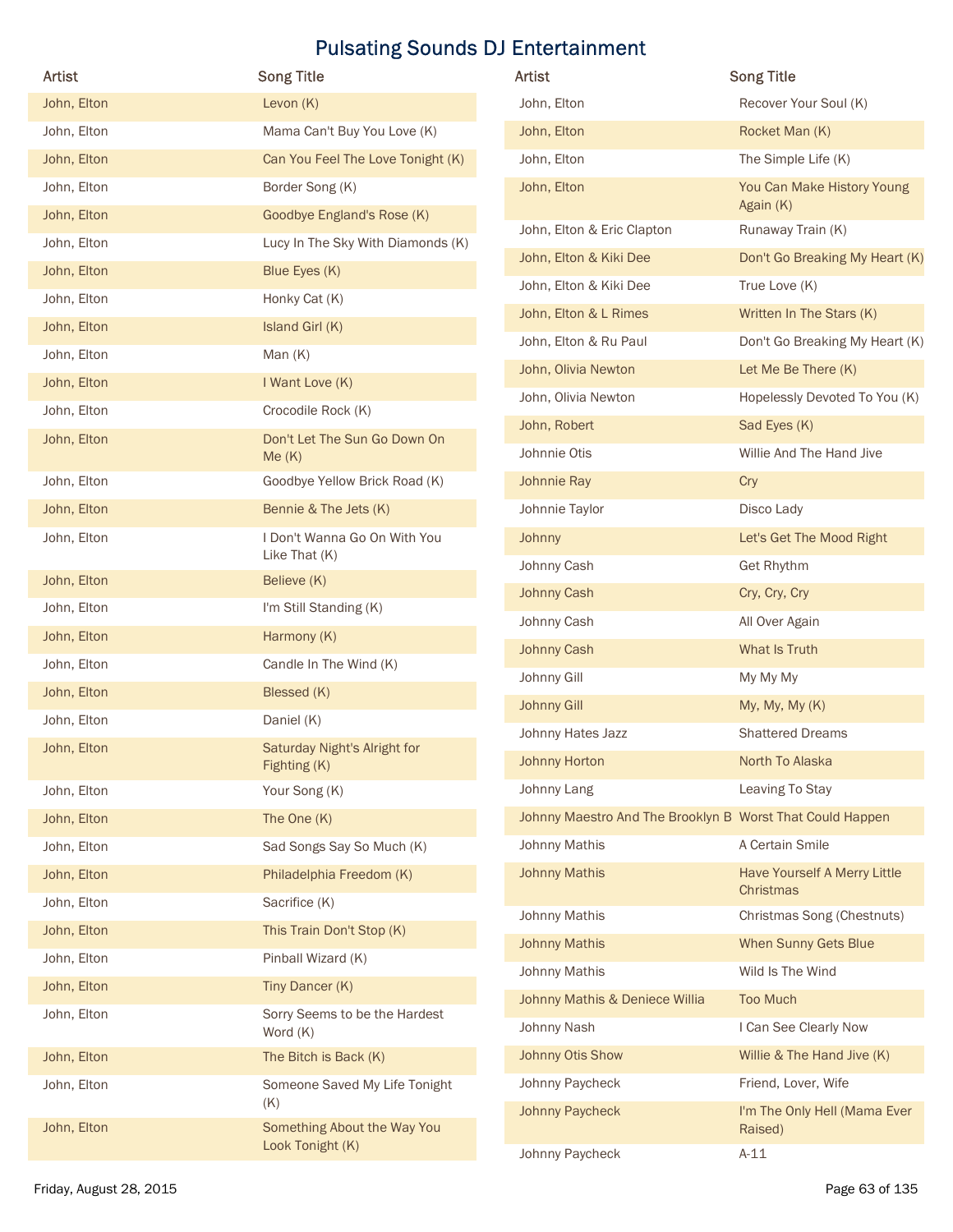# Pulsating Sounds DJ Entertainment

| Artist | Song Title |
| --- | --- |
| John, Elton | Levon (K) |
| John, Elton | Mama Can't Buy You Love (K) |
| John, Elton | Can You Feel The Love Tonight (K) |
| John, Elton | Border Song (K) |
| John, Elton | Goodbye England's Rose (K) |
| John, Elton | Lucy In The Sky With Diamonds (K) |
| John, Elton | Blue Eyes (K) |
| John, Elton | Honky Cat (K) |
| John, Elton | Island Girl (K) |
| John, Elton | Man (K) |
| John, Elton | I Want Love (K) |
| John, Elton | Crocodile Rock (K) |
| John, Elton | Don't Let The Sun Go Down On Me (K) |
| John, Elton | Goodbye Yellow Brick Road (K) |
| John, Elton | Bennie & The Jets (K) |
| John, Elton | I Don't Wanna Go On With You Like That (K) |
| John, Elton | Believe (K) |
| John, Elton | I'm Still Standing (K) |
| John, Elton | Harmony (K) |
| John, Elton | Candle In The Wind (K) |
| John, Elton | Blessed (K) |
| John, Elton | Daniel (K) |
| John, Elton | Saturday Night's Alright for Fighting (K) |
| John, Elton | Your Song (K) |
| John, Elton | The One (K) |
| John, Elton | Sad Songs Say So Much (K) |
| John, Elton | Philadelphia Freedom (K) |
| John, Elton | Sacrifice (K) |
| John, Elton | This Train Don't Stop (K) |
| John, Elton | Pinball Wizard (K) |
| John, Elton | Tiny Dancer (K) |
| John, Elton | Sorry Seems to be the Hardest Word (K) |
| John, Elton | The Bitch is Back (K) |
| John, Elton | Someone Saved My Life Tonight (K) |
| John, Elton | Something About the Way You Look Tonight (K) |
| John, Elton | Recover Your Soul (K) |
| John, Elton | Rocket Man (K) |
| John, Elton | The Simple Life (K) |
| John, Elton | You Can Make History Young Again (K) |
| John, Elton & Eric Clapton | Runaway Train (K) |
| John, Elton & Kiki Dee | Don't Go Breaking My Heart (K) |
| John, Elton & Kiki Dee | True Love (K) |
| John, Elton & L Rimes | Written In The Stars (K) |
| John, Elton & Ru Paul | Don't Go Breaking My Heart (K) |
| John, Olivia Newton | Let Me Be There (K) |
| John, Olivia Newton | Hopelessly Devoted To You (K) |
| John, Robert | Sad Eyes (K) |
| Johnnie Otis | Willie And The Hand Jive |
| Johnnie Ray | Cry |
| Johnnie Taylor | Disco Lady |
| Johnny | Let's Get The Mood Right |
| Johnny Cash | Get Rhythm |
| Johnny Cash | Cry, Cry, Cry |
| Johnny Cash | All Over Again |
| Johnny Cash | What Is Truth |
| Johnny Gill | My My My |
| Johnny Gill | My, My, My (K) |
| Johnny Hates Jazz | Shattered Dreams |
| Johnny Horton | North To Alaska |
| Johnny Lang | Leaving To Stay |
| Johnny Maestro And The Brooklyn B | Worst That Could Happen |
| Johnny Mathis | A Certain Smile |
| Johnny Mathis | Have Yourself A Merry Little Christmas |
| Johnny Mathis | Christmas Song (Chestnuts) |
| Johnny Mathis | When Sunny Gets Blue |
| Johnny Mathis | Wild Is The Wind |
| Johnny Mathis & Deniece Willia | Too Much |
| Johnny Nash | I Can See Clearly Now |
| Johnny Otis Show | Willie & The Hand Jive (K) |
| Johnny Paycheck | Friend, Lover, Wife |
| Johnny Paycheck | I'm The Only Hell (Mama Ever Raised) |
| Johnny Paycheck | A-11 |

Friday, August 28, 2015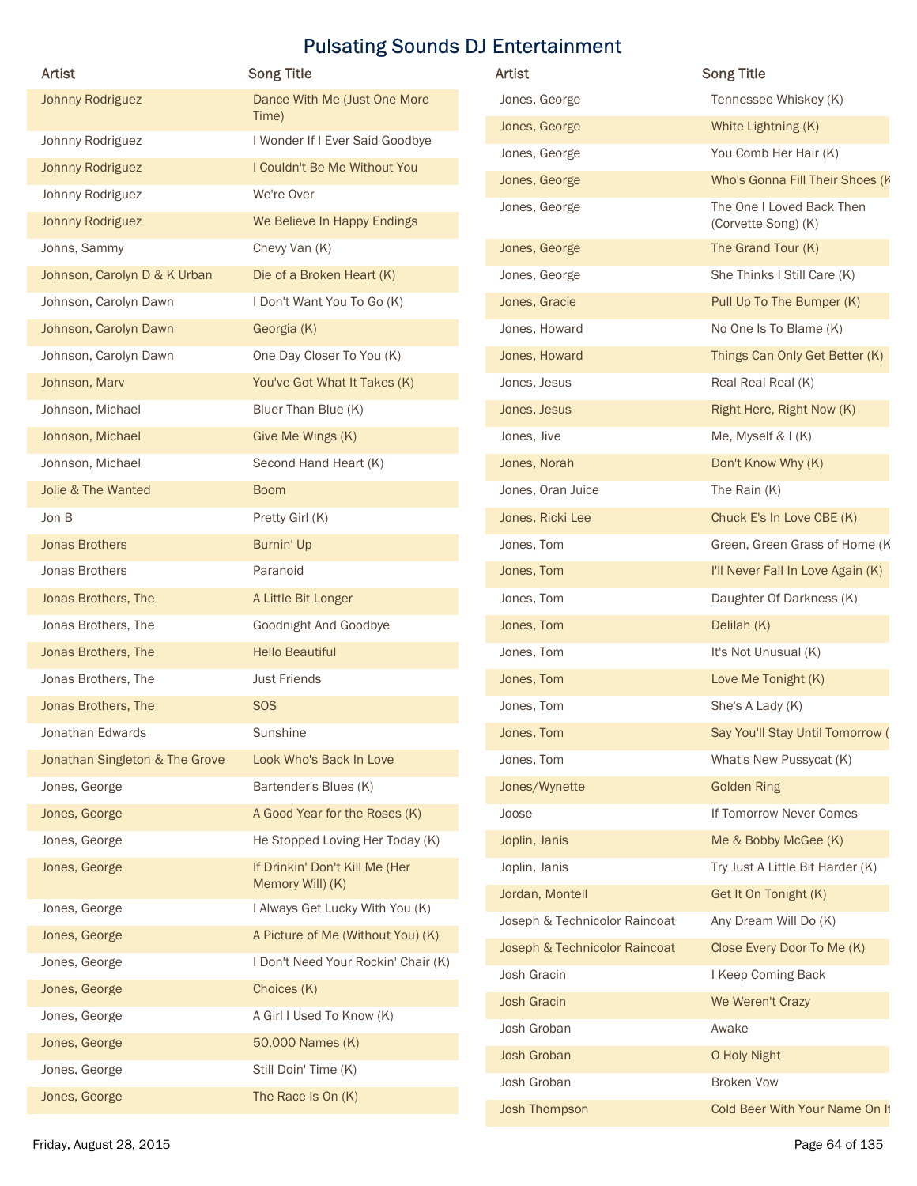# Pulsating Sounds DJ Entertainment

| Artist | Song Title |
| --- | --- |
| Johnny Rodriguez | Dance With Me (Just One More Time) |
| Johnny Rodriguez | I Wonder If I Ever Said Goodbye |
| Johnny Rodriguez | I Couldn't Be Me Without You |
| Johnny Rodriguez | We're Over |
| Johnny Rodriguez | We Believe In Happy Endings |
| Johns, Sammy | Chevy Van (K) |
| Johnson, Carolyn D & K Urban | Die of a Broken Heart (K) |
| Johnson, Carolyn Dawn | I Don't Want You To Go (K) |
| Johnson, Carolyn Dawn | Georgia (K) |
| Johnson, Carolyn Dawn | One Day Closer To You (K) |
| Johnson, Marv | You've Got What It Takes (K) |
| Johnson, Michael | Bluer Than Blue (K) |
| Johnson, Michael | Give Me Wings (K) |
| Johnson, Michael | Second Hand Heart (K) |
| Jolie & The Wanted | Boom |
| Jon B | Pretty Girl (K) |
| Jonas Brothers | Burnin' Up |
| Jonas Brothers | Paranoid |
| Jonas Brothers, The | A Little Bit Longer |
| Jonas Brothers, The | Goodnight And Goodbye |
| Jonas Brothers, The | Hello Beautiful |
| Jonas Brothers, The | Just Friends |
| Jonas Brothers, The | SOS |
| Jonathan Edwards | Sunshine |
| Jonathan Singleton & The Grove | Look Who's Back In Love |
| Jones, George | Bartender's Blues (K) |
| Jones, George | A Good Year for the Roses (K) |
| Jones, George | He Stopped Loving Her Today (K) |
| Jones, George | If Drinkin' Don't Kill Me (Her Memory Will) (K) |
| Jones, George | I Always Get Lucky With You (K) |
| Jones, George | A Picture of Me (Without You) (K) |
| Jones, George | I Don't Need Your Rockin' Chair (K) |
| Jones, George | Choices (K) |
| Jones, George | A Girl I Used To Know (K) |
| Jones, George | 50,000 Names (K) |
| Jones, George | Still Doin' Time (K) |
| Jones, George | The Race Is On (K) |
| Jones, George | Tennessee Whiskey (K) |
| Jones, George | White Lightning (K) |
| Jones, George | You Comb Her Hair (K) |
| Jones, George | Who's Gonna Fill Their Shoes (K |
| Jones, George | The One I Loved Back Then (Corvette Song) (K) |
| Jones, George | The Grand Tour (K) |
| Jones, George | She Thinks I Still Care (K) |
| Jones, Gracie | Pull Up To The Bumper (K) |
| Jones, Howard | No One Is To Blame (K) |
| Jones, Howard | Things Can Only Get Better (K) |
| Jones, Jesus | Real Real Real (K) |
| Jones, Jesus | Right Here, Right Now (K) |
| Jones, Jive | Me, Myself & I (K) |
| Jones, Norah | Don't Know Why (K) |
| Jones, Oran Juice | The Rain (K) |
| Jones, Ricki Lee | Chuck E's In Love CBE (K) |
| Jones, Tom | Green, Green Grass of Home (K |
| Jones, Tom | I'll Never Fall In Love Again (K) |
| Jones, Tom | Daughter Of Darkness (K) |
| Jones, Tom | Delilah (K) |
| Jones, Tom | It's Not Unusual (K) |
| Jones, Tom | Love Me Tonight (K) |
| Jones, Tom | She's A Lady (K) |
| Jones, Tom | Say You'll Stay Until Tomorrow ( |
| Jones, Tom | What's New Pussycat (K) |
| Jones/Wynette | Golden Ring |
| Joose | If Tomorrow Never Comes |
| Joplin, Janis | Me & Bobby McGee (K) |
| Joplin, Janis | Try Just A Little Bit Harder (K) |
| Jordan, Montell | Get It On Tonight (K) |
| Joseph & Technicolor Raincoat | Any Dream Will Do (K) |
| Joseph & Technicolor Raincoat | Close Every Door To Me (K) |
| Josh Gracin | I Keep Coming Back |
| Josh Gracin | We Weren't Crazy |
| Josh Groban | Awake |
| Josh Groban | O Holy Night |
| Josh Groban | Broken Vow |
| Josh Thompson | Cold Beer With Your Name On It |

Friday, August 28, 2015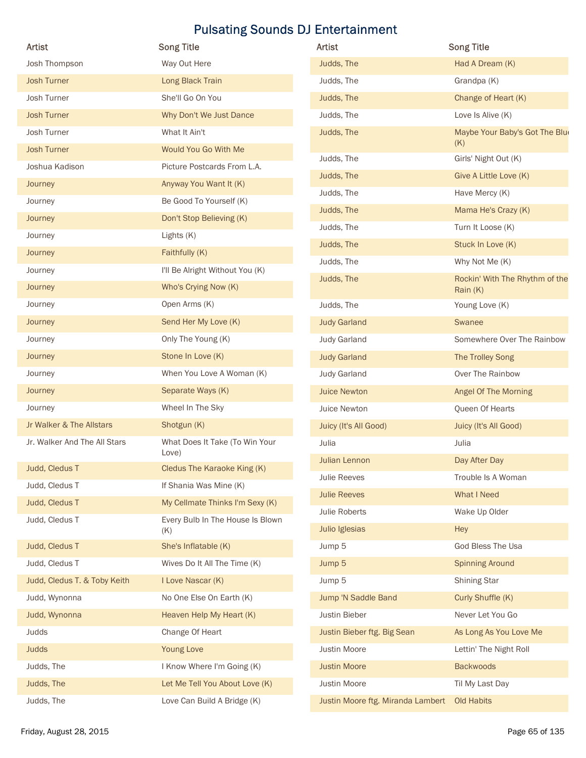# Pulsating Sounds DJ Entertainment

| Artist | Song Title |
|---|---|
| Josh Thompson | Way Out Here |
| Josh Turner | Long Black Train |
| Josh Turner | She'll Go On You |
| Josh Turner | Why Don't We Just Dance |
| Josh Turner | What It Ain't |
| Josh Turner | Would You Go With Me |
| Joshua Kadison | Picture Postcards From L.A. |
| Journey | Anyway You Want It (K) |
| Journey | Be Good To Yourself (K) |
| Journey | Don't Stop Believing (K) |
| Journey | Lights (K) |
| Journey | Faithfully (K) |
| Journey | I'll Be Alright Without You (K) |
| Journey | Who's Crying Now (K) |
| Journey | Open Arms (K) |
| Journey | Send Her My Love (K) |
| Journey | Only The Young (K) |
| Journey | Stone In Love (K) |
| Journey | When You Love A Woman (K) |
| Journey | Separate Ways (K) |
| Journey | Wheel In The Sky |
| Jr Walker & The Allstars | Shotgun (K) |
| Jr. Walker And The All Stars | What Does It Take (To Win Your Love) |
| Judd, Cledus T | Cledus The Karaoke King (K) |
| Judd, Cledus T | If Shania Was Mine (K) |
| Judd, Cledus T | My Cellmate Thinks I'm Sexy (K) |
| Judd, Cledus T | Every Bulb In The House Is Blown (K) |
| Judd, Cledus T | She's Inflatable (K) |
| Judd, Cledus T | Wives Do It All The Time (K) |
| Judd, Cledus T. & Toby Keith | I Love Nascar (K) |
| Judd, Wynonna | No One Else On Earth (K) |
| Judd, Wynonna | Heaven Help My Heart (K) |
| Judds | Change Of Heart |
| Judds | Young Love |
| Judds, The | I Know Where I'm Going (K) |
| Judds, The | Let Me Tell You About Love (K) |
| Judds, The | Love Can Build A Bridge (K) |
| Judds, The | Had A Dream (K) |
| Judds, The | Grandpa (K) |
| Judds, The | Change of Heart (K) |
| Judds, The | Love Is Alive (K) |
| Judds, The | Maybe Your Baby's Got The Blue (K) |
| Judds, The | Girls' Night Out (K) |
| Judds, The | Give A Little Love (K) |
| Judds, The | Have Mercy (K) |
| Judds, The | Mama He's Crazy (K) |
| Judds, The | Turn It Loose (K) |
| Judds, The | Stuck In Love (K) |
| Judds, The | Why Not Me (K) |
| Judds, The | Rockin' With The Rhythm of the Rain (K) |
| Judds, The | Young Love (K) |
| Judy Garland | Swanee |
| Judy Garland | Somewhere Over The Rainbow |
| Judy Garland | The Trolley Song |
| Judy Garland | Over The Rainbow |
| Juice Newton | Angel Of The Morning |
| Juice Newton | Queen Of Hearts |
| Juicy (It's All Good) | Juicy (It's All Good) |
| Julia | Julia |
| Julian Lennon | Day After Day |
| Julie Reeves | Trouble Is A Woman |
| Julie Reeves | What I Need |
| Julie Roberts | Wake Up Older |
| Julio Iglesias | Hey |
| Jump 5 | God Bless The Usa |
| Jump 5 | Spinning Around |
| Jump 5 | Shining Star |
| Jump 'N Saddle Band | Curly Shuffle (K) |
| Justin Bieber | Never Let You Go |
| Justin Bieber ftg. Big Sean | As Long As You Love Me |
| Justin Moore | Lettin' The Night Roll |
| Justin Moore | Backwoods |
| Justin Moore | Til My Last Day |
| Justin Moore ftg. Miranda Lambert | Old Habits |

Friday, August 28, 2015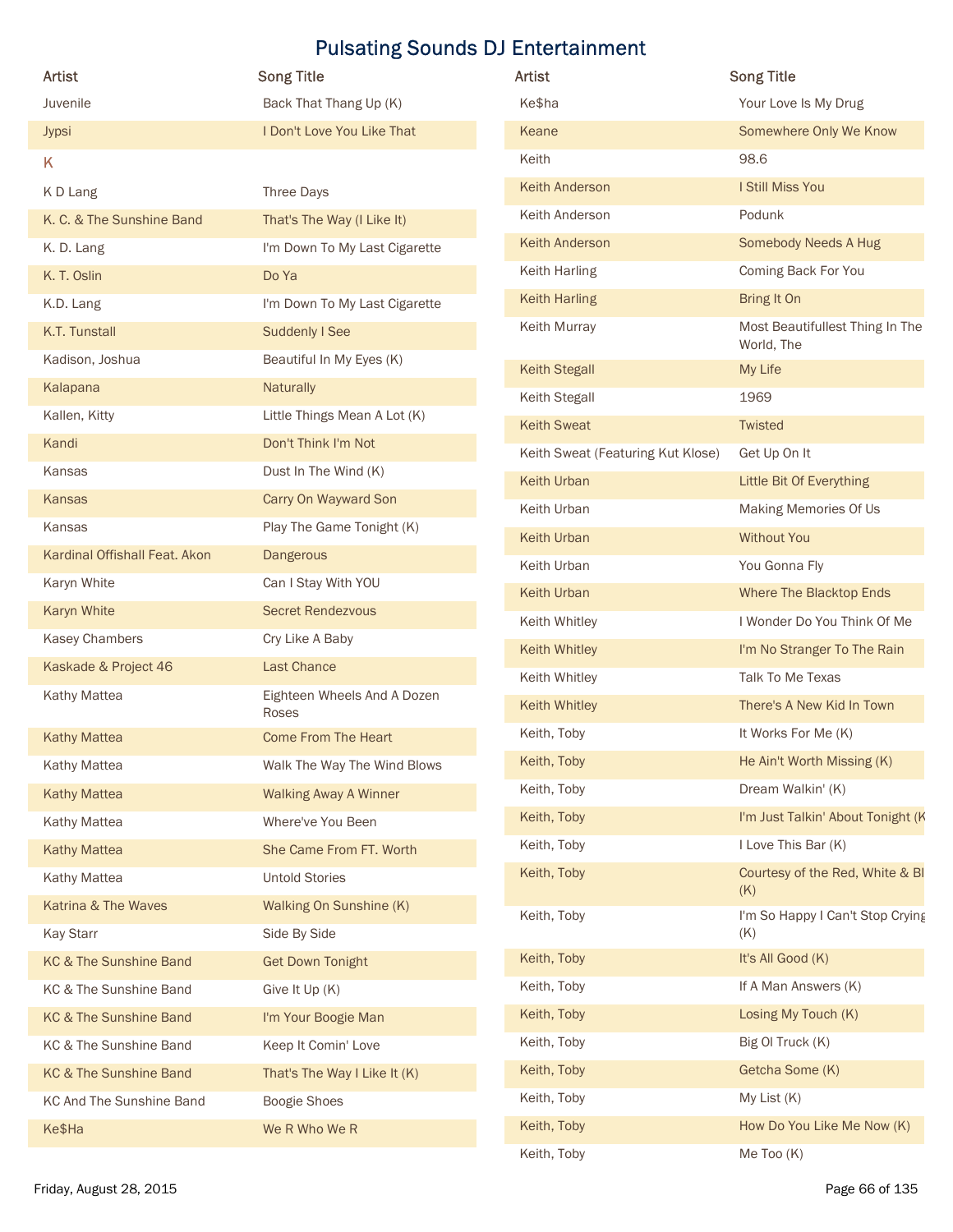# Pulsating Sounds DJ Entertainment

| Artist | Song Title |
| --- | --- |
| Juvenile | Back That Thang Up (K) |
| Jypsi | I Don't Love You Like That |
| K | |
| K D Lang | Three Days |
| K. C. & The Sunshine Band | That's The Way (I Like It) |
| K. D. Lang | I'm Down To My Last Cigarette |
| K. T. Oslin | Do Ya |
| K.D. Lang | I'm Down To My Last Cigarette |
| K.T. Tunstall | Suddenly I See |
| Kadison, Joshua | Beautiful In My Eyes (K) |
| Kalapana | Naturally |
| Kallen, Kitty | Little Things Mean A Lot (K) |
| Kandi | Don't Think I'm Not |
| Kansas | Dust In The Wind (K) |
| Kansas | Carry On Wayward Son |
| Kansas | Play The Game Tonight (K) |
| Kardinal Offishall Feat. Akon | Dangerous |
| Karyn White | Can I Stay With YOU |
| Karyn White | Secret Rendezvous |
| Kasey Chambers | Cry Like A Baby |
| Kaskade & Project 46 | Last Chance |
| Kathy Mattea | Eighteen Wheels And A Dozen Roses |
| Kathy Mattea | Come From The Heart |
| Kathy Mattea | Walk The Way The Wind Blows |
| Kathy Mattea | Walking Away A Winner |
| Kathy Mattea | Where've You Been |
| Kathy Mattea | She Came From FT. Worth |
| Kathy Mattea | Untold Stories |
| Katrina & The Waves | Walking On Sunshine (K) |
| Kay Starr | Side By Side |
| KC & The Sunshine Band | Get Down Tonight |
| KC & The Sunshine Band | Give It Up (K) |
| KC & The Sunshine Band | I'm Your Boogie Man |
| KC & The Sunshine Band | Keep It Comin' Love |
| KC & The Sunshine Band | That's The Way I Like It (K) |
| KC And The Sunshine Band | Boogie Shoes |
| Ke$Ha | We R Who We R |
| Ke$ha | Your Love Is My Drug |
| Keane | Somewhere Only We Know |
| Keith | 98.6 |
| Keith Anderson | I Still Miss You |
| Keith Anderson | Podunk |
| Keith Anderson | Somebody Needs A Hug |
| Keith Harling | Coming Back For You |
| Keith Harling | Bring It On |
| Keith Murray | Most Beautifullest Thing In The World, The |
| Keith Stegall | My Life |
| Keith Stegall | 1969 |
| Keith Sweat | Twisted |
| Keith Sweat (Featuring Kut Klose) | Get Up On It |
| Keith Urban | Little Bit Of Everything |
| Keith Urban | Making Memories Of Us |
| Keith Urban | Without You |
| Keith Urban | You Gonna Fly |
| Keith Urban | Where The Blacktop Ends |
| Keith Whitley | I Wonder Do You Think Of Me |
| Keith Whitley | I'm No Stranger To The Rain |
| Keith Whitley | Talk To Me Texas |
| Keith Whitley | There's A New Kid In Town |
| Keith, Toby | It Works For Me (K) |
| Keith, Toby | He Ain't Worth Missing (K) |
| Keith, Toby | Dream Walkin' (K) |
| Keith, Toby | I'm Just Talkin' About Tonight (K |
| Keith, Toby | I Love This Bar (K) |
| Keith, Toby | Courtesy of the Red, White & Bl (K) |
| Keith, Toby | I'm So Happy I Can't Stop Crying (K) |
| Keith, Toby | It's All Good (K) |
| Keith, Toby | If A Man Answers (K) |
| Keith, Toby | Losing My Touch (K) |
| Keith, Toby | Big Ol Truck (K) |
| Keith, Toby | Getcha Some (K) |
| Keith, Toby | My List (K) |
| Keith, Toby | How Do You Like Me Now (K) |
| Keith, Toby | Me Too (K) |

Friday, August 28, 2015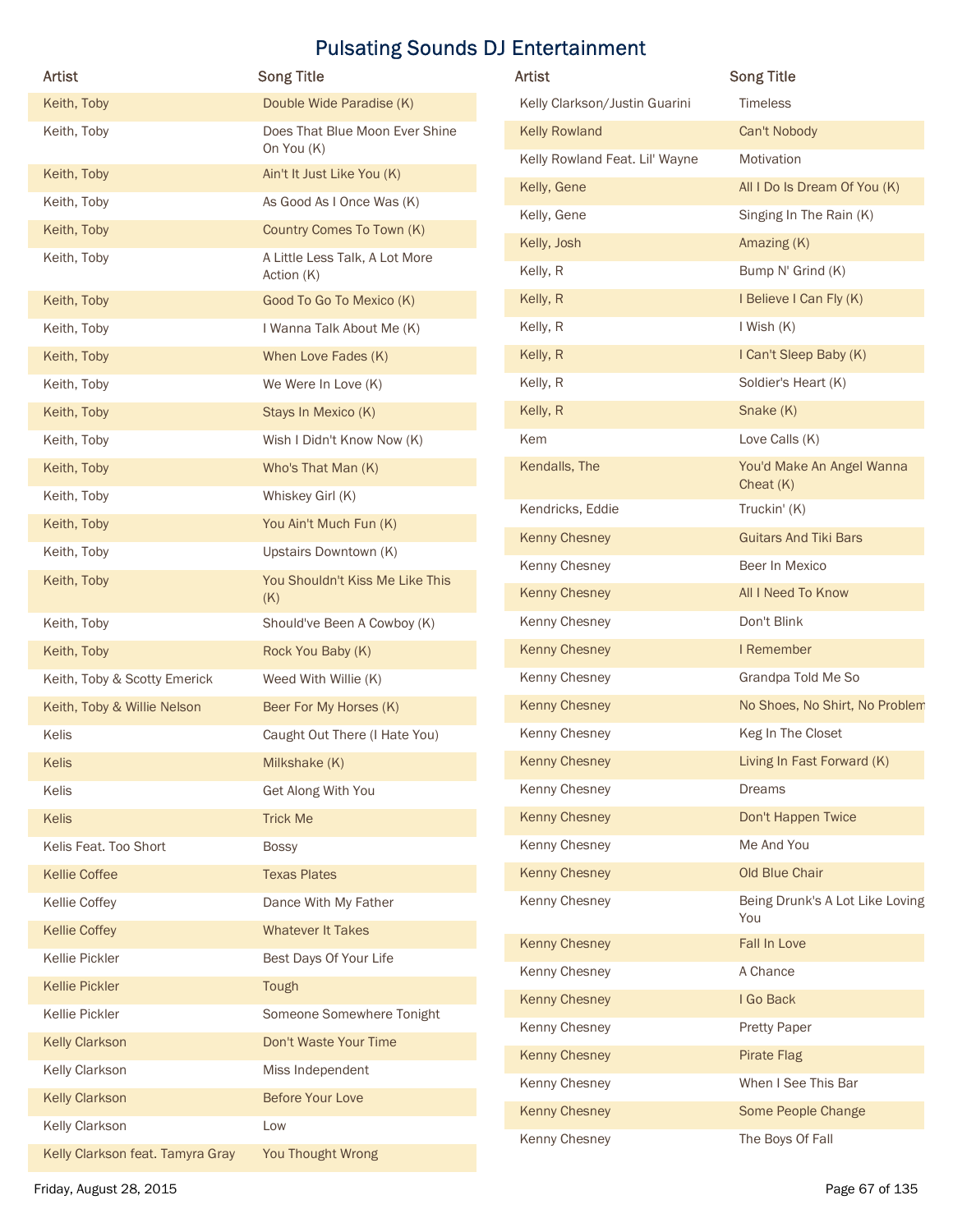# Pulsating Sounds DJ Entertainment

| Artist | Song Title |
|---|---|
| Keith, Toby | Double Wide Paradise (K) |
| Keith, Toby | Does That Blue Moon Ever Shine On You (K) |
| Keith, Toby | Ain't It Just Like You (K) |
| Keith, Toby | As Good As I Once Was (K) |
| Keith, Toby | Country Comes To Town (K) |
| Keith, Toby | A Little Less Talk, A Lot More Action (K) |
| Keith, Toby | Good To Go To Mexico (K) |
| Keith, Toby | I Wanna Talk About Me (K) |
| Keith, Toby | When Love Fades (K) |
| Keith, Toby | We Were In Love (K) |
| Keith, Toby | Stays In Mexico (K) |
| Keith, Toby | Wish I Didn't Know Now (K) |
| Keith, Toby | Who's That Man (K) |
| Keith, Toby | Whiskey Girl (K) |
| Keith, Toby | You Ain't Much Fun (K) |
| Keith, Toby | Upstairs Downtown (K) |
| Keith, Toby | You Shouldn't Kiss Me Like This (K) |
| Keith, Toby | Should've Been A Cowboy (K) |
| Keith, Toby | Rock You Baby (K) |
| Keith, Toby & Scotty Emerick | Weed With Willie (K) |
| Keith, Toby & Willie Nelson | Beer For My Horses (K) |
| Kelis | Caught Out There (I Hate You) |
| Kelis | Milkshake (K) |
| Kelis | Get Along With You |
| Kelis | Trick Me |
| Kelis Feat. Too Short | Bossy |
| Kellie Coffee | Texas Plates |
| Kellie Coffey | Dance With My Father |
| Kellie Coffey | Whatever It Takes |
| Kellie Pickler | Best Days Of Your Life |
| Kellie Pickler | Tough |
| Kellie Pickler | Someone Somewhere Tonight |
| Kelly Clarkson | Don't Waste Your Time |
| Kelly Clarkson | Miss Independent |
| Kelly Clarkson | Before Your Love |
| Kelly Clarkson | Low |
| Kelly Clarkson feat. Tamyra Gray | You Thought Wrong |
| Kelly Clarkson/Justin Guarini | Timeless |
| Kelly Rowland | Can't Nobody |
| Kelly Rowland Feat. Lil' Wayne | Motivation |
| Kelly, Gene | All I Do Is Dream Of You (K) |
| Kelly, Gene | Singing In The Rain (K) |
| Kelly, Josh | Amazing (K) |
| Kelly, R | Bump N' Grind (K) |
| Kelly, R | I Believe I Can Fly (K) |
| Kelly, R | I Wish (K) |
| Kelly, R | I Can't Sleep Baby (K) |
| Kelly, R | Soldier's Heart (K) |
| Kelly, R | Snake (K) |
| Kem | Love Calls (K) |
| Kendalls, The | You'd Make An Angel Wanna Cheat (K) |
| Kendricks, Eddie | Truckin' (K) |
| Kenny Chesney | Guitars And Tiki Bars |
| Kenny Chesney | Beer In Mexico |
| Kenny Chesney | All I Need To Know |
| Kenny Chesney | Don't Blink |
| Kenny Chesney | I Remember |
| Kenny Chesney | Grandpa Told Me So |
| Kenny Chesney | No Shoes, No Shirt, No Problem |
| Kenny Chesney | Keg In The Closet |
| Kenny Chesney | Living In Fast Forward (K) |
| Kenny Chesney | Dreams |
| Kenny Chesney | Don't Happen Twice |
| Kenny Chesney | Me And You |
| Kenny Chesney | Old Blue Chair |
| Kenny Chesney | Being Drunk's A Lot Like Loving You |
| Kenny Chesney | Fall In Love |
| Kenny Chesney | A Chance |
| Kenny Chesney | I Go Back |
| Kenny Chesney | Pretty Paper |
| Kenny Chesney | Pirate Flag |
| Kenny Chesney | When I See This Bar |
| Kenny Chesney | Some People Change |
| Kenny Chesney | The Boys Of Fall |

Friday, August 28, 2015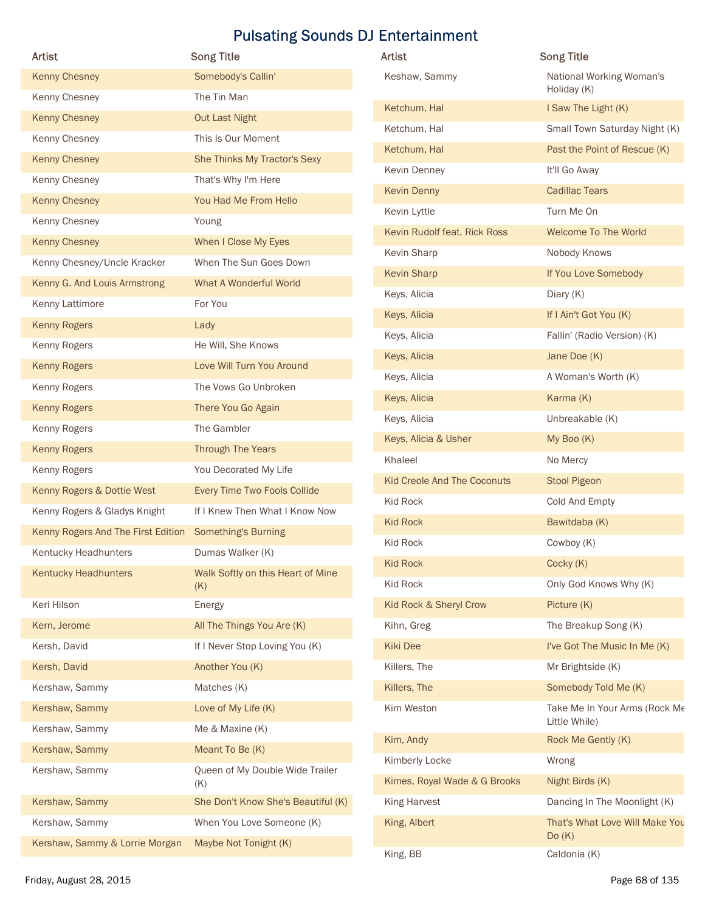# Pulsating Sounds DJ Entertainment

| Artist | Song Title |
|---|---|
| Kenny Chesney | Somebody's Callin' |
| Kenny Chesney | The Tin Man |
| Kenny Chesney | Out Last Night |
| Kenny Chesney | This Is Our Moment |
| Kenny Chesney | She Thinks My Tractor's Sexy |
| Kenny Chesney | That's Why I'm Here |
| Kenny Chesney | You Had Me From Hello |
| Kenny Chesney | Young |
| Kenny Chesney | When I Close My Eyes |
| Kenny Chesney/Uncle Kracker | When The Sun Goes Down |
| Kenny G. And Louis Armstrong | What A Wonderful World |
| Kenny Lattimore | For You |
| Kenny Rogers | Lady |
| Kenny Rogers | He Will, She Knows |
| Kenny Rogers | Love Will Turn You Around |
| Kenny Rogers | The Vows Go Unbroken |
| Kenny Rogers | There You Go Again |
| Kenny Rogers | The Gambler |
| Kenny Rogers | Through The Years |
| Kenny Rogers | You Decorated My Life |
| Kenny Rogers & Dottie West | Every Time Two Fools Collide |
| Kenny Rogers & Gladys Knight | If I Knew Then What I Know Now |
| Kenny Rogers And The First Edition | Something's Burning |
| Kentucky Headhunters | Dumas Walker (K) |
| Kentucky Headhunters | Walk Softly on this Heart of Mine (K) |
| Keri Hilson | Energy |
| Kern, Jerome | All The Things You Are (K) |
| Kersh, David | If I Never Stop Loving You (K) |
| Kersh, David | Another You (K) |
| Kershaw, Sammy | Matches (K) |
| Kershaw, Sammy | Love of My Life (K) |
| Kershaw, Sammy | Me & Maxine (K) |
| Kershaw, Sammy | Meant To Be (K) |
| Kershaw, Sammy | Queen of My Double Wide Trailer (K) |
| Kershaw, Sammy | She Don't Know She's Beautiful (K) |
| Kershaw, Sammy | When You Love Someone (K) |
| Kershaw, Sammy & Lorrie Morgan | Maybe Not Tonight (K) |
| Keshaw, Sammy | National Working Woman's Holiday (K) |
| Ketchum, Hal | I Saw The Light (K) |
| Ketchum, Hal | Small Town Saturday Night (K) |
| Ketchum, Hal | Past the Point of Rescue (K) |
| Kevin Denney | It'll Go Away |
| Kevin Denny | Cadillac Tears |
| Kevin Lyttle | Turn Me On |
| Kevin Rudolf feat. Rick Ross | Welcome To The World |
| Kevin Sharp | Nobody Knows |
| Kevin Sharp | If You Love Somebody |
| Keys, Alicia | Diary (K) |
| Keys, Alicia | If I Ain't Got You (K) |
| Keys, Alicia | Fallin' (Radio Version) (K) |
| Keys, Alicia | Jane Doe (K) |
| Keys, Alicia | A Woman's Worth (K) |
| Keys, Alicia | Karma (K) |
| Keys, Alicia | Unbreakable (K) |
| Keys, Alicia & Usher | My Boo (K) |
| Khaleel | No Mercy |
| Kid Creole And The Coconuts | Stool Pigeon |
| Kid Rock | Cold And Empty |
| Kid Rock | Bawitdaba (K) |
| Kid Rock | Cowboy (K) |
| Kid Rock | Cocky (K) |
| Kid Rock | Only God Knows Why (K) |
| Kid Rock & Sheryl Crow | Picture (K) |
| Kihn, Greg | The Breakup Song (K) |
| Kiki Dee | I've Got The Music In Me (K) |
| Killers, The | Mr Brightside (K) |
| Killers, The | Somebody Told Me (K) |
| Kim Weston | Take Me In Your Arms (Rock Me Little While) |
| Kim, Andy | Rock Me Gently (K) |
| Kimberly Locke | Wrong |
| Kimes, Royal Wade & G Brooks | Night Birds (K) |
| King Harvest | Dancing In The Moonlight (K) |
| King, Albert | That's What Love Will Make You Do (K) |
| King, BB | Caldonia (K) |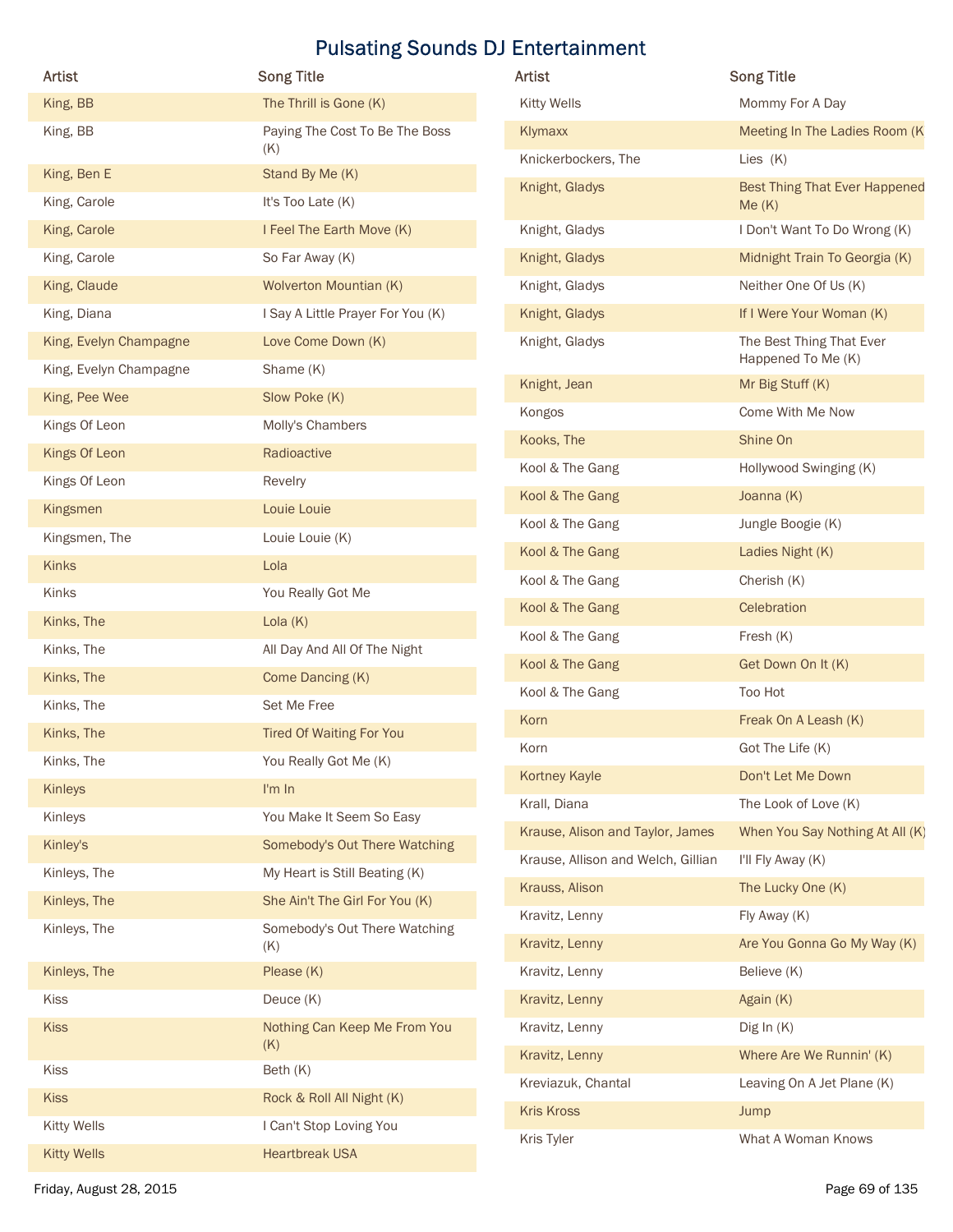# Pulsating Sounds DJ Entertainment

| Artist | Song Title |
|---|---|
| King, BB | The Thrill is Gone (K) |
| King, BB | Paying The Cost To Be The Boss (K) |
| King, Ben E | Stand By Me (K) |
| King, Carole | It's Too Late (K) |
| King, Carole | I Feel The Earth Move (K) |
| King, Carole | So Far Away (K) |
| King, Claude | Wolverton Mountian (K) |
| King, Diana | I Say A Little Prayer For You (K) |
| King, Evelyn Champagne | Love Come Down (K) |
| King, Evelyn Champagne | Shame (K) |
| King, Pee Wee | Slow Poke (K) |
| Kings Of Leon | Molly's Chambers |
| Kings Of Leon | Radioactive |
| Kings Of Leon | Revelry |
| Kingsmen | Louie Louie |
| Kingsmen, The | Louie Louie (K) |
| Kinks | Lola |
| Kinks | You Really Got Me |
| Kinks, The | Lola (K) |
| Kinks, The | All Day And All Of The Night |
| Kinks, The | Come Dancing (K) |
| Kinks, The | Set Me Free |
| Kinks, The | Tired Of Waiting For You |
| Kinks, The | You Really Got Me (K) |
| Kinleys | I'm In |
| Kinleys | You Make It Seem So Easy |
| Kinley's | Somebody's Out There Watching |
| Kinleys, The | My Heart is Still Beating (K) |
| Kinleys, The | She Ain't The Girl For You (K) |
| Kinleys, The | Somebody's Out There Watching (K) |
| Kinleys, The | Please (K) |
| Kiss | Deuce (K) |
| Kiss | Nothing Can Keep Me From You (K) |
| Kiss | Beth (K) |
| Kiss | Rock & Roll All Night (K) |
| Kitty Wells | I Can't Stop Loving You |
| Kitty Wells | Heartbreak USA |
| Kitty Wells | Mommy For A Day |
| Klymaxx | Meeting In The Ladies Room (K |
| Knickerbockers, The | Lies (K) |
| Knight, Gladys | Best Thing That Ever Happened Me (K) |
| Knight, Gladys | I Don't Want To Do Wrong (K) |
| Knight, Gladys | Midnight Train To Georgia (K) |
| Knight, Gladys | Neither One Of Us (K) |
| Knight, Gladys | If I Were Your Woman (K) |
| Knight, Gladys | The Best Thing That Ever Happened To Me (K) |
| Knight, Jean | Mr Big Stuff (K) |
| Kongos | Come With Me Now |
| Kooks, The | Shine On |
| Kool & The Gang | Hollywood Swinging (K) |
| Kool & The Gang | Joanna (K) |
| Kool & The Gang | Jungle Boogie (K) |
| Kool & The Gang | Ladies Night (K) |
| Kool & The Gang | Cherish (K) |
| Kool & The Gang | Celebration |
| Kool & The Gang | Fresh (K) |
| Kool & The Gang | Get Down On It (K) |
| Kool & The Gang | Too Hot |
| Korn | Freak On A Leash (K) |
| Korn | Got The Life (K) |
| Kortney Kayle | Don't Let Me Down |
| Krall, Diana | The Look of Love (K) |
| Krause, Alison and Taylor, James | When You Say Nothing At All (K) |
| Krause, Allison and Welch, Gillian | I'll Fly Away (K) |
| Krauss, Alison | The Lucky One (K) |
| Kravitz, Lenny | Fly Away (K) |
| Kravitz, Lenny | Are You Gonna Go My Way (K) |
| Kravitz, Lenny | Believe (K) |
| Kravitz, Lenny | Again (K) |
| Kravitz, Lenny | Dig In (K) |
| Kravitz, Lenny | Where Are We Runnin' (K) |
| Kreviazuk, Chantal | Leaving On A Jet Plane (K) |
| Kris Kross | Jump |
| Kris Tyler | What A Woman Knows |

Friday, August 28, 2015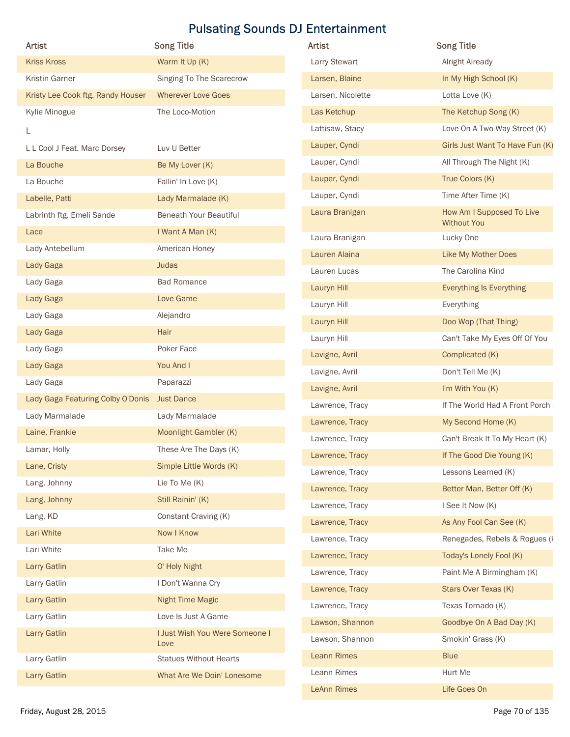# Pulsating Sounds DJ Entertainment

| Artist | Song Title |
|---|---|
| Kriss Kross | Warm It Up (K) |
| Kristin Garner | Singing To The Scarecrow |
| Kristy Lee Cook ftg. Randy Houser | Wherever Love Goes |
| Kylie Minogue | The Loco-Motion |
| **L** | |
| L L Cool J Feat. Marc Dorsey | Luv U Better |
| La Bouche | Be My Lover (K) |
| La Bouche | Fallin' In Love (K) |
| Labelle, Patti | Lady Marmalade (K) |
| Labrinth ftg. Emeli Sande | Beneath Your Beautiful |
| Lace | I Want A Man (K) |
| Lady Antebellum | American Honey |
| Lady Gaga | Judas |
| Lady Gaga | Bad Romance |
| Lady Gaga | Love Game |
| Lady Gaga | Alejandro |
| Lady Gaga | Hair |
| Lady Gaga | Poker Face |
| Lady Gaga | You And I |
| Lady Gaga | Paparazzi |
| Lady Gaga Featuring Colby O'Donis | Just Dance |
| Lady Marmalade | Lady Marmalade |
| Laine, Frankie | Moonlight Gambler (K) |
| Lamar, Holly | These Are The Days (K) |
| Lane, Cristy | Simple Little Words (K) |
| Lang, Johnny | Lie To Me (K) |
| Lang, Johnny | Still Rainin' (K) |
| Lang, KD | Constant Craving (K) |
| Lari White | Now I Know |
| Lari White | Take Me |
| Larry Gatlin | O' Holy Night |
| Larry Gatlin | I Don't Wanna Cry |
| Larry Gatlin | Night Time Magic |
| Larry Gatlin | Love Is Just A Game |
| Larry Gatlin | I Just Wish You Were Someone I Love |
| Larry Gatlin | Statues Without Hearts |
| Larry Gatlin | What Are We Doin' Lonesome |
| Larry Stewart | Alright Already |
| Larsen, Blaine | In My High School (K) |
| Larsen, Nicolette | Lotta Love (K) |
| Las Ketchup | The Ketchup Song (K) |
| Lattisaw, Stacy | Love On A Two Way Street (K) |
| Lauper, Cyndi | Girls Just Want To Have Fun (K) |
| Lauper, Cyndi | All Through The Night (K) |
| Lauper, Cyndi | True Colors (K) |
| Lauper, Cyndi | Time After Time (K) |
| Laura Branigan | How Am I Supposed To Live Without You |
| Laura Branigan | Lucky One |
| Lauren Alaina | Like My Mother Does |
| Lauren Lucas | The Carolina Kind |
| Lauryn Hill | Everything Is Everything |
| Lauryn Hill | Everything |
| Lauryn Hill | Doo Wop (That Thing) |
| Lauryn Hill | Can't Take My Eyes Off Of You |
| Lavigne, Avril | Complicated (K) |
| Lavigne, Avril | Don't Tell Me (K) |
| Lavigne, Avril | I'm With You (K) |
| Lawrence, Tracy | If The World Had A Front Porch ( |
| Lawrence, Tracy | My Second Home (K) |
| Lawrence, Tracy | Can't Break It To My Heart (K) |
| Lawrence, Tracy | If The Good Die Young (K) |
| Lawrence, Tracy | Lessons Learned (K) |
| Lawrence, Tracy | Better Man, Better Off (K) |
| Lawrence, Tracy | I See It Now (K) |
| Lawrence, Tracy | As Any Fool Can See (K) |
| Lawrence, Tracy | Renegades, Rebels & Rogues (K |
| Lawrence, Tracy | Today's Lonely Fool (K) |
| Lawrence, Tracy | Paint Me A Birmingham (K) |
| Lawrence, Tracy | Stars Over Texas (K) |
| Lawrence, Tracy | Texas Tornado (K) |
| Lawson, Shannon | Goodbye On A Bad Day (K) |
| Lawson, Shannon | Smokin' Grass (K) |
| Leann Rimes | Blue |
| Leann Rimes | Hurt Me |
| LeAnn Rimes | Life Goes On |

Friday, August 28, 2015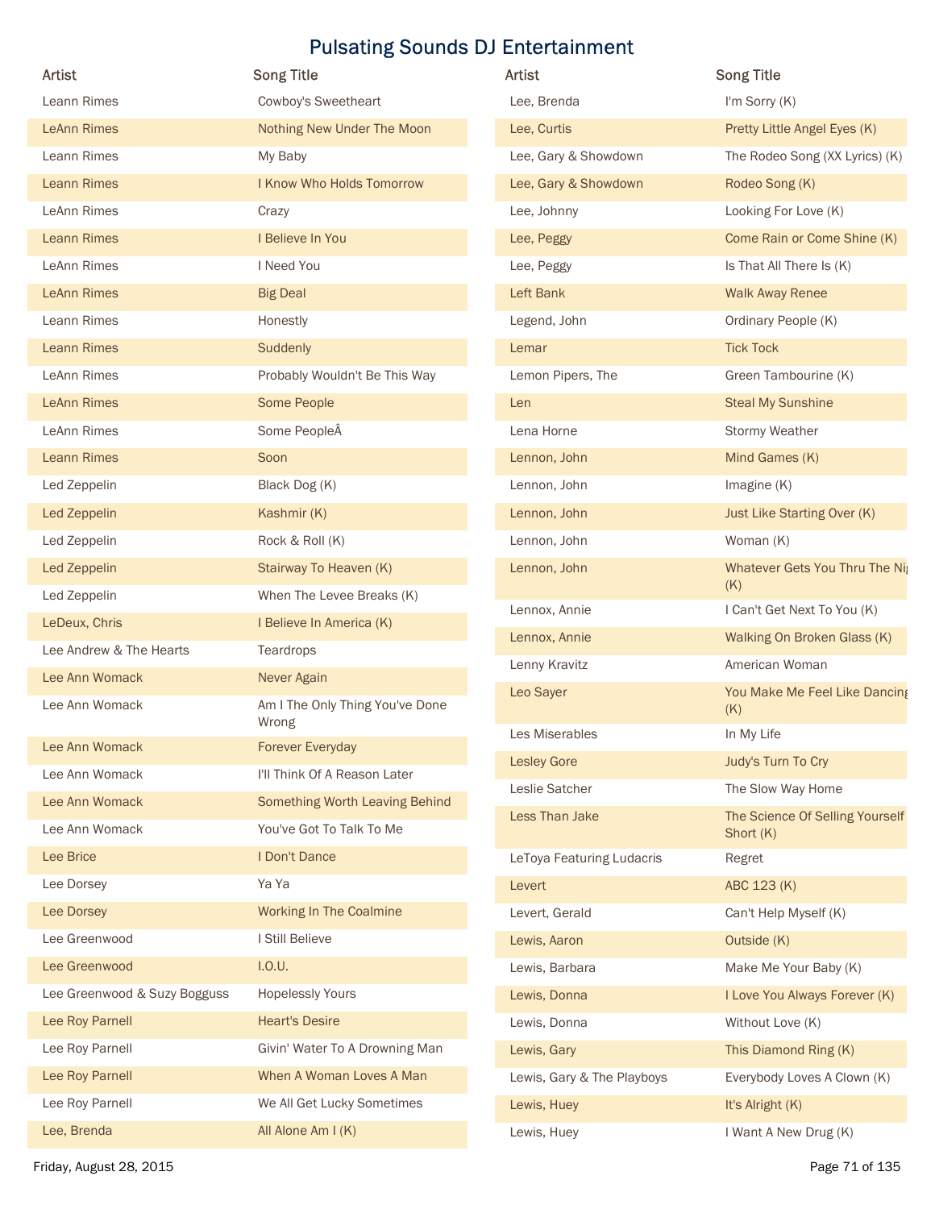# Pulsating Sounds DJ Entertainment

| Artist | Song Title |
|---|---|
| Leann Rimes | Cowboy's Sweetheart |
| LeAnn Rimes | Nothing New Under The Moon |
| Leann Rimes | My Baby |
| Leann Rimes | I Know Who Holds Tomorrow |
| LeAnn Rimes | Crazy |
| Leann Rimes | I Believe In You |
| LeAnn Rimes | I Need You |
| LeAnn Rimes | Big Deal |
| Leann Rimes | Honestly |
| Leann Rimes | Suddenly |
| LeAnn Rimes | Probably Wouldn't Be This Way |
| LeAnn Rimes | Some People |
| LeAnn Rimes | Some PeopleÂ |
| Leann Rimes | Soon |
| Led Zeppelin | Black Dog (K) |
| Led Zeppelin | Kashmir (K) |
| Led Zeppelin | Rock & Roll (K) |
| Led Zeppelin | Stairway To Heaven (K) |
| Led Zeppelin | When The Levee Breaks (K) |
| LeDeux, Chris | I Believe In America (K) |
| Lee Andrew & The Hearts | Teardrops |
| Lee Ann Womack | Never Again |
| Lee Ann Womack | Am I The Only Thing You've Done Wrong |
| Lee Ann Womack | Forever Everyday |
| Lee Ann Womack | I'll Think Of A Reason Later |
| Lee Ann Womack | Something Worth Leaving Behind |
| Lee Ann Womack | You've Got To Talk To Me |
| Lee Brice | I Don't Dance |
| Lee Dorsey | Ya Ya |
| Lee Dorsey | Working In The Coalmine |
| Lee Greenwood | I Still Believe |
| Lee Greenwood | I.O.U. |
| Lee Greenwood & Suzy Bogguss | Hopelessly Yours |
| Lee Roy Parnell | Heart's Desire |
| Lee Roy Parnell | Givin' Water To A Drowning Man |
| Lee Roy Parnell | When A Woman Loves A Man |
| Lee Roy Parnell | We All Get Lucky Sometimes |
| Lee, Brenda | All Alone Am I (K) |
| Lee, Brenda | I'm Sorry (K) |
| Lee, Curtis | Pretty Little Angel Eyes (K) |
| Lee, Gary & Showdown | The Rodeo Song (XX Lyrics) (K) |
| Lee, Gary & Showdown | Rodeo Song (K) |
| Lee, Johnny | Looking For Love (K) |
| Lee, Peggy | Come Rain or Come Shine (K) |
| Lee, Peggy | Is That All There Is (K) |
| Left Bank | Walk Away Renee |
| Legend, John | Ordinary People (K) |
| Lemar | Tick Tock |
| Lemon Pipers, The | Green Tambourine (K) |
| Len | Steal My Sunshine |
| Lena Horne | Stormy Weather |
| Lennon, John | Mind Games (K) |
| Lennon, John | Imagine (K) |
| Lennon, John | Just Like Starting Over (K) |
| Lennon, John | Woman (K) |
| Lennon, John | Whatever Gets You Thru The Ni (K) |
| Lennox, Annie | I Can't Get Next To You (K) |
| Lennox, Annie | Walking On Broken Glass (K) |
| Lenny Kravitz | American Woman |
| Leo Sayer | You Make Me Feel Like Dancing (K) |
| Les Miserables | In My Life |
| Lesley Gore | Judy's Turn To Cry |
| Leslie Satcher | The Slow Way Home |
| Less Than Jake | The Science Of Selling Yourself Short (K) |
| LeToya Featuring Ludacris | Regret |
| Levert | ABC 123 (K) |
| Levert, Gerald | Can't Help Myself (K) |
| Lewis, Aaron | Outside (K) |
| Lewis, Barbara | Make Me Your Baby (K) |
| Lewis, Donna | I Love You Always Forever (K) |
| Lewis, Donna | Without Love (K) |
| Lewis, Gary | This Diamond Ring (K) |
| Lewis, Gary & The Playboys | Everybody Loves A Clown (K) |
| Lewis, Huey | It's Alright (K) |
| Lewis, Huey | I Want A New Drug (K) |

Friday, August 28, 2015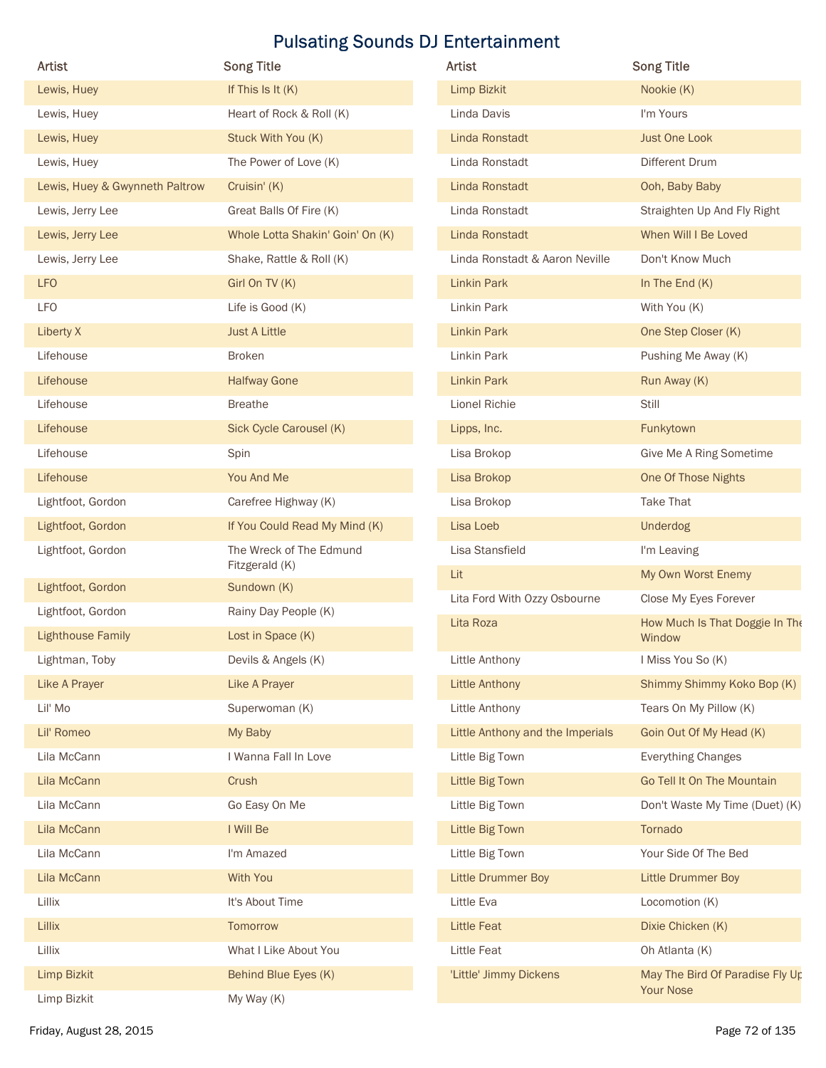# Pulsating Sounds DJ Entertainment

| Artist | Song Title |
|---|---|
| Lewis, Huey | If This Is It (K) |
| Lewis, Huey | Heart of Rock & Roll (K) |
| Lewis, Huey | Stuck With You (K) |
| Lewis, Huey | The Power of Love (K) |
| Lewis, Huey & Gwynneth Paltrow | Cruisin' (K) |
| Lewis, Jerry Lee | Great Balls Of Fire (K) |
| Lewis, Jerry Lee | Whole Lotta Shakin' Goin' On (K) |
| Lewis, Jerry Lee | Shake, Rattle & Roll (K) |
| LFO | Girl On TV (K) |
| LFO | Life is Good (K) |
| Liberty X | Just A Little |
| Lifehouse | Broken |
| Lifehouse | Halfway Gone |
| Lifehouse | Breathe |
| Lifehouse | Sick Cycle Carousel (K) |
| Lifehouse | Spin |
| Lifehouse | You And Me |
| Lightfoot, Gordon | Carefree Highway (K) |
| Lightfoot, Gordon | If You Could Read My Mind (K) |
| Lightfoot, Gordon | The Wreck of The Edmund Fitzgerald (K) |
| Lightfoot, Gordon | Sundown (K) |
| Lightfoot, Gordon | Rainy Day People (K) |
| Lighthouse Family | Lost in Space (K) |
| Lightman, Toby | Devils & Angels (K) |
| Like A Prayer | Like A Prayer |
| Lil' Mo | Superwoman (K) |
| Lil' Romeo | My Baby |
| Lila McCann | I Wanna Fall In Love |
| Lila McCann | Crush |
| Lila McCann | Go Easy On Me |
| Lila McCann | I Will Be |
| Lila McCann | I'm Amazed |
| Lila McCann | With You |
| Lillix | It's About Time |
| Lillix | Tomorrow |
| Lillix | What I Like About You |
| Limp Bizkit | Behind Blue Eyes (K) |
| Limp Bizkit | My Way (K) |
| Limp Bizkit | Nookie (K) |
| Linda Davis | I'm Yours |
| Linda Ronstadt | Just One Look |
| Linda Ronstadt | Different Drum |
| Linda Ronstadt | Ooh, Baby Baby |
| Linda Ronstadt | Straighten Up And Fly Right |
| Linda Ronstadt | When Will I Be Loved |
| Linda Ronstadt & Aaron Neville | Don't Know Much |
| Linkin Park | In The End (K) |
| Linkin Park | With You (K) |
| Linkin Park | One Step Closer (K) |
| Linkin Park | Pushing Me Away (K) |
| Linkin Park | Run Away (K) |
| Lionel Richie | Still |
| Lipps, Inc. | Funkytown |
| Lisa Brokop | Give Me A Ring Sometime |
| Lisa Brokop | One Of Those Nights |
| Lisa Brokop | Take That |
| Lisa Loeb | Underdog |
| Lisa Stansfield | I'm Leaving |
| Lit | My Own Worst Enemy |
| Lita Ford With Ozzy Osbourne | Close My Eyes Forever |
| Lita Roza | How Much Is That Doggie In The Window |
| Little Anthony | I Miss You So (K) |
| Little Anthony | Shimmy Shimmy Koko Bop (K) |
| Little Anthony | Tears On My Pillow (K) |
| Little Anthony and the Imperials | Goin Out Of My Head (K) |
| Little Big Town | Everything Changes |
| Little Big Town | Go Tell It On The Mountain |
| Little Big Town | Don't Waste My Time (Duet) (K) |
| Little Big Town | Tornado |
| Little Big Town | Your Side Of The Bed |
| Little Drummer Boy | Little Drummer Boy |
| Little Eva | Locomotion (K) |
| Little Feat | Dixie Chicken (K) |
| Little Feat | Oh Atlanta (K) |
| 'Little' Jimmy Dickens | May The Bird Of Paradise Fly Up Your Nose |

Friday, August 28, 2015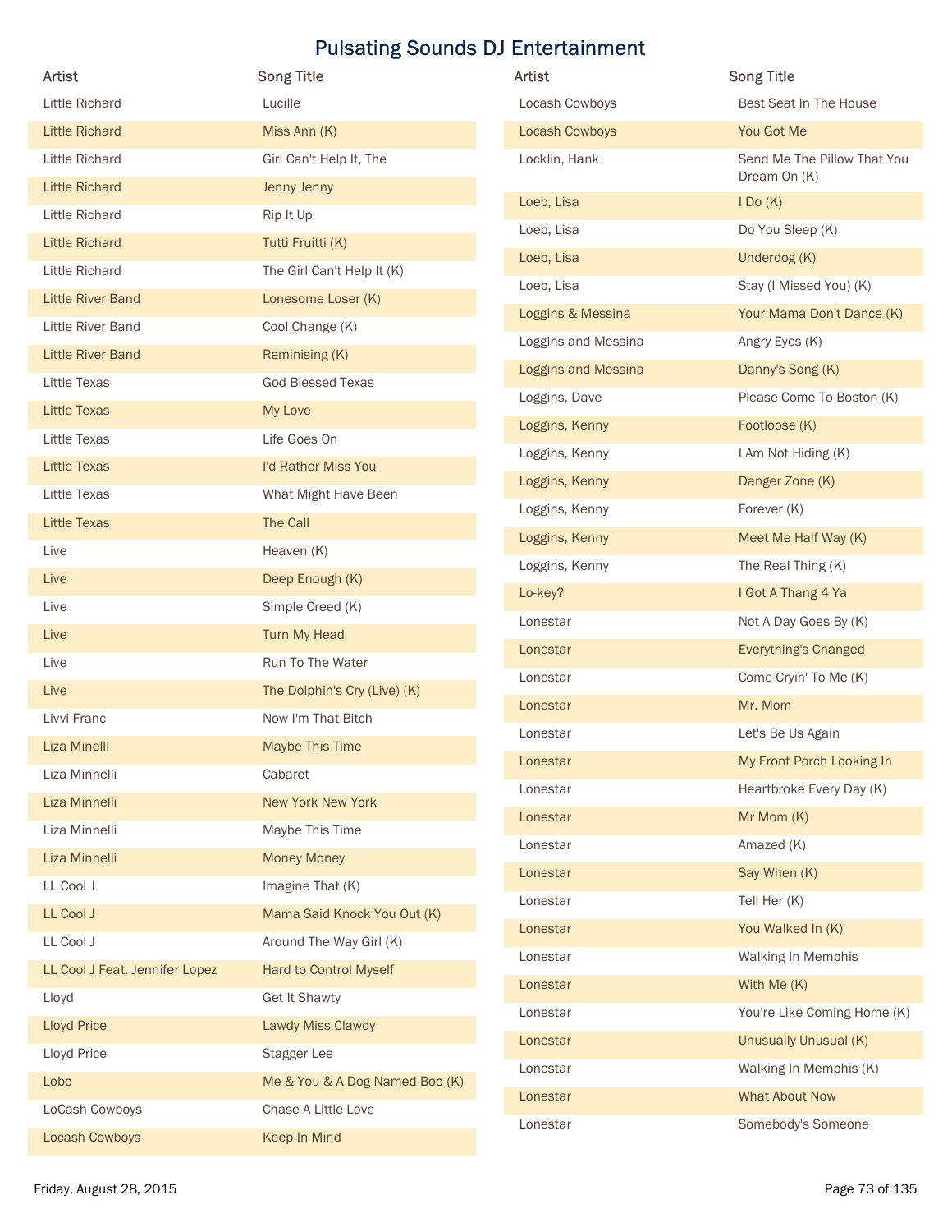# Pulsating Sounds DJ Entertainment

| Artist | Song Title |
| --- | --- |
| Little Richard | Lucille |
| Little Richard | Miss Ann (K) |
| Little Richard | Girl Can't Help It, The |
| Little Richard | Jenny Jenny |
| Little Richard | Rip It Up |
| Little Richard | Tutti Fruitti (K) |
| Little Richard | The Girl Can't Help It (K) |
| Little River Band | Lonesome Loser (K) |
| Little River Band | Cool Change (K) |
| Little River Band | Reminising (K) |
| Little Texas | God Blessed Texas |
| Little Texas | My Love |
| Little Texas | Life Goes On |
| Little Texas | I'd Rather Miss You |
| Little Texas | What Might Have Been |
| Little Texas | The Call |
| Live | Heaven (K) |
| Live | Deep Enough (K) |
| Live | Simple Creed (K) |
| Live | Turn My Head |
| Live | Run To The Water |
| Live | The Dolphin's Cry (Live) (K) |
| Livvi Franc | Now I'm That Bitch |
| Liza Minelli | Maybe This Time |
| Liza Minnelli | Cabaret |
| Liza Minnelli | New York New York |
| Liza Minnelli | Maybe This Time |
| Liza Minnelli | Money Money |
| LL Cool J | Imagine That (K) |
| LL Cool J | Mama Said Knock You Out (K) |
| LL Cool J | Around The Way Girl (K) |
| LL Cool J Feat. Jennifer Lopez | Hard to Control Myself |
| Lloyd | Get It Shawty |
| Lloyd Price | Lawdy Miss Clawdy |
| Lloyd Price | Stagger Lee |
| Lobo | Me & You & A Dog Named Boo (K) |
| LoCash Cowboys | Chase A Little Love |
| Locash Cowboys | Keep In Mind |
| Locash Cowboys | Best Seat In The House |
| Locash Cowboys | You Got Me |
| Locklin, Hank | Send Me The Pillow That You Dream On (K) |
| Loeb, Lisa | I Do (K) |
| Loeb, Lisa | Do You Sleep (K) |
| Loeb, Lisa | Underdog (K) |
| Loeb, Lisa | Stay (I Missed You) (K) |
| Loggins & Messina | Your Mama Don't Dance (K) |
| Loggins and Messina | Angry Eyes (K) |
| Loggins and Messina | Danny's Song (K) |
| Loggins, Dave | Please Come To Boston (K) |
| Loggins, Kenny | Footloose (K) |
| Loggins, Kenny | I Am Not Hiding (K) |
| Loggins, Kenny | Danger Zone (K) |
| Loggins, Kenny | Forever (K) |
| Loggins, Kenny | Meet Me Half Way (K) |
| Loggins, Kenny | The Real Thing (K) |
| Lo-key? | I Got A Thang 4 Ya |
| Lonestar | Not A Day Goes By (K) |
| Lonestar | Everything's Changed |
| Lonestar | Come Cryin' To Me (K) |
| Lonestar | Mr. Mom |
| Lonestar | Let's Be Us Again |
| Lonestar | My Front Porch Looking In |
| Lonestar | Heartbroke Every Day (K) |
| Lonestar | Mr Mom (K) |
| Lonestar | Amazed (K) |
| Lonestar | Say When (K) |
| Lonestar | Tell Her (K) |
| Lonestar | You Walked In (K) |
| Lonestar | Walking In Memphis |
| Lonestar | With Me (K) |
| Lonestar | You're Like Coming Home (K) |
| Lonestar | Unusually Unusual (K) |
| Lonestar | Walking In Memphis (K) |
| Lonestar | What About Now |
| Lonestar | Somebody's Someone |

Friday, August 28, 2015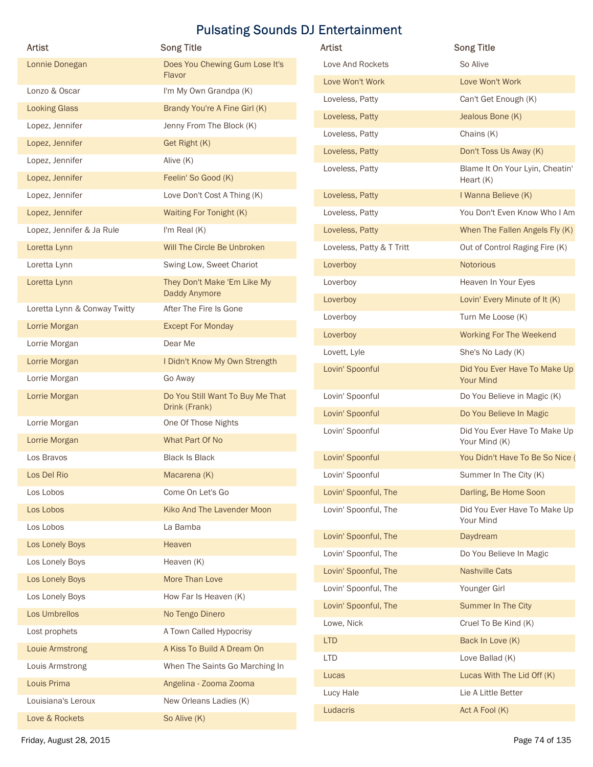# Pulsating Sounds DJ Entertainment

| Artist | Song Title |
| --- | --- |
| Lonnie Donegan | Does You Chewing Gum Lose It's Flavor |
| Lonzo & Oscar | I'm My Own Grandpa (K) |
| Looking Glass | Brandy You're A Fine Girl (K) |
| Lopez, Jennifer | Jenny From The Block (K) |
| Lopez, Jennifer | Get Right (K) |
| Lopez, Jennifer | Alive (K) |
| Lopez, Jennifer | Feelin' So Good (K) |
| Lopez, Jennifer | Love Don't Cost A Thing (K) |
| Lopez, Jennifer | Waiting For Tonight (K) |
| Lopez, Jennifer & Ja Rule | I'm Real (K) |
| Loretta Lynn | Will The Circle Be Unbroken |
| Loretta Lynn | Swing Low, Sweet Chariot |
| Loretta Lynn | They Don't Make 'Em Like My Daddy Anymore |
| Loretta Lynn & Conway Twitty | After The Fire Is Gone |
| Lorrie Morgan | Except For Monday |
| Lorrie Morgan | Dear Me |
| Lorrie Morgan | I Didn't Know My Own Strength |
| Lorrie Morgan | Go Away |
| Lorrie Morgan | Do You Still Want To Buy Me That Drink (Frank) |
| Lorrie Morgan | One Of Those Nights |
| Lorrie Morgan | What Part Of No |
| Los Bravos | Black Is Black |
| Los Del Rio | Macarena (K) |
| Los Lobos | Come On Let's Go |
| Los Lobos | Kiko And The Lavender Moon |
| Los Lobos | La Bamba |
| Los Lonely Boys | Heaven |
| Los Lonely Boys | Heaven (K) |
| Los Lonely Boys | More Than Love |
| Los Lonely Boys | How Far Is Heaven (K) |
| Los Umbrellos | No Tengo Dinero |
| Lost prophets | A Town Called Hypocrisy |
| Louie Armstrong | A Kiss To Build A Dream On |
| Louis Armstrong | When The Saints Go Marching In |
| Louis Prima | Angelina - Zooma Zooma |
| Louisiana's Leroux | New Orleans Ladies (K) |
| Love & Rockets | So Alive (K) |
| Love And Rockets | So Alive |
| Love Won't Work | Love Won't Work |
| Loveless, Patty | Can't Get Enough (K) |
| Loveless, Patty | Jealous Bone (K) |
| Loveless, Patty | Chains (K) |
| Loveless, Patty | Don't Toss Us Away (K) |
| Loveless, Patty | Blame It On Your Lyin, Cheatin' Heart (K) |
| Loveless, Patty | I Wanna Believe (K) |
| Loveless, Patty | You Don't Even Know Who I Am |
| Loveless, Patty | When The Fallen Angels Fly (K) |
| Loveless, Patty & T Tritt | Out of Control Raging Fire (K) |
| Loverboy | Notorious |
| Loverboy | Heaven In Your Eyes |
| Loverboy | Lovin' Every Minute of It (K) |
| Loverboy | Turn Me Loose (K) |
| Loverboy | Working For The Weekend |
| Lovett, Lyle | She's No Lady (K) |
| Lovin' Spoonful | Did You Ever Have To Make Up Your Mind |
| Lovin' Spoonful | Do You Believe in Magic (K) |
| Lovin' Spoonful | Do You Believe In Magic |
| Lovin' Spoonful | Did You Ever Have To Make Up Your Mind (K) |
| Lovin' Spoonful | You Didn't Have To Be So Nice ( |
| Lovin' Spoonful | Summer In The City (K) |
| Lovin' Spoonful, The | Darling, Be Home Soon |
| Lovin' Spoonful, The | Did You Ever Have To Make Up Your Mind |
| Lovin' Spoonful, The | Daydream |
| Lovin' Spoonful, The | Do You Believe In Magic |
| Lovin' Spoonful, The | Nashville Cats |
| Lovin' Spoonful, The | Younger Girl |
| Lovin' Spoonful, The | Summer In The City |
| Lowe, Nick | Cruel To Be Kind (K) |
| LTD | Back In Love (K) |
| LTD | Love Ballad (K) |
| Lucas | Lucas With The Lid Off (K) |
| Lucy Hale | Lie A Little Better |
| Ludacris | Act A Fool (K) |

Friday, August 28, 2015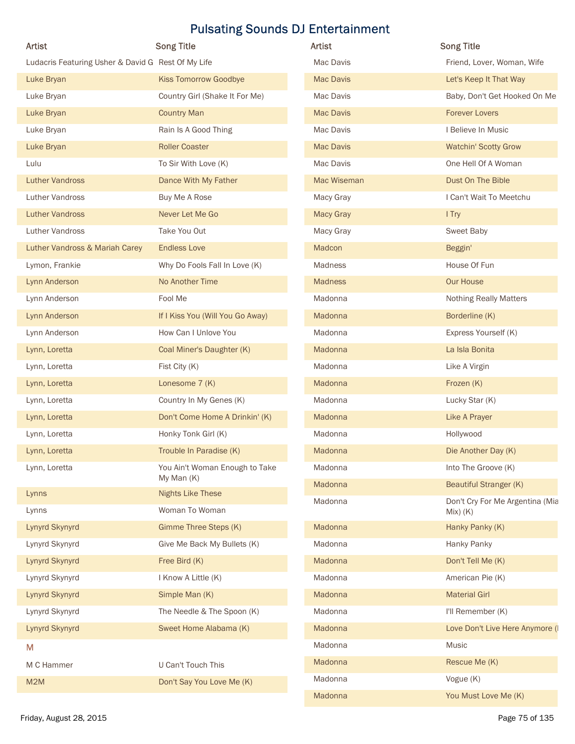# Pulsating Sounds DJ Entertainment

| Artist | Song Title |
|---|---|
| Ludacris Featuring Usher & David G | Rest Of My Life |
| Luke Bryan | Kiss Tomorrow Goodbye |
| Luke Bryan | Country Girl (Shake It For Me) |
| Luke Bryan | Country Man |
| Luke Bryan | Rain Is A Good Thing |
| Luke Bryan | Roller Coaster |
| Lulu | To Sir With Love (K) |
| Luther Vandross | Dance With My Father |
| Luther Vandross | Buy Me A Rose |
| Luther Vandross | Never Let Me Go |
| Luther Vandross | Take You Out |
| Luther Vandross & Mariah Carey | Endless Love |
| Lymon, Frankie | Why Do Fools Fall In Love (K) |
| Lynn Anderson | No Another Time |
| Lynn Anderson | Fool Me |
| Lynn Anderson | If I Kiss You (Will You Go Away) |
| Lynn Anderson | How Can I Unlove You |
| Lynn, Loretta | Coal Miner's Daughter (K) |
| Lynn, Loretta | Fist City (K) |
| Lynn, Loretta | Lonesome 7 (K) |
| Lynn, Loretta | Country In My Genes (K) |
| Lynn, Loretta | Don't Come Home A Drinkin' (K) |
| Lynn, Loretta | Honky Tonk Girl (K) |
| Lynn, Loretta | Trouble In Paradise (K) |
| Lynn, Loretta | You Ain't Woman Enough to Take My Man (K) |
| Lynns | Nights Like These |
| Lynns | Woman To Woman |
| Lynyrd Skynyrd | Gimme Three Steps (K) |
| Lynyrd Skynyrd | Give Me Back My Bullets (K) |
| Lynyrd Skynyrd | Free Bird (K) |
| Lynyrd Skynyrd | I Know A Little (K) |
| Lynyrd Skynyrd | Simple Man (K) |
| Lynyrd Skynyrd | The Needle & The Spoon (K) |
| Lynyrd Skynyrd | Sweet Home Alabama (K) |
| **M** | |
| M C Hammer | U Can't Touch This |
| M2M | Don't Say You Love Me (K) |
| Mac Davis | Friend, Lover, Woman, Wife |
| Mac Davis | Let's Keep It That Way |
| Mac Davis | Baby, Don't Get Hooked On Me |
| Mac Davis | Forever Lovers |
| Mac Davis | I Believe In Music |
| Mac Davis | Watchin' Scotty Grow |
| Mac Davis | One Hell Of A Woman |
| Mac Wiseman | Dust On The Bible |
| Macy Gray | I Can't Wait To Meetchu |
| Macy Gray | I Try |
| Macy Gray | Sweet Baby |
| Madcon | Beggin' |
| Madness | House Of Fun |
| Madness | Our House |
| Madonna | Nothing Really Matters |
| Madonna | Borderline (K) |
| Madonna | Express Yourself (K) |
| Madonna | La Isla Bonita |
| Madonna | Like A Virgin |
| Madonna | Frozen (K) |
| Madonna | Lucky Star (K) |
| Madonna | Like A Prayer |
| Madonna | Hollywood |
| Madonna | Die Another Day (K) |
| Madonna | Into The Groove (K) |
| Madonna | Beautiful Stranger (K) |
| Madonna | Don't Cry For Me Argentina (Mia Mix) (K) |
| Madonna | Hanky Panky (K) |
| Madonna | Hanky Panky |
| Madonna | Don't Tell Me (K) |
| Madonna | American Pie (K) |
| Madonna | Material Girl |
| Madonna | I'll Remember (K) |
| Madonna | Love Don't Live Here Anymore (I |
| Madonna | Music |
| Madonna | Rescue Me (K) |
| Madonna | Vogue (K) |
| Madonna | You Must Love Me (K) |

Friday, August 28, 2015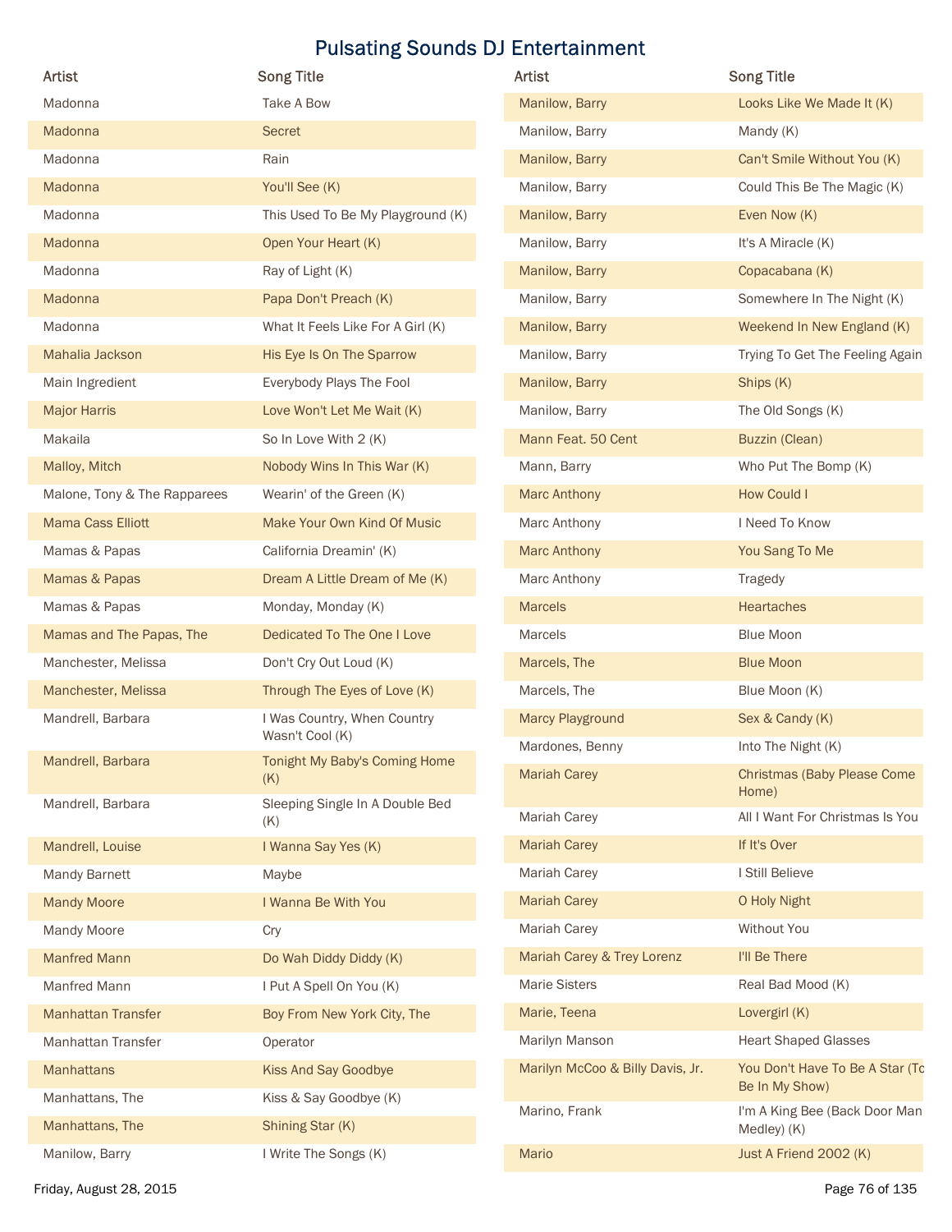# Pulsating Sounds DJ Entertainment

| Artist | Song Title |
|---|---|
| Madonna | Take A Bow |
| Madonna | Secret |
| Madonna | Rain |
| Madonna | You'll See (K) |
| Madonna | This Used To Be My Playground (K) |
| Madonna | Open Your Heart (K) |
| Madonna | Ray of Light (K) |
| Madonna | Papa Don't Preach (K) |
| Madonna | What It Feels Like For A Girl (K) |
| Mahalia Jackson | His Eye Is On The Sparrow |
| Main Ingredient | Everybody Plays The Fool |
| Major Harris | Love Won't Let Me Wait (K) |
| Makaila | So In Love With 2 (K) |
| Malloy, Mitch | Nobody Wins In This War (K) |
| Malone, Tony & The Rapparees | Wearin' of the Green (K) |
| Mama Cass Elliott | Make Your Own Kind Of Music |
| Mamas & Papas | California Dreamin' (K) |
| Mamas & Papas | Dream A Little Dream of Me (K) |
| Mamas & Papas | Monday, Monday (K) |
| Mamas and The Papas, The | Dedicated To The One I Love |
| Manchester, Melissa | Don't Cry Out Loud (K) |
| Manchester, Melissa | Through The Eyes of Love (K) |
| Mandrell, Barbara | I Was Country, When Country Wasn't Cool (K) |
| Mandrell, Barbara | Tonight My Baby's Coming Home (K) |
| Mandrell, Barbara | Sleeping Single In A Double Bed (K) |
| Mandrell, Louise | I Wanna Say Yes (K) |
| Mandy Barnett | Maybe |
| Mandy Moore | I Wanna Be With You |
| Mandy Moore | Cry |
| Manfred Mann | Do Wah Diddy Diddy (K) |
| Manfred Mann | I Put A Spell On You (K) |
| Manhattan Transfer | Boy From New York City, The |
| Manhattan Transfer | Operator |
| Manhattans | Kiss And Say Goodbye |
| Manhattans, The | Kiss & Say Goodbye (K) |
| Manhattans, The | Shining Star (K) |
| Manilow, Barry | I Write The Songs (K) |
| Manilow, Barry | Looks Like We Made It (K) |
| Manilow, Barry | Mandy (K) |
| Manilow, Barry | Can't Smile Without You (K) |
| Manilow, Barry | Could This Be The Magic (K) |
| Manilow, Barry | Even Now (K) |
| Manilow, Barry | It's A Miracle (K) |
| Manilow, Barry | Copacabana (K) |
| Manilow, Barry | Somewhere In The Night (K) |
| Manilow, Barry | Weekend In New England (K) |
| Manilow, Barry | Trying To Get The Feeling Again |
| Manilow, Barry | Ships (K) |
| Manilow, Barry | The Old Songs (K) |
| Mann Feat. 50 Cent | Buzzin (Clean) |
| Mann, Barry | Who Put The Bomp (K) |
| Marc Anthony | How Could I |
| Marc Anthony | I Need To Know |
| Marc Anthony | You Sang To Me |
| Marc Anthony | Tragedy |
| Marcels | Heartaches |
| Marcels | Blue Moon |
| Marcels, The | Blue Moon |
| Marcels, The | Blue Moon (K) |
| Marcy Playground | Sex & Candy (K) |
| Mardones, Benny | Into The Night (K) |
| Mariah Carey | Christmas (Baby Please Come Home) |
| Mariah Carey | All I Want For Christmas Is You |
| Mariah Carey | If It's Over |
| Mariah Carey | I Still Believe |
| Mariah Carey | O Holy Night |
| Mariah Carey | Without You |
| Mariah Carey & Trey Lorenz | I'll Be There |
| Marie Sisters | Real Bad Mood (K) |
| Marie, Teena | Lovergirl (K) |
| Marilyn Manson | Heart Shaped Glasses |
| Marilyn McCoo & Billy Davis, Jr. | You Don't Have To Be A Star (To Be In My Show) |
| Marino, Frank | I'm A King Bee (Back Door Man Medley) (K) |
| Mario | Just A Friend 2002 (K) |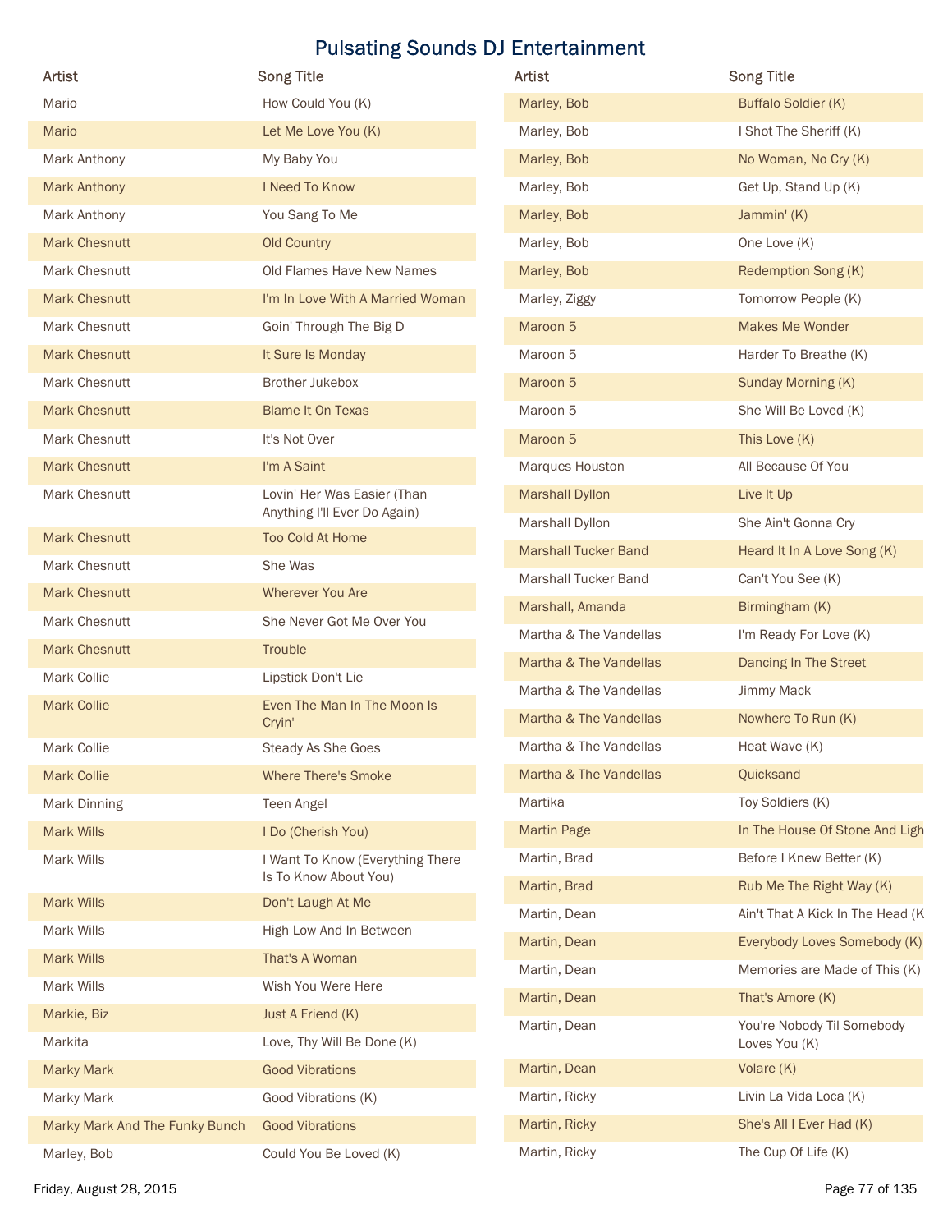# Pulsating Sounds DJ Entertainment

| Artist | Song Title |
|---|---|
| Mario | How Could You (K) |
| Mario | Let Me Love You (K) |
| Mark Anthony | My Baby You |
| Mark Anthony | I Need To Know |
| Mark Anthony | You Sang To Me |
| Mark Chesnutt | Old Country |
| Mark Chesnutt | Old Flames Have New Names |
| Mark Chesnutt | I'm In Love With A Married Woman |
| Mark Chesnutt | Goin' Through The Big D |
| Mark Chesnutt | It Sure Is Monday |
| Mark Chesnutt | Brother Jukebox |
| Mark Chesnutt | Blame It On Texas |
| Mark Chesnutt | It's Not Over |
| Mark Chesnutt | I'm A Saint |
| Mark Chesnutt | Lovin' Her Was Easier (Than Anything I'll Ever Do Again) |
| Mark Chesnutt | Too Cold At Home |
| Mark Chesnutt | She Was |
| Mark Chesnutt | Wherever You Are |
| Mark Chesnutt | She Never Got Me Over You |
| Mark Chesnutt | Trouble |
| Mark Collie | Lipstick Don't Lie |
| Mark Collie | Even The Man In The Moon Is Cryin' |
| Mark Collie | Steady As She Goes |
| Mark Collie | Where There's Smoke |
| Mark Dinning | Teen Angel |
| Mark Wills | I Do (Cherish You) |
| Mark Wills | I Want To Know (Everything There Is To Know About You) |
| Mark Wills | Don't Laugh At Me |
| Mark Wills | High Low And In Between |
| Mark Wills | That's A Woman |
| Mark Wills | Wish You Were Here |
| Markie, Biz | Just A Friend (K) |
| Markita | Love, Thy Will Be Done (K) |
| Marky Mark | Good Vibrations |
| Marky Mark | Good Vibrations (K) |
| Marky Mark And The Funky Bunch | Good Vibrations |
| Marley, Bob | Could You Be Loved (K) |
| Marley, Bob | Buffalo Soldier (K) |
| Marley, Bob | I Shot The Sheriff (K) |
| Marley, Bob | No Woman, No Cry (K) |
| Marley, Bob | Get Up, Stand Up (K) |
| Marley, Bob | Jammin' (K) |
| Marley, Bob | One Love (K) |
| Marley, Bob | Redemption Song (K) |
| Marley, Ziggy | Tomorrow People (K) |
| Maroon 5 | Makes Me Wonder |
| Maroon 5 | Harder To Breathe (K) |
| Maroon 5 | Sunday Morning (K) |
| Maroon 5 | She Will Be Loved (K) |
| Maroon 5 | This Love (K) |
| Marques Houston | All Because Of You |
| Marshall Dyllon | Live It Up |
| Marshall Dyllon | She Ain't Gonna Cry |
| Marshall Tucker Band | Heard It In A Love Song (K) |
| Marshall Tucker Band | Can't You See (K) |
| Marshall, Amanda | Birmingham (K) |
| Martha & The Vandellas | I'm Ready For Love (K) |
| Martha & The Vandellas | Dancing In The Street |
| Martha & The Vandellas | Jimmy Mack |
| Martha & The Vandellas | Nowhere To Run (K) |
| Martha & The Vandellas | Heat Wave (K) |
| Martha & The Vandellas | Quicksand |
| Martika | Toy Soldiers (K) |
| Martin Page | In The House Of Stone And Ligh |
| Martin, Brad | Before I Knew Better (K) |
| Martin, Brad | Rub Me The Right Way (K) |
| Martin, Dean | Ain't That A Kick In The Head (K |
| Martin, Dean | Everybody Loves Somebody (K) |
| Martin, Dean | Memories are Made of This (K) |
| Martin, Dean | That's Amore (K) |
| Martin, Dean | You're Nobody Til Somebody Loves You (K) |
| Martin, Dean | Volare (K) |
| Martin, Ricky | Livin La Vida Loca (K) |
| Martin, Ricky | She's All I Ever Had (K) |
| Martin, Ricky | The Cup Of Life (K) |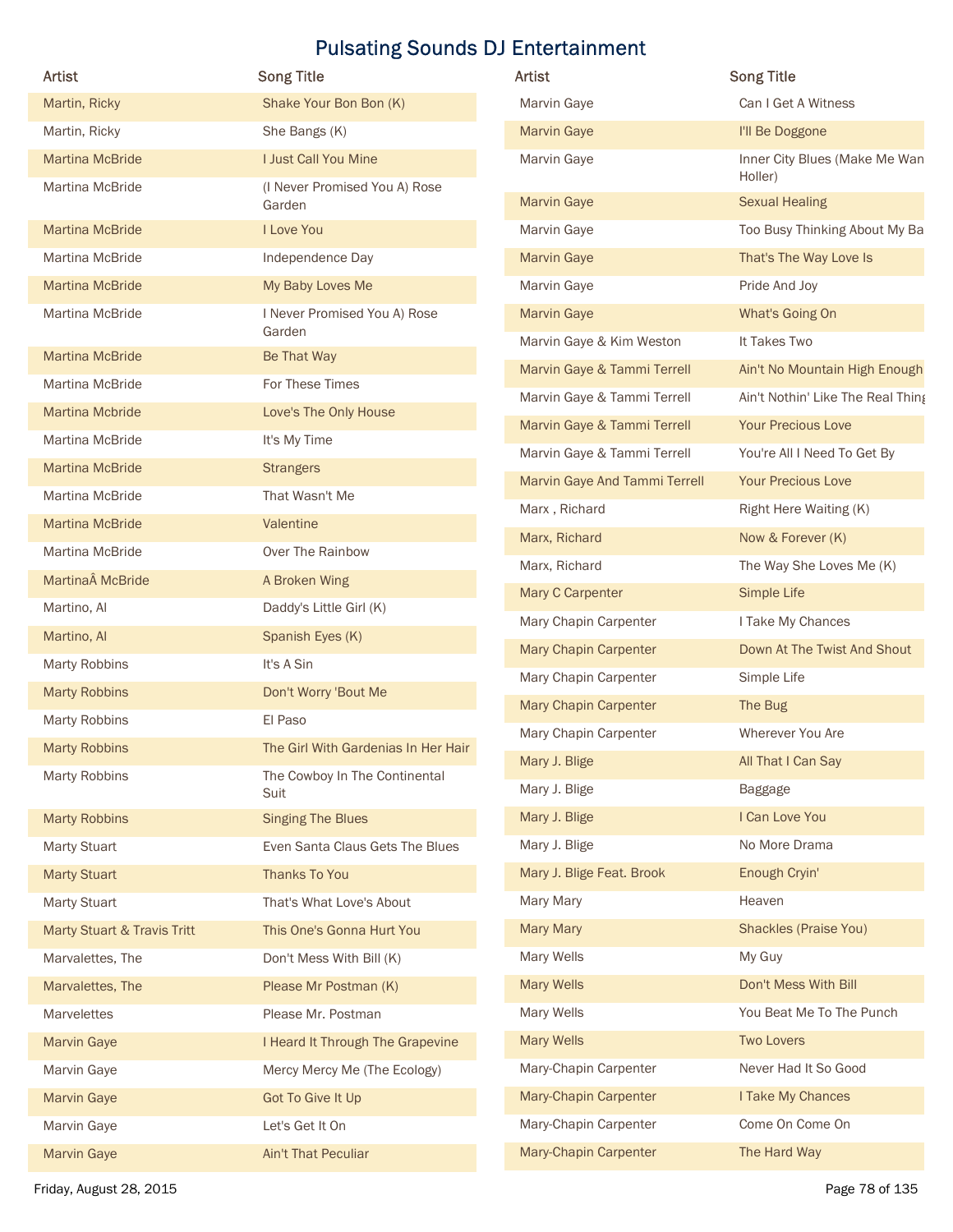# Pulsating Sounds DJ Entertainment

| Artist | Song Title |
| --- | --- |
| Martin, Ricky | Shake Your Bon Bon (K) |
| Martin, Ricky | She Bangs (K) |
| Martina McBride | I Just Call You Mine |
| Martina McBride | (I Never Promised You A) Rose Garden |
| Martina McBride | I Love You |
| Martina McBride | Independence Day |
| Martina McBride | My Baby Loves Me |
| Martina McBride | I Never Promised You A) Rose Garden |
| Martina McBride | Be That Way |
| Martina McBride | For These Times |
| Martina Mcbride | Love's The Only House |
| Martina McBride | It's My Time |
| Martina McBride | Strangers |
| Martina McBride | That Wasn't Me |
| Martina McBride | Valentine |
| Martina McBride | Over The Rainbow |
| MartinaÂ McBride | A Broken Wing |
| Martino, Al | Daddy's Little Girl (K) |
| Martino, Al | Spanish Eyes (K) |
| Marty Robbins | It's A Sin |
| Marty Robbins | Don't Worry 'Bout Me |
| Marty Robbins | El Paso |
| Marty Robbins | The Girl With Gardenias In Her Hair |
| Marty Robbins | The Cowboy In The Continental Suit |
| Marty Robbins | Singing The Blues |
| Marty Stuart | Even Santa Claus Gets The Blues |
| Marty Stuart | Thanks To You |
| Marty Stuart | That's What Love's About |
| Marty Stuart & Travis Tritt | This One's Gonna Hurt You |
| Marvalettes, The | Don't Mess With Bill (K) |
| Marvalettes, The | Please Mr Postman (K) |
| Marvelettes | Please Mr. Postman |
| Marvin Gaye | I Heard It Through The Grapevine |
| Marvin Gaye | Mercy Mercy Me (The Ecology) |
| Marvin Gaye | Got To Give It Up |
| Marvin Gaye | Let's Get It On |
| Marvin Gaye | Ain't That Peculiar |
| Marvin Gaye | Can I Get A Witness |
| Marvin Gaye | I'll Be Doggone |
| Marvin Gaye | Inner City Blues (Make Me Wan Holler) |
| Marvin Gaye | Sexual Healing |
| Marvin Gaye | Too Busy Thinking About My Ba |
| Marvin Gaye | That's The Way Love Is |
| Marvin Gaye | Pride And Joy |
| Marvin Gaye | What's Going On |
| Marvin Gaye & Kim Weston | It Takes Two |
| Marvin Gaye & Tammi Terrell | Ain't No Mountain High Enough |
| Marvin Gaye & Tammi Terrell | Ain't Nothin' Like The Real Thing |
| Marvin Gaye & Tammi Terrell | Your Precious Love |
| Marvin Gaye & Tammi Terrell | You're All I Need To Get By |
| Marvin Gaye And Tammi Terrell | Your Precious Love |
| Marx , Richard | Right Here Waiting (K) |
| Marx, Richard | Now & Forever (K) |
| Marx, Richard | The Way She Loves Me (K) |
| Mary C Carpenter | Simple Life |
| Mary Chapin Carpenter | I Take My Chances |
| Mary Chapin Carpenter | Down At The Twist And Shout |
| Mary Chapin Carpenter | Simple Life |
| Mary Chapin Carpenter | The Bug |
| Mary Chapin Carpenter | Wherever You Are |
| Mary J. Blige | All That I Can Say |
| Mary J. Blige | Baggage |
| Mary J. Blige | I Can Love You |
| Mary J. Blige | No More Drama |
| Mary J. Blige Feat. Brook | Enough Cryin' |
| Mary Mary | Heaven |
| Mary Mary | Shackles (Praise You) |
| Mary Wells | My Guy |
| Mary Wells | Don't Mess With Bill |
| Mary Wells | You Beat Me To The Punch |
| Mary Wells | Two Lovers |
| Mary-Chapin Carpenter | Never Had It So Good |
| Mary-Chapin Carpenter | I Take My Chances |
| Mary-Chapin Carpenter | Come On Come On |
| Mary-Chapin Carpenter | The Hard Way |

Friday, August 28, 2015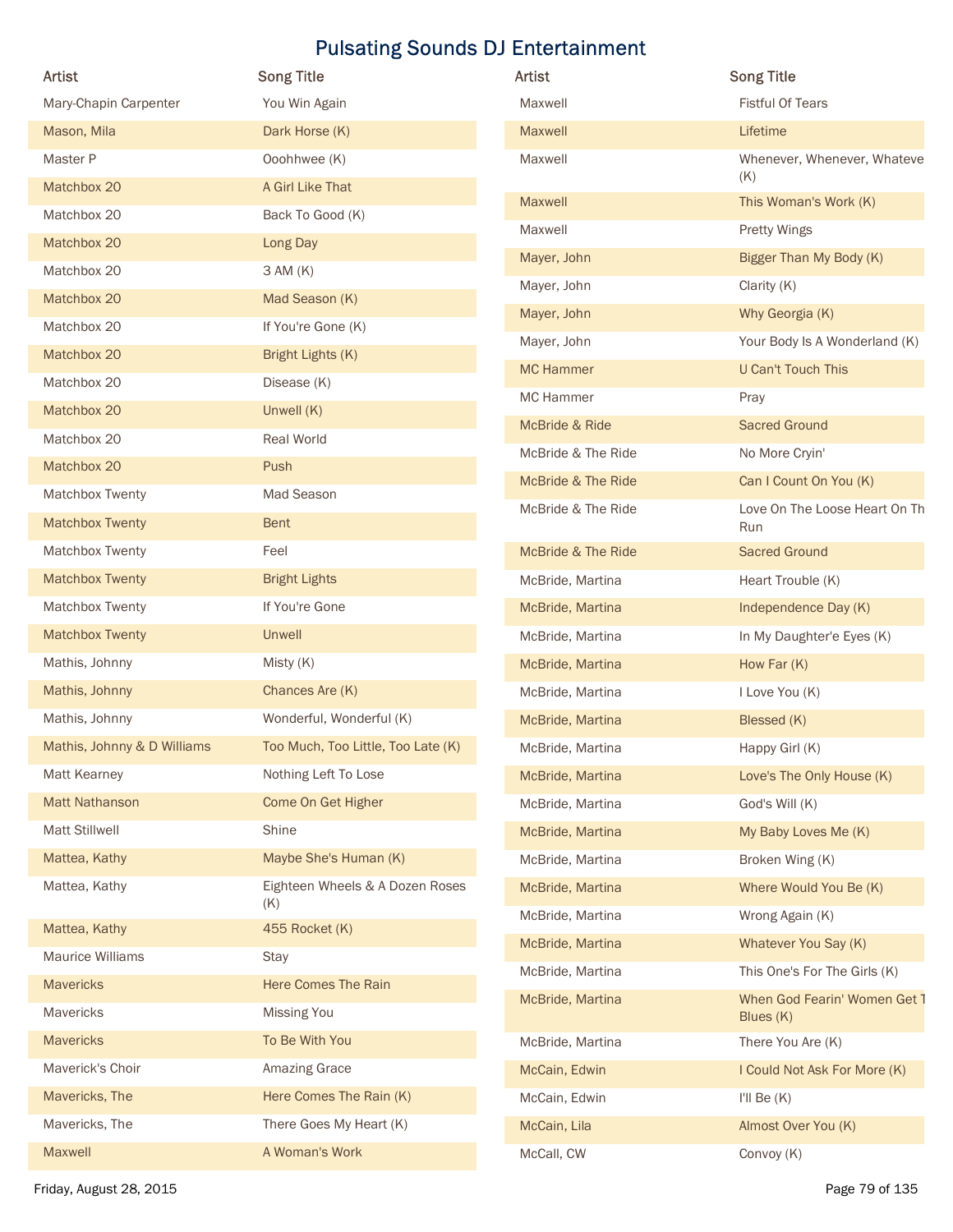# Pulsating Sounds DJ Entertainment

| Artist | Song Title |
|---|---|
| Mary-Chapin Carpenter | You Win Again |
| Mason, Mila | Dark Horse (K) |
| Master P | Ooohhwee (K) |
| Matchbox 20 | A Girl Like That |
| Matchbox 20 | Back To Good (K) |
| Matchbox 20 | Long Day |
| Matchbox 20 | 3 AM (K) |
| Matchbox 20 | Mad Season (K) |
| Matchbox 20 | If You're Gone (K) |
| Matchbox 20 | Bright Lights (K) |
| Matchbox 20 | Disease (K) |
| Matchbox 20 | Unwell (K) |
| Matchbox 20 | Real World |
| Matchbox 20 | Push |
| Matchbox Twenty | Mad Season |
| Matchbox Twenty | Bent |
| Matchbox Twenty | Feel |
| Matchbox Twenty | Bright Lights |
| Matchbox Twenty | If You're Gone |
| Matchbox Twenty | Unwell |
| Mathis, Johnny | Misty (K) |
| Mathis, Johnny | Chances Are (K) |
| Mathis, Johnny | Wonderful, Wonderful (K) |
| Mathis, Johnny & D Williams | Too Much, Too Little, Too Late (K) |
| Matt Kearney | Nothing Left To Lose |
| Matt Nathanson | Come On Get Higher |
| Matt Stillwell | Shine |
| Mattea, Kathy | Maybe She's Human (K) |
| Mattea, Kathy | Eighteen Wheels & A Dozen Roses (K) |
| Mattea, Kathy | 455 Rocket (K) |
| Maurice Williams | Stay |
| Mavericks | Here Comes The Rain |
| Mavericks | Missing You |
| Mavericks | To Be With You |
| Maverick's Choir | Amazing Grace |
| Mavericks, The | Here Comes The Rain (K) |
| Mavericks, The | There Goes My Heart (K) |
| Maxwell | A Woman's Work |
| Maxwell | Fistful Of Tears |
| Maxwell | Lifetime |
| Maxwell | Whenever, Whenever, Whateve (K) |
| Maxwell | This Woman's Work (K) |
| Maxwell | Pretty Wings |
| Mayer, John | Bigger Than My Body (K) |
| Mayer, John | Clarity (K) |
| Mayer, John | Why Georgia (K) |
| Mayer, John | Your Body Is A Wonderland (K) |
| MC Hammer | U Can't Touch This |
| MC Hammer | Pray |
| McBride & Ride | Sacred Ground |
| McBride & The Ride | No More Cryin' |
| McBride & The Ride | Can I Count On You (K) |
| McBride & The Ride | Love On The Loose Heart On Th Run |
| McBride & The Ride | Sacred Ground |
| McBride, Martina | Heart Trouble (K) |
| McBride, Martina | Independence Day (K) |
| McBride, Martina | In My Daughter'e Eyes (K) |
| McBride, Martina | How Far (K) |
| McBride, Martina | I Love You (K) |
| McBride, Martina | Blessed (K) |
| McBride, Martina | Happy Girl (K) |
| McBride, Martina | Love's The Only House (K) |
| McBride, Martina | God's Will (K) |
| McBride, Martina | My Baby Loves Me (K) |
| McBride, Martina | Broken Wing (K) |
| McBride, Martina | Where Would You Be (K) |
| McBride, Martina | Wrong Again (K) |
| McBride, Martina | Whatever You Say (K) |
| McBride, Martina | This One's For The Girls (K) |
| McBride, Martina | When God Fearin' Women Get T Blues (K) |
| McBride, Martina | There You Are (K) |
| McCain, Edwin | I Could Not Ask For More (K) |
| McCain, Edwin | I'll Be (K) |
| McCain, Lila | Almost Over You (K) |
| McCall, CW | Convoy (K) |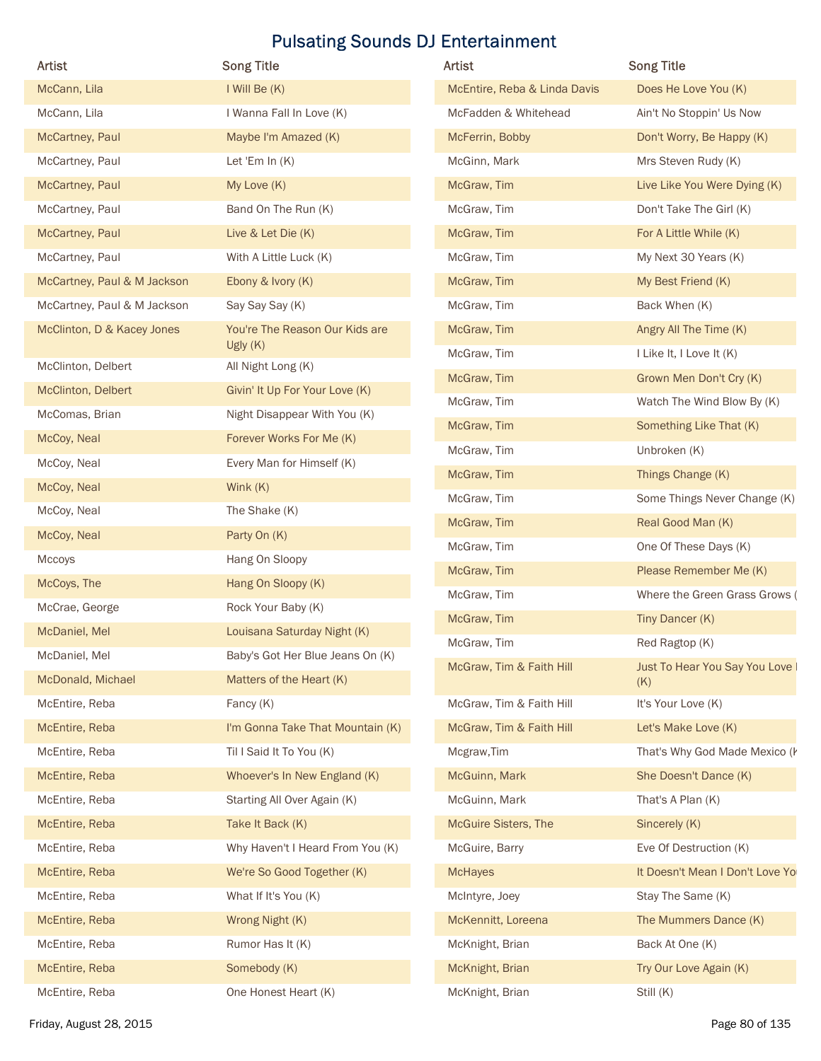# Pulsating Sounds DJ Entertainment

| Artist | Song Title |
|---|---|
| McCann, Lila | I Will Be (K) |
| McCann, Lila | I Wanna Fall In Love (K) |
| McCartney, Paul | Maybe I'm Amazed (K) |
| McCartney, Paul | Let 'Em In (K) |
| McCartney, Paul | My Love (K) |
| McCartney, Paul | Band On The Run (K) |
| McCartney, Paul | Live & Let Die (K) |
| McCartney, Paul | With A Little Luck (K) |
| McCartney, Paul & M Jackson | Ebony & Ivory (K) |
| McCartney, Paul & M Jackson | Say Say Say (K) |
| McClinton, D & Kacey Jones | You're The Reason Our Kids are Ugly (K) |
| McClinton, Delbert | All Night Long (K) |
| McClinton, Delbert | Givin' It Up For Your Love (K) |
| McComas, Brian | Night Disappear With You (K) |
| McCoy, Neal | Forever Works For Me (K) |
| McCoy, Neal | Every Man for Himself (K) |
| McCoy, Neal | Wink (K) |
| McCoy, Neal | The Shake (K) |
| McCoy, Neal | Party On (K) |
| Mccoys | Hang On Sloopy |
| McCoys, The | Hang On Sloopy (K) |
| McCrae, George | Rock Your Baby (K) |
| McDaniel, Mel | Louisana Saturday Night (K) |
| McDaniel, Mel | Baby's Got Her Blue Jeans On (K) |
| McDonald, Michael | Matters of the Heart (K) |
| McEntire, Reba | Fancy (K) |
| McEntire, Reba | I'm Gonna Take That Mountain (K) |
| McEntire, Reba | Til I Said It To You (K) |
| McEntire, Reba | Whoever's In New England (K) |
| McEntire, Reba | Starting All Over Again (K) |
| McEntire, Reba | Take It Back (K) |
| McEntire, Reba | Why Haven't I Heard From You (K) |
| McEntire, Reba | We're So Good Together (K) |
| McEntire, Reba | What If It's You (K) |
| McEntire, Reba | Wrong Night (K) |
| McEntire, Reba | Rumor Has It (K) |
| McEntire, Reba | Somebody (K) |
| McEntire, Reba | One Honest Heart (K) |
| McEntire, Reba & Linda Davis | Does He Love You (K) |
| McFadden & Whitehead | Ain't No Stoppin' Us Now |
| McFerrin, Bobby | Don't Worry, Be Happy (K) |
| McGinn, Mark | Mrs Steven Rudy (K) |
| McGraw, Tim | Live Like You Were Dying (K) |
| McGraw, Tim | Don't Take The Girl (K) |
| McGraw, Tim | For A Little While (K) |
| McGraw, Tim | My Next 30 Years (K) |
| McGraw, Tim | My Best Friend (K) |
| McGraw, Tim | Back When (K) |
| McGraw, Tim | Angry All The Time (K) |
| McGraw, Tim | I Like It, I Love It (K) |
| McGraw, Tim | Grown Men Don't Cry (K) |
| McGraw, Tim | Watch The Wind Blow By (K) |
| McGraw, Tim | Something Like That (K) |
| McGraw, Tim | Unbroken (K) |
| McGraw, Tim | Things Change (K) |
| McGraw, Tim | Some Things Never Change (K) |
| McGraw, Tim | Real Good Man (K) |
| McGraw, Tim | One Of These Days (K) |
| McGraw, Tim | Please Remember Me (K) |
| McGraw, Tim | Where the Green Grass Grows ( |
| McGraw, Tim | Tiny Dancer (K) |
| McGraw, Tim | Red Ragtop (K) |
| McGraw, Tim & Faith Hill | Just To Hear You Say You Love I (K) |
| McGraw, Tim & Faith Hill | It's Your Love (K) |
| McGraw, Tim & Faith Hill | Let's Make Love (K) |
| Mcgraw,Tim | That's Why God Made Mexico (K |
| McGuinn, Mark | She Doesn't Dance (K) |
| McGuinn, Mark | That's A Plan (K) |
| McGuire Sisters, The | Sincerely (K) |
| McGuire, Barry | Eve Of Destruction (K) |
| McHayes | It Doesn't Mean I Don't Love Yo |
| McIntyre, Joey | Stay The Same (K) |
| McKennitt, Loreena | The Mummers Dance (K) |
| McKnight, Brian | Back At One (K) |
| McKnight, Brian | Try Our Love Again (K) |
| McKnight, Brian | Still (K) |

Friday, August 28, 2015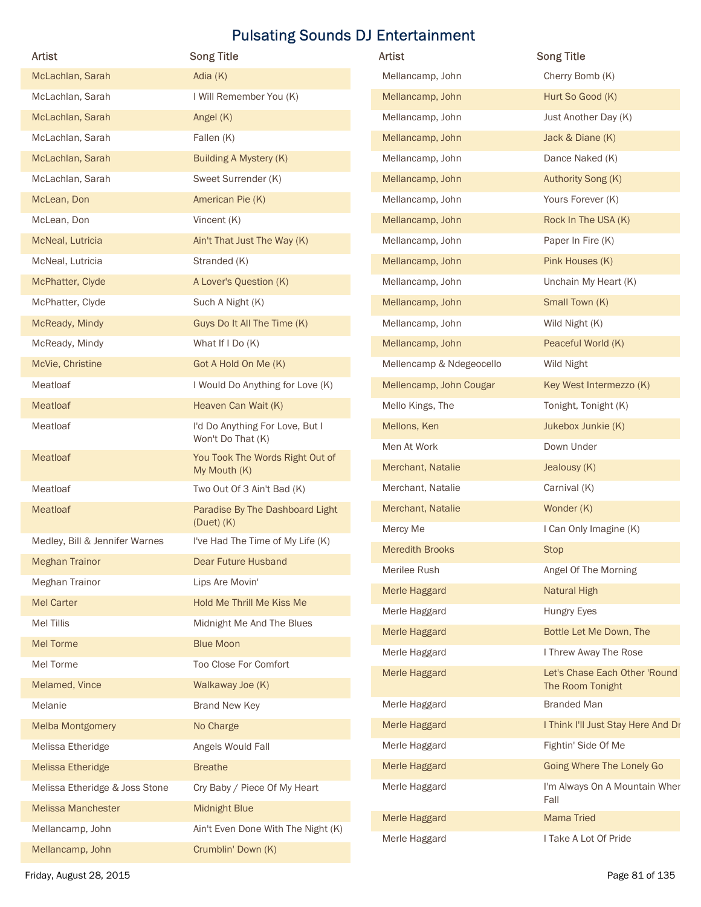# Pulsating Sounds DJ Entertainment

| Artist | Song Title |
| --- | --- |
| McLachlan, Sarah | Adia (K) |
| McLachlan, Sarah | I Will Remember You (K) |
| McLachlan, Sarah | Angel (K) |
| McLachlan, Sarah | Fallen (K) |
| McLachlan, Sarah | Building A Mystery (K) |
| McLachlan, Sarah | Sweet Surrender (K) |
| McLean, Don | American Pie (K) |
| McLean, Don | Vincent (K) |
| McNeal, Lutricia | Ain't That Just The Way (K) |
| McNeal, Lutricia | Stranded (K) |
| McPhatter, Clyde | A Lover's Question (K) |
| McPhatter, Clyde | Such A Night (K) |
| McReady, Mindy | Guys Do It All The Time (K) |
| McReady, Mindy | What If I Do (K) |
| McVie, Christine | Got A Hold On Me (K) |
| Meatloaf | I Would Do Anything for Love (K) |
| Meatloaf | Heaven Can Wait (K) |
| Meatloaf | I'd Do Anything For Love, But I Won't Do That (K) |
| Meatloaf | You Took The Words Right Out of My Mouth (K) |
| Meatloaf | Two Out Of 3 Ain't Bad (K) |
| Meatloaf | Paradise By The Dashboard Light (Duet) (K) |
| Medley, Bill & Jennifer Warnes | I've Had The Time of My Life (K) |
| Meghan Trainor | Dear Future Husband |
| Meghan Trainor | Lips Are Movin' |
| Mel Carter | Hold Me Thrill Me Kiss Me |
| Mel Tillis | Midnight Me And The Blues |
| Mel Torme | Blue Moon |
| Mel Torme | Too Close For Comfort |
| Melamed, Vince | Walkaway Joe (K) |
| Melanie | Brand New Key |
| Melba Montgomery | No Charge |
| Melissa Etheridge | Angels Would Fall |
| Melissa Etheridge | Breathe |
| Melissa Etheridge & Joss Stone | Cry Baby / Piece Of My Heart |
| Melissa Manchester | Midnight Blue |
| Mellancamp, John | Ain't Even Done With The Night (K) |
| Mellancamp, John | Crumblin' Down (K) |
| Mellancamp, John | Cherry Bomb (K) |
| Mellancamp, John | Hurt So Good (K) |
| Mellancamp, John | Just Another Day (K) |
| Mellancamp, John | Jack & Diane (K) |
| Mellancamp, John | Dance Naked (K) |
| Mellancamp, John | Authority Song (K) |
| Mellancamp, John | Yours Forever (K) |
| Mellancamp, John | Rock In The USA (K) |
| Mellancamp, John | Paper In Fire (K) |
| Mellancamp, John | Pink Houses (K) |
| Mellancamp, John | Unchain My Heart (K) |
| Mellancamp, John | Small Town (K) |
| Mellancamp, John | Wild Night (K) |
| Mellancamp, John | Peaceful World (K) |
| Mellencamp & Ndegeocello | Wild Night |
| Mellencamp, John Cougar | Key West Intermezzo (K) |
| Mello Kings, The | Tonight, Tonight (K) |
| Mellons, Ken | Jukebox Junkie (K) |
| Men At Work | Down Under |
| Merchant, Natalie | Jealousy (K) |
| Merchant, Natalie | Carnival (K) |
| Merchant, Natalie | Wonder (K) |
| Mercy Me | I Can Only Imagine (K) |
| Meredith Brooks | Stop |
| Merilee Rush | Angel Of The Morning |
| Merle Haggard | Natural High |
| Merle Haggard | Hungry Eyes |
| Merle Haggard | Bottle Let Me Down, The |
| Merle Haggard | I Threw Away The Rose |
| Merle Haggard | Let's Chase Each Other 'Round The Room Tonight |
| Merle Haggard | Branded Man |
| Merle Haggard | I Think I'll Just Stay Here And Dr |
| Merle Haggard | Fightin' Side Of Me |
| Merle Haggard | Going Where The Lonely Go |
| Merle Haggard | I'm Always On A Mountain Wher Fall |
| Merle Haggard | Mama Tried |
| Merle Haggard | I Take A Lot Of Pride |

Friday, August 28, 2015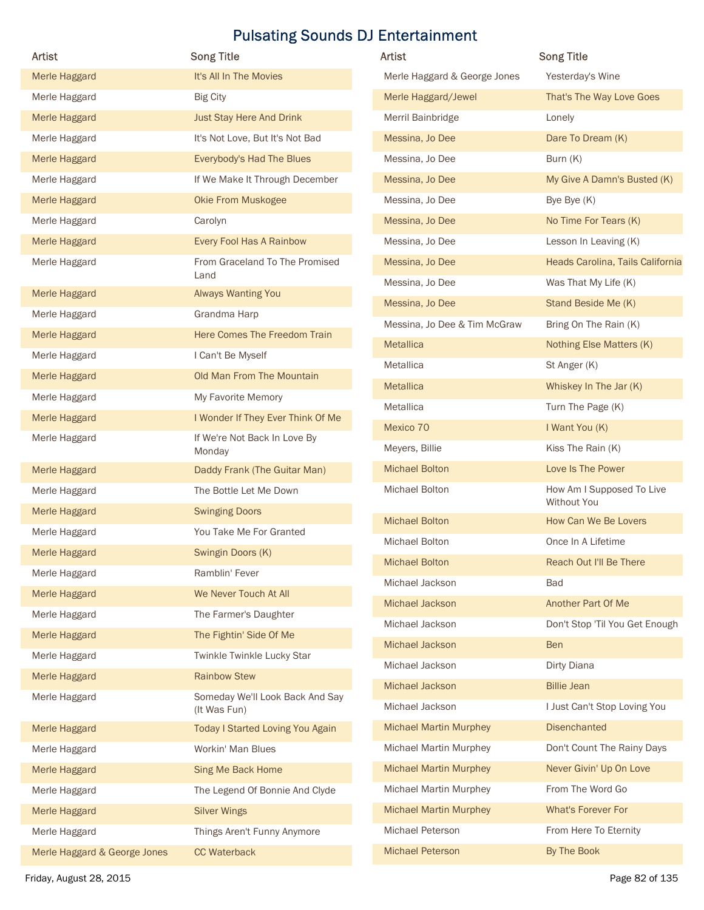# Pulsating Sounds DJ Entertainment

| Artist | Song Title |
|---|---|
| Merle Haggard | It's All In The Movies |
| Merle Haggard | Big City |
| Merle Haggard | Just Stay Here And Drink |
| Merle Haggard | It's Not Love, But It's Not Bad |
| Merle Haggard | Everybody's Had The Blues |
| Merle Haggard | If We Make It Through December |
| Merle Haggard | Okie From Muskogee |
| Merle Haggard | Carolyn |
| Merle Haggard | Every Fool Has A Rainbow |
| Merle Haggard | From Graceland To The Promised Land |
| Merle Haggard | Always Wanting You |
| Merle Haggard | Grandma Harp |
| Merle Haggard | Here Comes The Freedom Train |
| Merle Haggard | I Can't Be Myself |
| Merle Haggard | Old Man From The Mountain |
| Merle Haggard | My Favorite Memory |
| Merle Haggard | I Wonder If They Ever Think Of Me |
| Merle Haggard | If We're Not Back In Love By Monday |
| Merle Haggard | Daddy Frank (The Guitar Man) |
| Merle Haggard | The Bottle Let Me Down |
| Merle Haggard | Swinging Doors |
| Merle Haggard | You Take Me For Granted |
| Merle Haggard | Swingin Doors (K) |
| Merle Haggard | Ramblin' Fever |
| Merle Haggard | We Never Touch At All |
| Merle Haggard | The Farmer's Daughter |
| Merle Haggard | The Fightin' Side Of Me |
| Merle Haggard | Twinkle Twinkle Lucky Star |
| Merle Haggard | Rainbow Stew |
| Merle Haggard | Someday We'll Look Back And Say (It Was Fun) |
| Merle Haggard | Today I Started Loving You Again |
| Merle Haggard | Workin' Man Blues |
| Merle Haggard | Sing Me Back Home |
| Merle Haggard | The Legend Of Bonnie And Clyde |
| Merle Haggard | Silver Wings |
| Merle Haggard | Things Aren't Funny Anymore |
| Merle Haggard & George Jones | CC Waterback |
| Merle Haggard & George Jones | Yesterday's Wine |
| Merle Haggard/Jewel | That's The Way Love Goes |
| Merril Bainbridge | Lonely |
| Messina, Jo Dee | Dare To Dream (K) |
| Messina, Jo Dee | Burn (K) |
| Messina, Jo Dee | My Give A Damn's Busted (K) |
| Messina, Jo Dee | Bye Bye (K) |
| Messina, Jo Dee | No Time For Tears (K) |
| Messina, Jo Dee | Lesson In Leaving (K) |
| Messina, Jo Dee | Heads Carolina, Tails California |
| Messina, Jo Dee | Was That My Life (K) |
| Messina, Jo Dee | Stand Beside Me (K) |
| Messina, Jo Dee & Tim McGraw | Bring On The Rain (K) |
| Metallica | Nothing Else Matters (K) |
| Metallica | St Anger (K) |
| Metallica | Whiskey In The Jar (K) |
| Metallica | Turn The Page (K) |
| Mexico 70 | I Want You (K) |
| Meyers, Billie | Kiss The Rain (K) |
| Michael Bolton | Love Is The Power |
| Michael Bolton | How Am I Supposed To Live Without You |
| Michael Bolton | How Can We Be Lovers |
| Michael Bolton | Once In A Lifetime |
| Michael Bolton | Reach Out I'll Be There |
| Michael Jackson | Bad |
| Michael Jackson | Another Part Of Me |
| Michael Jackson | Don't Stop 'Til You Get Enough |
| Michael Jackson | Ben |
| Michael Jackson | Dirty Diana |
| Michael Jackson | Billie Jean |
| Michael Jackson | I Just Can't Stop Loving You |
| Michael Martin Murphey | Disenchanted |
| Michael Martin Murphey | Don't Count The Rainy Days |
| Michael Martin Murphey | Never Givin' Up On Love |
| Michael Martin Murphey | From The Word Go |
| Michael Martin Murphey | What's Forever For |
| Michael Peterson | From Here To Eternity |
| Michael Peterson | By The Book |

Friday, August 28, 2015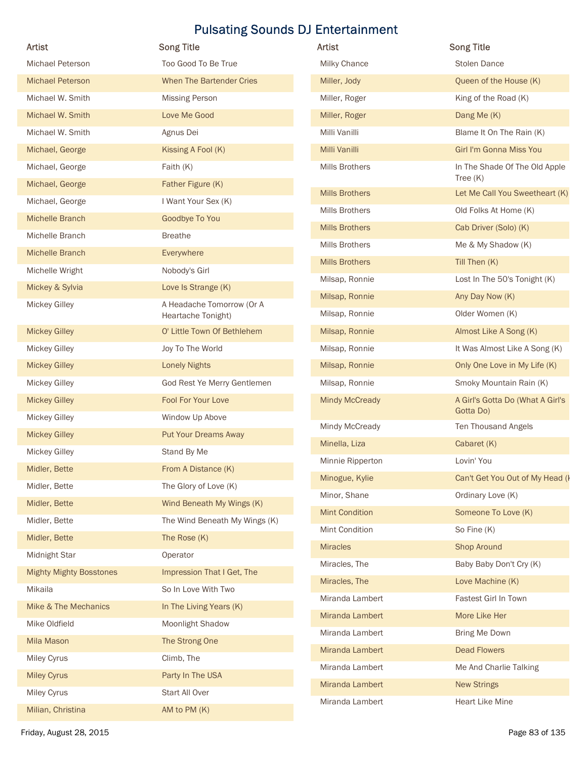# Pulsating Sounds DJ Entertainment

| Artist | Song Title |
| --- | --- |
| Michael Peterson | Too Good To Be True |
| Michael Peterson | When The Bartender Cries |
| Michael W. Smith | Missing Person |
| Michael W. Smith | Love Me Good |
| Michael W. Smith | Agnus Dei |
| Michael, George | Kissing A Fool (K) |
| Michael, George | Faith (K) |
| Michael, George | Father Figure (K) |
| Michael, George | I Want Your Sex (K) |
| Michelle Branch | Goodbye To You |
| Michelle Branch | Breathe |
| Michelle Branch | Everywhere |
| Michelle Wright | Nobody's Girl |
| Mickey & Sylvia | Love Is Strange (K) |
| Mickey Gilley | A Headache Tomorrow (Or A Heartache Tonight) |
| Mickey Gilley | O' Little Town Of Bethlehem |
| Mickey Gilley | Joy To The World |
| Mickey Gilley | Lonely Nights |
| Mickey Gilley | God Rest Ye Merry Gentlemen |
| Mickey Gilley | Fool For Your Love |
| Mickey Gilley | Window Up Above |
| Mickey Gilley | Put Your Dreams Away |
| Mickey Gilley | Stand By Me |
| Midler, Bette | From A Distance (K) |
| Midler, Bette | The Glory of Love (K) |
| Midler, Bette | Wind Beneath My Wings (K) |
| Midler, Bette | The Wind Beneath My Wings (K) |
| Midler, Bette | The Rose (K) |
| Midnight Star | Operator |
| Mighty Mighty Bosstones | Impression That I Get, The |
| Mikaila | So In Love With Two |
| Mike & The Mechanics | In The Living Years (K) |
| Mike Oldfield | Moonlight Shadow |
| Mila Mason | The Strong One |
| Miley Cyrus | Climb, The |
| Miley Cyrus | Party In The USA |
| Miley Cyrus | Start All Over |
| Milian, Christina | AM to PM (K) |
| Milky Chance | Stolen Dance |
| Miller, Jody | Queen of the House (K) |
| Miller, Roger | King of the Road (K) |
| Miller, Roger | Dang Me (K) |
| Milli Vanilli | Blame It On The Rain (K) |
| Milli Vanilli | Girl I'm Gonna Miss You |
| Mills Brothers | In The Shade Of The Old Apple Tree (K) |
| Mills Brothers | Let Me Call You Sweetheart (K) |
| Mills Brothers | Old Folks At Home (K) |
| Mills Brothers | Cab Driver (Solo) (K) |
| Mills Brothers | Me & My Shadow (K) |
| Mills Brothers | Till Then (K) |
| Milsap, Ronnie | Lost In The 50's Tonight (K) |
| Milsap, Ronnie | Any Day Now (K) |
| Milsap, Ronnie | Older Women (K) |
| Milsap, Ronnie | Almost Like A Song (K) |
| Milsap, Ronnie | It Was Almost Like A Song (K) |
| Milsap, Ronnie | Only One Love in My Life (K) |
| Milsap, Ronnie | Smoky Mountain Rain (K) |
| Mindy McCready | A Girl's Gotta Do (What A Girl's Gotta Do) |
| Mindy McCready | Ten Thousand Angels |
| Minella, Liza | Cabaret (K) |
| Minnie Ripperton | Lovin' You |
| Minogue, Kylie | Can't Get You Out of My Head (K |
| Minor, Shane | Ordinary Love (K) |
| Mint Condition | Someone To Love (K) |
| Mint Condition | So Fine (K) |
| Miracles | Shop Around |
| Miracles, The | Baby Baby Don't Cry (K) |
| Miracles, The | Love Machine (K) |
| Miranda Lambert | Fastest Girl In Town |
| Miranda Lambert | More Like Her |
| Miranda Lambert | Bring Me Down |
| Miranda Lambert | Dead Flowers |
| Miranda Lambert | Me And Charlie Talking |
| Miranda Lambert | New Strings |
| Miranda Lambert | Heart Like Mine |

Friday, August 28, 2015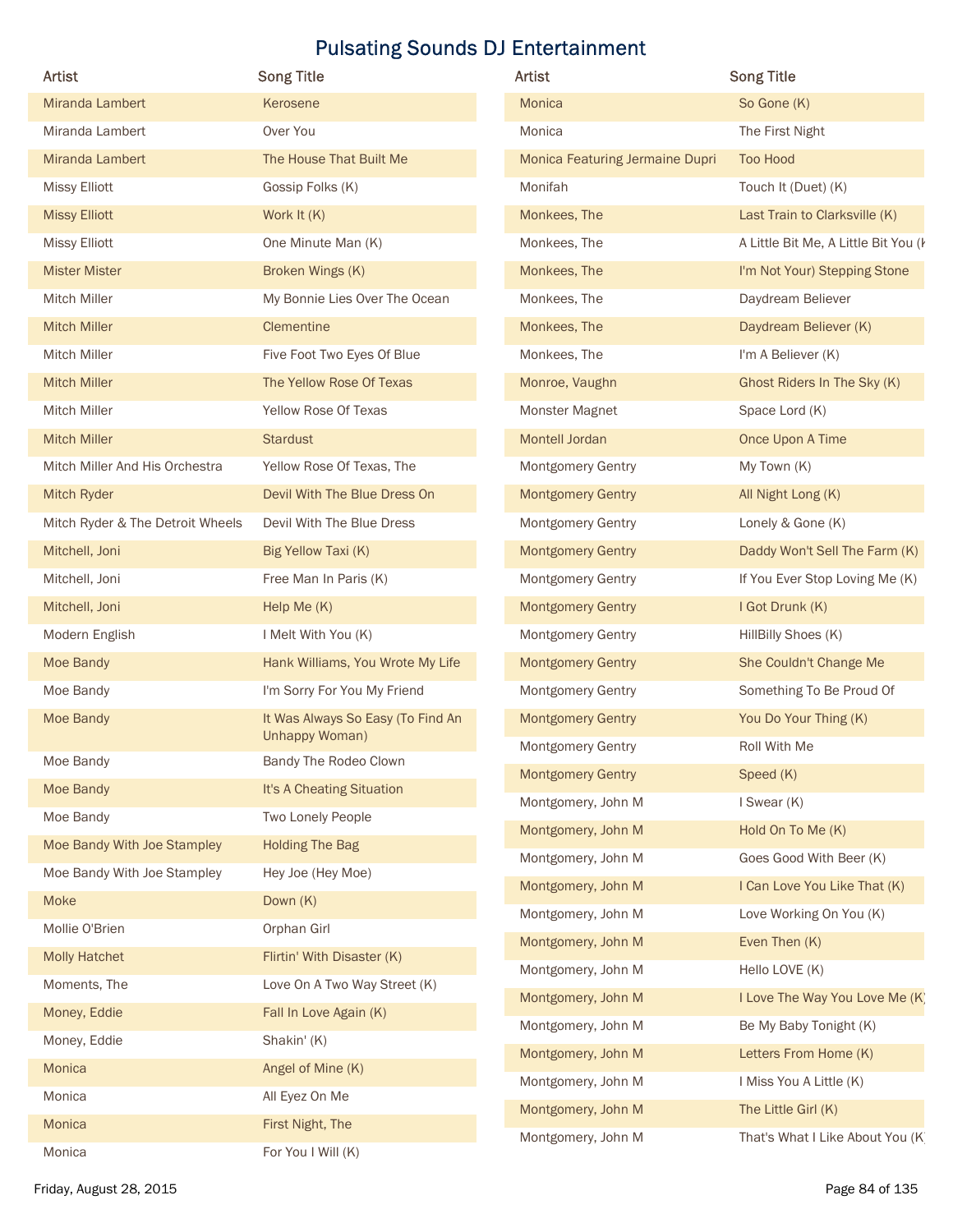# Pulsating Sounds DJ Entertainment

| Artist | Song Title |
| --- | --- |
| Miranda Lambert | Kerosene |
| Miranda Lambert | Over You |
| Miranda Lambert | The House That Built Me |
| Missy Elliott | Gossip Folks (K) |
| Missy Elliott | Work It (K) |
| Missy Elliott | One Minute Man (K) |
| Mister Mister | Broken Wings (K) |
| Mitch Miller | My Bonnie Lies Over The Ocean |
| Mitch Miller | Clementine |
| Mitch Miller | Five Foot Two Eyes Of Blue |
| Mitch Miller | The Yellow Rose Of Texas |
| Mitch Miller | Yellow Rose Of Texas |
| Mitch Miller | Stardust |
| Mitch Miller And His Orchestra | Yellow Rose Of Texas, The |
| Mitch Ryder | Devil With The Blue Dress On |
| Mitch Ryder & The Detroit Wheels | Devil With The Blue Dress |
| Mitchell, Joni | Big Yellow Taxi (K) |
| Mitchell, Joni | Free Man In Paris (K) |
| Mitchell, Joni | Help Me (K) |
| Modern English | I Melt With You (K) |
| Moe Bandy | Hank Williams, You Wrote My Life |
| Moe Bandy | I'm Sorry For You My Friend |
| Moe Bandy | It Was Always So Easy (To Find An Unhappy Woman) |
| Moe Bandy | Bandy The Rodeo Clown |
| Moe Bandy | It's A Cheating Situation |
| Moe Bandy | Two Lonely People |
| Moe Bandy With Joe Stampley | Holding The Bag |
| Moe Bandy With Joe Stampley | Hey Joe (Hey Moe) |
| Moke | Down (K) |
| Mollie O'Brien | Orphan Girl |
| Molly Hatchet | Flirtin' With Disaster (K) |
| Moments, The | Love On A Two Way Street (K) |
| Money, Eddie | Fall In Love Again (K) |
| Money, Eddie | Shakin' (K) |
| Monica | Angel of Mine (K) |
| Monica | All Eyez On Me |
| Monica | First Night, The |
| Monica | For You I Will (K) |
| Monica | So Gone (K) |
| Monica | The First Night |
| Monica Featuring Jermaine Dupri | Too Hood |
| Monifah | Touch It (Duet) (K) |
| Monkees, The | Last Train to Clarksville (K) |
| Monkees, The | A Little Bit Me, A Little Bit You (K |
| Monkees, The | I'm Not Your) Stepping Stone |
| Monkees, The | Daydream Believer |
| Monkees, The | Daydream Believer (K) |
| Monkees, The | I'm A Believer (K) |
| Monroe, Vaughn | Ghost Riders In The Sky (K) |
| Monster Magnet | Space Lord (K) |
| Montell Jordan | Once Upon A Time |
| Montgomery Gentry | My Town (K) |
| Montgomery Gentry | All Night Long (K) |
| Montgomery Gentry | Lonely & Gone (K) |
| Montgomery Gentry | Daddy Won't Sell The Farm (K) |
| Montgomery Gentry | If You Ever Stop Loving Me (K) |
| Montgomery Gentry | I Got Drunk (K) |
| Montgomery Gentry | HillBilly Shoes (K) |
| Montgomery Gentry | She Couldn't Change Me |
| Montgomery Gentry | Something To Be Proud Of |
| Montgomery Gentry | You Do Your Thing (K) |
| Montgomery Gentry | Roll With Me |
| Montgomery Gentry | Speed (K) |
| Montgomery, John M | I Swear (K) |
| Montgomery, John M | Hold On To Me (K) |
| Montgomery, John M | Goes Good With Beer (K) |
| Montgomery, John M | I Can Love You Like That (K) |
| Montgomery, John M | Love Working On You (K) |
| Montgomery, John M | Even Then (K) |
| Montgomery, John M | Hello LOVE (K) |
| Montgomery, John M | I Love The Way You Love Me (K) |
| Montgomery, John M | Be My Baby Tonight (K) |
| Montgomery, John M | Letters From Home (K) |
| Montgomery, John M | I Miss You A Little (K) |
| Montgomery, John M | The Little Girl (K) |
| Montgomery, John M | That's What I Like About You (K) |

Friday, August 28, 2015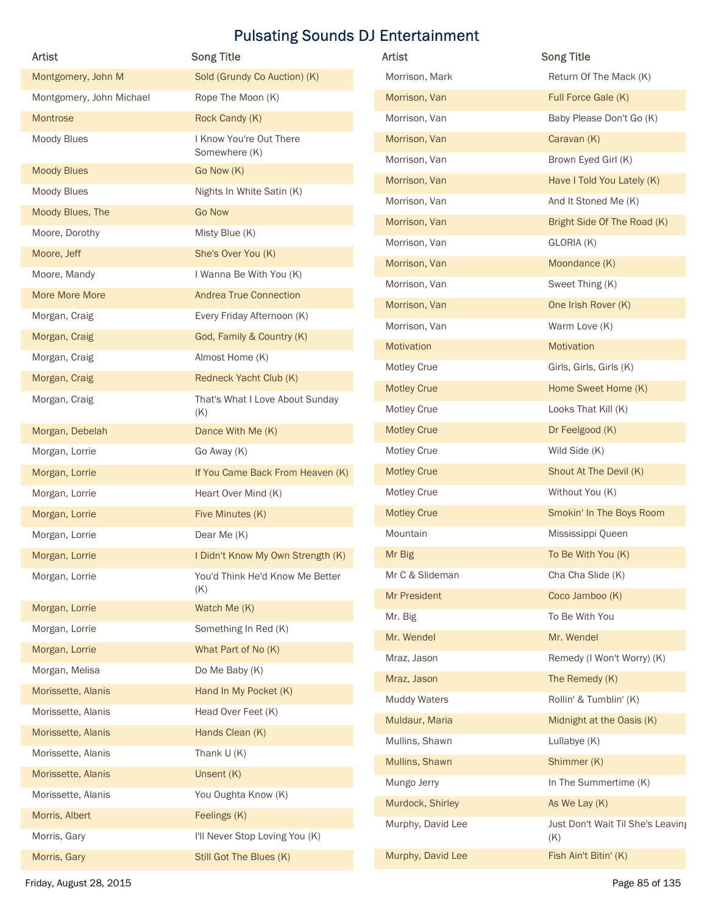# Pulsating Sounds DJ Entertainment

| Artist | Song Title |
|---|---|
| Montgomery, John M | Sold (Grundy Co Auction) (K) |
| Montgomery, John Michael | Rope The Moon (K) |
| Montrose | Rock Candy (K) |
| Moody Blues | I Know You're Out There Somewhere (K) |
| Moody Blues | Go Now (K) |
| Moody Blues | Nights In White Satin (K) |
| Moody Blues, The | Go Now |
| Moore, Dorothy | Misty Blue (K) |
| Moore, Jeff | She's Over You (K) |
| Moore, Mandy | I Wanna Be With You (K) |
| More More More | Andrea True Connection |
| Morgan, Craig | Every Friday Afternoon (K) |
| Morgan, Craig | God, Family & Country (K) |
| Morgan, Craig | Almost Home (K) |
| Morgan, Craig | Redneck Yacht Club (K) |
| Morgan, Craig | That's What I Love About Sunday (K) |
| Morgan, Debelah | Dance With Me (K) |
| Morgan, Lorrie | Go Away (K) |
| Morgan, Lorrie | If You Came Back From Heaven (K) |
| Morgan, Lorrie | Heart Over Mind (K) |
| Morgan, Lorrie | Five Minutes (K) |
| Morgan, Lorrie | Dear Me (K) |
| Morgan, Lorrie | I Didn't Know My Own Strength (K) |
| Morgan, Lorrie | You'd Think He'd Know Me Better (K) |
| Morgan, Lorrie | Watch Me (K) |
| Morgan, Lorrie | Something In Red (K) |
| Morgan, Lorrie | What Part of No (K) |
| Morgan, Melisa | Do Me Baby (K) |
| Morissette, Alanis | Hand In My Pocket (K) |
| Morissette, Alanis | Head Over Feet (K) |
| Morissette, Alanis | Hands Clean (K) |
| Morissette, Alanis | Thank U (K) |
| Morissette, Alanis | Unsent (K) |
| Morissette, Alanis | You Oughta Know (K) |
| Morris, Albert | Feelings (K) |
| Morris, Gary | I'll Never Stop Loving You (K) |
| Morris, Gary | Still Got The Blues (K) |
| Morrison, Mark | Return Of The Mack (K) |
| Morrison, Van | Full Force Gale (K) |
| Morrison, Van | Baby Please Don't Go (K) |
| Morrison, Van | Caravan (K) |
| Morrison, Van | Brown Eyed Girl (K) |
| Morrison, Van | Have I Told You Lately (K) |
| Morrison, Van | And It Stoned Me (K) |
| Morrison, Van | Bright Side Of The Road (K) |
| Morrison, Van | GLORIA (K) |
| Morrison, Van | Moondance (K) |
| Morrison, Van | Sweet Thing (K) |
| Morrison, Van | One Irish Rover (K) |
| Morrison, Van | Warm Love (K) |
| Motivation | Motivation |
| Motley Crue | Girls, Girls, Girls (K) |
| Motley Crue | Home Sweet Home (K) |
| Motley Crue | Looks That Kill (K) |
| Motley Crue | Dr Feelgood (K) |
| Motley Crue | Wild Side (K) |
| Motley Crue | Shout At The Devil (K) |
| Motley Crue | Without You (K) |
| Motley Crue | Smokin' In The Boys Room |
| Mountain | Mississippi Queen |
| Mr Big | To Be With You (K) |
| Mr C & Slideman | Cha Cha Slide (K) |
| Mr President | Coco Jamboo (K) |
| Mr. Big | To Be With You |
| Mr. Wendel | Mr. Wendel |
| Mraz, Jason | Remedy (I Won't Worry) (K) |
| Mraz, Jason | The Remedy (K) |
| Muddy Waters | Rollin' & Tumblin' (K) |
| Muldaur, Maria | Midnight at the Oasis (K) |
| Mullins, Shawn | Lullabye (K) |
| Mullins, Shawn | Shimmer (K) |
| Mungo Jerry | In The Summertime (K) |
| Murdock, Shirley | As We Lay (K) |
| Murphy, David Lee | Just Don't Wait Til She's Leaving (K) |
| Murphy, David Lee | Fish Ain't Bitin' (K) |

Friday, August 28, 2015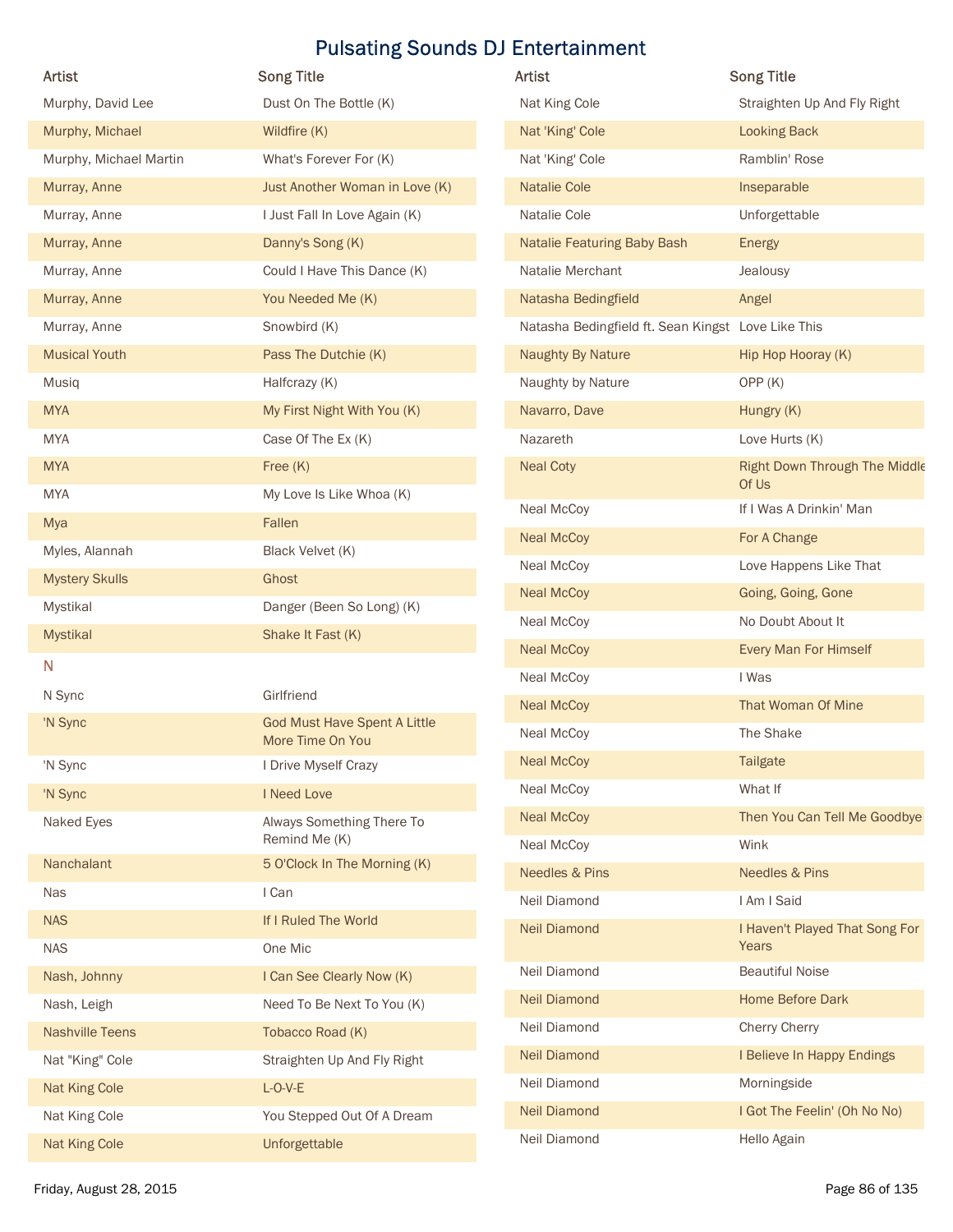# Pulsating Sounds DJ Entertainment

| Artist | Song Title |
|---|---|
| Murphy, David Lee | Dust On The Bottle (K) |
| Murphy, Michael | Wildfire (K) |
| Murphy, Michael Martin | What's Forever For (K) |
| Murray, Anne | Just Another Woman in Love (K) |
| Murray, Anne | I Just Fall In Love Again (K) |
| Murray, Anne | Danny's Song (K) |
| Murray, Anne | Could I Have This Dance (K) |
| Murray, Anne | You Needed Me (K) |
| Murray, Anne | Snowbird (K) |
| Musical Youth | Pass The Dutchie (K) |
| Musiq | Halfcrazy (K) |
| MYA | My First Night With You (K) |
| MYA | Case Of The Ex (K) |
| MYA | Free (K) |
| MYA | My Love Is Like Whoa (K) |
| Mya | Fallen |
| Myles, Alannah | Black Velvet (K) |
| Mystery Skulls | Ghost |
| Mystikal | Danger (Been So Long) (K) |
| Mystikal | Shake It Fast (K) |

## N

| Artist | Song Title |
|---|---|
| N Sync | Girlfriend |
| 'N Sync | God Must Have Spent A Little More Time On You |
| 'N Sync | I Drive Myself Crazy |
| 'N Sync | I Need Love |
| Naked Eyes | Always Something There To Remind Me (K) |
| Nanchalant | 5 O'Clock In The Morning (K) |
| Nas | I Can |
| NAS | If I Ruled The World |
| NAS | One Mic |
| Nash, Johnny | I Can See Clearly Now (K) |
| Nash, Leigh | Need To Be Next To You (K) |
| Nashville Teens | Tobacco Road (K) |
| Nat "King" Cole | Straighten Up And Fly Right |
| Nat King Cole | L-O-V-E |
| Nat King Cole | You Stepped Out Of A Dream |
| Nat King Cole | Unforgettable |
| Nat King Cole | Straighten Up And Fly Right |
| Nat 'King' Cole | Looking Back |
| Nat 'King' Cole | Ramblin' Rose |
| Natalie Cole | Inseparable |
| Natalie Cole | Unforgettable |
| Natalie Featuring Baby Bash | Energy |
| Natalie Merchant | Jealousy |
| Natasha Bedingfield | Angel |
| Natasha Bedingfield ft. Sean Kingst | Love Like This |
| Naughty By Nature | Hip Hop Hooray (K) |
| Naughty by Nature | OPP (K) |
| Navarro, Dave | Hungry (K) |
| Nazareth | Love Hurts (K) |
| Neal Coty | Right Down Through The Middle Of Us |
| Neal McCoy | If I Was A Drinkin' Man |
| Neal McCoy | For A Change |
| Neal McCoy | Love Happens Like That |
| Neal McCoy | Going, Going, Gone |
| Neal McCoy | No Doubt About It |
| Neal McCoy | Every Man For Himself |
| Neal McCoy | I Was |
| Neal McCoy | That Woman Of Mine |
| Neal McCoy | The Shake |
| Neal McCoy | Tailgate |
| Neal McCoy | What If |
| Neal McCoy | Then You Can Tell Me Goodbye |
| Neal McCoy | Wink |
| Needles & Pins | Needles & Pins |
| Neil Diamond | I Am I Said |
| Neil Diamond | I Haven't Played That Song For Years |
| Neil Diamond | Beautiful Noise |
| Neil Diamond | Home Before Dark |
| Neil Diamond | Cherry Cherry |
| Neil Diamond | I Believe In Happy Endings |
| Neil Diamond | Morningside |
| Neil Diamond | I Got The Feelin' (Oh No No) |
| Neil Diamond | Hello Again |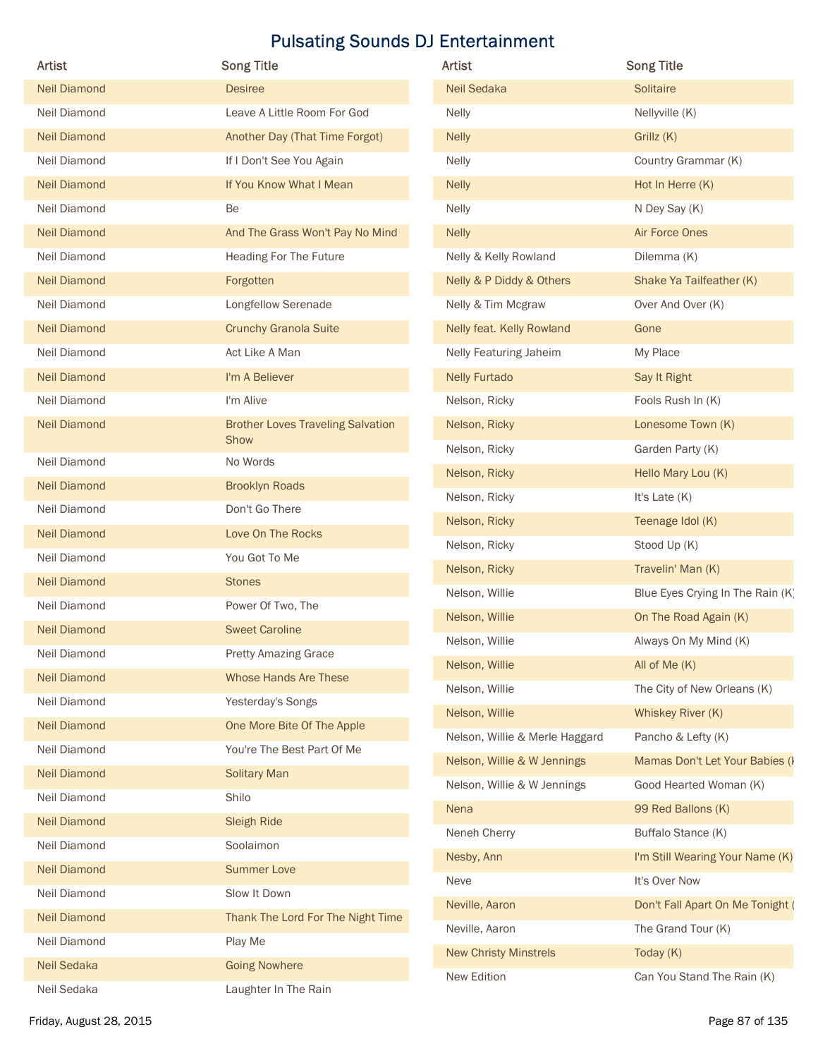# Pulsating Sounds DJ Entertainment

| Artist | Song Title |
|---|---|
| Neil Diamond | Desiree |
| Neil Diamond | Leave A Little Room For God |
| Neil Diamond | Another Day (That Time Forgot) |
| Neil Diamond | If I Don't See You Again |
| Neil Diamond | If You Know What I Mean |
| Neil Diamond | Be |
| Neil Diamond | And The Grass Won't Pay No Mind |
| Neil Diamond | Heading For The Future |
| Neil Diamond | Forgotten |
| Neil Diamond | Longfellow Serenade |
| Neil Diamond | Crunchy Granola Suite |
| Neil Diamond | Act Like A Man |
| Neil Diamond | I'm A Believer |
| Neil Diamond | I'm Alive |
| Neil Diamond | Brother Loves Traveling Salvation Show |
| Neil Diamond | No Words |
| Neil Diamond | Brooklyn Roads |
| Neil Diamond | Don't Go There |
| Neil Diamond | Love On The Rocks |
| Neil Diamond | You Got To Me |
| Neil Diamond | Stones |
| Neil Diamond | Power Of Two, The |
| Neil Diamond | Sweet Caroline |
| Neil Diamond | Pretty Amazing Grace |
| Neil Diamond | Whose Hands Are These |
| Neil Diamond | Yesterday's Songs |
| Neil Diamond | One More Bite Of The Apple |
| Neil Diamond | You're The Best Part Of Me |
| Neil Diamond | Solitary Man |
| Neil Diamond | Shilo |
| Neil Diamond | Sleigh Ride |
| Neil Diamond | Soolaimon |
| Neil Diamond | Summer Love |
| Neil Diamond | Slow It Down |
| Neil Diamond | Thank The Lord For The Night Time |
| Neil Diamond | Play Me |
| Neil Sedaka | Going Nowhere |
| Neil Sedaka | Laughter In The Rain |
| Neil Sedaka | Solitaire |
| Nelly | Nellyville (K) |
| Nelly | Grillz (K) |
| Nelly | Country Grammar (K) |
| Nelly | Hot In Herre (K) |
| Nelly | N Dey Say (K) |
| Nelly | Air Force Ones |
| Nelly & Kelly Rowland | Dilemma (K) |
| Nelly & P Diddy & Others | Shake Ya Tailfeather (K) |
| Nelly & Tim Mcgraw | Over And Over (K) |
| Nelly feat. Kelly Rowland | Gone |
| Nelly Featuring Jaheim | My Place |
| Nelly Furtado | Say It Right |
| Nelson, Ricky | Fools Rush In (K) |
| Nelson, Ricky | Lonesome Town (K) |
| Nelson, Ricky | Garden Party (K) |
| Nelson, Ricky | Hello Mary Lou (K) |
| Nelson, Ricky | It's Late (K) |
| Nelson, Ricky | Teenage Idol (K) |
| Nelson, Ricky | Stood Up (K) |
| Nelson, Ricky | Travelin' Man (K) |
| Nelson, Willie | Blue Eyes Crying In The Rain (K) |
| Nelson, Willie | On The Road Again (K) |
| Nelson, Willie | Always On My Mind (K) |
| Nelson, Willie | All of Me (K) |
| Nelson, Willie | The City of New Orleans (K) |
| Nelson, Willie | Whiskey River (K) |
| Nelson, Willie & Merle Haggard | Pancho & Lefty (K) |
| Nelson, Willie & W Jennings | Mamas Don't Let Your Babies (K |
| Nelson, Willie & W Jennings | Good Hearted Woman (K) |
| Nena | 99 Red Ballons (K) |
| Neneh Cherry | Buffalo Stance (K) |
| Nesby, Ann | I'm Still Wearing Your Name (K) |
| Neve | It's Over Now |
| Neville, Aaron | Don't Fall Apart On Me Tonight ( |
| Neville, Aaron | The Grand Tour (K) |
| New Christy Minstrels | Today (K) |
| New Edition | Can You Stand The Rain (K) |

Friday, August 28, 2015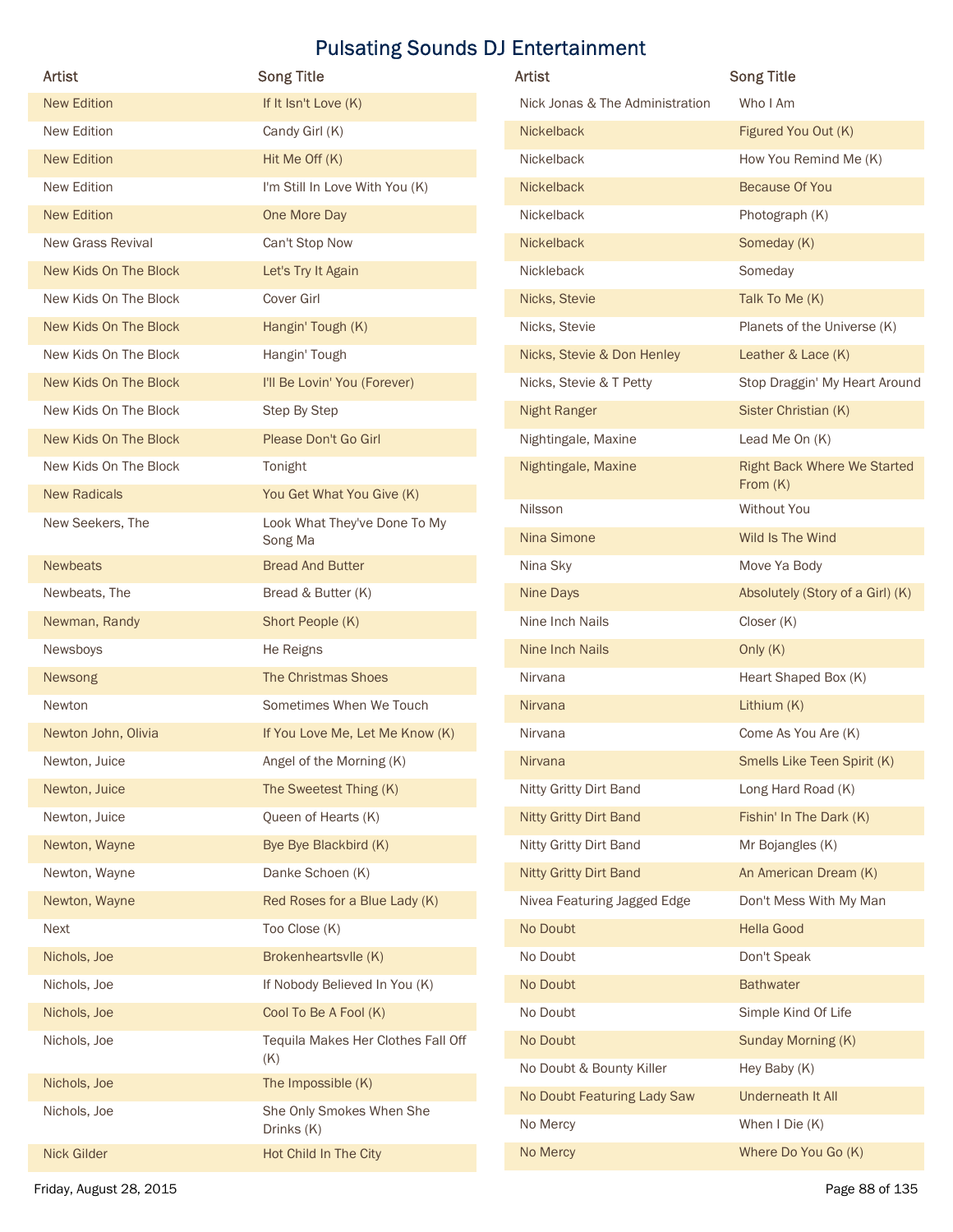# Pulsating Sounds DJ Entertainment

| Artist | Song Title |
|---|---|
| New Edition | If It Isn't Love (K) |
| New Edition | Candy Girl (K) |
| New Edition | Hit Me Off (K) |
| New Edition | I'm Still In Love With You (K) |
| New Edition | One More Day |
| New Grass Revival | Can't Stop Now |
| New Kids On The Block | Let's Try It Again |
| New Kids On The Block | Cover Girl |
| New Kids On The Block | Hangin' Tough (K) |
| New Kids On The Block | Hangin' Tough |
| New Kids On The Block | I'll Be Lovin' You (Forever) |
| New Kids On The Block | Step By Step |
| New Kids On The Block | Please Don't Go Girl |
| New Kids On The Block | Tonight |
| New Radicals | You Get What You Give (K) |
| New Seekers, The | Look What They've Done To My Song Ma |
| Newbeats | Bread And Butter |
| Newbeats, The | Bread & Butter (K) |
| Newman, Randy | Short People (K) |
| Newsboys | He Reigns |
| Newsong | The Christmas Shoes |
| Newton | Sometimes When We Touch |
| Newton John, Olivia | If You Love Me, Let Me Know (K) |
| Newton, Juice | Angel of the Morning (K) |
| Newton, Juice | The Sweetest Thing (K) |
| Newton, Juice | Queen of Hearts (K) |
| Newton, Wayne | Bye Bye Blackbird (K) |
| Newton, Wayne | Danke Schoen (K) |
| Newton, Wayne | Red Roses for a Blue Lady (K) |
| Next | Too Close (K) |
| Nichols, Joe | Brokenheartsvlle (K) |
| Nichols, Joe | If Nobody Believed In You (K) |
| Nichols, Joe | Cool To Be A Fool (K) |
| Nichols, Joe | Tequila Makes Her Clothes Fall Off (K) |
| Nichols, Joe | The Impossible (K) |
| Nichols, Joe | She Only Smokes When She Drinks (K) |
| Nick Gilder | Hot Child In The City |
| Nick Jonas & The Administration | Who I Am |
| Nickelback | Figured You Out (K) |
| Nickelback | How You Remind Me (K) |
| Nickelback | Because Of You |
| Nickelback | Photograph (K) |
| Nickelback | Someday (K) |
| Nickleback | Someday |
| Nicks, Stevie | Talk To Me (K) |
| Nicks, Stevie | Planets of the Universe (K) |
| Nicks, Stevie & Don Henley | Leather & Lace (K) |
| Nicks, Stevie & T Petty | Stop Draggin' My Heart Around |
| Night Ranger | Sister Christian (K) |
| Nightingale, Maxine | Lead Me On (K) |
| Nightingale, Maxine | Right Back Where We Started From (K) |
| Nilsson | Without You |
| Nina Simone | Wild Is The Wind |
| Nina Sky | Move Ya Body |
| Nine Days | Absolutely (Story of a Girl) (K) |
| Nine Inch Nails | Closer (K) |
| Nine Inch Nails | Only (K) |
| Nirvana | Heart Shaped Box (K) |
| Nirvana | Lithium (K) |
| Nirvana | Come As You Are (K) |
| Nirvana | Smells Like Teen Spirit (K) |
| Nitty Gritty Dirt Band | Long Hard Road (K) |
| Nitty Gritty Dirt Band | Fishin' In The Dark (K) |
| Nitty Gritty Dirt Band | Mr Bojangles (K) |
| Nitty Gritty Dirt Band | An American Dream (K) |
| Nivea Featuring Jagged Edge | Don't Mess With My Man |
| No Doubt | Hella Good |
| No Doubt | Don't Speak |
| No Doubt | Bathwater |
| No Doubt | Simple Kind Of Life |
| No Doubt | Sunday Morning (K) |
| No Doubt & Bounty Killer | Hey Baby (K) |
| No Doubt Featuring Lady Saw | Underneath It All |
| No Mercy | When I Die (K) |
| No Mercy | Where Do You Go (K) |

Friday, August 28, 2015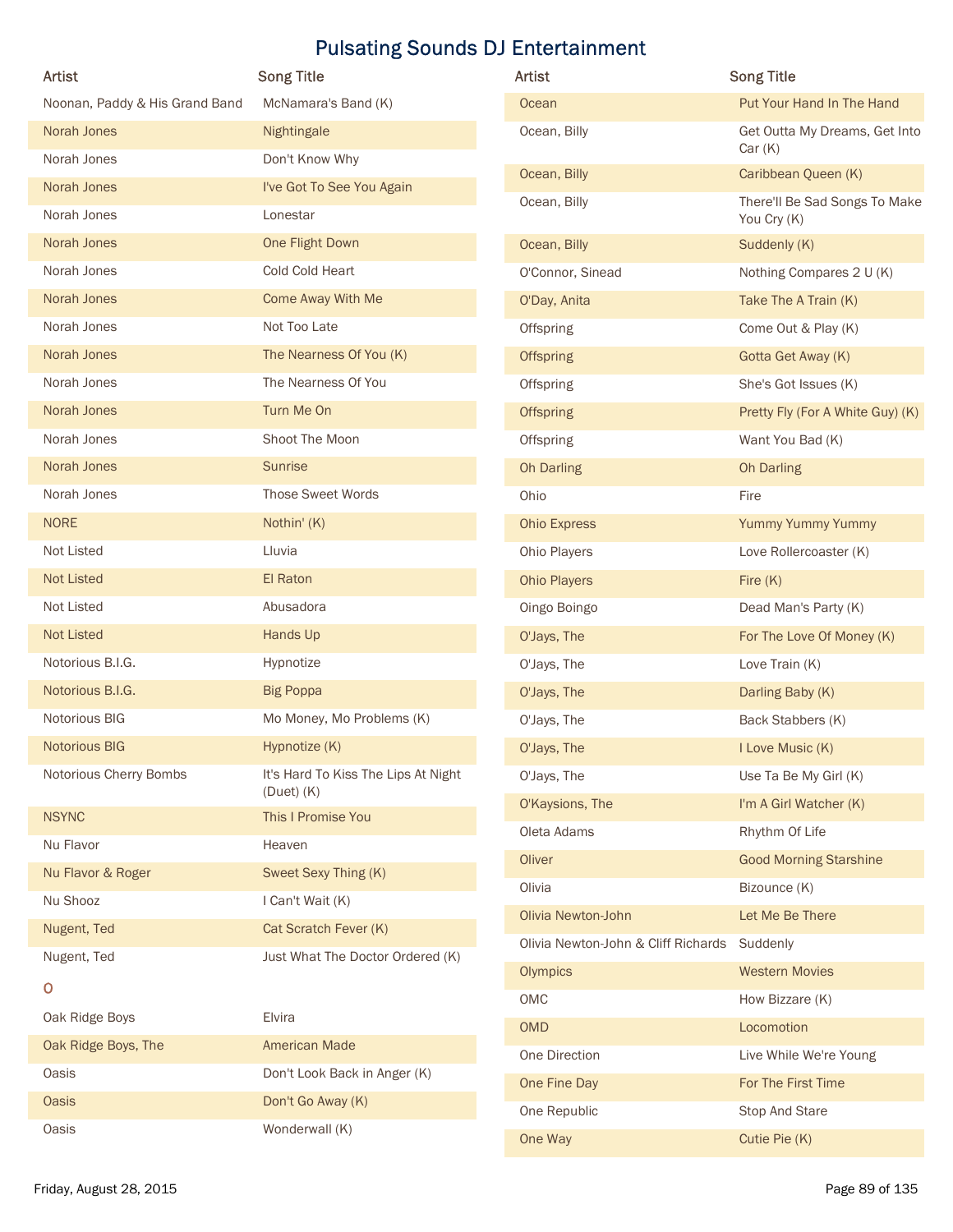# Pulsating Sounds DJ Entertainment

| Artist | Song Title |
|---|---|
| Noonan, Paddy & His Grand Band | McNamara's Band (K) |
| Norah Jones | Nightingale |
| Norah Jones | Don't Know Why |
| Norah Jones | I've Got To See You Again |
| Norah Jones | Lonestar |
| Norah Jones | One Flight Down |
| Norah Jones | Cold Cold Heart |
| Norah Jones | Come Away With Me |
| Norah Jones | Not Too Late |
| Norah Jones | The Nearness Of You (K) |
| Norah Jones | The Nearness Of You |
| Norah Jones | Turn Me On |
| Norah Jones | Shoot The Moon |
| Norah Jones | Sunrise |
| Norah Jones | Those Sweet Words |
| NORE | Nothin' (K) |
| Not Listed | Lluvia |
| Not Listed | El Raton |
| Not Listed | Abusadora |
| Not Listed | Hands Up |
| Notorious B.I.G. | Hypnotize |
| Notorious B.I.G. | Big Poppa |
| Notorious BIG | Mo Money, Mo Problems (K) |
| Notorious BIG | Hypnotize (K) |
| Notorious Cherry Bombs | It's Hard To Kiss The Lips At Night (Duet) (K) |
| NSYNC | This I Promise You |
| Nu Flavor | Heaven |
| Nu Flavor & Roger | Sweet Sexy Thing (K) |
| Nu Shooz | I Can't Wait (K) |
| Nugent, Ted | Cat Scratch Fever (K) |
| Nugent, Ted | Just What The Doctor Ordered (K) |

## O

| Artist | Song Title |
|---|---|
| Oak Ridge Boys | Elvira |
| Oak Ridge Boys, The | American Made |
| Oasis | Don't Look Back in Anger (K) |
| Oasis | Don't Go Away (K) |
| Oasis | Wonderwall (K) |
| Ocean | Put Your Hand In The Hand |
| Ocean, Billy | Get Outta My Dreams, Get Into Car (K) |
| Ocean, Billy | Caribbean Queen (K) |
| Ocean, Billy | There'll Be Sad Songs To Make You Cry (K) |
| Ocean, Billy | Suddenly (K) |
| O'Connor, Sinead | Nothing Compares 2 U (K) |
| O'Day, Anita | Take The A Train (K) |
| Offspring | Come Out & Play (K) |
| Offspring | Gotta Get Away (K) |
| Offspring | She's Got Issues (K) |
| Offspring | Pretty Fly (For A White Guy) (K) |
| Offspring | Want You Bad (K) |
| Oh Darling | Oh Darling |
| Ohio | Fire |
| Ohio Express | Yummy Yummy Yummy |
| Ohio Players | Love Rollercoaster (K) |
| Ohio Players | Fire (K) |
| Oingo Boingo | Dead Man's Party (K) |
| O'Jays, The | For The Love Of Money (K) |
| O'Jays, The | Love Train (K) |
| O'Jays, The | Darling Baby (K) |
| O'Jays, The | Back Stabbers (K) |
| O'Jays, The | I Love Music (K) |
| O'Jays, The | Use Ta Be My Girl (K) |
| O'Kaysions, The | I'm A Girl Watcher (K) |
| Oleta Adams | Rhythm Of Life |
| Oliver | Good Morning Starshine |
| Olivia | Bizounce (K) |
| Olivia Newton-John | Let Me Be There |
| Olivia Newton-John & Cliff Richards | Suddenly |
| Olympics | Western Movies |
| OMC | How Bizzare (K) |
| OMD | Locomotion |
| One Direction | Live While We're Young |
| One Fine Day | For The First Time |
| One Republic | Stop And Stare |
| One Way | Cutie Pie (K) |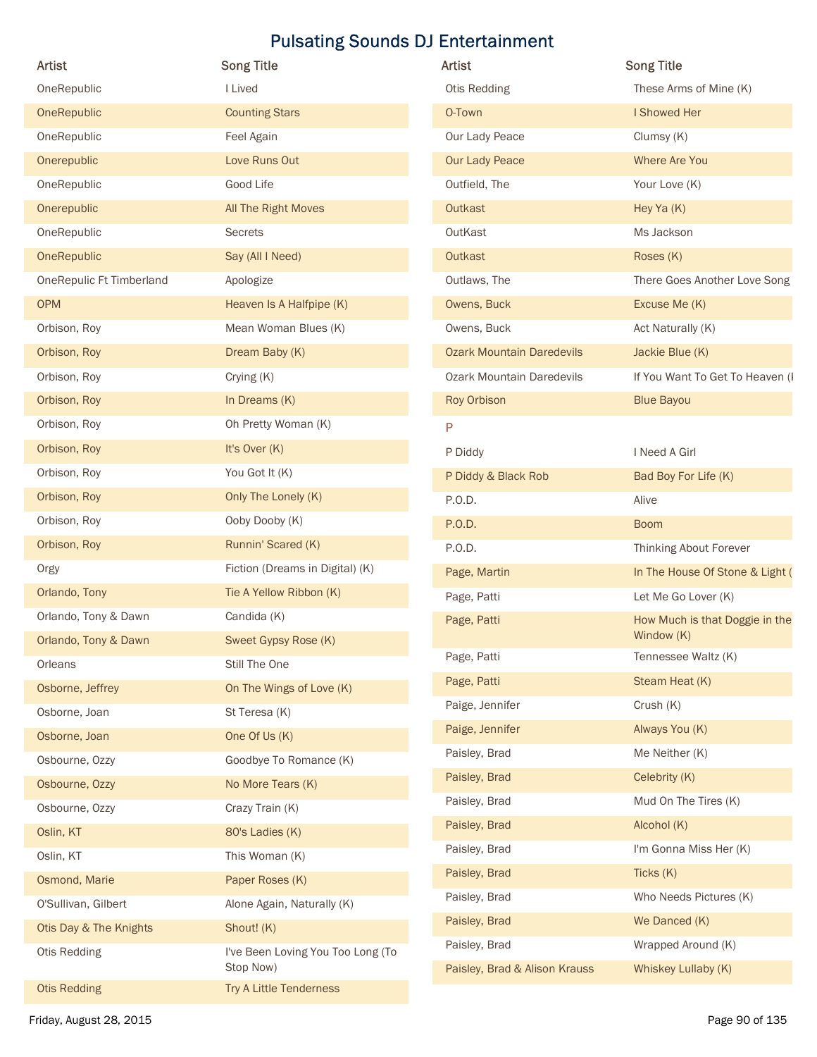# Pulsating Sounds DJ Entertainment

| Artist | Song Title |
|---|---|
| OneRepublic | I Lived |
| OneRepublic | Counting Stars |
| OneRepublic | Feel Again |
| Onerepublic | Love Runs Out |
| OneRepublic | Good Life |
| Onerepublic | All The Right Moves |
| OneRepublic | Secrets |
| OneRepublic | Say (All I Need) |
| OneRepulic Ft Timberland | Apologize |
| OPM | Heaven Is A Halfpipe (K) |
| Orbison, Roy | Mean Woman Blues (K) |
| Orbison, Roy | Dream Baby (K) |
| Orbison, Roy | Crying (K) |
| Orbison, Roy | In Dreams (K) |
| Orbison, Roy | Oh Pretty Woman (K) |
| Orbison, Roy | It's Over (K) |
| Orbison, Roy | You Got It (K) |
| Orbison, Roy | Only The Lonely (K) |
| Orbison, Roy | Ooby Dooby (K) |
| Orbison, Roy | Runnin' Scared (K) |
| Orgy | Fiction (Dreams in Digital) (K) |
| Orlando, Tony | Tie A Yellow Ribbon (K) |
| Orlando, Tony & Dawn | Candida (K) |
| Orlando, Tony & Dawn | Sweet Gypsy Rose (K) |
| Orleans | Still The One |
| Osborne, Jeffrey | On The Wings of Love (K) |
| Osborne, Joan | St Teresa (K) |
| Osborne, Joan | One Of Us (K) |
| Osbourne, Ozzy | Goodbye To Romance (K) |
| Osbourne, Ozzy | No More Tears (K) |
| Osbourne, Ozzy | Crazy Train (K) |
| Oslin, KT | 80's Ladies (K) |
| Oslin, KT | This Woman (K) |
| Osmond, Marie | Paper Roses (K) |
| O'Sullivan, Gilbert | Alone Again, Naturally (K) |
| Otis Day & The Knights | Shout! (K) |
| Otis Redding | I've Been Loving You Too Long (To Stop Now) |
| Otis Redding | Try A Little Tenderness |
| Otis Redding | These Arms of Mine (K) |
| O-Town | I Showed Her |
| Our Lady Peace | Clumsy (K) |
| Our Lady Peace | Where Are You |
| Outfield, The | Your Love (K) |
| Outkast | Hey Ya (K) |
| OutKast | Ms Jackson |
| Outkast | Roses (K) |
| Outlaws, The | There Goes Another Love Song |
| Owens, Buck | Excuse Me (K) |
| Owens, Buck | Act Naturally (K) |
| Ozark Mountain Daredevils | Jackie Blue (K) |
| Ozark Mountain Daredevils | If You Want To Get To Heaven (K |
| Roy Orbison | Blue Bayou |
| **P** | |
| P Diddy | I Need A Girl |
| P Diddy & Black Rob | Bad Boy For Life (K) |
| P.O.D. | Alive |
| P.O.D. | Boom |
| P.O.D. | Thinking About Forever |
| Page, Martin | In The House Of Stone & Light ( |
| Page, Patti | Let Me Go Lover (K) |
| Page, Patti | How Much is that Doggie in the Window (K) |
| Page, Patti | Tennessee Waltz (K) |
| Page, Patti | Steam Heat (K) |
| Paige, Jennifer | Crush (K) |
| Paige, Jennifer | Always You (K) |
| Paisley, Brad | Me Neither (K) |
| Paisley, Brad | Celebrity (K) |
| Paisley, Brad | Mud On The Tires (K) |
| Paisley, Brad | Alcohol (K) |
| Paisley, Brad | I'm Gonna Miss Her (K) |
| Paisley, Brad | Ticks (K) |
| Paisley, Brad | Who Needs Pictures (K) |
| Paisley, Brad | We Danced (K) |
| Paisley, Brad | Wrapped Around (K) |
| Paisley, Brad & Alison Krauss | Whiskey Lullaby (K) |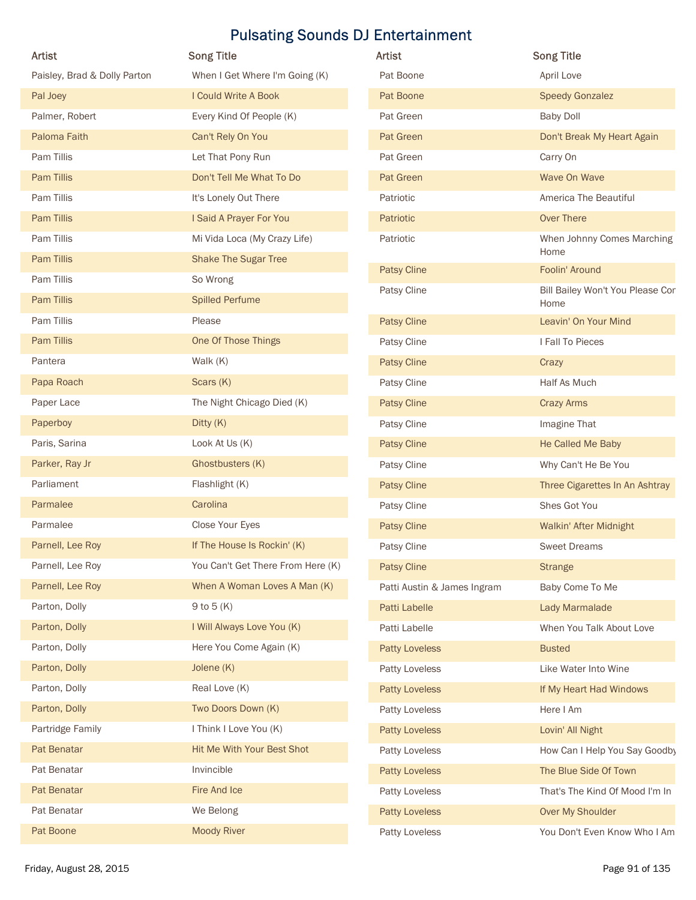# Pulsating Sounds DJ Entertainment

| Artist | Song Title |
| --- | --- |
| Paisley, Brad & Dolly Parton | When I Get Where I'm Going (K) |
| Pal Joey | I Could Write A Book |
| Palmer, Robert | Every Kind Of People (K) |
| Paloma Faith | Can't Rely On You |
| Pam Tillis | Let That Pony Run |
| Pam Tillis | Don't Tell Me What To Do |
| Pam Tillis | It's Lonely Out There |
| Pam Tillis | I Said A Prayer For You |
| Pam Tillis | Mi Vida Loca (My Crazy Life) |
| Pam Tillis | Shake The Sugar Tree |
| Pam Tillis | So Wrong |
| Pam Tillis | Spilled Perfume |
| Pam Tillis | Please |
| Pam Tillis | One Of Those Things |
| Pantera | Walk (K) |
| Papa Roach | Scars (K) |
| Paper Lace | The Night Chicago Died (K) |
| Paperboy | Ditty (K) |
| Paris, Sarina | Look At Us (K) |
| Parker, Ray Jr | Ghostbusters (K) |
| Parliament | Flashlight (K) |
| Parmalee | Carolina |
| Parmalee | Close Your Eyes |
| Parnell, Lee Roy | If The House Is Rockin' (K) |
| Parnell, Lee Roy | You Can't Get There From Here (K) |
| Parnell, Lee Roy | When A Woman Loves A Man (K) |
| Parton, Dolly | 9 to 5 (K) |
| Parton, Dolly | I Will Always Love You (K) |
| Parton, Dolly | Here You Come Again (K) |
| Parton, Dolly | Jolene (K) |
| Parton, Dolly | Real Love (K) |
| Parton, Dolly | Two Doors Down (K) |
| Partridge Family | I Think I Love You (K) |
| Pat Benatar | Hit Me With Your Best Shot |
| Pat Benatar | Invincible |
| Pat Benatar | Fire And Ice |
| Pat Benatar | We Belong |
| Pat Boone | Moody River |
| Pat Boone | April Love |
| Pat Boone | Speedy Gonzalez |
| Pat Green | Baby Doll |
| Pat Green | Don't Break My Heart Again |
| Pat Green | Carry On |
| Pat Green | Wave On Wave |
| Patriotic | America The Beautiful |
| Patriotic | Over There |
| Patriotic | When Johnny Comes Marching Home |
| Patsy Cline | Foolin' Around |
| Patsy Cline | Bill Bailey Won't You Please Cor Home |
| Patsy Cline | Leavin' On Your Mind |
| Patsy Cline | I Fall To Pieces |
| Patsy Cline | Crazy |
| Patsy Cline | Half As Much |
| Patsy Cline | Crazy Arms |
| Patsy Cline | Imagine That |
| Patsy Cline | He Called Me Baby |
| Patsy Cline | Why Can't He Be You |
| Patsy Cline | Three Cigarettes In An Ashtray |
| Patsy Cline | Shes Got You |
| Patsy Cline | Walkin' After Midnight |
| Patsy Cline | Sweet Dreams |
| Patsy Cline | Strange |
| Patti Austin & James Ingram | Baby Come To Me |
| Patti Labelle | Lady Marmalade |
| Patti Labelle | When You Talk About Love |
| Patty Loveless | Busted |
| Patty Loveless | Like Water Into Wine |
| Patty Loveless | If My Heart Had Windows |
| Patty Loveless | Here I Am |
| Patty Loveless | Lovin' All Night |
| Patty Loveless | How Can I Help You Say Goodby |
| Patty Loveless | The Blue Side Of Town |
| Patty Loveless | That's The Kind Of Mood I'm In |
| Patty Loveless | Over My Shoulder |
| Patty Loveless | You Don't Even Know Who I Am |

Friday, August 28, 2015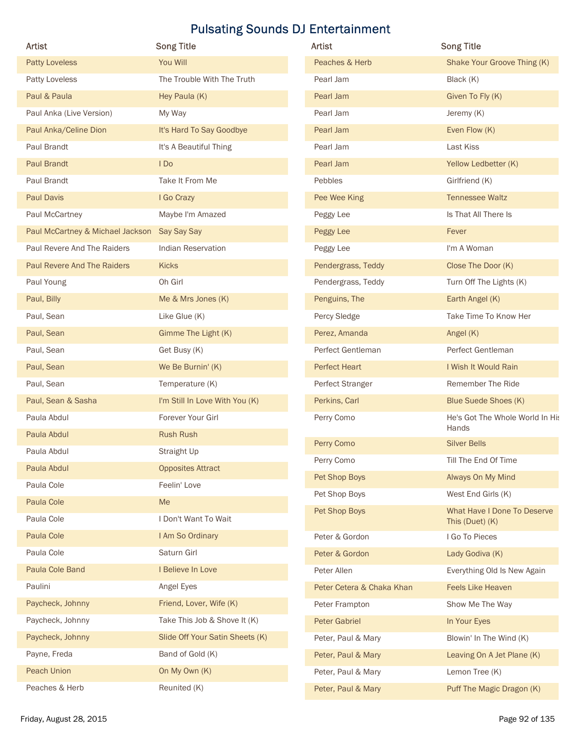# Pulsating Sounds DJ Entertainment

| Artist | Song Title |
| --- | --- |
| Patty Loveless | You Will |
| Patty Loveless | The Trouble With The Truth |
| Paul & Paula | Hey Paula (K) |
| Paul Anka (Live Version) | My Way |
| Paul Anka/Celine Dion | It's Hard To Say Goodbye |
| Paul Brandt | It's A Beautiful Thing |
| Paul Brandt | I Do |
| Paul Brandt | Take It From Me |
| Paul Davis | I Go Crazy |
| Paul McCartney | Maybe I'm Amazed |
| Paul McCartney & Michael Jackson | Say Say Say |
| Paul Revere And The Raiders | Indian Reservation |
| Paul Revere And The Raiders | Kicks |
| Paul Young | Oh Girl |
| Paul, Billy | Me & Mrs Jones (K) |
| Paul, Sean | Like Glue (K) |
| Paul, Sean | Gimme The Light (K) |
| Paul, Sean | Get Busy (K) |
| Paul, Sean | We Be Burnin' (K) |
| Paul, Sean | Temperature (K) |
| Paul, Sean & Sasha | I'm Still In Love With You (K) |
| Paula Abdul | Forever Your Girl |
| Paula Abdul | Rush Rush |
| Paula Abdul | Straight Up |
| Paula Abdul | Opposites Attract |
| Paula Cole | Feelin' Love |
| Paula Cole | Me |
| Paula Cole | I Don't Want To Wait |
| Paula Cole | I Am So Ordinary |
| Paula Cole | Saturn Girl |
| Paula Cole Band | I Believe In Love |
| Paulini | Angel Eyes |
| Paycheck, Johnny | Friend, Lover, Wife (K) |
| Paycheck, Johnny | Take This Job & Shove It (K) |
| Paycheck, Johnny | Slide Off Your Satin Sheets (K) |
| Payne, Freda | Band of Gold (K) |
| Peach Union | On My Own (K) |
| Peaches & Herb | Reunited (K) |
| Peaches & Herb | Shake Your Groove Thing (K) |
| Pearl Jam | Black (K) |
| Pearl Jam | Given To Fly (K) |
| Pearl Jam | Jeremy (K) |
| Pearl Jam | Even Flow (K) |
| Pearl Jam | Last Kiss |
| Pearl Jam | Yellow Ledbetter (K) |
| Pebbles | Girlfriend (K) |
| Pee Wee King | Tennessee Waltz |
| Peggy Lee | Is That All There Is |
| Peggy Lee | Fever |
| Peggy Lee | I'm A Woman |
| Pendergrass, Teddy | Close The Door (K) |
| Pendergrass, Teddy | Turn Off The Lights (K) |
| Penguins, The | Earth Angel (K) |
| Percy Sledge | Take Time To Know Her |
| Perez, Amanda | Angel (K) |
| Perfect Gentleman | Perfect Gentleman |
| Perfect Heart | I Wish It Would Rain |
| Perfect Stranger | Remember The Ride |
| Perkins, Carl | Blue Suede Shoes (K) |
| Perry Como | He's Got The Whole World In His Hands |
| Perry Como | Silver Bells |
| Perry Como | Till The End Of Time |
| Pet Shop Boys | Always On My Mind |
| Pet Shop Boys | West End Girls (K) |
| Pet Shop Boys | What Have I Done To Deserve This (Duet) (K) |
| Peter & Gordon | I Go To Pieces |
| Peter & Gordon | Lady Godiva (K) |
| Peter Allen | Everything Old Is New Again |
| Peter Cetera & Chaka Khan | Feels Like Heaven |
| Peter Frampton | Show Me The Way |
| Peter Gabriel | In Your Eyes |
| Peter, Paul & Mary | Blowin' In The Wind (K) |
| Peter, Paul & Mary | Leaving On A Jet Plane (K) |
| Peter, Paul & Mary | Lemon Tree (K) |
| Peter, Paul & Mary | Puff The Magic Dragon (K) |

Friday, August 28, 2015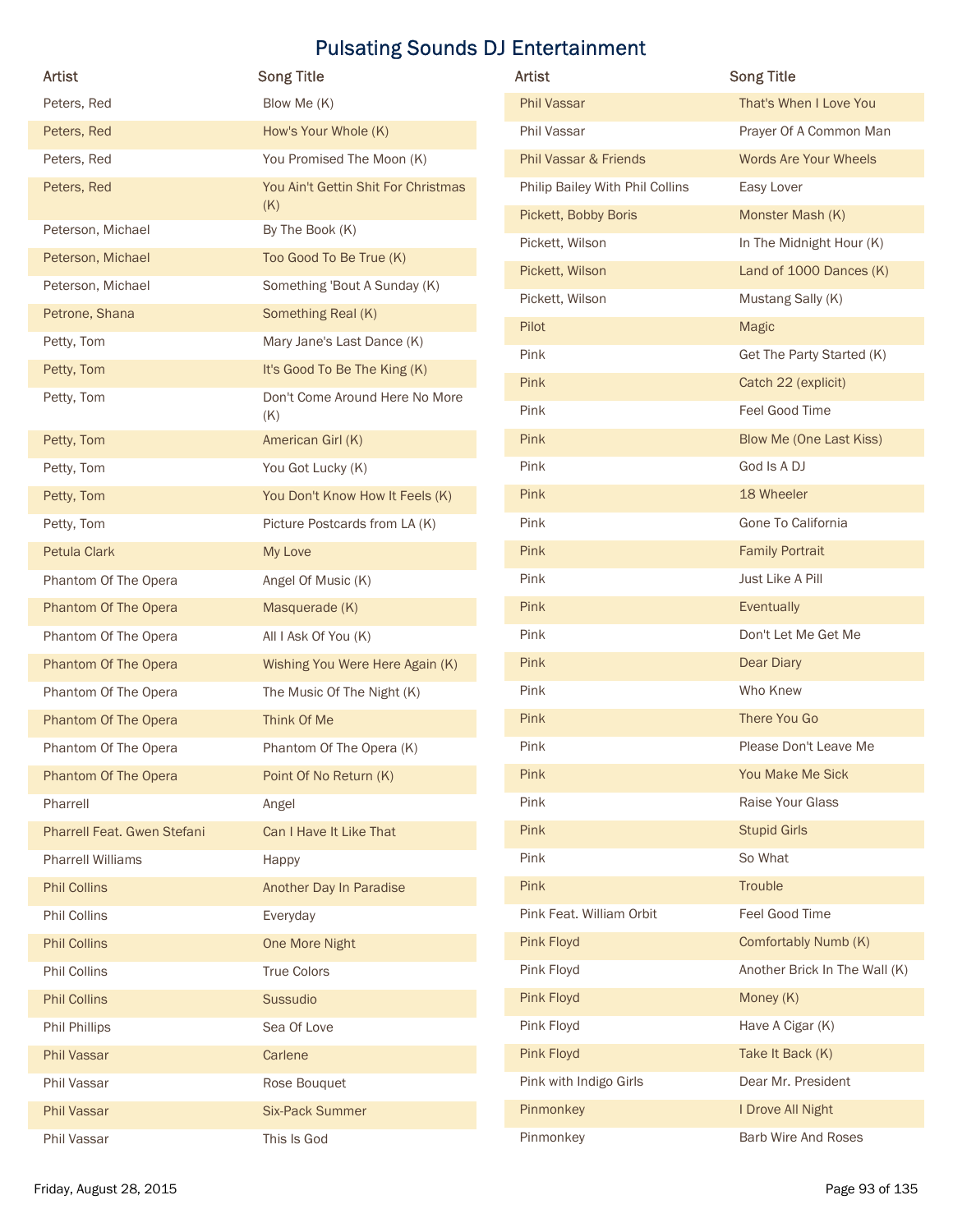# Pulsating Sounds DJ Entertainment

| Artist | Song Title |
| --- | --- |
| Peters, Red | Blow Me (K) |
| Peters, Red | How's Your Whole (K) |
| Peters, Red | You Promised The Moon (K) |
| Peters, Red | You Ain't Gettin Shit For Christmas (K) |
| Peterson, Michael | By The Book (K) |
| Peterson, Michael | Too Good To Be True (K) |
| Peterson, Michael | Something 'Bout A Sunday (K) |
| Petrone, Shana | Something Real (K) |
| Petty, Tom | Mary Jane's Last Dance (K) |
| Petty, Tom | It's Good To Be The King (K) |
| Petty, Tom | Don't Come Around Here No More (K) |
| Petty, Tom | American Girl (K) |
| Petty, Tom | You Got Lucky (K) |
| Petty, Tom | You Don't Know How It Feels (K) |
| Petty, Tom | Picture Postcards from LA (K) |
| Petula Clark | My Love |
| Phantom Of The Opera | Angel Of Music (K) |
| Phantom Of The Opera | Masquerade (K) |
| Phantom Of The Opera | All I Ask Of You (K) |
| Phantom Of The Opera | Wishing You Were Here Again (K) |
| Phantom Of The Opera | The Music Of The Night (K) |
| Phantom Of The Opera | Think Of Me |
| Phantom Of The Opera | Phantom Of The Opera (K) |
| Phantom Of The Opera | Point Of No Return (K) |
| Pharrell | Angel |
| Pharrell Feat. Gwen Stefani | Can I Have It Like That |
| Pharrell Williams | Happy |
| Phil Collins | Another Day In Paradise |
| Phil Collins | Everyday |
| Phil Collins | One More Night |
| Phil Collins | True Colors |
| Phil Collins | Sussudio |
| Phil Phillips | Sea Of Love |
| Phil Vassar | Carlene |
| Phil Vassar | Rose Bouquet |
| Phil Vassar | Six-Pack Summer |
| Phil Vassar | This Is God |
| Phil Vassar | That's When I Love You |
| Phil Vassar | Prayer Of A Common Man |
| Phil Vassar & Friends | Words Are Your Wheels |
| Philip Bailey With Phil Collins | Easy Lover |
| Pickett, Bobby Boris | Monster Mash (K) |
| Pickett, Wilson | In The Midnight Hour (K) |
| Pickett, Wilson | Land of 1000 Dances (K) |
| Pickett, Wilson | Mustang Sally (K) |
| Pilot | Magic |
| Pink | Get The Party Started (K) |
| Pink | Catch 22 (explicit) |
| Pink | Feel Good Time |
| Pink | Blow Me (One Last Kiss) |
| Pink | God Is A DJ |
| Pink | 18 Wheeler |
| Pink | Gone To California |
| Pink | Family Portrait |
| Pink | Just Like A Pill |
| Pink | Eventually |
| Pink | Don't Let Me Get Me |
| Pink | Dear Diary |
| Pink | Who Knew |
| Pink | There You Go |
| Pink | Please Don't Leave Me |
| Pink | You Make Me Sick |
| Pink | Raise Your Glass |
| Pink | Stupid Girls |
| Pink | So What |
| Pink | Trouble |
| Pink Feat. William Orbit | Feel Good Time |
| Pink Floyd | Comfortably Numb (K) |
| Pink Floyd | Another Brick In The Wall (K) |
| Pink Floyd | Money (K) |
| Pink Floyd | Have A Cigar (K) |
| Pink Floyd | Take It Back (K) |
| Pink with Indigo Girls | Dear Mr. President |
| Pinmonkey | I Drove All Night |
| Pinmonkey | Barb Wire And Roses |

Friday, August 28, 2015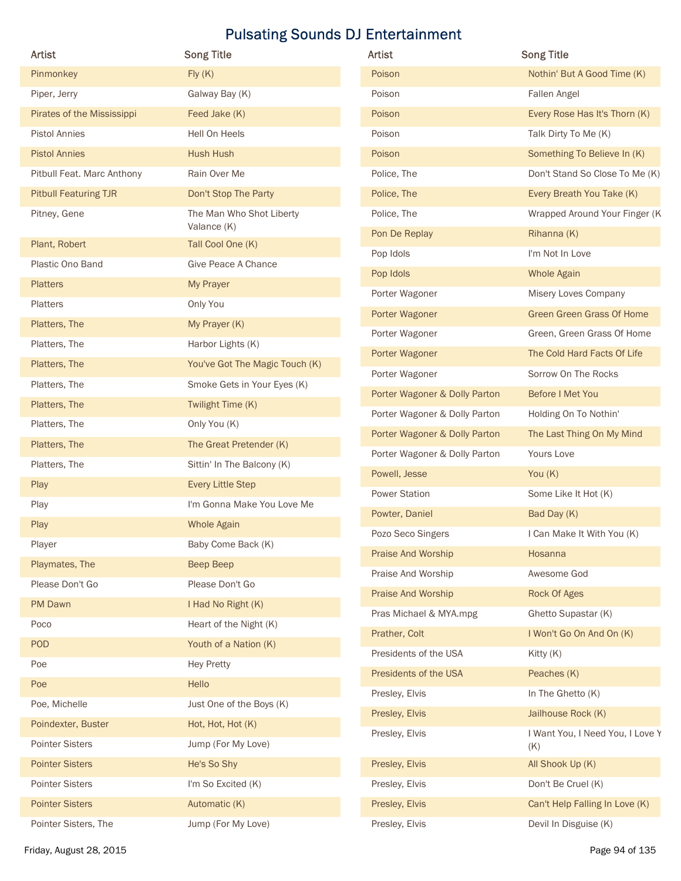# Pulsating Sounds DJ Entertainment

| Artist | Song Title |
| --- | --- |
| Pinmonkey | Fly (K) |
| Piper, Jerry | Galway Bay (K) |
| Pirates of the Mississippi | Feed Jake (K) |
| Pistol Annies | Hell On Heels |
| Pistol Annies | Hush Hush |
| Pitbull Feat. Marc Anthony | Rain Over Me |
| Pitbull Featuring TJR | Don't Stop The Party |
| Pitney, Gene | The Man Who Shot Liberty Valance (K) |
| Plant, Robert | Tall Cool One (K) |
| Plastic Ono Band | Give Peace A Chance |
| Platters | My Prayer |
| Platters | Only You |
| Platters, The | My Prayer (K) |
| Platters, The | Harbor Lights (K) |
| Platters, The | You've Got The Magic Touch (K) |
| Platters, The | Smoke Gets in Your Eyes (K) |
| Platters, The | Twilight Time (K) |
| Platters, The | Only You (K) |
| Platters, The | The Great Pretender (K) |
| Platters, The | Sittin' In The Balcony (K) |
| Play | Every Little Step |
| Play | I'm Gonna Make You Love Me |
| Play | Whole Again |
| Player | Baby Come Back (K) |
| Playmates, The | Beep Beep |
| Please Don't Go | Please Don't Go |
| PM Dawn | I Had No Right (K) |
| Poco | Heart of the Night (K) |
| POD | Youth of a Nation (K) |
| Poe | Hey Pretty |
| Poe | Hello |
| Poe, Michelle | Just One of the Boys (K) |
| Poindexter, Buster | Hot, Hot, Hot (K) |
| Pointer Sisters | Jump (For My Love) |
| Pointer Sisters | He's So Shy |
| Pointer Sisters | I'm So Excited (K) |
| Pointer Sisters | Automatic (K) |
| Pointer Sisters, The | Jump (For My Love) |
| Poison | Nothin' But A Good Time (K) |
| Poison | Fallen Angel |
| Poison | Every Rose Has It's Thorn (K) |
| Poison | Talk Dirty To Me (K) |
| Poison | Something To Believe In (K) |
| Police, The | Don't Stand So Close To Me (K) |
| Police, The | Every Breath You Take (K) |
| Police, The | Wrapped Around Your Finger (K |
| Pon De Replay | Rihanna (K) |
| Pop Idols | I'm Not In Love |
| Pop Idols | Whole Again |
| Porter Wagoner | Misery Loves Company |
| Porter Wagoner | Green Green Grass Of Home |
| Porter Wagoner | Green, Green Grass Of Home |
| Porter Wagoner | The Cold Hard Facts Of Life |
| Porter Wagoner | Sorrow On The Rocks |
| Porter Wagoner & Dolly Parton | Before I Met You |
| Porter Wagoner & Dolly Parton | Holding On To Nothin' |
| Porter Wagoner & Dolly Parton | The Last Thing On My Mind |
| Porter Wagoner & Dolly Parton | Yours Love |
| Powell, Jesse | You (K) |
| Power Station | Some Like It Hot (K) |
| Powter, Daniel | Bad Day (K) |
| Pozo Seco Singers | I Can Make It With You (K) |
| Praise And Worship | Hosanna |
| Praise And Worship | Awesome God |
| Praise And Worship | Rock Of Ages |
| Pras Michael & MYA.mpg | Ghetto Supastar (K) |
| Prather, Colt | I Won't Go On And On (K) |
| Presidents of the USA | Kitty (K) |
| Presidents of the USA | Peaches (K) |
| Presley, Elvis | In The Ghetto (K) |
| Presley, Elvis | Jailhouse Rock (K) |
| Presley, Elvis | I Want You, I Need You, I Love Y (K) |
| Presley, Elvis | All Shook Up (K) |
| Presley, Elvis | Don't Be Cruel (K) |
| Presley, Elvis | Can't Help Falling In Love (K) |
| Presley, Elvis | Devil In Disguise (K) |

Friday, August 28, 2015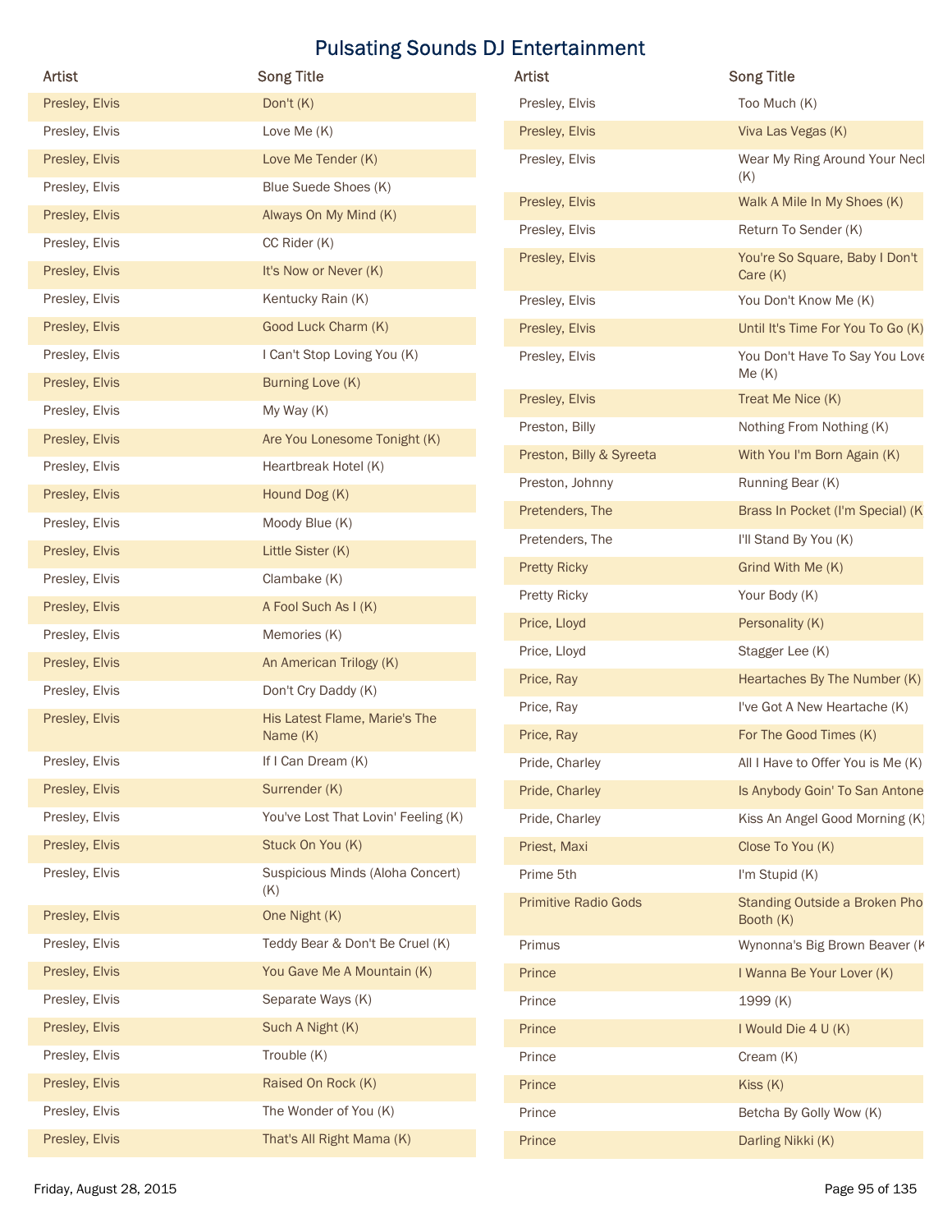# Pulsating Sounds DJ Entertainment

| Artist | Song Title |
|---|---|
| Presley, Elvis | Don't (K) |
| Presley, Elvis | Love Me (K) |
| Presley, Elvis | Love Me Tender (K) |
| Presley, Elvis | Blue Suede Shoes (K) |
| Presley, Elvis | Always On My Mind (K) |
| Presley, Elvis | CC Rider (K) |
| Presley, Elvis | It's Now or Never (K) |
| Presley, Elvis | Kentucky Rain (K) |
| Presley, Elvis | Good Luck Charm (K) |
| Presley, Elvis | I Can't Stop Loving You (K) |
| Presley, Elvis | Burning Love (K) |
| Presley, Elvis | My Way (K) |
| Presley, Elvis | Are You Lonesome Tonight (K) |
| Presley, Elvis | Heartbreak Hotel (K) |
| Presley, Elvis | Hound Dog (K) |
| Presley, Elvis | Moody Blue (K) |
| Presley, Elvis | Little Sister (K) |
| Presley, Elvis | Clambake (K) |
| Presley, Elvis | A Fool Such As I (K) |
| Presley, Elvis | Memories (K) |
| Presley, Elvis | An American Trilogy (K) |
| Presley, Elvis | Don't Cry Daddy (K) |
| Presley, Elvis | His Latest Flame, Marie's The Name (K) |
| Presley, Elvis | If I Can Dream (K) |
| Presley, Elvis | Surrender (K) |
| Presley, Elvis | You've Lost That Lovin' Feeling (K) |
| Presley, Elvis | Stuck On You (K) |
| Presley, Elvis | Suspicious Minds (Aloha Concert) (K) |
| Presley, Elvis | One Night (K) |
| Presley, Elvis | Teddy Bear & Don't Be Cruel (K) |
| Presley, Elvis | You Gave Me A Mountain (K) |
| Presley, Elvis | Separate Ways (K) |
| Presley, Elvis | Such A Night (K) |
| Presley, Elvis | Trouble (K) |
| Presley, Elvis | Raised On Rock (K) |
| Presley, Elvis | The Wonder of You (K) |
| Presley, Elvis | That's All Right Mama (K) |
| Presley, Elvis | Too Much (K) |
| Presley, Elvis | Viva Las Vegas (K) |
| Presley, Elvis | Wear My Ring Around Your Neck (K) |
| Presley, Elvis | Walk A Mile In My Shoes (K) |
| Presley, Elvis | Return To Sender (K) |
| Presley, Elvis | You're So Square, Baby I Don't Care (K) |
| Presley, Elvis | You Don't Know Me (K) |
| Presley, Elvis | Until It's Time For You To Go (K) |
| Presley, Elvis | You Don't Have To Say You Love Me (K) |
| Presley, Elvis | Treat Me Nice (K) |
| Preston, Billy | Nothing From Nothing (K) |
| Preston, Billy & Syreeta | With You I'm Born Again (K) |
| Preston, Johnny | Running Bear (K) |
| Pretenders, The | Brass In Pocket (I'm Special) (K) |
| Pretenders, The | I'll Stand By You (K) |
| Pretty Ricky | Grind With Me (K) |
| Pretty Ricky | Your Body (K) |
| Price, Lloyd | Personality (K) |
| Price, Lloyd | Stagger Lee (K) |
| Price, Ray | Heartaches By The Number (K) |
| Price, Ray | I've Got A New Heartache (K) |
| Price, Ray | For The Good Times (K) |
| Pride, Charley | All I Have to Offer You is Me (K) |
| Pride, Charley | Is Anybody Goin' To San Antone |
| Pride, Charley | Kiss An Angel Good Morning (K) |
| Priest, Maxi | Close To You (K) |
| Prime 5th | I'm Stupid (K) |
| Primitive Radio Gods | Standing Outside a Broken Phone Booth (K) |
| Primus | Wynonna's Big Brown Beaver (K |
| Prince | I Wanna Be Your Lover (K) |
| Prince | 1999 (K) |
| Prince | I Would Die 4 U (K) |
| Prince | Cream (K) |
| Prince | Kiss (K) |
| Prince | Betcha By Golly Wow (K) |
| Prince | Darling Nikki (K) |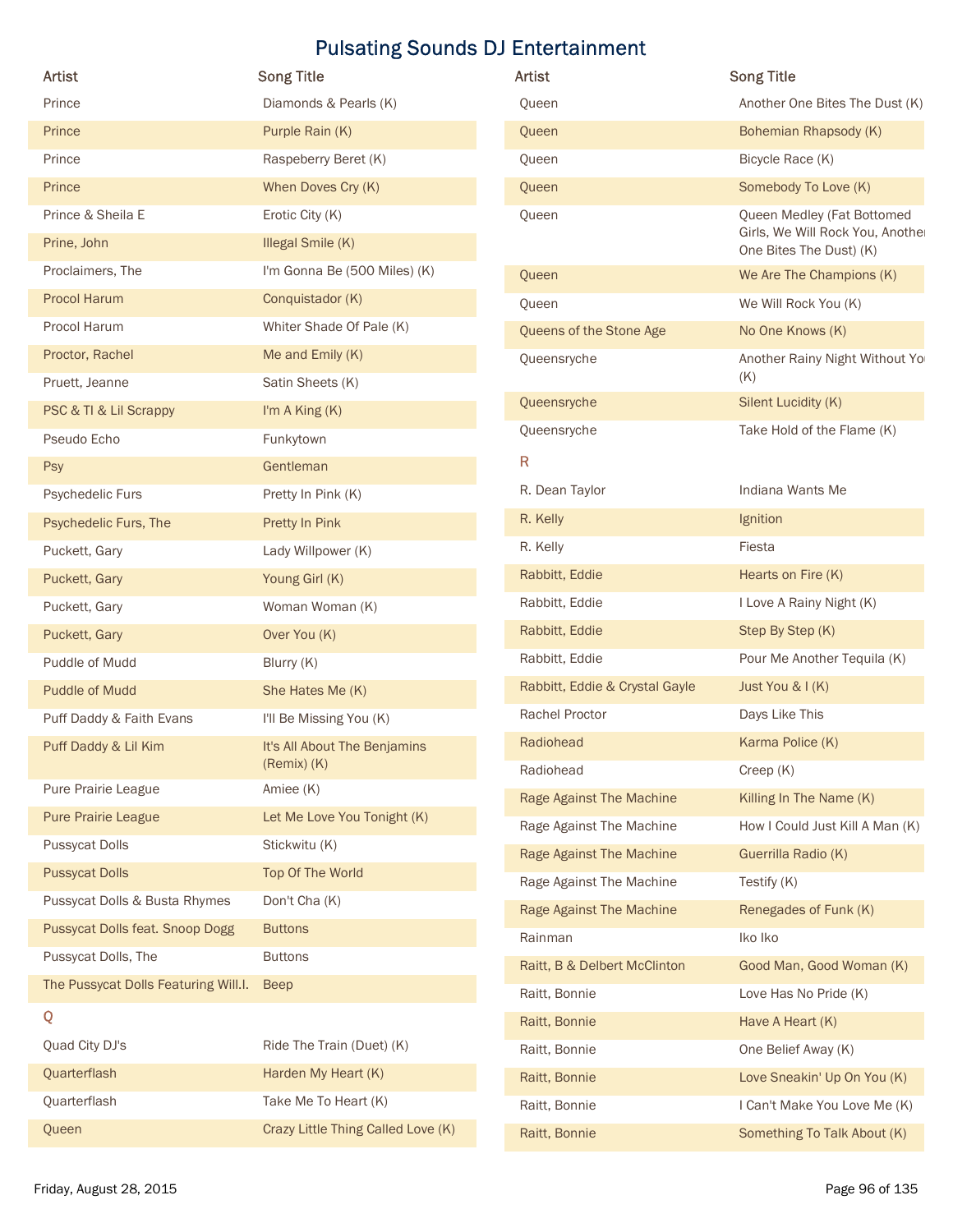# Pulsating Sounds DJ Entertainment

| Artist | Song Title |
| --- | --- |
| Prince | Diamonds & Pearls (K) |
| Prince | Purple Rain (K) |
| Prince | Raspeberry Beret (K) |
| Prince | When Doves Cry (K) |
| Prince & Sheila E | Erotic City (K) |
| Prine, John | Illegal Smile (K) |
| Proclaimers, The | I'm Gonna Be (500 Miles) (K) |
| Procol Harum | Conquistador (K) |
| Procol Harum | Whiter Shade Of Pale (K) |
| Proctor, Rachel | Me and Emily (K) |
| Pruett, Jeanne | Satin Sheets (K) |
| PSC & TI & Lil Scrappy | I'm A King (K) |
| Pseudo Echo | Funkytown |
| Psy | Gentleman |
| Psychedelic Furs | Pretty In Pink (K) |
| Psychedelic Furs, The | Pretty In Pink |
| Puckett, Gary | Lady Willpower (K) |
| Puckett, Gary | Young Girl (K) |
| Puckett, Gary | Woman Woman (K) |
| Puckett, Gary | Over You (K) |
| Puddle of Mudd | Blurry (K) |
| Puddle of Mudd | She Hates Me (K) |
| Puff Daddy & Faith Evans | I'll Be Missing You (K) |
| Puff Daddy & Lil Kim | It's All About The Benjamins (Remix) (K) |
| Pure Prairie League | Amiee (K) |
| Pure Prairie League | Let Me Love You Tonight (K) |
| Pussycat Dolls | Stickwitu (K) |
| Pussycat Dolls | Top Of The World |
| Pussycat Dolls & Busta Rhymes | Don't Cha (K) |
| Pussycat Dolls feat. Snoop Dogg | Buttons |
| Pussycat Dolls, The | Buttons |
| The Pussycat Dolls Featuring Will.I. | Beep |
| **Q** | |
| Quad City DJ's | Ride The Train (Duet) (K) |
| Quarterflash | Harden My Heart (K) |
| Quarterflash | Take Me To Heart (K) |
| Queen | Crazy Little Thing Called Love (K) |
| Queen | Another One Bites The Dust (K) |
| Queen | Bohemian Rhapsody (K) |
| Queen | Bicycle Race (K) |
| Queen | Somebody To Love (K) |
| Queen | Queen Medley (Fat Bottomed Girls, We Will Rock You, Another One Bites The Dust) (K) |
| Queen | We Are The Champions (K) |
| Queen | We Will Rock You (K) |
| Queens of the Stone Age | No One Knows (K) |
| Queensryche | Another Rainy Night Without You (K) |
| Queensryche | Silent Lucidity (K) |
| Queensryche | Take Hold of the Flame (K) |
| **R** | |
| R. Dean Taylor | Indiana Wants Me |
| R. Kelly | Ignition |
| R. Kelly | Fiesta |
| Rabbitt, Eddie | Hearts on Fire (K) |
| Rabbitt, Eddie | I Love A Rainy Night (K) |
| Rabbitt, Eddie | Step By Step (K) |
| Rabbitt, Eddie | Pour Me Another Tequila (K) |
| Rabbitt, Eddie & Crystal Gayle | Just You & I (K) |
| Rachel Proctor | Days Like This |
| Radiohead | Karma Police (K) |
| Radiohead | Creep (K) |
| Rage Against The Machine | Killing In The Name (K) |
| Rage Against The Machine | How I Could Just Kill A Man (K) |
| Rage Against The Machine | Guerrilla Radio (K) |
| Rage Against The Machine | Testify (K) |
| Rage Against The Machine | Renegades of Funk (K) |
| Rainman | Iko Iko |
| Raitt, B & Delbert McClinton | Good Man, Good Woman (K) |
| Raitt, Bonnie | Love Has No Pride (K) |
| Raitt, Bonnie | Have A Heart (K) |
| Raitt, Bonnie | One Belief Away (K) |
| Raitt, Bonnie | Love Sneakin' Up On You (K) |
| Raitt, Bonnie | I Can't Make You Love Me (K) |
| Raitt, Bonnie | Something To Talk About (K) |

Friday, August 28, 2015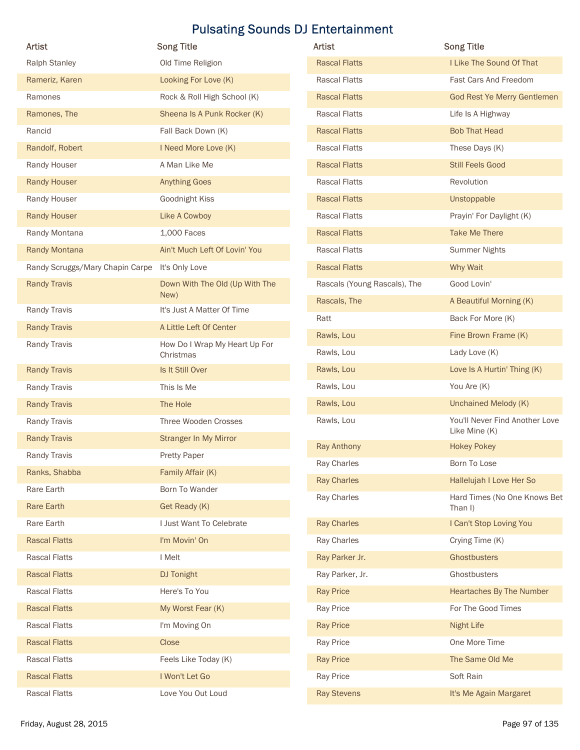# Pulsating Sounds DJ Entertainment

| Artist | Song Title |
|---|---|
| Ralph Stanley | Old Time Religion |
| Rameriz, Karen | Looking For Love (K) |
| Ramones | Rock & Roll High School (K) |
| Ramones, The | Sheena Is A Punk Rocker (K) |
| Rancid | Fall Back Down (K) |
| Randolf, Robert | I Need More Love (K) |
| Randy Houser | A Man Like Me |
| Randy Houser | Anything Goes |
| Randy Houser | Goodnight Kiss |
| Randy Houser | Like A Cowboy |
| Randy Montana | 1,000 Faces |
| Randy Montana | Ain't Much Left Of Lovin' You |
| Randy Scruggs/Mary Chapin Carpe | It's Only Love |
| Randy Travis | Down With The Old (Up With The New) |
| Randy Travis | It's Just A Matter Of Time |
| Randy Travis | A Little Left Of Center |
| Randy Travis | How Do I Wrap My Heart Up For Christmas |
| Randy Travis | Is It Still Over |
| Randy Travis | This Is Me |
| Randy Travis | The Hole |
| Randy Travis | Three Wooden Crosses |
| Randy Travis | Stranger In My Mirror |
| Randy Travis | Pretty Paper |
| Ranks, Shabba | Family Affair (K) |
| Rare Earth | Born To Wander |
| Rare Earth | Get Ready (K) |
| Rare Earth | I Just Want To Celebrate |
| Rascal Flatts | I'm Movin' On |
| Rascal Flatts | I Melt |
| Rascal Flatts | DJ Tonight |
| Rascal Flatts | Here's To You |
| Rascal Flatts | My Worst Fear (K) |
| Rascal Flatts | I'm Moving On |
| Rascal Flatts | Close |
| Rascal Flatts | Feels Like Today (K) |
| Rascal Flatts | I Won't Let Go |
| Rascal Flatts | Love You Out Loud |
| Rascal Flatts | I Like The Sound Of That |
| Rascal Flatts | Fast Cars And Freedom |
| Rascal Flatts | God Rest Ye Merry Gentlemen |
| Rascal Flatts | Life Is A Highway |
| Rascal Flatts | Bob That Head |
| Rascal Flatts | These Days (K) |
| Rascal Flatts | Still Feels Good |
| Rascal Flatts | Revolution |
| Rascal Flatts | Unstoppable |
| Rascal Flatts | Prayin' For Daylight (K) |
| Rascal Flatts | Take Me There |
| Rascal Flatts | Summer Nights |
| Rascal Flatts | Why Wait |
| Rascals (Young Rascals), The | Good Lovin' |
| Rascals, The | A Beautiful Morning (K) |
| Ratt | Back For More (K) |
| Rawls, Lou | Fine Brown Frame (K) |
| Rawls, Lou | Lady Love (K) |
| Rawls, Lou | Love Is A Hurtin' Thing (K) |
| Rawls, Lou | You Are (K) |
| Rawls, Lou | Unchained Melody (K) |
| Rawls, Lou | You'll Never Find Another Love Like Mine (K) |
| Ray Anthony | Hokey Pokey |
| Ray Charles | Born To Lose |
| Ray Charles | Hallelujah I Love Her So |
| Ray Charles | Hard Times (No One Knows Bet Than I) |
| Ray Charles | I Can't Stop Loving You |
| Ray Charles | Crying Time (K) |
| Ray Parker Jr. | Ghostbusters |
| Ray Parker, Jr. | Ghostbusters |
| Ray Price | Heartaches By The Number |
| Ray Price | For The Good Times |
| Ray Price | Night Life |
| Ray Price | One More Time |
| Ray Price | The Same Old Me |
| Ray Price | Soft Rain |
| Ray Stevens | It's Me Again Margaret |

Friday, August 28, 2015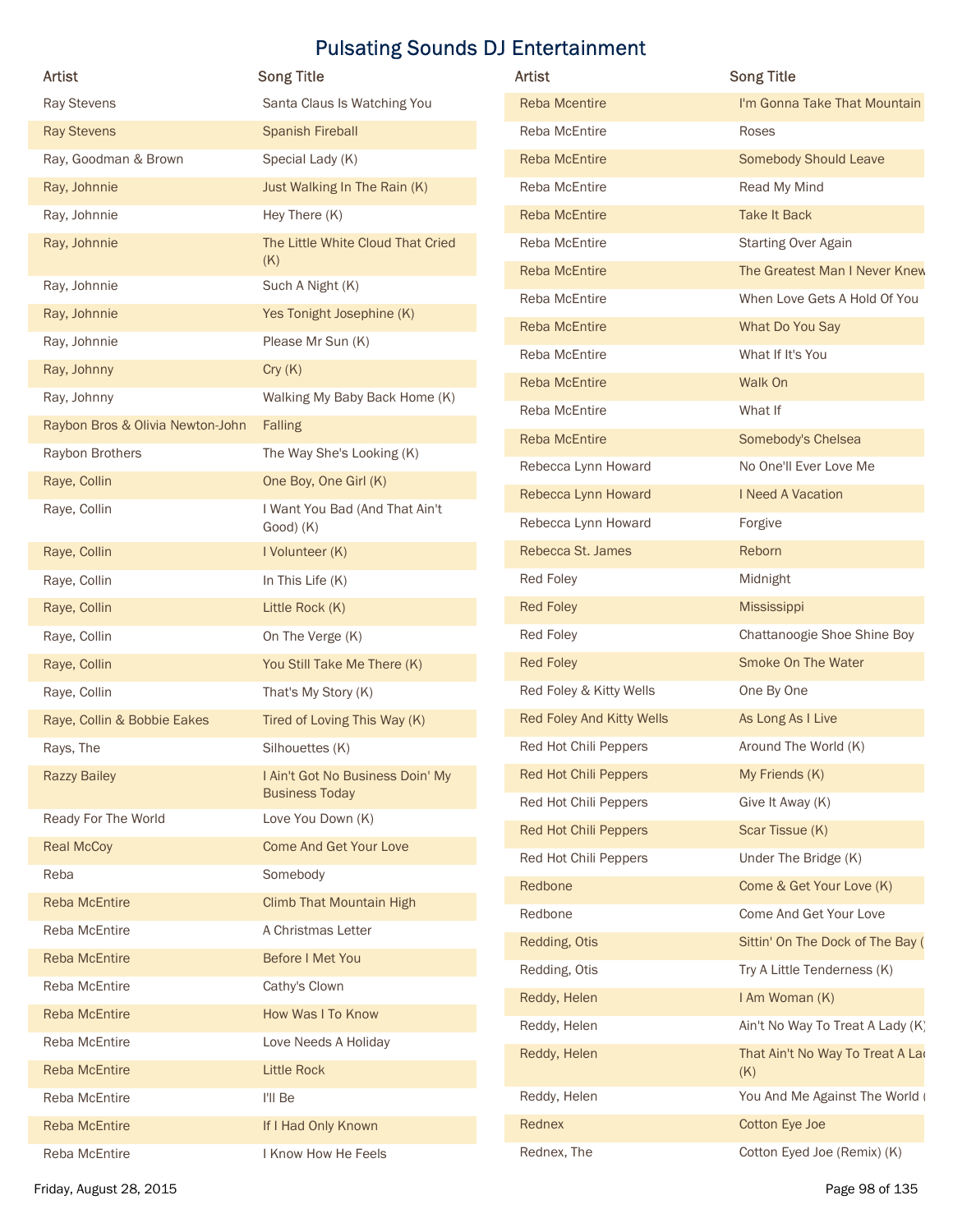# Pulsating Sounds DJ Entertainment

| Artist | Song Title |
| --- | --- |
| Ray Stevens | Santa Claus Is Watching You |
| Ray Stevens | Spanish Fireball |
| Ray, Goodman & Brown | Special Lady (K) |
| Ray, Johnnie | Just Walking In The Rain (K) |
| Ray, Johnnie | Hey There (K) |
| Ray, Johnnie | The Little White Cloud That Cried (K) |
| Ray, Johnnie | Such A Night (K) |
| Ray, Johnnie | Yes Tonight Josephine (K) |
| Ray, Johnnie | Please Mr Sun (K) |
| Ray, Johnny | Cry (K) |
| Ray, Johnny | Walking My Baby Back Home (K) |
| Raybon Bros & Olivia Newton-John | Falling |
| Raybon Brothers | The Way She's Looking (K) |
| Raye, Collin | One Boy, One Girl (K) |
| Raye, Collin | I Want You Bad (And That Ain't Good) (K) |
| Raye, Collin | I Volunteer (K) |
| Raye, Collin | In This Life (K) |
| Raye, Collin | Little Rock (K) |
| Raye, Collin | On The Verge (K) |
| Raye, Collin | You Still Take Me There (K) |
| Raye, Collin | That's My Story (K) |
| Raye, Collin & Bobbie Eakes | Tired of Loving This Way (K) |
| Rays, The | Silhouettes (K) |
| Razzy Bailey | I Ain't Got No Business Doin' My Business Today |
| Ready For The World | Love You Down (K) |
| Real McCoy | Come And Get Your Love |
| Reba | Somebody |
| Reba McEntire | Climb That Mountain High |
| Reba McEntire | A Christmas Letter |
| Reba McEntire | Before I Met You |
| Reba McEntire | Cathy's Clown |
| Reba McEntire | How Was I To Know |
| Reba McEntire | Love Needs A Holiday |
| Reba McEntire | Little Rock |
| Reba McEntire | I'll Be |
| Reba McEntire | If I Had Only Known |
| Reba McEntire | I Know How He Feels |
| Reba Mcentire | I'm Gonna Take That Mountain |
| Reba McEntire | Roses |
| Reba McEntire | Somebody Should Leave |
| Reba McEntire | Read My Mind |
| Reba McEntire | Take It Back |
| Reba McEntire | Starting Over Again |
| Reba McEntire | The Greatest Man I Never Knew |
| Reba McEntire | When Love Gets A Hold Of You |
| Reba McEntire | What Do You Say |
| Reba McEntire | What If It's You |
| Reba McEntire | Walk On |
| Reba McEntire | What If |
| Reba McEntire | Somebody's Chelsea |
| Rebecca Lynn Howard | No One'll Ever Love Me |
| Rebecca Lynn Howard | I Need A Vacation |
| Rebecca Lynn Howard | Forgive |
| Rebecca St. James | Reborn |
| Red Foley | Midnight |
| Red Foley | Mississippi |
| Red Foley | Chattanoogie Shoe Shine Boy |
| Red Foley | Smoke On The Water |
| Red Foley & Kitty Wells | One By One |
| Red Foley And Kitty Wells | As Long As I Live |
| Red Hot Chili Peppers | Around The World (K) |
| Red Hot Chili Peppers | My Friends (K) |
| Red Hot Chili Peppers | Give It Away (K) |
| Red Hot Chili Peppers | Scar Tissue (K) |
| Red Hot Chili Peppers | Under The Bridge (K) |
| Redbone | Come & Get Your Love (K) |
| Redbone | Come And Get Your Love |
| Redding, Otis | Sittin' On The Dock of The Bay ( |
| Redding, Otis | Try A Little Tenderness (K) |
| Reddy, Helen | I Am Woman (K) |
| Reddy, Helen | Ain't No Way To Treat A Lady (K) |
| Reddy, Helen | That Ain't No Way To Treat A La (K) |
| Reddy, Helen | You And Me Against The World ( |
| Rednex | Cotton Eye Joe |
| Rednex, The | Cotton Eyed Joe (Remix) (K) |

Friday, August 28, 2015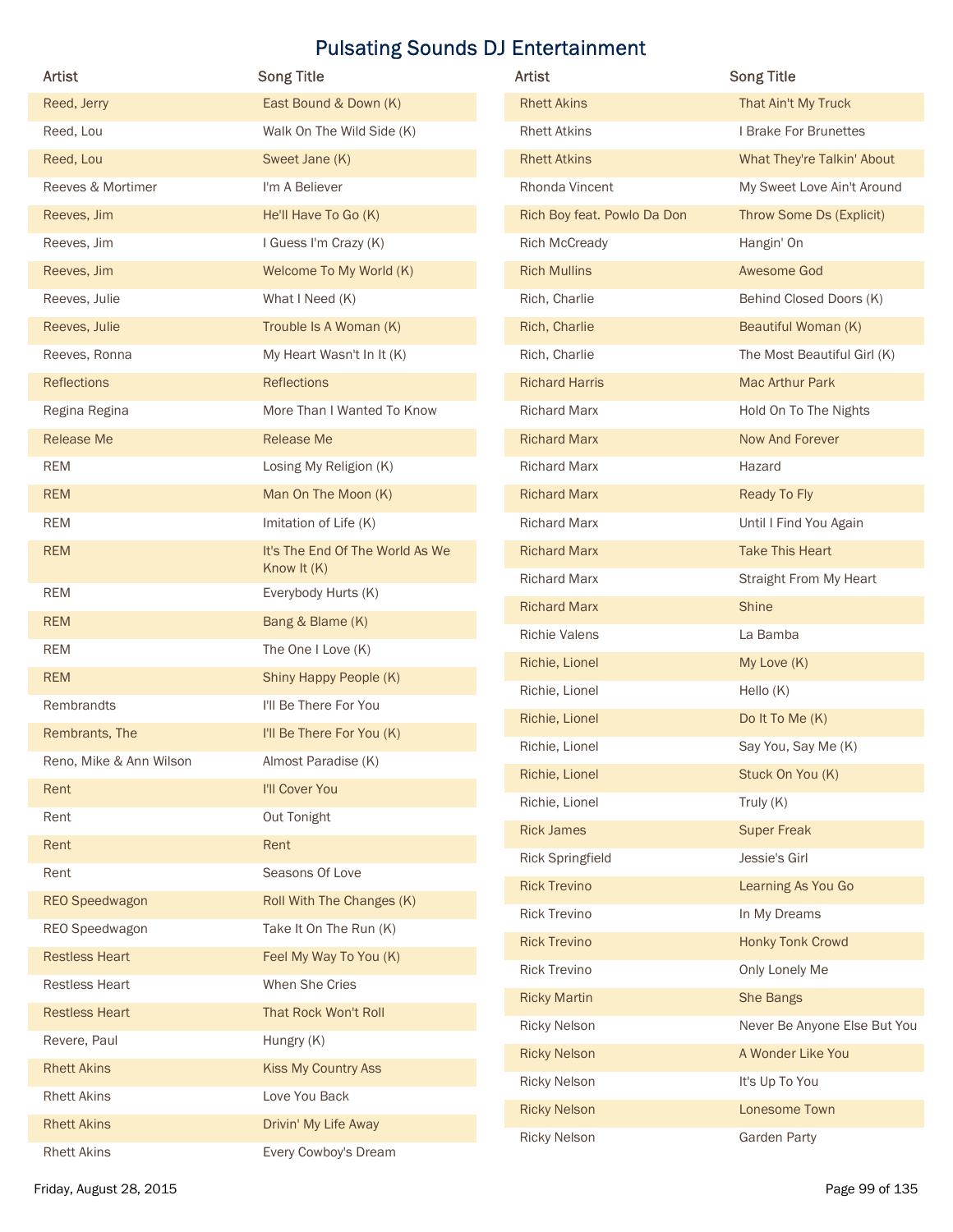# Pulsating Sounds DJ Entertainment

| Artist | Song Title |
|---|---|
| Reed, Jerry | East Bound & Down (K) |
| Reed, Lou | Walk On The Wild Side (K) |
| Reed, Lou | Sweet Jane (K) |
| Reeves & Mortimer | I'm A Believer |
| Reeves, Jim | He'll Have To Go (K) |
| Reeves, Jim | I Guess I'm Crazy (K) |
| Reeves, Jim | Welcome To My World (K) |
| Reeves, Julie | What I Need (K) |
| Reeves, Julie | Trouble Is A Woman (K) |
| Reeves, Ronna | My Heart Wasn't In It (K) |
| Reflections | Reflections |
| Regina Regina | More Than I Wanted To Know |
| Release Me | Release Me |
| REM | Losing My Religion (K) |
| REM | Man On The Moon (K) |
| REM | Imitation of Life (K) |
| REM | It's The End Of The World As We Know It (K) |
| REM | Everybody Hurts (K) |
| REM | Bang & Blame (K) |
| REM | The One I Love (K) |
| REM | Shiny Happy People (K) |
| Rembrandts | I'll Be There For You |
| Rembrants, The | I'll Be There For You (K) |
| Reno, Mike & Ann Wilson | Almost Paradise (K) |
| Rent | I'll Cover You |
| Rent | Out Tonight |
| Rent | Rent |
| Rent | Seasons Of Love |
| REO Speedwagon | Roll With The Changes (K) |
| REO Speedwagon | Take It On The Run (K) |
| Restless Heart | Feel My Way To You (K) |
| Restless Heart | When She Cries |
| Restless Heart | That Rock Won't Roll |
| Revere, Paul | Hungry (K) |
| Rhett Akins | Kiss My Country Ass |
| Rhett Akins | Love You Back |
| Rhett Akins | Drivin' My Life Away |
| Rhett Akins | Every Cowboy's Dream |
| Rhett Akins | That Ain't My Truck |
| Rhett Atkins | I Brake For Brunettes |
| Rhett Atkins | What They're Talkin' About |
| Rhonda Vincent | My Sweet Love Ain't Around |
| Rich Boy feat. Powlo Da Don | Throw Some Ds (Explicit) |
| Rich McCready | Hangin' On |
| Rich Mullins | Awesome God |
| Rich, Charlie | Behind Closed Doors (K) |
| Rich, Charlie | Beautiful Woman (K) |
| Rich, Charlie | The Most Beautiful Girl (K) |
| Richard Harris | Mac Arthur Park |
| Richard Marx | Hold On To The Nights |
| Richard Marx | Now And Forever |
| Richard Marx | Hazard |
| Richard Marx | Ready To Fly |
| Richard Marx | Until I Find You Again |
| Richard Marx | Take This Heart |
| Richard Marx | Straight From My Heart |
| Richard Marx | Shine |
| Richie Valens | La Bamba |
| Richie, Lionel | My Love (K) |
| Richie, Lionel | Hello (K) |
| Richie, Lionel | Do It To Me (K) |
| Richie, Lionel | Say You, Say Me (K) |
| Richie, Lionel | Stuck On You (K) |
| Richie, Lionel | Truly (K) |
| Rick James | Super Freak |
| Rick Springfield | Jessie's Girl |
| Rick Trevino | Learning As You Go |
| Rick Trevino | In My Dreams |
| Rick Trevino | Honky Tonk Crowd |
| Rick Trevino | Only Lonely Me |
| Ricky Martin | She Bangs |
| Ricky Nelson | Never Be Anyone Else But You |
| Ricky Nelson | A Wonder Like You |
| Ricky Nelson | It's Up To You |
| Ricky Nelson | Lonesome Town |
| Ricky Nelson | Garden Party |

Friday, August 28, 2015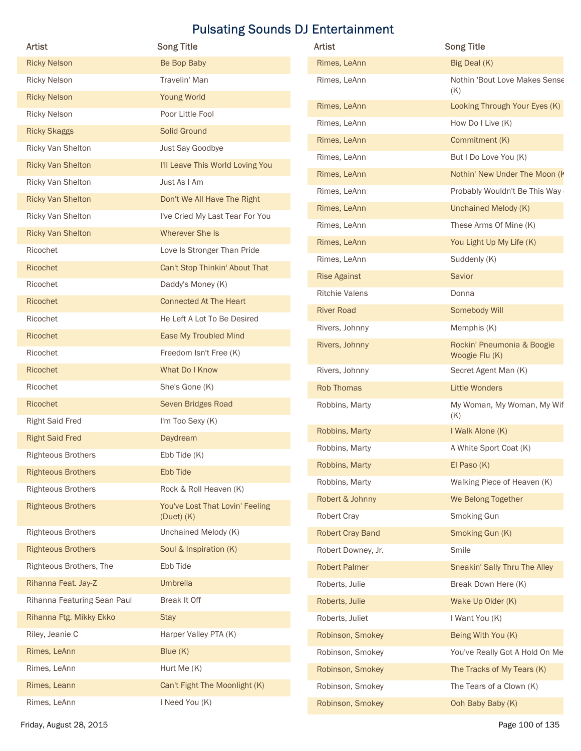# Pulsating Sounds DJ Entertainment

| Artist | Song Title |
| --- | --- |
| Ricky Nelson | Be Bop Baby |
| Ricky Nelson | Travelin' Man |
| Ricky Nelson | Young World |
| Ricky Nelson | Poor Little Fool |
| Ricky Skaggs | Solid Ground |
| Ricky Van Shelton | Just Say Goodbye |
| Ricky Van Shelton | I'll Leave This World Loving You |
| Ricky Van Shelton | Just As I Am |
| Ricky Van Shelton | Don't We All Have The Right |
| Ricky Van Shelton | I've Cried My Last Tear For You |
| Ricky Van Shelton | Wherever She Is |
| Ricochet | Love Is Stronger Than Pride |
| Ricochet | Can't Stop Thinkin' About That |
| Ricochet | Daddy's Money (K) |
| Ricochet | Connected At The Heart |
| Ricochet | He Left A Lot To Be Desired |
| Ricochet | Ease My Troubled Mind |
| Ricochet | Freedom Isn't Free (K) |
| Ricochet | What Do I Know |
| Ricochet | She's Gone (K) |
| Ricochet | Seven Bridges Road |
| Right Said Fred | I'm Too Sexy (K) |
| Right Said Fred | Daydream |
| Righteous Brothers | Ebb Tide (K) |
| Righteous Brothers | Ebb Tide |
| Righteous Brothers | Rock & Roll Heaven (K) |
| Righteous Brothers | You've Lost That Lovin' Feeling (Duet) (K) |
| Righteous Brothers | Unchained Melody (K) |
| Righteous Brothers | Soul & Inspiration (K) |
| Righteous Brothers, The | Ebb Tide |
| Rihanna Feat. Jay-Z | Umbrella |
| Rihanna Featuring Sean Paul | Break It Off |
| Rihanna Ftg. Mikky Ekko | Stay |
| Riley, Jeanie C | Harper Valley PTA (K) |
| Rimes, LeAnn | Blue (K) |
| Rimes, LeAnn | Hurt Me (K) |
| Rimes, Leann | Can't Fight The Moonlight (K) |
| Rimes, LeAnn | I Need You (K) |
| Rimes, LeAnn | Big Deal (K) |
| Rimes, LeAnn | Nothin 'Bout Love Makes Sense (K) |
| Rimes, LeAnn | Looking Through Your Eyes (K) |
| Rimes, LeAnn | How Do I Live (K) |
| Rimes, LeAnn | Commitment (K) |
| Rimes, LeAnn | But I Do Love You (K) |
| Rimes, LeAnn | Nothin' New Under The Moon (K |
| Rimes, LeAnn | Probably Wouldn't Be This Way ( |
| Rimes, LeAnn | Unchained Melody (K) |
| Rimes, LeAnn | These Arms Of Mine (K) |
| Rimes, LeAnn | You Light Up My Life (K) |
| Rimes, LeAnn | Suddenly (K) |
| Rise Against | Savior |
| Ritchie Valens | Donna |
| River Road | Somebody Will |
| Rivers, Johnny | Memphis (K) |
| Rivers, Johnny | Rockin' Pneumonia & Boogie Woogie Flu (K) |
| Rivers, Johnny | Secret Agent Man (K) |
| Rob Thomas | Little Wonders |
| Robbins, Marty | My Woman, My Woman, My Wif (K) |
| Robbins, Marty | I Walk Alone (K) |
| Robbins, Marty | A White Sport Coat (K) |
| Robbins, Marty | El Paso (K) |
| Robbins, Marty | Walking Piece of Heaven (K) |
| Robert & Johnny | We Belong Together |
| Robert Cray | Smoking Gun |
| Robert Cray Band | Smoking Gun (K) |
| Robert Downey, Jr. | Smile |
| Robert Palmer | Sneakin' Sally Thru The Alley |
| Roberts, Julie | Break Down Here (K) |
| Roberts, Julie | Wake Up Older (K) |
| Roberts, Juliet | I Want You (K) |
| Robinson, Smokey | Being With You (K) |
| Robinson, Smokey | You've Really Got A Hold On Me |
| Robinson, Smokey | The Tracks of My Tears (K) |
| Robinson, Smokey | The Tears of a Clown (K) |
| Robinson, Smokey | Ooh Baby Baby (K) |

Friday, August 28, 2015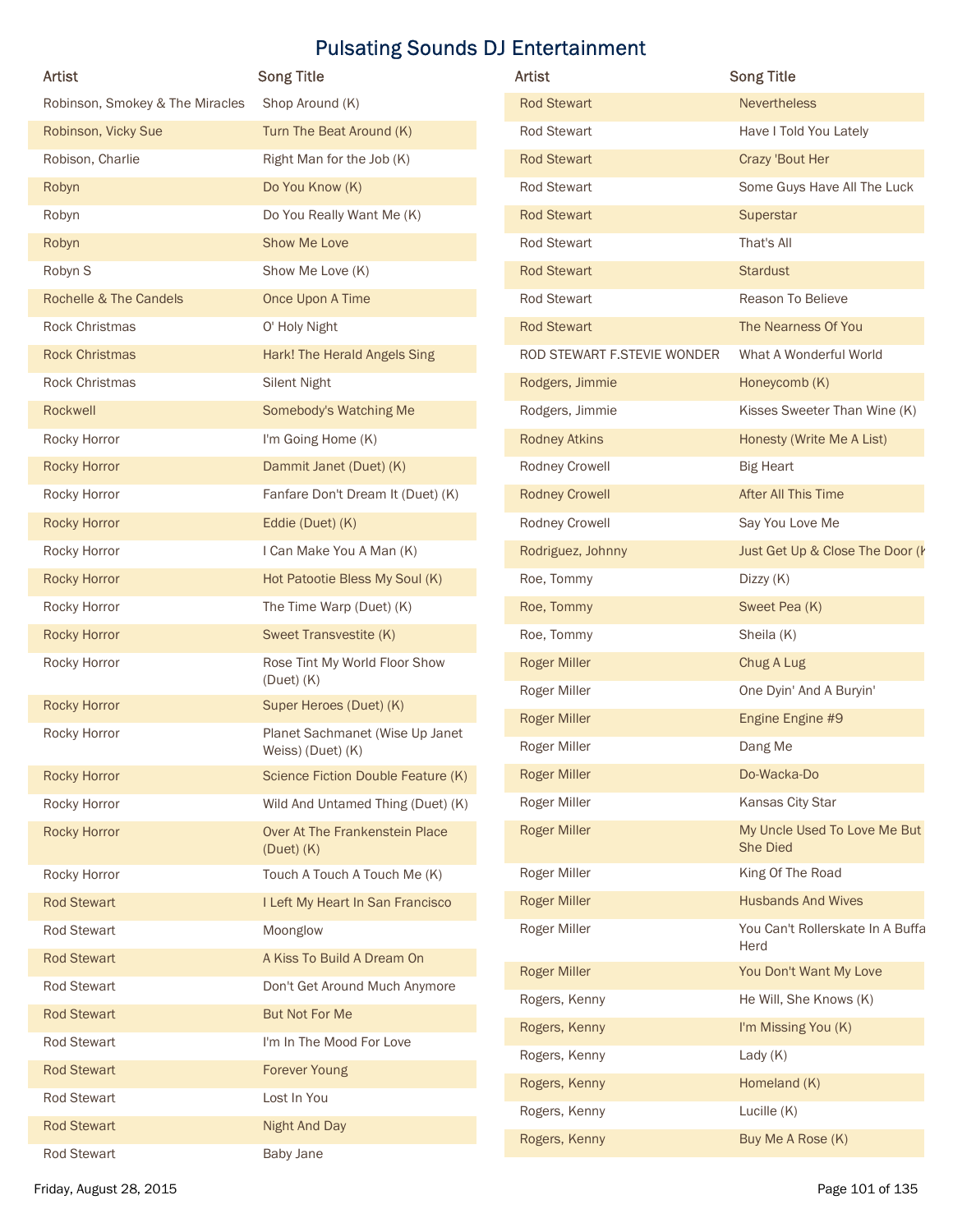# Pulsating Sounds DJ Entertainment

| Artist | Song Title |
|---|---|
| Robinson, Smokey & The Miracles | Shop Around (K) |
| Robinson, Vicky Sue | Turn The Beat Around (K) |
| Robison, Charlie | Right Man for the Job (K) |
| Robyn | Do You Know (K) |
| Robyn | Do You Really Want Me (K) |
| Robyn | Show Me Love |
| Robyn S | Show Me Love (K) |
| Rochelle & The Candels | Once Upon A Time |
| Rock Christmas | O' Holy Night |
| Rock Christmas | Hark! The Herald Angels Sing |
| Rock Christmas | Silent Night |
| Rockwell | Somebody's Watching Me |
| Rocky Horror | I'm Going Home (K) |
| Rocky Horror | Dammit Janet (Duet) (K) |
| Rocky Horror | Fanfare Don't Dream It (Duet) (K) |
| Rocky Horror | Eddie (Duet) (K) |
| Rocky Horror | I Can Make You A Man (K) |
| Rocky Horror | Hot Patootie Bless My Soul (K) |
| Rocky Horror | The Time Warp (Duet) (K) |
| Rocky Horror | Sweet Transvestite (K) |
| Rocky Horror | Rose Tint My World Floor Show (Duet) (K) |
| Rocky Horror | Super Heroes (Duet) (K) |
| Rocky Horror | Planet Sachmanet (Wise Up Janet Weiss) (Duet) (K) |
| Rocky Horror | Science Fiction Double Feature (K) |
| Rocky Horror | Wild And Untamed Thing (Duet) (K) |
| Rocky Horror | Over At The Frankenstein Place (Duet) (K) |
| Rocky Horror | Touch A Touch A Touch Me (K) |
| Rod Stewart | I Left My Heart In San Francisco |
| Rod Stewart | Moonglow |
| Rod Stewart | A Kiss To Build A Dream On |
| Rod Stewart | Don't Get Around Much Anymore |
| Rod Stewart | But Not For Me |
| Rod Stewart | I'm In The Mood For Love |
| Rod Stewart | Forever Young |
| Rod Stewart | Lost In You |
| Rod Stewart | Night And Day |
| Rod Stewart | Baby Jane |
| Rod Stewart | Nevertheless |
| Rod Stewart | Have I Told You Lately |
| Rod Stewart | Crazy 'Bout Her |
| Rod Stewart | Some Guys Have All The Luck |
| Rod Stewart | Superstar |
| Rod Stewart | That's All |
| Rod Stewart | Stardust |
| Rod Stewart | Reason To Believe |
| Rod Stewart | The Nearness Of You |
| ROD STEWART F.STEVIE WONDER | What A Wonderful World |
| Rodgers, Jimmie | Honeycomb (K) |
| Rodgers, Jimmie | Kisses Sweeter Than Wine (K) |
| Rodney Atkins | Honesty (Write Me A List) |
| Rodney Crowell | Big Heart |
| Rodney Crowell | After All This Time |
| Rodney Crowell | Say You Love Me |
| Rodriguez, Johnny | Just Get Up & Close The Door (K |
| Roe, Tommy | Dizzy (K) |
| Roe, Tommy | Sweet Pea (K) |
| Roe, Tommy | Sheila (K) |
| Roger Miller | Chug A Lug |
| Roger Miller | One Dyin' And A Buryin' |
| Roger Miller | Engine Engine #9 |
| Roger Miller | Dang Me |
| Roger Miller | Do-Wacka-Do |
| Roger Miller | Kansas City Star |
| Roger Miller | My Uncle Used To Love Me But She Died |
| Roger Miller | King Of The Road |
| Roger Miller | Husbands And Wives |
| Roger Miller | You Can't Rollerskate In A Buffa Herd |
| Roger Miller | You Don't Want My Love |
| Rogers, Kenny | He Will, She Knows (K) |
| Rogers, Kenny | I'm Missing You (K) |
| Rogers, Kenny | Lady (K) |
| Rogers, Kenny | Homeland (K) |
| Rogers, Kenny | Lucille (K) |
| Rogers, Kenny | Buy Me A Rose (K) |

Friday, August 28, 2015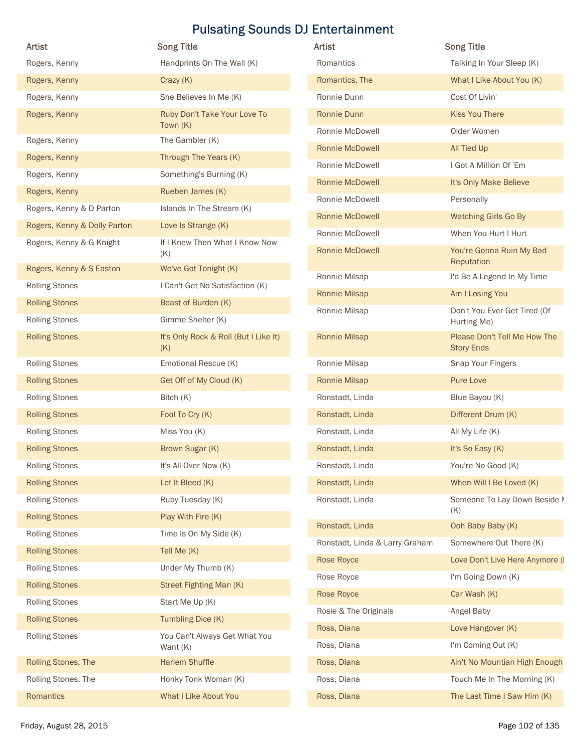# Pulsating Sounds DJ Entertainment

| Artist | Song Title |
|---|---|
| Rogers, Kenny | Handprints On The Wall (K) |
| Rogers, Kenny | Crazy (K) |
| Rogers, Kenny | She Believes In Me (K) |
| Rogers, Kenny | Ruby Don't Take Your Love To Town (K) |
| Rogers, Kenny | The Gambler (K) |
| Rogers, Kenny | Through The Years (K) |
| Rogers, Kenny | Something's Burning (K) |
| Rogers, Kenny | Rueben James (K) |
| Rogers, Kenny & D Parton | Islands In The Stream (K) |
| Rogers, Kenny & Dolly Parton | Love Is Strange (K) |
| Rogers, Kenny & G Knight | If I Knew Then What I Know Now (K) |
| Rogers, Kenny & S Easton | We've Got Tonight (K) |
| Rolling Stones | I Can't Get No Satisfaction (K) |
| Rolling Stones | Beast of Burden (K) |
| Rolling Stones | Gimme Shelter (K) |
| Rolling Stones | It's Only Rock & Roll (But I Like It) (K) |
| Rolling Stones | Emotional Rescue (K) |
| Rolling Stones | Get Off of My Cloud (K) |
| Rolling Stones | Bitch (K) |
| Rolling Stones | Fool To Cry (K) |
| Rolling Stones | Miss You (K) |
| Rolling Stones | Brown Sugar (K) |
| Rolling Stones | It's All Over Now (K) |
| Rolling Stones | Let It Bleed (K) |
| Rolling Stones | Ruby Tuesday (K) |
| Rolling Stones | Play With Fire (K) |
| Rolling Stones | Time Is On My Side (K) |
| Rolling Stones | Tell Me (K) |
| Rolling Stones | Under My Thumb (K) |
| Rolling Stones | Street Fighting Man (K) |
| Rolling Stones | Start Me Up (K) |
| Rolling Stones | Tumbling Dice (K) |
| Rolling Stones | You Can't Always Get What You Want (K) |
| Rolling Stones, The | Harlem Shuffle |
| Rolling Stones, The | Honky Tonk Woman (K) |
| Romantics | What I Like About You |
| Romantics | Talking In Your Sleep (K) |
| Romantics, The | What I Like About You (K) |
| Ronnie Dunn | Cost Of Livin' |
| Ronnie Dunn | Kiss You There |
| Ronnie McDowell | Older Women |
| Ronnie McDowell | All Tied Up |
| Ronnie McDowell | I Got A Million Of 'Em |
| Ronnie McDowell | It's Only Make Believe |
| Ronnie McDowell | Personally |
| Ronnie McDowell | Watching Girls Go By |
| Ronnie McDowell | When You Hurt I Hurt |
| Ronnie McDowell | You're Gonna Ruin My Bad Reputation |
| Ronnie Milsap | I'd Be A Legend In My Time |
| Ronnie Milsap | Am I Losing You |
| Ronnie Milsap | Don't You Ever Get Tired (Of Hurting Me) |
| Ronnie Milsap | Please Don't Tell Me How The Story Ends |
| Ronnie Milsap | Snap Your Fingers |
| Ronnie Milsap | Pure Love |
| Ronstadt, Linda | Blue Bayou (K) |
| Ronstadt, Linda | Different Drum (K) |
| Ronstadt, Linda | All My Life (K) |
| Ronstadt, Linda | It's So Easy (K) |
| Ronstadt, Linda | You're No Good (K) |
| Ronstadt, Linda | When Will I Be Loved (K) |
| Ronstadt, Linda | Someone To Lay Down Beside M (K) |
| Ronstadt, Linda | Ooh Baby Baby (K) |
| Ronstadt, Linda & Larry Graham | Somewhere Out There (K) |
| Rose Royce | Love Don't Live Here Anymore (I |
| Rose Royce | I'm Going Down (K) |
| Rose Royce | Car Wash (K) |
| Rosie & The Originals | Angel Baby |
| Ross, Diana | Love Hangover (K) |
| Ross, Diana | I'm Coming Out (K) |
| Ross, Diana | Ain't No Mountian High Enough |
| Ross, Diana | Touch Me In The Morning (K) |
| Ross, Diana | The Last Time I Saw Him (K) |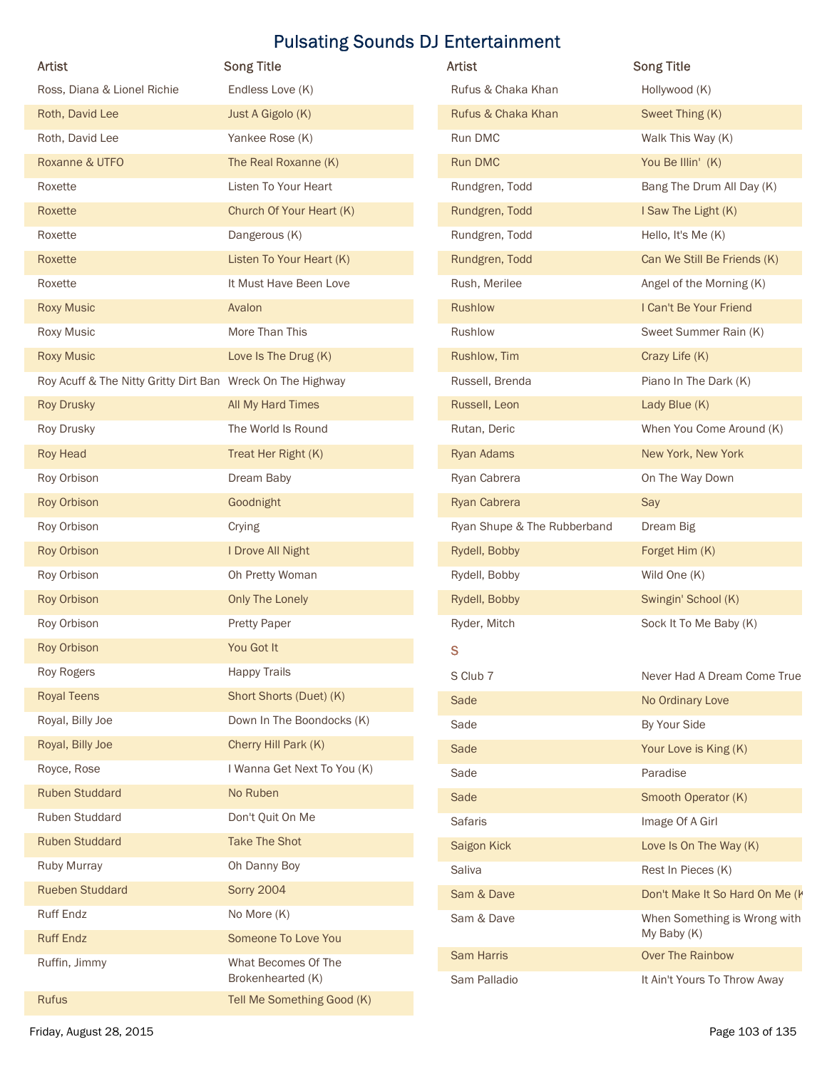# Pulsating Sounds DJ Entertainment

| Artist | Song Title |
|---|---|
| Ross, Diana & Lionel Richie | Endless Love (K) |
| Roth, David Lee | Just A Gigolo (K) |
| Roth, David Lee | Yankee Rose (K) |
| Roxanne & UTFO | The Real Roxanne (K) |
| Roxette | Listen To Your Heart |
| Roxette | Church Of Your Heart (K) |
| Roxette | Dangerous (K) |
| Roxette | Listen To Your Heart (K) |
| Roxette | It Must Have Been Love |
| Roxy Music | Avalon |
| Roxy Music | More Than This |
| Roxy Music | Love Is The Drug (K) |
| Roy Acuff & The Nitty Gritty Dirt Ban | Wreck On The Highway |
| Roy Drusky | All My Hard Times |
| Roy Drusky | The World Is Round |
| Roy Head | Treat Her Right (K) |
| Roy Orbison | Dream Baby |
| Roy Orbison | Goodnight |
| Roy Orbison | Crying |
| Roy Orbison | I Drove All Night |
| Roy Orbison | Oh Pretty Woman |
| Roy Orbison | Only The Lonely |
| Roy Orbison | Pretty Paper |
| Roy Orbison | You Got It |
| Roy Rogers | Happy Trails |
| Royal Teens | Short Shorts (Duet) (K) |
| Royal, Billy Joe | Down In The Boondocks (K) |
| Royal, Billy Joe | Cherry Hill Park (K) |
| Royce, Rose | I Wanna Get Next To You (K) |
| Ruben Studdard | No Ruben |
| Ruben Studdard | Don't Quit On Me |
| Ruben Studdard | Take The Shot |
| Ruby Murray | Oh Danny Boy |
| Rueben Studdard | Sorry 2004 |
| Ruff Endz | No More (K) |
| Ruff Endz | Someone To Love You |
| Ruffin, Jimmy | What Becomes Of The Brokenhearted (K) |
| Rufus | Tell Me Something Good (K) |
| Rufus & Chaka Khan | Hollywood (K) |
| Rufus & Chaka Khan | Sweet Thing (K) |
| Run DMC | Walk This Way (K) |
| Run DMC | You Be Illin' (K) |
| Rundgren, Todd | Bang The Drum All Day (K) |
| Rundgren, Todd | I Saw The Light (K) |
| Rundgren, Todd | Hello, It's Me (K) |
| Rundgren, Todd | Can We Still Be Friends (K) |
| Rush, Merilee | Angel of the Morning (K) |
| Rushlow | I Can't Be Your Friend |
| Rushlow | Sweet Summer Rain (K) |
| Rushlow, Tim | Crazy Life (K) |
| Russell, Brenda | Piano In The Dark (K) |
| Russell, Leon | Lady Blue (K) |
| Rutan, Deric | When You Come Around (K) |
| Ryan Adams | New York, New York |
| Ryan Cabrera | On The Way Down |
| Ryan Cabrera | Say |
| Ryan Shupe & The Rubberband | Dream Big |
| Rydell, Bobby | Forget Him (K) |
| Rydell, Bobby | Wild One (K) |
| Rydell, Bobby | Swingin' School (K) |
| Ryder, Mitch | Sock It To Me Baby (K) |

## S

| Artist | Song Title |
|---|---|
| S Club 7 | Never Had A Dream Come True |
| Sade | No Ordinary Love |
| Sade | By Your Side |
| Sade | Your Love is King (K) |
| Sade | Paradise |
| Sade | Smooth Operator (K) |
| Safaris | Image Of A Girl |
| Saigon Kick | Love Is On The Way (K) |
| Saliva | Rest In Pieces (K) |
| Sam & Dave | Don't Make It So Hard On Me (K |
| Sam & Dave | When Something is Wrong with My Baby (K) |
| Sam Harris | Over The Rainbow |
| Sam Palladio | It Ain't Yours To Throw Away |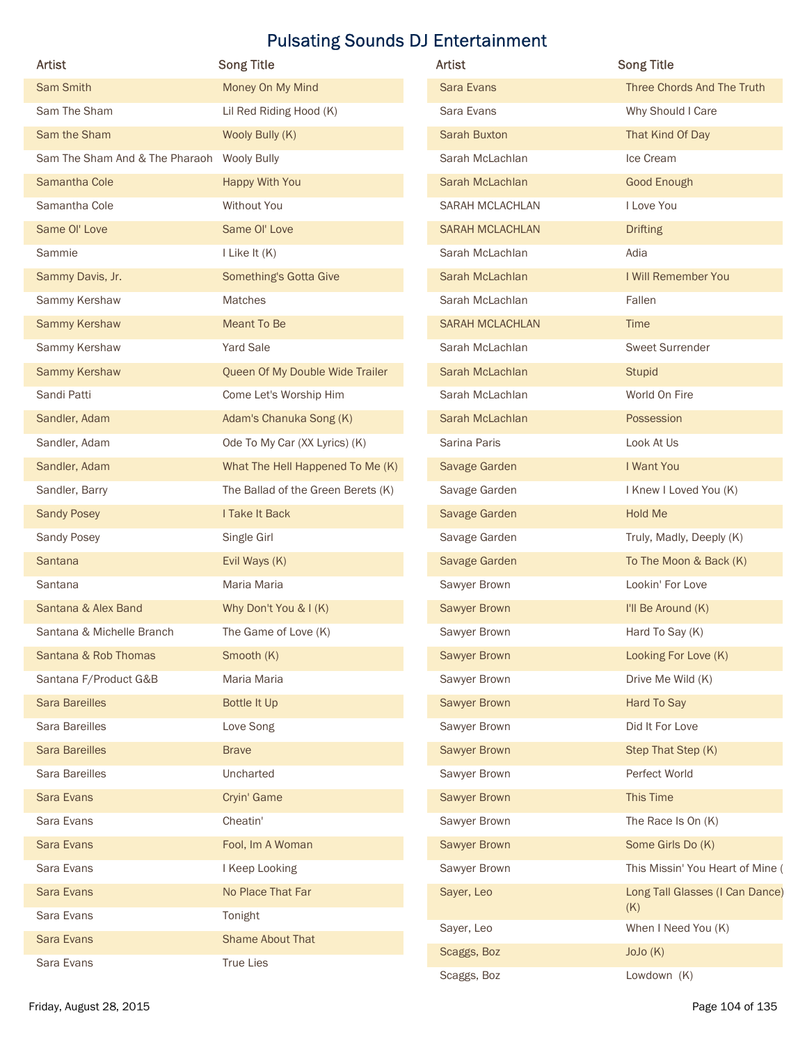# Pulsating Sounds DJ Entertainment

| Artist | Song Title |
|---|---|
| Sam Smith | Money On My Mind |
| Sam The Sham | Lil Red Riding Hood (K) |
| Sam the Sham | Wooly Bully (K) |
| Sam The Sham And & The Pharaoh | Wooly Bully |
| Samantha Cole | Happy With You |
| Samantha Cole | Without You |
| Same Ol' Love | Same Ol' Love |
| Sammie | I Like It (K) |
| Sammy Davis, Jr. | Something's Gotta Give |
| Sammy Kershaw | Matches |
| Sammy Kershaw | Meant To Be |
| Sammy Kershaw | Yard Sale |
| Sammy Kershaw | Queen Of My Double Wide Trailer |
| Sandi Patti | Come Let's Worship Him |
| Sandler, Adam | Adam's Chanuka Song (K) |
| Sandler, Adam | Ode To My Car (XX Lyrics) (K) |
| Sandler, Adam | What The Hell Happened To Me (K) |
| Sandler, Barry | The Ballad of the Green Berets (K) |
| Sandy Posey | I Take It Back |
| Sandy Posey | Single Girl |
| Santana | Evil Ways (K) |
| Santana | Maria Maria |
| Santana & Alex Band | Why Don't You & I (K) |
| Santana & Michelle Branch | The Game of Love (K) |
| Santana & Rob Thomas | Smooth (K) |
| Santana F/Product G&B | Maria Maria |
| Sara Bareilles | Bottle It Up |
| Sara Bareilles | Love Song |
| Sara Bareilles | Brave |
| Sara Bareilles | Uncharted |
| Sara Evans | Cryin' Game |
| Sara Evans | Cheatin' |
| Sara Evans | Fool, Im A Woman |
| Sara Evans | I Keep Looking |
| Sara Evans | No Place That Far |
| Sara Evans | Tonight |
| Sara Evans | Shame About That |
| Sara Evans | True Lies |
| Sara Evans | Three Chords And The Truth |
| Sara Evans | Why Should I Care |
| Sarah Buxton | That Kind Of Day |
| Sarah McLachlan | Ice Cream |
| Sarah McLachlan | Good Enough |
| SARAH MCLACHLAN | I Love You |
| SARAH MCLACHLAN | Drifting |
| Sarah McLachlan | Adia |
| Sarah McLachlan | I Will Remember You |
| Sarah McLachlan | Fallen |
| SARAH MCLACHLAN | Time |
| Sarah McLachlan | Sweet Surrender |
| Sarah McLachlan | Stupid |
| Sarah McLachlan | World On Fire |
| Sarah McLachlan | Possession |
| Sarina Paris | Look At Us |
| Savage Garden | I Want You |
| Savage Garden | I Knew I Loved You (K) |
| Savage Garden | Hold Me |
| Savage Garden | Truly, Madly, Deeply (K) |
| Savage Garden | To The Moon & Back (K) |
| Sawyer Brown | Lookin' For Love |
| Sawyer Brown | I'll Be Around (K) |
| Sawyer Brown | Hard To Say (K) |
| Sawyer Brown | Looking For Love (K) |
| Sawyer Brown | Drive Me Wild (K) |
| Sawyer Brown | Hard To Say |
| Sawyer Brown | Did It For Love |
| Sawyer Brown | Step That Step (K) |
| Sawyer Brown | Perfect World |
| Sawyer Brown | This Time |
| Sawyer Brown | The Race Is On (K) |
| Sawyer Brown | Some Girls Do (K) |
| Sawyer Brown | This Missin' You Heart of Mine ( |
| Sayer, Leo | Long Tall Glasses (I Can Dance) (K) |
| Sayer, Leo | When I Need You (K) |
| Scaggs, Boz | JoJo (K) |
| Scaggs, Boz | Lowdown (K) |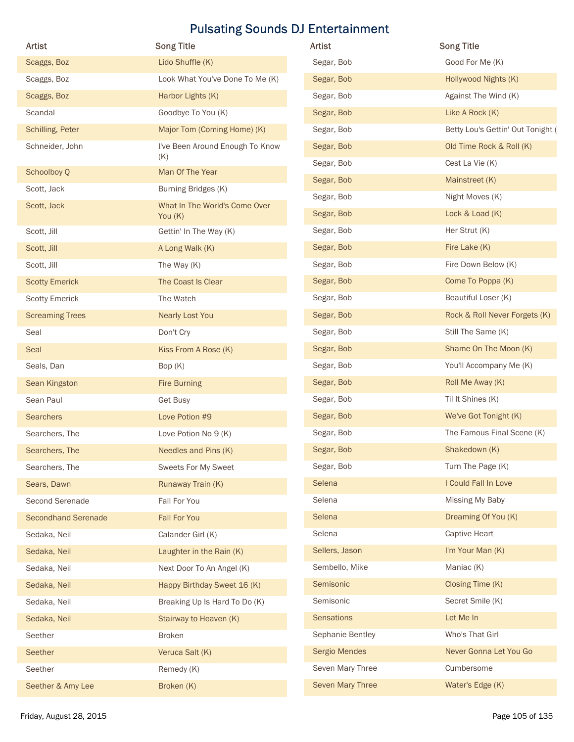# Pulsating Sounds DJ Entertainment

| Artist | Song Title |
| --- | --- |
| Scaggs, Boz | Lido Shuffle (K) |
| Scaggs, Boz | Look What You've Done To Me (K) |
| Scaggs, Boz | Harbor Lights (K) |
| Scandal | Goodbye To You (K) |
| Schilling, Peter | Major Tom (Coming Home) (K) |
| Schneider, John | I've Been Around Enough To Know (K) |
| Schoolboy Q | Man Of The Year |
| Scott, Jack | Burning Bridges (K) |
| Scott, Jack | What In The World's Come Over You (K) |
| Scott, Jill | Gettin' In The Way (K) |
| Scott, Jill | A Long Walk (K) |
| Scott, Jill | The Way (K) |
| Scotty Emerick | The Coast Is Clear |
| Scotty Emerick | The Watch |
| Screaming Trees | Nearly Lost You |
| Seal | Don't Cry |
| Seal | Kiss From A Rose (K) |
| Seals, Dan | Bop (K) |
| Sean Kingston | Fire Burning |
| Sean Paul | Get Busy |
| Searchers | Love Potion #9 |
| Searchers, The | Love Potion No 9 (K) |
| Searchers, The | Needles and Pins (K) |
| Searchers, The | Sweets For My Sweet |
| Sears, Dawn | Runaway Train (K) |
| Second Serenade | Fall For You |
| Secondhand Serenade | Fall For You |
| Sedaka, Neil | Calander Girl (K) |
| Sedaka, Neil | Laughter in the Rain (K) |
| Sedaka, Neil | Next Door To An Angel (K) |
| Sedaka, Neil | Happy Birthday Sweet 16 (K) |
| Sedaka, Neil | Breaking Up Is Hard To Do (K) |
| Sedaka, Neil | Stairway to Heaven (K) |
| Seether | Broken |
| Seether | Veruca Salt (K) |
| Seether | Remedy (K) |
| Seether & Amy Lee | Broken (K) |
| Segar, Bob | Good For Me (K) |
| Segar, Bob | Hollywood Nights (K) |
| Segar, Bob | Against The Wind (K) |
| Segar, Bob | Like A Rock (K) |
| Segar, Bob | Betty Lou's Gettin' Out Tonight ( |
| Segar, Bob | Old Time Rock & Roll (K) |
| Segar, Bob | Cest La Vie (K) |
| Segar, Bob | Mainstreet (K) |
| Segar, Bob | Night Moves (K) |
| Segar, Bob | Lock & Load (K) |
| Segar, Bob | Her Strut (K) |
| Segar, Bob | Fire Lake (K) |
| Segar, Bob | Fire Down Below (K) |
| Segar, Bob | Come To Poppa (K) |
| Segar, Bob | Beautiful Loser (K) |
| Segar, Bob | Rock & Roll Never Forgets (K) |
| Segar, Bob | Still The Same (K) |
| Segar, Bob | Shame On The Moon (K) |
| Segar, Bob | You'll Accompany Me (K) |
| Segar, Bob | Roll Me Away (K) |
| Segar, Bob | Til It Shines (K) |
| Segar, Bob | We've Got Tonight (K) |
| Segar, Bob | The Famous Final Scene (K) |
| Segar, Bob | Shakedown (K) |
| Segar, Bob | Turn The Page (K) |
| Selena | I Could Fall In Love |
| Selena | Missing My Baby |
| Selena | Dreaming Of You (K) |
| Selena | Captive Heart |
| Sellers, Jason | I'm Your Man (K) |
| Sembello, Mike | Maniac (K) |
| Semisonic | Closing Time (K) |
| Semisonic | Secret Smile (K) |
| Sensations | Let Me In |
| Sephanie Bentley | Who's That Girl |
| Sergio Mendes | Never Gonna Let You Go |
| Seven Mary Three | Cumbersome |
| Seven Mary Three | Water's Edge (K) |

Friday, August 28, 2015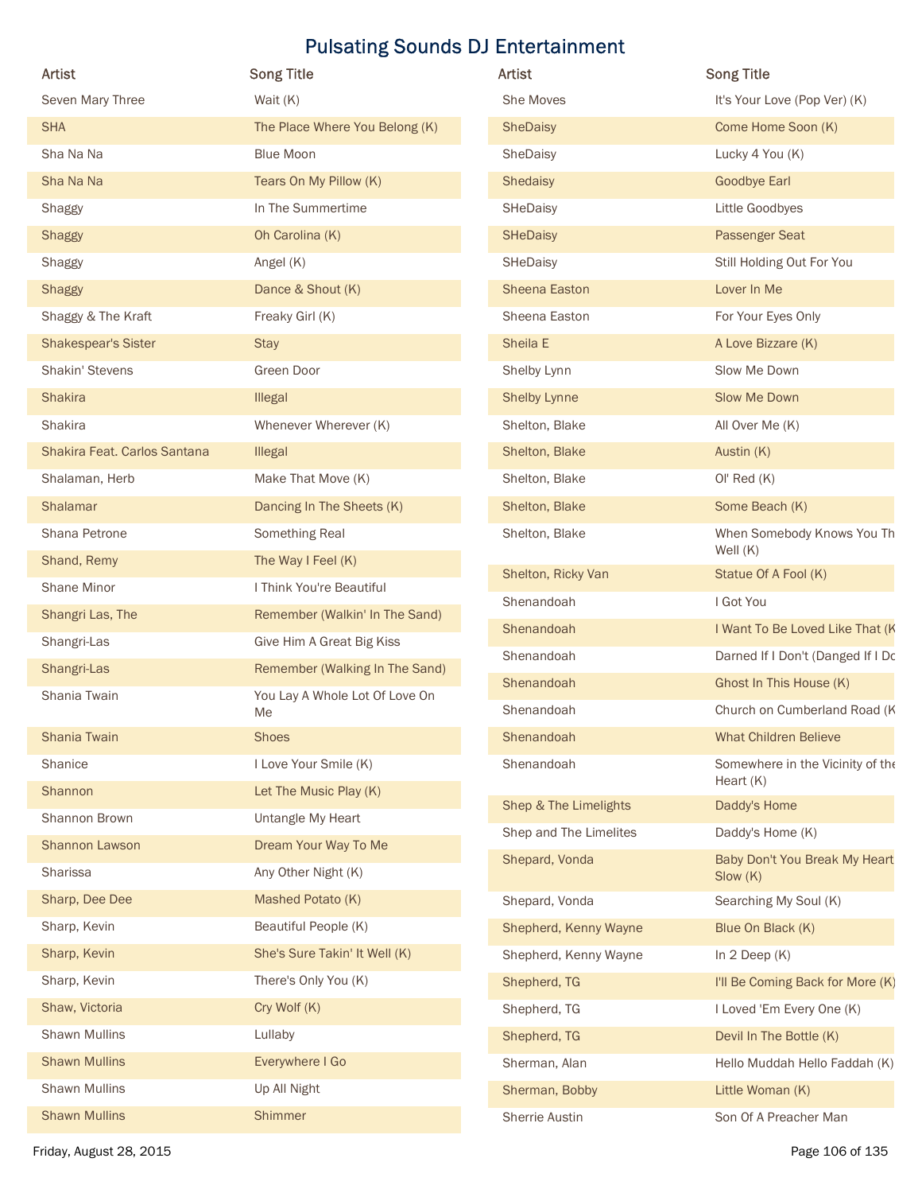# Pulsating Sounds DJ Entertainment

| Artist | Song Title |
| --- | --- |
| Seven Mary Three | Wait (K) |
| SHA | The Place Where You Belong (K) |
| Sha Na Na | Blue Moon |
| Sha Na Na | Tears On My Pillow (K) |
| Shaggy | In The Summertime |
| Shaggy | Oh Carolina (K) |
| Shaggy | Angel (K) |
| Shaggy | Dance & Shout (K) |
| Shaggy & The Kraft | Freaky Girl (K) |
| Shakespear's Sister | Stay |
| Shakin' Stevens | Green Door |
| Shakira | Illegal |
| Shakira | Whenever Wherever (K) |
| Shakira Feat. Carlos Santana | Illegal |
| Shalaman, Herb | Make That Move (K) |
| Shalamar | Dancing In The Sheets (K) |
| Shana Petrone | Something Real |
| Shand, Remy | The Way I Feel (K) |
| Shane Minor | I Think You're Beautiful |
| Shangri Las, The | Remember (Walkin' In The Sand) |
| Shangri-Las | Give Him A Great Big Kiss |
| Shangri-Las | Remember (Walking In The Sand) |
| Shania Twain | You Lay A Whole Lot Of Love On Me |
| Shania Twain | Shoes |
| Shanice | I Love Your Smile (K) |
| Shannon | Let The Music Play (K) |
| Shannon Brown | Untangle My Heart |
| Shannon Lawson | Dream Your Way To Me |
| Sharissa | Any Other Night (K) |
| Sharp, Dee Dee | Mashed Potato (K) |
| Sharp, Kevin | Beautiful People (K) |
| Sharp, Kevin | She's Sure Takin' It Well (K) |
| Sharp, Kevin | There's Only You (K) |
| Shaw, Victoria | Cry Wolf (K) |
| Shawn Mullins | Lullaby |
| Shawn Mullins | Everywhere I Go |
| Shawn Mullins | Up All Night |
| Shawn Mullins | Shimmer |
| She Moves | It's Your Love (Pop Ver) (K) |
| SheDaisy | Come Home Soon (K) |
| SheDaisy | Lucky 4 You (K) |
| Shedaisy | Goodbye Earl |
| SHeDaisy | Little Goodbyes |
| SHeDaisy | Passenger Seat |
| SHeDaisy | Still Holding Out For You |
| Sheena Easton | Lover In Me |
| Sheena Easton | For Your Eyes Only |
| Sheila E | A Love Bizzare (K) |
| Shelby Lynn | Slow Me Down |
| Shelby Lynne | Slow Me Down |
| Shelton, Blake | All Over Me (K) |
| Shelton, Blake | Austin (K) |
| Shelton, Blake | Ol' Red (K) |
| Shelton, Blake | Some Beach (K) |
| Shelton, Blake | When Somebody Knows You Th Well (K) |
| Shelton, Ricky Van | Statue Of A Fool (K) |
| Shenandoah | I Got You |
| Shenandoah | I Want To Be Loved Like That (K |
| Shenandoah | Darned If I Don't (Danged If I Do |
| Shenandoah | Ghost In This House (K) |
| Shenandoah | Church on Cumberland Road (K |
| Shenandoah | What Children Believe |
| Shenandoah | Somewhere in the Vicinity of the Heart (K) |
| Shep & The Limelights | Daddy's Home |
| Shep and The Limelites | Daddy's Home (K) |
| Shepard, Vonda | Baby Don't You Break My Heart Slow (K) |
| Shepard, Vonda | Searching My Soul (K) |
| Shepherd, Kenny Wayne | Blue On Black (K) |
| Shepherd, Kenny Wayne | In 2 Deep (K) |
| Shepherd, TG | I'll Be Coming Back for More (K) |
| Shepherd, TG | I Loved 'Em Every One (K) |
| Shepherd, TG | Devil In The Bottle (K) |
| Sherman, Alan | Hello Muddah Hello Faddah (K) |
| Sherman, Bobby | Little Woman (K) |
| Sherrie Austin | Son Of A Preacher Man |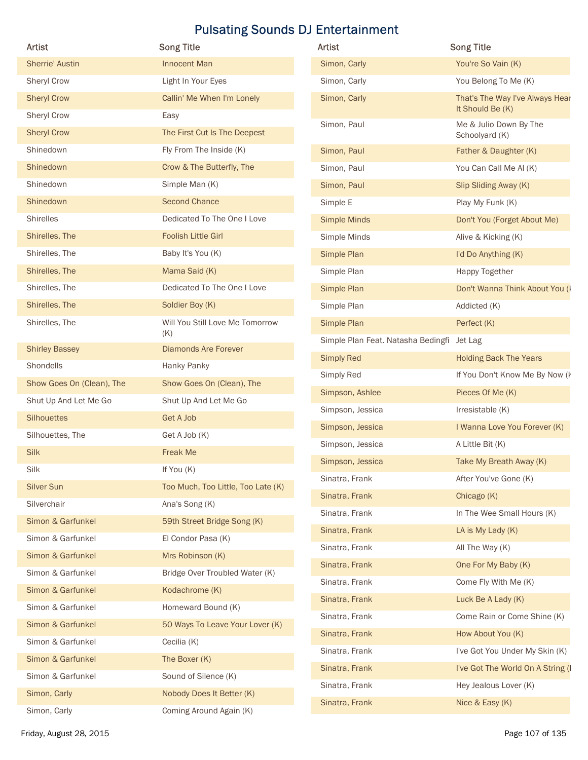# Pulsating Sounds DJ Entertainment

| Artist | Song Title |
|---|---|
| Sherrie' Austin | Innocent Man |
| Sheryl Crow | Light In Your Eyes |
| Sheryl Crow | Callin' Me When I'm Lonely |
| Sheryl Crow | Easy |
| Sheryl Crow | The First Cut Is The Deepest |
| Shinedown | Fly From The Inside (K) |
| Shinedown | Crow & The Butterfly, The |
| Shinedown | Simple Man (K) |
| Shinedown | Second Chance |
| Shirelles | Dedicated To The One I Love |
| Shirelles, The | Foolish Little Girl |
| Shirelles, The | Baby It's You (K) |
| Shirelles, The | Mama Said (K) |
| Shirelles, The | Dedicated To The One I Love |
| Shirelles, The | Soldier Boy (K) |
| Shirelles, The | Will You Still Love Me Tomorrow (K) |
| Shirley Bassey | Diamonds Are Forever |
| Shondells | Hanky Panky |
| Show Goes On (Clean), The | Show Goes On (Clean), The |
| Shut Up And Let Me Go | Shut Up And Let Me Go |
| Silhouettes | Get A Job |
| Silhouettes, The | Get A Job (K) |
| Silk | Freak Me |
| Silk | If You (K) |
| Silver Sun | Too Much, Too Little, Too Late (K) |
| Silverchair | Ana's Song (K) |
| Simon & Garfunkel | 59th Street Bridge Song (K) |
| Simon & Garfunkel | El Condor Pasa (K) |
| Simon & Garfunkel | Mrs Robinson (K) |
| Simon & Garfunkel | Bridge Over Troubled Water (K) |
| Simon & Garfunkel | Kodachrome (K) |
| Simon & Garfunkel | Homeward Bound (K) |
| Simon & Garfunkel | 50 Ways To Leave Your Lover (K) |
| Simon & Garfunkel | Cecilia (K) |
| Simon & Garfunkel | The Boxer (K) |
| Simon & Garfunkel | Sound of Silence (K) |
| Simon, Carly | Nobody Does It Better (K) |
| Simon, Carly | Coming Around Again (K) |
| Simon, Carly | You're So Vain (K) |
| Simon, Carly | You Belong To Me (K) |
| Simon, Carly | That's The Way I've Always Hear It Should Be (K) |
| Simon, Paul | Me & Julio Down By The Schoolyard (K) |
| Simon, Paul | Father & Daughter (K) |
| Simon, Paul | You Can Call Me Al (K) |
| Simon, Paul | Slip Sliding Away (K) |
| Simple E | Play My Funk (K) |
| Simple Minds | Don't You (Forget About Me) |
| Simple Minds | Alive & Kicking (K) |
| Simple Plan | I'd Do Anything (K) |
| Simple Plan | Happy Together |
| Simple Plan | Don't Wanna Think About You (K |
| Simple Plan | Addicted (K) |
| Simple Plan | Perfect (K) |
| Simple Plan Feat. Natasha Bedingfi | Jet Lag |
| Simply Red | Holding Back The Years |
| Simply Red | If You Don't Know Me By Now (K |
| Simpson, Ashlee | Pieces Of Me (K) |
| Simpson, Jessica | Irresistable (K) |
| Simpson, Jessica | I Wanna Love You Forever (K) |
| Simpson, Jessica | A Little Bit (K) |
| Simpson, Jessica | Take My Breath Away (K) |
| Sinatra, Frank | After You've Gone (K) |
| Sinatra, Frank | Chicago (K) |
| Sinatra, Frank | In The Wee Small Hours (K) |
| Sinatra, Frank | LA is My Lady (K) |
| Sinatra, Frank | All The Way (K) |
| Sinatra, Frank | One For My Baby (K) |
| Sinatra, Frank | Come Fly With Me (K) |
| Sinatra, Frank | Luck Be A Lady (K) |
| Sinatra, Frank | Come Rain or Come Shine (K) |
| Sinatra, Frank | How About You (K) |
| Sinatra, Frank | I've Got You Under My Skin (K) |
| Sinatra, Frank | I've Got The World On A String (I |
| Sinatra, Frank | Hey Jealous Lover (K) |
| Sinatra, Frank | Nice & Easy (K) |

Friday, August 28, 2015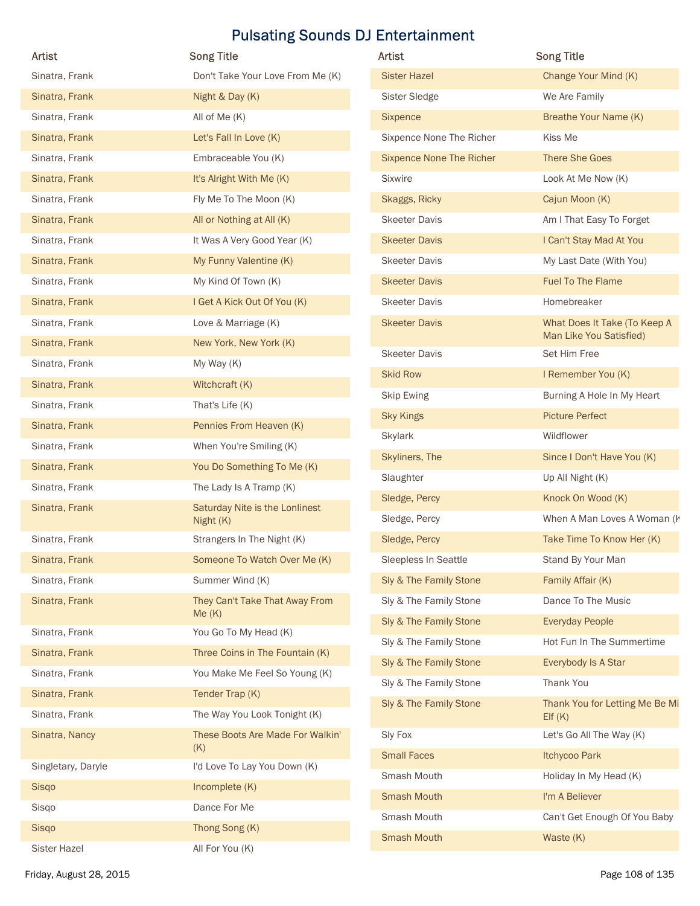# Pulsating Sounds DJ Entertainment

| Artist | Song Title |
| --- | --- |
| Sinatra, Frank | Don't Take Your Love From Me (K) |
| Sinatra, Frank | Night & Day (K) |
| Sinatra, Frank | All of Me (K) |
| Sinatra, Frank | Let's Fall In Love (K) |
| Sinatra, Frank | Embraceable You (K) |
| Sinatra, Frank | It's Alright With Me (K) |
| Sinatra, Frank | Fly Me To The Moon (K) |
| Sinatra, Frank | All or Nothing at All (K) |
| Sinatra, Frank | It Was A Very Good Year (K) |
| Sinatra, Frank | My Funny Valentine (K) |
| Sinatra, Frank | My Kind Of Town (K) |
| Sinatra, Frank | I Get A Kick Out Of You (K) |
| Sinatra, Frank | Love & Marriage (K) |
| Sinatra, Frank | New York, New York (K) |
| Sinatra, Frank | My Way (K) |
| Sinatra, Frank | Witchcraft (K) |
| Sinatra, Frank | That's Life (K) |
| Sinatra, Frank | Pennies From Heaven (K) |
| Sinatra, Frank | When You're Smiling (K) |
| Sinatra, Frank | You Do Something To Me (K) |
| Sinatra, Frank | The Lady Is A Tramp (K) |
| Sinatra, Frank | Saturday Nite is the Lonliest Night (K) |
| Sinatra, Frank | Strangers In The Night (K) |
| Sinatra, Frank | Someone To Watch Over Me (K) |
| Sinatra, Frank | Summer Wind (K) |
| Sinatra, Frank | They Can't Take That Away From Me (K) |
| Sinatra, Frank | You Go To My Head (K) |
| Sinatra, Frank | Three Coins in The Fountain (K) |
| Sinatra, Frank | You Make Me Feel So Young (K) |
| Sinatra, Frank | Tender Trap (K) |
| Sinatra, Frank | The Way You Look Tonight (K) |
| Sinatra, Nancy | These Boots Are Made For Walkin' (K) |
| Singletary, Daryle | I'd Love To Lay You Down (K) |
| Sisqo | Incomplete (K) |
| Sisqo | Dance For Me |
| Sisqo | Thong Song (K) |
| Sister Hazel | All For You (K) |
| Sister Hazel | Change Your Mind (K) |
| Sister Sledge | We Are Family |
| Sixpence | Breathe Your Name (K) |
| Sixpence None The Richer | Kiss Me |
| Sixpence None The Richer | There She Goes |
| Sixwire | Look At Me Now (K) |
| Skaggs, Ricky | Cajun Moon (K) |
| Skeeter Davis | Am I That Easy To Forget |
| Skeeter Davis | I Can't Stay Mad At You |
| Skeeter Davis | My Last Date (With You) |
| Skeeter Davis | Fuel To The Flame |
| Skeeter Davis | Homebreaker |
| Skeeter Davis | What Does It Take (To Keep A Man Like You Satisfied) |
| Skeeter Davis | Set Him Free |
| Skid Row | I Remember You (K) |
| Skip Ewing | Burning A Hole In My Heart |
| Sky Kings | Picture Perfect |
| Skylark | Wildflower |
| Skyliners, The | Since I Don't Have You (K) |
| Slaughter | Up All Night (K) |
| Sledge, Percy | Knock On Wood (K) |
| Sledge, Percy | When A Man Loves A Woman (K |
| Sledge, Percy | Take Time To Know Her (K) |
| Sleepless In Seattle | Stand By Your Man |
| Sly & The Family Stone | Family Affair (K) |
| Sly & The Family Stone | Dance To The Music |
| Sly & The Family Stone | Everyday People |
| Sly & The Family Stone | Hot Fun In The Summertime |
| Sly & The Family Stone | Everybody Is A Star |
| Sly & The Family Stone | Thank You |
| Sly & The Family Stone | Thank You for Letting Me Be Mi Elf (K) |
| Sly Fox | Let's Go All The Way (K) |
| Small Faces | Itchycoo Park |
| Smash Mouth | Holiday In My Head (K) |
| Smash Mouth | I'm A Believer |
| Smash Mouth | Can't Get Enough Of You Baby |
| Smash Mouth | Waste (K) |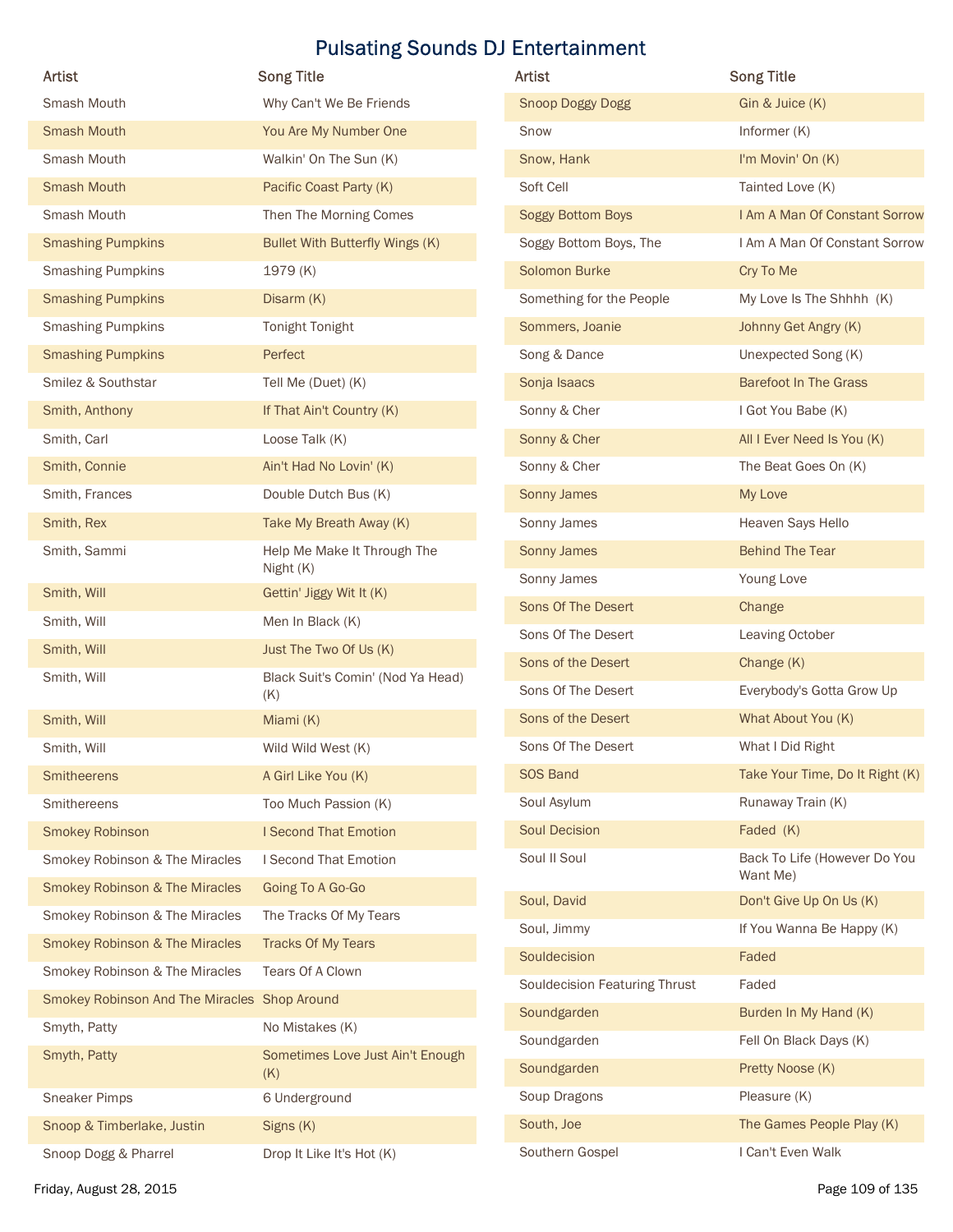# Pulsating Sounds DJ Entertainment

| Artist | Song Title |
|---|---|
| Smash Mouth | Why Can't We Be Friends |
| Smash Mouth | You Are My Number One |
| Smash Mouth | Walkin' On The Sun (K) |
| Smash Mouth | Pacific Coast Party (K) |
| Smash Mouth | Then The Morning Comes |
| Smashing Pumpkins | Bullet With Butterfly Wings (K) |
| Smashing Pumpkins | 1979 (K) |
| Smashing Pumpkins | Disarm (K) |
| Smashing Pumpkins | Tonight Tonight |
| Smashing Pumpkins | Perfect |
| Smilez & Southstar | Tell Me (Duet) (K) |
| Smith, Anthony | If That Ain't Country (K) |
| Smith, Carl | Loose Talk (K) |
| Smith, Connie | Ain't Had No Lovin' (K) |
| Smith, Frances | Double Dutch Bus (K) |
| Smith, Rex | Take My Breath Away (K) |
| Smith, Sammi | Help Me Make It Through The Night (K) |
| Smith, Will | Gettin' Jiggy Wit It (K) |
| Smith, Will | Men In Black (K) |
| Smith, Will | Just The Two Of Us (K) |
| Smith, Will | Black Suit's Comin' (Nod Ya Head) (K) |
| Smith, Will | Miami (K) |
| Smith, Will | Wild Wild West (K) |
| Smitheerens | A Girl Like You (K) |
| Smithereens | Too Much Passion (K) |
| Smokey Robinson | I Second That Emotion |
| Smokey Robinson & The Miracles | I Second That Emotion |
| Smokey Robinson & The Miracles | Going To A Go-Go |
| Smokey Robinson & The Miracles | The Tracks Of My Tears |
| Smokey Robinson & The Miracles | Tracks Of My Tears |
| Smokey Robinson & The Miracles | Tears Of A Clown |
| Smokey Robinson And The Miracles | Shop Around |
| Smyth, Patty | No Mistakes (K) |
| Smyth, Patty | Sometimes Love Just Ain't Enough (K) |
| Sneaker Pimps | 6 Underground |
| Snoop & Timberlake, Justin | Signs (K) |
| Snoop Dogg & Pharrel | Drop It Like It's Hot (K) |
| Snoop Doggy Dogg | Gin & Juice (K) |
| Snow | Informer (K) |
| Snow, Hank | I'm Movin' On (K) |
| Soft Cell | Tainted Love (K) |
| Soggy Bottom Boys | I Am A Man Of Constant Sorrow |
| Soggy Bottom Boys, The | I Am A Man Of Constant Sorrow |
| Solomon Burke | Cry To Me |
| Something for the People | My Love Is The Shhhh (K) |
| Sommers, Joanie | Johnny Get Angry (K) |
| Song & Dance | Unexpected Song (K) |
| Sonja Isaacs | Barefoot In The Grass |
| Sonny & Cher | I Got You Babe (K) |
| Sonny & Cher | All I Ever Need Is You (K) |
| Sonny & Cher | The Beat Goes On (K) |
| Sonny James | My Love |
| Sonny James | Heaven Says Hello |
| Sonny James | Behind The Tear |
| Sonny James | Young Love |
| Sons Of The Desert | Change |
| Sons Of The Desert | Leaving October |
| Sons of the Desert | Change (K) |
| Sons Of The Desert | Everybody's Gotta Grow Up |
| Sons of the Desert | What About You (K) |
| Sons Of The Desert | What I Did Right |
| SOS Band | Take Your Time, Do It Right (K) |
| Soul Asylum | Runaway Train (K) |
| Soul Decision | Faded (K) |
| Soul II Soul | Back To Life (However Do You Want Me) |
| Soul, David | Don't Give Up On Us (K) |
| Soul, Jimmy | If You Wanna Be Happy (K) |
| Souldecision | Faded |
| Souldecision Featuring Thrust | Faded |
| Soundgarden | Burden In My Hand (K) |
| Soundgarden | Fell On Black Days (K) |
| Soundgarden | Pretty Noose (K) |
| Soup Dragons | Pleasure (K) |
| South, Joe | The Games People Play (K) |
| Southern Gospel | I Can't Even Walk |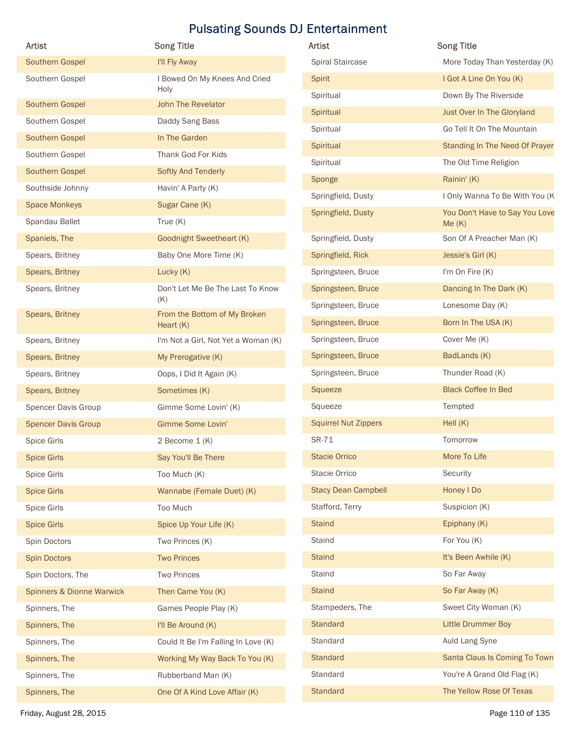# Pulsating Sounds DJ Entertainment

| Artist | Song Title |
| --- | --- |
| Southern Gospel | I'll Fly Away |
| Southern Gospel | I Bowed On My Knees And Cried Holy |
| Southern Gospel | John The Revelator |
| Southern Gospel | Daddy Sang Bass |
| Southern Gospel | In The Garden |
| Southern Gospel | Thank God For Kids |
| Southern Gospel | Softly And Tenderly |
| Southside Johnny | Havin' A Party (K) |
| Space Monkeys | Sugar Cane (K) |
| Spandau Ballet | True (K) |
| Spaniels, The | Goodnight Sweetheart (K) |
| Spears, Britney | Baby One More Time (K) |
| Spears, Britney | Lucky (K) |
| Spears, Britney | Don't Let Me Be The Last To Know (K) |
| Spears, Britney | From the Bottom of My Broken Heart (K) |
| Spears, Britney | I'm Not a Girl, Not Yet a Woman (K) |
| Spears, Britney | My Prerogative (K) |
| Spears, Britney | Oops, I Did It Again (K) |
| Spears, Britney | Sometimes (K) |
| Spencer Davis Group | Gimme Some Lovin' (K) |
| Spencer Davis Group | Gimme Some Lovin' |
| Spice Girls | 2 Become 1 (K) |
| Spice Girls | Say You'll Be There |
| Spice Girls | Too Much (K) |
| Spice Girls | Wannabe (Female Duet) (K) |
| Spice Girls | Too Much |
| Spice Girls | Spice Up Your Life (K) |
| Spin Doctors | Two Princes (K) |
| Spin Doctors | Two Princes |
| Spin Doctors, The | Two Princes |
| Spinners & Dionne Warwick | Then Came You (K) |
| Spinners, The | Games People Play (K) |
| Spinners, The | I'll Be Around (K) |
| Spinners, The | Could It Be I'm Falling In Love (K) |
| Spinners, The | Working My Way Back To You (K) |
| Spinners, The | Rubberband Man (K) |
| Spinners, The | One Of A Kind Love Affair (K) |
| Spiral Staircase | More Today Than Yesterday (K) |
| Spirit | I Got A Line On You (K) |
| Spiritual | Down By The Riverside |
| Spiritual | Just Over In The Gloryland |
| Spiritual | Go Tell It On The Mountain |
| Spiritual | Standing In The Need Of Prayer |
| Spiritual | The Old Time Religion |
| Sponge | Rainin' (K) |
| Springfield, Dusty | I Only Wanna To Be With You (K |
| Springfield, Dusty | You Don't Have to Say You Love Me (K) |
| Springfield, Dusty | Son Of A Preacher Man (K) |
| Springfield, Rick | Jessie's Girl (K) |
| Springsteen, Bruce | I'm On Fire (K) |
| Springsteen, Bruce | Dancing In The Dark (K) |
| Springsteen, Bruce | Lonesome Day (K) |
| Springsteen, Bruce | Born In The USA (K) |
| Springsteen, Bruce | Cover Me (K) |
| Springsteen, Bruce | BadLands (K) |
| Springsteen, Bruce | Thunder Road (K) |
| Squeeze | Black Coffee In Bed |
| Squeeze | Tempted |
| Squirrel Nut Zippers | Hell (K) |
| SR-71 | Tomorrow |
| Stacie Orrico | More To Life |
| Stacie Orrico | Security |
| Stacy Dean Campbell | Honey I Do |
| Stafford, Terry | Suspicion (K) |
| Staind | Epiphany (K) |
| Staind | For You (K) |
| Staind | It's Been Awhile (K) |
| Staind | So Far Away |
| Staind | So Far Away (K) |
| Stampeders, The | Sweet City Woman (K) |
| Standard | Little Drummer Boy |
| Standard | Auld Lang Syne |
| Standard | Santa Claus Is Coming To Town |
| Standard | You're A Grand Old Flag (K) |
| Standard | The Yellow Rose Of Texas |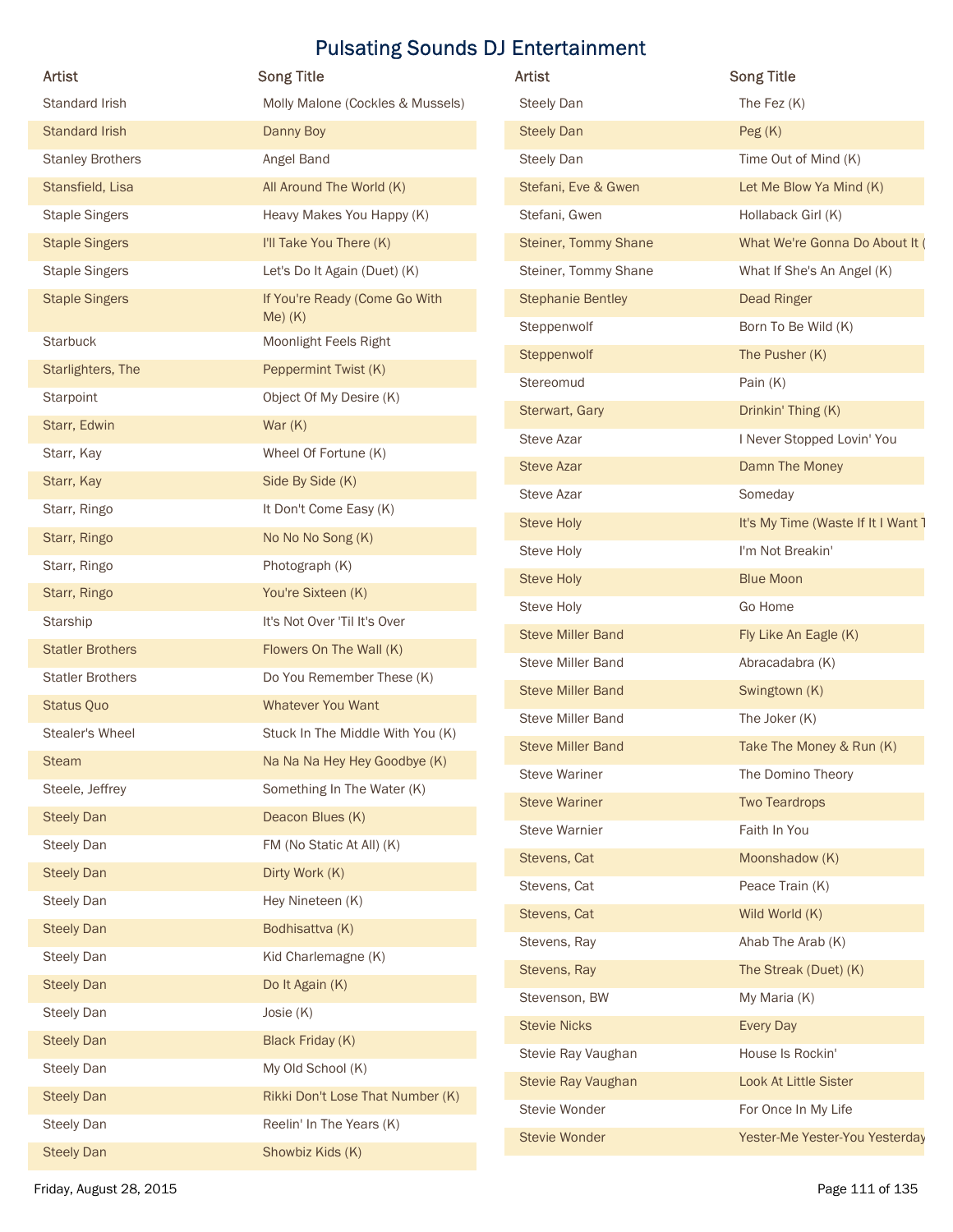# Pulsating Sounds DJ Entertainment

| Artist | Song Title |
| --- | --- |
| Standard Irish | Molly Malone (Cockles & Mussels) |
| Standard Irish | Danny Boy |
| Stanley Brothers | Angel Band |
| Stansfield, Lisa | All Around The World (K) |
| Staple Singers | Heavy Makes You Happy (K) |
| Staple Singers | I'll Take You There (K) |
| Staple Singers | Let's Do It Again (Duet) (K) |
| Staple Singers | If You're Ready (Come Go With Me) (K) |
| Starbuck | Moonlight Feels Right |
| Starlighters, The | Peppermint Twist (K) |
| Starpoint | Object Of My Desire (K) |
| Starr, Edwin | War (K) |
| Starr, Kay | Wheel Of Fortune (K) |
| Starr, Kay | Side By Side (K) |
| Starr, Ringo | It Don't Come Easy (K) |
| Starr, Ringo | No No No Song (K) |
| Starr, Ringo | Photograph (K) |
| Starr, Ringo | You're Sixteen (K) |
| Starship | It's Not Over 'Til It's Over |
| Statler Brothers | Flowers On The Wall (K) |
| Statler Brothers | Do You Remember These (K) |
| Status Quo | Whatever You Want |
| Stealer's Wheel | Stuck In The Middle With You (K) |
| Steam | Na Na Na Hey Hey Goodbye (K) |
| Steele, Jeffrey | Something In The Water (K) |
| Steely Dan | Deacon Blues (K) |
| Steely Dan | FM (No Static At All) (K) |
| Steely Dan | Dirty Work (K) |
| Steely Dan | Hey Nineteen (K) |
| Steely Dan | Bodhisattva (K) |
| Steely Dan | Kid Charlemagne (K) |
| Steely Dan | Do It Again (K) |
| Steely Dan | Josie (K) |
| Steely Dan | Black Friday (K) |
| Steely Dan | My Old School (K) |
| Steely Dan | Rikki Don't Lose That Number (K) |
| Steely Dan | Reelin' In The Years (K) |
| Steely Dan | Showbiz Kids (K) |
| Steely Dan | The Fez (K) |
| Steely Dan | Peg (K) |
| Steely Dan | Time Out of Mind (K) |
| Stefani, Eve & Gwen | Let Me Blow Ya Mind (K) |
| Stefani, Gwen | Hollaback Girl (K) |
| Steiner, Tommy Shane | What We're Gonna Do About It ( |
| Steiner, Tommy Shane | What If She's An Angel (K) |
| Stephanie Bentley | Dead Ringer |
| Steppenwolf | Born To Be Wild (K) |
| Steppenwolf | The Pusher (K) |
| Stereomud | Pain (K) |
| Sterwart, Gary | Drinkin' Thing (K) |
| Steve Azar | I Never Stopped Lovin' You |
| Steve Azar | Damn The Money |
| Steve Azar | Someday |
| Steve Holy | It's My Time (Waste If It I Want T |
| Steve Holy | I'm Not Breakin' |
| Steve Holy | Blue Moon |
| Steve Holy | Go Home |
| Steve Miller Band | Fly Like An Eagle (K) |
| Steve Miller Band | Abracadabra (K) |
| Steve Miller Band | Swingtown (K) |
| Steve Miller Band | The Joker (K) |
| Steve Miller Band | Take The Money & Run (K) |
| Steve Wariner | The Domino Theory |
| Steve Wariner | Two Teardrops |
| Steve Warnier | Faith In You |
| Stevens, Cat | Moonshadow (K) |
| Stevens, Cat | Peace Train (K) |
| Stevens, Cat | Wild World (K) |
| Stevens, Ray | Ahab The Arab (K) |
| Stevens, Ray | The Streak (Duet) (K) |
| Stevenson, BW | My Maria (K) |
| Stevie Nicks | Every Day |
| Stevie Ray Vaughan | House Is Rockin' |
| Stevie Ray Vaughan | Look At Little Sister |
| Stevie Wonder | For Once In My Life |
| Stevie Wonder | Yester-Me Yester-You Yesterday |

Friday, August 28, 2015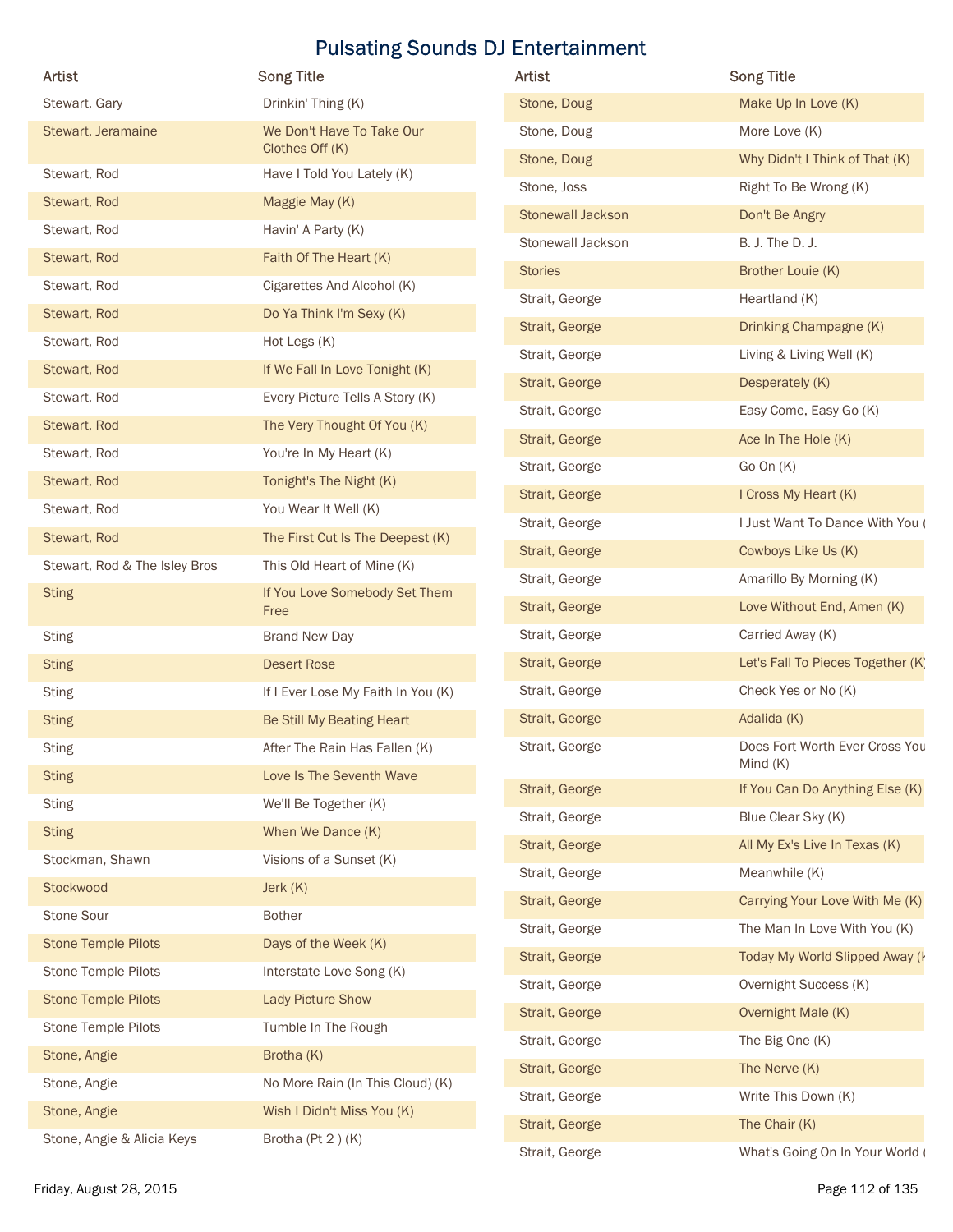# Pulsating Sounds DJ Entertainment

| Artist | Song Title |
|---|---|
| Stewart, Gary | Drinkin' Thing (K) |
| Stewart, Jeramaine | We Don't Have To Take Our Clothes Off (K) |
| Stewart, Rod | Have I Told You Lately (K) |
| Stewart, Rod | Maggie May (K) |
| Stewart, Rod | Havin' A Party (K) |
| Stewart, Rod | Faith Of The Heart (K) |
| Stewart, Rod | Cigarettes And Alcohol (K) |
| Stewart, Rod | Do Ya Think I'm Sexy (K) |
| Stewart, Rod | Hot Legs (K) |
| Stewart, Rod | If We Fall In Love Tonight (K) |
| Stewart, Rod | Every Picture Tells A Story (K) |
| Stewart, Rod | The Very Thought Of You (K) |
| Stewart, Rod | You're In My Heart (K) |
| Stewart, Rod | Tonight's The Night (K) |
| Stewart, Rod | You Wear It Well (K) |
| Stewart, Rod | The First Cut Is The Deepest (K) |
| Stewart, Rod & The Isley Bros | This Old Heart of Mine (K) |
| Sting | If You Love Somebody Set Them Free |
| Sting | Brand New Day |
| Sting | Desert Rose |
| Sting | If I Ever Lose My Faith In You (K) |
| Sting | Be Still My Beating Heart |
| Sting | After The Rain Has Fallen (K) |
| Sting | Love Is The Seventh Wave |
| Sting | We'll Be Together (K) |
| Sting | When We Dance (K) |
| Stockman, Shawn | Visions of a Sunset (K) |
| Stockwood | Jerk (K) |
| Stone Sour | Bother |
| Stone Temple Pilots | Days of the Week (K) |
| Stone Temple Pilots | Interstate Love Song (K) |
| Stone Temple Pilots | Lady Picture Show |
| Stone Temple Pilots | Tumble In The Rough |
| Stone, Angie | Brotha (K) |
| Stone, Angie | No More Rain (In This Cloud) (K) |
| Stone, Angie | Wish I Didn't Miss You (K) |
| Stone, Angie & Alicia Keys | Brotha (Pt 2 ) (K) |
| Stone, Doug | Make Up In Love (K) |
| Stone, Doug | More Love (K) |
| Stone, Doug | Why Didn't I Think of That (K) |
| Stone, Joss | Right To Be Wrong (K) |
| Stonewall Jackson | Don't Be Angry |
| Stonewall Jackson | B. J. The D. J. |
| Stories | Brother Louie (K) |
| Strait, George | Heartland (K) |
| Strait, George | Drinking Champagne (K) |
| Strait, George | Living & Living Well (K) |
| Strait, George | Desperately (K) |
| Strait, George | Easy Come, Easy Go (K) |
| Strait, George | Ace In The Hole (K) |
| Strait, George | Go On (K) |
| Strait, George | I Cross My Heart (K) |
| Strait, George | I Just Want To Dance With You ( |
| Strait, George | Cowboys Like Us (K) |
| Strait, George | Amarillo By Morning (K) |
| Strait, George | Love Without End, Amen (K) |
| Strait, George | Carried Away (K) |
| Strait, George | Let's Fall To Pieces Together (K) |
| Strait, George | Check Yes or No (K) |
| Strait, George | Adalida (K) |
| Strait, George | Does Fort Worth Ever Cross You Mind (K) |
| Strait, George | If You Can Do Anything Else (K) |
| Strait, George | Blue Clear Sky (K) |
| Strait, George | All My Ex's Live In Texas (K) |
| Strait, George | Meanwhile (K) |
| Strait, George | Carrying Your Love With Me (K) |
| Strait, George | The Man In Love With You (K) |
| Strait, George | Today My World Slipped Away (K |
| Strait, George | Overnight Success (K) |
| Strait, George | Overnight Male (K) |
| Strait, George | The Big One (K) |
| Strait, George | The Nerve (K) |
| Strait, George | Write This Down (K) |
| Strait, George | The Chair (K) |
| Strait, George | What's Going On In Your World ( |

Friday, August 28, 2015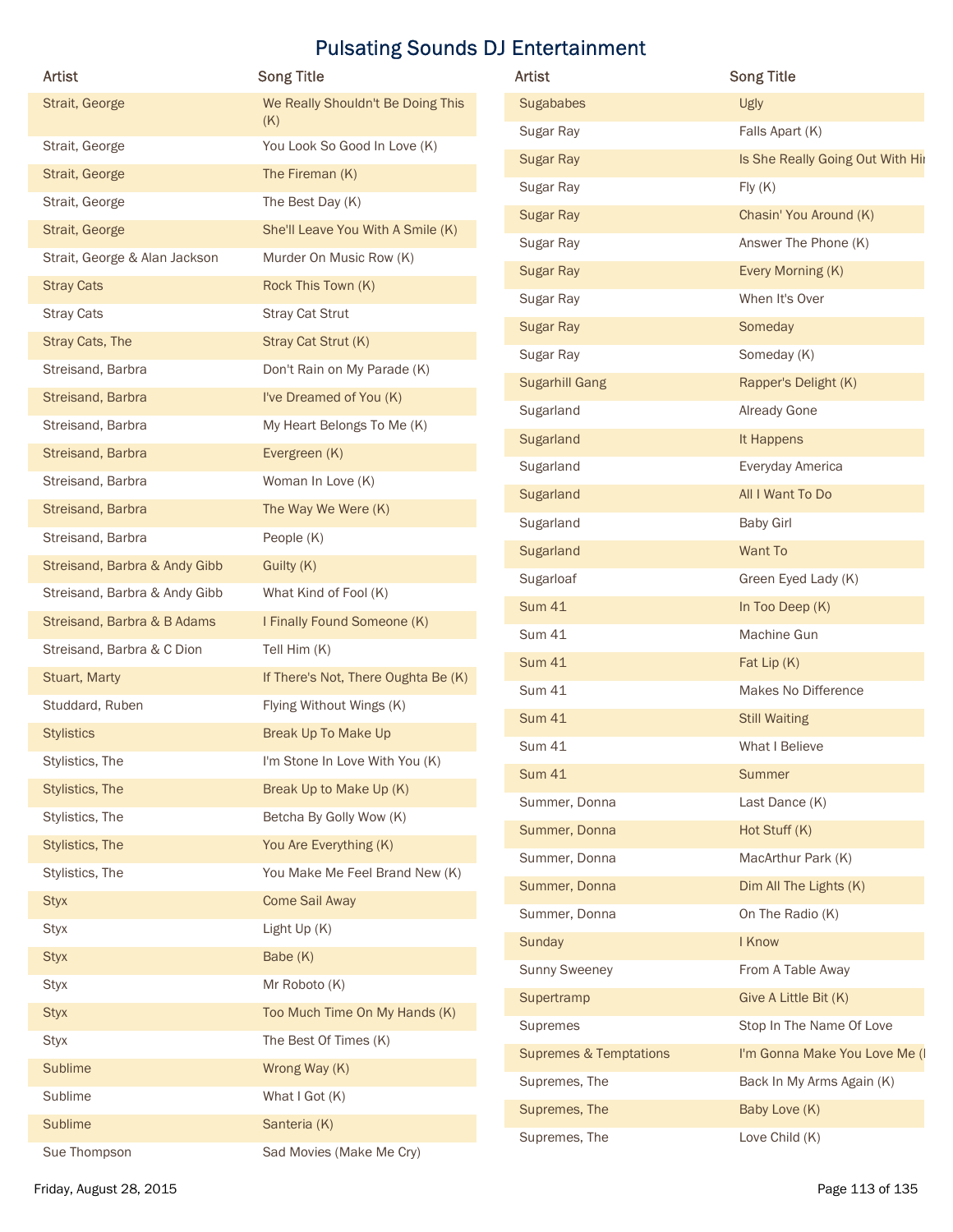# Pulsating Sounds DJ Entertainment

| Artist | Song Title |
|---|---|
| Strait, George | We Really Shouldn't Be Doing This (K) |
| Strait, George | You Look So Good In Love (K) |
| Strait, George | The Fireman (K) |
| Strait, George | The Best Day (K) |
| Strait, George | She'll Leave You With A Smile (K) |
| Strait, George & Alan Jackson | Murder On Music Row (K) |
| Stray Cats | Rock This Town (K) |
| Stray Cats | Stray Cat Strut |
| Stray Cats, The | Stray Cat Strut (K) |
| Streisand, Barbra | Don't Rain on My Parade (K) |
| Streisand, Barbra | I've Dreamed of You (K) |
| Streisand, Barbra | My Heart Belongs To Me (K) |
| Streisand, Barbra | Evergreen (K) |
| Streisand, Barbra | Woman In Love (K) |
| Streisand, Barbra | The Way We Were (K) |
| Streisand, Barbra | People (K) |
| Streisand, Barbra & Andy Gibb | Guilty (K) |
| Streisand, Barbra & Andy Gibb | What Kind of Fool (K) |
| Streisand, Barbra & B Adams | I Finally Found Someone (K) |
| Streisand, Barbra & C Dion | Tell Him (K) |
| Stuart, Marty | If There's Not, There Oughta Be (K) |
| Studdard, Ruben | Flying Without Wings (K) |
| Stylistics | Break Up To Make Up |
| Stylistics, The | I'm Stone In Love With You (K) |
| Stylistics, The | Break Up to Make Up (K) |
| Stylistics, The | Betcha By Golly Wow (K) |
| Stylistics, The | You Are Everything (K) |
| Stylistics, The | You Make Me Feel Brand New (K) |
| Styx | Come Sail Away |
| Styx | Light Up (K) |
| Styx | Babe (K) |
| Styx | Mr Roboto (K) |
| Styx | Too Much Time On My Hands (K) |
| Styx | The Best Of Times (K) |
| Sublime | Wrong Way (K) |
| Sublime | What I Got (K) |
| Sublime | Santeria (K) |
| Sue Thompson | Sad Movies (Make Me Cry) |
| Sugababes | Ugly |
| Sugar Ray | Falls Apart (K) |
| Sugar Ray | Is She Really Going Out With Hi |
| Sugar Ray | Fly (K) |
| Sugar Ray | Chasin' You Around (K) |
| Sugar Ray | Answer The Phone (K) |
| Sugar Ray | Every Morning (K) |
| Sugar Ray | When It's Over |
| Sugar Ray | Someday |
| Sugar Ray | Someday (K) |
| Sugarhill Gang | Rapper's Delight (K) |
| Sugarland | Already Gone |
| Sugarland | It Happens |
| Sugarland | Everyday America |
| Sugarland | All I Want To Do |
| Sugarland | Baby Girl |
| Sugarland | Want To |
| Sugarloaf | Green Eyed Lady (K) |
| Sum 41 | In Too Deep (K) |
| Sum 41 | Machine Gun |
| Sum 41 | Fat Lip (K) |
| Sum 41 | Makes No Difference |
| Sum 41 | Still Waiting |
| Sum 41 | What I Believe |
| Sum 41 | Summer |
| Summer, Donna | Last Dance (K) |
| Summer, Donna | Hot Stuff (K) |
| Summer, Donna | MacArthur Park (K) |
| Summer, Donna | Dim All The Lights (K) |
| Summer, Donna | On The Radio (K) |
| Sunday | I Know |
| Sunny Sweeney | From A Table Away |
| Supertramp | Give A Little Bit (K) |
| Supremes | Stop In The Name Of Love |
| Supremes & Temptations | I'm Gonna Make You Love Me ( |
| Supremes, The | Back In My Arms Again (K) |
| Supremes, The | Baby Love (K) |
| Supremes, The | Love Child (K) |

Friday, August 28, 2015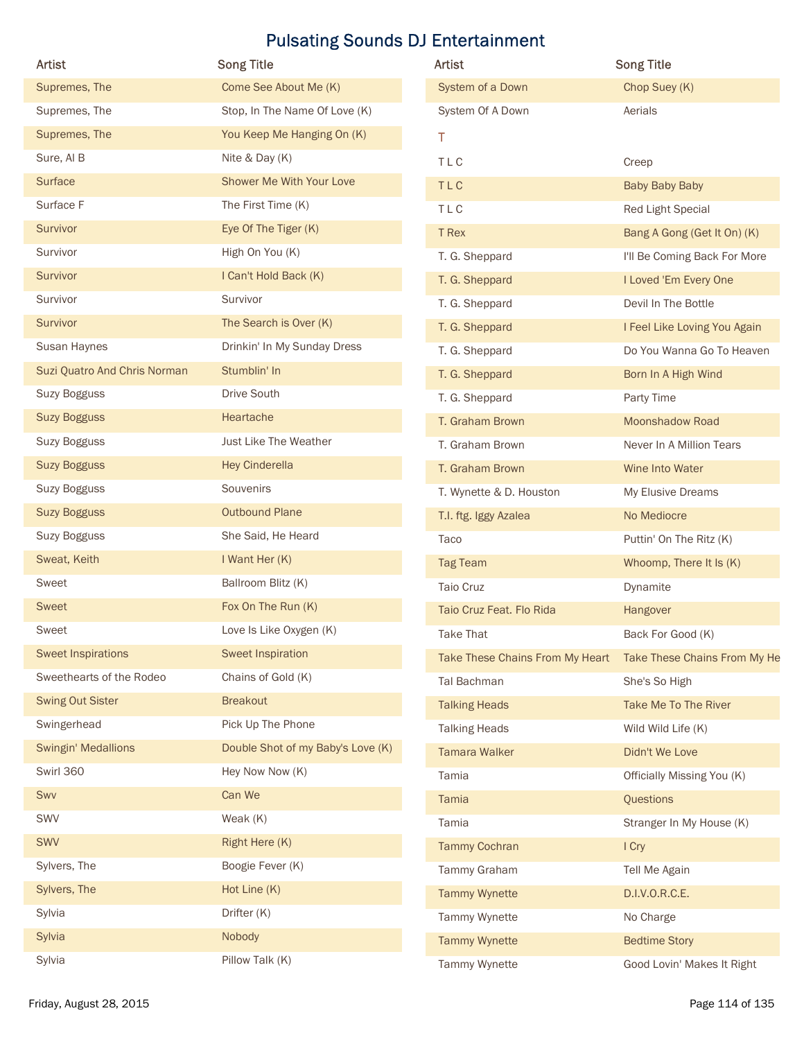# Pulsating Sounds DJ Entertainment

| Artist | Song Title |
| --- | --- |
| Supremes, The | Come See About Me (K) |
| Supremes, The | Stop, In The Name Of Love (K) |
| Supremes, The | You Keep Me Hanging On (K) |
| Sure, Al B | Nite & Day (K) |
| Surface | Shower Me With Your Love |
| Surface F | The First Time (K) |
| Survivor | Eye Of The Tiger (K) |
| Survivor | High On You (K) |
| Survivor | I Can't Hold Back (K) |
| Survivor | Survivor |
| Survivor | The Search is Over (K) |
| Susan Haynes | Drinkin' In My Sunday Dress |
| Suzi Quatro And Chris Norman | Stumblin' In |
| Suzy Bogguss | Drive South |
| Suzy Bogguss | Heartache |
| Suzy Bogguss | Just Like The Weather |
| Suzy Bogguss | Hey Cinderella |
| Suzy Bogguss | Souvenirs |
| Suzy Bogguss | Outbound Plane |
| Suzy Bogguss | She Said, He Heard |
| Sweat, Keith | I Want Her (K) |
| Sweet | Ballroom Blitz (K) |
| Sweet | Fox On The Run (K) |
| Sweet | Love Is Like Oxygen (K) |
| Sweet Inspirations | Sweet Inspiration |
| Sweethearts of the Rodeo | Chains of Gold (K) |
| Swing Out Sister | Breakout |
| Swingerhead | Pick Up The Phone |
| Swingin' Medallions | Double Shot of my Baby's Love (K) |
| Swirl 360 | Hey Now Now (K) |
| Swv | Can We |
| SWV | Weak (K) |
| SWV | Right Here (K) |
| Sylvers, The | Boogie Fever (K) |
| Sylvers, The | Hot Line (K) |
| Sylvia | Drifter (K) |
| Sylvia | Nobody |
| Sylvia | Pillow Talk (K) |
| System of a Down | Chop Suey (K) |
| System Of A Down | Aerials |
| T | |
| T L C | Creep |
| T L C | Baby Baby Baby |
| T L C | Red Light Special |
| T Rex | Bang A Gong (Get It On) (K) |
| T. G. Sheppard | I'll Be Coming Back For More |
| T. G. Sheppard | I Loved 'Em Every One |
| T. G. Sheppard | Devil In The Bottle |
| T. G. Sheppard | I Feel Like Loving You Again |
| T. G. Sheppard | Do You Wanna Go To Heaven |
| T. G. Sheppard | Born In A High Wind |
| T. G. Sheppard | Party Time |
| T. Graham Brown | Moonshadow Road |
| T. Graham Brown | Never In A Million Tears |
| T. Graham Brown | Wine Into Water |
| T. Wynette & D. Houston | My Elusive Dreams |
| T.I. ftg. Iggy Azalea | No Mediocre |
| Taco | Puttin' On The Ritz (K) |
| Tag Team | Whoomp, There It Is (K) |
| Taio Cruz | Dynamite |
| Taio Cruz Feat. Flo Rida | Hangover |
| Take That | Back For Good (K) |
| Take These Chains From My Heart | Take These Chains From My He |
| Tal Bachman | She's So High |
| Talking Heads | Take Me To The River |
| Talking Heads | Wild Wild Life (K) |
| Tamara Walker | Didn't We Love |
| Tamia | Officially Missing You (K) |
| Tamia | Questions |
| Tamia | Stranger In My House (K) |
| Tammy Cochran | I Cry |
| Tammy Graham | Tell Me Again |
| Tammy Wynette | D.I.V.O.R.C.E. |
| Tammy Wynette | No Charge |
| Tammy Wynette | Bedtime Story |
| Tammy Wynette | Good Lovin' Makes It Right |

Friday, August 28, 2015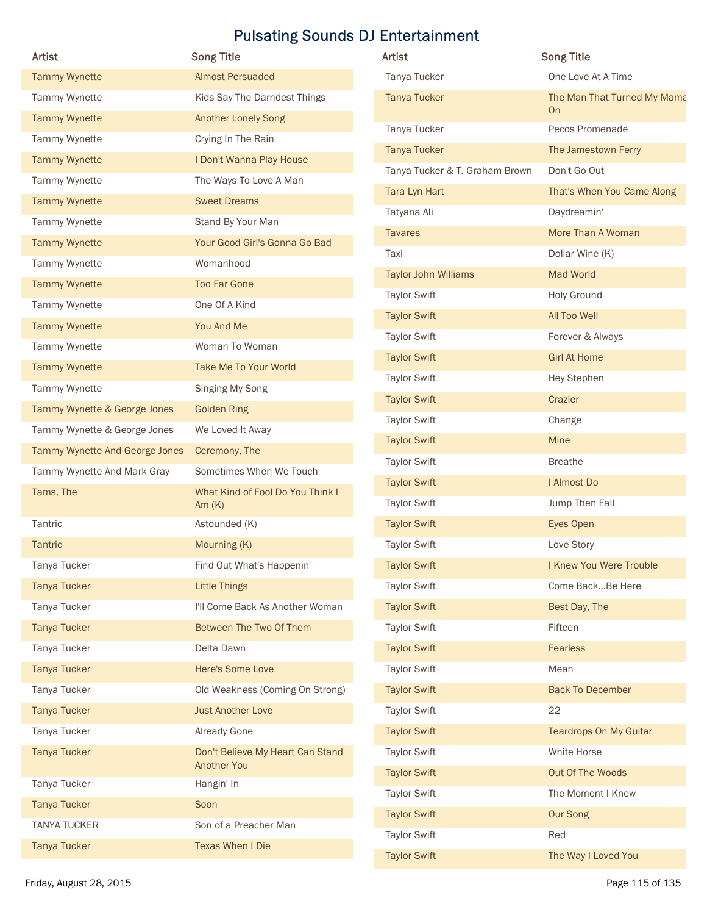# Pulsating Sounds DJ Entertainment

| Artist | Song Title |
| --- | --- |
| Tammy Wynette | Almost Persuaded |
| Tammy Wynette | Kids Say The Darndest Things |
| Tammy Wynette | Another Lonely Song |
| Tammy Wynette | Crying In The Rain |
| Tammy Wynette | I Don't Wanna Play House |
| Tammy Wynette | The Ways To Love A Man |
| Tammy Wynette | Sweet Dreams |
| Tammy Wynette | Stand By Your Man |
| Tammy Wynette | Your Good Girl's Gonna Go Bad |
| Tammy Wynette | Womanhood |
| Tammy Wynette | Too Far Gone |
| Tammy Wynette | One Of A Kind |
| Tammy Wynette | You And Me |
| Tammy Wynette | Woman To Woman |
| Tammy Wynette | Take Me To Your World |
| Tammy Wynette | Singing My Song |
| Tammy Wynette & George Jones | Golden Ring |
| Tammy Wynette & George Jones | We Loved It Away |
| Tammy Wynette And George Jones | Ceremony, The |
| Tammy Wynette And Mark Gray | Sometimes When We Touch |
| Tams, The | What Kind of Fool Do You Think I Am (K) |
| Tantric | Astounded (K) |
| Tantric | Mourning (K) |
| Tanya Tucker | Find Out What's Happenin' |
| Tanya Tucker | Little Things |
| Tanya Tucker | I'll Come Back As Another Woman |
| Tanya Tucker | Between The Two Of Them |
| Tanya Tucker | Delta Dawn |
| Tanya Tucker | Here's Some Love |
| Tanya Tucker | Old Weakness (Coming On Strong) |
| Tanya Tucker | Just Another Love |
| Tanya Tucker | Already Gone |
| Tanya Tucker | Don't Believe My Heart Can Stand Another You |
| Tanya Tucker | Hangin' In |
| Tanya Tucker | Soon |
| TANYA TUCKER | Son of a Preacher Man |
| Tanya Tucker | Texas When I Die |
| Tanya Tucker | One Love At A Time |
| Tanya Tucker | The Man That Turned My Mama On |
| Tanya Tucker | Pecos Promenade |
| Tanya Tucker | The Jamestown Ferry |
| Tanya Tucker & T. Graham Brown | Don't Go Out |
| Tara Lyn Hart | That's When You Came Along |
| Tatyana Ali | Daydreamin' |
| Tavares | More Than A Woman |
| Taxi | Dollar Wine (K) |
| Taylor John Williams | Mad World |
| Taylor Swift | Holy Ground |
| Taylor Swift | All Too Well |
| Taylor Swift | Forever & Always |
| Taylor Swift | Girl At Home |
| Taylor Swift | Hey Stephen |
| Taylor Swift | Crazier |
| Taylor Swift | Change |
| Taylor Swift | Mine |
| Taylor Swift | Breathe |
| Taylor Swift | I Almost Do |
| Taylor Swift | Jump Then Fall |
| Taylor Swift | Eyes Open |
| Taylor Swift | Love Story |
| Taylor Swift | I Knew You Were Trouble |
| Taylor Swift | Come Back...Be Here |
| Taylor Swift | Best Day, The |
| Taylor Swift | Fifteen |
| Taylor Swift | Fearless |
| Taylor Swift | Mean |
| Taylor Swift | Back To December |
| Taylor Swift | 22 |
| Taylor Swift | Teardrops On My Guitar |
| Taylor Swift | White Horse |
| Taylor Swift | Out Of The Woods |
| Taylor Swift | The Moment I Knew |
| Taylor Swift | Our Song |
| Taylor Swift | Red |
| Taylor Swift | The Way I Loved You |

Friday, August 28, 2015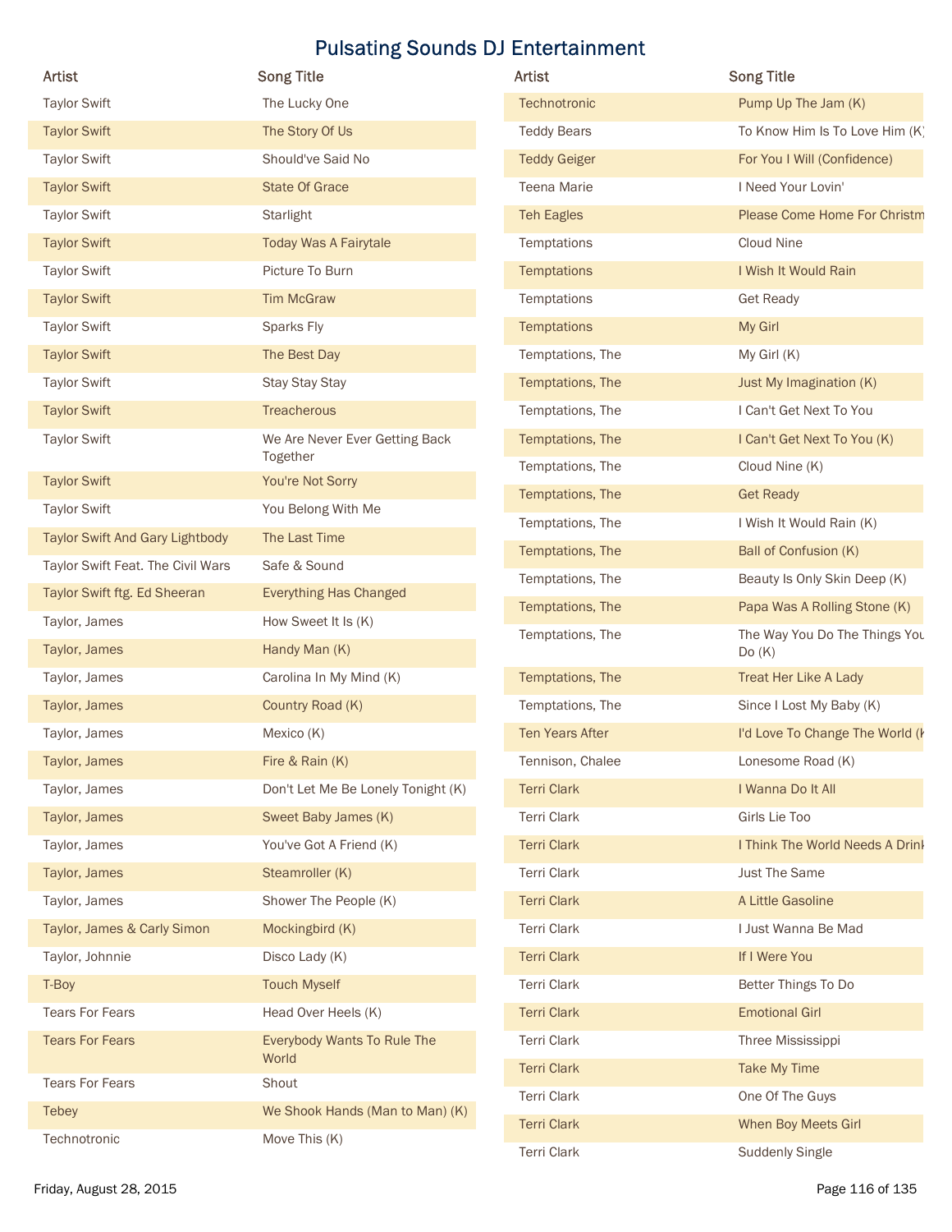# Pulsating Sounds DJ Entertainment

| Artist | Song Title |
|---|---|
| Taylor Swift | The Lucky One |
| Taylor Swift | The Story Of Us |
| Taylor Swift | Should've Said No |
| Taylor Swift | State Of Grace |
| Taylor Swift | Starlight |
| Taylor Swift | Today Was A Fairytale |
| Taylor Swift | Picture To Burn |
| Taylor Swift | Tim McGraw |
| Taylor Swift | Sparks Fly |
| Taylor Swift | The Best Day |
| Taylor Swift | Stay Stay Stay |
| Taylor Swift | Treacherous |
| Taylor Swift | We Are Never Ever Getting Back Together |
| Taylor Swift | You're Not Sorry |
| Taylor Swift | You Belong With Me |
| Taylor Swift And Gary Lightbody | The Last Time |
| Taylor Swift Feat. The Civil Wars | Safe & Sound |
| Taylor Swift ftg. Ed Sheeran | Everything Has Changed |
| Taylor, James | How Sweet It Is (K) |
| Taylor, James | Handy Man (K) |
| Taylor, James | Carolina In My Mind (K) |
| Taylor, James | Country Road (K) |
| Taylor, James | Mexico (K) |
| Taylor, James | Fire & Rain (K) |
| Taylor, James | Don't Let Me Be Lonely Tonight (K) |
| Taylor, James | Sweet Baby James (K) |
| Taylor, James | You've Got A Friend (K) |
| Taylor, James | Steamroller (K) |
| Taylor, James | Shower The People (K) |
| Taylor, James & Carly Simon | Mockingbird (K) |
| Taylor, Johnnie | Disco Lady (K) |
| T-Boy | Touch Myself |
| Tears For Fears | Head Over Heels (K) |
| Tears For Fears | Everybody Wants To Rule The World |
| Tears For Fears | Shout |
| Tebey | We Shook Hands (Man to Man) (K) |
| Technotronic | Move This (K) |
| Technotronic | Pump Up The Jam (K) |
| Teddy Bears | To Know Him Is To Love Him (K) |
| Teddy Geiger | For You I Will (Confidence) |
| Teena Marie | I Need Your Lovin' |
| Teh Eagles | Please Come Home For Christm |
| Temptations | Cloud Nine |
| Temptations | I Wish It Would Rain |
| Temptations | Get Ready |
| Temptations | My Girl |
| Temptations, The | My Girl (K) |
| Temptations, The | Just My Imagination (K) |
| Temptations, The | I Can't Get Next To You |
| Temptations, The | I Can't Get Next To You (K) |
| Temptations, The | Cloud Nine (K) |
| Temptations, The | Get Ready |
| Temptations, The | I Wish It Would Rain (K) |
| Temptations, The | Ball of Confusion (K) |
| Temptations, The | Beauty Is Only Skin Deep (K) |
| Temptations, The | Papa Was A Rolling Stone (K) |
| Temptations, The | The Way You Do The Things You Do (K) |
| Temptations, The | Treat Her Like A Lady |
| Temptations, The | Since I Lost My Baby (K) |
| Ten Years After | I'd Love To Change The World (K |
| Tennison, Chalee | Lonesome Road (K) |
| Terri Clark | I Wanna Do It All |
| Terri Clark | Girls Lie Too |
| Terri Clark | I Think The World Needs A Drink |
| Terri Clark | Just The Same |
| Terri Clark | A Little Gasoline |
| Terri Clark | I Just Wanna Be Mad |
| Terri Clark | If I Were You |
| Terri Clark | Better Things To Do |
| Terri Clark | Emotional Girl |
| Terri Clark | Three Mississippi |
| Terri Clark | Take My Time |
| Terri Clark | One Of The Guys |
| Terri Clark | When Boy Meets Girl |
| Terri Clark | Suddenly Single |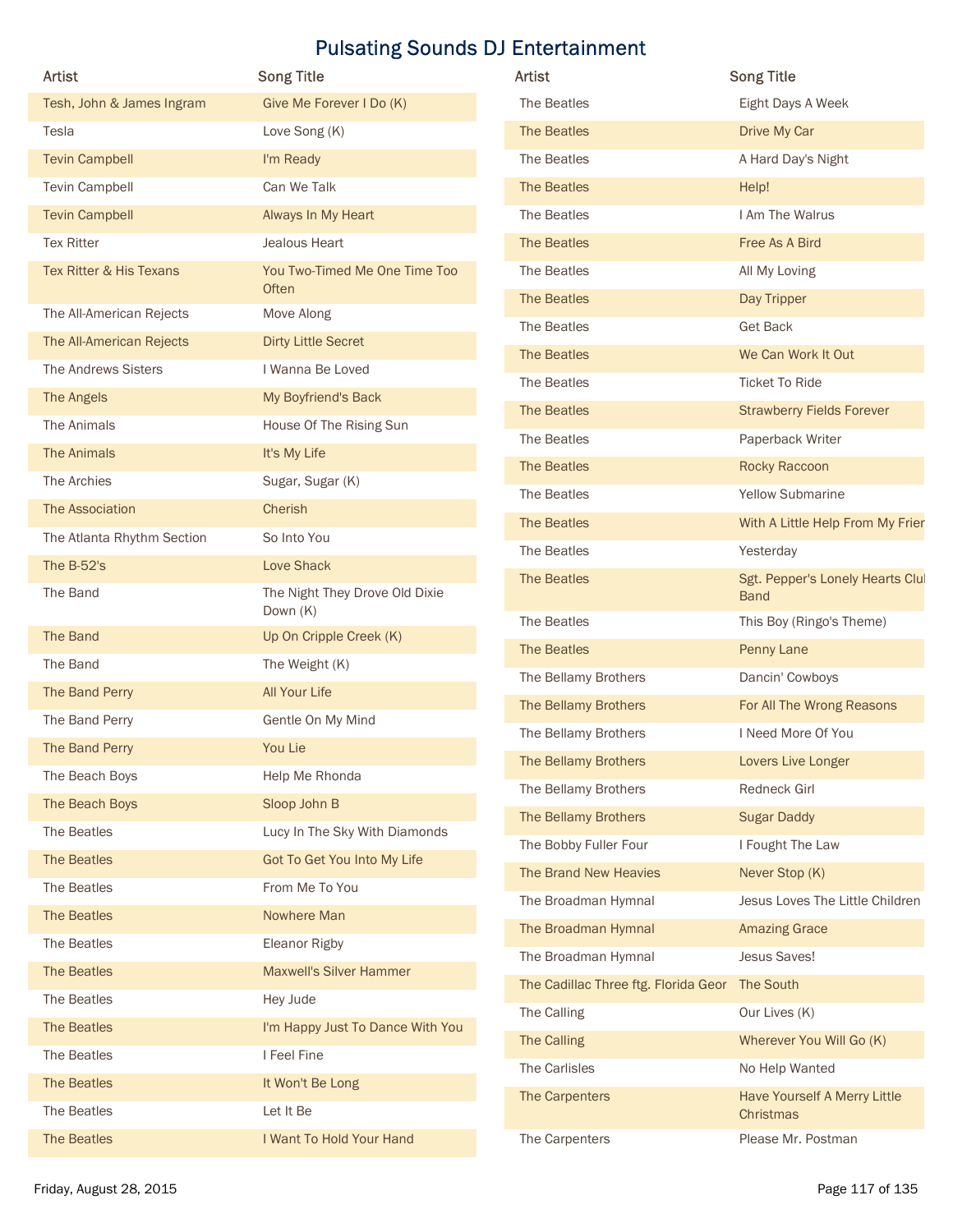# Pulsating Sounds DJ Entertainment

| Artist | Song Title |
|---|---|
| Tesh, John & James Ingram | Give Me Forever I Do (K) |
| Tesla | Love Song (K) |
| Tevin Campbell | I'm Ready |
| Tevin Campbell | Can We Talk |
| Tevin Campbell | Always In My Heart |
| Tex Ritter | Jealous Heart |
| Tex Ritter & His Texans | You Two-Timed Me One Time Too Often |
| The All-American Rejects | Move Along |
| The All-American Rejects | Dirty Little Secret |
| The Andrews Sisters | I Wanna Be Loved |
| The Angels | My Boyfriend's Back |
| The Animals | House Of The Rising Sun |
| The Animals | It's My Life |
| The Archies | Sugar, Sugar (K) |
| The Association | Cherish |
| The Atlanta Rhythm Section | So Into You |
| The B-52's | Love Shack |
| The Band | The Night They Drove Old Dixie Down (K) |
| The Band | Up On Cripple Creek (K) |
| The Band | The Weight (K) |
| The Band Perry | All Your Life |
| The Band Perry | Gentle On My Mind |
| The Band Perry | You Lie |
| The Beach Boys | Help Me Rhonda |
| The Beach Boys | Sloop John B |
| The Beatles | Lucy In The Sky With Diamonds |
| The Beatles | Got To Get You Into My Life |
| The Beatles | From Me To You |
| The Beatles | Nowhere Man |
| The Beatles | Eleanor Rigby |
| The Beatles | Maxwell's Silver Hammer |
| The Beatles | Hey Jude |
| The Beatles | I'm Happy Just To Dance With You |
| The Beatles | I Feel Fine |
| The Beatles | It Won't Be Long |
| The Beatles | Let It Be |
| The Beatles | I Want To Hold Your Hand |
| The Beatles | Eight Days A Week |
| The Beatles | Drive My Car |
| The Beatles | A Hard Day's Night |
| The Beatles | Help! |
| The Beatles | I Am The Walrus |
| The Beatles | Free As A Bird |
| The Beatles | All My Loving |
| The Beatles | Day Tripper |
| The Beatles | Get Back |
| The Beatles | We Can Work It Out |
| The Beatles | Ticket To Ride |
| The Beatles | Strawberry Fields Forever |
| The Beatles | Paperback Writer |
| The Beatles | Rocky Raccoon |
| The Beatles | Yellow Submarine |
| The Beatles | With A Little Help From My Frier |
| The Beatles | Yesterday |
| The Beatles | Sgt. Pepper's Lonely Hearts Clul Band |
| The Beatles | This Boy (Ringo's Theme) |
| The Beatles | Penny Lane |
| The Bellamy Brothers | Dancin' Cowboys |
| The Bellamy Brothers | For All The Wrong Reasons |
| The Bellamy Brothers | I Need More Of You |
| The Bellamy Brothers | Lovers Live Longer |
| The Bellamy Brothers | Redneck Girl |
| The Bellamy Brothers | Sugar Daddy |
| The Bobby Fuller Four | I Fought The Law |
| The Brand New Heavies | Never Stop (K) |
| The Broadman Hymnal | Jesus Loves The Little Children |
| The Broadman Hymnal | Amazing Grace |
| The Broadman Hymnal | Jesus Saves! |
| The Cadillac Three ftg. Florida Geor | The South |
| The Calling | Our Lives (K) |
| The Calling | Wherever You Will Go (K) |
| The Carlisles | No Help Wanted |
| The Carpenters | Have Yourself A Merry Little Christmas |
| The Carpenters | Please Mr. Postman |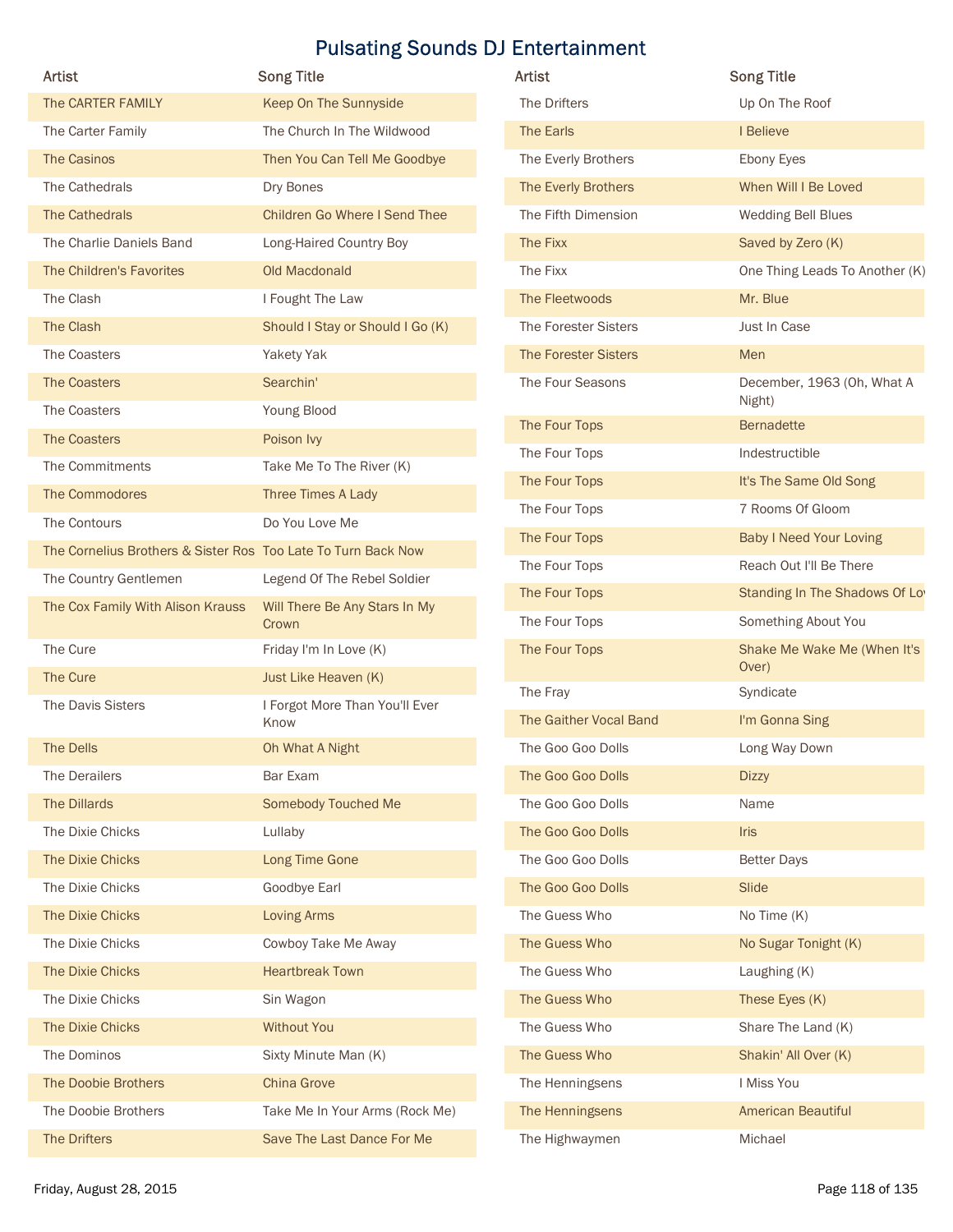# Pulsating Sounds DJ Entertainment

| Artist | Song Title |
|---|---|
| The CARTER FAMILY | Keep On The Sunnyside |
| The Carter Family | The Church In The Wildwood |
| The Casinos | Then You Can Tell Me Goodbye |
| The Cathedrals | Dry Bones |
| The Cathedrals | Children Go Where I Send Thee |
| The Charlie Daniels Band | Long-Haired Country Boy |
| The Children's Favorites | Old Macdonald |
| The Clash | I Fought The Law |
| The Clash | Should I Stay or Should I Go (K) |
| The Coasters | Yakety Yak |
| The Coasters | Searchin' |
| The Coasters | Young Blood |
| The Coasters | Poison Ivy |
| The Commitments | Take Me To The River (K) |
| The Commodores | Three Times A Lady |
| The Contours | Do You Love Me |
| The Cornelius Brothers & Sister Ros | Too Late To Turn Back Now |
| The Country Gentlemen | Legend Of The Rebel Soldier |
| The Cox Family With Alison Krauss | Will There Be Any Stars In My Crown |
| The Cure | Friday I'm In Love (K) |
| The Cure | Just Like Heaven (K) |
| The Davis Sisters | I Forgot More Than You'll Ever Know |
| The Dells | Oh What A Night |
| The Derailers | Bar Exam |
| The Dillards | Somebody Touched Me |
| The Dixie Chicks | Lullaby |
| The Dixie Chicks | Long Time Gone |
| The Dixie Chicks | Goodbye Earl |
| The Dixie Chicks | Loving Arms |
| The Dixie Chicks | Cowboy Take Me Away |
| The Dixie Chicks | Heartbreak Town |
| The Dixie Chicks | Sin Wagon |
| The Dixie Chicks | Without You |
| The Dominos | Sixty Minute Man (K) |
| The Doobie Brothers | China Grove |
| The Doobie Brothers | Take Me In Your Arms (Rock Me) |
| The Drifters | Save The Last Dance For Me |
| The Drifters | Up On The Roof |
| The Earls | I Believe |
| The Everly Brothers | Ebony Eyes |
| The Everly Brothers | When Will I Be Loved |
| The Fifth Dimension | Wedding Bell Blues |
| The Fixx | Saved by Zero (K) |
| The Fixx | One Thing Leads To Another (K) |
| The Fleetwoods | Mr. Blue |
| The Forester Sisters | Just In Case |
| The Forester Sisters | Men |
| The Four Seasons | December, 1963 (Oh, What A Night) |
| The Four Tops | Bernadette |
| The Four Tops | Indestructible |
| The Four Tops | It's The Same Old Song |
| The Four Tops | 7 Rooms Of Gloom |
| The Four Tops | Baby I Need Your Loving |
| The Four Tops | Reach Out I'll Be There |
| The Four Tops | Standing In The Shadows Of Lov |
| The Four Tops | Something About You |
| The Four Tops | Shake Me Wake Me (When It's Over) |
| The Fray | Syndicate |
| The Gaither Vocal Band | I'm Gonna Sing |
| The Goo Goo Dolls | Long Way Down |
| The Goo Goo Dolls | Dizzy |
| The Goo Goo Dolls | Name |
| The Goo Goo Dolls | Iris |
| The Goo Goo Dolls | Better Days |
| The Goo Goo Dolls | Slide |
| The Guess Who | No Time (K) |
| The Guess Who | No Sugar Tonight (K) |
| The Guess Who | Laughing (K) |
| The Guess Who | These Eyes (K) |
| The Guess Who | Share The Land (K) |
| The Guess Who | Shakin' All Over (K) |
| The Henningsens | I Miss You |
| The Henningsens | American Beautiful |
| The Highwaymen | Michael |

Friday, August 28, 2015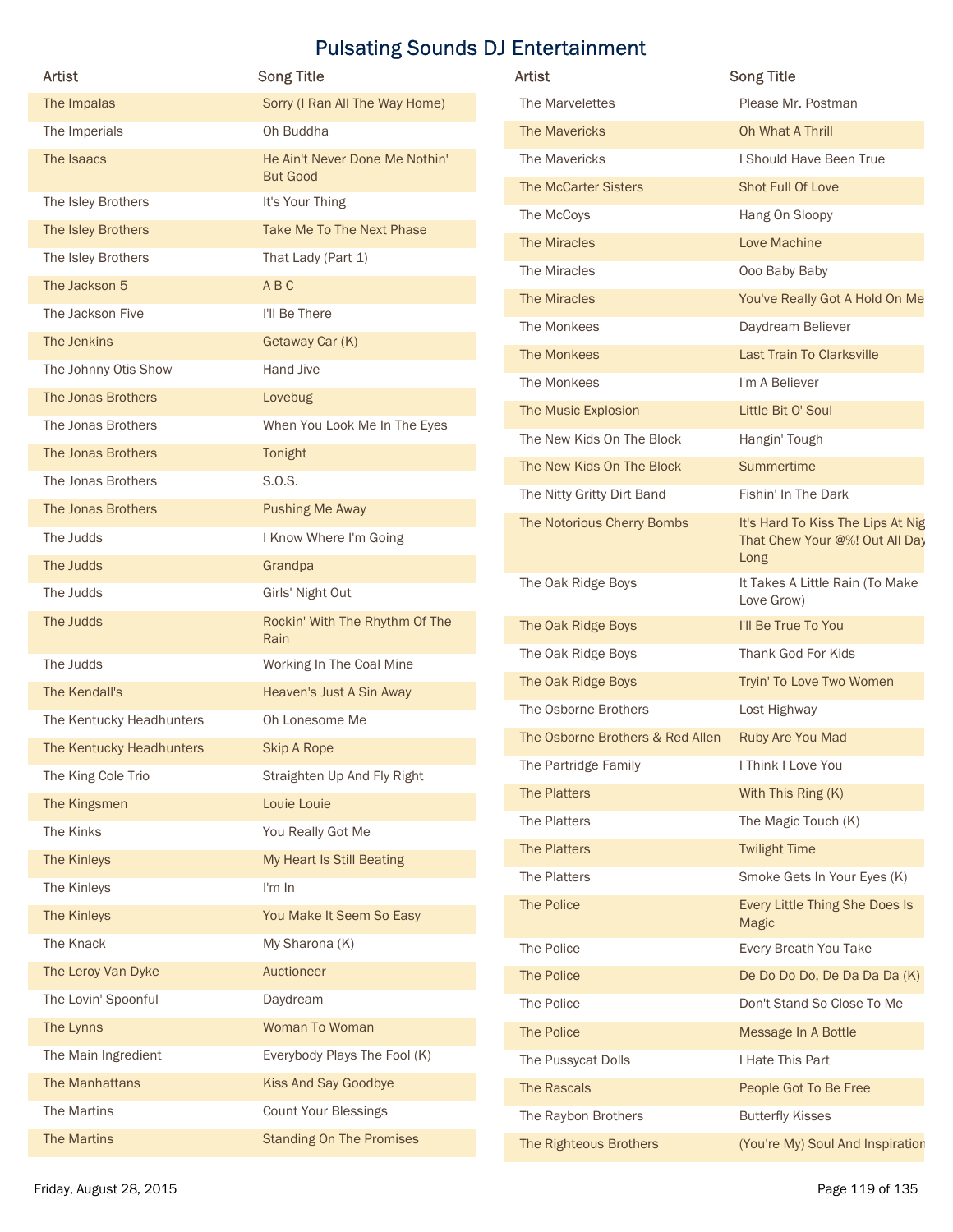# Pulsating Sounds DJ Entertainment

| Artist | Song Title |
| --- | --- |
| The Impalas | Sorry (I Ran All The Way Home) |
| The Imperials | Oh Buddha |
| The Isaacs | He Ain't Never Done Me Nothin' But Good |
| The Isley Brothers | It's Your Thing |
| The Isley Brothers | Take Me To The Next Phase |
| The Isley Brothers | That Lady (Part 1) |
| The Jackson 5 | A B C |
| The Jackson Five | I'll Be There |
| The Jenkins | Getaway Car (K) |
| The Johnny Otis Show | Hand Jive |
| The Jonas Brothers | Lovebug |
| The Jonas Brothers | When You Look Me In The Eyes |
| The Jonas Brothers | Tonight |
| The Jonas Brothers | S.O.S. |
| The Jonas Brothers | Pushing Me Away |
| The Judds | I Know Where I'm Going |
| The Judds | Grandpa |
| The Judds | Girls' Night Out |
| The Judds | Rockin' With The Rhythm Of The Rain |
| The Judds | Working In The Coal Mine |
| The Kendall's | Heaven's Just A Sin Away |
| The Kentucky Headhunters | Oh Lonesome Me |
| The Kentucky Headhunters | Skip A Rope |
| The King Cole Trio | Straighten Up And Fly Right |
| The Kingsmen | Louie Louie |
| The Kinks | You Really Got Me |
| The Kinleys | My Heart Is Still Beating |
| The Kinleys | I'm In |
| The Kinleys | You Make It Seem So Easy |
| The Knack | My Sharona (K) |
| The Leroy Van Dyke | Auctioneer |
| The Lovin' Spoonful | Daydream |
| The Lynns | Woman To Woman |
| The Main Ingredient | Everybody Plays The Fool (K) |
| The Manhattans | Kiss And Say Goodbye |
| The Martins | Count Your Blessings |
| The Martins | Standing On The Promises |
| The Marvelettes | Please Mr. Postman |
| The Mavericks | Oh What A Thrill |
| The Mavericks | I Should Have Been True |
| The McCarter Sisters | Shot Full Of Love |
| The McCoys | Hang On Sloopy |
| The Miracles | Love Machine |
| The Miracles | Ooo Baby Baby |
| The Miracles | You've Really Got A Hold On Me |
| The Monkees | Daydream Believer |
| The Monkees | Last Train To Clarksville |
| The Monkees | I'm A Believer |
| The Music Explosion | Little Bit O' Soul |
| The New Kids On The Block | Hangin' Tough |
| The New Kids On The Block | Summertime |
| The Nitty Gritty Dirt Band | Fishin' In The Dark |
| The Notorious Cherry Bombs | It's Hard To Kiss The Lips At Nig That Chew Your @%! Out All Day Long |
| The Oak Ridge Boys | It Takes A Little Rain (To Make Love Grow) |
| The Oak Ridge Boys | I'll Be True To You |
| The Oak Ridge Boys | Thank God For Kids |
| The Oak Ridge Boys | Tryin' To Love Two Women |
| The Osborne Brothers | Lost Highway |
| The Osborne Brothers & Red Allen | Ruby Are You Mad |
| The Partridge Family | I Think I Love You |
| The Platters | With This Ring (K) |
| The Platters | The Magic Touch (K) |
| The Platters | Twilight Time |
| The Platters | Smoke Gets In Your Eyes (K) |
| The Police | Every Little Thing She Does Is Magic |
| The Police | Every Breath You Take |
| The Police | De Do Do Do, De Da Da Da (K) |
| The Police | Don't Stand So Close To Me |
| The Police | Message In A Bottle |
| The Pussycat Dolls | I Hate This Part |
| The Rascals | People Got To Be Free |
| The Raybon Brothers | Butterfly Kisses |
| The Righteous Brothers | (You're My) Soul And Inspiration |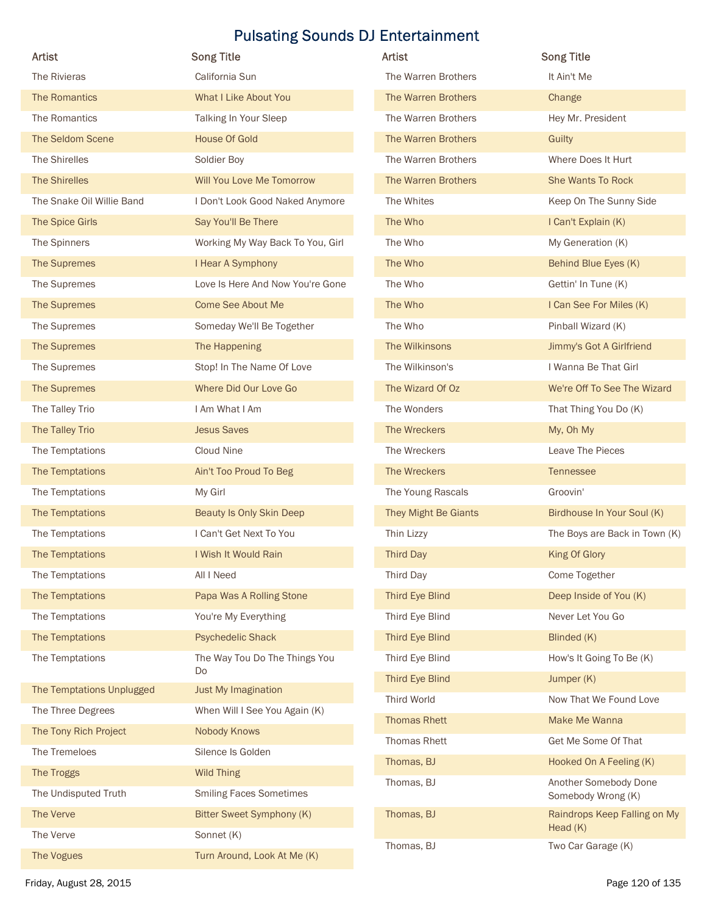# Pulsating Sounds DJ Entertainment

| Artist | Song Title |
|---|---|
| The Rivieras | California Sun |
| The Romantics | What I Like About You |
| The Romantics | Talking In Your Sleep |
| The Seldom Scene | House Of Gold |
| The Shirelles | Soldier Boy |
| The Shirelles | Will You Love Me Tomorrow |
| The Snake Oil Willie Band | I Don't Look Good Naked Anymore |
| The Spice Girls | Say You'll Be There |
| The Spinners | Working My Way Back To You, Girl |
| The Supremes | I Hear A Symphony |
| The Supremes | Love Is Here And Now You're Gone |
| The Supremes | Come See About Me |
| The Supremes | Someday We'll Be Together |
| The Supremes | The Happening |
| The Supremes | Stop! In The Name Of Love |
| The Supremes | Where Did Our Love Go |
| The Talley Trio | I Am What I Am |
| The Talley Trio | Jesus Saves |
| The Temptations | Cloud Nine |
| The Temptations | Ain't Too Proud To Beg |
| The Temptations | My Girl |
| The Temptations | Beauty Is Only Skin Deep |
| The Temptations | I Can't Get Next To You |
| The Temptations | I Wish It Would Rain |
| The Temptations | All I Need |
| The Temptations | Papa Was A Rolling Stone |
| The Temptations | You're My Everything |
| The Temptations | Psychedelic Shack |
| The Temptations | The Way Tou Do The Things You Do |
| The Temptations Unplugged | Just My Imagination |
| The Three Degrees | When Will I See You Again (K) |
| The Tony Rich Project | Nobody Knows |
| The Tremeloes | Silence Is Golden |
| The Troggs | Wild Thing |
| The Undisputed Truth | Smiling Faces Sometimes |
| The Verve | Bitter Sweet Symphony (K) |
| The Verve | Sonnet (K) |
| The Vogues | Turn Around, Look At Me (K) |
| The Warren Brothers | It Ain't Me |
| The Warren Brothers | Change |
| The Warren Brothers | Hey Mr. President |
| The Warren Brothers | Guilty |
| The Warren Brothers | Where Does It Hurt |
| The Warren Brothers | She Wants To Rock |
| The Whites | Keep On The Sunny Side |
| The Who | I Can't Explain (K) |
| The Who | My Generation (K) |
| The Who | Behind Blue Eyes (K) |
| The Who | Gettin' In Tune (K) |
| The Who | I Can See For Miles (K) |
| The Who | Pinball Wizard (K) |
| The Wilkinsons | Jimmy's Got A Girlfriend |
| The Wilkinson's | I Wanna Be That Girl |
| The Wizard Of Oz | We're Off To See The Wizard |
| The Wonders | That Thing You Do (K) |
| The Wreckers | My, Oh My |
| The Wreckers | Leave The Pieces |
| The Wreckers | Tennessee |
| The Young Rascals | Groovin' |
| They Might Be Giants | Birdhouse In Your Soul (K) |
| Thin Lizzy | The Boys are Back in Town (K) |
| Third Day | King Of Glory |
| Third Day | Come Together |
| Third Eye Blind | Deep Inside of You (K) |
| Third Eye Blind | Never Let You Go |
| Third Eye Blind | Blinded (K) |
| Third Eye Blind | How's It Going To Be (K) |
| Third Eye Blind | Jumper (K) |
| Third World | Now That We Found Love |
| Thomas Rhett | Make Me Wanna |
| Thomas Rhett | Get Me Some Of That |
| Thomas, BJ | Hooked On A Feeling (K) |
| Thomas, BJ | Another Somebody Done Somebody Wrong (K) |
| Thomas, BJ | Raindrops Keep Falling on My Head (K) |
| Thomas, BJ | Two Car Garage (K) |

Friday, August 28, 2015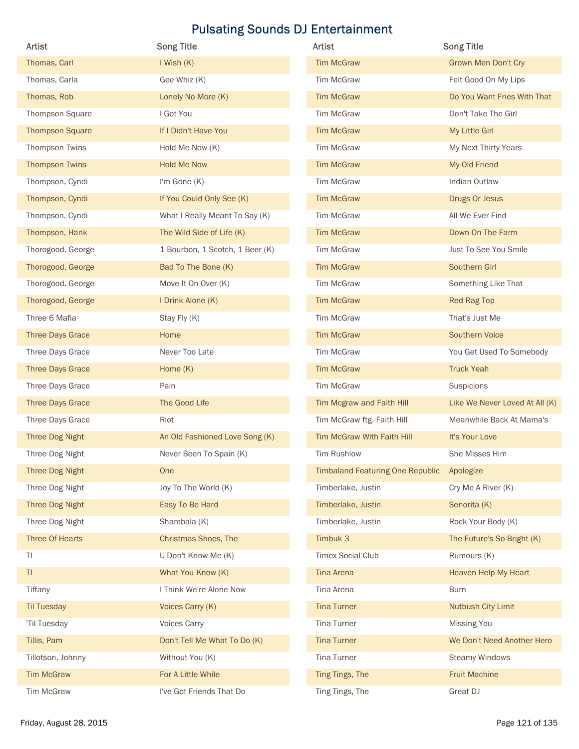# Pulsating Sounds DJ Entertainment

| Artist | Song Title |
|---|---|
| Thomas, Carl | I Wish (K) |
| Thomas, Carla | Gee Whiz (K) |
| Thomas, Rob | Lonely No More (K) |
| Thompson Square | I Got You |
| Thompson Square | If I Didn't Have You |
| Thompson Twins | Hold Me Now (K) |
| Thompson Twins | Hold Me Now |
| Thompson, Cyndi | I'm Gone (K) |
| Thompson, Cyndi | If You Could Only See (K) |
| Thompson, Cyndi | What I Really Meant To Say (K) |
| Thompson, Hank | The Wild Side of Life (K) |
| Thorogood, George | 1 Bourbon, 1 Scotch, 1 Beer (K) |
| Thorogood, George | Bad To The Bone (K) |
| Thorogood, George | Move It On Over (K) |
| Thorogood, George | I Drink Alone (K) |
| Three 6 Mafia | Stay Fly (K) |
| Three Days Grace | Home |
| Three Days Grace | Never Too Late |
| Three Days Grace | Home (K) |
| Three Days Grace | Pain |
| Three Days Grace | The Good Life |
| Three Days Grace | Riot |
| Three Dog Night | An Old Fashioned Love Song (K) |
| Three Dog Night | Never Been To Spain (K) |
| Three Dog Night | One |
| Three Dog Night | Joy To The World (K) |
| Three Dog Night | Easy To Be Hard |
| Three Dog Night | Shambala (K) |
| Three Of Hearts | Christmas Shoes, The |
| TI | U Don't Know Me (K) |
| TI | What You Know (K) |
| Tiffany | I Think We're Alone Now |
| Til Tuesday | Voices Carry (K) |
| 'Til Tuesday | Voices Carry |
| Tillis, Pam | Don't Tell Me What To Do (K) |
| Tillotson, Johnny | Without You (K) |
| Tim McGraw | For A Little While |
| Tim McGraw | I've Got Friends That Do |
| Tim McGraw | Grown Men Don't Cry |
| Tim McGraw | Felt Good On My Lips |
| Tim McGraw | Do You Want Fries With That |
| Tim McGraw | Don't Take The Girl |
| Tim McGraw | My Little Girl |
| Tim McGraw | My Next Thirty Years |
| Tim McGraw | My Old Friend |
| Tim McGraw | Indian Outlaw |
| Tim McGraw | Drugs Or Jesus |
| Tim McGraw | All We Ever Find |
| Tim McGraw | Down On The Farm |
| Tim McGraw | Just To See You Smile |
| Tim McGraw | Southern Girl |
| Tim McGraw | Something Like That |
| Tim McGraw | Red Rag Top |
| Tim McGraw | That's Just Me |
| Tim McGraw | Southern Voice |
| Tim McGraw | You Get Used To Somebody |
| Tim McGraw | Truck Yeah |
| Tim McGraw | Suspicions |
| Tim Mcgraw and Faith Hill | Like We Never Loved At All (K) |
| Tim McGraw ftg. Faith Hill | Meanwhile Back At Mama's |
| Tim McGraw With Faith Hill | It's Your Love |
| Tim Rushlow | She Misses Him |
| Timbaland Featuring One Republic | Apologize |
| Timberlake, Justin | Cry Me A River (K) |
| Timberlake, Justin | Senorita (K) |
| Timberlake, Justin | Rock Your Body (K) |
| Timbuk 3 | The Future's So Bright (K) |
| Timex Social Club | Rumours (K) |
| Tina Arena | Heaven Help My Heart |
| Tina Arena | Burn |
| Tina Turner | Nutbush City Limit |
| Tina Turner | Missing You |
| Tina Turner | We Don't Need Another Hero |
| Tina Turner | Steamy Windows |
| Ting Tings, The | Fruit Machine |
| Ting Tings, The | Great DJ |

Friday, August 28, 2015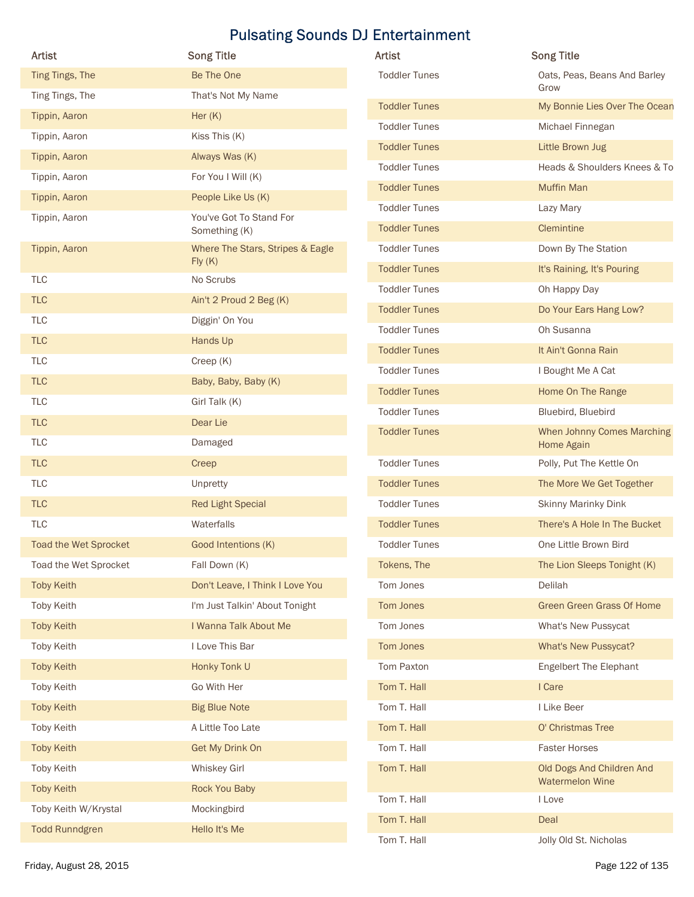# Pulsating Sounds DJ Entertainment

| Artist | Song Title |
|---|---|
| Ting Tings, The | Be The One |
| Ting Tings, The | That's Not My Name |
| Tippin, Aaron | Her (K) |
| Tippin, Aaron | Kiss This (K) |
| Tippin, Aaron | Always Was (K) |
| Tippin, Aaron | For You I Will (K) |
| Tippin, Aaron | People Like Us (K) |
| Tippin, Aaron | You've Got To Stand For Something (K) |
| Tippin, Aaron | Where The Stars, Stripes & Eagle Fly (K) |
| TLC | No Scrubs |
| TLC | Ain't 2 Proud 2 Beg (K) |
| TLC | Diggin' On You |
| TLC | Hands Up |
| TLC | Creep (K) |
| TLC | Baby, Baby, Baby (K) |
| TLC | Girl Talk (K) |
| TLC | Dear Lie |
| TLC | Damaged |
| TLC | Creep |
| TLC | Unpretty |
| TLC | Red Light Special |
| TLC | Waterfalls |
| Toad the Wet Sprocket | Good Intentions (K) |
| Toad the Wet Sprocket | Fall Down (K) |
| Toby Keith | Don't Leave, I Think I Love You |
| Toby Keith | I'm Just Talkin' About Tonight |
| Toby Keith | I Wanna Talk About Me |
| Toby Keith | I Love This Bar |
| Toby Keith | Honky Tonk U |
| Toby Keith | Go With Her |
| Toby Keith | Big Blue Note |
| Toby Keith | A Little Too Late |
| Toby Keith | Get My Drink On |
| Toby Keith | Whiskey Girl |
| Toby Keith | Rock You Baby |
| Toby Keith W/Krystal | Mockingbird |
| Todd Runndgren | Hello It's Me |
| Toddler Tunes | Oats, Peas, Beans And Barley Grow |
| Toddler Tunes | My Bonnie Lies Over The Ocean |
| Toddler Tunes | Michael Finnegan |
| Toddler Tunes | Little Brown Jug |
| Toddler Tunes | Heads & Shoulders Knees & To |
| Toddler Tunes | Muffin Man |
| Toddler Tunes | Lazy Mary |
| Toddler Tunes | Clementine |
| Toddler Tunes | Down By The Station |
| Toddler Tunes | It's Raining, It's Pouring |
| Toddler Tunes | Oh Happy Day |
| Toddler Tunes | Do Your Ears Hang Low? |
| Toddler Tunes | Oh Susanna |
| Toddler Tunes | It Ain't Gonna Rain |
| Toddler Tunes | I Bought Me A Cat |
| Toddler Tunes | Home On The Range |
| Toddler Tunes | Bluebird, Bluebird |
| Toddler Tunes | When Johnny Comes Marching Home Again |
| Toddler Tunes | Polly, Put The Kettle On |
| Toddler Tunes | The More We Get Together |
| Toddler Tunes | Skinny Marinky Dink |
| Toddler Tunes | There's A Hole In The Bucket |
| Toddler Tunes | One Little Brown Bird |
| Tokens, The | The Lion Sleeps Tonight (K) |
| Tom Jones | Delilah |
| Tom Jones | Green Green Grass Of Home |
| Tom Jones | What's New Pussycat |
| Tom Jones | What's New Pussycat? |
| Tom Paxton | Engelbert The Elephant |
| Tom T. Hall | I Care |
| Tom T. Hall | I Like Beer |
| Tom T. Hall | O' Christmas Tree |
| Tom T. Hall | Faster Horses |
| Tom T. Hall | Old Dogs And Children And Watermelon Wine |
| Tom T. Hall | I Love |
| Tom T. Hall | Deal |
| Tom T. Hall | Jolly Old St. Nicholas |

Friday, August 28, 2015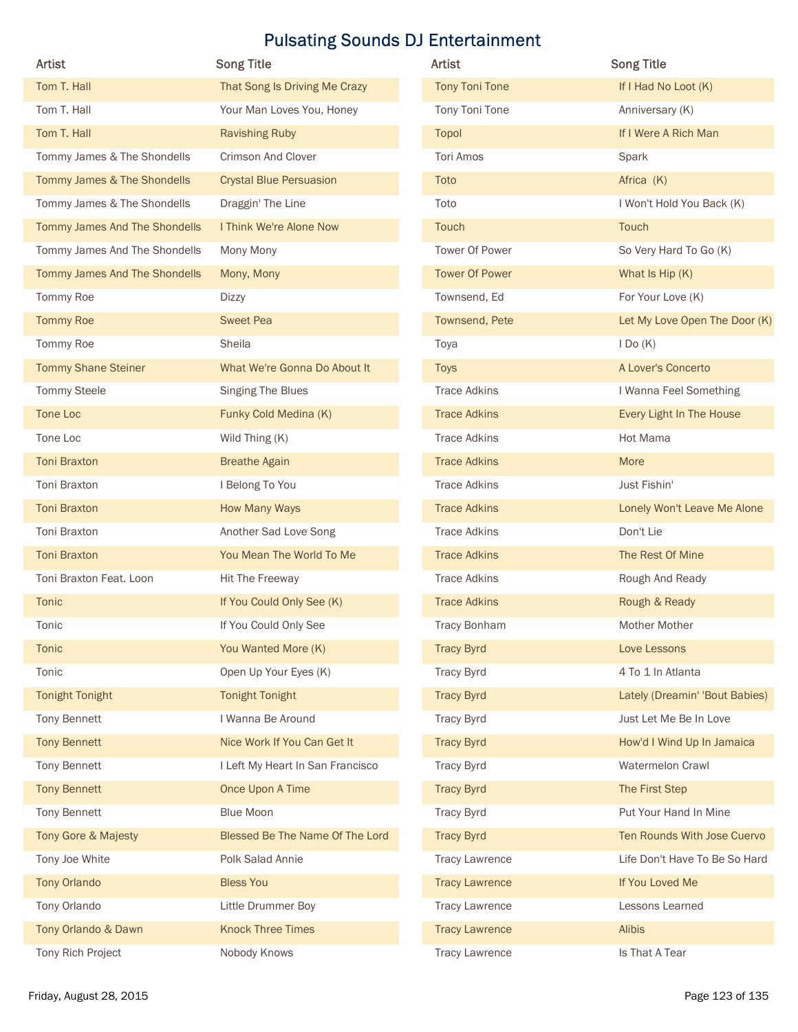# Pulsating Sounds DJ Entertainment

| Artist | Song Title |
| --- | --- |
| Tom T. Hall | That Song Is Driving Me Crazy |
| Tom T. Hall | Your Man Loves You, Honey |
| Tom T. Hall | Ravishing Ruby |
| Tommy James & The Shondells | Crimson And Clover |
| Tommy James & The Shondells | Crystal Blue Persuasion |
| Tommy James & The Shondells | Draggin' The Line |
| Tommy James And The Shondells | I Think We're Alone Now |
| Tommy James And The Shondells | Mony Mony |
| Tommy James And The Shondells | Mony, Mony |
| Tommy Roe | Dizzy |
| Tommy Roe | Sweet Pea |
| Tommy Roe | Sheila |
| Tommy Shane Steiner | What We're Gonna Do About It |
| Tommy Steele | Singing The Blues |
| Tone Loc | Funky Cold Medina (K) |
| Tone Loc | Wild Thing (K) |
| Toni Braxton | Breathe Again |
| Toni Braxton | I Belong To You |
| Toni Braxton | How Many Ways |
| Toni Braxton | Another Sad Love Song |
| Toni Braxton | You Mean The World To Me |
| Toni Braxton Feat. Loon | Hit The Freeway |
| Tonic | If You Could Only See (K) |
| Tonic | If You Could Only See |
| Tonic | You Wanted More (K) |
| Tonic | Open Up Your Eyes (K) |
| Tonight Tonight | Tonight Tonight |
| Tony Bennett | I Wanna Be Around |
| Tony Bennett | Nice Work If You Can Get It |
| Tony Bennett | I Left My Heart In San Francisco |
| Tony Bennett | Once Upon A Time |
| Tony Bennett | Blue Moon |
| Tony Gore & Majesty | Blessed Be The Name Of The Lord |
| Tony Joe White | Polk Salad Annie |
| Tony Orlando | Bless You |
| Tony Orlando | Little Drummer Boy |
| Tony Orlando & Dawn | Knock Three Times |
| Tony Rich Project | Nobody Knows |
| Tony Toni Tone | If I Had No Loot (K) |
| Tony Toni Tone | Anniversary (K) |
| Topol | If I Were A Rich Man |
| Tori Amos | Spark |
| Toto | Africa (K) |
| Toto | I Won't Hold You Back (K) |
| Touch | Touch |
| Tower Of Power | So Very Hard To Go (K) |
| Tower Of Power | What Is Hip (K) |
| Townsend, Ed | For Your Love (K) |
| Townsend, Pete | Let My Love Open The Door (K) |
| Toya | I Do (K) |
| Toys | A Lover's Concerto |
| Trace Adkins | I Wanna Feel Something |
| Trace Adkins | Every Light In The House |
| Trace Adkins | Hot Mama |
| Trace Adkins | More |
| Trace Adkins | Just Fishin' |
| Trace Adkins | Lonely Won't Leave Me Alone |
| Trace Adkins | Don't Lie |
| Trace Adkins | The Rest Of Mine |
| Trace Adkins | Rough And Ready |
| Trace Adkins | Rough & Ready |
| Tracy Bonham | Mother Mother |
| Tracy Byrd | Love Lessons |
| Tracy Byrd | 4 To 1 In Atlanta |
| Tracy Byrd | Lately (Dreamin' 'Bout Babies) |
| Tracy Byrd | Just Let Me Be In Love |
| Tracy Byrd | How'd I Wind Up In Jamaica |
| Tracy Byrd | Watermelon Crawl |
| Tracy Byrd | The First Step |
| Tracy Byrd | Put Your Hand In Mine |
| Tracy Byrd | Ten Rounds With Jose Cuervo |
| Tracy Lawrence | Life Don't Have To Be So Hard |
| Tracy Lawrence | If You Loved Me |
| Tracy Lawrence | Lessons Learned |
| Tracy Lawrence | Alibis |
| Tracy Lawrence | Is That A Tear |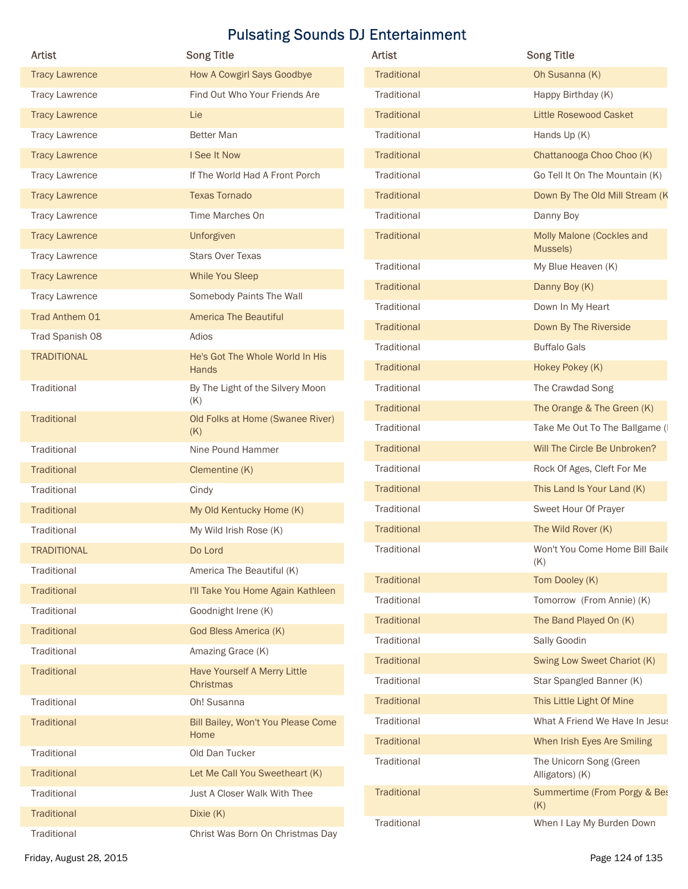# Pulsating Sounds DJ Entertainment

| Artist | Song Title |
|---|---|
| Tracy Lawrence | How A Cowgirl Says Goodbye |
| Tracy Lawrence | Find Out Who Your Friends Are |
| Tracy Lawrence | Lie |
| Tracy Lawrence | Better Man |
| Tracy Lawrence | I See It Now |
| Tracy Lawrence | If The World Had A Front Porch |
| Tracy Lawrence | Texas Tornado |
| Tracy Lawrence | Time Marches On |
| Tracy Lawrence | Unforgiven |
| Tracy Lawrence | Stars Over Texas |
| Tracy Lawrence | While You Sleep |
| Tracy Lawrence | Somebody Paints The Wall |
| Trad Anthem 01 | America The Beautiful |
| Trad Spanish 08 | Adios |
| TRADITIONAL | He's Got The Whole World In His Hands |
| Traditional | By The Light of the Silvery Moon (K) |
| Traditional | Old Folks at Home (Swanee River) (K) |
| Traditional | Nine Pound Hammer |
| Traditional | Clementine (K) |
| Traditional | Cindy |
| Traditional | My Old Kentucky Home (K) |
| Traditional | My Wild Irish Rose (K) |
| TRADITIONAL | Do Lord |
| Traditional | America The Beautiful (K) |
| Traditional | I'll Take You Home Again Kathleen |
| Traditional | Goodnight Irene (K) |
| Traditional | God Bless America (K) |
| Traditional | Amazing Grace (K) |
| Traditional | Have Yourself A Merry Little Christmas |
| Traditional | Oh! Susanna |
| Traditional | Bill Bailey, Won't You Please Come Home |
| Traditional | Old Dan Tucker |
| Traditional | Let Me Call You Sweetheart (K) |
| Traditional | Just A Closer Walk With Thee |
| Traditional | Dixie (K) |
| Traditional | Christ Was Born On Christmas Day |
| Traditional | Oh Susanna (K) |
| Traditional | Happy Birthday (K) |
| Traditional | Little Rosewood Casket |
| Traditional | Hands Up (K) |
| Traditional | Chattanooga Choo Choo (K) |
| Traditional | Go Tell It On The Mountain (K) |
| Traditional | Down By The Old Mill Stream (K |
| Traditional | Danny Boy |
| Traditional | Molly Malone (Cockles and Mussels) |
| Traditional | My Blue Heaven (K) |
| Traditional | Danny Boy (K) |
| Traditional | Down In My Heart |
| Traditional | Down By The Riverside |
| Traditional | Buffalo Gals |
| Traditional | Hokey Pokey (K) |
| Traditional | The Crawdad Song |
| Traditional | The Orange & The Green (K) |
| Traditional | Take Me Out To The Ballgame (I |
| Traditional | Will The Circle Be Unbroken? |
| Traditional | Rock Of Ages, Cleft For Me |
| Traditional | This Land Is Your Land (K) |
| Traditional | Sweet Hour Of Prayer |
| Traditional | The Wild Rover (K) |
| Traditional | Won't You Come Home Bill Baile (K) |
| Traditional | Tom Dooley (K) |
| Traditional | Tomorrow (From Annie) (K) |
| Traditional | The Band Played On (K) |
| Traditional | Sally Goodin |
| Traditional | Swing Low Sweet Chariot (K) |
| Traditional | Star Spangled Banner (K) |
| Traditional | This Little Light Of Mine |
| Traditional | What A Friend We Have In Jesus |
| Traditional | When Irish Eyes Are Smiling |
| Traditional | The Unicorn Song (Green Alligators) (K) |
| Traditional | Summertime (From Porgy & Bes (K) |
| Traditional | When I Lay My Burden Down |

Friday, August 28, 2015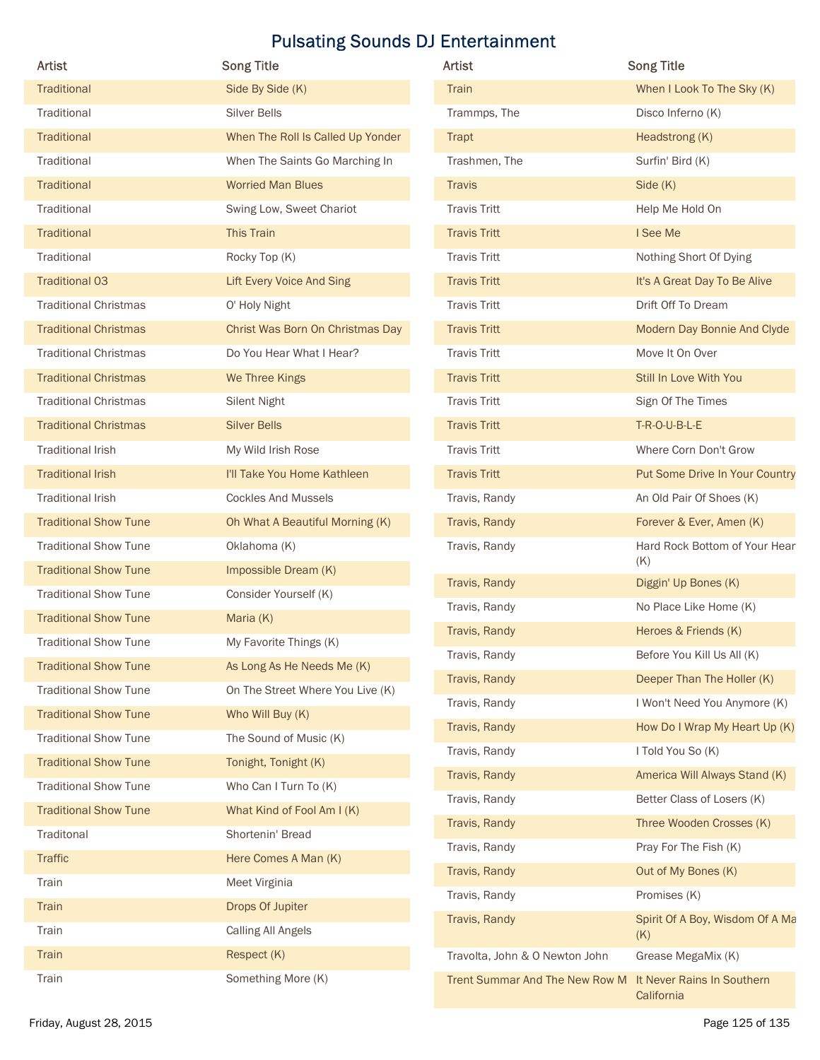# Pulsating Sounds DJ Entertainment

| Artist | Song Title |
| --- | --- |
| Traditional | Side By Side (K) |
| Traditional | Silver Bells |
| Traditional | When The Roll Is Called Up Yonder |
| Traditional | When The Saints Go Marching In |
| Traditional | Worried Man Blues |
| Traditional | Swing Low, Sweet Chariot |
| Traditional | This Train |
| Traditional | Rocky Top (K) |
| Traditional 03 | Lift Every Voice And Sing |
| Traditional Christmas | O' Holy Night |
| Traditional Christmas | Christ Was Born On Christmas Day |
| Traditional Christmas | Do You Hear What I Hear? |
| Traditional Christmas | We Three Kings |
| Traditional Christmas | Silent Night |
| Traditional Christmas | Silver Bells |
| Traditional Irish | My Wild Irish Rose |
| Traditional Irish | I'll Take You Home Kathleen |
| Traditional Irish | Cockles And Mussels |
| Traditional Show Tune | Oh What A Beautiful Morning (K) |
| Traditional Show Tune | Oklahoma (K) |
| Traditional Show Tune | Impossible Dream (K) |
| Traditional Show Tune | Consider Yourself (K) |
| Traditional Show Tune | Maria (K) |
| Traditional Show Tune | My Favorite Things (K) |
| Traditional Show Tune | As Long As He Needs Me (K) |
| Traditional Show Tune | On The Street Where You Live (K) |
| Traditional Show Tune | Who Will Buy (K) |
| Traditional Show Tune | The Sound of Music (K) |
| Traditional Show Tune | Tonight, Tonight (K) |
| Traditional Show Tune | Who Can I Turn To (K) |
| Traditional Show Tune | What Kind of Fool Am I (K) |
| Traditonal | Shortenin' Bread |
| Traffic | Here Comes A Man (K) |
| Train | Meet Virginia |
| Train | Drops Of Jupiter |
| Train | Calling All Angels |
| Train | Respect (K) |
| Train | Something More (K) |
| Train | When I Look To The Sky (K) |
| Trammps, The | Disco Inferno (K) |
| Trapt | Headstrong (K) |
| Trashmen, The | Surfin' Bird (K) |
| Travis | Side (K) |
| Travis Tritt | Help Me Hold On |
| Travis Tritt | I See Me |
| Travis Tritt | Nothing Short Of Dying |
| Travis Tritt | It's A Great Day To Be Alive |
| Travis Tritt | Drift Off To Dream |
| Travis Tritt | Modern Day Bonnie And Clyde |
| Travis Tritt | Move It On Over |
| Travis Tritt | Still In Love With You |
| Travis Tritt | Sign Of The Times |
| Travis Tritt | T-R-O-U-B-L-E |
| Travis Tritt | Where Corn Don't Grow |
| Travis Tritt | Put Some Drive In Your Country |
| Travis, Randy | An Old Pair Of Shoes (K) |
| Travis, Randy | Forever & Ever, Amen (K) |
| Travis, Randy | Hard Rock Bottom of Your Hear (K) |
| Travis, Randy | Diggin' Up Bones (K) |
| Travis, Randy | No Place Like Home (K) |
| Travis, Randy | Heroes & Friends (K) |
| Travis, Randy | Before You Kill Us All (K) |
| Travis, Randy | Deeper Than The Holler (K) |
| Travis, Randy | I Won't Need You Anymore (K) |
| Travis, Randy | How Do I Wrap My Heart Up (K) |
| Travis, Randy | I Told You So (K) |
| Travis, Randy | America Will Always Stand (K) |
| Travis, Randy | Better Class of Losers (K) |
| Travis, Randy | Three Wooden Crosses (K) |
| Travis, Randy | Pray For The Fish (K) |
| Travis, Randy | Out of My Bones (K) |
| Travis, Randy | Promises (K) |
| Travis, Randy | Spirit Of A Boy, Wisdom Of A Ma (K) |
| Travolta, John & O Newton John | Grease MegaMix (K) |
| Trent Summar And The New Row M | It Never Rains In Southern California |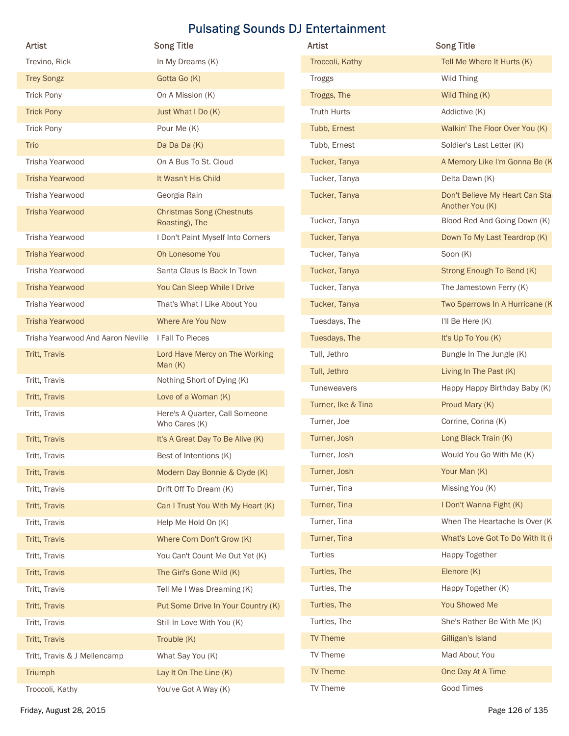# Pulsating Sounds DJ Entertainment

| Artist | Song Title |
| --- | --- |
| Trevino, Rick | In My Dreams (K) |
| Trey Songz | Gotta Go (K) |
| Trick Pony | On A Mission (K) |
| Trick Pony | Just What I Do (K) |
| Trick Pony | Pour Me (K) |
| Trio | Da Da Da (K) |
| Trisha Yearwood | On A Bus To St. Cloud |
| Trisha Yearwood | It Wasn't His Child |
| Trisha Yearwood | Georgia Rain |
| Trisha Yearwood | Christmas Song (Chestnuts Roasting), The |
| Trisha Yearwood | I Don't Paint Myself Into Corners |
| Trisha Yearwood | Oh Lonesome You |
| Trisha Yearwood | Santa Claus Is Back In Town |
| Trisha Yearwood | You Can Sleep While I Drive |
| Trisha Yearwood | That's What I Like About You |
| Trisha Yearwood | Where Are You Now |
| Trisha Yearwood And Aaron Neville | I Fall To Pieces |
| Tritt, Travis | Lord Have Mercy on The Working Man (K) |
| Tritt, Travis | Nothing Short of Dying (K) |
| Tritt, Travis | Love of a Woman (K) |
| Tritt, Travis | Here's A Quarter, Call Someone Who Cares (K) |
| Tritt, Travis | It's A Great Day To Be Alive (K) |
| Tritt, Travis | Best of Intentions (K) |
| Tritt, Travis | Modern Day Bonnie & Clyde (K) |
| Tritt, Travis | Drift Off To Dream (K) |
| Tritt, Travis | Can I Trust You With My Heart (K) |
| Tritt, Travis | Help Me Hold On (K) |
| Tritt, Travis | Where Corn Don't Grow (K) |
| Tritt, Travis | You Can't Count Me Out Yet (K) |
| Tritt, Travis | The Girl's Gone Wild (K) |
| Tritt, Travis | Tell Me I Was Dreaming (K) |
| Tritt, Travis | Put Some Drive In Your Country (K) |
| Tritt, Travis | Still In Love With You (K) |
| Tritt, Travis | Trouble (K) |
| Tritt, Travis & J Mellencamp | What Say You (K) |
| Triumph | Lay It On The Line (K) |
| Troccoli, Kathy | You've Got A Way (K) |
| Troccoli, Kathy | Tell Me Where It Hurts (K) |
| Troggs | Wild Thing |
| Troggs, The | Wild Thing (K) |
| Truth Hurts | Addictive (K) |
| Tubb, Ernest | Walkin' The Floor Over You (K) |
| Tubb, Ernest | Soldier's Last Letter (K) |
| Tucker, Tanya | A Memory Like I'm Gonna Be (K |
| Tucker, Tanya | Delta Dawn (K) |
| Tucker, Tanya | Don't Believe My Heart Can Sta Another You (K) |
| Tucker, Tanya | Blood Red And Going Down (K) |
| Tucker, Tanya | Down To My Last Teardrop (K) |
| Tucker, Tanya | Soon (K) |
| Tucker, Tanya | Strong Enough To Bend (K) |
| Tucker, Tanya | The Jamestown Ferry (K) |
| Tucker, Tanya | Two Sparrows In A Hurricane (K |
| Tuesdays, The | I'll Be Here (K) |
| Tuesdays, The | It's Up To You (K) |
| Tull, Jethro | Bungle In The Jungle (K) |
| Tull, Jethro | Living In The Past (K) |
| Tuneweavers | Happy Happy Birthday Baby (K) |
| Turner, Ike & Tina | Proud Mary (K) |
| Turner, Joe | Corrine, Corina (K) |
| Turner, Josh | Long Black Train (K) |
| Turner, Josh | Would You Go With Me (K) |
| Turner, Josh | Your Man (K) |
| Turner, Tina | Missing You (K) |
| Turner, Tina | I Don't Wanna Fight (K) |
| Turner, Tina | When The Heartache Is Over (K |
| Turner, Tina | What's Love Got To Do With It (I |
| Turtles | Happy Together |
| Turtles, The | Elenore (K) |
| Turtles, The | Happy Together (K) |
| Turtles, The | You Showed Me |
| Turtles, The | She's Rather Be With Me (K) |
| TV Theme | Gilligan's Island |
| TV Theme | Mad About You |
| TV Theme | One Day At A Time |
| TV Theme | Good Times |

Friday, August 28, 2015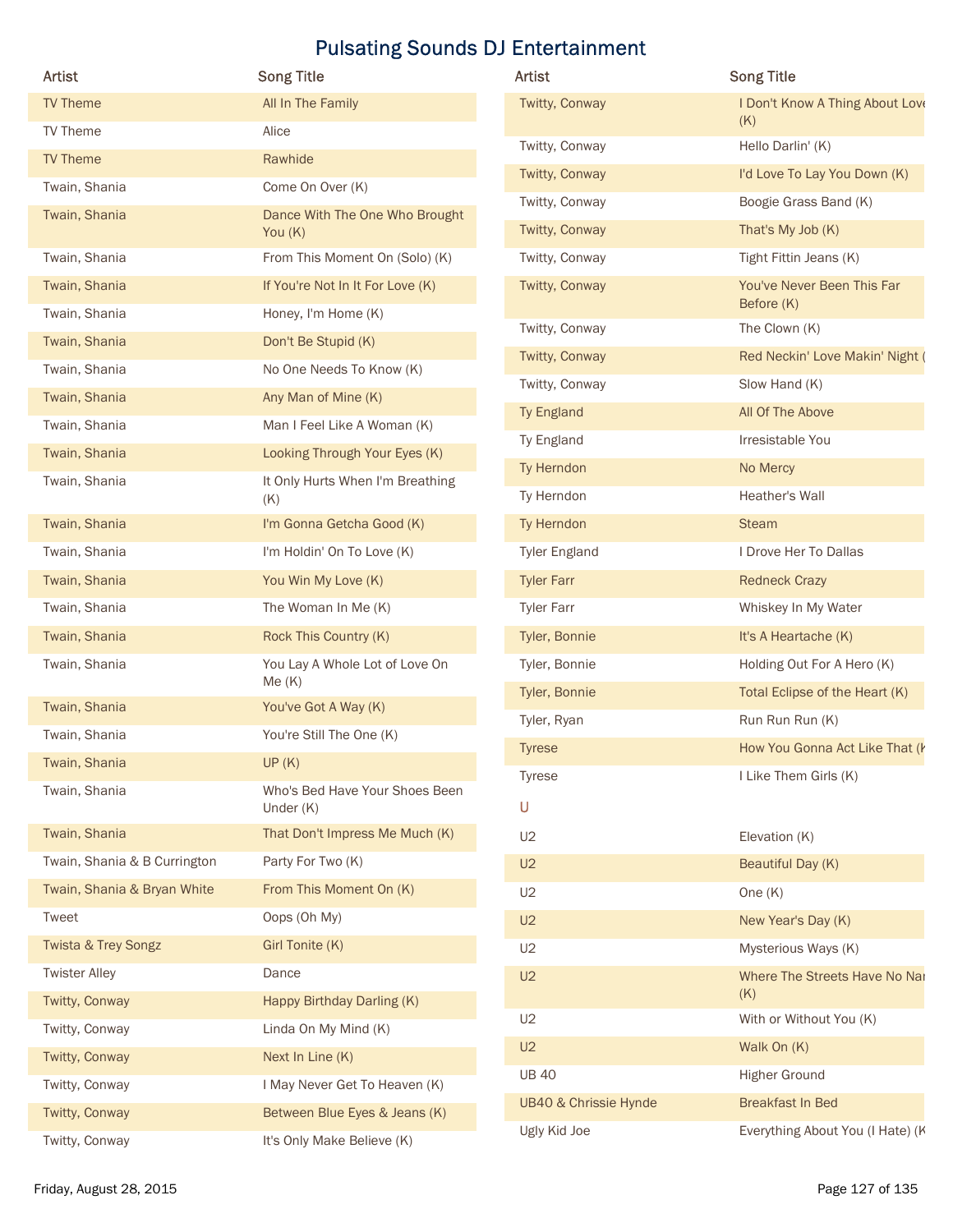# Pulsating Sounds DJ Entertainment

| Artist | Song Title |
|---|---|
| TV Theme | All In The Family |
| TV Theme | Alice |
| TV Theme | Rawhide |
| Twain, Shania | Come On Over (K) |
| Twain, Shania | Dance With The One Who Brought You (K) |
| Twain, Shania | From This Moment On (Solo) (K) |
| Twain, Shania | If You're Not In It For Love (K) |
| Twain, Shania | Honey, I'm Home (K) |
| Twain, Shania | Don't Be Stupid (K) |
| Twain, Shania | No One Needs To Know (K) |
| Twain, Shania | Any Man of Mine (K) |
| Twain, Shania | Man I Feel Like A Woman (K) |
| Twain, Shania | Looking Through Your Eyes (K) |
| Twain, Shania | It Only Hurts When I'm Breathing (K) |
| Twain, Shania | I'm Gonna Getcha Good (K) |
| Twain, Shania | I'm Holdin' On To Love (K) |
| Twain, Shania | You Win My Love (K) |
| Twain, Shania | The Woman In Me (K) |
| Twain, Shania | Rock This Country (K) |
| Twain, Shania | You Lay A Whole Lot of Love On Me (K) |
| Twain, Shania | You've Got A Way (K) |
| Twain, Shania | You're Still The One (K) |
| Twain, Shania | UP (K) |
| Twain, Shania | Who's Bed Have Your Shoes Been Under (K) |
| Twain, Shania | That Don't Impress Me Much (K) |
| Twain, Shania & B Currington | Party For Two (K) |
| Twain, Shania & Bryan White | From This Moment On (K) |
| Tweet | Oops (Oh My) |
| Twista & Trey Songz | Girl Tonite (K) |
| Twister Alley | Dance |
| Twitty, Conway | Happy Birthday Darling (K) |
| Twitty, Conway | Linda On My Mind (K) |
| Twitty, Conway | Next In Line (K) |
| Twitty, Conway | I May Never Get To Heaven (K) |
| Twitty, Conway | Between Blue Eyes & Jeans (K) |
| Twitty, Conway | It's Only Make Believe (K) |
| Twitty, Conway | I Don't Know A Thing About Love (K) |
| Twitty, Conway | Hello Darlin' (K) |
| Twitty, Conway | I'd Love To Lay You Down (K) |
| Twitty, Conway | Boogie Grass Band (K) |
| Twitty, Conway | That's My Job (K) |
| Twitty, Conway | Tight Fittin Jeans (K) |
| Twitty, Conway | You've Never Been This Far Before (K) |
| Twitty, Conway | The Clown (K) |
| Twitty, Conway | Red Neckin' Love Makin' Night ( |
| Twitty, Conway | Slow Hand (K) |
| Ty England | All Of The Above |
| Ty England | Irresistable You |
| Ty Herndon | No Mercy |
| Ty Herndon | Heather's Wall |
| Ty Herndon | Steam |
| Tyler England | I Drove Her To Dallas |
| Tyler Farr | Redneck Crazy |
| Tyler Farr | Whiskey In My Water |
| Tyler, Bonnie | It's A Heartache (K) |
| Tyler, Bonnie | Holding Out For A Hero (K) |
| Tyler, Bonnie | Total Eclipse of the Heart (K) |
| Tyler, Ryan | Run Run Run (K) |
| Tyrese | How You Gonna Act Like That (K |
| Tyrese | I Like Them Girls (K) |
| **U** | |
| U2 | Elevation (K) |
| U2 | Beautiful Day (K) |
| U2 | One (K) |
| U2 | New Year's Day (K) |
| U2 | Mysterious Ways (K) |
| U2 | Where The Streets Have No Nar (K) |
| U2 | With or Without You (K) |
| U2 | Walk On (K) |
| UB 40 | Higher Ground |
| UB40 & Chrissie Hynde | Breakfast In Bed |
| Ugly Kid Joe | Everything About You (I Hate) (K |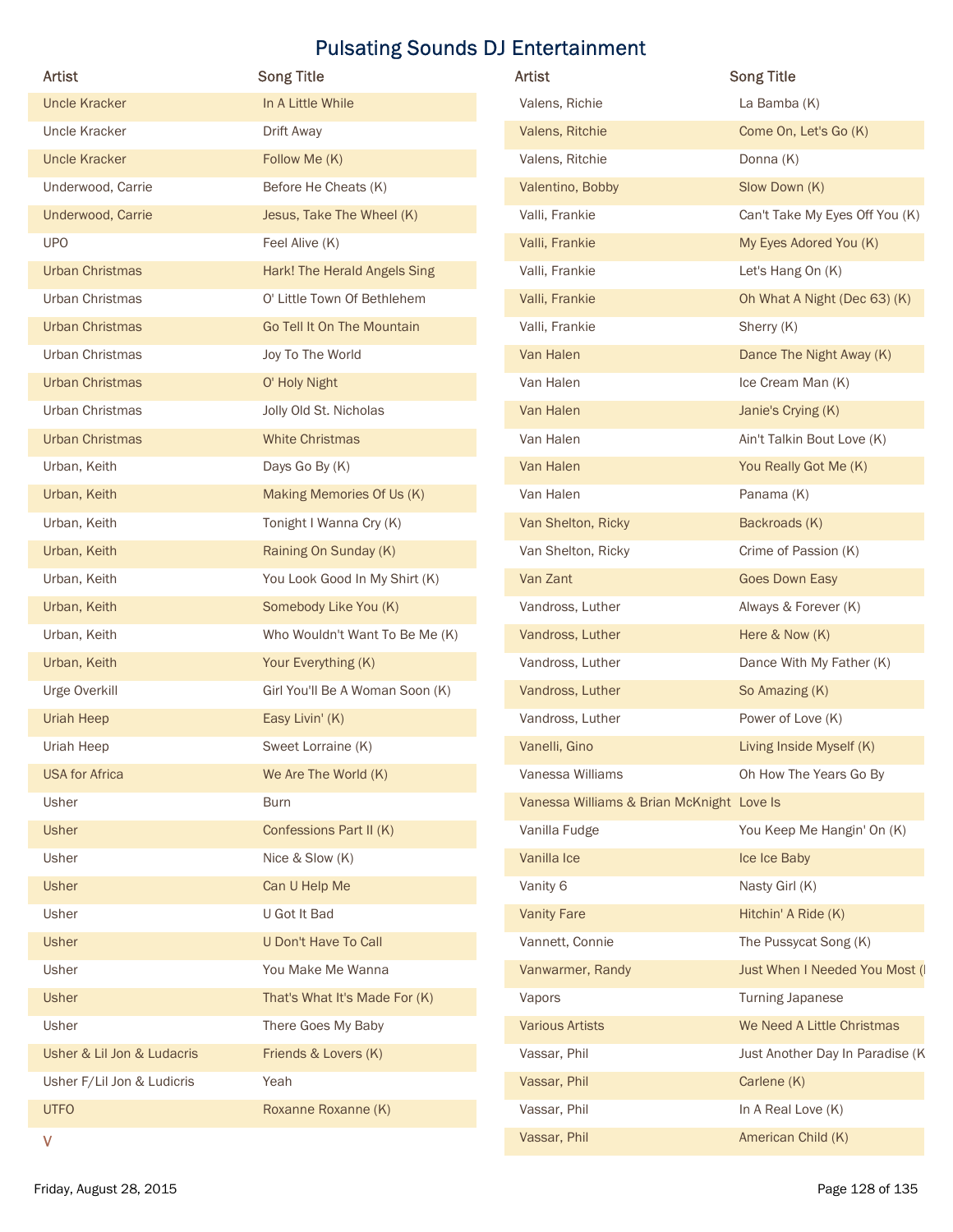# Pulsating Sounds DJ Entertainment

| Artist | Song Title |
| --- | --- |
| Uncle Kracker | In A Little While |
| Uncle Kracker | Drift Away |
| Uncle Kracker | Follow Me (K) |
| Underwood, Carrie | Before He Cheats (K) |
| Underwood, Carrie | Jesus, Take The Wheel (K) |
| UPO | Feel Alive (K) |
| Urban Christmas | Hark! The Herald Angels Sing |
| Urban Christmas | O' Little Town Of Bethlehem |
| Urban Christmas | Go Tell It On The Mountain |
| Urban Christmas | Joy To The World |
| Urban Christmas | O' Holy Night |
| Urban Christmas | Jolly Old St. Nicholas |
| Urban Christmas | White Christmas |
| Urban, Keith | Days Go By (K) |
| Urban, Keith | Making Memories Of Us (K) |
| Urban, Keith | Tonight I Wanna Cry (K) |
| Urban, Keith | Raining On Sunday (K) |
| Urban, Keith | You Look Good In My Shirt (K) |
| Urban, Keith | Somebody Like You (K) |
| Urban, Keith | Who Wouldn't Want To Be Me (K) |
| Urban, Keith | Your Everything (K) |
| Urge Overkill | Girl You'll Be A Woman Soon (K) |
| Uriah Heep | Easy Livin' (K) |
| Uriah Heep | Sweet Lorraine (K) |
| USA for Africa | We Are The World (K) |
| Usher | Burn |
| Usher | Confessions Part II (K) |
| Usher | Nice & Slow (K) |
| Usher | Can U Help Me |
| Usher | U Got It Bad |
| Usher | U Don't Have To Call |
| Usher | You Make Me Wanna |
| Usher | That's What It's Made For (K) |
| Usher | There Goes My Baby |
| Usher & Lil Jon & Ludacris | Friends & Lovers (K) |
| Usher F/Lil Jon & Ludicris | Yeah |
| UTFO | Roxanne Roxanne (K) |

V

| Artist | Song Title |
| --- | --- |
| Valens, Richie | La Bamba (K) |
| Valens, Ritchie | Come On, Let's Go (K) |
| Valens, Ritchie | Donna (K) |
| Valentino, Bobby | Slow Down (K) |
| Valli, Frankie | Can't Take My Eyes Off You (K) |
| Valli, Frankie | My Eyes Adored You (K) |
| Valli, Frankie | Let's Hang On (K) |
| Valli, Frankie | Oh What A Night (Dec 63) (K) |
| Valli, Frankie | Sherry (K) |
| Van Halen | Dance The Night Away (K) |
| Van Halen | Ice Cream Man (K) |
| Van Halen | Janie's Crying (K) |
| Van Halen | Ain't Talkin Bout Love (K) |
| Van Halen | You Really Got Me (K) |
| Van Halen | Panama (K) |
| Van Shelton, Ricky | Backroads (K) |
| Van Shelton, Ricky | Crime of Passion (K) |
| Van Zant | Goes Down Easy |
| Vandross, Luther | Always & Forever (K) |
| Vandross, Luther | Here & Now (K) |
| Vandross, Luther | Dance With My Father (K) |
| Vandross, Luther | So Amazing (K) |
| Vandross, Luther | Power of Love (K) |
| Vanelli, Gino | Living Inside Myself (K) |
| Vanessa Williams | Oh How The Years Go By |
| Vanessa Williams & Brian McKnight | Love Is |
| Vanilla Fudge | You Keep Me Hangin' On (K) |
| Vanilla Ice | Ice Ice Baby |
| Vanity 6 | Nasty Girl (K) |
| Vanity Fare | Hitchin' A Ride (K) |
| Vannett, Connie | The Pussycat Song (K) |
| Vanwarmer, Randy | Just When I Needed You Most (K) |
| Vapors | Turning Japanese |
| Various Artists | We Need A Little Christmas |
| Vassar, Phil | Just Another Day In Paradise (K) |
| Vassar, Phil | Carlene (K) |
| Vassar, Phil | In A Real Love (K) |
| Vassar, Phil | American Child (K) |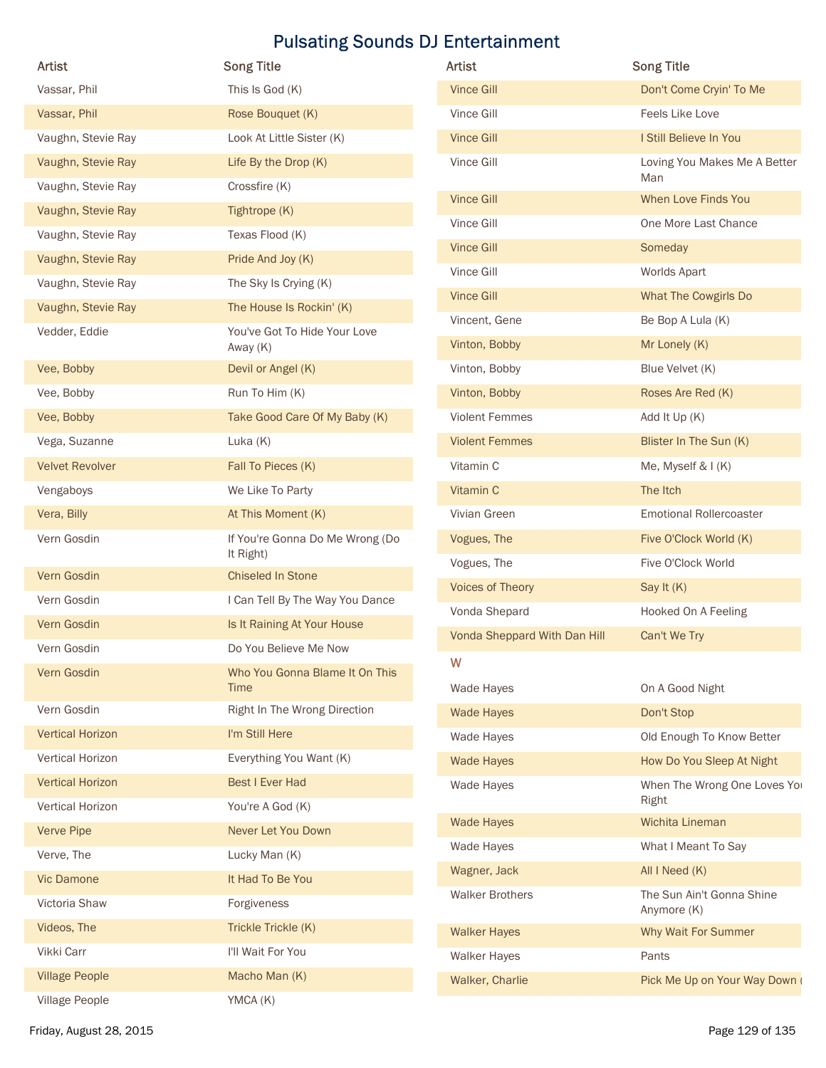# Pulsating Sounds DJ Entertainment

| Artist | Song Title |
| --- | --- |
| Vassar, Phil | This Is God (K) |
| Vassar, Phil | Rose Bouquet (K) |
| Vaughn, Stevie Ray | Look At Little Sister (K) |
| Vaughn, Stevie Ray | Life By the Drop (K) |
| Vaughn, Stevie Ray | Crossfire (K) |
| Vaughn, Stevie Ray | Tightrope (K) |
| Vaughn, Stevie Ray | Texas Flood (K) |
| Vaughn, Stevie Ray | Pride And Joy (K) |
| Vaughn, Stevie Ray | The Sky Is Crying (K) |
| Vaughn, Stevie Ray | The House Is Rockin' (K) |
| Vedder, Eddie | You've Got To Hide Your Love Away (K) |
| Vee, Bobby | Devil or Angel (K) |
| Vee, Bobby | Run To Him (K) |
| Vee, Bobby | Take Good Care Of My Baby (K) |
| Vega, Suzanne | Luka (K) |
| Velvet Revolver | Fall To Pieces (K) |
| Vengaboys | We Like To Party |
| Vera, Billy | At This Moment (K) |
| Vern Gosdin | If You're Gonna Do Me Wrong (Do It Right) |
| Vern Gosdin | Chiseled In Stone |
| Vern Gosdin | I Can Tell By The Way You Dance |
| Vern Gosdin | Is It Raining At Your House |
| Vern Gosdin | Do You Believe Me Now |
| Vern Gosdin | Who You Gonna Blame It On This Time |
| Vern Gosdin | Right In The Wrong Direction |
| Vertical Horizon | I'm Still Here |
| Vertical Horizon | Everything You Want (K) |
| Vertical Horizon | Best I Ever Had |
| Vertical Horizon | You're A God (K) |
| Verve Pipe | Never Let You Down |
| Verve, The | Lucky Man (K) |
| Vic Damone | It Had To Be You |
| Victoria Shaw | Forgiveness |
| Videos, The | Trickle Trickle (K) |
| Vikki Carr | I'll Wait For You |
| Village People | Macho Man (K) |
| Village People | YMCA (K) |
| Vince Gill | Don't Come Cryin' To Me |
| Vince Gill | Feels Like Love |
| Vince Gill | I Still Believe In You |
| Vince Gill | Loving You Makes Me A Better Man |
| Vince Gill | When Love Finds You |
| Vince Gill | One More Last Chance |
| Vince Gill | Someday |
| Vince Gill | Worlds Apart |
| Vince Gill | What The Cowgirls Do |
| Vincent, Gene | Be Bop A Lula (K) |
| Vinton, Bobby | Mr Lonely (K) |
| Vinton, Bobby | Blue Velvet (K) |
| Vinton, Bobby | Roses Are Red (K) |
| Violent Femmes | Add It Up (K) |
| Violent Femmes | Blister In The Sun (K) |
| Vitamin C | Me, Myself & I (K) |
| Vitamin C | The Itch |
| Vivian Green | Emotional Rollercoaster |
| Vogues, The | Five O'Clock World (K) |
| Vogues, The | Five O'Clock World |
| Voices of Theory | Say It (K) |
| Vonda Shepard | Hooked On A Feeling |
| Vonda Sheppard With Dan Hill | Can't We Try |

## W

| Artist | Song Title |
| --- | --- |
| Wade Hayes | On A Good Night |
| Wade Hayes | Don't Stop |
| Wade Hayes | Old Enough To Know Better |
| Wade Hayes | How Do You Sleep At Night |
| Wade Hayes | When The Wrong One Loves You Right |
| Wade Hayes | Wichita Lineman |
| Wade Hayes | What I Meant To Say |
| Wagner, Jack | All I Need (K) |
| Walker Brothers | The Sun Ain't Gonna Shine Anymore (K) |
| Walker Hayes | Why Wait For Summer |
| Walker Hayes | Pants |
| Walker, Charlie | Pick Me Up on Your Way Down ( |

Friday, August 28, 2015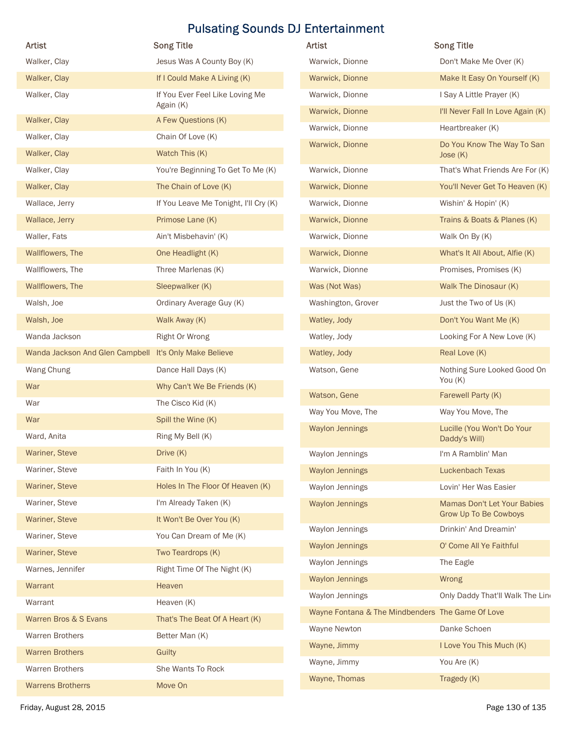# Pulsating Sounds DJ Entertainment

| Artist | Song Title |
|---|---|
| Walker, Clay | Jesus Was A County Boy (K) |
| Walker, Clay | If I Could Make A Living (K) |
| Walker, Clay | If You Ever Feel Like Loving Me Again (K) |
| Walker, Clay | A Few Questions (K) |
| Walker, Clay | Chain Of Love (K) |
| Walker, Clay | Watch This (K) |
| Walker, Clay | You're Beginning To Get To Me (K) |
| Walker, Clay | The Chain of Love (K) |
| Wallace, Jerry | If You Leave Me Tonight, I'll Cry (K) |
| Wallace, Jerry | Primose Lane (K) |
| Waller, Fats | Ain't Misbehavin' (K) |
| Wallflowers, The | One Headlight (K) |
| Wallflowers, The | Three Marlenas (K) |
| Wallflowers, The | Sleepwalker (K) |
| Walsh, Joe | Ordinary Average Guy (K) |
| Walsh, Joe | Walk Away (K) |
| Wanda Jackson | Right Or Wrong |
| Wanda Jackson And Glen Campbell | It's Only Make Believe |
| Wang Chung | Dance Hall Days (K) |
| War | Why Can't We Be Friends (K) |
| War | The Cisco Kid (K) |
| War | Spill the Wine (K) |
| Ward, Anita | Ring My Bell (K) |
| Wariner, Steve | Drive (K) |
| Wariner, Steve | Faith In You (K) |
| Wariner, Steve | Holes In The Floor Of Heaven (K) |
| Wariner, Steve | I'm Already Taken (K) |
| Wariner, Steve | It Won't Be Over You (K) |
| Wariner, Steve | You Can Dream of Me (K) |
| Wariner, Steve | Two Teardrops (K) |
| Warnes, Jennifer | Right Time Of The Night (K) |
| Warrant | Heaven |
| Warrant | Heaven (K) |
| Warren Bros & S Evans | That's The Beat Of A Heart (K) |
| Warren Brothers | Better Man (K) |
| Warren Brothers | Guilty |
| Warren Brothers | She Wants To Rock |
| Warrens Brotherrs | Move On |
| Warwick, Dionne | Don't Make Me Over (K) |
| Warwick, Dionne | Make It Easy On Yourself (K) |
| Warwick, Dionne | I Say A Little Prayer (K) |
| Warwick, Dionne | I'll Never Fall In Love Again (K) |
| Warwick, Dionne | Heartbreaker (K) |
| Warwick, Dionne | Do You Know The Way To San Jose (K) |
| Warwick, Dionne | That's What Friends Are For (K) |
| Warwick, Dionne | You'll Never Get To Heaven (K) |
| Warwick, Dionne | Wishin' & Hopin' (K) |
| Warwick, Dionne | Trains & Boats & Planes (K) |
| Warwick, Dionne | Walk On By (K) |
| Warwick, Dionne | What's It All About, Alfie (K) |
| Warwick, Dionne | Promises, Promises (K) |
| Was (Not Was) | Walk The Dinosaur (K) |
| Washington, Grover | Just the Two of Us (K) |
| Watley, Jody | Don't You Want Me (K) |
| Watley, Jody | Looking For A New Love (K) |
| Watley, Jody | Real Love (K) |
| Watson, Gene | Nothing Sure Looked Good On You (K) |
| Watson, Gene | Farewell Party (K) |
| Way You Move, The | Way You Move, The |
| Waylon Jennings | Lucille (You Won't Do Your Daddy's Will) |
| Waylon Jennings | I'm A Ramblin' Man |
| Waylon Jennings | Luckenbach Texas |
| Waylon Jennings | Lovin' Her Was Easier |
| Waylon Jennings | Mamas Don't Let Your Babies Grow Up To Be Cowboys |
| Waylon Jennings | Drinkin' And Dreamin' |
| Waylon Jennings | O' Come All Ye Faithful |
| Waylon Jennings | The Eagle |
| Waylon Jennings | Wrong |
| Waylon Jennings | Only Daddy That'll Walk The Line |
| Wayne Fontana & The Mindbenders | The Game Of Love |
| Wayne Newton | Danke Schoen |
| Wayne, Jimmy | I Love You This Much (K) |
| Wayne, Jimmy | You Are (K) |
| Wayne, Thomas | Tragedy (K) |

Friday, August 28, 2015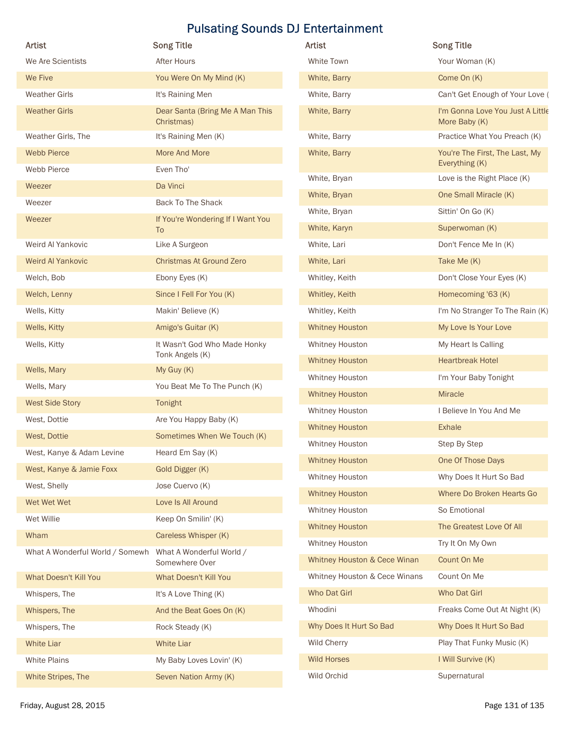# Pulsating Sounds DJ Entertainment

| Artist | Song Title |
|---|---|
| We Are Scientists | After Hours |
| We Five | You Were On My Mind (K) |
| Weather Girls | It's Raining Men |
| Weather Girls | Dear Santa (Bring Me A Man This Christmas) |
| Weather Girls, The | It's Raining Men (K) |
| Webb Pierce | More And More |
| Webb Pierce | Even Tho' |
| Weezer | Da Vinci |
| Weezer | Back To The Shack |
| Weezer | If You're Wondering If I Want You To |
| Weird Al Yankovic | Like A Surgeon |
| Weird Al Yankovic | Christmas At Ground Zero |
| Welch, Bob | Ebony Eyes (K) |
| Welch, Lenny | Since I Fell For You (K) |
| Wells, Kitty | Makin' Believe (K) |
| Wells, Kitty | Amigo's Guitar (K) |
| Wells, Kitty | It Wasn't God Who Made Honky Tonk Angels (K) |
| Wells, Mary | My Guy (K) |
| Wells, Mary | You Beat Me To The Punch (K) |
| West Side Story | Tonight |
| West, Dottie | Are You Happy Baby (K) |
| West, Dottie | Sometimes When We Touch (K) |
| West, Kanye & Adam Levine | Heard Em Say (K) |
| West, Kanye & Jamie Foxx | Gold Digger (K) |
| West, Shelly | Jose Cuervo (K) |
| Wet Wet Wet | Love Is All Around |
| Wet Willie | Keep On Smilin' (K) |
| Wham | Careless Whisper (K) |
| What A Wonderful World / Somewh | What A Wonderful World / Somewhere Over |
| What Doesn't Kill You | What Doesn't Kill You |
| Whispers, The | It's A Love Thing (K) |
| Whispers, The | And the Beat Goes On (K) |
| Whispers, The | Rock Steady (K) |
| White Liar | White Liar |
| White Plains | My Baby Loves Lovin' (K) |
| White Stripes, The | Seven Nation Army (K) |
| White Town | Your Woman (K) |
| White, Barry | Come On (K) |
| White, Barry | Can't Get Enough of Your Love ( |
| White, Barry | I'm Gonna Love You Just A Little More Baby (K) |
| White, Barry | Practice What You Preach (K) |
| White, Barry | You're The First, The Last, My Everything (K) |
| White, Bryan | Love is the Right Place (K) |
| White, Bryan | One Small Miracle (K) |
| White, Bryan | Sittin' On Go (K) |
| White, Karyn | Superwoman (K) |
| White, Lari | Don't Fence Me In (K) |
| White, Lari | Take Me (K) |
| Whitley, Keith | Don't Close Your Eyes (K) |
| Whitley, Keith | Homecoming '63 (K) |
| Whitley, Keith | I'm No Stranger To The Rain (K) |
| Whitney Houston | My Love Is Your Love |
| Whitney Houston | My Heart Is Calling |
| Whitney Houston | Heartbreak Hotel |
| Whitney Houston | I'm Your Baby Tonight |
| Whitney Houston | Miracle |
| Whitney Houston | I Believe In You And Me |
| Whitney Houston | Exhale |
| Whitney Houston | Step By Step |
| Whitney Houston | One Of Those Days |
| Whitney Houston | Why Does It Hurt So Bad |
| Whitney Houston | Where Do Broken Hearts Go |
| Whitney Houston | So Emotional |
| Whitney Houston | The Greatest Love Of All |
| Whitney Houston | Try It On My Own |
| Whitney Houston & Cece Winan | Count On Me |
| Whitney Houston & Cece Winans | Count On Me |
| Who Dat Girl | Who Dat Girl |
| Whodini | Freaks Come Out At Night (K) |
| Why Does It Hurt So Bad | Why Does It Hurt So Bad |
| Wild Cherry | Play That Funky Music (K) |
| Wild Horses | I Will Survive (K) |
| Wild Orchid | Supernatural |

Friday, August 28, 2015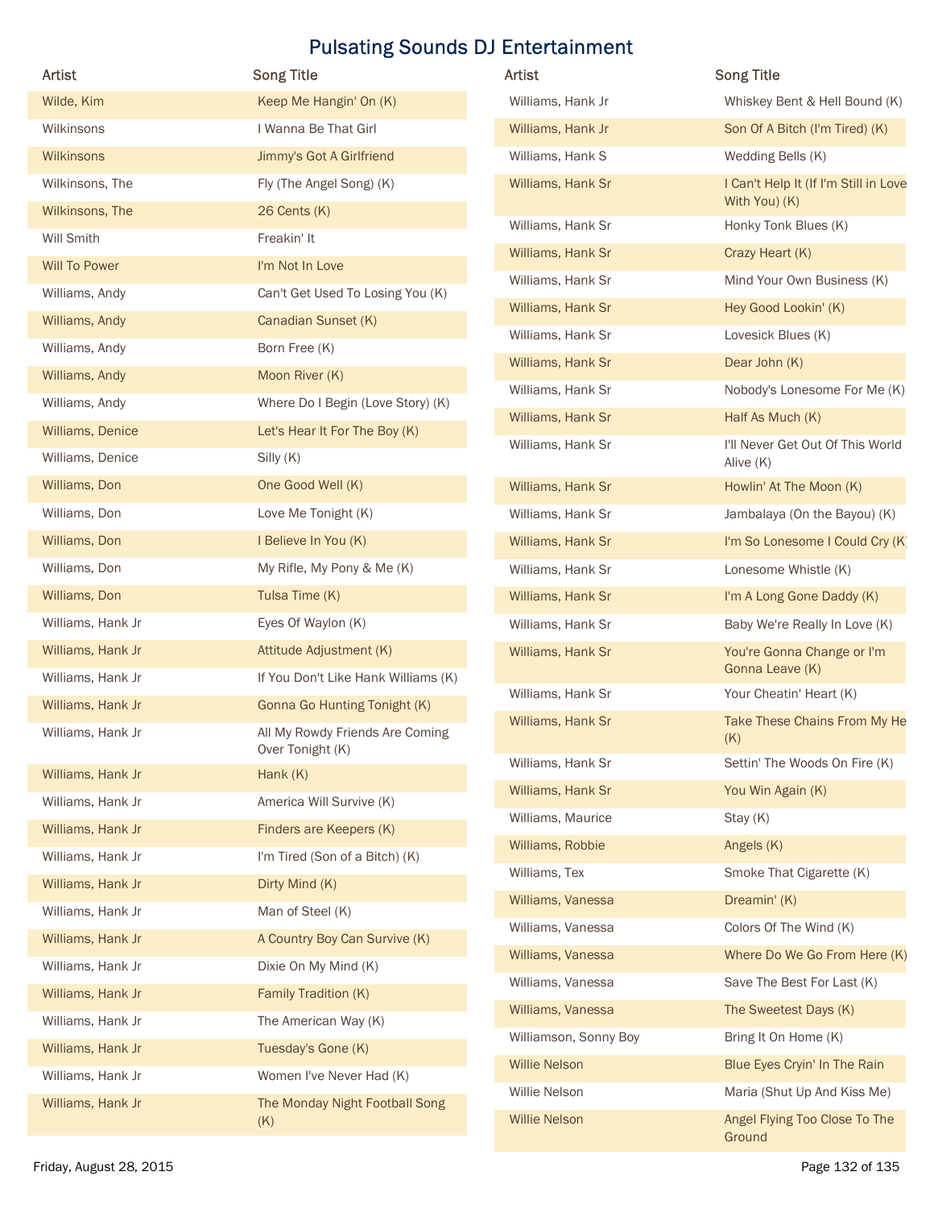# Pulsating Sounds DJ Entertainment

| Artist | Song Title |
| --- | --- |
| Wilde, Kim | Keep Me Hangin' On (K) |
| Wilkinsons | I Wanna Be That Girl |
| Wilkinsons | Jimmy's Got A Girlfriend |
| Wilkinsons, The | Fly (The Angel Song) (K) |
| Wilkinsons, The | 26 Cents (K) |
| Will Smith | Freakin' It |
| Will To Power | I'm Not In Love |
| Williams, Andy | Can't Get Used To Losing You (K) |
| Williams, Andy | Canadian Sunset (K) |
| Williams, Andy | Born Free (K) |
| Williams, Andy | Moon River (K) |
| Williams, Andy | Where Do I Begin (Love Story) (K) |
| Williams, Denice | Let's Hear It For The Boy (K) |
| Williams, Denice | Silly (K) |
| Williams, Don | One Good Well (K) |
| Williams, Don | Love Me Tonight (K) |
| Williams, Don | I Believe In You (K) |
| Williams, Don | My Rifle, My Pony & Me (K) |
| Williams, Don | Tulsa Time (K) |
| Williams, Hank Jr | Eyes Of Waylon (K) |
| Williams, Hank Jr | Attitude Adjustment (K) |
| Williams, Hank Jr | If You Don't Like Hank Williams (K) |
| Williams, Hank Jr | Gonna Go Hunting Tonight (K) |
| Williams, Hank Jr | All My Rowdy Friends Are Coming Over Tonight (K) |
| Williams, Hank Jr | Hank (K) |
| Williams, Hank Jr | America Will Survive (K) |
| Williams, Hank Jr | Finders are Keepers (K) |
| Williams, Hank Jr | I'm Tired (Son of a Bitch) (K) |
| Williams, Hank Jr | Dirty Mind (K) |
| Williams, Hank Jr | Man of Steel (K) |
| Williams, Hank Jr | A Country Boy Can Survive (K) |
| Williams, Hank Jr | Dixie On My Mind (K) |
| Williams, Hank Jr | Family Tradition (K) |
| Williams, Hank Jr | The American Way (K) |
| Williams, Hank Jr | Tuesday's Gone (K) |
| Williams, Hank Jr | Women I've Never Had (K) |
| Williams, Hank Jr | The Monday Night Football Song (K) |
| Williams, Hank Jr | Whiskey Bent & Hell Bound (K) |
| Williams, Hank Jr | Son Of A Bitch (I'm Tired) (K) |
| Williams, Hank S | Wedding Bells (K) |
| Williams, Hank Sr | I Can't Help It (If I'm Still in Love With You) (K) |
| Williams, Hank Sr | Honky Tonk Blues (K) |
| Williams, Hank Sr | Crazy Heart (K) |
| Williams, Hank Sr | Mind Your Own Business (K) |
| Williams, Hank Sr | Hey Good Lookin' (K) |
| Williams, Hank Sr | Lovesick Blues (K) |
| Williams, Hank Sr | Dear John (K) |
| Williams, Hank Sr | Nobody's Lonesome For Me (K) |
| Williams, Hank Sr | Half As Much (K) |
| Williams, Hank Sr | I'll Never Get Out Of This World Alive (K) |
| Williams, Hank Sr | Howlin' At The Moon (K) |
| Williams, Hank Sr | Jambalaya (On the Bayou) (K) |
| Williams, Hank Sr | I'm So Lonesome I Could Cry (K) |
| Williams, Hank Sr | Lonesome Whistle (K) |
| Williams, Hank Sr | I'm A Long Gone Daddy (K) |
| Williams, Hank Sr | Baby We're Really In Love (K) |
| Williams, Hank Sr | You're Gonna Change or I'm Gonna Leave (K) |
| Williams, Hank Sr | Your Cheatin' Heart (K) |
| Williams, Hank Sr | Take These Chains From My He (K) |
| Williams, Hank Sr | Settin' The Woods On Fire (K) |
| Williams, Hank Sr | You Win Again (K) |
| Williams, Maurice | Stay (K) |
| Williams, Robbie | Angels (K) |
| Williams, Tex | Smoke That Cigarette (K) |
| Williams, Vanessa | Dreamin' (K) |
| Williams, Vanessa | Colors Of The Wind (K) |
| Williams, Vanessa | Where Do We Go From Here (K) |
| Williams, Vanessa | Save The Best For Last (K) |
| Williams, Vanessa | The Sweetest Days (K) |
| Williamson, Sonny Boy | Bring It On Home (K) |
| Willie Nelson | Blue Eyes Cryin' In The Rain |
| Willie Nelson | Maria (Shut Up And Kiss Me) |
| Willie Nelson | Angel Flying Too Close To The Ground |

Friday, August 28, 2015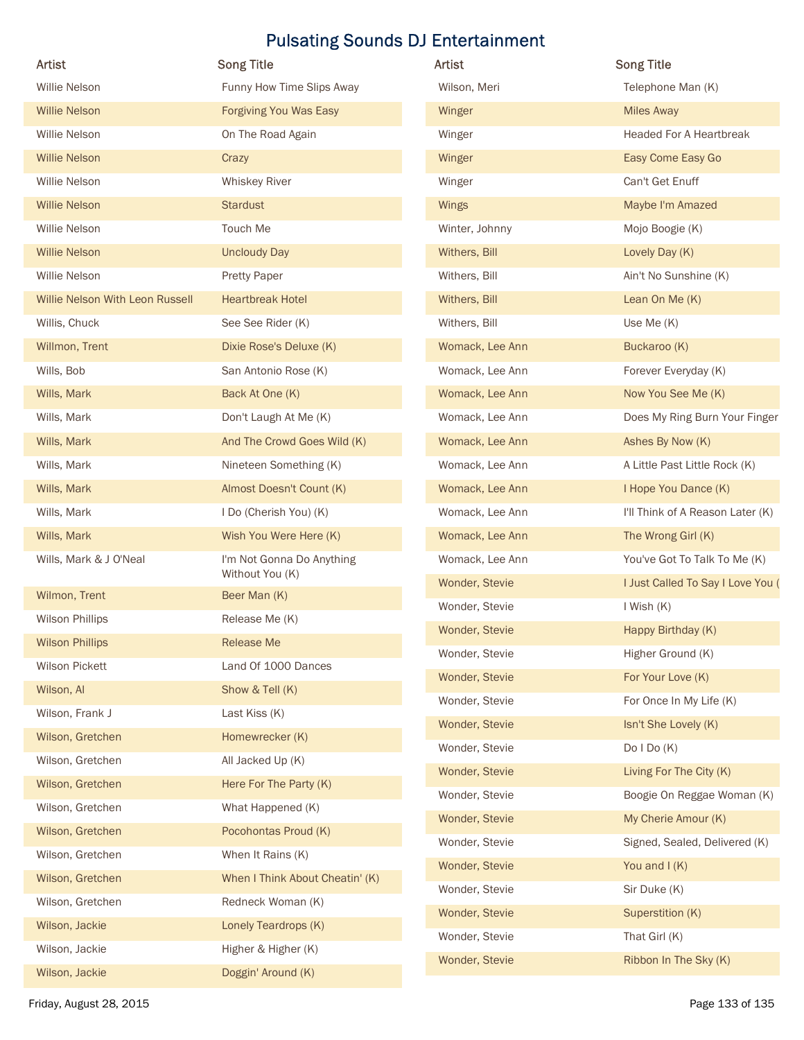# Pulsating Sounds DJ Entertainment

| Artist | Song Title |
|---|---|
| Willie Nelson | Funny How Time Slips Away |
| Willie Nelson | Forgiving You Was Easy |
| Willie Nelson | On The Road Again |
| Willie Nelson | Crazy |
| Willie Nelson | Whiskey River |
| Willie Nelson | Stardust |
| Willie Nelson | Touch Me |
| Willie Nelson | Uncloudy Day |
| Willie Nelson | Pretty Paper |
| Willie Nelson With Leon Russell | Heartbreak Hotel |
| Willis, Chuck | See See Rider (K) |
| Willmon, Trent | Dixie Rose's Deluxe (K) |
| Wills, Bob | San Antonio Rose (K) |
| Wills, Mark | Back At One (K) |
| Wills, Mark | Don't Laugh At Me (K) |
| Wills, Mark | And The Crowd Goes Wild (K) |
| Wills, Mark | Nineteen Something (K) |
| Wills, Mark | Almost Doesn't Count (K) |
| Wills, Mark | I Do (Cherish You) (K) |
| Wills, Mark | Wish You Were Here (K) |
| Wills, Mark & J O'Neal | I'm Not Gonna Do Anything Without You (K) |
| Wilmon, Trent | Beer Man (K) |
| Wilson Phillips | Release Me (K) |
| Wilson Phillips | Release Me |
| Wilson Pickett | Land Of 1000 Dances |
| Wilson, Al | Show & Tell (K) |
| Wilson, Frank J | Last Kiss (K) |
| Wilson, Gretchen | Homewrecker (K) |
| Wilson, Gretchen | All Jacked Up (K) |
| Wilson, Gretchen | Here For The Party (K) |
| Wilson, Gretchen | What Happened (K) |
| Wilson, Gretchen | Pocohontas Proud (K) |
| Wilson, Gretchen | When It Rains (K) |
| Wilson, Gretchen | When I Think About Cheatin' (K) |
| Wilson, Gretchen | Redneck Woman (K) |
| Wilson, Jackie | Lonely Teardrops (K) |
| Wilson, Jackie | Higher & Higher (K) |
| Wilson, Jackie | Doggin' Around (K) |
| Wilson, Meri | Telephone Man (K) |
| Winger | Miles Away |
| Winger | Headed For A Heartbreak |
| Winger | Easy Come Easy Go |
| Winger | Can't Get Enuff |
| Wings | Maybe I'm Amazed |
| Winter, Johnny | Mojo Boogie (K) |
| Withers, Bill | Lovely Day (K) |
| Withers, Bill | Ain't No Sunshine (K) |
| Withers, Bill | Lean On Me (K) |
| Withers, Bill | Use Me (K) |
| Womack, Lee Ann | Buckaroo (K) |
| Womack, Lee Ann | Forever Everyday (K) |
| Womack, Lee Ann | Now You See Me (K) |
| Womack, Lee Ann | Does My Ring Burn Your Finger |
| Womack, Lee Ann | Ashes By Now (K) |
| Womack, Lee Ann | A Little Past Little Rock (K) |
| Womack, Lee Ann | I Hope You Dance (K) |
| Womack, Lee Ann | I'll Think of A Reason Later (K) |
| Womack, Lee Ann | The Wrong Girl (K) |
| Womack, Lee Ann | You've Got To Talk To Me (K) |
| Wonder, Stevie | I Just Called To Say I Love You ( |
| Wonder, Stevie | I Wish (K) |
| Wonder, Stevie | Happy Birthday (K) |
| Wonder, Stevie | Higher Ground (K) |
| Wonder, Stevie | For Your Love (K) |
| Wonder, Stevie | For Once In My Life (K) |
| Wonder, Stevie | Isn't She Lovely (K) |
| Wonder, Stevie | Do I Do (K) |
| Wonder, Stevie | Living For The City (K) |
| Wonder, Stevie | Boogie On Reggae Woman (K) |
| Wonder, Stevie | My Cherie Amour (K) |
| Wonder, Stevie | Signed, Sealed, Delivered (K) |
| Wonder, Stevie | You and I (K) |
| Wonder, Stevie | Sir Duke (K) |
| Wonder, Stevie | Superstition (K) |
| Wonder, Stevie | That Girl (K) |
| Wonder, Stevie | Ribbon In The Sky (K) |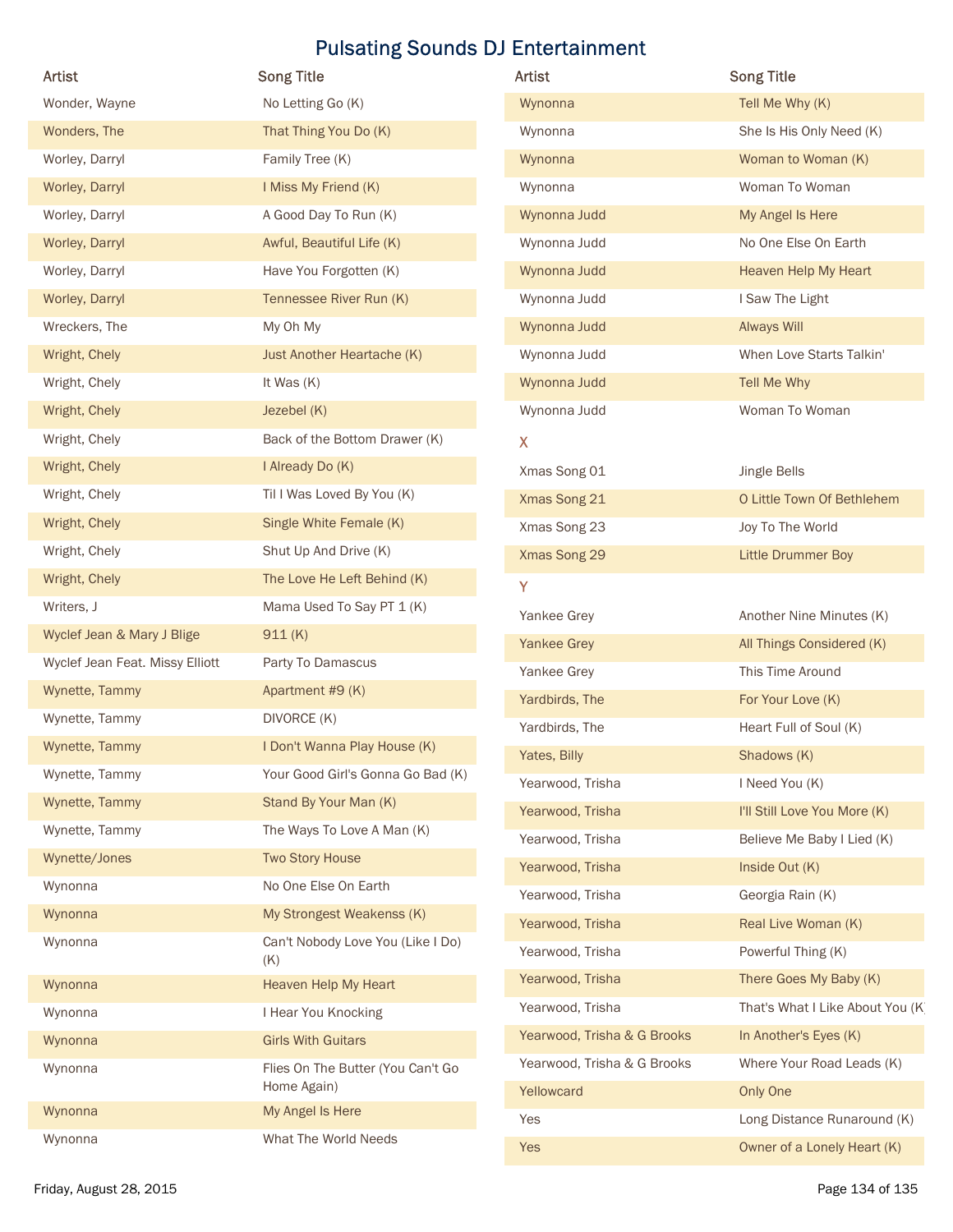# Pulsating Sounds DJ Entertainment

| Artist | Song Title |
| --- | --- |
| Wonder, Wayne | No Letting Go (K) |
| Wonders, The | That Thing You Do (K) |
| Worley, Darryl | Family Tree (K) |
| Worley, Darryl | I Miss My Friend (K) |
| Worley, Darryl | A Good Day To Run (K) |
| Worley, Darryl | Awful, Beautiful Life (K) |
| Worley, Darryl | Have You Forgotten (K) |
| Worley, Darryl | Tennessee River Run (K) |
| Wreckers, The | My Oh My |
| Wright, Chely | Just Another Heartache (K) |
| Wright, Chely | It Was (K) |
| Wright, Chely | Jezebel (K) |
| Wright, Chely | Back of the Bottom Drawer (K) |
| Wright, Chely | I Already Do (K) |
| Wright, Chely | Til I Was Loved By You (K) |
| Wright, Chely | Single White Female (K) |
| Wright, Chely | Shut Up And Drive (K) |
| Wright, Chely | The Love He Left Behind (K) |
| Writers, J | Mama Used To Say PT 1 (K) |
| Wyclef Jean & Mary J Blige | 911 (K) |
| Wyclef Jean Feat. Missy Elliott | Party To Damascus |
| Wynette, Tammy | Apartment #9 (K) |
| Wynette, Tammy | DIVORCE (K) |
| Wynette, Tammy | I Don't Wanna Play House (K) |
| Wynette, Tammy | Your Good Girl's Gonna Go Bad (K) |
| Wynette, Tammy | Stand By Your Man (K) |
| Wynette, Tammy | The Ways To Love A Man (K) |
| Wynette/Jones | Two Story House |
| Wynonna | No One Else On Earth |
| Wynonna | My Strongest Weakenss (K) |
| Wynonna | Can't Nobody Love You (Like I Do) (K) |
| Wynonna | Heaven Help My Heart |
| Wynonna | I Hear You Knocking |
| Wynonna | Girls With Guitars |
| Wynonna | Flies On The Butter (You Can't Go Home Again) |
| Wynonna | My Angel Is Here |
| Wynonna | What The World Needs |
| Wynonna | Tell Me Why (K) |
| Wynonna | She Is His Only Need (K) |
| Wynonna | Woman to Woman (K) |
| Wynonna | Woman To Woman |
| Wynonna Judd | My Angel Is Here |
| Wynonna Judd | No One Else On Earth |
| Wynonna Judd | Heaven Help My Heart |
| Wynonna Judd | I Saw The Light |
| Wynonna Judd | Always Will |
| Wynonna Judd | When Love Starts Talkin' |
| Wynonna Judd | Tell Me Why |
| Wynonna Judd | Woman To Woman |

## X

| Artist | Song Title |
| --- | --- |
| Xmas Song 01 | Jingle Bells |
| Xmas Song 21 | O Little Town Of Bethlehem |
| Xmas Song 23 | Joy To The World |
| Xmas Song 29 | Little Drummer Boy |

## Y

| Artist | Song Title |
| --- | --- |
| Yankee Grey | Another Nine Minutes (K) |
| Yankee Grey | All Things Considered (K) |
| Yankee Grey | This Time Around |
| Yardbirds, The | For Your Love (K) |
| Yardbirds, The | Heart Full of Soul (K) |
| Yates, Billy | Shadows (K) |
| Yearwood, Trisha | I Need You (K) |
| Yearwood, Trisha | I'll Still Love You More (K) |
| Yearwood, Trisha | Believe Me Baby I Lied (K) |
| Yearwood, Trisha | Inside Out (K) |
| Yearwood, Trisha | Georgia Rain (K) |
| Yearwood, Trisha | Real Live Woman (K) |
| Yearwood, Trisha | Powerful Thing (K) |
| Yearwood, Trisha | There Goes My Baby (K) |
| Yearwood, Trisha | That's What I Like About You (K) |
| Yearwood, Trisha & G Brooks | In Another's Eyes (K) |
| Yearwood, Trisha & G Brooks | Where Your Road Leads (K) |
| Yellowcard | Only One |
| Yes | Long Distance Runaround (K) |
| Yes | Owner of a Lonely Heart (K) |

Friday, August 28, 2015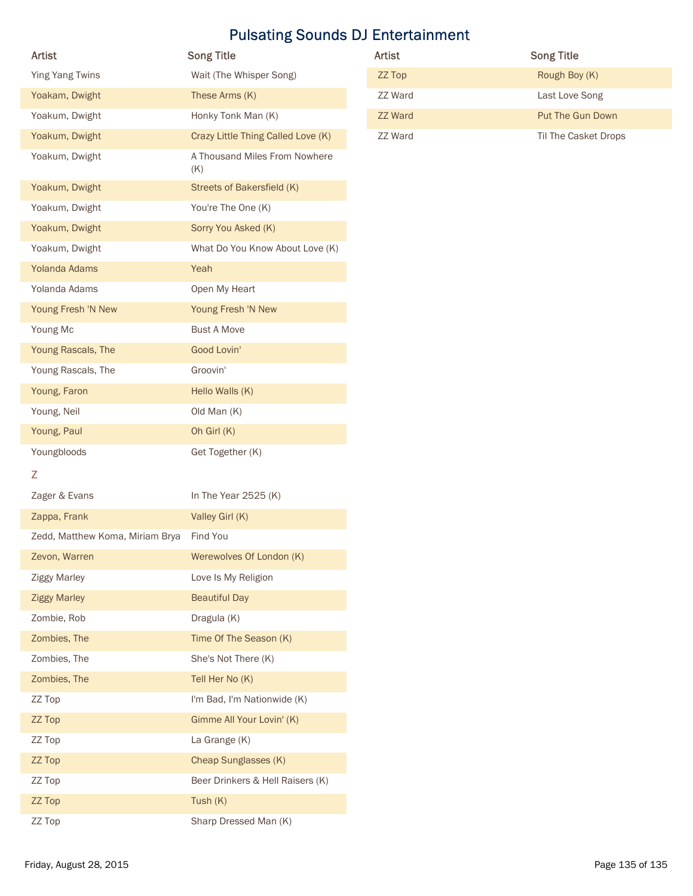# Pulsating Sounds DJ Entertainment

| Artist | Song Title |
| --- | --- |
| Ying Yang Twins | Wait (The Whisper Song) |
| Yoakam, Dwight | These Arms (K) |
| Yoakum, Dwight | Honky Tonk Man (K) |
| Yoakum, Dwight | Crazy Little Thing Called Love (K) |
| Yoakum, Dwight | A Thousand Miles From Nowhere (K) |
| Yoakum, Dwight | Streets of Bakersfield (K) |
| Yoakum, Dwight | You're The One (K) |
| Yoakum, Dwight | Sorry You Asked (K) |
| Yoakum, Dwight | What Do You Know About Love (K) |
| Yolanda Adams | Yeah |
| Yolanda Adams | Open My Heart |
| Young Fresh 'N New | Young Fresh 'N New |
| Young Mc | Bust A Move |
| Young Rascals, The | Good Lovin' |
| Young Rascals, The | Groovin' |
| Young, Faron | Hello Walls (K) |
| Young, Neil | Old Man (K) |
| Young, Paul | Oh Girl (K) |
| Youngbloods | Get Together (K) |

Z

| Artist | Song Title |
| --- | --- |
| Zager & Evans | In The Year 2525 (K) |
| Zappa, Frank | Valley Girl (K) |
| Zedd, Matthew Koma, Miriam Brya | Find You |
| Zevon, Warren | Werewolves Of London (K) |
| Ziggy Marley | Love Is My Religion |
| Ziggy Marley | Beautiful Day |
| Zombie, Rob | Dragula (K) |
| Zombies, The | Time Of The Season (K) |
| Zombies, The | She's Not There (K) |
| Zombies, The | Tell Her No (K) |
| ZZ Top | I'm Bad, I'm Nationwide (K) |
| ZZ Top | Gimme All Your Lovin' (K) |
| ZZ Top | La Grange (K) |
| ZZ Top | Cheap Sunglasses (K) |
| ZZ Top | Beer Drinkers & Hell Raisers (K) |
| ZZ Top | Tush (K) |
| ZZ Top | Sharp Dressed Man (K) |
| ZZ Top | Rough Boy (K) |
| ZZ Ward | Last Love Song |
| ZZ Ward | Put The Gun Down |
| ZZ Ward | Til The Casket Drops |

Friday, August 28, 2015